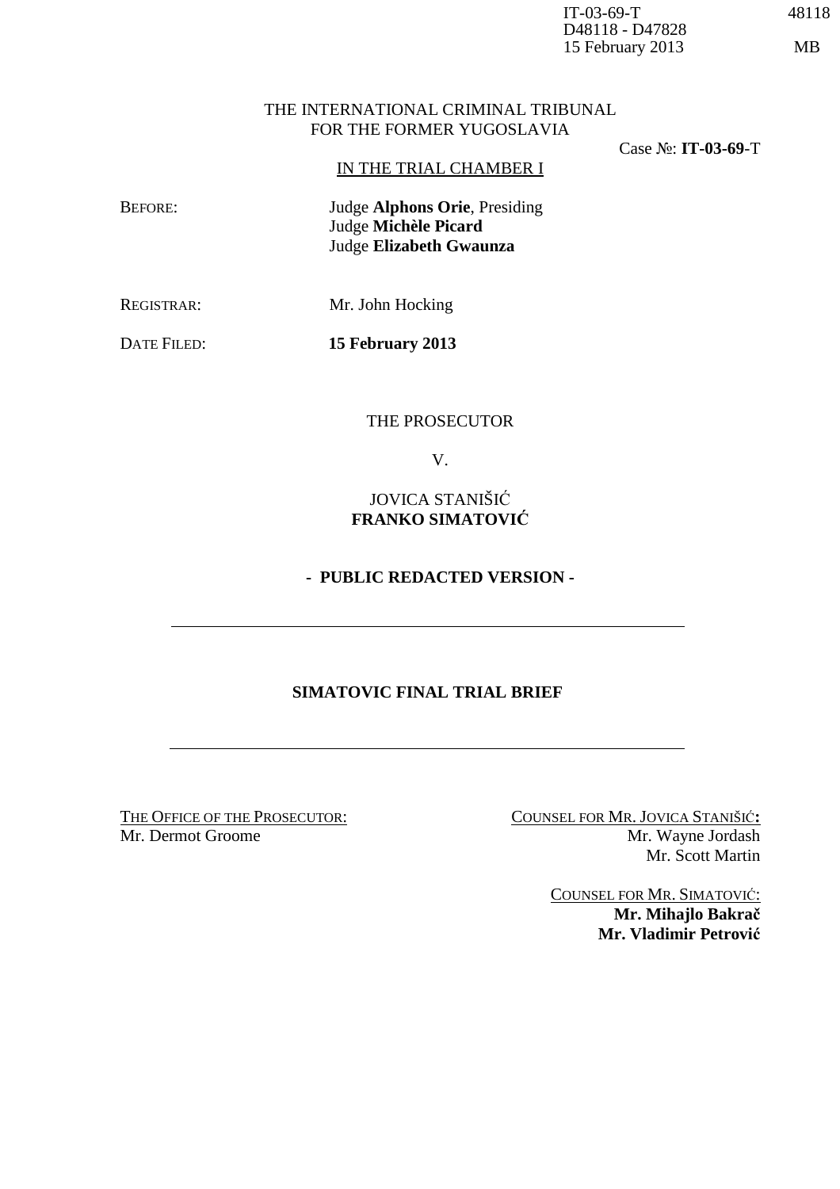IT-03-69-T 48118
D48118 - D47828
15 February 2013 MB

THE INTERNATIONAL CRIMINAL TRIBUNAL
FOR THE FORMER YUGOSLAVIA

Case №: **IT-03-69**-T

IN THE TRIAL CHAMBER I

BEFORE: Judge **Alphons Orie**, Presiding
Judge **Michèle Picard**
Judge **Elizabeth Gwaunza**

REGISTRAR: Mr. John Hocking

DATE FILED: **15 February 2013**

THE PROSECUTOR

V.

JOVICA STANIŠIĆ
**FRANKO SIMATOVIĆ**

**- PUBLIC REDACTED VERSION -**

---

**SIMATOVIC FINAL TRIAL BRIEF**

---

THE OFFICE OF THE PROSECUTOR:
Mr. Dermot Groome

COUNSEL FOR MR. JOVICA STANIŠIĆ**:**
Mr. Wayne Jordash
Mr. Scott Martin

COUNSEL FOR MR. SIMATOVIĆ:
**Mr. Mihajlo Bakrač**
**Mr. Vladimir Petrović**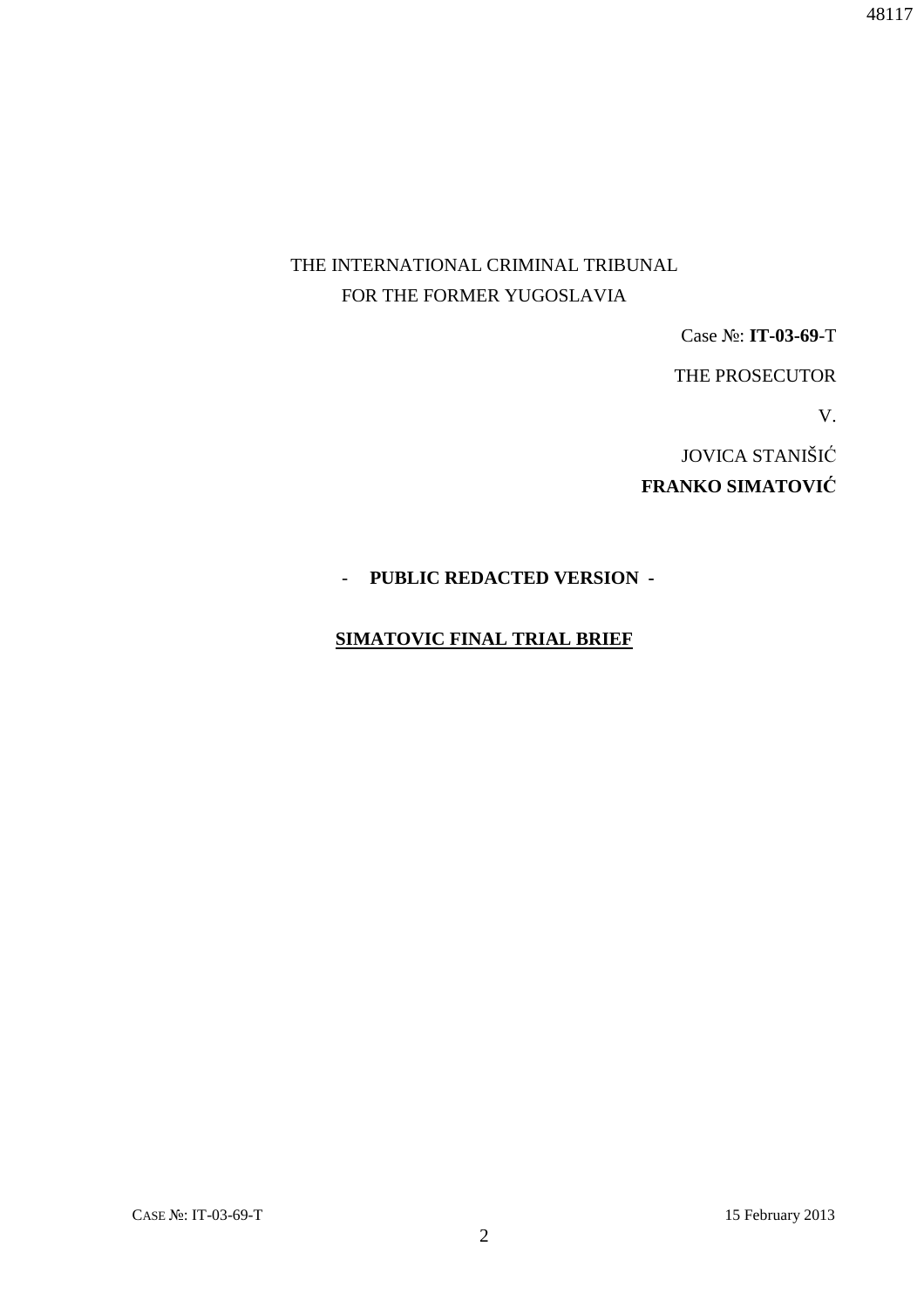THE INTERNATIONAL CRIMINAL TRIBUNAL
FOR THE FORMER YUGOSLAVIA

Case №: **IT-03-69**-T

THE PROSECUTOR

V.

JOVICA STANIŠIĆ

**FRANKO SIMATOVIĆ**

- **PUBLIC REDACTED VERSION -**

**SIMATOVIC FINAL TRIAL BRIEF**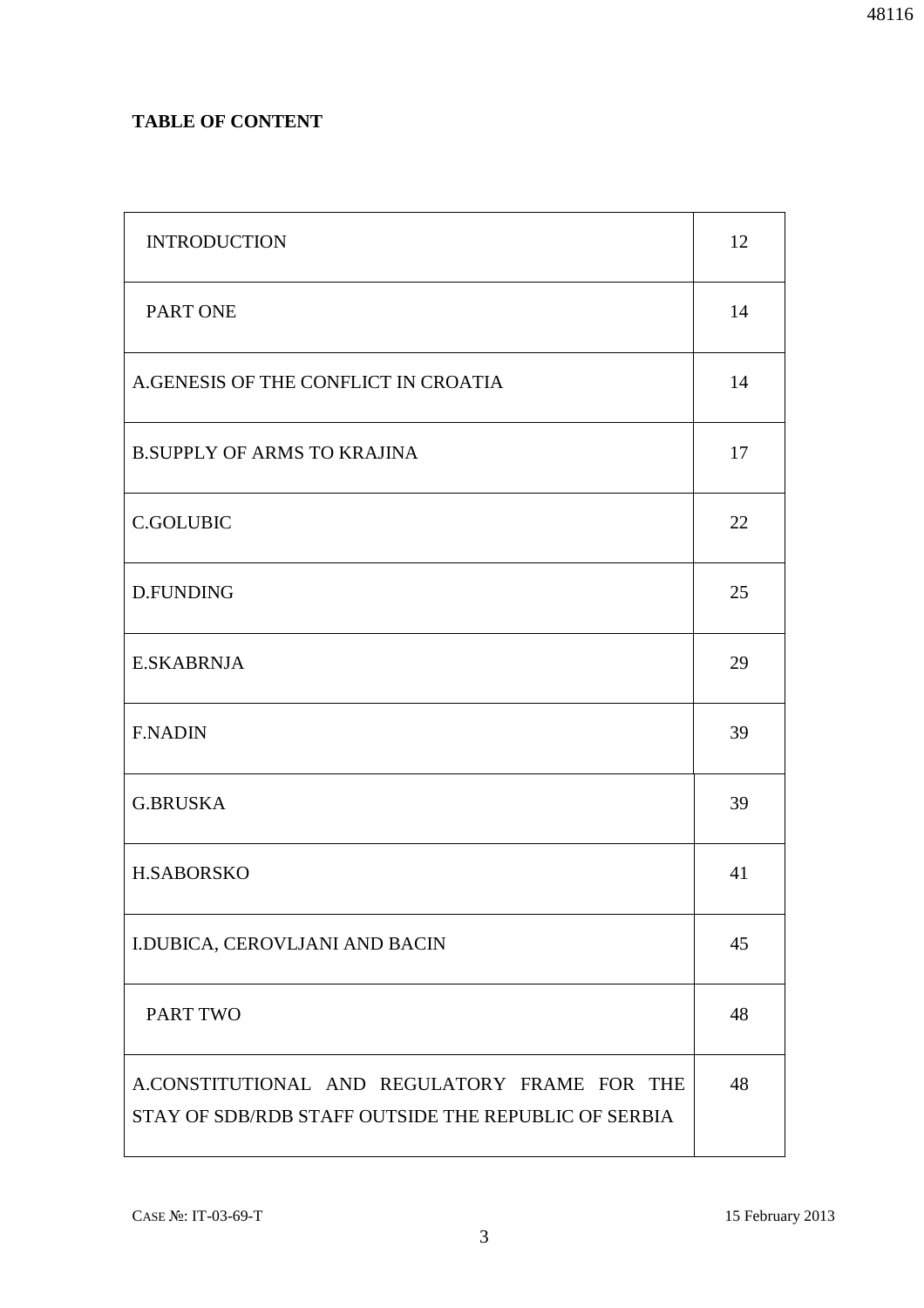**TABLE OF CONTENT**

| | |
|---|---|
| INTRODUCTION | 12 |
| PART ONE | 14 |
| A.GENESIS OF THE CONFLICT IN CROATIA | 14 |
| B.SUPPLY OF ARMS TO KRAJINA | 17 |
| C.GOLUBIC | 22 |
| D.FUNDING | 25 |
| E.SKABRNJA | 29 |
| F.NADIN | 39 |
| G.BRUSKA | 39 |
| H.SABORSKO | 41 |
| I.DUBICA, CEROVLJANI AND BACIN | 45 |
| PART TWO | 48 |
| A.CONSTITUTIONAL AND REGULATORY FRAME FOR THE STAY OF SDB/RDB STAFF OUTSIDE THE REPUBLIC OF SERBIA | 48 |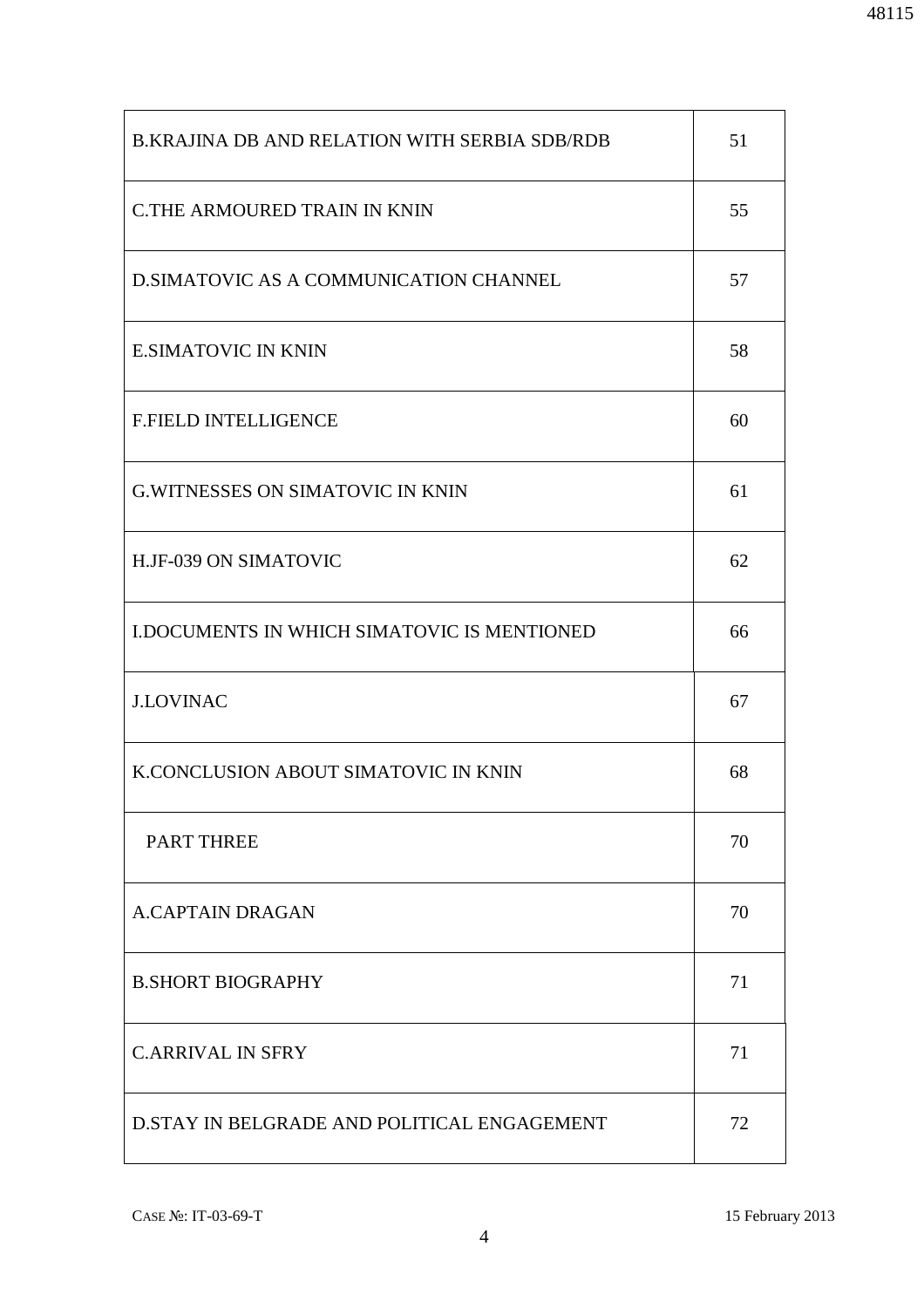| | |
|---|---|
| B.KRAJINA DB AND RELATION WITH SERBIA SDB/RDB | 51 |
| C.THE ARMOURED TRAIN IN KNIN | 55 |
| D.SIMATOVIC AS A COMMUNICATION CHANNEL | 57 |
| E.SIMATOVIC IN KNIN | 58 |
| F.FIELD INTELLIGENCE | 60 |
| G.WITNESSES ON SIMATOVIC IN KNIN | 61 |
| H.JF-039 ON SIMATOVIC | 62 |
| I.DOCUMENTS IN WHICH SIMATOVIC IS MENTIONED | 66 |
| J.LOVINAC | 67 |
| K.CONCLUSION ABOUT SIMATOVIC IN KNIN | 68 |
| PART THREE | 70 |
| A.CAPTAIN DRAGAN | 70 |
| B.SHORT BIOGRAPHY | 71 |
| C.ARRIVAL IN SFRY | 71 |
| D.STAY IN BELGRADE AND POLITICAL ENGAGEMENT | 72 |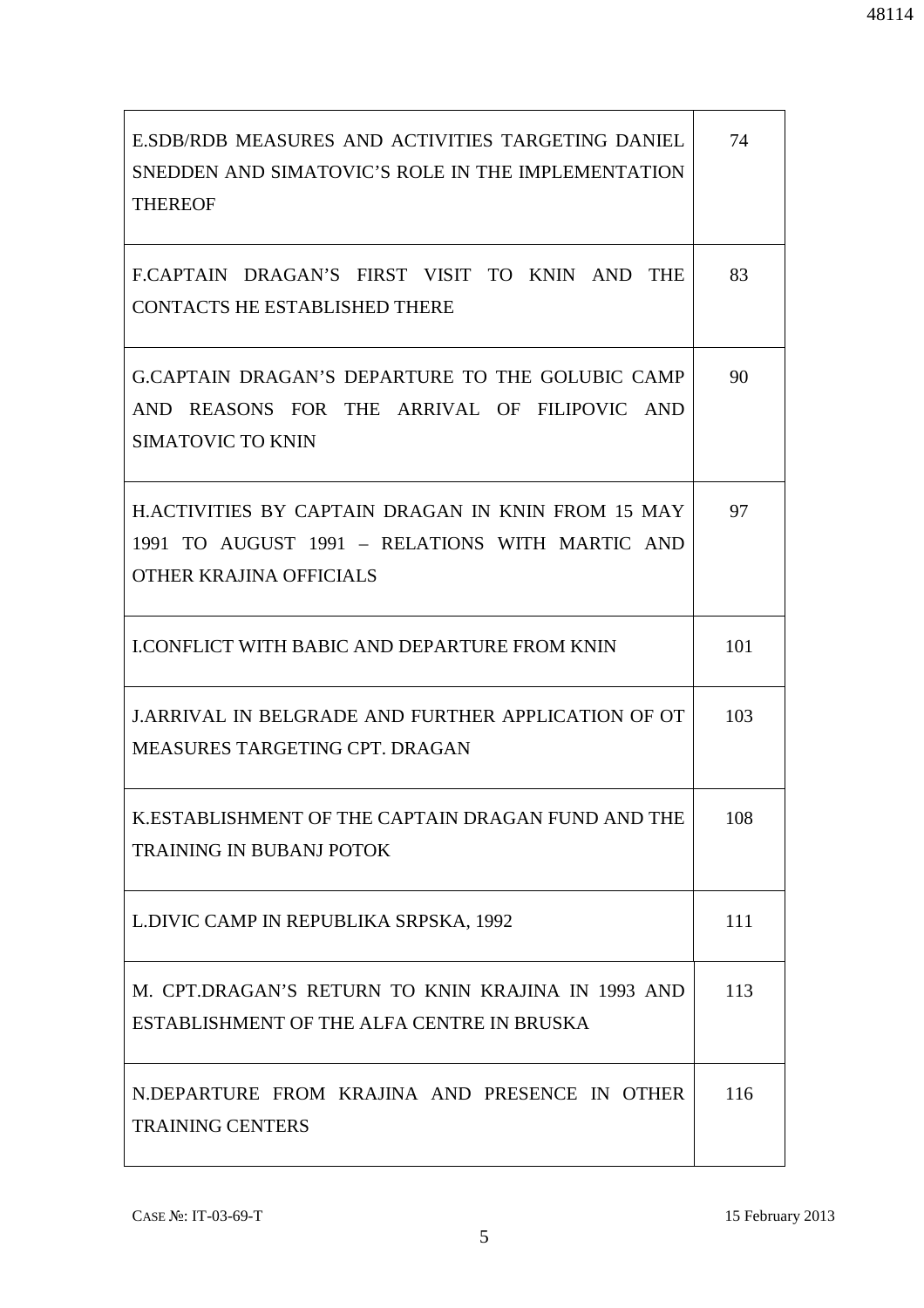| | |
|---|---|
| E.SDB/RDB MEASURES AND ACTIVITIES TARGETING DANIEL SNEDDEN AND SIMATOVIC'S ROLE IN THE IMPLEMENTATION THEREOF | 74 |
| F.CAPTAIN DRAGAN'S FIRST VISIT TO KNIN AND THE CONTACTS HE ESTABLISHED THERE | 83 |
| G.CAPTAIN DRAGAN'S DEPARTURE TO THE GOLUBIC CAMP AND REASONS FOR THE ARRIVAL OF FILIPOVIC AND SIMATOVIC TO KNIN | 90 |
| H.ACTIVITIES BY CAPTAIN DRAGAN IN KNIN FROM 15 MAY 1991 TO AUGUST 1991 – RELATIONS WITH MARTIC AND OTHER KRAJINA OFFICIALS | 97 |
| I.CONFLICT WITH BABIC AND DEPARTURE FROM KNIN | 101 |
| J.ARRIVAL IN BELGRADE AND FURTHER APPLICATION OF OT MEASURES TARGETING CPT. DRAGAN | 103 |
| K.ESTABLISHMENT OF THE CAPTAIN DRAGAN FUND AND THE TRAINING IN BUBANJ POTOK | 108 |
| L.DIVIC CAMP IN REPUBLIKA SRPSKA, 1992 | 111 |
| M. CPT.DRAGAN'S RETURN TO KNIN KRAJINA IN 1993 AND ESTABLISHMENT OF THE ALFA CENTRE IN BRUSKA | 113 |
| N.DEPARTURE FROM KRAJINA AND PRESENCE IN OTHER TRAINING CENTERS | 116 |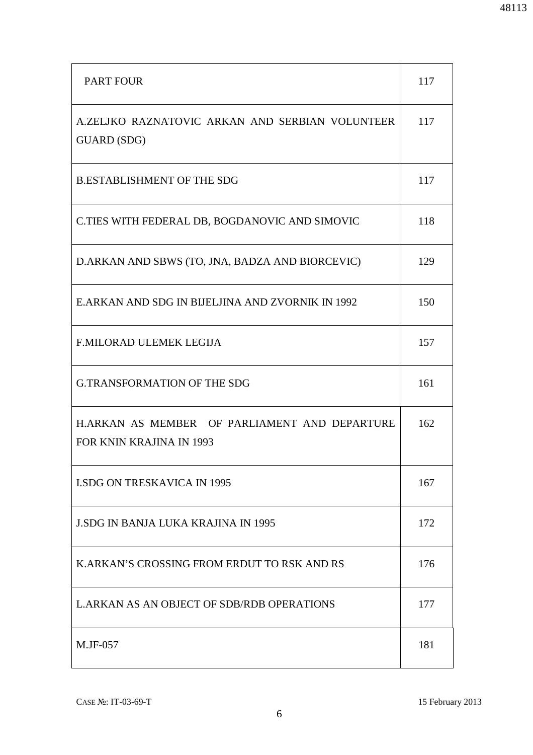| PART FOUR | 117 |
|---|---|
| A.ZELJKO RAZNATOVIC ARKAN AND SERBIAN VOLUNTEER GUARD (SDG) | 117 |
| B.ESTABLISHMENT OF THE SDG | 117 |
| C.TIES WITH FEDERAL DB, BOGDANOVIC AND SIMOVIC | 118 |
| D.ARKAN AND SBWS (TO, JNA, BADZA AND BIORCEVIC) | 129 |
| E.ARKAN AND SDG IN BIJELJINA AND ZVORNIK IN 1992 | 150 |
| F.MILORAD ULEMEK LEGIJA | 157 |
| G.TRANSFORMATION OF THE SDG | 161 |
| H.ARKAN AS MEMBER OF PARLIAMENT AND DEPARTURE FOR KNIN KRAJINA IN 1993 | 162 |
| I.SDG ON TRESKAVICA IN 1995 | 167 |
| J.SDG IN BANJA LUKA KRAJINA IN 1995 | 172 |
| K.ARKAN'S CROSSING FROM ERDUT TO RSK AND RS | 176 |
| L.ARKAN AS AN OBJECT OF SDB/RDB OPERATIONS | 177 |
| M.JF-057 | 181 |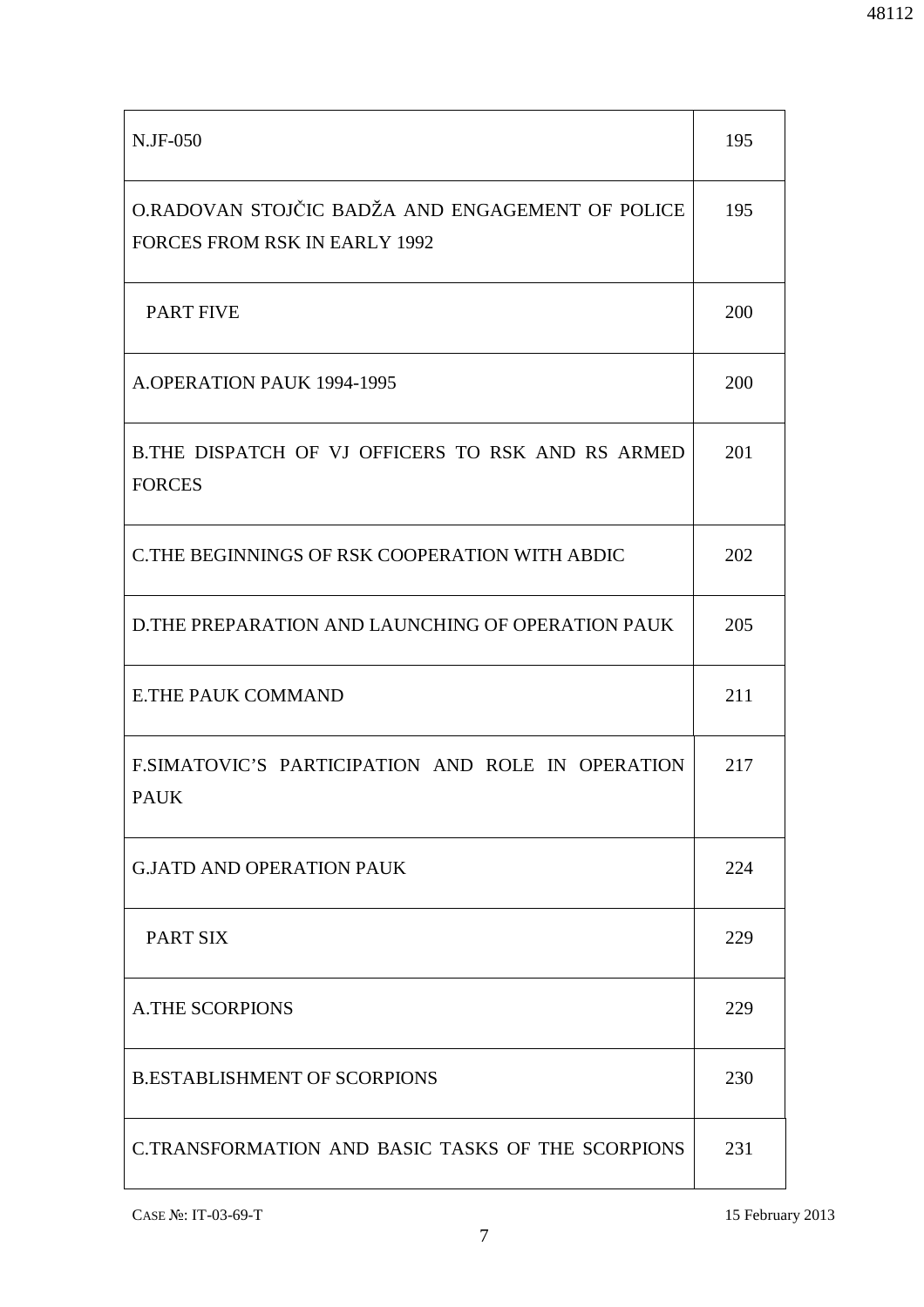| | |
|---|---|
| N.JF-050 | 195 |
| O.RADOVAN STOJČIC BADŽA AND ENGAGEMENT OF POLICE FORCES FROM RSK IN EARLY 1992 | 195 |
| PART FIVE | 200 |
| A.OPERATION PAUK 1994-1995 | 200 |
| B.THE DISPATCH OF VJ OFFICERS TO RSK AND RS ARMED FORCES | 201 |
| C.THE BEGINNINGS OF RSK COOPERATION WITH ABDIC | 202 |
| D.THE PREPARATION AND LAUNCHING OF OPERATION PAUK | 205 |
| E.THE PAUK COMMAND | 211 |
| F.SIMATOVIC'S PARTICIPATION AND ROLE IN OPERATION PAUK | 217 |
| G.JATD AND OPERATION PAUK | 224 |
| PART SIX | 229 |
| A.THE SCORPIONS | 229 |
| B.ESTABLISHMENT OF SCORPIONS | 230 |
| C.TRANSFORMATION AND BASIC TASKS OF THE SCORPIONS | 231 |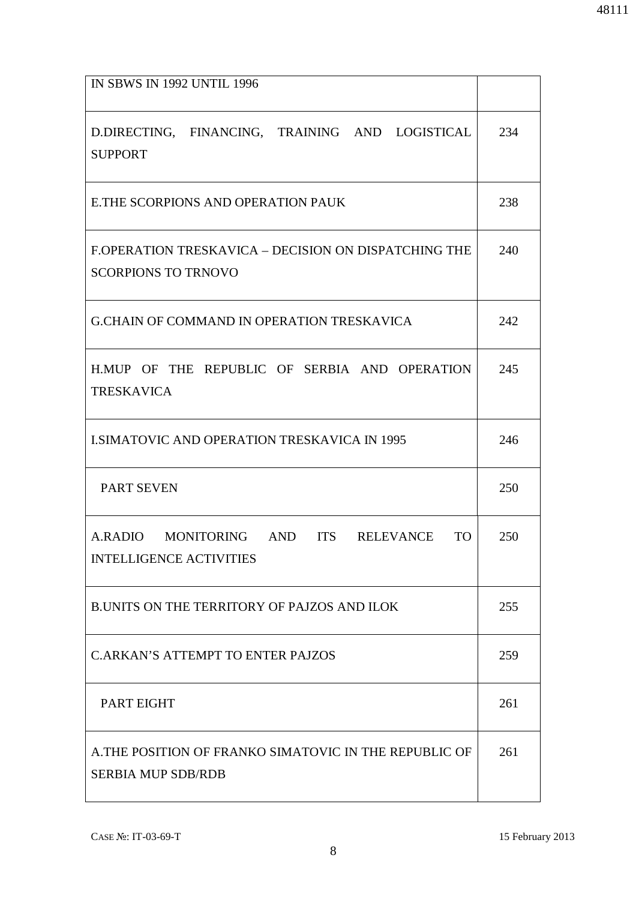| | |
|---|---|
| IN SBWS IN 1992 UNTIL 1996 | |
| D.DIRECTING, FINANCING, TRAINING AND LOGISTICAL SUPPORT | 234 |
| E.THE SCORPIONS AND OPERATION PAUK | 238 |
| F.OPERATION TRESKAVICA – DECISION ON DISPATCHING THE SCORPIONS TO TRNOVO | 240 |
| G.CHAIN OF COMMAND IN OPERATION TRESKAVICA | 242 |
| H.MUP OF THE REPUBLIC OF SERBIA AND OPERATION TRESKAVICA | 245 |
| I.SIMATOVIC AND OPERATION TRESKAVICA IN 1995 | 246 |
| PART SEVEN | 250 |
| A.RADIO MONITORING AND ITS RELEVANCE TO INTELLIGENCE ACTIVITIES | 250 |
| B.UNITS ON THE TERRITORY OF PAJZOS AND ILOK | 255 |
| C.ARKAN'S ATTEMPT TO ENTER PAJZOS | 259 |
| PART EIGHT | 261 |
| A.THE POSITION OF FRANKO SIMATOVIC IN THE REPUBLIC OF SERBIA MUP SDB/RDB | 261 |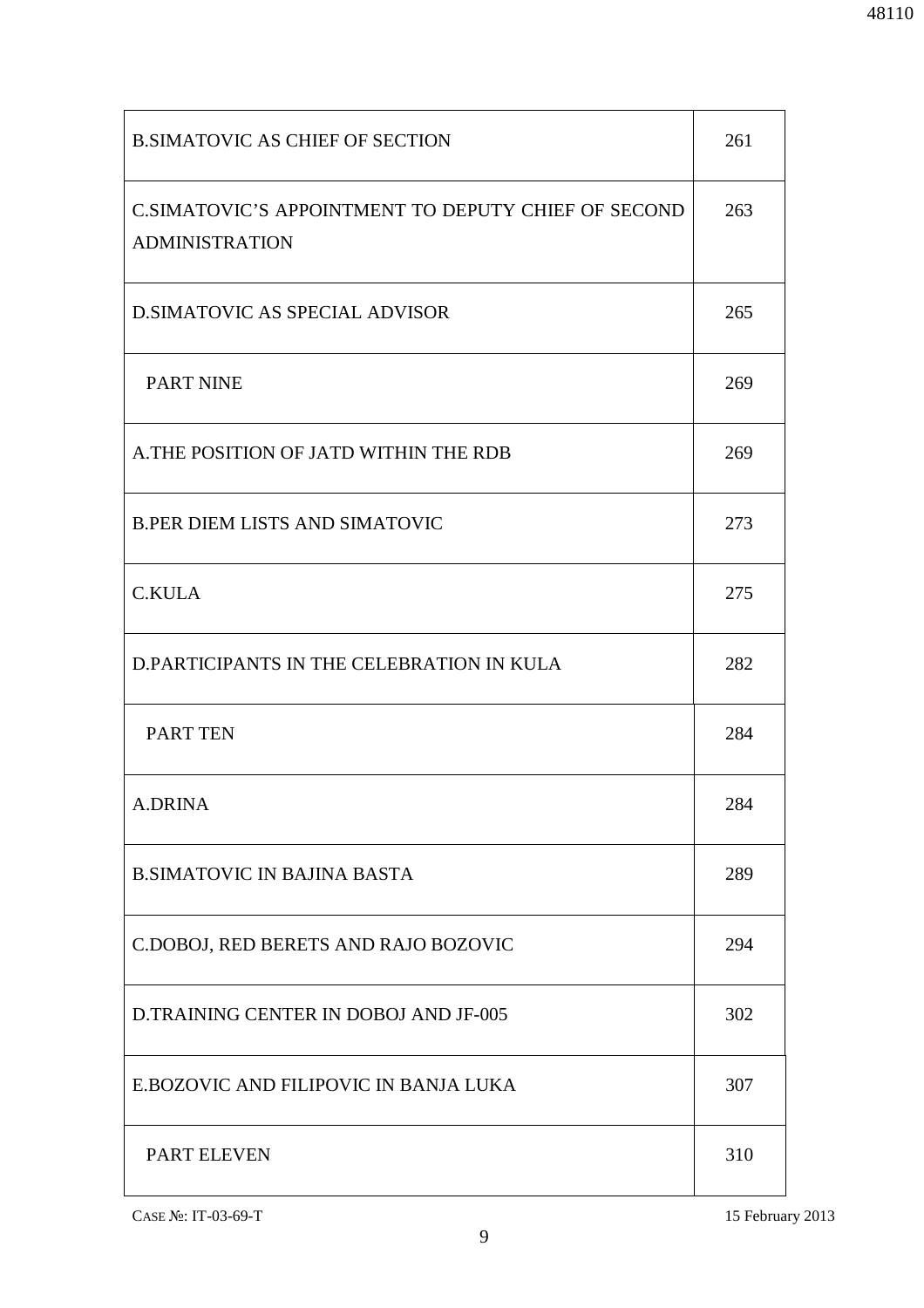| | |
|---|---|
| B.SIMATOVIC AS CHIEF OF SECTION | 261 |
| C.SIMATOVIC'S APPOINTMENT TO DEPUTY CHIEF OF SECOND ADMINISTRATION | 263 |
| D.SIMATOVIC AS SPECIAL ADVISOR | 265 |
| PART NINE | 269 |
| A.THE POSITION OF JATD WITHIN THE RDB | 269 |
| B.PER DIEM LISTS AND SIMATOVIC | 273 |
| C.KULA | 275 |
| D.PARTICIPANTS IN THE CELEBRATION IN KULA | 282 |
| PART TEN | 284 |
| A.DRINA | 284 |
| B.SIMATOVIC IN BAJINA BASTA | 289 |
| C.DOBOJ, RED BERETS AND RAJO BOZOVIC | 294 |
| D.TRAINING CENTER IN DOBOJ AND JF-005 | 302 |
| E.BOZOVIC AND FILIPOVIC IN BANJA LUKA | 307 |
| PART ELEVEN | 310 |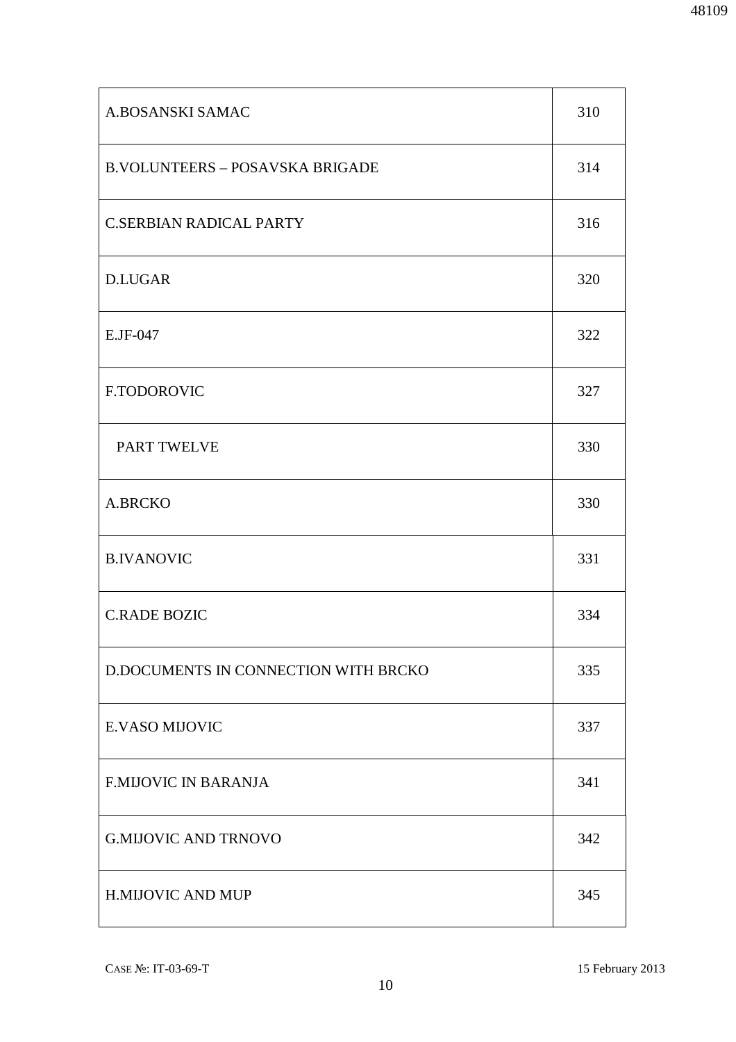| | |
|---|---|
| A.BOSANSKI SAMAC | 310 |
| B.VOLUNTEERS – POSAVSKA BRIGADE | 314 |
| C.SERBIAN RADICAL PARTY | 316 |
| D.LUGAR | 320 |
| E.JF-047 | 322 |
| F.TODOROVIC | 327 |
| PART TWELVE | 330 |
| A.BRCKO | 330 |
| B.IVANOVIC | 331 |
| C.RADE BOZIC | 334 |
| D.DOCUMENTS IN CONNECTION WITH BRCKO | 335 |
| E.VASO MIJOVIC | 337 |
| F.MIJOVIC IN BARANJA | 341 |
| G.MIJOVIC AND TRNOVO | 342 |
| H.MIJOVIC AND MUP | 345 |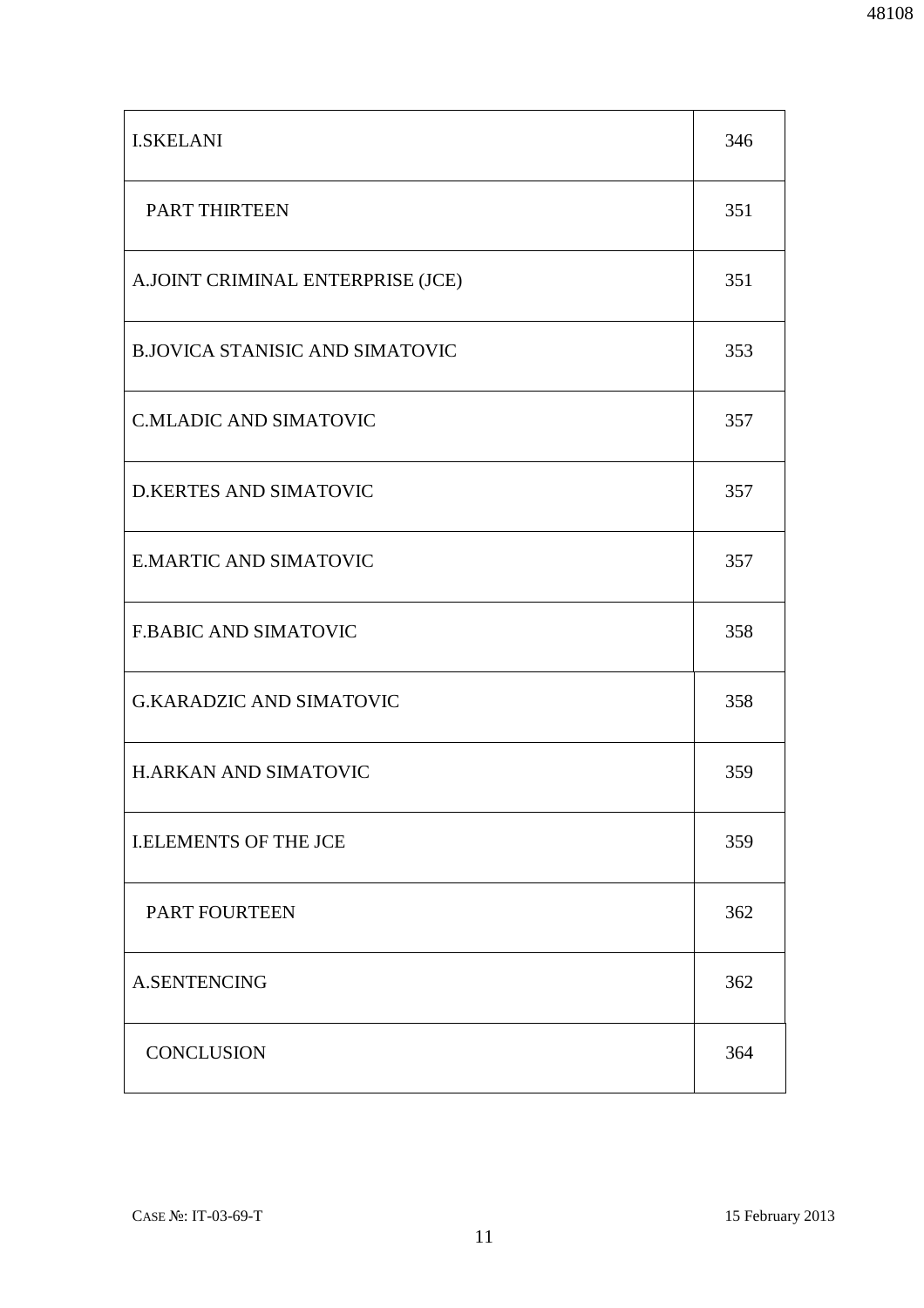| | |
|---|---|
| I.SKELANI | 346 |
| PART THIRTEEN | 351 |
| A.JOINT CRIMINAL ENTERPRISE (JCE) | 351 |
| B.JOVICA STANISIC AND SIMATOVIC | 353 |
| C.MLADIC AND SIMATOVIC | 357 |
| D.KERTES AND SIMATOVIC | 357 |
| E.MARTIC AND SIMATOVIC | 357 |
| F.BABIC AND SIMATOVIC | 358 |
| G.KARADZIC AND SIMATOVIC | 358 |
| H.ARKAN AND SIMATOVIC | 359 |
| I.ELEMENTS OF THE JCE | 359 |
| PART FOURTEEN | 362 |
| A.SENTENCING | 362 |
| CONCLUSION | 364 |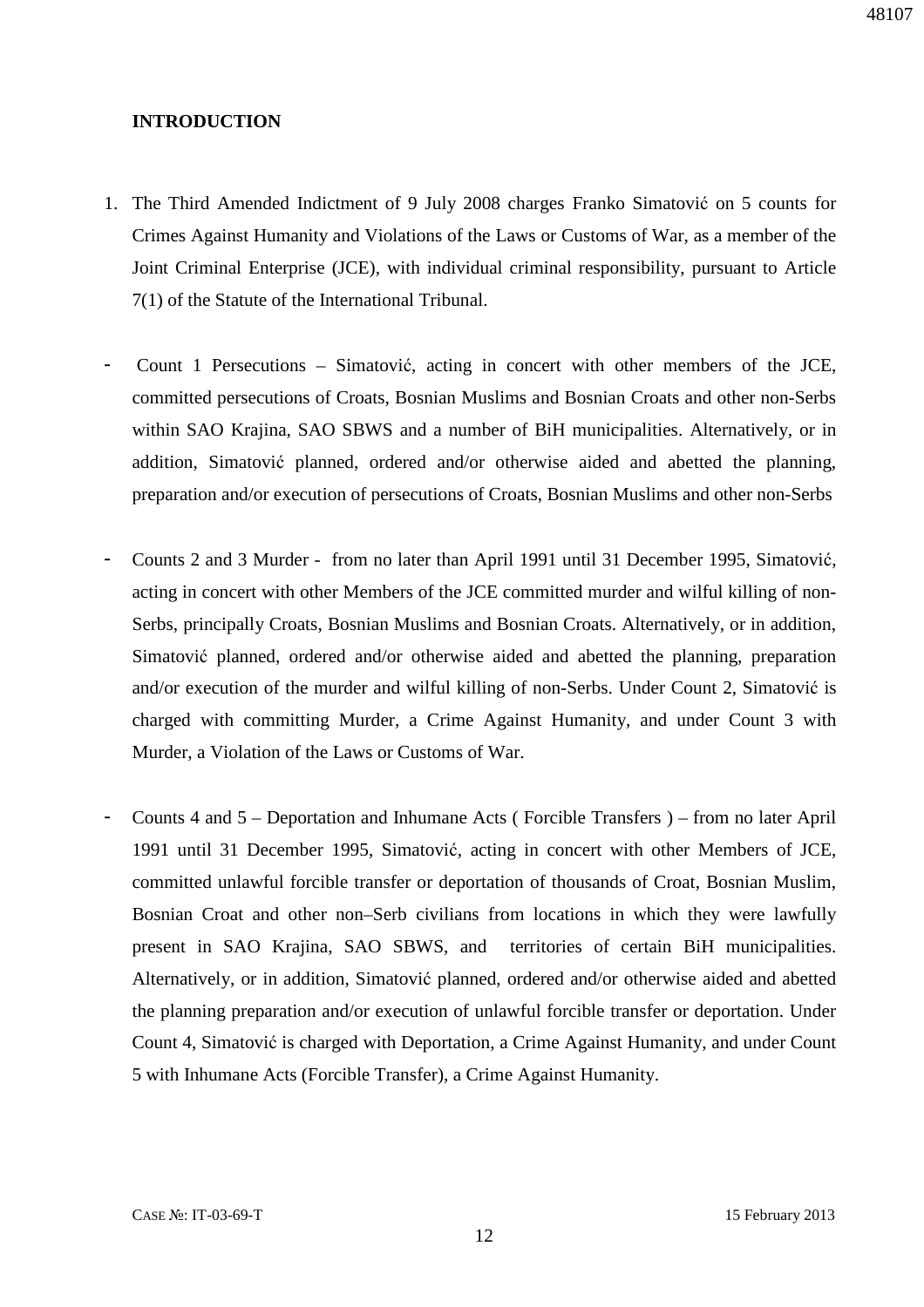**INTRODUCTION**

1. The Third Amended Indictment of 9 July 2008 charges Franko Simatović on 5 counts for Crimes Against Humanity and Violations of the Laws or Customs of War, as a member of the Joint Criminal Enterprise (JCE), with individual criminal responsibility, pursuant to Article 7(1) of the Statute of the International Tribunal.

- Count 1 Persecutions – Simatović, acting in concert with other members of the JCE, committed persecutions of Croats, Bosnian Muslims and Bosnian Croats and other non-Serbs within SAO Krajina, SAO SBWS and a number of BiH municipalities. Alternatively, or in addition, Simatović planned, ordered and/or otherwise aided and abetted the planning, preparation and/or execution of persecutions of Croats, Bosnian Muslims and other non-Serbs

- Counts 2 and 3 Murder - from no later than April 1991 until 31 December 1995, Simatović, acting in concert with other Members of the JCE committed murder and wilful killing of non-Serbs, principally Croats, Bosnian Muslims and Bosnian Croats. Alternatively, or in addition, Simatović planned, ordered and/or otherwise aided and abetted the planning, preparation and/or execution of the murder and wilful killing of non-Serbs. Under Count 2, Simatović is charged with committing Murder, a Crime Against Humanity, and under Count 3 with Murder, a Violation of the Laws or Customs of War.

- Counts 4 and 5 – Deportation and Inhumane Acts ( Forcible Transfers ) – from no later April 1991 until 31 December 1995, Simatović, acting in concert with other Members of JCE, committed unlawful forcible transfer or deportation of thousands of Croat, Bosnian Muslim, Bosnian Croat and other non–Serb civilians from locations in which they were lawfully present in SAO Krajina, SAO SBWS, and territories of certain BiH municipalities. Alternatively, or in addition, Simatović planned, ordered and/or otherwise aided and abetted the planning preparation and/or execution of unlawful forcible transfer or deportation. Under Count 4, Simatović is charged with Deportation, a Crime Against Humanity, and under Count 5 with Inhumane Acts (Forcible Transfer), a Crime Against Humanity.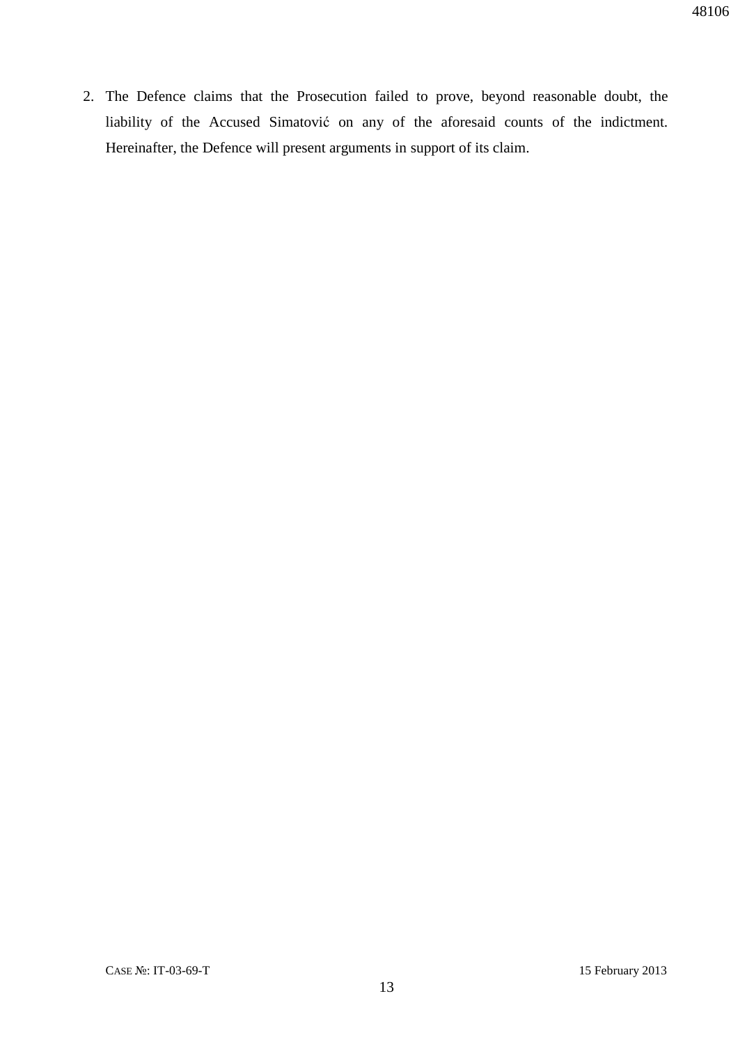2. The Defence claims that the Prosecution failed to prove, beyond reasonable doubt, the liability of the Accused Simatović on any of the aforesaid counts of the indictment. Hereinafter, the Defence will present arguments in support of its claim.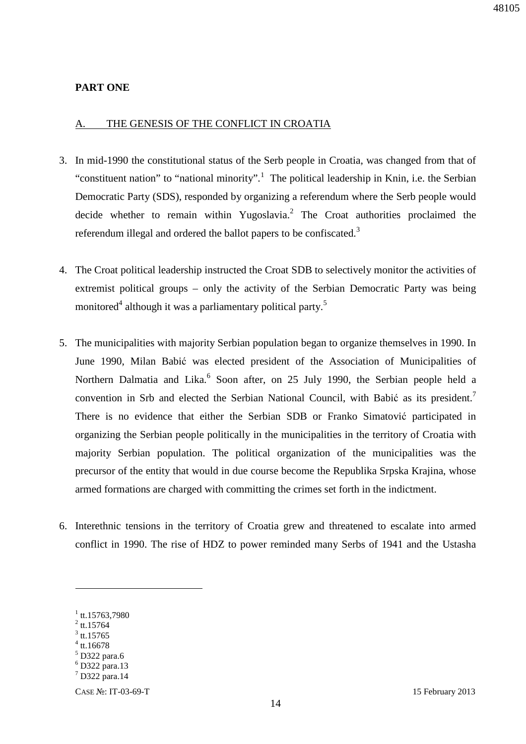**PART ONE**

A. THE GENESIS OF THE CONFLICT IN CROATIA

3. In mid-1990 the constitutional status of the Serb people in Croatia, was changed from that of "constituent nation" to "national minority".[1] The political leadership in Knin, i.e. the Serbian Democratic Party (SDS), responded by organizing a referendum where the Serb people would decide whether to remain within Yugoslavia.[2] The Croat authorities proclaimed the referendum illegal and ordered the ballot papers to be confiscated.[3]

4. The Croat political leadership instructed the Croat SDB to selectively monitor the activities of extremist political groups – only the activity of the Serbian Democratic Party was being monitored[4] although it was a parliamentary political party.[5]

5. The municipalities with majority Serbian population began to organize themselves in 1990. In June 1990, Milan Babić was elected president of the Association of Municipalities of Northern Dalmatia and Lika.[6] Soon after, on 25 July 1990, the Serbian people held a convention in Srb and elected the Serbian National Council, with Babić as its president.[7] There is no evidence that either the Serbian SDB or Franko Simatović participated in organizing the Serbian people politically in the municipalities in the territory of Croatia with majority Serbian population. The political organization of the municipalities was the precursor of the entity that would in due course become the Republika Srpska Krajina, whose armed formations are charged with committing the crimes set forth in the indictment.

6. Interethnic tensions in the territory of Croatia grew and threatened to escalate into armed conflict in 1990. The rise of HDZ to power reminded many Serbs of 1941 and the Ustasha

---

[1] tt.15763,7980
[2] tt.15764
[3] tt.15765
[4] tt.16678
[5] D322 para.6
[6] D322 para.13
[7] D322 para.14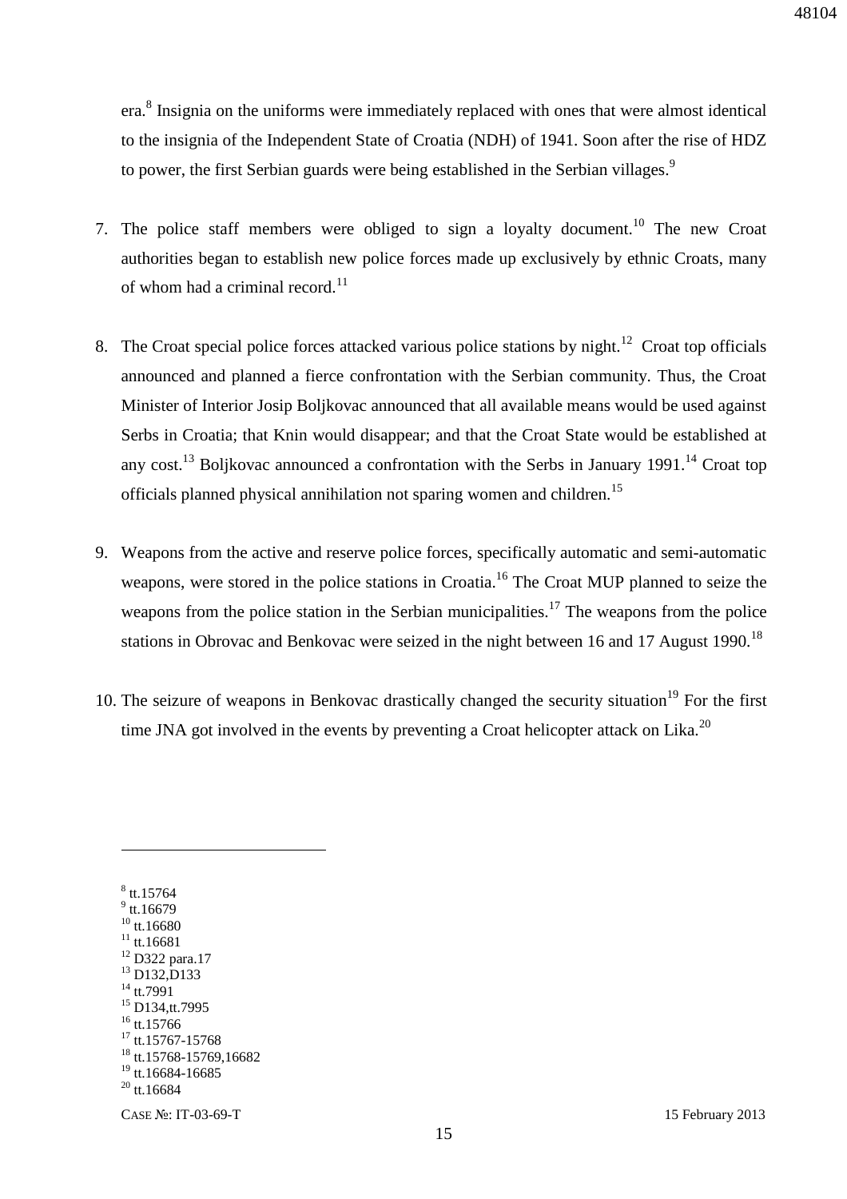era.[8] Insignia on the uniforms were immediately replaced with ones that were almost identical to the insignia of the Independent State of Croatia (NDH) of 1941. Soon after the rise of HDZ to power, the first Serbian guards were being established in the Serbian villages.[9]

7. The police staff members were obliged to sign a loyalty document.[10] The new Croat authorities began to establish new police forces made up exclusively by ethnic Croats, many of whom had a criminal record.[11]

8. The Croat special police forces attacked various police stations by night.[12] Croat top officials announced and planned a fierce confrontation with the Serbian community. Thus, the Croat Minister of Interior Josip Boljkovac announced that all available means would be used against Serbs in Croatia; that Knin would disappear; and that the Croat State would be established at any cost.[13] Boljkovac announced a confrontation with the Serbs in January 1991.[14] Croat top officials planned physical annihilation not sparing women and children.[15]

9. Weapons from the active and reserve police forces, specifically automatic and semi-automatic weapons, were stored in the police stations in Croatia.[16] The Croat MUP planned to seize the weapons from the police station in the Serbian municipalities.[17] The weapons from the police stations in Obrovac and Benkovac were seized in the night between 16 and 17 August 1990.[18]

10. The seizure of weapons in Benkovac drastically changed the security situation[19] For the first time JNA got involved in the events by preventing a Croat helicopter attack on Lika.[20]

---

[8] tt.15764
[9] tt.16679
[10] tt.16680
[11] tt.16681
[12] D322 para.17
[13] D132,D133
[14] tt.7991
[15] D134,tt.7995
[16] tt.15766
[17] tt.15767-15768
[18] tt.15768-15769,16682
[19] tt.16684-16685
[20] tt.16684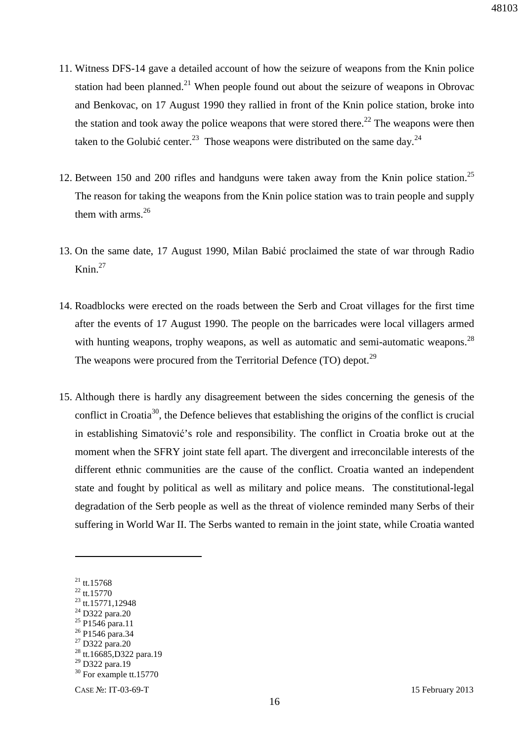11. Witness DFS-14 gave a detailed account of how the seizure of weapons from the Knin police station had been planned.[21] When people found out about the seizure of weapons in Obrovac and Benkovac, on 17 August 1990 they rallied in front of the Knin police station, broke into the station and took away the police weapons that were stored there.[22] The weapons were then taken to the Golubić center.[23] Those weapons were distributed on the same day.[24]

12. Between 150 and 200 rifles and handguns were taken away from the Knin police station.[25] The reason for taking the weapons from the Knin police station was to train people and supply them with arms.[26]

13. On the same date, 17 August 1990, Milan Babić proclaimed the state of war through Radio Knin.[27]

14. Roadblocks were erected on the roads between the Serb and Croat villages for the first time after the events of 17 August 1990. The people on the barricades were local villagers armed with hunting weapons, trophy weapons, as well as automatic and semi-automatic weapons.[28] The weapons were procured from the Territorial Defence (TO) depot.[29]

15. Although there is hardly any disagreement between the sides concerning the genesis of the conflict in Croatia[30], the Defence believes that establishing the origins of the conflict is crucial in establishing Simatović's role and responsibility. The conflict in Croatia broke out at the moment when the SFRY joint state fell apart. The divergent and irreconcilable interests of the different ethnic communities are the cause of the conflict. Croatia wanted an independent state and fought by political as well as military and police means. The constitutional-legal degradation of the Serb people as well as the threat of violence reminded many Serbs of their suffering in World War II. The Serbs wanted to remain in the joint state, while Croatia wanted

---

[21] tt.15768
[22] tt.15770
[23] tt.15771,12948
[24] D322 para.20
[25] P1546 para.11
[26] P1546 para.34
[27] D322 para.20
[28] tt.16685,D322 para.19
[29] D322 para.19
[30] For example tt.15770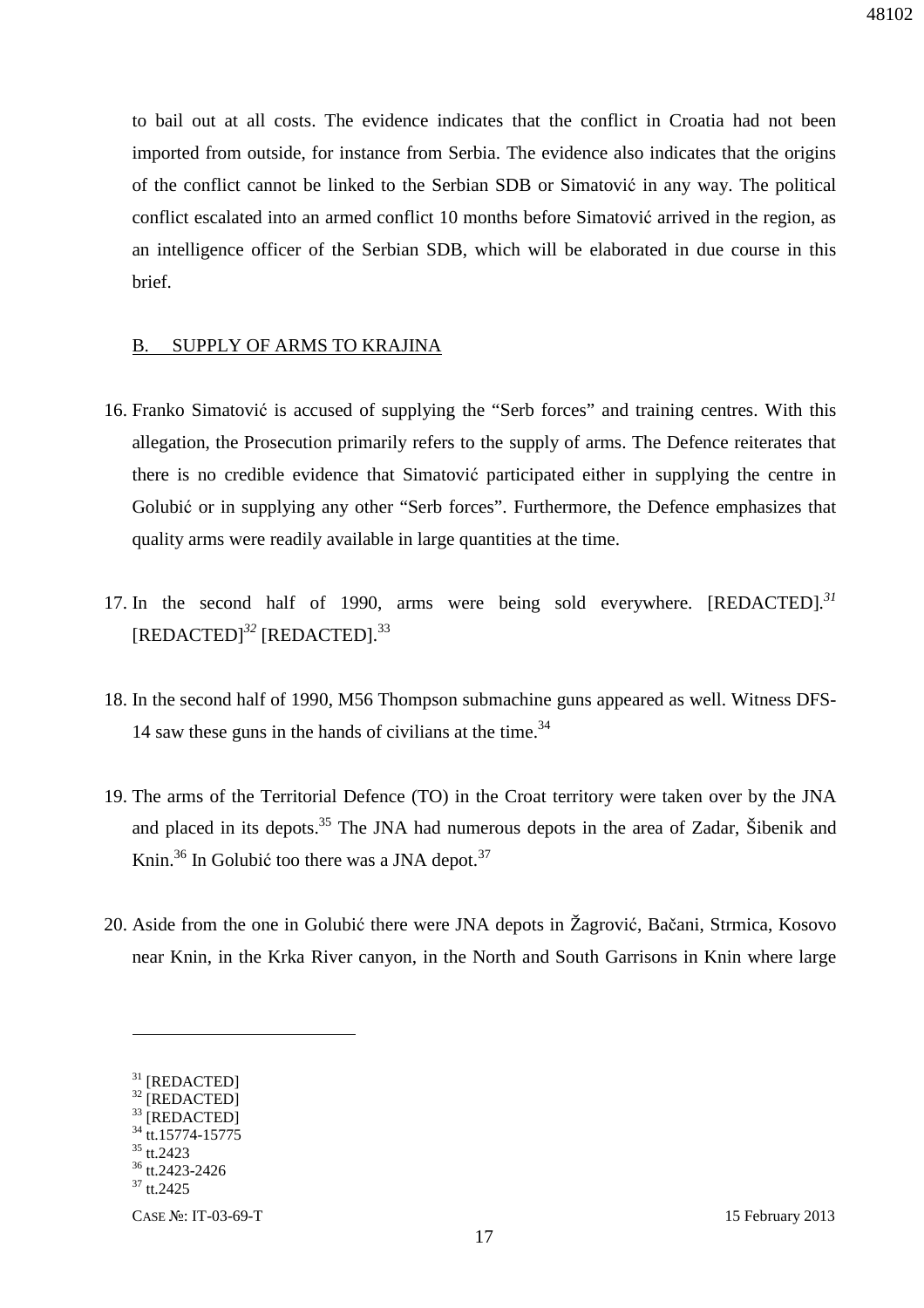to bail out at all costs. The evidence indicates that the conflict in Croatia had not been imported from outside, for instance from Serbia. The evidence also indicates that the origins of the conflict cannot be linked to the Serbian SDB or Simatović in any way. The political conflict escalated into an armed conflict 10 months before Simatović arrived in the region, as an intelligence officer of the Serbian SDB, which will be elaborated in due course in this brief.

## B. SUPPLY OF ARMS TO KRAJINA

16. Franko Simatović is accused of supplying the "Serb forces" and training centres. With this allegation, the Prosecution primarily refers to the supply of arms. The Defence reiterates that there is no credible evidence that Simatović participated either in supplying the centre in Golubić or in supplying any other "Serb forces". Furthermore, the Defence emphasizes that quality arms were readily available in large quantities at the time.

17. In the second half of 1990, arms were being sold everywhere. [REDACTED].[31] [REDACTED][32] [REDACTED].[33]

18. In the second half of 1990, M56 Thompson submachine guns appeared as well. Witness DFS-14 saw these guns in the hands of civilians at the time.[34]

19. The arms of the Territorial Defence (TO) in the Croat territory were taken over by the JNA and placed in its depots.[35] The JNA had numerous depots in the area of Zadar, Šibenik and Knin.[36] In Golubić too there was a JNA depot.[37]

20. Aside from the one in Golubić there were JNA depots in Žagrović, Bačani, Strmica, Kosovo near Knin, in the Krka River canyon, in the North and South Garrisons in Knin where large

---

[31] [REDACTED]
[32] [REDACTED]
[33] [REDACTED]
[34] tt.15774-15775
[35] tt.2423
[36] tt.2423-2426
[37] tt.2425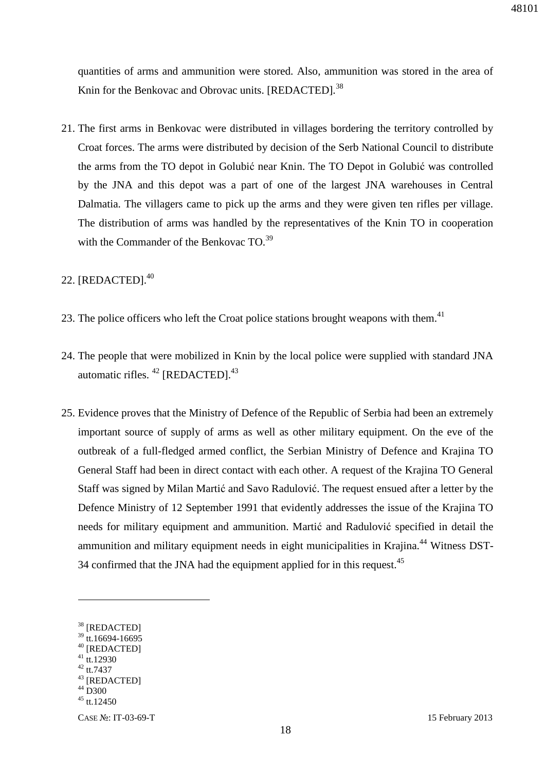quantities of arms and ammunition were stored. Also, ammunition was stored in the area of Knin for the Benkovac and Obrovac units. [REDACTED].[38]

21. The first arms in Benkovac were distributed in villages bordering the territory controlled by Croat forces. The arms were distributed by decision of the Serb National Council to distribute the arms from the TO depot in Golubić near Knin. The TO Depot in Golubić was controlled by the JNA and this depot was a part of one of the largest JNA warehouses in Central Dalmatia. The villagers came to pick up the arms and they were given ten rifles per village. The distribution of arms was handled by the representatives of the Knin TO in cooperation with the Commander of the Benkovac TO.[39]

22. [REDACTED].[40]

23. The police officers who left the Croat police stations brought weapons with them.[41]

24. The people that were mobilized in Knin by the local police were supplied with standard JNA automatic rifles. [42] [REDACTED].[43]

25. Evidence proves that the Ministry of Defence of the Republic of Serbia had been an extremely important source of supply of arms as well as other military equipment. On the eve of the outbreak of a full-fledged armed conflict, the Serbian Ministry of Defence and Krajina TO General Staff had been in direct contact with each other. A request of the Krajina TO General Staff was signed by Milan Martić and Savo Radulović. The request ensued after a letter by the Defence Ministry of 12 September 1991 that evidently addresses the issue of the Krajina TO needs for military equipment and ammunition. Martić and Radulović specified in detail the ammunition and military equipment needs in eight municipalities in Krajina.[44] Witness DST-34 confirmed that the JNA had the equipment applied for in this request.[45]

---

[38] [REDACTED]
[39] tt.16694-16695
[40] [REDACTED]
[41] tt.12930
[42] tt.7437
[43] [REDACTED]
[44] D300
[45] tt.12450

CASE №: IT-03-69-T 15 February 2013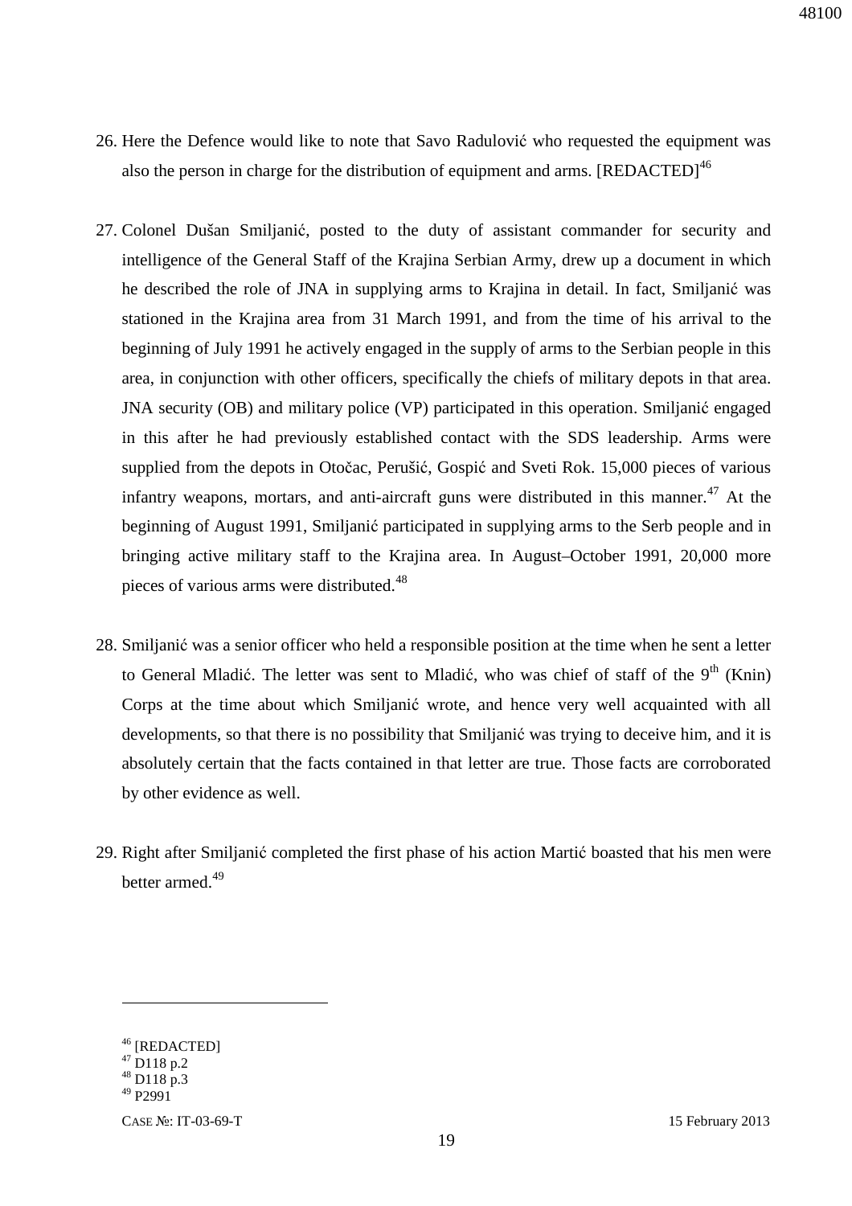26. Here the Defence would like to note that Savo Radulović who requested the equipment was also the person in charge for the distribution of equipment and arms. [REDACTED][46]

27. Colonel Dušan Smiljanić, posted to the duty of assistant commander for security and intelligence of the General Staff of the Krajina Serbian Army, drew up a document in which he described the role of JNA in supplying arms to Krajina in detail. In fact, Smiljanić was stationed in the Krajina area from 31 March 1991, and from the time of his arrival to the beginning of July 1991 he actively engaged in the supply of arms to the Serbian people in this area, in conjunction with other officers, specifically the chiefs of military depots in that area. JNA security (OB) and military police (VP) participated in this operation. Smiljanić engaged in this after he had previously established contact with the SDS leadership. Arms were supplied from the depots in Otočac, Perušić, Gospić and Sveti Rok. 15,000 pieces of various infantry weapons, mortars, and anti-aircraft guns were distributed in this manner.[47] At the beginning of August 1991, Smiljanić participated in supplying arms to the Serb people and in bringing active military staff to the Krajina area. In August–October 1991, 20,000 more pieces of various arms were distributed.[48]

28. Smiljanić was a senior officer who held a responsible position at the time when he sent a letter to General Mladić. The letter was sent to Mladić, who was chief of staff of the 9th (Knin) Corps at the time about which Smiljanić wrote, and hence very well acquainted with all developments, so that there is no possibility that Smiljanić was trying to deceive him, and it is absolutely certain that the facts contained in that letter are true. Those facts are corroborated by other evidence as well.

29. Right after Smiljanić completed the first phase of his action Martić boasted that his men were better armed.[49]

---

[46] [REDACTED]
[47] D118 p.2
[48] D118 p.3
[49] P2991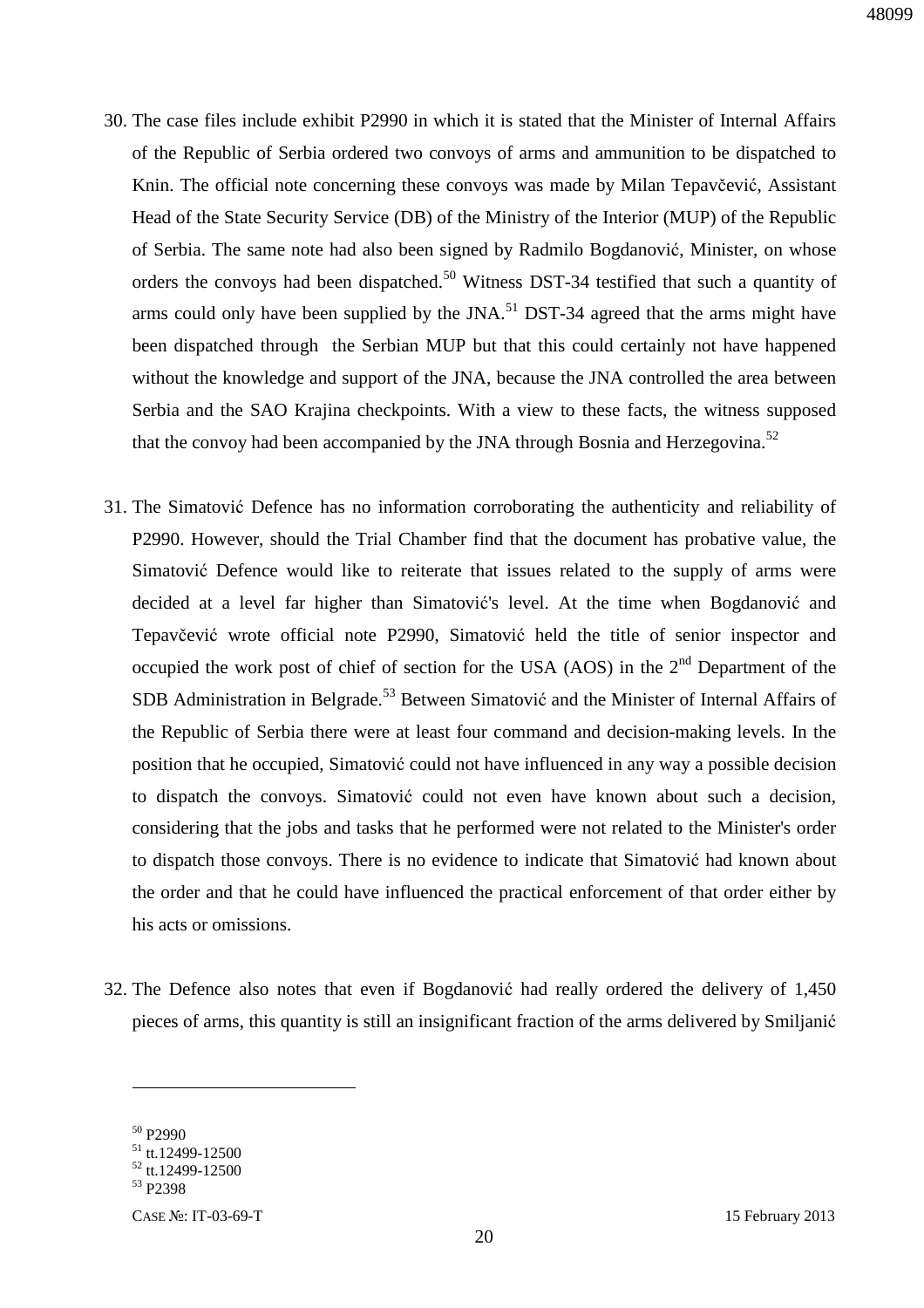30. The case files include exhibit P2990 in which it is stated that the Minister of Internal Affairs of the Republic of Serbia ordered two convoys of arms and ammunition to be dispatched to Knin. The official note concerning these convoys was made by Milan Tepavčević, Assistant Head of the State Security Service (DB) of the Ministry of the Interior (MUP) of the Republic of Serbia. The same note had also been signed by Radmilo Bogdanović, Minister, on whose orders the convoys had been dispatched.[50] Witness DST-34 testified that such a quantity of arms could only have been supplied by the JNA.[51] DST-34 agreed that the arms might have been dispatched through the Serbian MUP but that this could certainly not have happened without the knowledge and support of the JNA, because the JNA controlled the area between Serbia and the SAO Krajina checkpoints. With a view to these facts, the witness supposed that the convoy had been accompanied by the JNA through Bosnia and Herzegovina.[52]

31. The Simatović Defence has no information corroborating the authenticity and reliability of P2990. However, should the Trial Chamber find that the document has probative value, the Simatović Defence would like to reiterate that issues related to the supply of arms were decided at a level far higher than Simatović's level. At the time when Bogdanović and Tepavčević wrote official note P2990, Simatović held the title of senior inspector and occupied the work post of chief of section for the USA (AOS) in the 2nd Department of the SDB Administration in Belgrade.[53] Between Simatović and the Minister of Internal Affairs of the Republic of Serbia there were at least four command and decision-making levels. In the position that he occupied, Simatović could not have influenced in any way a possible decision to dispatch the convoys. Simatović could not even have known about such a decision, considering that the jobs and tasks that he performed were not related to the Minister's order to dispatch those convoys. There is no evidence to indicate that Simatović had known about the order and that he could have influenced the practical enforcement of that order either by his acts or omissions.

32. The Defence also notes that even if Bogdanović had really ordered the delivery of 1,450 pieces of arms, this quantity is still an insignificant fraction of the arms delivered by Smiljanić

---

[50] P2990

[51] tt.12499-12500

[52] tt.12499-12500

[53] P2398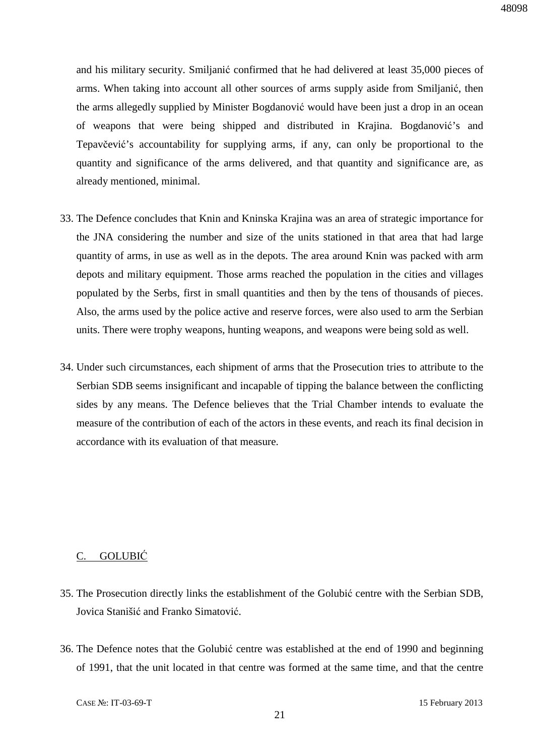and his military security. Smiljanić confirmed that he had delivered at least 35,000 pieces of arms. When taking into account all other sources of arms supply aside from Smiljanić, then the arms allegedly supplied by Minister Bogdanović would have been just a drop in an ocean of weapons that were being shipped and distributed in Krajina. Bogdanović's and Tepavčević's accountability for supplying arms, if any, can only be proportional to the quantity and significance of the arms delivered, and that quantity and significance are, as already mentioned, minimal.

33. The Defence concludes that Knin and Kninska Krajina was an area of strategic importance for the JNA considering the number and size of the units stationed in that area that had large quantity of arms, in use as well as in the depots. The area around Knin was packed with arm depots and military equipment. Those arms reached the population in the cities and villages populated by the Serbs, first in small quantities and then by the tens of thousands of pieces. Also, the arms used by the police active and reserve forces, were also used to arm the Serbian units. There were trophy weapons, hunting weapons, and weapons were being sold as well.

34. Under such circumstances, each shipment of arms that the Prosecution tries to attribute to the Serbian SDB seems insignificant and incapable of tipping the balance between the conflicting sides by any means. The Defence believes that the Trial Chamber intends to evaluate the measure of the contribution of each of the actors in these events, and reach its final decision in accordance with its evaluation of that measure.

## C. GOLUBIĆ

35. The Prosecution directly links the establishment of the Golubić centre with the Serbian SDB, Jovica Stanišić and Franko Simatović.

36. The Defence notes that the Golubić centre was established at the end of 1990 and beginning of 1991, that the unit located in that centre was formed at the same time, and that the centre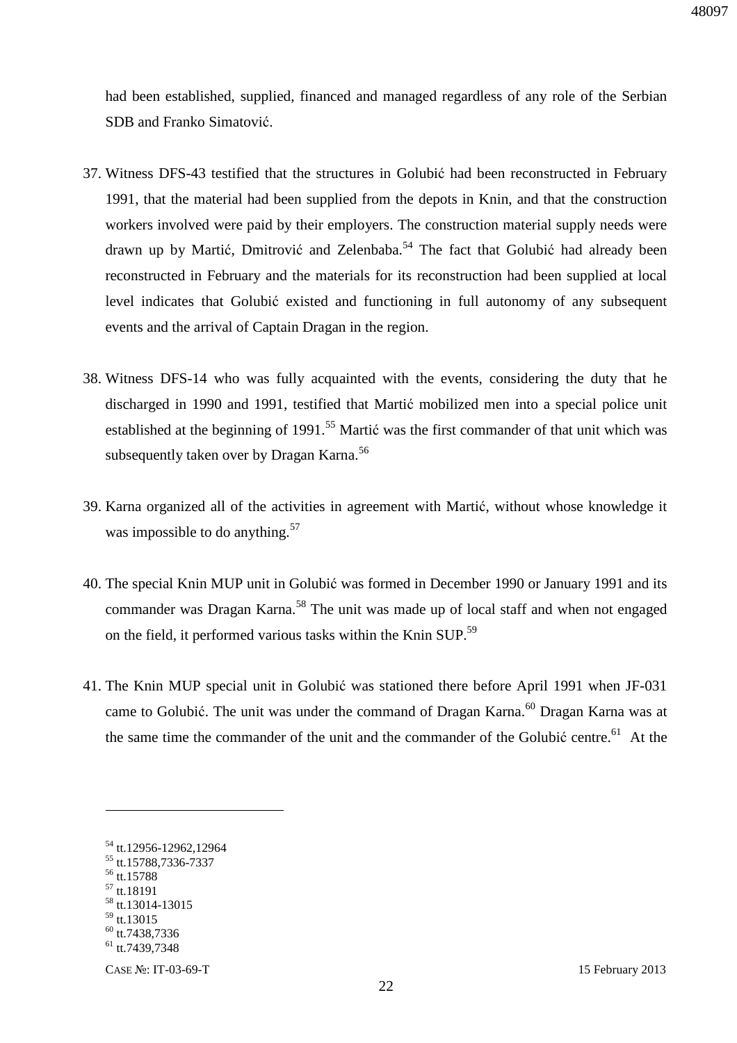had been established, supplied, financed and managed regardless of any role of the Serbian SDB and Franko Simatović.

37. Witness DFS-43 testified that the structures in Golubić had been reconstructed in February 1991, that the material had been supplied from the depots in Knin, and that the construction workers involved were paid by their employers. The construction material supply needs were drawn up by Martić, Dmitrović and Zelenbaba.[54] The fact that Golubić had already been reconstructed in February and the materials for its reconstruction had been supplied at local level indicates that Golubić existed and functioning in full autonomy of any subsequent events and the arrival of Captain Dragan in the region.

38. Witness DFS-14 who was fully acquainted with the events, considering the duty that he discharged in 1990 and 1991, testified that Martić mobilized men into a special police unit established at the beginning of 1991.[55] Martić was the first commander of that unit which was subsequently taken over by Dragan Karna.[56]

39. Karna organized all of the activities in agreement with Martić, without whose knowledge it was impossible to do anything.[57]

40. The special Knin MUP unit in Golubić was formed in December 1990 or January 1991 and its commander was Dragan Karna.[58] The unit was made up of local staff and when not engaged on the field, it performed various tasks within the Knin SUP.[59]

41. The Knin MUP special unit in Golubić was stationed there before April 1991 when JF-031 came to Golubić. The unit was under the command of Dragan Karna.[60] Dragan Karna was at the same time the commander of the unit and the commander of the Golubić centre.[61] At the

---

[54] tt.12956-12962,12964
[55] tt.15788,7336-7337
[56] tt.15788
[57] tt.18191
[58] tt.13014-13015
[59] tt.13015
[60] tt.7438,7336
[61] tt.7439,7348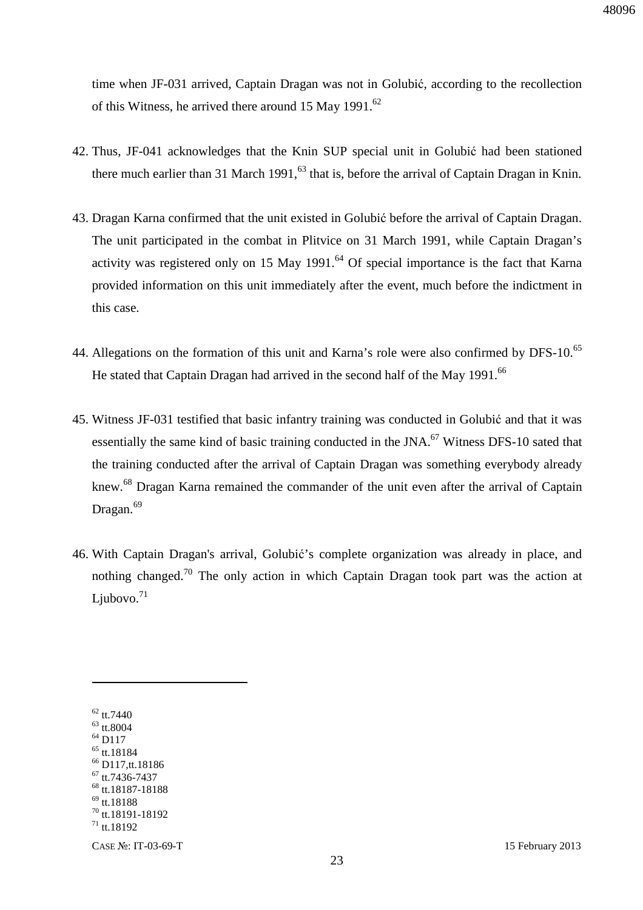time when JF-031 arrived, Captain Dragan was not in Golubić, according to the recollection of this Witness, he arrived there around 15 May 1991.[62]

42. Thus, JF-041 acknowledges that the Knin SUP special unit in Golubić had been stationed there much earlier than 31 March 1991,[63] that is, before the arrival of Captain Dragan in Knin.

43. Dragan Karna confirmed that the unit existed in Golubić before the arrival of Captain Dragan. The unit participated in the combat in Plitvice on 31 March 1991, while Captain Dragan's activity was registered only on 15 May 1991.[64] Of special importance is the fact that Karna provided information on this unit immediately after the event, much before the indictment in this case.

44. Allegations on the formation of this unit and Karna's role were also confirmed by DFS-10.[65] He stated that Captain Dragan had arrived in the second half of the May 1991.[66]

45. Witness JF-031 testified that basic infantry training was conducted in Golubić and that it was essentially the same kind of basic training conducted in the JNA.[67] Witness DFS-10 sated that the training conducted after the arrival of Captain Dragan was something everybody already knew.[68] Dragan Karna remained the commander of the unit even after the arrival of Captain Dragan.[69]

46. With Captain Dragan's arrival, Golubić's complete organization was already in place, and nothing changed.[70] The only action in which Captain Dragan took part was the action at Ljubovo.[71]

---

[62] tt.7440
[63] tt.8004
[64] D117
[65] tt.18184
[66] D117,tt.18186
[67] tt.7436-7437
[68] tt.18187-18188
[69] tt.18188
[70] tt.18191-18192
[71] tt.18192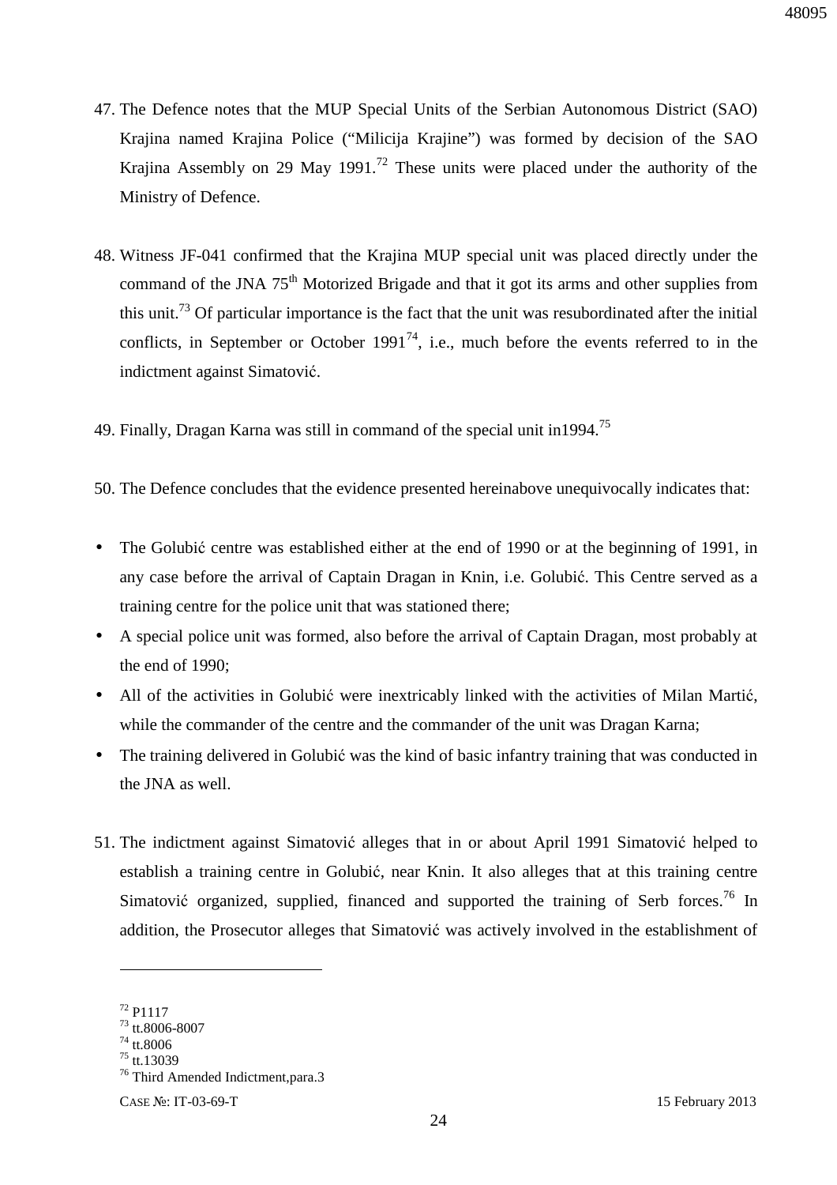47. The Defence notes that the MUP Special Units of the Serbian Autonomous District (SAO) Krajina named Krajina Police ("Milicija Krajine") was formed by decision of the SAO Krajina Assembly on 29 May 1991.[72] These units were placed under the authority of the Ministry of Defence.

48. Witness JF-041 confirmed that the Krajina MUP special unit was placed directly under the command of the JNA 75th Motorized Brigade and that it got its arms and other supplies from this unit.[73] Of particular importance is the fact that the unit was resubordinated after the initial conflicts, in September or October 1991[74], i.e., much before the events referred to in the indictment against Simatović.

49. Finally, Dragan Karna was still in command of the special unit in1994.[75]

50. The Defence concludes that the evidence presented hereinabove unequivocally indicates that:

- The Golubić centre was established either at the end of 1990 or at the beginning of 1991, in any case before the arrival of Captain Dragan in Knin, i.e. Golubić. This Centre served as a training centre for the police unit that was stationed there;
- A special police unit was formed, also before the arrival of Captain Dragan, most probably at the end of 1990;
- All of the activities in Golubić were inextricably linked with the activities of Milan Martić, while the commander of the centre and the commander of the unit was Dragan Karna;
- The training delivered in Golubić was the kind of basic infantry training that was conducted in the JNA as well.

51. The indictment against Simatović alleges that in or about April 1991 Simatović helped to establish a training centre in Golubić, near Knin. It also alleges that at this training centre Simatović organized, supplied, financed and supported the training of Serb forces.[76] In addition, the Prosecutor alleges that Simatović was actively involved in the establishment of

---

[72] P1117
[73] tt.8006-8007
[74] tt.8006
[75] tt.13039
[76] Third Amended Indictment,para.3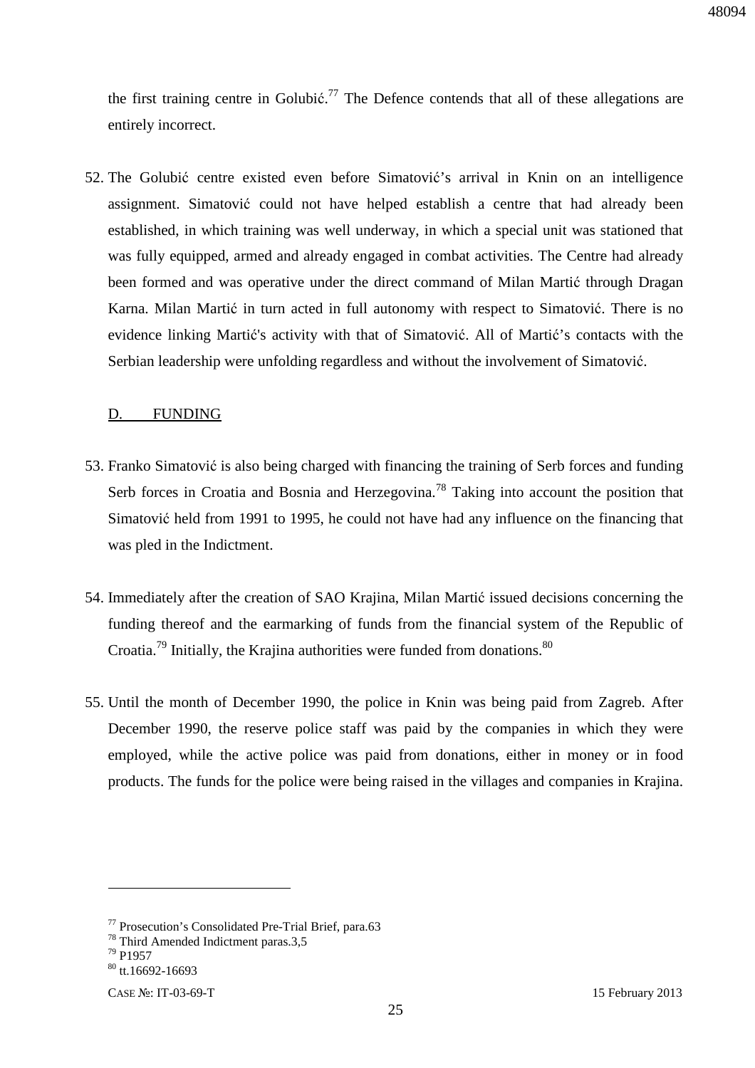the first training centre in Golubić.[77] The Defence contends that all of these allegations are entirely incorrect.

52. The Golubić centre existed even before Simatović's arrival in Knin on an intelligence assignment. Simatović could not have helped establish a centre that had already been established, in which training was well underway, in which a special unit was stationed that was fully equipped, armed and already engaged in combat activities. The Centre had already been formed and was operative under the direct command of Milan Martić through Dragan Karna. Milan Martić in turn acted in full autonomy with respect to Simatović. There is no evidence linking Martić's activity with that of Simatović. All of Martić's contacts with the Serbian leadership were unfolding regardless and without the involvement of Simatović.

## D. FUNDING

53. Franko Simatović is also being charged with financing the training of Serb forces and funding Serb forces in Croatia and Bosnia and Herzegovina.[78] Taking into account the position that Simatović held from 1991 to 1995, he could not have had any influence on the financing that was pled in the Indictment.

54. Immediately after the creation of SAO Krajina, Milan Martić issued decisions concerning the funding thereof and the earmarking of funds from the financial system of the Republic of Croatia.[79] Initially, the Krajina authorities were funded from donations.[80]

55. Until the month of December 1990, the police in Knin was being paid from Zagreb. After December 1990, the reserve police staff was paid by the companies in which they were employed, while the active police was paid from donations, either in money or in food products. The funds for the police were being raised in the villages and companies in Krajina.

---

[77] Prosecution's Consolidated Pre-Trial Brief, para.63

[78] Third Amended Indictment paras.3,5

[79] P1957

[80] tt.16692-16693

CASE №: IT-03-69-T 15 February 2013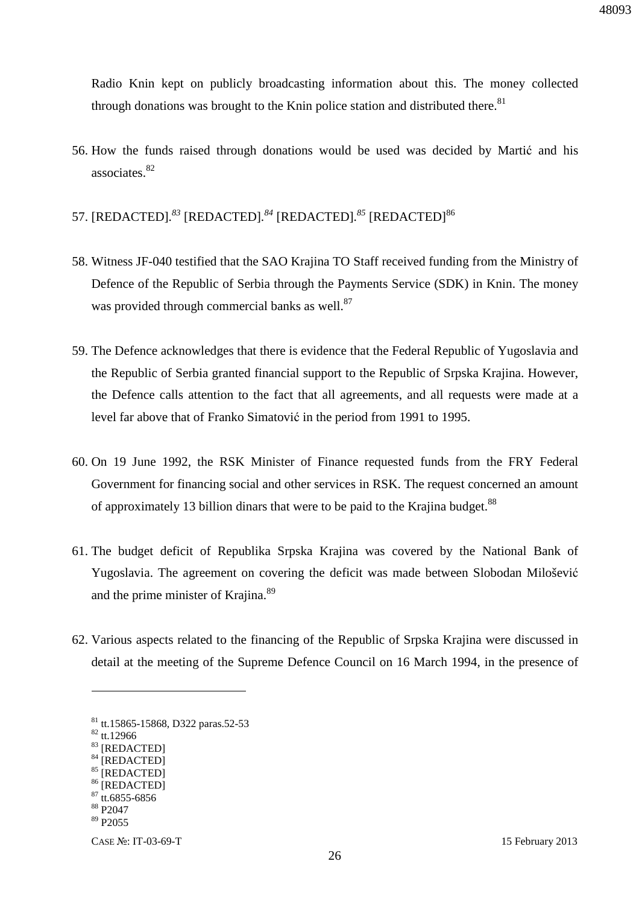Radio Knin kept on publicly broadcasting information about this. The money collected through donations was brought to the Knin police station and distributed there.[81]

56. How the funds raised through donations would be used was decided by Martić and his associates.[82]

57. [REDACTED].[83] [REDACTED].[84] [REDACTED].[85] [REDACTED][86]

58. Witness JF-040 testified that the SAO Krajina TO Staff received funding from the Ministry of Defence of the Republic of Serbia through the Payments Service (SDK) in Knin. The money was provided through commercial banks as well.[87]

59. The Defence acknowledges that there is evidence that the Federal Republic of Yugoslavia and the Republic of Serbia granted financial support to the Republic of Srpska Krajina. However, the Defence calls attention to the fact that all agreements, and all requests were made at a level far above that of Franko Simatović in the period from 1991 to 1995.

60. On 19 June 1992, the RSK Minister of Finance requested funds from the FRY Federal Government for financing social and other services in RSK. The request concerned an amount of approximately 13 billion dinars that were to be paid to the Krajina budget.[88]

61. The budget deficit of Republika Srpska Krajina was covered by the National Bank of Yugoslavia. The agreement on covering the deficit was made between Slobodan Milošević and the prime minister of Krajina.[89]

62. Various aspects related to the financing of the Republic of Srpska Krajina were discussed in detail at the meeting of the Supreme Defence Council on 16 March 1994, in the presence of

---

[81] tt.15865-15868, D322 paras.52-53
[82] tt.12966
[83] [REDACTED]
[84] [REDACTED]
[85] [REDACTED]
[86] [REDACTED]
[87] tt.6855-6856
[88] P2047
[89] P2055

CASE №: IT-03-69-T 15 February 2013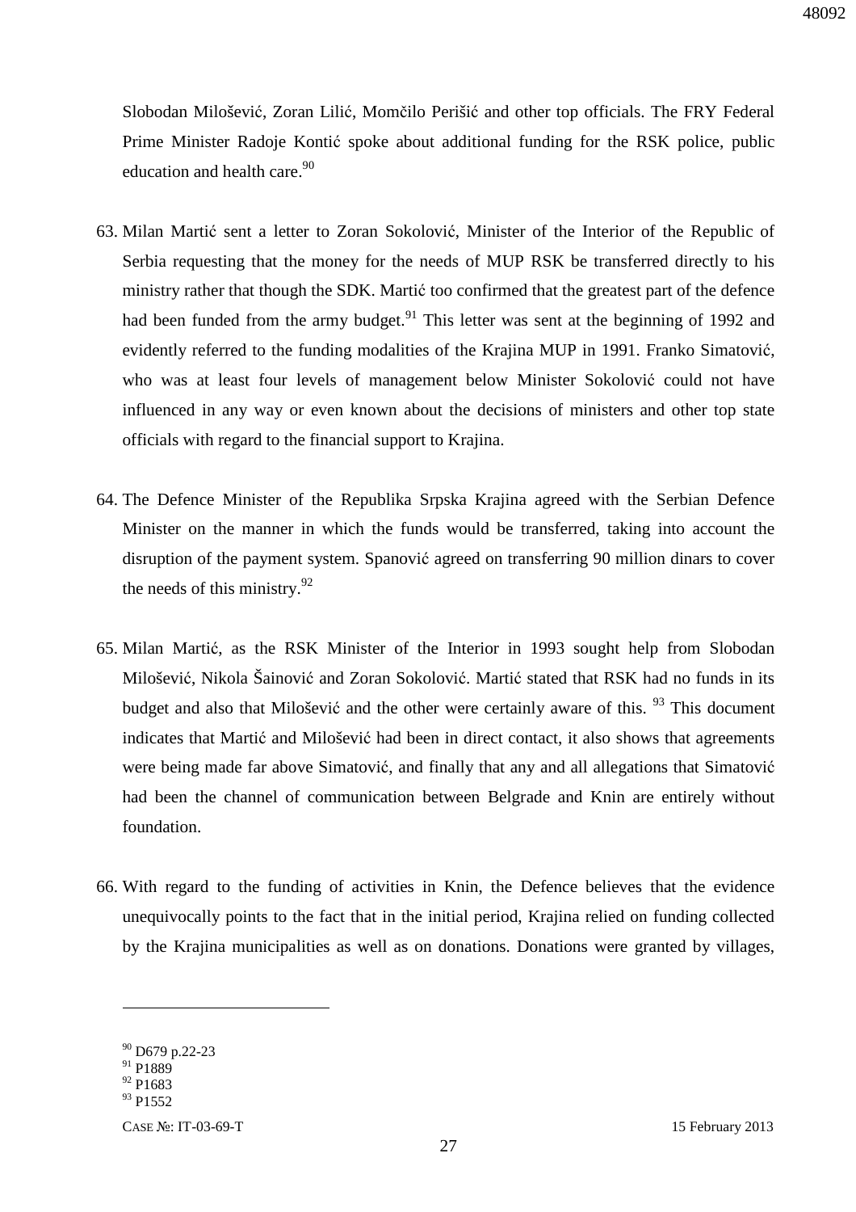Slobodan Milošević, Zoran Lilić, Momčilo Perišić and other top officials. The FRY Federal Prime Minister Radoje Kontić spoke about additional funding for the RSK police, public education and health care.[90]

63. Milan Martić sent a letter to Zoran Sokolović, Minister of the Interior of the Republic of Serbia requesting that the money for the needs of MUP RSK be transferred directly to his ministry rather that though the SDK. Martić too confirmed that the greatest part of the defence had been funded from the army budget.[91] This letter was sent at the beginning of 1992 and evidently referred to the funding modalities of the Krajina MUP in 1991. Franko Simatović, who was at least four levels of management below Minister Sokolović could not have influenced in any way or even known about the decisions of ministers and other top state officials with regard to the financial support to Krajina.

64. The Defence Minister of the Republika Srpska Krajina agreed with the Serbian Defence Minister on the manner in which the funds would be transferred, taking into account the disruption of the payment system. Spanović agreed on transferring 90 million dinars to cover the needs of this ministry.[92]

65. Milan Martić, as the RSK Minister of the Interior in 1993 sought help from Slobodan Milošević, Nikola Šainović and Zoran Sokolović. Martić stated that RSK had no funds in its budget and also that Milošević and the other were certainly aware of this. [93] This document indicates that Martić and Milošević had been in direct contact, it also shows that agreements were being made far above Simatović, and finally that any and all allegations that Simatović had been the channel of communication between Belgrade and Knin are entirely without foundation.

66. With regard to the funding of activities in Knin, the Defence believes that the evidence unequivocally points to the fact that in the initial period, Krajina relied on funding collected by the Krajina municipalities as well as on donations. Donations were granted by villages,

---

[90] D679 p.22-23
[91] P1889
[92] P1683
[93] P1552

CASE №: IT-03-69-T 15 February 2013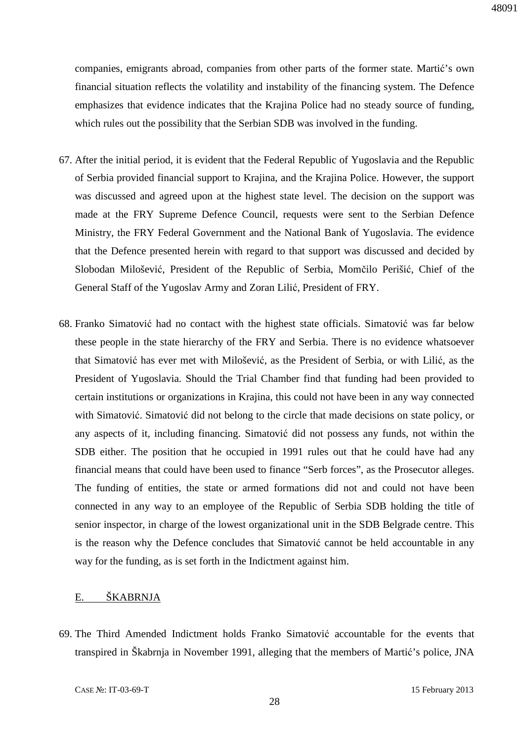companies, emigrants abroad, companies from other parts of the former state. Martić's own financial situation reflects the volatility and instability of the financing system. The Defence emphasizes that evidence indicates that the Krajina Police had no steady source of funding, which rules out the possibility that the Serbian SDB was involved in the funding.

67. After the initial period, it is evident that the Federal Republic of Yugoslavia and the Republic of Serbia provided financial support to Krajina, and the Krajina Police. However, the support was discussed and agreed upon at the highest state level. The decision on the support was made at the FRY Supreme Defence Council, requests were sent to the Serbian Defence Ministry, the FRY Federal Government and the National Bank of Yugoslavia. The evidence that the Defence presented herein with regard to that support was discussed and decided by Slobodan Milošević, President of the Republic of Serbia, Momčilo Perišić, Chief of the General Staff of the Yugoslav Army and Zoran Lilić, President of FRY.

68. Franko Simatović had no contact with the highest state officials. Simatović was far below these people in the state hierarchy of the FRY and Serbia. There is no evidence whatsoever that Simatović has ever met with Milošević, as the President of Serbia, or with Lilić, as the President of Yugoslavia. Should the Trial Chamber find that funding had been provided to certain institutions or organizations in Krajina, this could not have been in any way connected with Simatović. Simatović did not belong to the circle that made decisions on state policy, or any aspects of it, including financing. Simatović did not possess any funds, not within the SDB either. The position that he occupied in 1991 rules out that he could have had any financial means that could have been used to finance "Serb forces", as the Prosecutor alleges. The funding of entities, the state or armed formations did not and could not have been connected in any way to an employee of the Republic of Serbia SDB holding the title of senior inspector, in charge of the lowest organizational unit in the SDB Belgrade centre. This is the reason why the Defence concludes that Simatović cannot be held accountable in any way for the funding, as is set forth in the Indictment against him.

## E. ŠKABRNJA

69. The Third Amended Indictment holds Franko Simatović accountable for the events that transpired in Škabrnja in November 1991, alleging that the members of Martić's police, JNA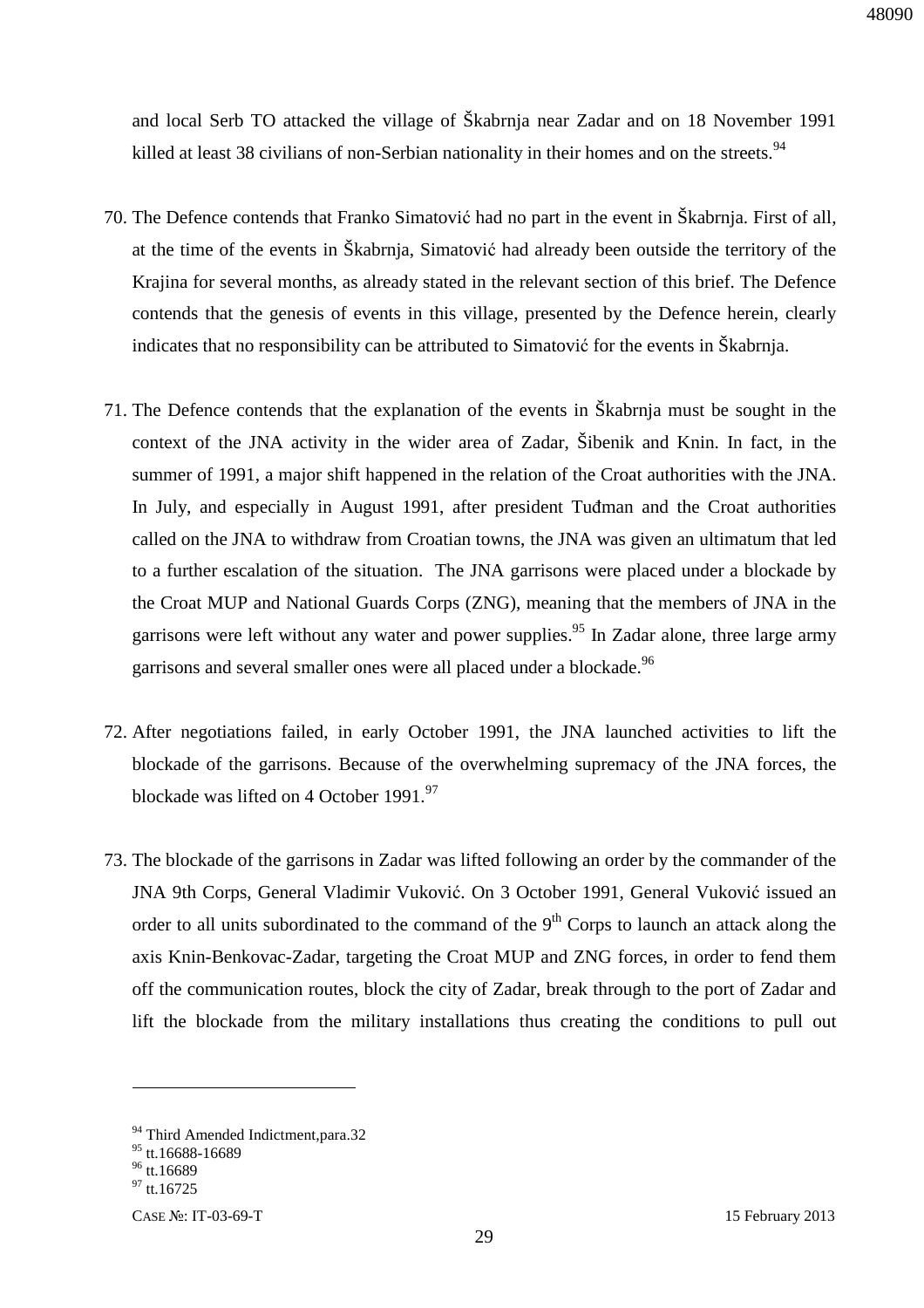and local Serb TO attacked the village of Škabrnja near Zadar and on 18 November 1991 killed at least 38 civilians of non-Serbian nationality in their homes and on the streets.[94]

70. The Defence contends that Franko Simatović had no part in the event in Škabrnja. First of all, at the time of the events in Škabrnja, Simatović had already been outside the territory of the Krajina for several months, as already stated in the relevant section of this brief. The Defence contends that the genesis of events in this village, presented by the Defence herein, clearly indicates that no responsibility can be attributed to Simatović for the events in Škabrnja.

71. The Defence contends that the explanation of the events in Škabrnja must be sought in the context of the JNA activity in the wider area of Zadar, Šibenik and Knin. In fact, in the summer of 1991, a major shift happened in the relation of the Croat authorities with the JNA. In July, and especially in August 1991, after president Tuđman and the Croat authorities called on the JNA to withdraw from Croatian towns, the JNA was given an ultimatum that led to a further escalation of the situation. The JNA garrisons were placed under a blockade by the Croat MUP and National Guards Corps (ZNG), meaning that the members of JNA in the garrisons were left without any water and power supplies.[95] In Zadar alone, three large army garrisons and several smaller ones were all placed under a blockade.[96]

72. After negotiations failed, in early October 1991, the JNA launched activities to lift the blockade of the garrisons. Because of the overwhelming supremacy of the JNA forces, the blockade was lifted on 4 October 1991.[97]

73. The blockade of the garrisons in Zadar was lifted following an order by the commander of the JNA 9th Corps, General Vladimir Vuković. On 3 October 1991, General Vuković issued an order to all units subordinated to the command of the 9th Corps to launch an attack along the axis Knin-Benkovac-Zadar, targeting the Croat MUP and ZNG forces, in order to fend them off the communication routes, block the city of Zadar, break through to the port of Zadar and lift the blockade from the military installations thus creating the conditions to pull out

---

[94] Third Amended Indictment,para.32

[95] tt.16688-16689

[96] tt.16689

[97] tt.16725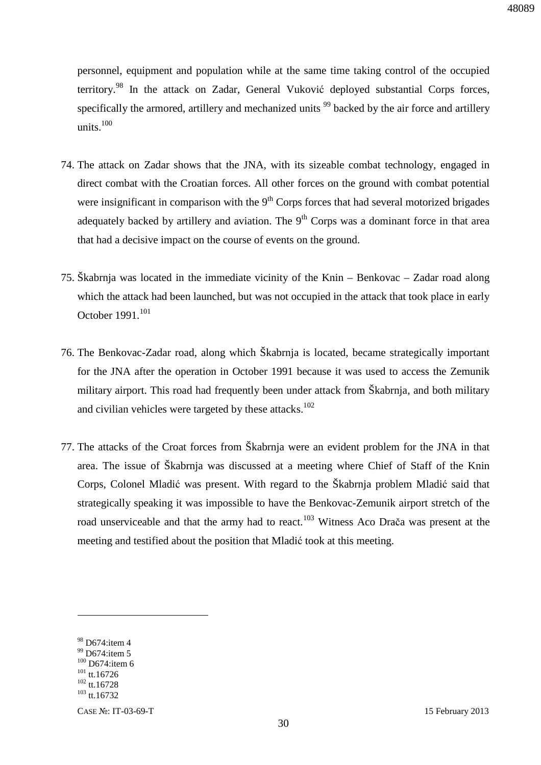personnel, equipment and population while at the same time taking control of the occupied territory.[98] In the attack on Zadar, General Vuković deployed substantial Corps forces, specifically the armored, artillery and mechanized units [99] backed by the air force and artillery units.[100]

74. The attack on Zadar shows that the JNA, with its sizeable combat technology, engaged in direct combat with the Croatian forces. All other forces on the ground with combat potential were insignificant in comparison with the 9th Corps forces that had several motorized brigades adequately backed by artillery and aviation. The 9th Corps was a dominant force in that area that had a decisive impact on the course of events on the ground.

75. Škabrnja was located in the immediate vicinity of the Knin – Benkovac – Zadar road along which the attack had been launched, but was not occupied in the attack that took place in early October 1991.[101]

76. The Benkovac-Zadar road, along which Škabrnja is located, became strategically important for the JNA after the operation in October 1991 because it was used to access the Zemunik military airport. This road had frequently been under attack from Škabrnja, and both military and civilian vehicles were targeted by these attacks.[102]

77. The attacks of the Croat forces from Škabrnja were an evident problem for the JNA in that area. The issue of Škabrnja was discussed at a meeting where Chief of Staff of the Knin Corps, Colonel Mladić was present. With regard to the Škabrnja problem Mladić said that strategically speaking it was impossible to have the Benkovac-Zemunik airport stretch of the road unserviceable and that the army had to react.[103] Witness Aco Drača was present at the meeting and testified about the position that Mladić took at this meeting.

---

[98] D674:item 4
[99] D674:item 5
[100] D674:item 6
[101] tt.16726
[102] tt.16728
[103] tt.16732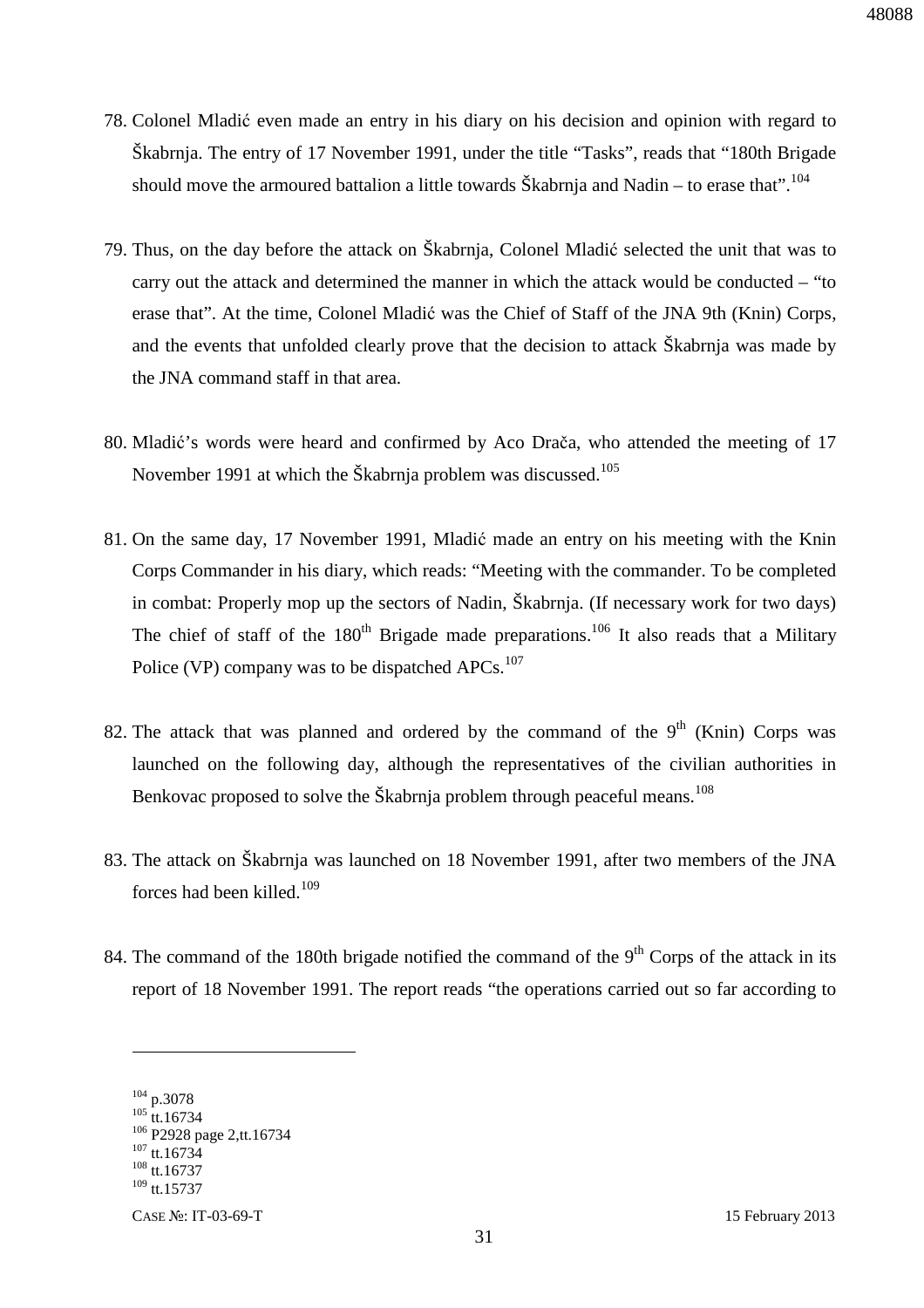78. Colonel Mladić even made an entry in his diary on his decision and opinion with regard to Škabrnja. The entry of 17 November 1991, under the title "Tasks", reads that "180th Brigade should move the armoured battalion a little towards Škabrnja and Nadin – to erase that".[104]

79. Thus, on the day before the attack on Škabrnja, Colonel Mladić selected the unit that was to carry out the attack and determined the manner in which the attack would be conducted – "to erase that". At the time, Colonel Mladić was the Chief of Staff of the JNA 9th (Knin) Corps, and the events that unfolded clearly prove that the decision to attack Škabrnja was made by the JNA command staff in that area.

80. Mladić's words were heard and confirmed by Aco Drača, who attended the meeting of 17 November 1991 at which the Škabrnja problem was discussed.[105]

81. On the same day, 17 November 1991, Mladić made an entry on his meeting with the Knin Corps Commander in his diary, which reads: "Meeting with the commander. To be completed in combat: Properly mop up the sectors of Nadin, Škabrnja. (If necessary work for two days) The chief of staff of the 180th Brigade made preparations.[106] It also reads that a Military Police (VP) company was to be dispatched APCs.[107]

82. The attack that was planned and ordered by the command of the 9th (Knin) Corps was launched on the following day, although the representatives of the civilian authorities in Benkovac proposed to solve the Škabrnja problem through peaceful means.[108]

83. The attack on Škabrnja was launched on 18 November 1991, after two members of the JNA forces had been killed.[109]

84. The command of the 180th brigade notified the command of the 9th Corps of the attack in its report of 18 November 1991. The report reads "the operations carried out so far according to

---

[104] p.3078
[105] tt.16734
[106] P2928 page 2,tt.16734
[107] tt.16734
[108] tt.16737
[109] tt.15737

CASE №: IT-03-69-T 15 February 2013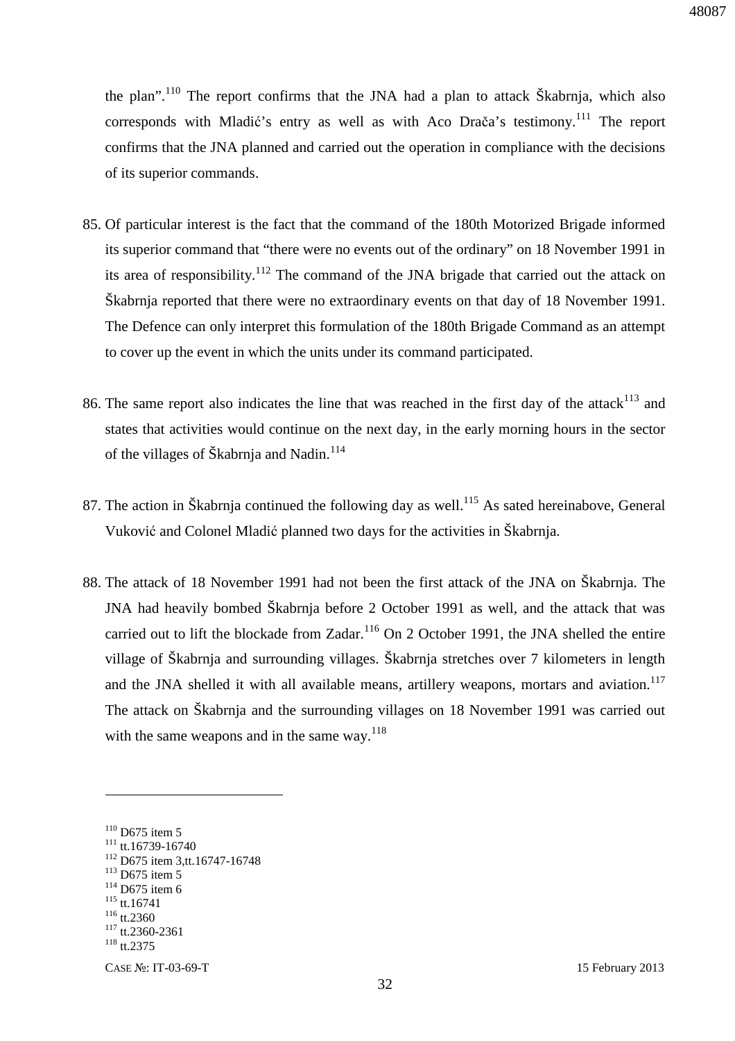the plan".[110] The report confirms that the JNA had a plan to attack Škabrnja, which also corresponds with Mladić's entry as well as with Aco Drača's testimony.[111] The report confirms that the JNA planned and carried out the operation in compliance with the decisions of its superior commands.

85. Of particular interest is the fact that the command of the 180th Motorized Brigade informed its superior command that "there were no events out of the ordinary" on 18 November 1991 in its area of responsibility.[112] The command of the JNA brigade that carried out the attack on Škabrnja reported that there were no extraordinary events on that day of 18 November 1991. The Defence can only interpret this formulation of the 180th Brigade Command as an attempt to cover up the event in which the units under its command participated.

86. The same report also indicates the line that was reached in the first day of the attack[113] and states that activities would continue on the next day, in the early morning hours in the sector of the villages of Škabrnja and Nadin.[114]

87. The action in Škabrnja continued the following day as well.[115] As sated hereinabove, General Vuković and Colonel Mladić planned two days for the activities in Škabrnja.

88. The attack of 18 November 1991 had not been the first attack of the JNA on Škabrnja. The JNA had heavily bombed Škabrnja before 2 October 1991 as well, and the attack that was carried out to lift the blockade from Zadar.[116] On 2 October 1991, the JNA shelled the entire village of Škabrnja and surrounding villages. Škabrnja stretches over 7 kilometers in length and the JNA shelled it with all available means, artillery weapons, mortars and aviation.[117] The attack on Škabrnja and the surrounding villages on 18 November 1991 was carried out with the same weapons and in the same way.[118]

---

[110] D675 item 5
[111] tt.16739-16740
[112] D675 item 3,tt.16747-16748
[113] D675 item 5
[114] D675 item 6
[115] tt.16741
[116] tt.2360
[117] tt.2360-2361
[118] tt.2375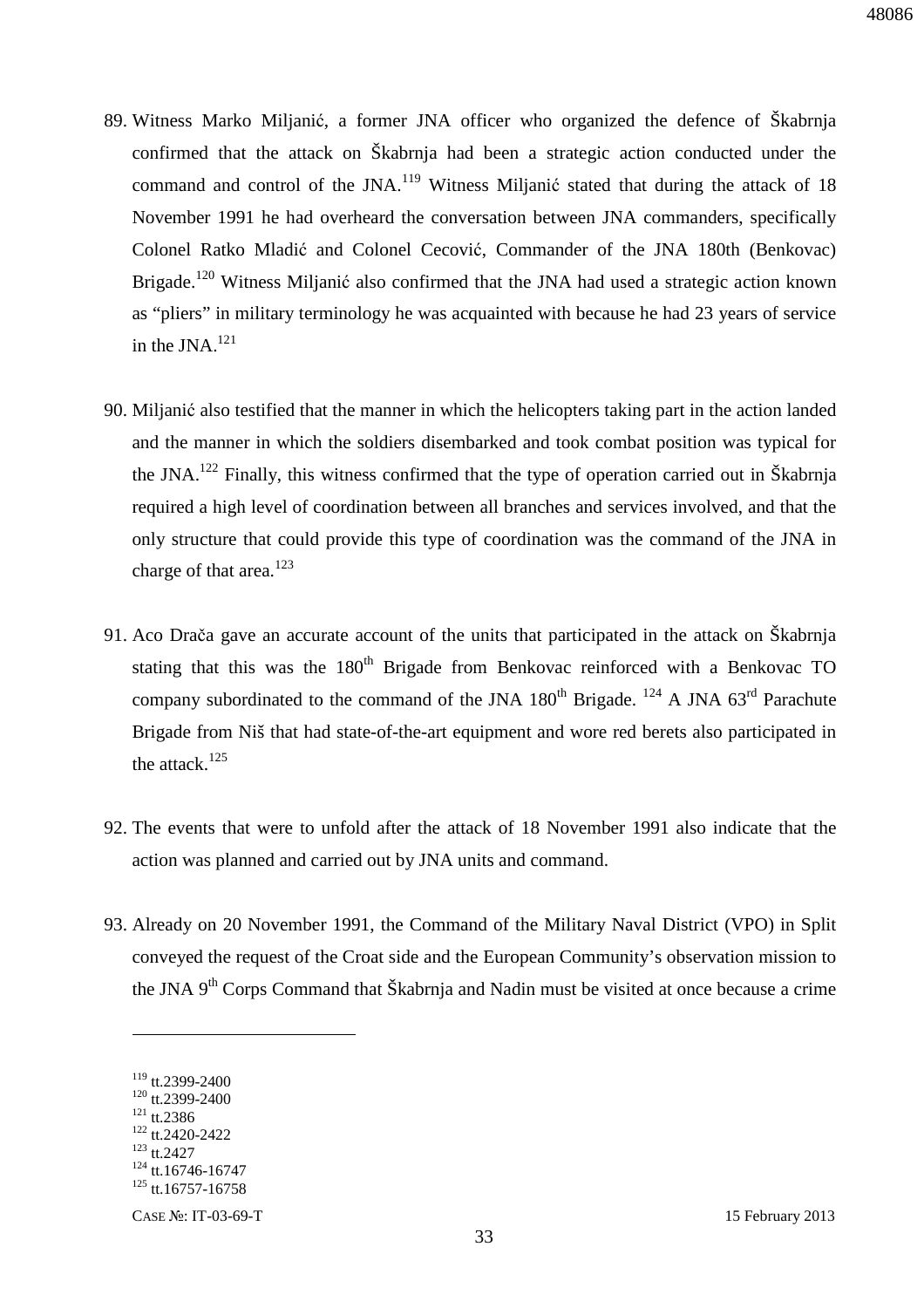89. Witness Marko Miljanić, a former JNA officer who organized the defence of Škabrnja confirmed that the attack on Škabrnja had been a strategic action conducted under the command and control of the JNA.[119] Witness Miljanić stated that during the attack of 18 November 1991 he had overheard the conversation between JNA commanders, specifically Colonel Ratko Mladić and Colonel Cecović, Commander of the JNA 180th (Benkovac) Brigade.[120] Witness Miljanić also confirmed that the JNA had used a strategic action known as "pliers" in military terminology he was acquainted with because he had 23 years of service in the JNA.[121]

90. Miljanić also testified that the manner in which the helicopters taking part in the action landed and the manner in which the soldiers disembarked and took combat position was typical for the JNA.[122] Finally, this witness confirmed that the type of operation carried out in Škabrnja required a high level of coordination between all branches and services involved, and that the only structure that could provide this type of coordination was the command of the JNA in charge of that area.[123]

91. Aco Drača gave an accurate account of the units that participated in the attack on Škabrnja stating that this was the 180th Brigade from Benkovac reinforced with a Benkovac TO company subordinated to the command of the JNA 180th Brigade. [124] A JNA 63rd Parachute Brigade from Niš that had state-of-the-art equipment and wore red berets also participated in the attack.[125]

92. The events that were to unfold after the attack of 18 November 1991 also indicate that the action was planned and carried out by JNA units and command.

93. Already on 20 November 1991, the Command of the Military Naval District (VPO) in Split conveyed the request of the Croat side and the European Community's observation mission to the JNA 9th Corps Command that Škabrnja and Nadin must be visited at once because a crime

---

[119] tt.2399-2400
[120] tt.2399-2400
[121] tt.2386
[122] tt.2420-2422
[123] tt.2427
[124] tt.16746-16747
[125] tt.16757-16758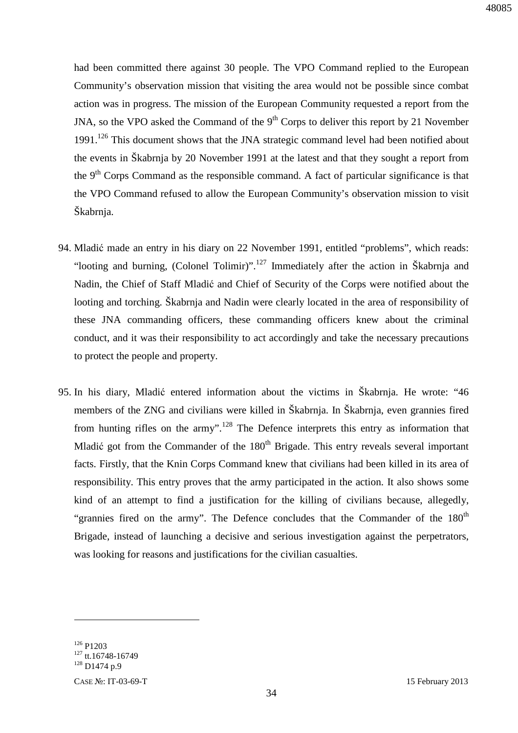had been committed there against 30 people. The VPO Command replied to the European Community's observation mission that visiting the area would not be possible since combat action was in progress. The mission of the European Community requested a report from the JNA, so the VPO asked the Command of the 9th Corps to deliver this report by 21 November 1991.[126] This document shows that the JNA strategic command level had been notified about the events in Škabrnja by 20 November 1991 at the latest and that they sought a report from the 9th Corps Command as the responsible command. A fact of particular significance is that the VPO Command refused to allow the European Community's observation mission to visit Škabrnja.

94. Mladić made an entry in his diary on 22 November 1991, entitled "problems", which reads: "looting and burning, (Colonel Tolimir)".[127] Immediately after the action in Škabrnja and Nadin, the Chief of Staff Mladić and Chief of Security of the Corps were notified about the looting and torching. Škabrnja and Nadin were clearly located in the area of responsibility of these JNA commanding officers, these commanding officers knew about the criminal conduct, and it was their responsibility to act accordingly and take the necessary precautions to protect the people and property.

95. In his diary, Mladić entered information about the victims in Škabrnja. He wrote: "46 members of the ZNG and civilians were killed in Škabrnja. In Škabrnja, even grannies fired from hunting rifles on the army".[128] The Defence interprets this entry as information that Mladić got from the Commander of the 180th Brigade. This entry reveals several important facts. Firstly, that the Knin Corps Command knew that civilians had been killed in its area of responsibility. This entry proves that the army participated in the action. It also shows some kind of an attempt to find a justification for the killing of civilians because, allegedly, "grannies fired on the army". The Defence concludes that the Commander of the 180th Brigade, instead of launching a decisive and serious investigation against the perpetrators, was looking for reasons and justifications for the civilian casualties.

[126] P1203
[127] tt.16748-16749
[128] D1474 p.9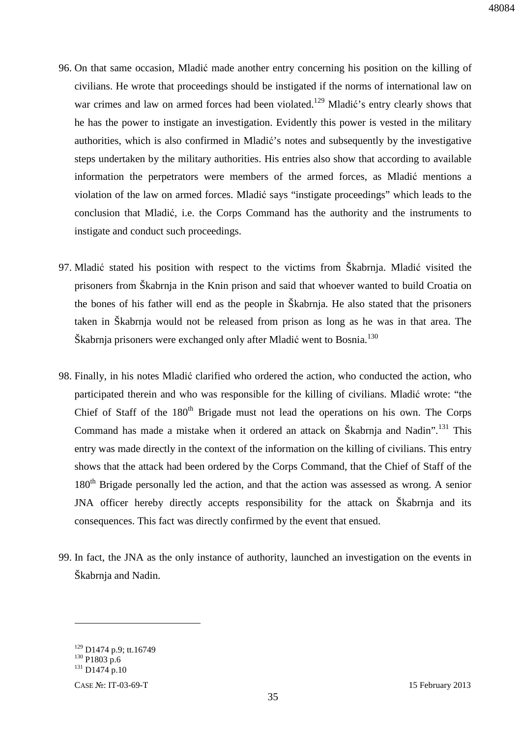96. On that same occasion, Mladić made another entry concerning his position on the killing of civilians. He wrote that proceedings should be instigated if the norms of international law on war crimes and law on armed forces had been violated.[129] Mladić's entry clearly shows that he has the power to instigate an investigation. Evidently this power is vested in the military authorities, which is also confirmed in Mladić's notes and subsequently by the investigative steps undertaken by the military authorities. His entries also show that according to available information the perpetrators were members of the armed forces, as Mladić mentions a violation of the law on armed forces. Mladić says "instigate proceedings" which leads to the conclusion that Mladić, i.e. the Corps Command has the authority and the instruments to instigate and conduct such proceedings.

97. Mladić stated his position with respect to the victims from Škabrnja. Mladić visited the prisoners from Škabrnja in the Knin prison and said that whoever wanted to build Croatia on the bones of his father will end as the people in Škabrnja. He also stated that the prisoners taken in Škabrnja would not be released from prison as long as he was in that area. The Škabrnja prisoners were exchanged only after Mladić went to Bosnia.[130]

98. Finally, in his notes Mladić clarified who ordered the action, who conducted the action, who participated therein and who was responsible for the killing of civilians. Mladić wrote: "the Chief of Staff of the 180th Brigade must not lead the operations on his own. The Corps Command has made a mistake when it ordered an attack on Škabrnja and Nadin".[131] This entry was made directly in the context of the information on the killing of civilians. This entry shows that the attack had been ordered by the Corps Command, that the Chief of Staff of the 180th Brigade personally led the action, and that the action was assessed as wrong. A senior JNA officer hereby directly accepts responsibility for the attack on Škabrnja and its consequences. This fact was directly confirmed by the event that ensued.

99. In fact, the JNA as the only instance of authority, launched an investigation on the events in Škabrnja and Nadin.

---

[129] D1474 p.9; tt.16749
[130] P1803 p.6
[131] D1474 p.10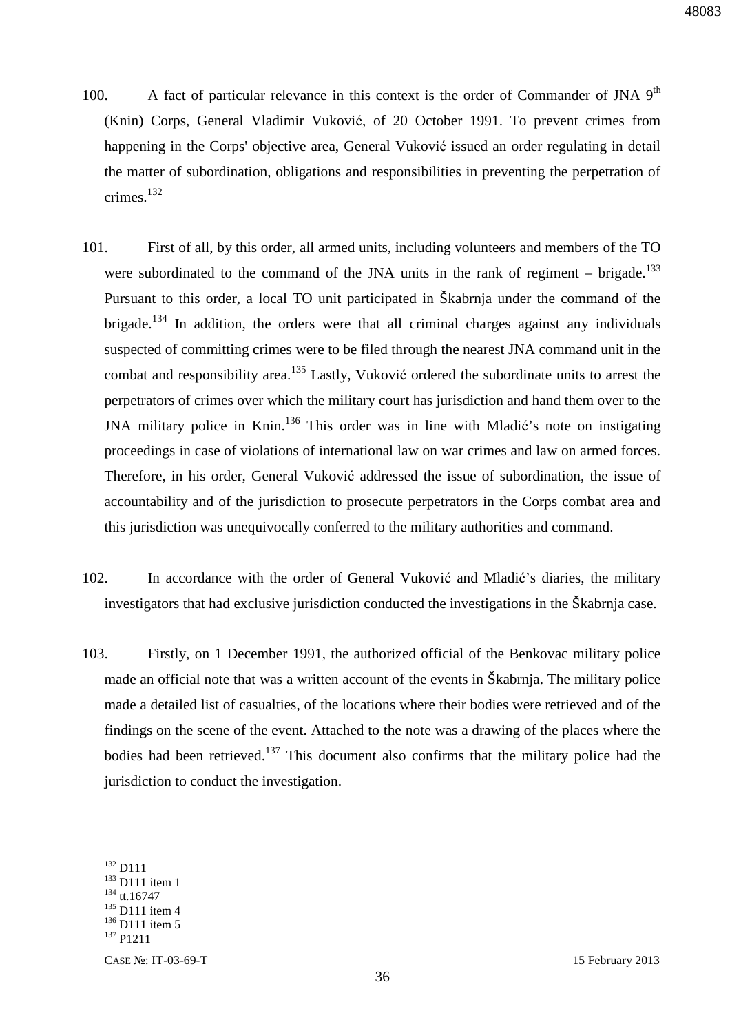100. A fact of particular relevance in this context is the order of Commander of JNA 9th (Knin) Corps, General Vladimir Vuković, of 20 October 1991. To prevent crimes from happening in the Corps' objective area, General Vuković issued an order regulating in detail the matter of subordination, obligations and responsibilities in preventing the perpetration of crimes.[132]

101. First of all, by this order, all armed units, including volunteers and members of the TO were subordinated to the command of the JNA units in the rank of regiment – brigade.[133] Pursuant to this order, a local TO unit participated in Škabrnja under the command of the brigade.[134] In addition, the orders were that all criminal charges against any individuals suspected of committing crimes were to be filed through the nearest JNA command unit in the combat and responsibility area.[135] Lastly, Vuković ordered the subordinate units to arrest the perpetrators of crimes over which the military court has jurisdiction and hand them over to the JNA military police in Knin.[136] This order was in line with Mladić's note on instigating proceedings in case of violations of international law on war crimes and law on armed forces. Therefore, in his order, General Vuković addressed the issue of subordination, the issue of accountability and of the jurisdiction to prosecute perpetrators in the Corps combat area and this jurisdiction was unequivocally conferred to the military authorities and command.

102. In accordance with the order of General Vuković and Mladić's diaries, the military investigators that had exclusive jurisdiction conducted the investigations in the Škabrnja case.

103. Firstly, on 1 December 1991, the authorized official of the Benkovac military police made an official note that was a written account of the events in Škabrnja. The military police made a detailed list of casualties, of the locations where their bodies were retrieved and of the findings on the scene of the event. Attached to the note was a drawing of the places where the bodies had been retrieved.[137] This document also confirms that the military police had the jurisdiction to conduct the investigation.

---

[132] D111
[133] D111 item 1
[134] tt.16747
[135] D111 item 4
[136] D111 item 5
[137] P1211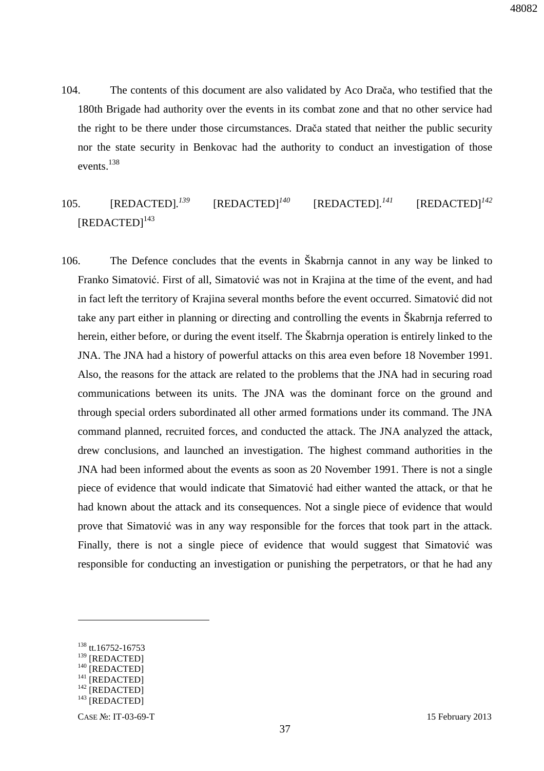104. The contents of this document are also validated by Aco Drača, who testified that the 180th Brigade had authority over the events in its combat zone and that no other service had the right to be there under those circumstances. Drača stated that neither the public security nor the state security in Benkovac had the authority to conduct an investigation of those events.[138]

105. [REDACTED].[139] [REDACTED][140] [REDACTED].[141] [REDACTED][142] [REDACTED][143]

106. The Defence concludes that the events in Škabrnja cannot in any way be linked to Franko Simatović. First of all, Simatović was not in Krajina at the time of the event, and had in fact left the territory of Krajina several months before the event occurred. Simatović did not take any part either in planning or directing and controlling the events in Škabrnja referred to herein, either before, or during the event itself. The Škabrnja operation is entirely linked to the JNA. The JNA had a history of powerful attacks on this area even before 18 November 1991. Also, the reasons for the attack are related to the problems that the JNA had in securing road communications between its units. The JNA was the dominant force on the ground and through special orders subordinated all other armed formations under its command. The JNA command planned, recruited forces, and conducted the attack. The JNA analyzed the attack, drew conclusions, and launched an investigation. The highest command authorities in the JNA had been informed about the events as soon as 20 November 1991. There is not a single piece of evidence that would indicate that Simatović had either wanted the attack, or that he had known about the attack and its consequences. Not a single piece of evidence that would prove that Simatović was in any way responsible for the forces that took part in the attack. Finally, there is not a single piece of evidence that would suggest that Simatović was responsible for conducting an investigation or punishing the perpetrators, or that he had any

---

[138] tt.16752-16753
[139] [REDACTED]
[140] [REDACTED]
[141] [REDACTED]
[142] [REDACTED]
[143] [REDACTED]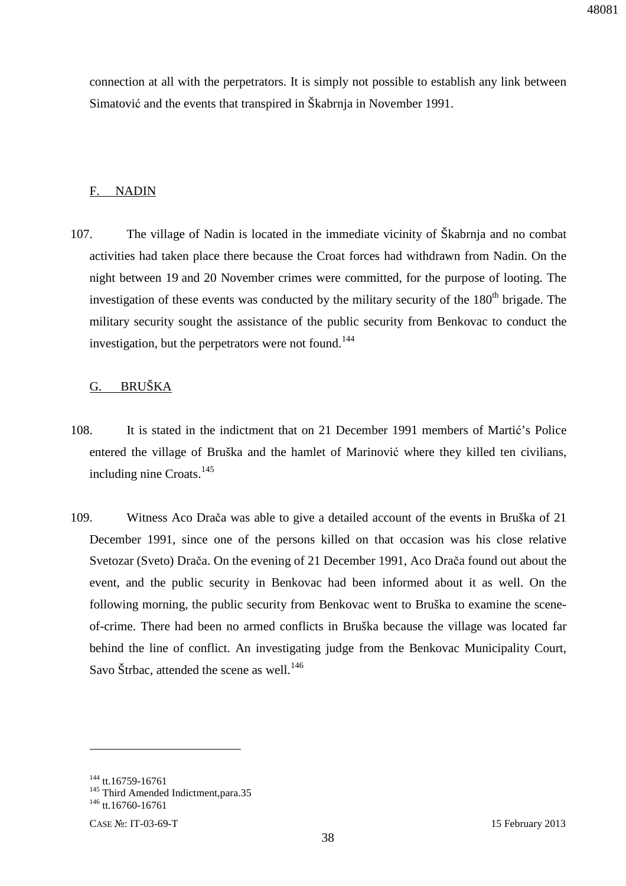connection at all with the perpetrators. It is simply not possible to establish any link between Simatović and the events that transpired in Škabrnja in November 1991.

## F. NADIN

107. The village of Nadin is located in the immediate vicinity of Škabrnja and no combat activities had taken place there because the Croat forces had withdrawn from Nadin. On the night between 19 and 20 November crimes were committed, for the purpose of looting. The investigation of these events was conducted by the military security of the 180th brigade. The military security sought the assistance of the public security from Benkovac to conduct the investigation, but the perpetrators were not found.[144]

## G. BRUŠKA

108. It is stated in the indictment that on 21 December 1991 members of Martić's Police entered the village of Bruška and the hamlet of Marinović where they killed ten civilians, including nine Croats.[145]

109. Witness Aco Drača was able to give a detailed account of the events in Bruška of 21 December 1991, since one of the persons killed on that occasion was his close relative Svetozar (Sveto) Drača. On the evening of 21 December 1991, Aco Drača found out about the event, and the public security in Benkovac had been informed about it as well. On the following morning, the public security from Benkovac went to Bruška to examine the scene-of-crime. There had been no armed conflicts in Bruška because the village was located far behind the line of conflict. An investigating judge from the Benkovac Municipality Court, Savo Štrbac, attended the scene as well.[146]

---

[144] tt.16759-16761
[145] Third Amended Indictment,para.35
[146] tt.16760-16761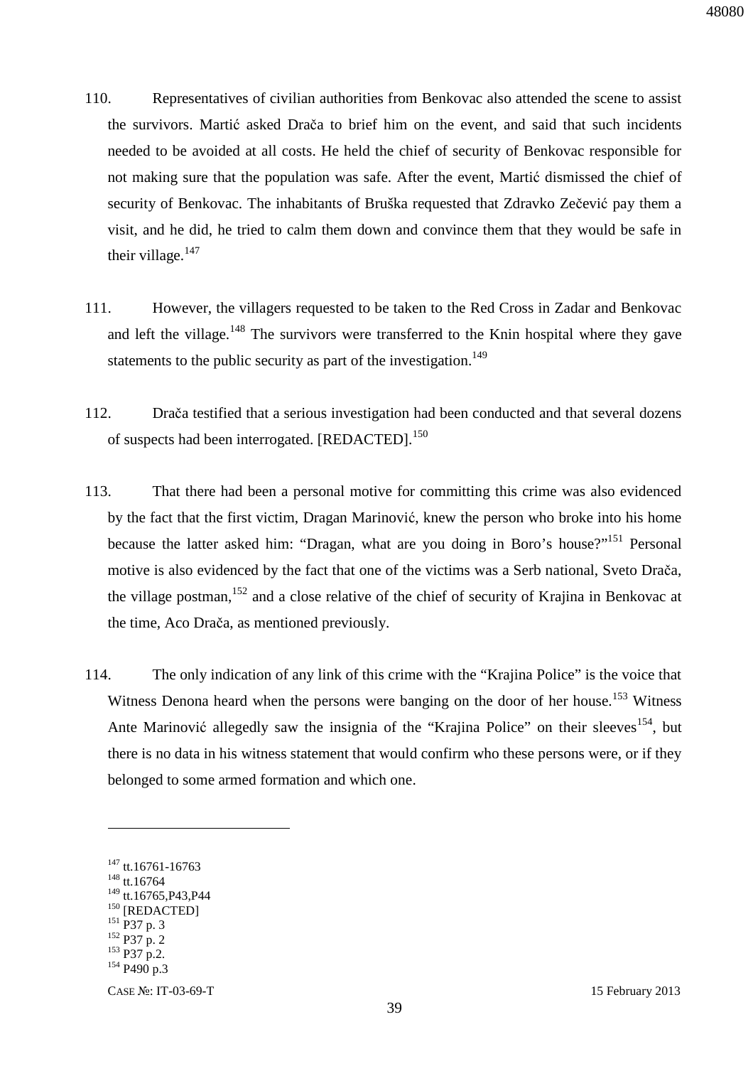110. Representatives of civilian authorities from Benkovac also attended the scene to assist the survivors. Martić asked Drača to brief him on the event, and said that such incidents needed to be avoided at all costs. He held the chief of security of Benkovac responsible for not making sure that the population was safe. After the event, Martić dismissed the chief of security of Benkovac. The inhabitants of Bruška requested that Zdravko Zečević pay them a visit, and he did, he tried to calm them down and convince them that they would be safe in their village.[147]

111. However, the villagers requested to be taken to the Red Cross in Zadar and Benkovac and left the village.[148] The survivors were transferred to the Knin hospital where they gave statements to the public security as part of the investigation.[149]

112. Drača testified that a serious investigation had been conducted and that several dozens of suspects had been interrogated. [REDACTED].[150]

113. That there had been a personal motive for committing this crime was also evidenced by the fact that the first victim, Dragan Marinović, knew the person who broke into his home because the latter asked him: "Dragan, what are you doing in Boro's house?"[151] Personal motive is also evidenced by the fact that one of the victims was a Serb national, Sveto Drača, the village postman,[152] and a close relative of the chief of security of Krajina in Benkovac at the time, Aco Drača, as mentioned previously.

114. The only indication of any link of this crime with the "Krajina Police" is the voice that Witness Denona heard when the persons were banging on the door of her house.[153] Witness Ante Marinović allegedly saw the insignia of the "Krajina Police" on their sleeves[154], but there is no data in his witness statement that would confirm who these persons were, or if they belonged to some armed formation and which one.

---

[147] tt.16761-16763
[148] tt.16764
[149] tt.16765,P43,P44
[150] [REDACTED]
[151] P37 p. 3
[152] P37 p. 2
[153] P37 p.2.
[154] P490 p.3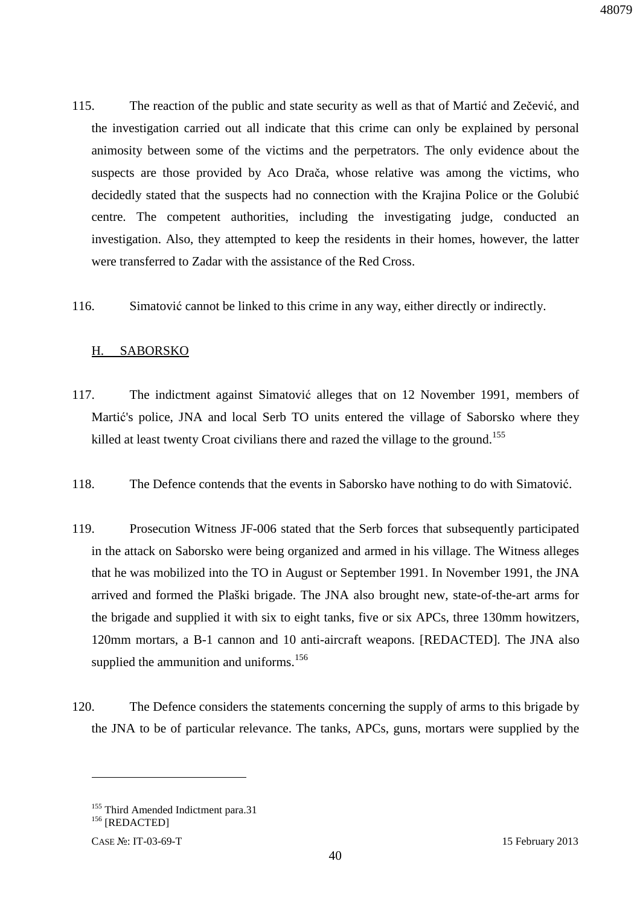115. The reaction of the public and state security as well as that of Martić and Zečević, and the investigation carried out all indicate that this crime can only be explained by personal animosity between some of the victims and the perpetrators. The only evidence about the suspects are those provided by Aco Drača, whose relative was among the victims, who decidedly stated that the suspects had no connection with the Krajina Police or the Golubić centre. The competent authorities, including the investigating judge, conducted an investigation. Also, they attempted to keep the residents in their homes, however, the latter were transferred to Zadar with the assistance of the Red Cross.

116. Simatović cannot be linked to this crime in any way, either directly or indirectly.

## H. SABORSKO

117. The indictment against Simatović alleges that on 12 November 1991, members of Martić's police, JNA and local Serb TO units entered the village of Saborsko where they killed at least twenty Croat civilians there and razed the village to the ground.[155]

118. The Defence contends that the events in Saborsko have nothing to do with Simatović.

119. Prosecution Witness JF-006 stated that the Serb forces that subsequently participated in the attack on Saborsko were being organized and armed in his village. The Witness alleges that he was mobilized into the TO in August or September 1991. In November 1991, the JNA arrived and formed the Plaški brigade. The JNA also brought new, state-of-the-art arms for the brigade and supplied it with six to eight tanks, five or six APCs, three 130mm howitzers, 120mm mortars, a B-1 cannon and 10 anti-aircraft weapons. [REDACTED]. The JNA also supplied the ammunition and uniforms.[156]

120. The Defence considers the statements concerning the supply of arms to this brigade by the JNA to be of particular relevance. The tanks, APCs, guns, mortars were supplied by the

---

[155] Third Amended Indictment para.31

[156] [REDACTED]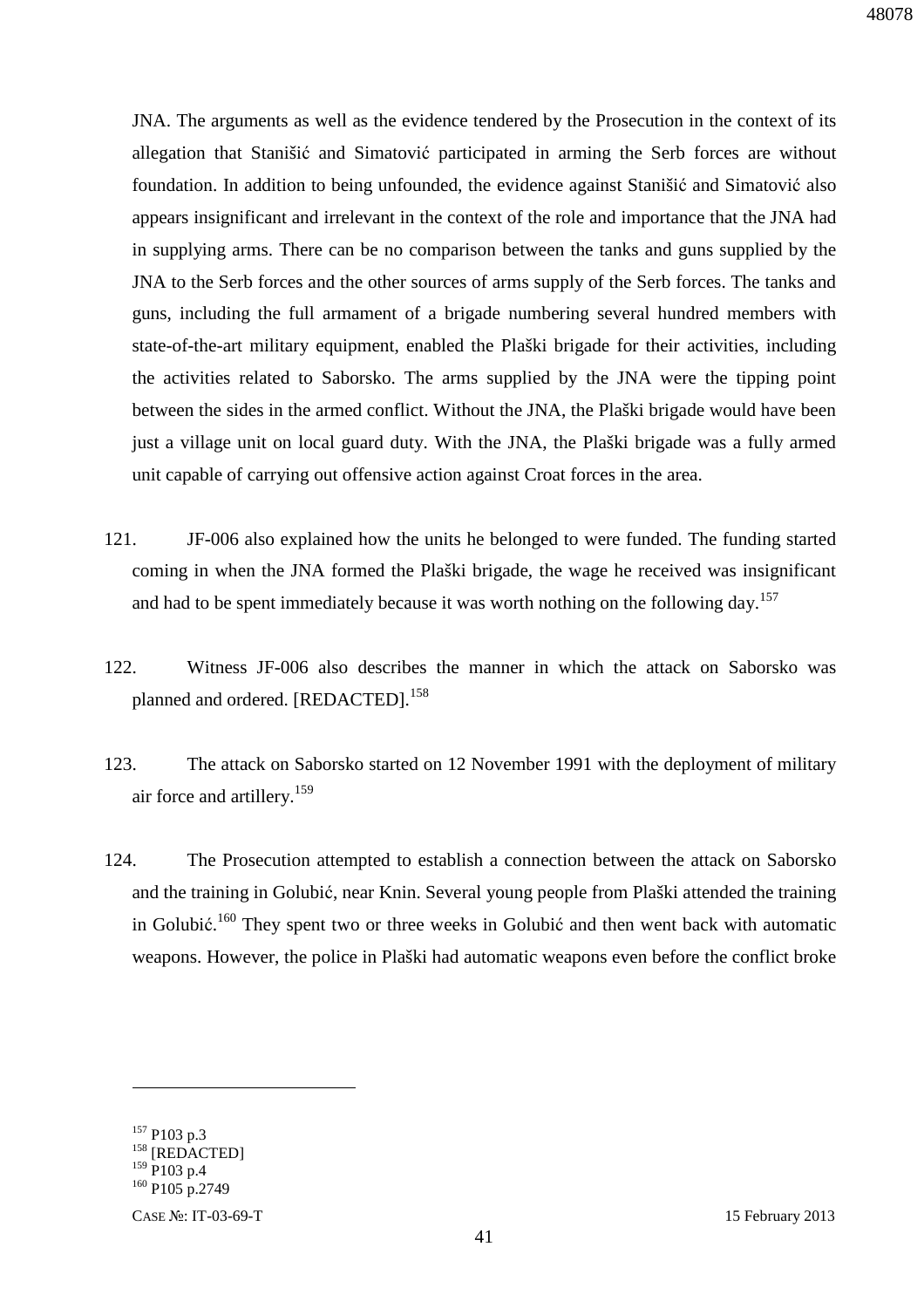JNA. The arguments as well as the evidence tendered by the Prosecution in the context of its allegation that Stanišić and Simatović participated in arming the Serb forces are without foundation. In addition to being unfounded, the evidence against Stanišić and Simatović also appears insignificant and irrelevant in the context of the role and importance that the JNA had in supplying arms. There can be no comparison between the tanks and guns supplied by the JNA to the Serb forces and the other sources of arms supply of the Serb forces. The tanks and guns, including the full armament of a brigade numbering several hundred members with state-of-the-art military equipment, enabled the Plaški brigade for their activities, including the activities related to Saborsko. The arms supplied by the JNA were the tipping point between the sides in the armed conflict. Without the JNA, the Plaški brigade would have been just a village unit on local guard duty. With the JNA, the Plaški brigade was a fully armed unit capable of carrying out offensive action against Croat forces in the area.

121. JF-006 also explained how the units he belonged to were funded. The funding started coming in when the JNA formed the Plaški brigade, the wage he received was insignificant and had to be spent immediately because it was worth nothing on the following day.[157]

122. Witness JF-006 also describes the manner in which the attack on Saborsko was planned and ordered. [REDACTED].[158]

123. The attack on Saborsko started on 12 November 1991 with the deployment of military air force and artillery.[159]

124. The Prosecution attempted to establish a connection between the attack on Saborsko and the training in Golubić, near Knin. Several young people from Plaški attended the training in Golubić.[160] They spent two or three weeks in Golubić and then went back with automatic weapons. However, the police in Plaški had automatic weapons even before the conflict broke

---

[157] P103 p.3
[158] [REDACTED]
[159] P103 p.4
[160] P105 p.2749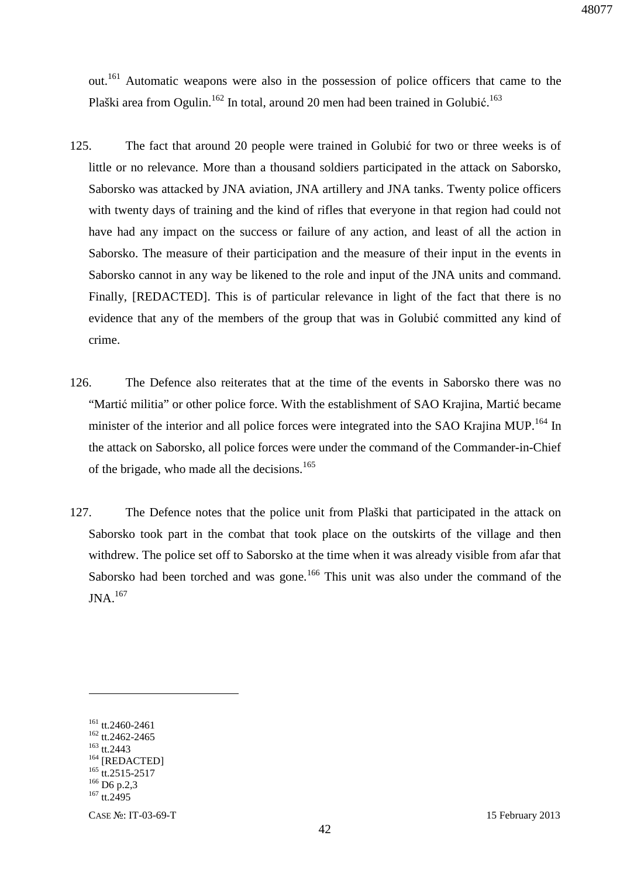out.[161] Automatic weapons were also in the possession of police officers that came to the Plaški area from Ogulin.[162] In total, around 20 men had been trained in Golubić.[163]

125. The fact that around 20 people were trained in Golubić for two or three weeks is of little or no relevance. More than a thousand soldiers participated in the attack on Saborsko, Saborsko was attacked by JNA aviation, JNA artillery and JNA tanks. Twenty police officers with twenty days of training and the kind of rifles that everyone in that region had could not have had any impact on the success or failure of any action, and least of all the action in Saborsko. The measure of their participation and the measure of their input in the events in Saborsko cannot in any way be likened to the role and input of the JNA units and command. Finally, [REDACTED]. This is of particular relevance in light of the fact that there is no evidence that any of the members of the group that was in Golubić committed any kind of crime.

126. The Defence also reiterates that at the time of the events in Saborsko there was no "Martić militia" or other police force. With the establishment of SAO Krajina, Martić became minister of the interior and all police forces were integrated into the SAO Krajina MUP.[164] In the attack on Saborsko, all police forces were under the command of the Commander-in-Chief of the brigade, who made all the decisions.[165]

127. The Defence notes that the police unit from Plaški that participated in the attack on Saborsko took part in the combat that took place on the outskirts of the village and then withdrew. The police set off to Saborsko at the time when it was already visible from afar that Saborsko had been torched and was gone.[166] This unit was also under the command of the JNA.[167]

---

[161] tt.2460-2461
[162] tt.2462-2465
[163] tt.2443
[164] [REDACTED]
[165] tt.2515-2517
[166] D6 p.2,3
[167] tt.2495

CASE №: IT-03-69-T 15 February 2013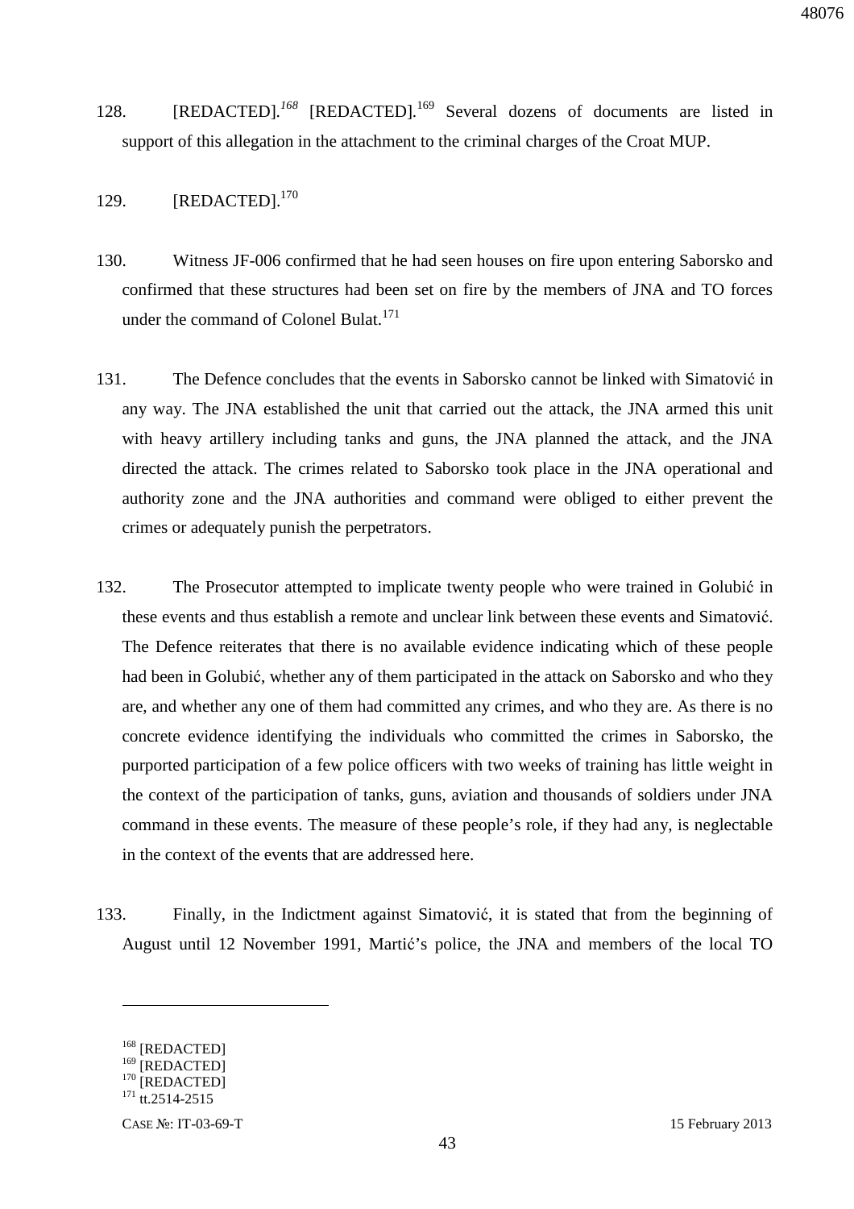128. [REDACTED].[168] [REDACTED].[169] Several dozens of documents are listed in support of this allegation in the attachment to the criminal charges of the Croat MUP.

129. [REDACTED].[170]

130. Witness JF-006 confirmed that he had seen houses on fire upon entering Saborsko and confirmed that these structures had been set on fire by the members of JNA and TO forces under the command of Colonel Bulat.[171]

131. The Defence concludes that the events in Saborsko cannot be linked with Simatović in any way. The JNA established the unit that carried out the attack, the JNA armed this unit with heavy artillery including tanks and guns, the JNA planned the attack, and the JNA directed the attack. The crimes related to Saborsko took place in the JNA operational and authority zone and the JNA authorities and command were obliged to either prevent the crimes or adequately punish the perpetrators.

132. The Prosecutor attempted to implicate twenty people who were trained in Golubić in these events and thus establish a remote and unclear link between these events and Simatović. The Defence reiterates that there is no available evidence indicating which of these people had been in Golubić, whether any of them participated in the attack on Saborsko and who they are, and whether any one of them had committed any crimes, and who they are. As there is no concrete evidence identifying the individuals who committed the crimes in Saborsko, the purported participation of a few police officers with two weeks of training has little weight in the context of the participation of tanks, guns, aviation and thousands of soldiers under JNA command in these events. The measure of these people's role, if they had any, is neglectable in the context of the events that are addressed here.

133. Finally, in the Indictment against Simatović, it is stated that from the beginning of August until 12 November 1991, Martić's police, the JNA and members of the local TO

---

[168] [REDACTED]

[169] [REDACTED]

[170] [REDACTED]

[171] tt.2514-2515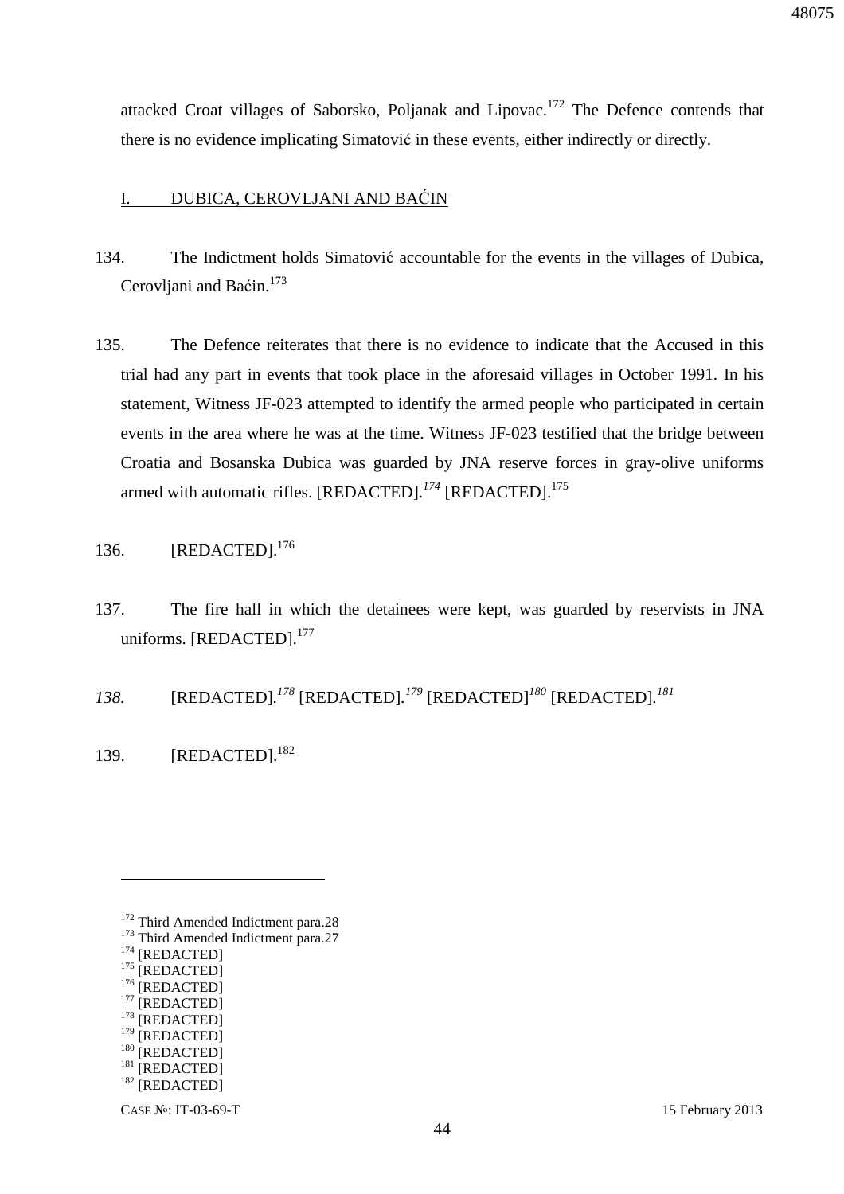attacked Croat villages of Saborsko, Poljanak and Lipovac.[172] The Defence contends that there is no evidence implicating Simatović in these events, either indirectly or directly.

## I. DUBICA, CEROVLJANI AND BAĆIN

134. The Indictment holds Simatović accountable for the events in the villages of Dubica, Cerovljani and Baćin.[173]

135. The Defence reiterates that there is no evidence to indicate that the Accused in this trial had any part in events that took place in the aforesaid villages in October 1991. In his statement, Witness JF-023 attempted to identify the armed people who participated in certain events in the area where he was at the time. Witness JF-023 testified that the bridge between Croatia and Bosanska Dubica was guarded by JNA reserve forces in gray-olive uniforms armed with automatic rifles. [REDACTED].[174] [REDACTED].[175]

136. [REDACTED].[176]

137. The fire hall in which the detainees were kept, was guarded by reservists in JNA uniforms. [REDACTED].[177]

*138.* [REDACTED].[178] [REDACTED].[179] [REDACTED][180] [REDACTED].[181]

139. [REDACTED].[182]

---

[172] Third Amended Indictment para.28
[173] Third Amended Indictment para.27
[174] [REDACTED]
[175] [REDACTED]
[176] [REDACTED]
[177] [REDACTED]
[178] [REDACTED]
[179] [REDACTED]
[180] [REDACTED]
[181] [REDACTED]
[182] [REDACTED]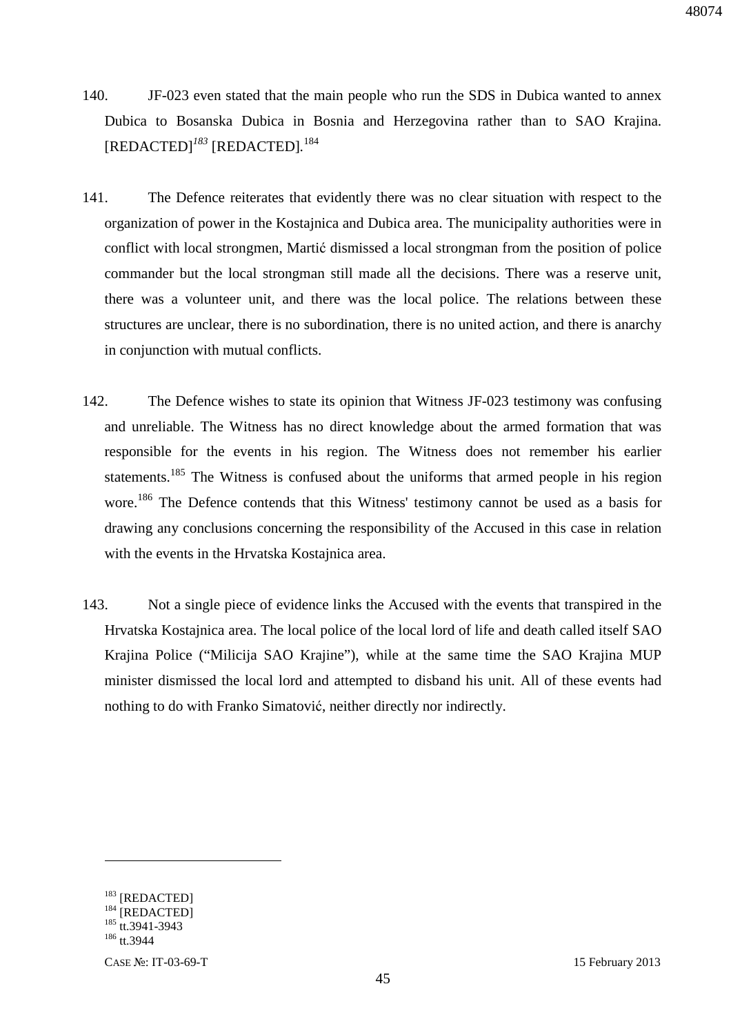140. JF-023 even stated that the main people who run the SDS in Dubica wanted to annex Dubica to Bosanska Dubica in Bosnia and Herzegovina rather than to SAO Krajina. [REDACTED][183] [REDACTED].[184]

141. The Defence reiterates that evidently there was no clear situation with respect to the organization of power in the Kostajnica and Dubica area. The municipality authorities were in conflict with local strongmen, Martić dismissed a local strongman from the position of police commander but the local strongman still made all the decisions. There was a reserve unit, there was a volunteer unit, and there was the local police. The relations between these structures are unclear, there is no subordination, there is no united action, and there is anarchy in conjunction with mutual conflicts.

142. The Defence wishes to state its opinion that Witness JF-023 testimony was confusing and unreliable. The Witness has no direct knowledge about the armed formation that was responsible for the events in his region. The Witness does not remember his earlier statements.[185] The Witness is confused about the uniforms that armed people in his region wore.[186] The Defence contends that this Witness' testimony cannot be used as a basis for drawing any conclusions concerning the responsibility of the Accused in this case in relation with the events in the Hrvatska Kostajnica area.

143. Not a single piece of evidence links the Accused with the events that transpired in the Hrvatska Kostajnica area. The local police of the local lord of life and death called itself SAO Krajina Police ("Milicija SAO Krajine"), while at the same time the SAO Krajina MUP minister dismissed the local lord and attempted to disband his unit. All of these events had nothing to do with Franko Simatović, neither directly nor indirectly.

---

[183] [REDACTED]
[184] [REDACTED]
[185] tt.3941-3943
[186] tt.3944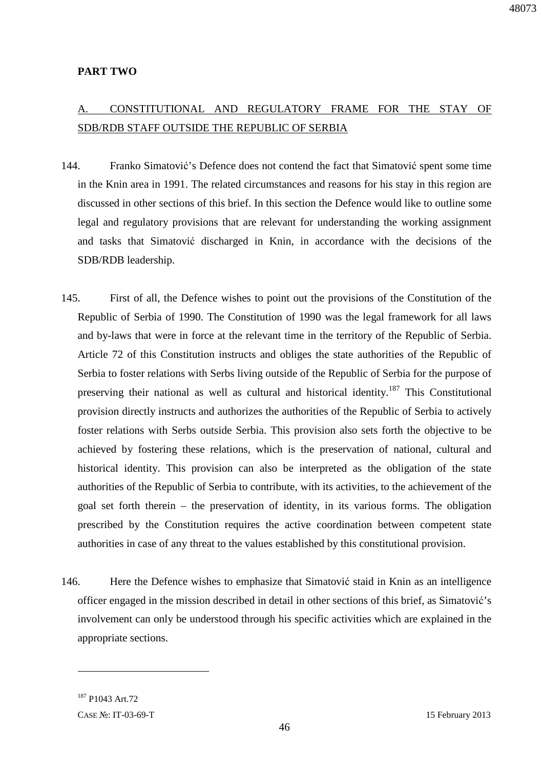**PART TWO**

## A. CONSTITUTIONAL AND REGULATORY FRAME FOR THE STAY OF SDB/RDB STAFF OUTSIDE THE REPUBLIC OF SERBIA

144. Franko Simatović's Defence does not contend the fact that Simatović spent some time in the Knin area in 1991. The related circumstances and reasons for his stay in this region are discussed in other sections of this brief. In this section the Defence would like to outline some legal and regulatory provisions that are relevant for understanding the working assignment and tasks that Simatović discharged in Knin, in accordance with the decisions of the SDB/RDB leadership.

145. First of all, the Defence wishes to point out the provisions of the Constitution of the Republic of Serbia of 1990. The Constitution of 1990 was the legal framework for all laws and by-laws that were in force at the relevant time in the territory of the Republic of Serbia. Article 72 of this Constitution instructs and obliges the state authorities of the Republic of Serbia to foster relations with Serbs living outside of the Republic of Serbia for the purpose of preserving their national as well as cultural and historical identity.[187] This Constitutional provision directly instructs and authorizes the authorities of the Republic of Serbia to actively foster relations with Serbs outside Serbia. This provision also sets forth the objective to be achieved by fostering these relations, which is the preservation of national, cultural and historical identity. This provision can also be interpreted as the obligation of the state authorities of the Republic of Serbia to contribute, with its activities, to the achievement of the goal set forth therein – the preservation of identity, in its various forms. The obligation prescribed by the Constitution requires the active coordination between competent state authorities in case of any threat to the values established by this constitutional provision.

146. Here the Defence wishes to emphasize that Simatović staid in Knin as an intelligence officer engaged in the mission described in detail in other sections of this brief, as Simatović's involvement can only be understood through his specific activities which are explained in the appropriate sections.

---

[187] P1043 Art.72

CASE №: IT-03-69-T 15 February 2013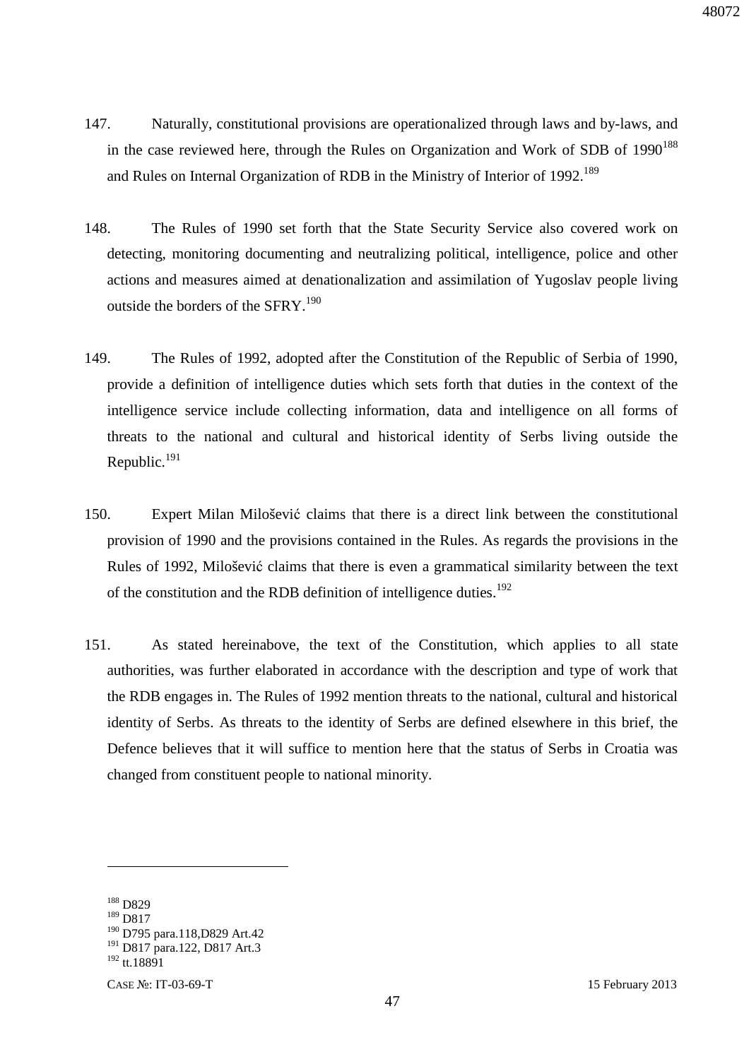147. Naturally, constitutional provisions are operationalized through laws and by-laws, and in the case reviewed here, through the Rules on Organization and Work of SDB of 1990[188] and Rules on Internal Organization of RDB in the Ministry of Interior of 1992.[189]

148. The Rules of 1990 set forth that the State Security Service also covered work on detecting, monitoring documenting and neutralizing political, intelligence, police and other actions and measures aimed at denationalization and assimilation of Yugoslav people living outside the borders of the SFRY.[190]

149. The Rules of 1992, adopted after the Constitution of the Republic of Serbia of 1990, provide a definition of intelligence duties which sets forth that duties in the context of the intelligence service include collecting information, data and intelligence on all forms of threats to the national and cultural and historical identity of Serbs living outside the Republic.[191]

150. Expert Milan Milošević claims that there is a direct link between the constitutional provision of 1990 and the provisions contained in the Rules. As regards the provisions in the Rules of 1992, Milošević claims that there is even a grammatical similarity between the text of the constitution and the RDB definition of intelligence duties.[192]

151. As stated hereinabove, the text of the Constitution, which applies to all state authorities, was further elaborated in accordance with the description and type of work that the RDB engages in. The Rules of 1992 mention threats to the national, cultural and historical identity of Serbs. As threats to the identity of Serbs are defined elsewhere in this brief, the Defence believes that it will suffice to mention here that the status of Serbs in Croatia was changed from constituent people to national minority.

---

[188] D829
[189] D817
[190] D795 para.118,D829 Art.42
[191] D817 para.122, D817 Art.3
[192] tt.18891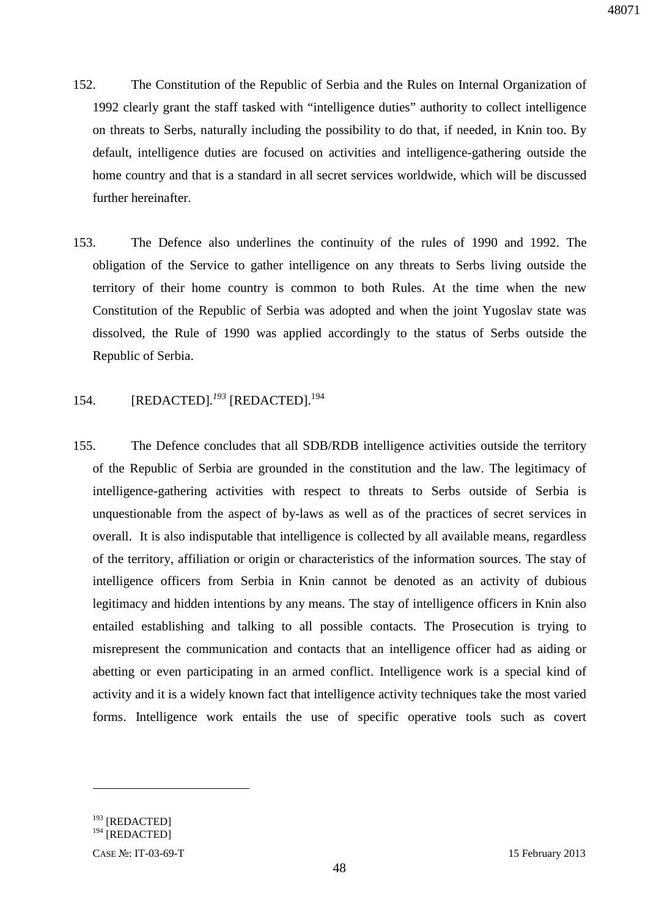152. The Constitution of the Republic of Serbia and the Rules on Internal Organization of 1992 clearly grant the staff tasked with "intelligence duties" authority to collect intelligence on threats to Serbs, naturally including the possibility to do that, if needed, in Knin too. By default, intelligence duties are focused on activities and intelligence-gathering outside the home country and that is a standard in all secret services worldwide, which will be discussed further hereinafter.

153. The Defence also underlines the continuity of the rules of 1990 and 1992. The obligation of the Service to gather intelligence on any threats to Serbs living outside the territory of their home country is common to both Rules. At the time when the new Constitution of the Republic of Serbia was adopted and when the joint Yugoslav state was dissolved, the Rule of 1990 was applied accordingly to the status of Serbs outside the Republic of Serbia.

154. [REDACTED].[193] [REDACTED].[194]

155. The Defence concludes that all SDB/RDB intelligence activities outside the territory of the Republic of Serbia are grounded in the constitution and the law. The legitimacy of intelligence-gathering activities with respect to threats to Serbs outside of Serbia is unquestionable from the aspect of by-laws as well as of the practices of secret services in overall. It is also indisputable that intelligence is collected by all available means, regardless of the territory, affiliation or origin or characteristics of the information sources. The stay of intelligence officers from Serbia in Knin cannot be denoted as an activity of dubious legitimacy and hidden intentions by any means. The stay of intelligence officers in Knin also entailed establishing and talking to all possible contacts. The Prosecution is trying to misrepresent the communication and contacts that an intelligence officer had as aiding or abetting or even participating in an armed conflict. Intelligence work is a special kind of activity and it is a widely known fact that intelligence activity techniques take the most varied forms. Intelligence work entails the use of specific operative tools such as covert

---

[193] [REDACTED]
[194] [REDACTED]

CASE №: IT-03-69-T 15 February 2013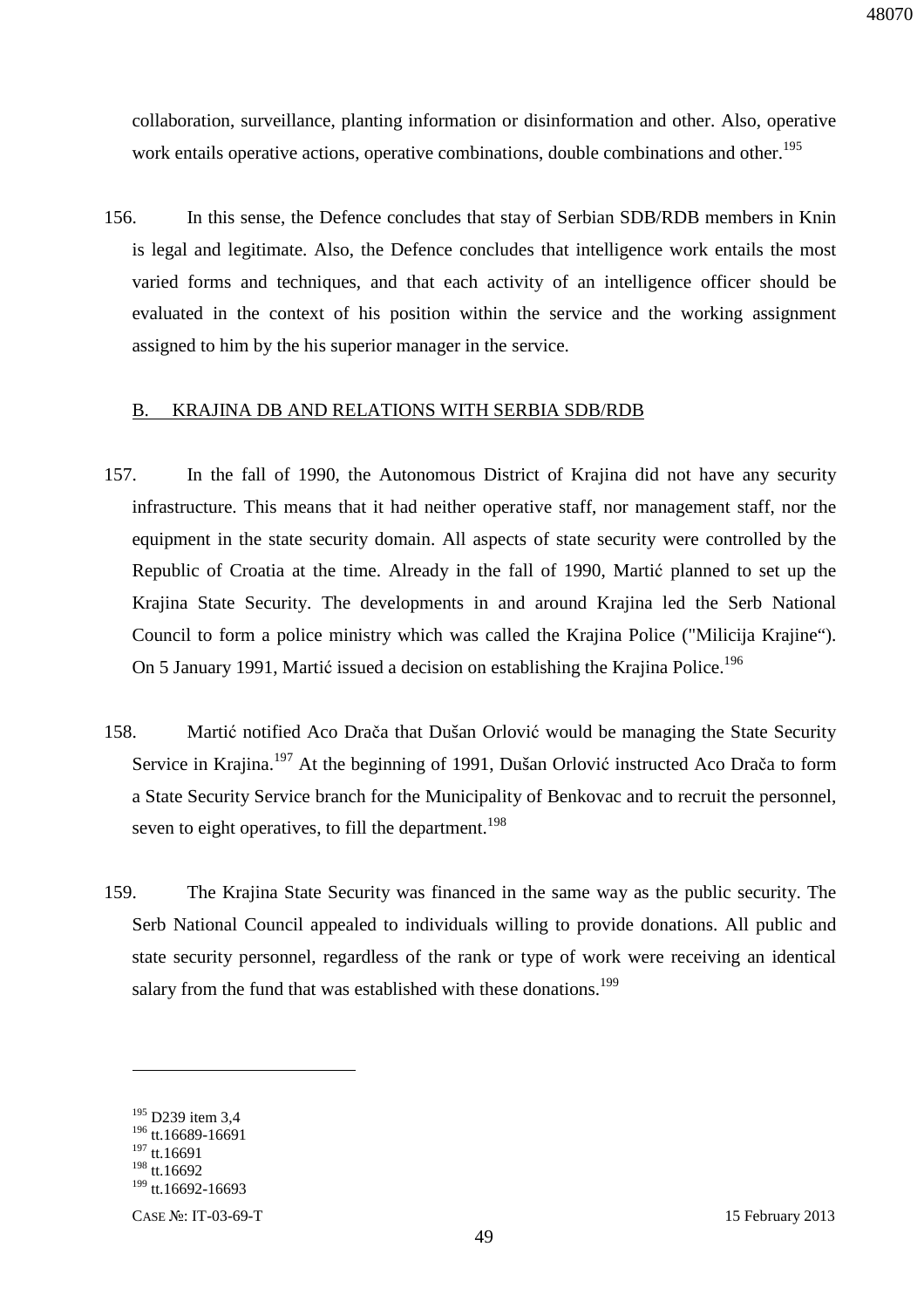collaboration, surveillance, planting information or disinformation and other. Also, operative work entails operative actions, operative combinations, double combinations and other.[195]

156. In this sense, the Defence concludes that stay of Serbian SDB/RDB members in Knin is legal and legitimate. Also, the Defence concludes that intelligence work entails the most varied forms and techniques, and that each activity of an intelligence officer should be evaluated in the context of his position within the service and the working assignment assigned to him by the his superior manager in the service.

## B. KRAJINA DB AND RELATIONS WITH SERBIA SDB/RDB

157. In the fall of 1990, the Autonomous District of Krajina did not have any security infrastructure. This means that it had neither operative staff, nor management staff, nor the equipment in the state security domain. All aspects of state security were controlled by the Republic of Croatia at the time. Already in the fall of 1990, Martić planned to set up the Krajina State Security. The developments in and around Krajina led the Serb National Council to form a police ministry which was called the Krajina Police ("Milicija Krajine"). On 5 January 1991, Martić issued a decision on establishing the Krajina Police.[196]

158. Martić notified Aco Drača that Dušan Orlović would be managing the State Security Service in Krajina.[197] At the beginning of 1991, Dušan Orlović instructed Aco Drača to form a State Security Service branch for the Municipality of Benkovac and to recruit the personnel, seven to eight operatives, to fill the department.[198]

159. The Krajina State Security was financed in the same way as the public security. The Serb National Council appealed to individuals willing to provide donations. All public and state security personnel, regardless of the rank or type of work were receiving an identical salary from the fund that was established with these donations.[199]

---

[195] D239 item 3,4
[196] tt.16689-16691
[197] tt.16691
[198] tt.16692
[199] tt.16692-16693

CASE №: IT-03-69-T 15 February 2013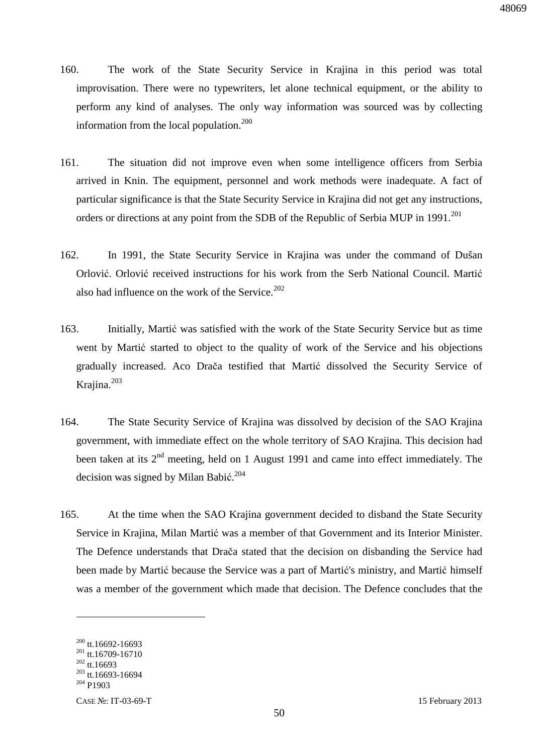160. The work of the State Security Service in Krajina in this period was total improvisation. There were no typewriters, let alone technical equipment, or the ability to perform any kind of analyses. The only way information was sourced was by collecting information from the local population.[200]

161. The situation did not improve even when some intelligence officers from Serbia arrived in Knin. The equipment, personnel and work methods were inadequate. A fact of particular significance is that the State Security Service in Krajina did not get any instructions, orders or directions at any point from the SDB of the Republic of Serbia MUP in 1991.[201]

162. In 1991, the State Security Service in Krajina was under the command of Dušan Orlović. Orlović received instructions for his work from the Serb National Council. Martić also had influence on the work of the Service.[202]

163. Initially, Martić was satisfied with the work of the State Security Service but as time went by Martić started to object to the quality of work of the Service and his objections gradually increased. Aco Drača testified that Martić dissolved the Security Service of Krajina.[203]

164. The State Security Service of Krajina was dissolved by decision of the SAO Krajina government, with immediate effect on the whole territory of SAO Krajina. This decision had been taken at its 2nd meeting, held on 1 August 1991 and came into effect immediately. The decision was signed by Milan Babić.[204]

165. At the time when the SAO Krajina government decided to disband the State Security Service in Krajina, Milan Martić was a member of that Government and its Interior Minister. The Defence understands that Drača stated that the decision on disbanding the Service had been made by Martić because the Service was a part of Martić's ministry, and Martić himself was a member of the government which made that decision. The Defence concludes that the

---

[200] tt.16692-16693
[201] tt.16709-16710
[202] tt.16693
[203] tt.16693-16694
[204] P1903

CASE №: IT-03-69-T 15 February 2013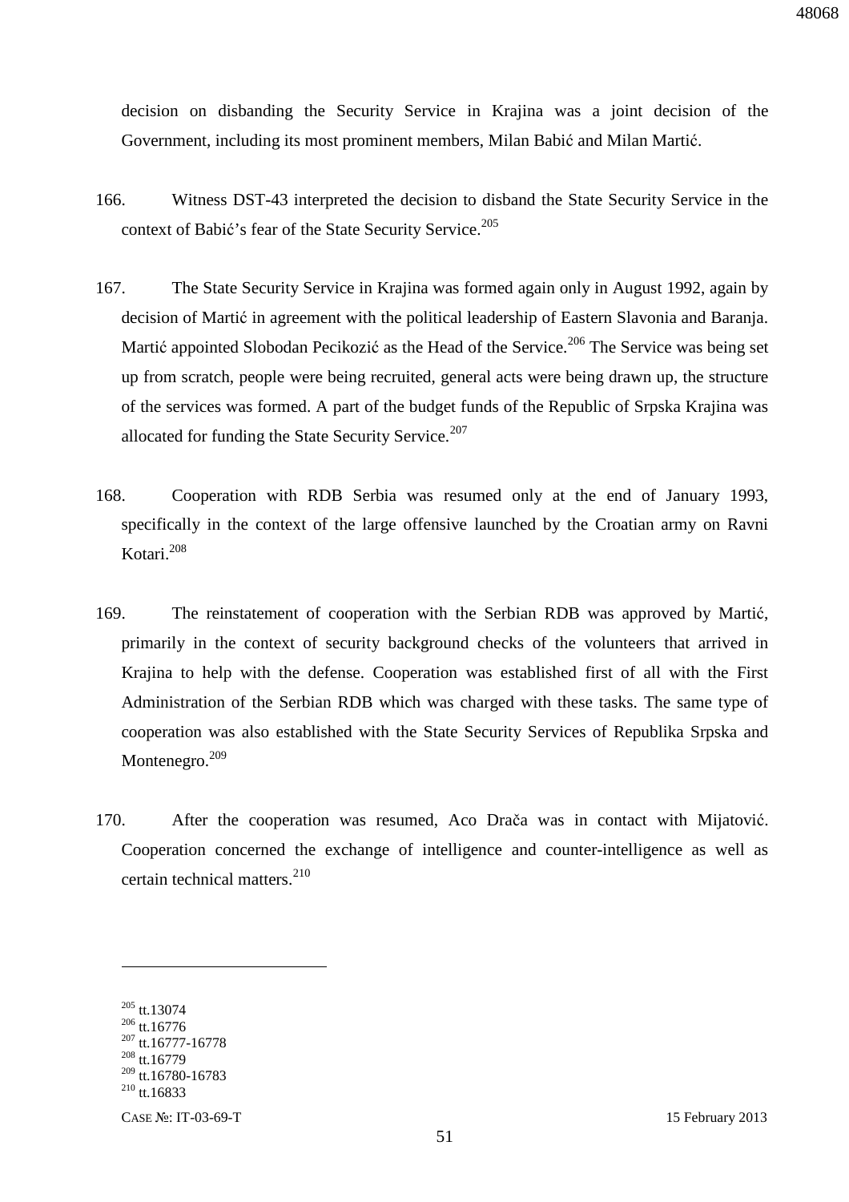decision on disbanding the Security Service in Krajina was a joint decision of the Government, including its most prominent members, Milan Babić and Milan Martić.

166. Witness DST-43 interpreted the decision to disband the State Security Service in the context of Babić's fear of the State Security Service.[205]

167. The State Security Service in Krajina was formed again only in August 1992, again by decision of Martić in agreement with the political leadership of Eastern Slavonia and Baranja. Martić appointed Slobodan Pecikozić as the Head of the Service.[206] The Service was being set up from scratch, people were being recruited, general acts were being drawn up, the structure of the services was formed. A part of the budget funds of the Republic of Srpska Krajina was allocated for funding the State Security Service.[207]

168. Cooperation with RDB Serbia was resumed only at the end of January 1993, specifically in the context of the large offensive launched by the Croatian army on Ravni Kotari.[208]

169. The reinstatement of cooperation with the Serbian RDB was approved by Martić, primarily in the context of security background checks of the volunteers that arrived in Krajina to help with the defense. Cooperation was established first of all with the First Administration of the Serbian RDB which was charged with these tasks. The same type of cooperation was also established with the State Security Services of Republika Srpska and Montenegro.[209]

170. After the cooperation was resumed, Aco Drača was in contact with Mijatović. Cooperation concerned the exchange of intelligence and counter-intelligence as well as certain technical matters.[210]

---

[205] tt.13074
[206] tt.16776
[207] tt.16777-16778
[208] tt.16779
[209] tt.16780-16783
[210] tt.16833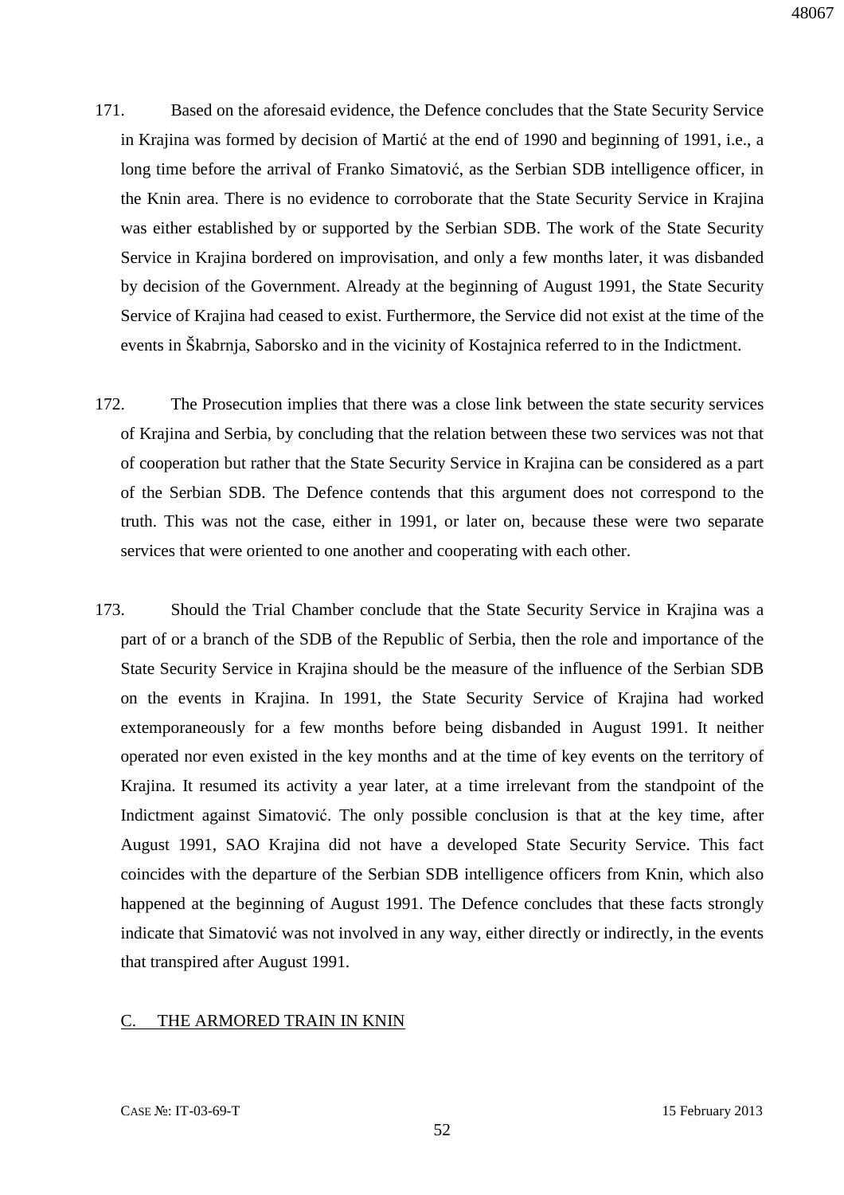171. Based on the aforesaid evidence, the Defence concludes that the State Security Service in Krajina was formed by decision of Martić at the end of 1990 and beginning of 1991, i.e., a long time before the arrival of Franko Simatović, as the Serbian SDB intelligence officer, in the Knin area. There is no evidence to corroborate that the State Security Service in Krajina was either established by or supported by the Serbian SDB. The work of the State Security Service in Krajina bordered on improvisation, and only a few months later, it was disbanded by decision of the Government. Already at the beginning of August 1991, the State Security Service of Krajina had ceased to exist. Furthermore, the Service did not exist at the time of the events in Škabrnja, Saborsko and in the vicinity of Kostajnica referred to in the Indictment.

172. The Prosecution implies that there was a close link between the state security services of Krajina and Serbia, by concluding that the relation between these two services was not that of cooperation but rather that the State Security Service in Krajina can be considered as a part of the Serbian SDB. The Defence contends that this argument does not correspond to the truth. This was not the case, either in 1991, or later on, because these were two separate services that were oriented to one another and cooperating with each other.

173. Should the Trial Chamber conclude that the State Security Service in Krajina was a part of or a branch of the SDB of the Republic of Serbia, then the role and importance of the State Security Service in Krajina should be the measure of the influence of the Serbian SDB on the events in Krajina. In 1991, the State Security Service of Krajina had worked extemporaneously for a few months before being disbanded in August 1991. It neither operated nor even existed in the key months and at the time of key events on the territory of Krajina. It resumed its activity a year later, at a time irrelevant from the standpoint of the Indictment against Simatović. The only possible conclusion is that at the key time, after August 1991, SAO Krajina did not have a developed State Security Service. This fact coincides with the departure of the Serbian SDB intelligence officers from Knin, which also happened at the beginning of August 1991. The Defence concludes that these facts strongly indicate that Simatović was not involved in any way, either directly or indirectly, in the events that transpired after August 1991.

## C. THE ARMORED TRAIN IN KNIN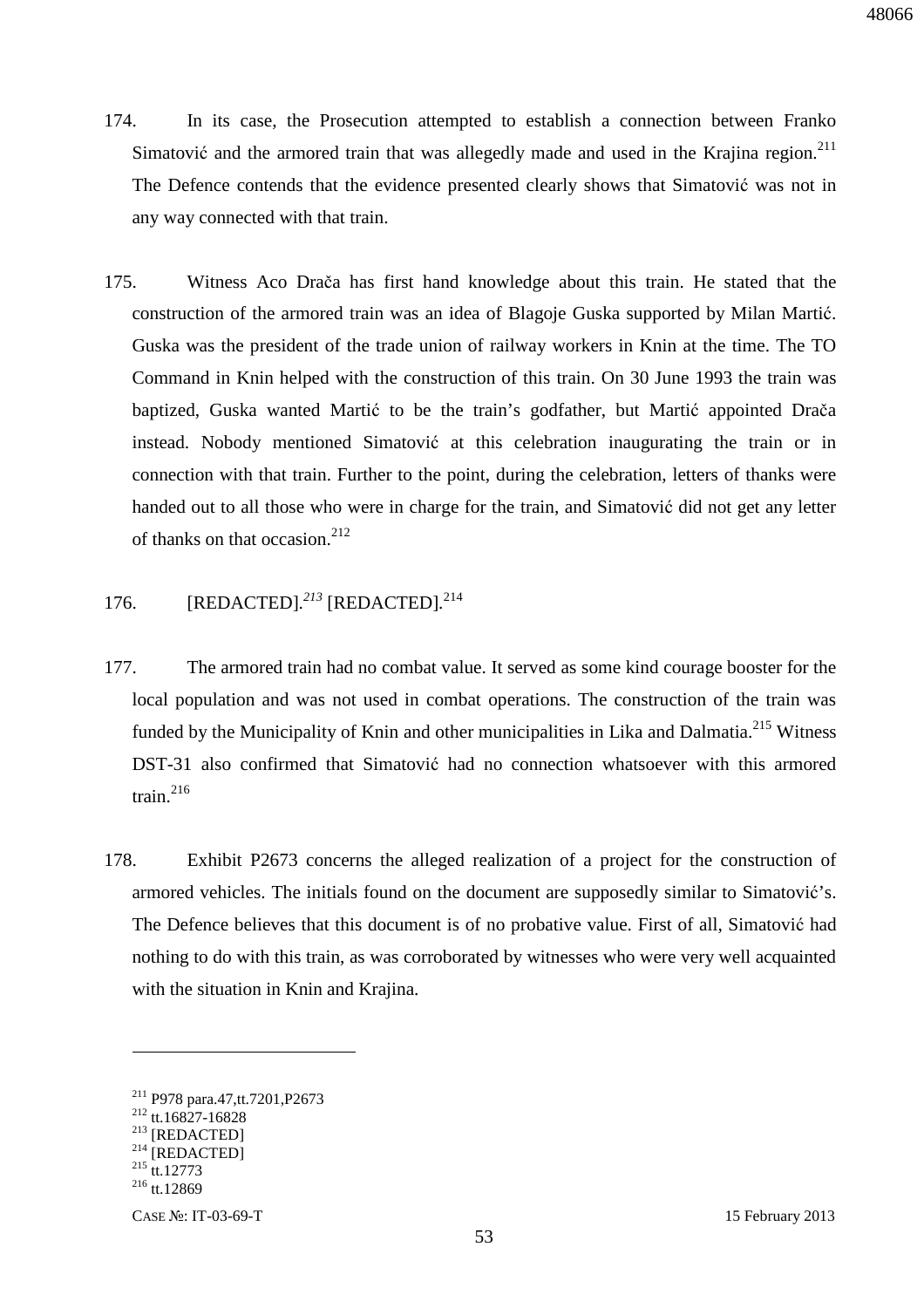174. In its case, the Prosecution attempted to establish a connection between Franko Simatović and the armored train that was allegedly made and used in the Krajina region.[211] The Defence contends that the evidence presented clearly shows that Simatović was not in any way connected with that train.

175. Witness Aco Drača has first hand knowledge about this train. He stated that the construction of the armored train was an idea of Blagoje Guska supported by Milan Martić. Guska was the president of the trade union of railway workers in Knin at the time. The TO Command in Knin helped with the construction of this train. On 30 June 1993 the train was baptized, Guska wanted Martić to be the train's godfather, but Martić appointed Drača instead. Nobody mentioned Simatović at this celebration inaugurating the train or in connection with that train. Further to the point, during the celebration, letters of thanks were handed out to all those who were in charge for the train, and Simatović did not get any letter of thanks on that occasion.[212]

176. [REDACTED].[213] [REDACTED].[214]

177. The armored train had no combat value. It served as some kind courage booster for the local population and was not used in combat operations. The construction of the train was funded by the Municipality of Knin and other municipalities in Lika and Dalmatia.[215] Witness DST-31 also confirmed that Simatović had no connection whatsoever with this armored train.[216]

178. Exhibit P2673 concerns the alleged realization of a project for the construction of armored vehicles. The initials found on the document are supposedly similar to Simatović's. The Defence believes that this document is of no probative value. First of all, Simatović had nothing to do with this train, as was corroborated by witnesses who were very well acquainted with the situation in Knin and Krajina.

---

[211] P978 para.47,tt.7201,P2673
[212] tt.16827-16828
[213] [REDACTED]
[214] [REDACTED]
[215] tt.12773
[216] tt.12869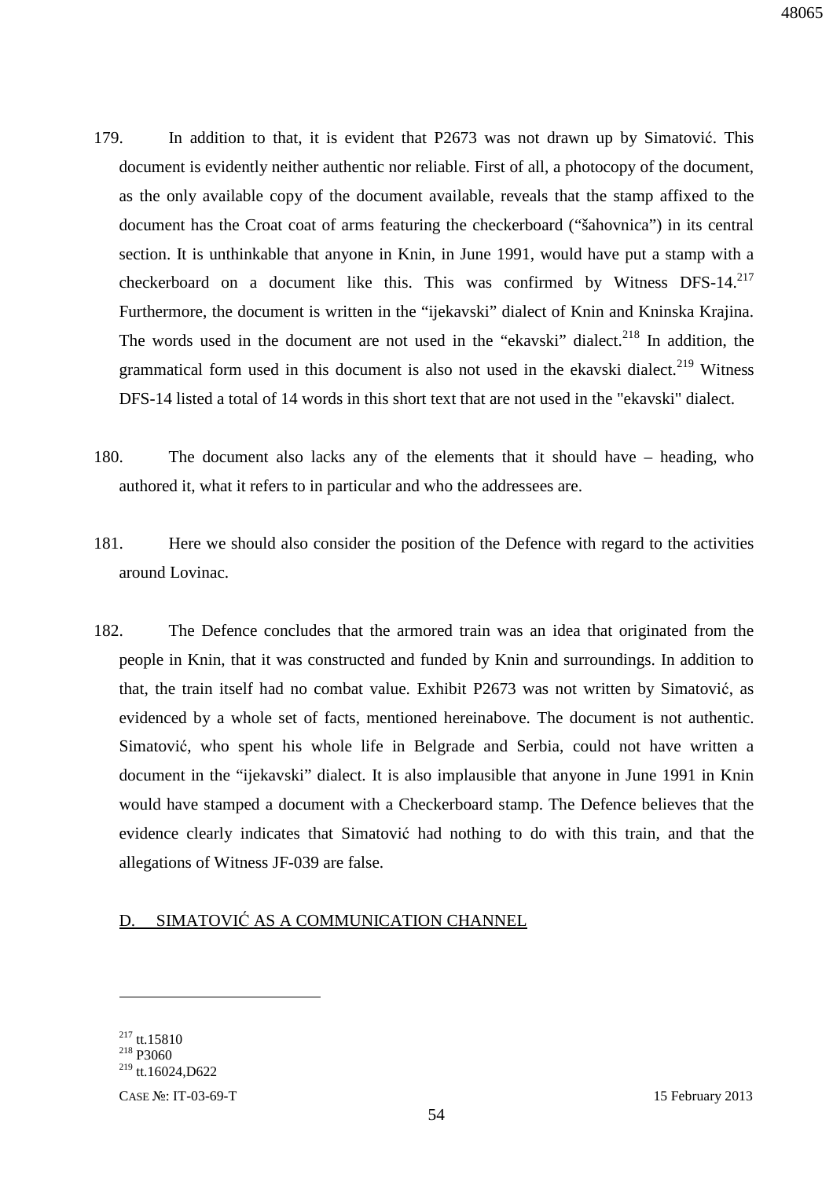179. In addition to that, it is evident that P2673 was not drawn up by Simatović. This document is evidently neither authentic nor reliable. First of all, a photocopy of the document, as the only available copy of the document available, reveals that the stamp affixed to the document has the Croat coat of arms featuring the checkerboard ("šahovnica") in its central section. It is unthinkable that anyone in Knin, in June 1991, would have put a stamp with a checkerboard on a document like this. This was confirmed by Witness DFS-14.[217] Furthermore, the document is written in the "ijekavski" dialect of Knin and Kninska Krajina. The words used in the document are not used in the "ekavski" dialect.[218] In addition, the grammatical form used in this document is also not used in the ekavski dialect.[219] Witness DFS-14 listed a total of 14 words in this short text that are not used in the "ekavski" dialect.

180. The document also lacks any of the elements that it should have – heading, who authored it, what it refers to in particular and who the addressees are.

181. Here we should also consider the position of the Defence with regard to the activities around Lovinac.

182. The Defence concludes that the armored train was an idea that originated from the people in Knin, that it was constructed and funded by Knin and surroundings. In addition to that, the train itself had no combat value. Exhibit P2673 was not written by Simatović, as evidenced by a whole set of facts, mentioned hereinabove. The document is not authentic. Simatović, who spent his whole life in Belgrade and Serbia, could not have written a document in the "ijekavski" dialect. It is also implausible that anyone in June 1991 in Knin would have stamped a document with a Checkerboard stamp. The Defence believes that the evidence clearly indicates that Simatović had nothing to do with this train, and that the allegations of Witness JF-039 are false.

## D. SIMATOVIĆ AS A COMMUNICATION CHANNEL

---

[217] tt.15810

[218] P3060

[219] tt.16024,D622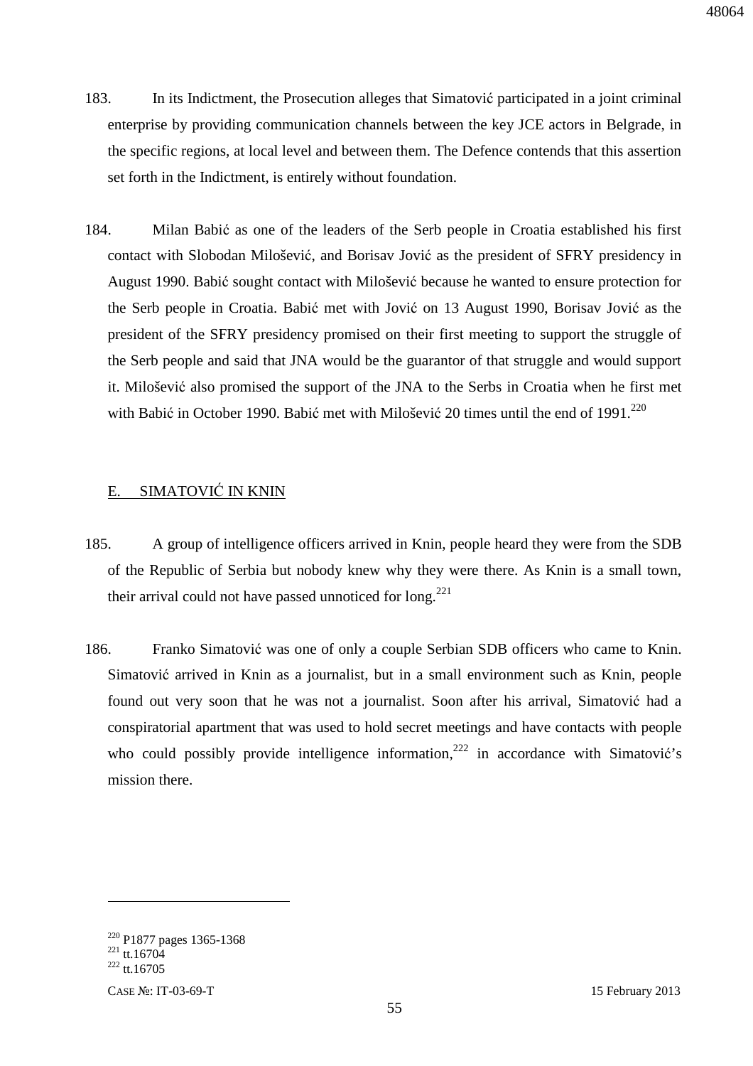183. In its Indictment, the Prosecution alleges that Simatović participated in a joint criminal enterprise by providing communication channels between the key JCE actors in Belgrade, in the specific regions, at local level and between them. The Defence contends that this assertion set forth in the Indictment, is entirely without foundation.

184. Milan Babić as one of the leaders of the Serb people in Croatia established his first contact with Slobodan Milošević, and Borisav Jović as the president of SFRY presidency in August 1990. Babić sought contact with Milošević because he wanted to ensure protection for the Serb people in Croatia. Babić met with Jović on 13 August 1990, Borisav Jović as the president of the SFRY presidency promised on their first meeting to support the struggle of the Serb people and said that JNA would be the guarantor of that struggle and would support it. Milošević also promised the support of the JNA to the Serbs in Croatia when he first met with Babić in October 1990. Babić met with Milošević 20 times until the end of 1991.[220]

## E. SIMATOVIĆ IN KNIN

185. A group of intelligence officers arrived in Knin, people heard they were from the SDB of the Republic of Serbia but nobody knew why they were there. As Knin is a small town, their arrival could not have passed unnoticed for long.[221]

186. Franko Simatović was one of only a couple Serbian SDB officers who came to Knin. Simatović arrived in Knin as a journalist, but in a small environment such as Knin, people found out very soon that he was not a journalist. Soon after his arrival, Simatović had a conspiratorial apartment that was used to hold secret meetings and have contacts with people who could possibly provide intelligence information,[222] in accordance with Simatović's mission there.

---

[220] P1877 pages 1365-1368

[221] tt.16704

[222] tt.16705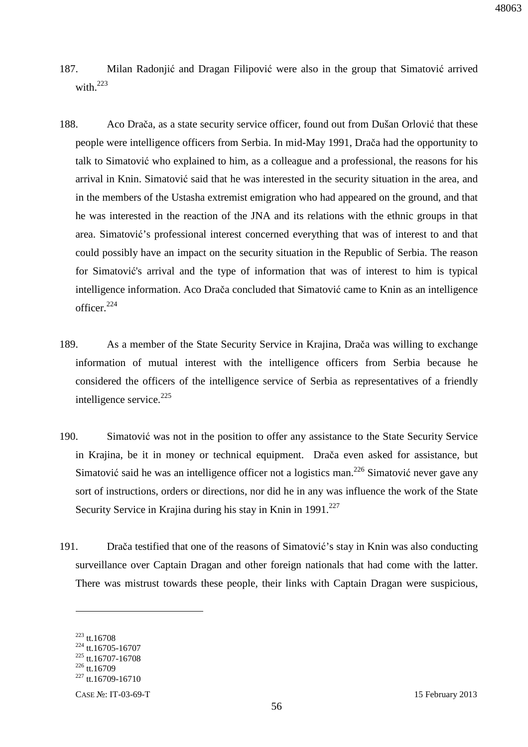187. Milan Radonjić and Dragan Filipović were also in the group that Simatović arrived with.[223]

188. Aco Drača, as a state security service officer, found out from Dušan Orlović that these people were intelligence officers from Serbia. In mid-May 1991, Drača had the opportunity to talk to Simatović who explained to him, as a colleague and a professional, the reasons for his arrival in Knin. Simatović said that he was interested in the security situation in the area, and in the members of the Ustasha extremist emigration who had appeared on the ground, and that he was interested in the reaction of the JNA and its relations with the ethnic groups in that area. Simatović's professional interest concerned everything that was of interest to and that could possibly have an impact on the security situation in the Republic of Serbia. The reason for Simatović's arrival and the type of information that was of interest to him is typical intelligence information. Aco Drača concluded that Simatović came to Knin as an intelligence officer.[224]

189. As a member of the State Security Service in Krajina, Drača was willing to exchange information of mutual interest with the intelligence officers from Serbia because he considered the officers of the intelligence service of Serbia as representatives of a friendly intelligence service.[225]

190. Simatović was not in the position to offer any assistance to the State Security Service in Krajina, be it in money or technical equipment. Drača even asked for assistance, but Simatović said he was an intelligence officer not a logistics man.[226] Simatović never gave any sort of instructions, orders or directions, nor did he in any was influence the work of the State Security Service in Krajina during his stay in Knin in 1991.[227]

191. Drača testified that one of the reasons of Simatović's stay in Knin was also conducting surveillance over Captain Dragan and other foreign nationals that had come with the latter. There was mistrust towards these people, their links with Captain Dragan were suspicious,

---

[223] tt.16708
[224] tt.16705-16707
[225] tt.16707-16708
[226] tt.16709
[227] tt.16709-16710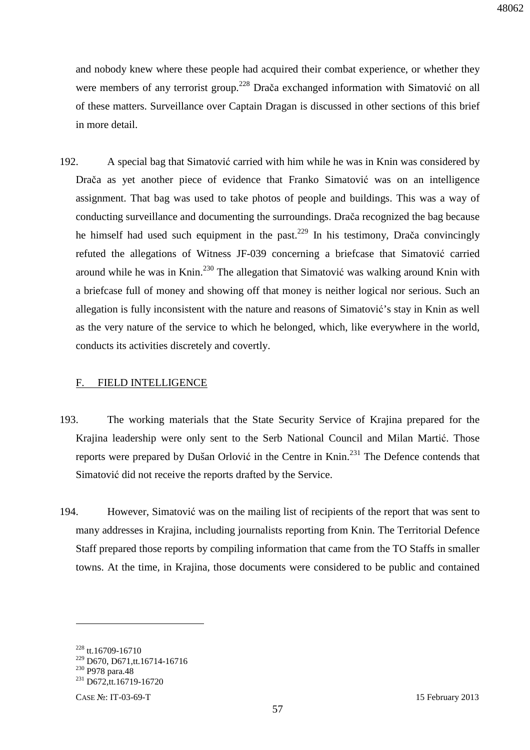and nobody knew where these people had acquired their combat experience, or whether they were members of any terrorist group.[228] Drača exchanged information with Simatović on all of these matters. Surveillance over Captain Dragan is discussed in other sections of this brief in more detail.

192. A special bag that Simatović carried with him while he was in Knin was considered by Drača as yet another piece of evidence that Franko Simatović was on an intelligence assignment. That bag was used to take photos of people and buildings. This was a way of conducting surveillance and documenting the surroundings. Drača recognized the bag because he himself had used such equipment in the past.[229] In his testimony, Drača convincingly refuted the allegations of Witness JF-039 concerning a briefcase that Simatović carried around while he was in Knin.[230] The allegation that Simatović was walking around Knin with a briefcase full of money and showing off that money is neither logical nor serious. Such an allegation is fully inconsistent with the nature and reasons of Simatović's stay in Knin as well as the very nature of the service to which he belonged, which, like everywhere in the world, conducts its activities discretely and covertly.

## F. FIELD INTELLIGENCE

193. The working materials that the State Security Service of Krajina prepared for the Krajina leadership were only sent to the Serb National Council and Milan Martić. Those reports were prepared by Dušan Orlović in the Centre in Knin.[231] The Defence contends that Simatović did not receive the reports drafted by the Service.

194. However, Simatović was on the mailing list of recipients of the report that was sent to many addresses in Krajina, including journalists reporting from Knin. The Territorial Defence Staff prepared those reports by compiling information that came from the TO Staffs in smaller towns. At the time, in Krajina, those documents were considered to be public and contained

---

[228] tt.16709-16710
[229] D670, D671,tt.16714-16716
[230] P978 para.48
[231] D672,tt.16719-16720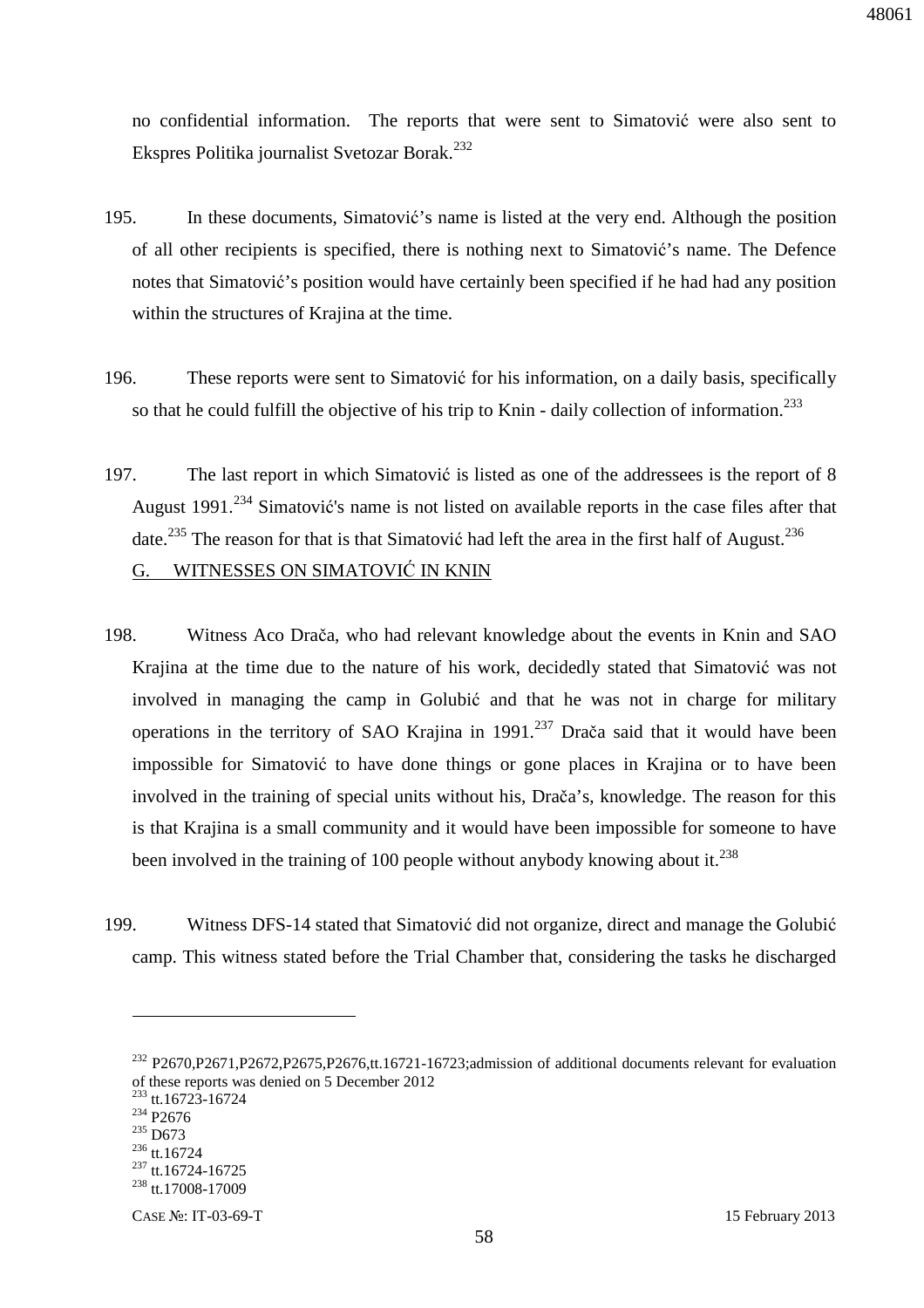no confidential information. The reports that were sent to Simatović were also sent to Ekspres Politika journalist Svetozar Borak.[232]

195. In these documents, Simatović's name is listed at the very end. Although the position of all other recipients is specified, there is nothing next to Simatović's name. The Defence notes that Simatović's position would have certainly been specified if he had had any position within the structures of Krajina at the time.

196. These reports were sent to Simatović for his information, on a daily basis, specifically so that he could fulfill the objective of his trip to Knin - daily collection of information.[233]

197. The last report in which Simatović is listed as one of the addressees is the report of 8 August 1991.[234] Simatović's name is not listed on available reports in the case files after that date.[235] The reason for that is that Simatović had left the area in the first half of August.[236]

G. WITNESSES ON SIMATOVIĆ IN KNIN

198. Witness Aco Drača, who had relevant knowledge about the events in Knin and SAO Krajina at the time due to the nature of his work, decidedly stated that Simatović was not involved in managing the camp in Golubić and that he was not in charge for military operations in the territory of SAO Krajina in 1991.[237] Drača said that it would have been impossible for Simatović to have done things or gone places in Krajina or to have been involved in the training of special units without his, Drača's, knowledge. The reason for this is that Krajina is a small community and it would have been impossible for someone to have been involved in the training of 100 people without anybody knowing about it.[238]

199. Witness DFS-14 stated that Simatović did not organize, direct and manage the Golubić camp. This witness stated before the Trial Chamber that, considering the tasks he discharged

---

[232] P2670,P2671,P2672,P2675,P2676,tt.16721-16723;admission of additional documents relevant for evaluation of these reports was denied on 5 December 2012

[233] tt.16723-16724

[234] P2676

[235] D673

[236] tt.16724

[237] tt.16724-16725

[238] tt.17008-17009

CASE №: IT-03-69-T 15 February 2013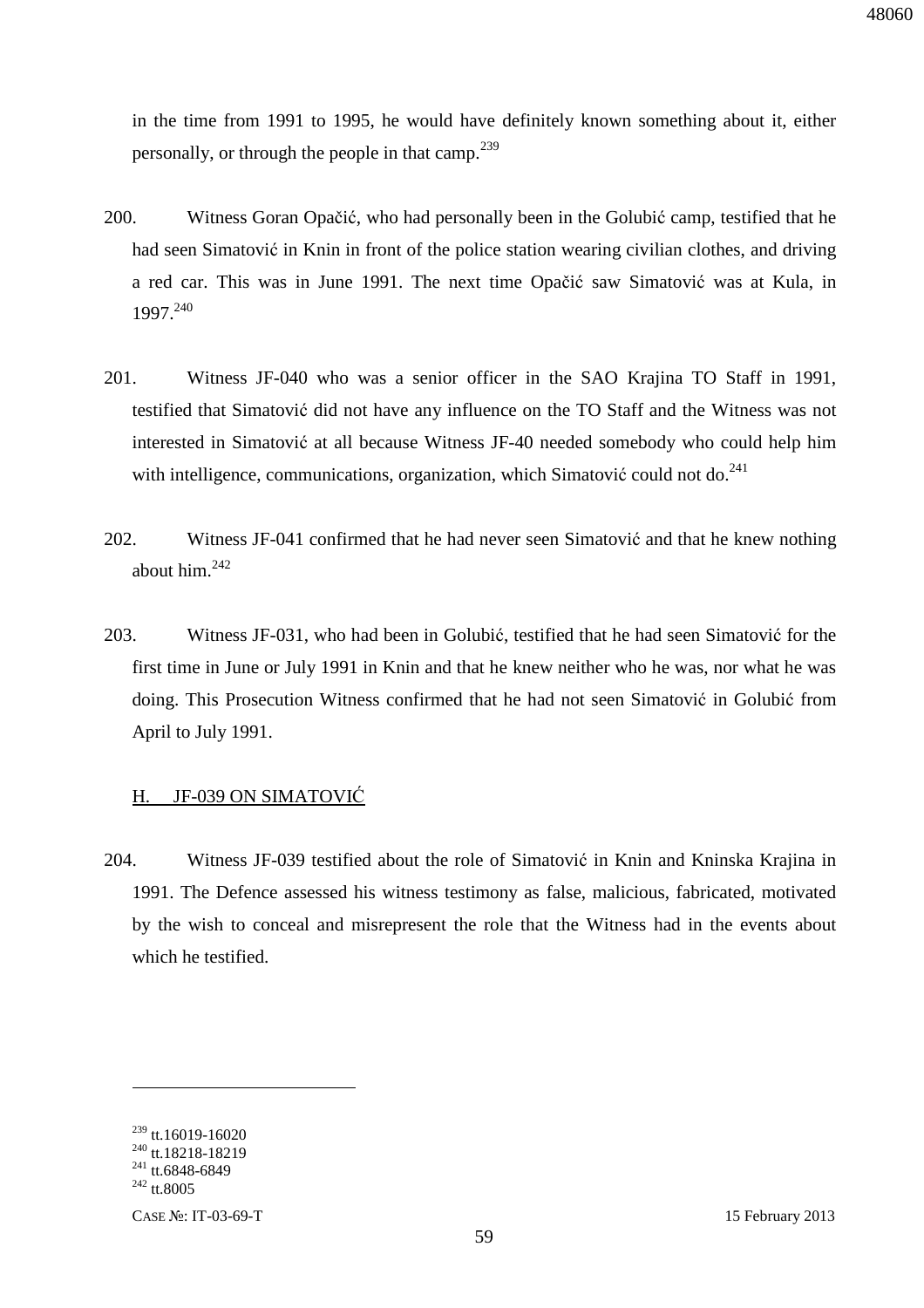in the time from 1991 to 1995, he would have definitely known something about it, either personally, or through the people in that camp.[239]

200. Witness Goran Opačić, who had personally been in the Golubić camp, testified that he had seen Simatović in Knin in front of the police station wearing civilian clothes, and driving a red car. This was in June 1991. The next time Opačić saw Simatović was at Kula, in 1997.[240]

201. Witness JF-040 who was a senior officer in the SAO Krajina TO Staff in 1991, testified that Simatović did not have any influence on the TO Staff and the Witness was not interested in Simatović at all because Witness JF-40 needed somebody who could help him with intelligence, communications, organization, which Simatović could not do.[241]

202. Witness JF-041 confirmed that he had never seen Simatović and that he knew nothing about him.[242]

203. Witness JF-031, who had been in Golubić, testified that he had seen Simatović for the first time in June or July 1991 in Knin and that he knew neither who he was, nor what he was doing. This Prosecution Witness confirmed that he had not seen Simatović in Golubić from April to July 1991.

## H. JF-039 ON SIMATOVIĆ

204. Witness JF-039 testified about the role of Simatović in Knin and Kninska Krajina in 1991. The Defence assessed his witness testimony as false, malicious, fabricated, motivated by the wish to conceal and misrepresent the role that the Witness had in the events about which he testified.

---

[239] tt.16019-16020
[240] tt.18218-18219
[241] tt.6848-6849
[242] tt.8005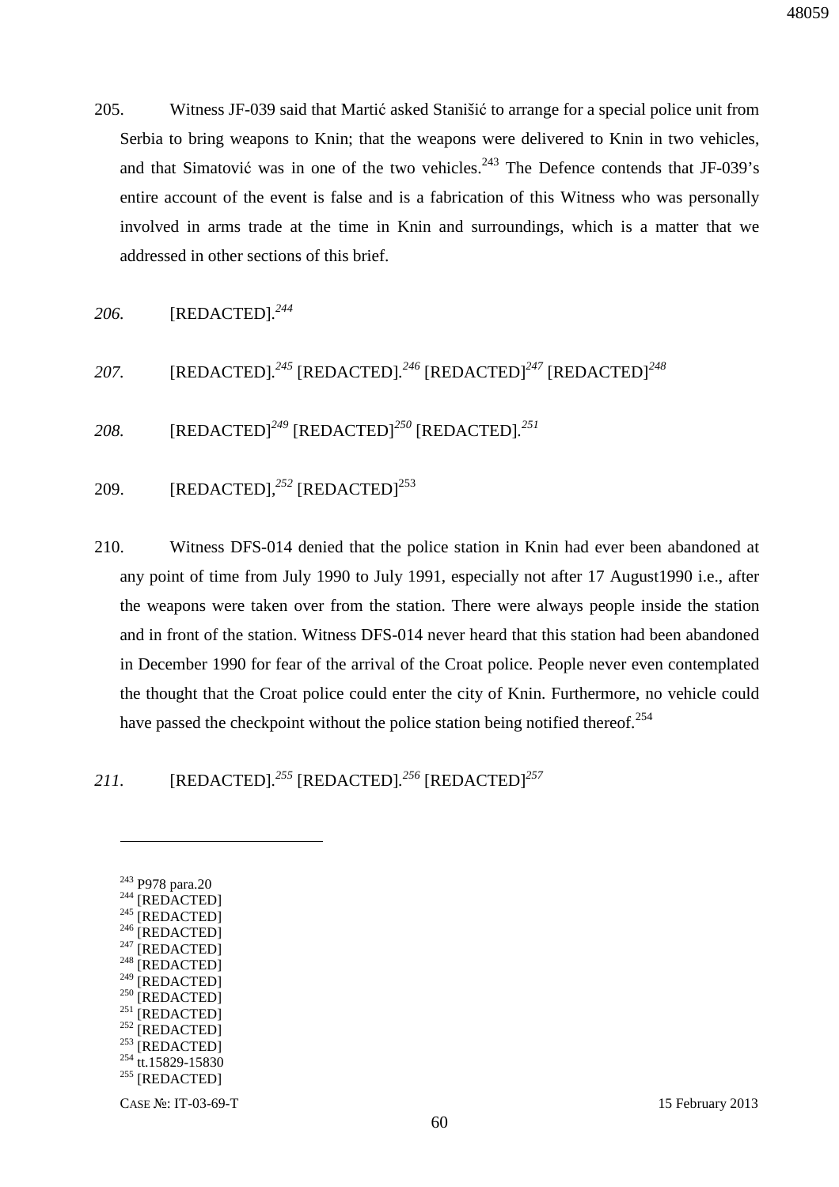205. Witness JF-039 said that Martić asked Stanišić to arrange for a special police unit from Serbia to bring weapons to Knin; that the weapons were delivered to Knin in two vehicles, and that Simatović was in one of the two vehicles.[243] The Defence contends that JF-039's entire account of the event is false and is a fabrication of this Witness who was personally involved in arms trade at the time in Knin and surroundings, which is a matter that we addressed in other sections of this brief.

*206.* [REDACTED].[244]

*207.* [REDACTED].[245] [REDACTED].[246] [REDACTED][247] [REDACTED][248]

*208.* [REDACTED][249] [REDACTED][250] [REDACTED].[251]

209. [REDACTED],[252] [REDACTED][253]

210. Witness DFS-014 denied that the police station in Knin had ever been abandoned at any point of time from July 1990 to July 1991, especially not after 17 August1990 i.e., after the weapons were taken over from the station. There were always people inside the station and in front of the station. Witness DFS-014 never heard that this station had been abandoned in December 1990 for fear of the arrival of the Croat police. People never even contemplated the thought that the Croat police could enter the city of Knin. Furthermore, no vehicle could have passed the checkpoint without the police station being notified thereof.[254]

*211.* [REDACTED].[255] [REDACTED].[256] [REDACTED][257]

---

[243] P978 para.20
[244] [REDACTED]
[245] [REDACTED]
[246] [REDACTED]
[247] [REDACTED]
[248] [REDACTED]
[249] [REDACTED]
[250] [REDACTED]
[251] [REDACTED]
[252] [REDACTED]
[253] [REDACTED]
[254] tt.15829-15830
[255] [REDACTED]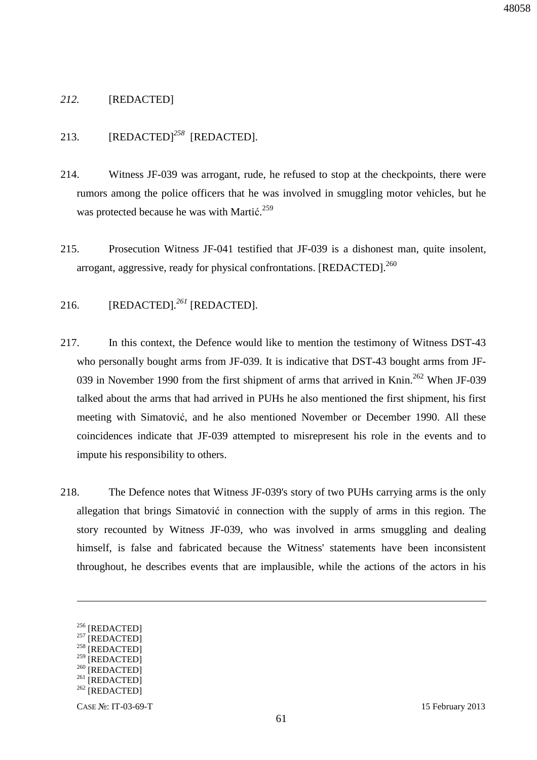*212.* [REDACTED]

213. [REDACTED][258] [REDACTED].

214. Witness JF-039 was arrogant, rude, he refused to stop at the checkpoints, there were rumors among the police officers that he was involved in smuggling motor vehicles, but he was protected because he was with Martić.[259]

215. Prosecution Witness JF-041 testified that JF-039 is a dishonest man, quite insolent, arrogant, aggressive, ready for physical confrontations. [REDACTED].[260]

216. [REDACTED].[261] [REDACTED].

217. In this context, the Defence would like to mention the testimony of Witness DST-43 who personally bought arms from JF-039. It is indicative that DST-43 bought arms from JF-039 in November 1990 from the first shipment of arms that arrived in Knin.[262] When JF-039 talked about the arms that had arrived in PUHs he also mentioned the first shipment, his first meeting with Simatović, and he also mentioned November or December 1990. All these coincidences indicate that JF-039 attempted to misrepresent his role in the events and to impute his responsibility to others.

218. The Defence notes that Witness JF-039's story of two PUHs carrying arms is the only allegation that brings Simatović in connection with the supply of arms in this region. The story recounted by Witness JF-039, who was involved in arms smuggling and dealing himself, is false and fabricated because the Witness' statements have been inconsistent throughout, he describes events that are implausible, while the actions of the actors in his

---

[256] [REDACTED]
[257] [REDACTED]
[258] [REDACTED]
[259] [REDACTED]
[260] [REDACTED]
[261] [REDACTED]
[262] [REDACTED]

CASE №: IT-03-69-T 15 February 2013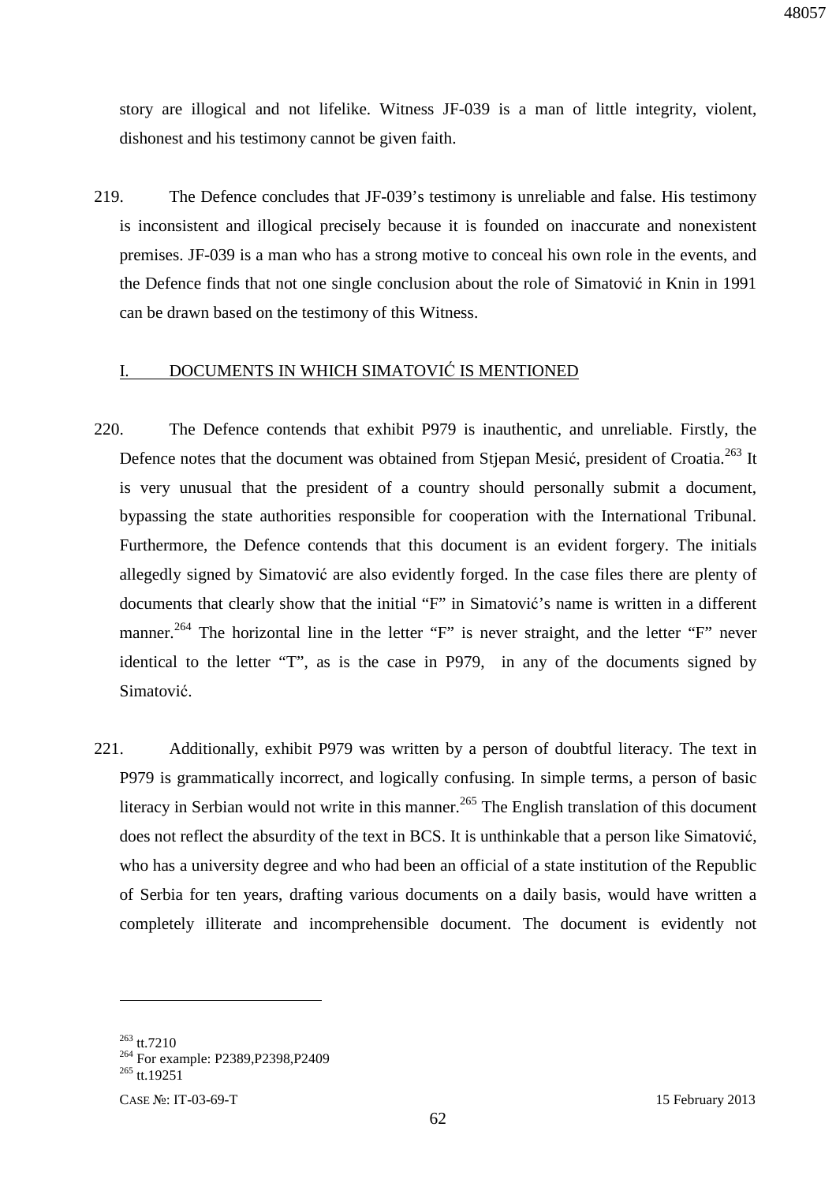story are illogical and not lifelike. Witness JF-039 is a man of little integrity, violent, dishonest and his testimony cannot be given faith.

219. The Defence concludes that JF-039's testimony is unreliable and false. His testimony is inconsistent and illogical precisely because it is founded on inaccurate and nonexistent premises. JF-039 is a man who has a strong motive to conceal his own role in the events, and the Defence finds that not one single conclusion about the role of Simatović in Knin in 1991 can be drawn based on the testimony of this Witness.

## I. DOCUMENTS IN WHICH SIMATOVIĆ IS MENTIONED

220. The Defence contends that exhibit P979 is inauthentic, and unreliable. Firstly, the Defence notes that the document was obtained from Stjepan Mesić, president of Croatia.[263] It is very unusual that the president of a country should personally submit a document, bypassing the state authorities responsible for cooperation with the International Tribunal. Furthermore, the Defence contends that this document is an evident forgery. The initials allegedly signed by Simatović are also evidently forged. In the case files there are plenty of documents that clearly show that the initial "F" in Simatović's name is written in a different manner.[264] The horizontal line in the letter "F" is never straight, and the letter "F" never identical to the letter "T", as is the case in P979, in any of the documents signed by Simatović.

221. Additionally, exhibit P979 was written by a person of doubtful literacy. The text in P979 is grammatically incorrect, and logically confusing. In simple terms, a person of basic literacy in Serbian would not write in this manner.[265] The English translation of this document does not reflect the absurdity of the text in BCS. It is unthinkable that a person like Simatović, who has a university degree and who had been an official of a state institution of the Republic of Serbia for ten years, drafting various documents on a daily basis, would have written a completely illiterate and incomprehensible document. The document is evidently not

---

[263] tt.7210
[264] For example: P2389,P2398,P2409
[265] tt.19251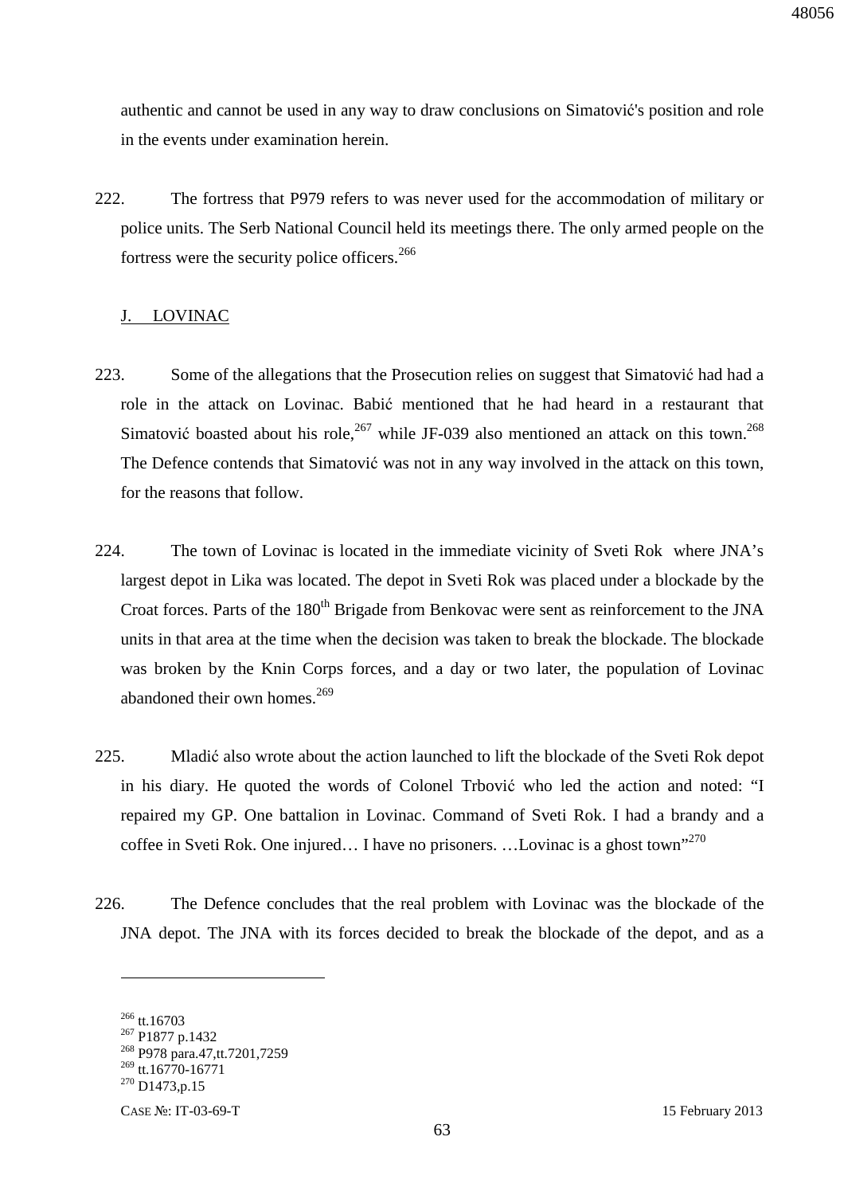authentic and cannot be used in any way to draw conclusions on Simatović's position and role in the events under examination herein.

222. The fortress that P979 refers to was never used for the accommodation of military or police units. The Serb National Council held its meetings there. The only armed people on the fortress were the security police officers.[266]

## J. LOVINAC

223. Some of the allegations that the Prosecution relies on suggest that Simatović had had a role in the attack on Lovinac. Babić mentioned that he had heard in a restaurant that Simatović boasted about his role,[267] while JF-039 also mentioned an attack on this town.[268] The Defence contends that Simatović was not in any way involved in the attack on this town, for the reasons that follow.

224. The town of Lovinac is located in the immediate vicinity of Sveti Rok where JNA's largest depot in Lika was located. The depot in Sveti Rok was placed under a blockade by the Croat forces. Parts of the 180th Brigade from Benkovac were sent as reinforcement to the JNA units in that area at the time when the decision was taken to break the blockade. The blockade was broken by the Knin Corps forces, and a day or two later, the population of Lovinac abandoned their own homes.[269]

225. Mladić also wrote about the action launched to lift the blockade of the Sveti Rok depot in his diary. He quoted the words of Colonel Trbović who led the action and noted: "I repaired my GP. One battalion in Lovinac. Command of Sveti Rok. I had a brandy and a coffee in Sveti Rok. One injured… I have no prisoners. …Lovinac is a ghost town"[270]

226. The Defence concludes that the real problem with Lovinac was the blockade of the JNA depot. The JNA with its forces decided to break the blockade of the depot, and as a

---

[266] tt.16703

[267] P1877 p.1432

[268] P978 para.47,tt.7201,7259

[269] tt.16770-16771

[270] D1473,p.15

CASE №: IT-03-69-T 15 February 2013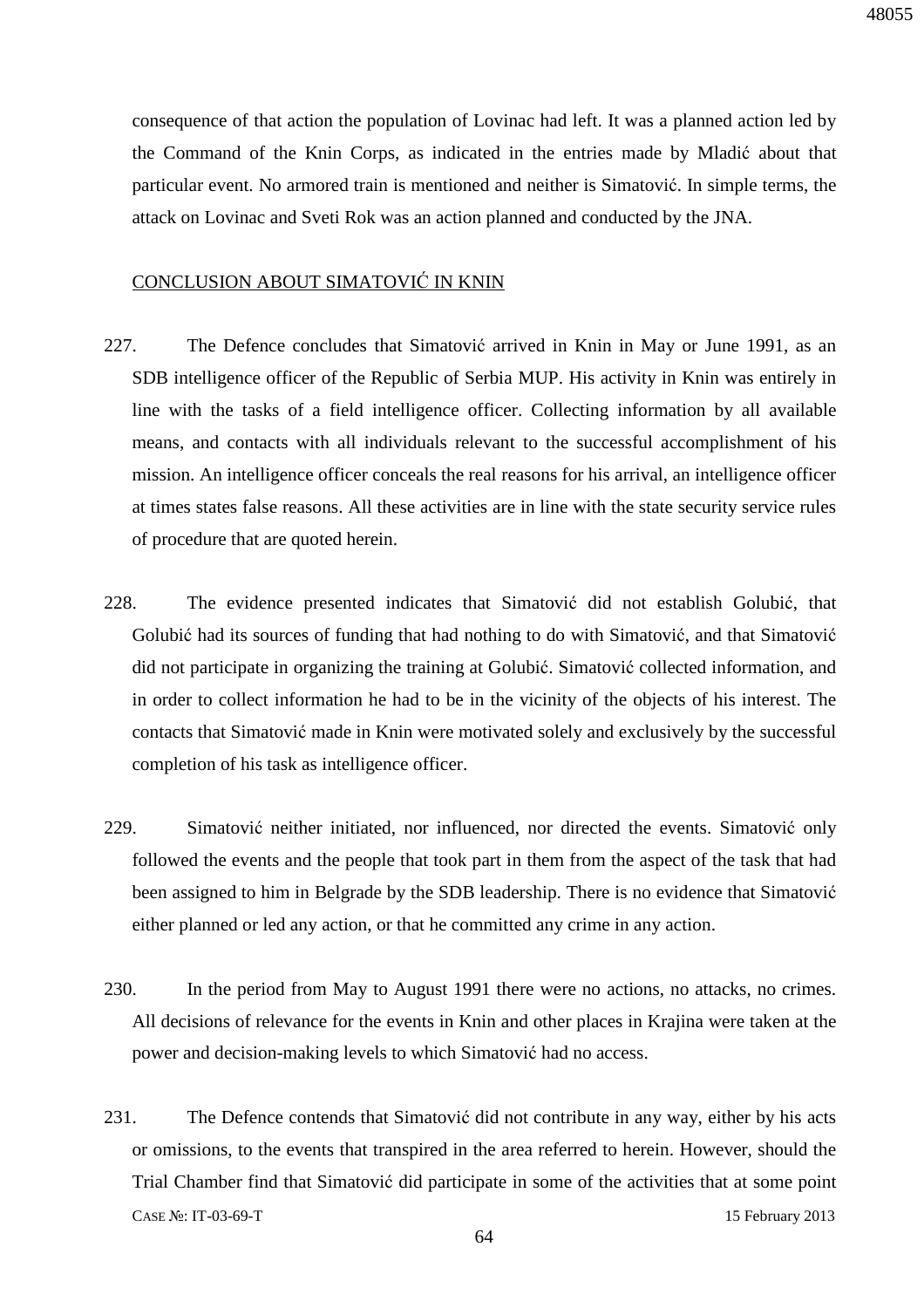consequence of that action the population of Lovinac had left. It was a planned action led by the Command of the Knin Corps, as indicated in the entries made by Mladić about that particular event. No armored train is mentioned and neither is Simatović. In simple terms, the attack on Lovinac and Sveti Rok was an action planned and conducted by the JNA.

<u>CONCLUSION ABOUT SIMATOVIĆ IN KNIN</u>

227. The Defence concludes that Simatović arrived in Knin in May or June 1991, as an SDB intelligence officer of the Republic of Serbia MUP. His activity in Knin was entirely in line with the tasks of a field intelligence officer. Collecting information by all available means, and contacts with all individuals relevant to the successful accomplishment of his mission. An intelligence officer conceals the real reasons for his arrival, an intelligence officer at times states false reasons. All these activities are in line with the state security service rules of procedure that are quoted herein.

228. The evidence presented indicates that Simatović did not establish Golubić, that Golubić had its sources of funding that had nothing to do with Simatović, and that Simatović did not participate in organizing the training at Golubić. Simatović collected information, and in order to collect information he had to be in the vicinity of the objects of his interest. The contacts that Simatović made in Knin were motivated solely and exclusively by the successful completion of his task as intelligence officer.

229. Simatović neither initiated, nor influenced, nor directed the events. Simatović only followed the events and the people that took part in them from the aspect of the task that had been assigned to him in Belgrade by the SDB leadership. There is no evidence that Simatović either planned or led any action, or that he committed any crime in any action.

230. In the period from May to August 1991 there were no actions, no attacks, no crimes. All decisions of relevance for the events in Knin and other places in Krajina were taken at the power and decision-making levels to which Simatović had no access.

231. The Defence contends that Simatović did not contribute in any way, either by his acts or omissions, to the events that transpired in the area referred to herein. However, should the Trial Chamber find that Simatović did participate in some of the activities that at some point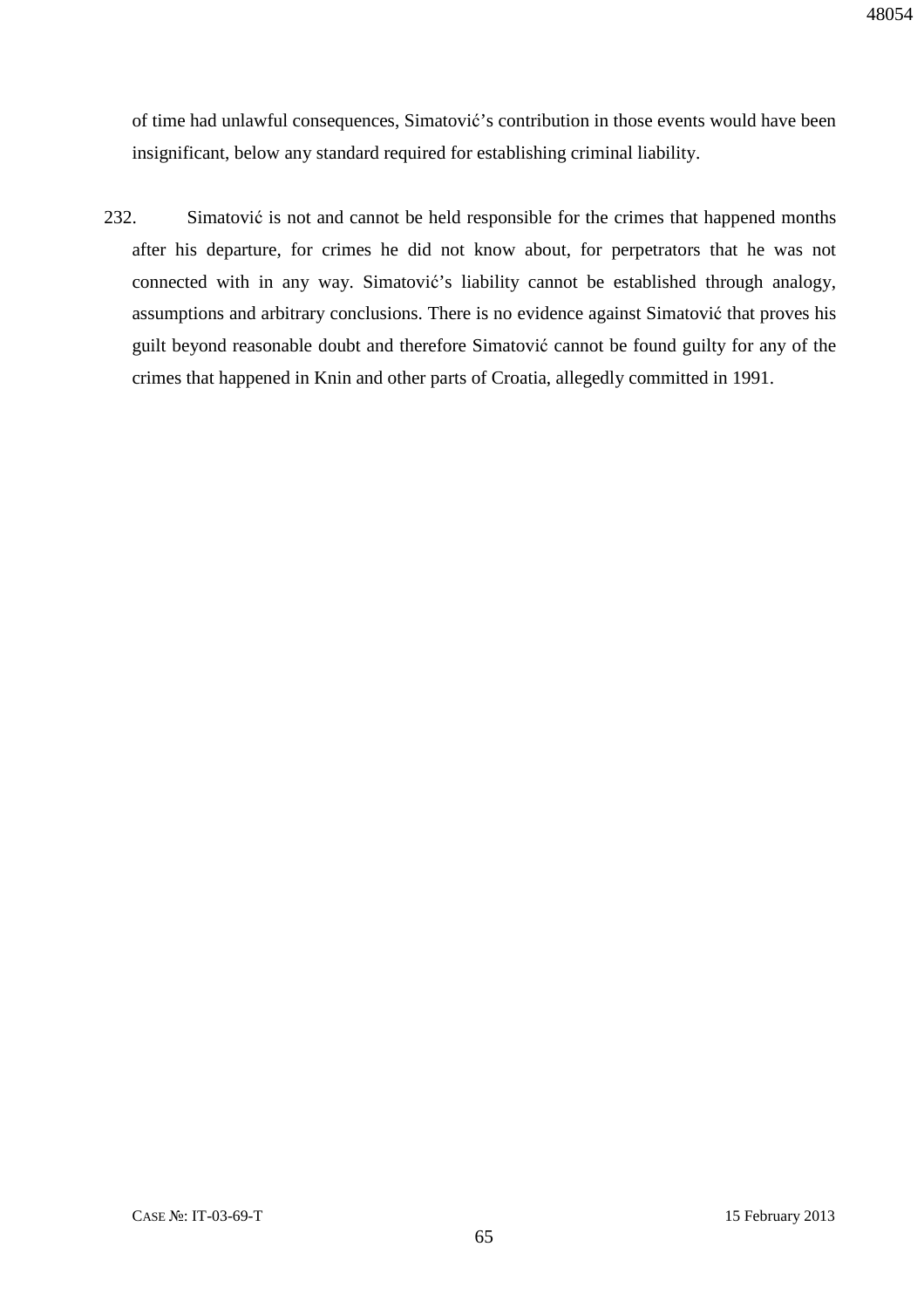of time had unlawful consequences, Simatović's contribution in those events would have been insignificant, below any standard required for establishing criminal liability.

232. Simatović is not and cannot be held responsible for the crimes that happened months after his departure, for crimes he did not know about, for perpetrators that he was not connected with in any way. Simatović's liability cannot be established through analogy, assumptions and arbitrary conclusions. There is no evidence against Simatović that proves his guilt beyond reasonable doubt and therefore Simatović cannot be found guilty for any of the crimes that happened in Knin and other parts of Croatia, allegedly committed in 1991.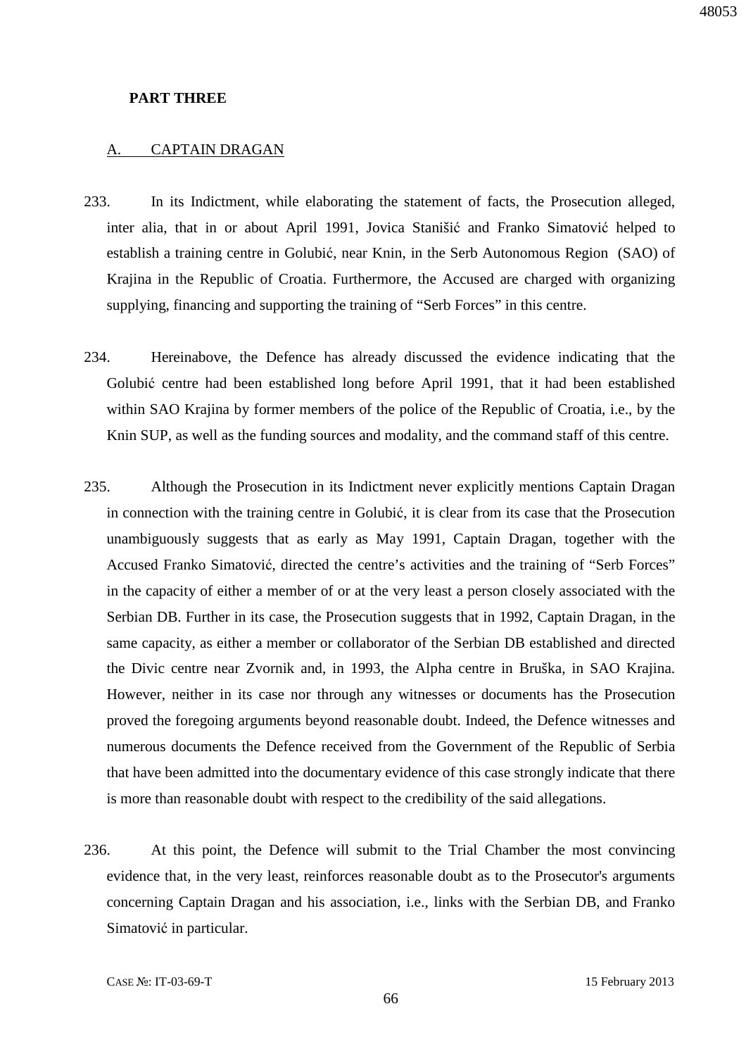**PART THREE**

## A. CAPTAIN DRAGAN

233. In its Indictment, while elaborating the statement of facts, the Prosecution alleged, inter alia, that in or about April 1991, Jovica Stanišić and Franko Simatović helped to establish a training centre in Golubić, near Knin, in the Serb Autonomous Region (SAO) of Krajina in the Republic of Croatia. Furthermore, the Accused are charged with organizing supplying, financing and supporting the training of "Serb Forces" in this centre.

234. Hereinabove, the Defence has already discussed the evidence indicating that the Golubić centre had been established long before April 1991, that it had been established within SAO Krajina by former members of the police of the Republic of Croatia, i.e., by the Knin SUP, as well as the funding sources and modality, and the command staff of this centre.

235. Although the Prosecution in its Indictment never explicitly mentions Captain Dragan in connection with the training centre in Golubić, it is clear from its case that the Prosecution unambiguously suggests that as early as May 1991, Captain Dragan, together with the Accused Franko Simatović, directed the centre's activities and the training of "Serb Forces" in the capacity of either a member of or at the very least a person closely associated with the Serbian DB. Further in its case, the Prosecution suggests that in 1992, Captain Dragan, in the same capacity, as either a member or collaborator of the Serbian DB established and directed the Divic centre near Zvornik and, in 1993, the Alpha centre in Bruška, in SAO Krajina. However, neither in its case nor through any witnesses or documents has the Prosecution proved the foregoing arguments beyond reasonable doubt. Indeed, the Defence witnesses and numerous documents the Defence received from the Government of the Republic of Serbia that have been admitted into the documentary evidence of this case strongly indicate that there is more than reasonable doubt with respect to the credibility of the said allegations.

236. At this point, the Defence will submit to the Trial Chamber the most convincing evidence that, in the very least, reinforces reasonable doubt as to the Prosecutor's arguments concerning Captain Dragan and his association, i.e., links with the Serbian DB, and Franko Simatović in particular.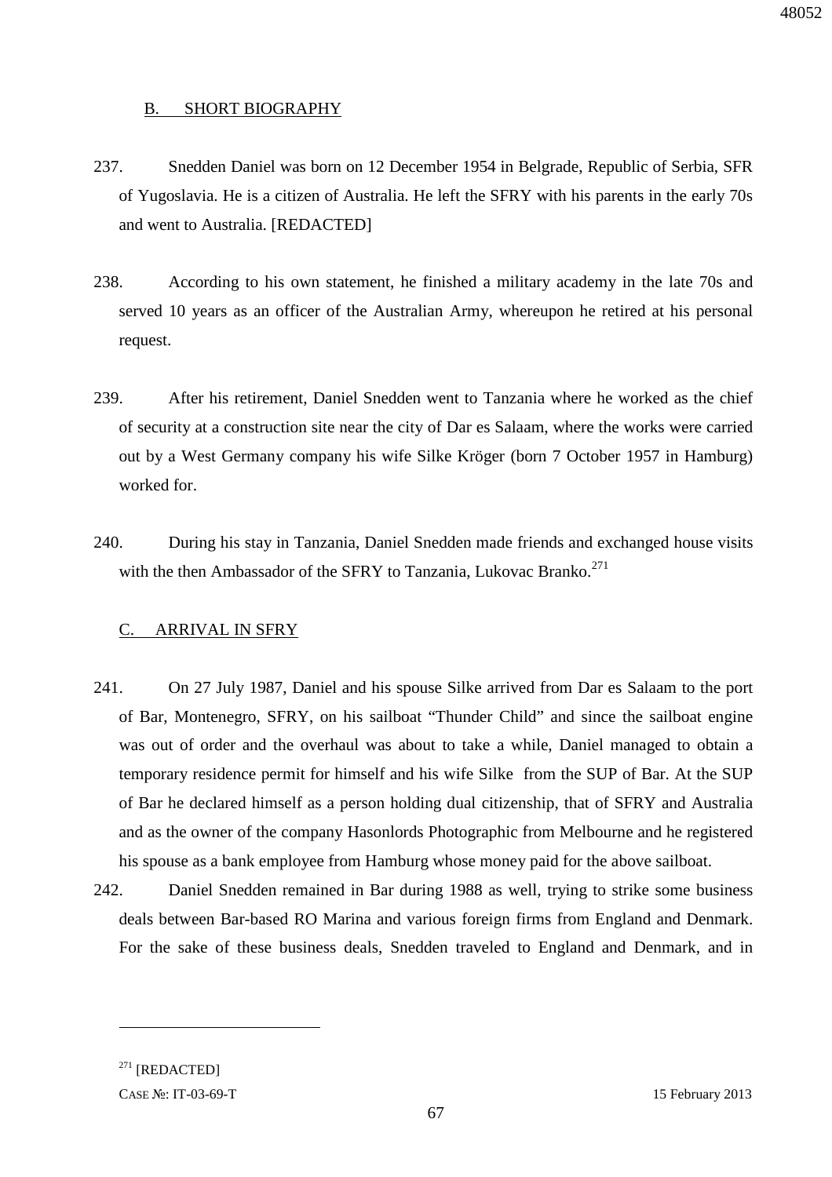## B. SHORT BIOGRAPHY

237. Snedden Daniel was born on 12 December 1954 in Belgrade, Republic of Serbia, SFR of Yugoslavia. He is a citizen of Australia. He left the SFRY with his parents in the early 70s and went to Australia. [REDACTED]

238. According to his own statement, he finished a military academy in the late 70s and served 10 years as an officer of the Australian Army, whereupon he retired at his personal request.

239. After his retirement, Daniel Snedden went to Tanzania where he worked as the chief of security at a construction site near the city of Dar es Salaam, where the works were carried out by a West Germany company his wife Silke Kröger (born 7 October 1957 in Hamburg) worked for.

240. During his stay in Tanzania, Daniel Snedden made friends and exchanged house visits with the then Ambassador of the SFRY to Tanzania, Lukovac Branko.[271]

## C. ARRIVAL IN SFRY

241. On 27 July 1987, Daniel and his spouse Silke arrived from Dar es Salaam to the port of Bar, Montenegro, SFRY, on his sailboat "Thunder Child" and since the sailboat engine was out of order and the overhaul was about to take a while, Daniel managed to obtain a temporary residence permit for himself and his wife Silke from the SUP of Bar. At the SUP of Bar he declared himself as a person holding dual citizenship, that of SFRY and Australia and as the owner of the company Hasonlords Photographic from Melbourne and he registered his spouse as a bank employee from Hamburg whose money paid for the above sailboat.

242. Daniel Snedden remained in Bar during 1988 as well, trying to strike some business deals between Bar-based RO Marina and various foreign firms from England and Denmark. For the sake of these business deals, Snedden traveled to England and Denmark, and in

---

[271] [REDACTED]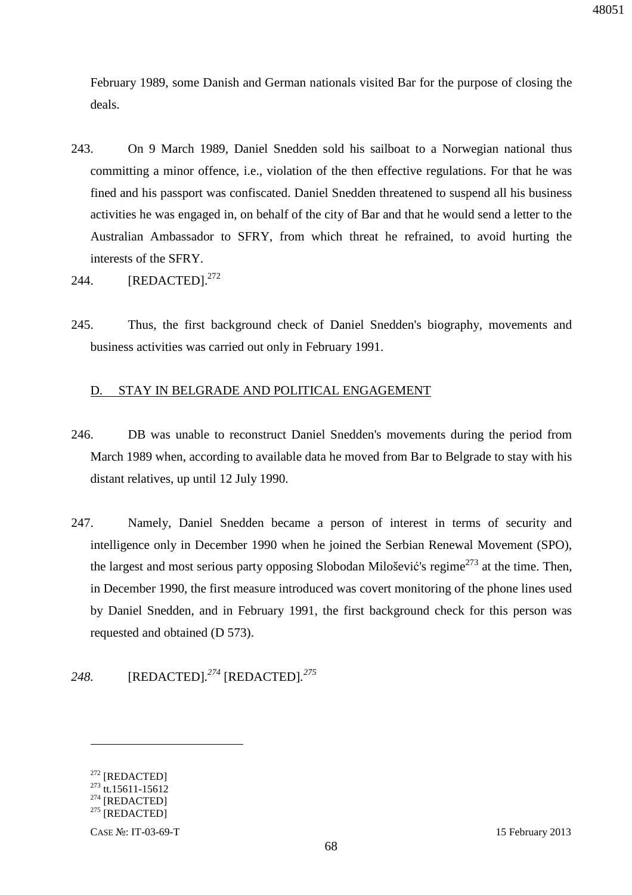February 1989, some Danish and German nationals visited Bar for the purpose of closing the deals.

243. On 9 March 1989, Daniel Snedden sold his sailboat to a Norwegian national thus committing a minor offence, i.e., violation of the then effective regulations. For that he was fined and his passport was confiscated. Daniel Snedden threatened to suspend all his business activities he was engaged in, on behalf of the city of Bar and that he would send a letter to the Australian Ambassador to SFRY, from which threat he refrained, to avoid hurting the interests of the SFRY.

244. [REDACTED].[272]

245. Thus, the first background check of Daniel Snedden's biography, movements and business activities was carried out only in February 1991.

D. STAY IN BELGRADE AND POLITICAL ENGAGEMENT

246. DB was unable to reconstruct Daniel Snedden's movements during the period from March 1989 when, according to available data he moved from Bar to Belgrade to stay with his distant relatives, up until 12 July 1990.

247. Namely, Daniel Snedden became a person of interest in terms of security and intelligence only in December 1990 when he joined the Serbian Renewal Movement (SPO), the largest and most serious party opposing Slobodan Milošević's regime[273] at the time. Then, in December 1990, the first measure introduced was covert monitoring of the phone lines used by Daniel Snedden, and in February 1991, the first background check for this person was requested and obtained (D 573).

*248.* [REDACTED].[274] [REDACTED].[275]

---

[272] [REDACTED]
[273] tt.15611-15612
[274] [REDACTED]
[275] [REDACTED]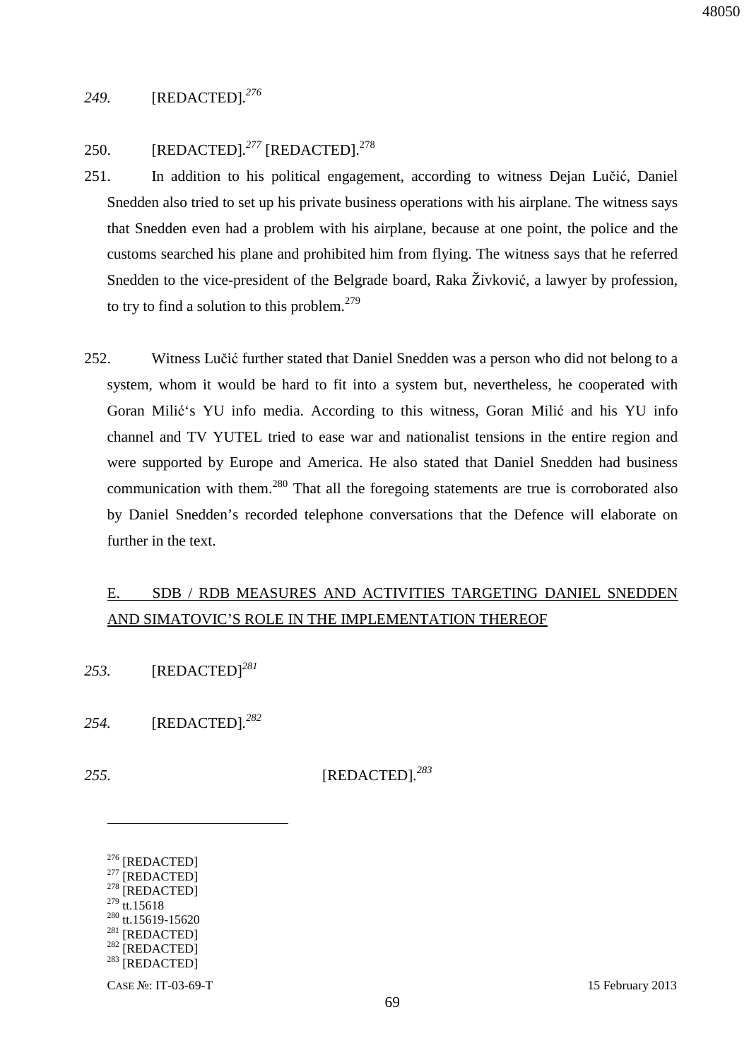*249.* [REDACTED].[276]

250. [REDACTED].[277] [REDACTED].[278]

251. In addition to his political engagement, according to witness Dejan Lučić, Daniel Snedden also tried to set up his private business operations with his airplane. The witness says that Snedden even had a problem with his airplane, because at one point, the police and the customs searched his plane and prohibited him from flying. The witness says that he referred Snedden to the vice-president of the Belgrade board, Raka Živković, a lawyer by profession, to try to find a solution to this problem.[279]

252. Witness Lučić further stated that Daniel Snedden was a person who did not belong to a system, whom it would be hard to fit into a system but, nevertheless, he cooperated with Goran Milić's YU info media. According to this witness, Goran Milić and his YU info channel and TV YUTEL tried to ease war and nationalist tensions in the entire region and were supported by Europe and America. He also stated that Daniel Snedden had business communication with them.[280] That all the foregoing statements are true is corroborated also by Daniel Snedden's recorded telephone conversations that the Defence will elaborate on further in the text.

## E. SDB / RDB MEASURES AND ACTIVITIES TARGETING DANIEL SNEDDEN AND SIMATOVIC'S ROLE IN THE IMPLEMENTATION THEREOF

*253.* [REDACTED][281]

*254.* [REDACTED].[282]

*255.* [REDACTED].[283]

---

[276] [REDACTED]
[277] [REDACTED]
[278] [REDACTED]
[279] tt.15618
[280] tt.15619-15620
[281] [REDACTED]
[282] [REDACTED]
[283] [REDACTED]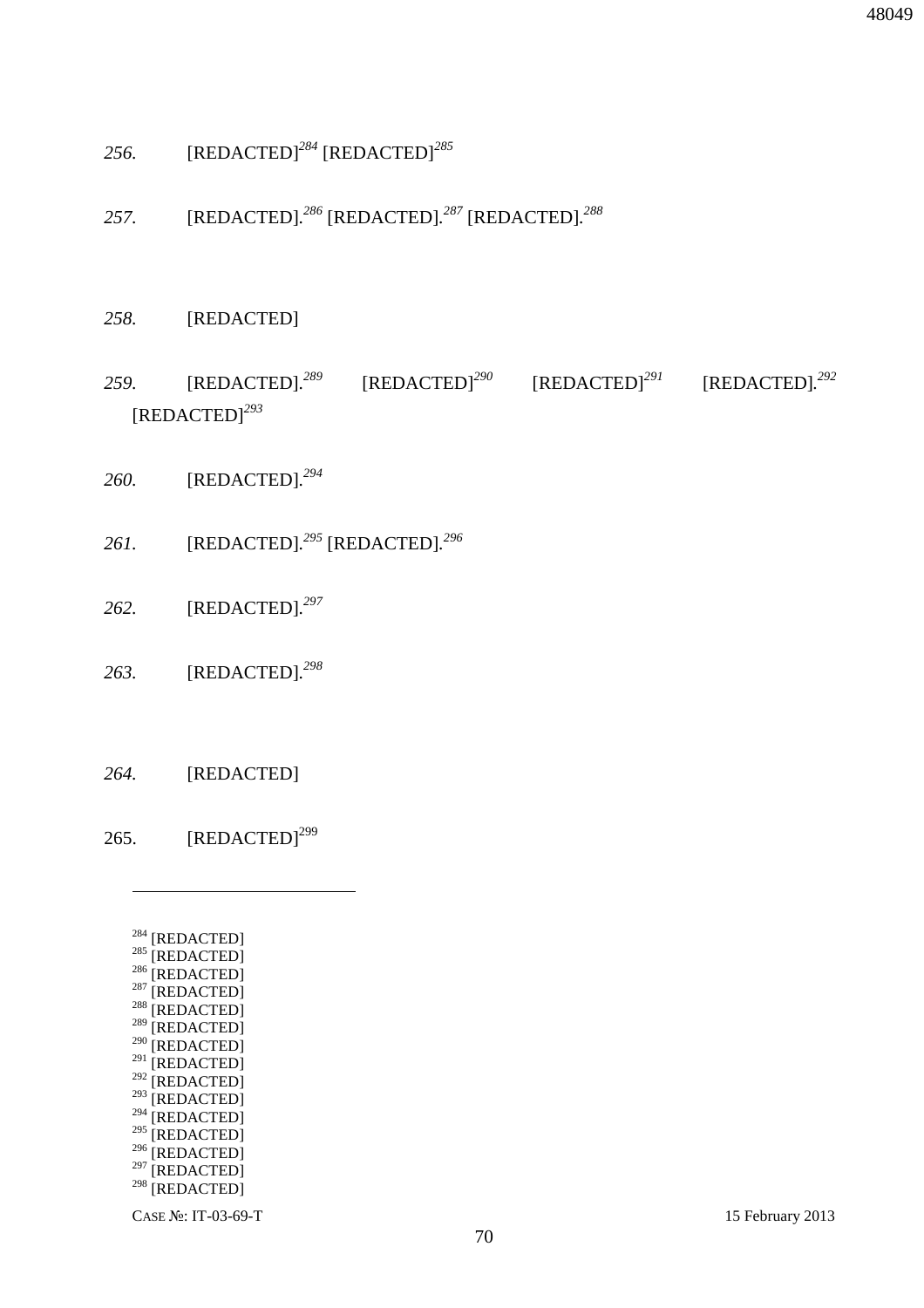*256.* [REDACTED][284] [REDACTED][285]

*257.* [REDACTED].[286] [REDACTED].[287] [REDACTED].[288]

*258.* [REDACTED]

*259.* [REDACTED].[289] [REDACTED][290] [REDACTED][291] [REDACTED].[292] [REDACTED][293]

*260.* [REDACTED].[294]

*261.* [REDACTED].[295] [REDACTED].[296]

*262.* [REDACTED].[297]

*263.* [REDACTED].[298]

*264.* [REDACTED]

265. [REDACTED][299]

---

[284] [REDACTED]
[285] [REDACTED]
[286] [REDACTED]
[287] [REDACTED]
[288] [REDACTED]
[289] [REDACTED]
[290] [REDACTED]
[291] [REDACTED]
[292] [REDACTED]
[293] [REDACTED]
[294] [REDACTED]
[295] [REDACTED]
[296] [REDACTED]
[297] [REDACTED]
[298] [REDACTED]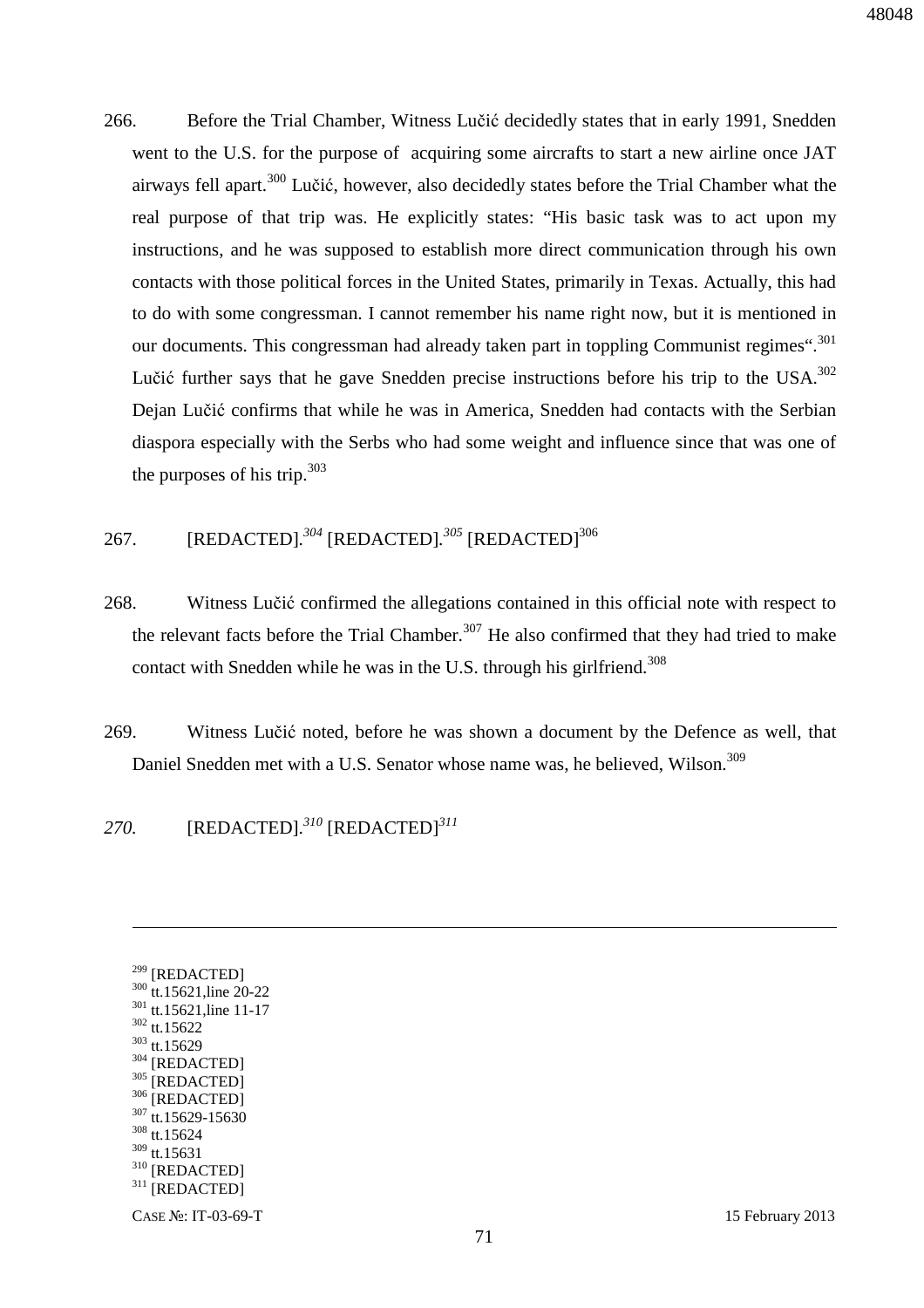266. Before the Trial Chamber, Witness Lučić decidedly states that in early 1991, Snedden went to the U.S. for the purpose of  acquiring some aircrafts to start a new airline once JAT airways fell apart.[300] Lučić, however, also decidedly states before the Trial Chamber what the real purpose of that trip was. He explicitly states: "His basic task was to act upon my instructions, and he was supposed to establish more direct communication through his own contacts with those political forces in the United States, primarily in Texas. Actually, this had to do with some congressman. I cannot remember his name right now, but it is mentioned in our documents. This congressman had already taken part in toppling Communist regimes".[301] Lučić further says that he gave Snedden precise instructions before his trip to the USA.[302] Dejan Lučić confirms that while he was in America, Snedden had contacts with the Serbian diaspora especially with the Serbs who had some weight and influence since that was one of the purposes of his trip.[303]

267. [REDACTED].[304] [REDACTED].[305] [REDACTED][306]

268. Witness Lučić confirmed the allegations contained in this official note with respect to the relevant facts before the Trial Chamber.[307] He also confirmed that they had tried to make contact with Snedden while he was in the U.S. through his girlfriend.[308]

269. Witness Lučić noted, before he was shown a document by the Defence as well, that Daniel Snedden met with a U.S. Senator whose name was, he believed, Wilson.[309]

*270.* [REDACTED].[310] [REDACTED][311]

---

[299] [REDACTED]
[300] tt.15621,line 20-22
[301] tt.15621,line 11-17
[302] tt.15622
[303] tt.15629
[304] [REDACTED]
[305] [REDACTED]
[306] [REDACTED]
[307] tt.15629-15630
[308] tt.15624
[309] tt.15631
[310] [REDACTED]
[311] [REDACTED]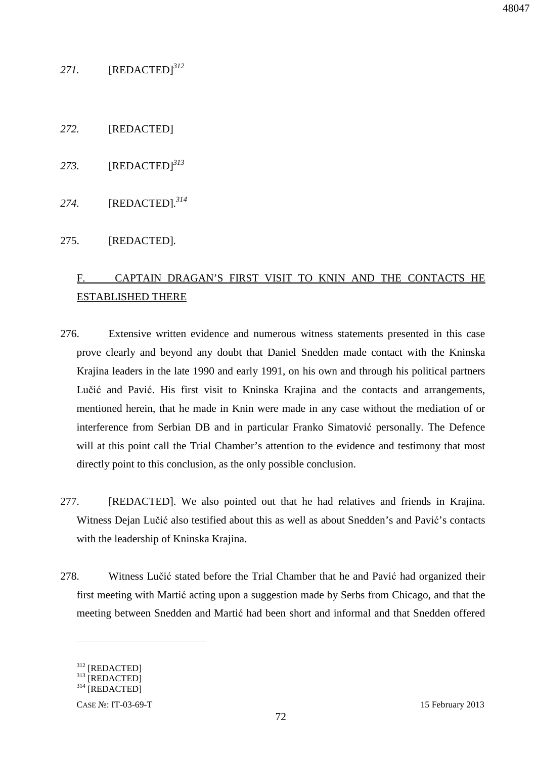*271.* [REDACTED][312]

*272.* [REDACTED]

*273.* [REDACTED][313]

*274.* [REDACTED].[314]

275. [REDACTED].

## F. CAPTAIN DRAGAN'S FIRST VISIT TO KNIN AND THE CONTACTS HE ESTABLISHED THERE

276. Extensive written evidence and numerous witness statements presented in this case prove clearly and beyond any doubt that Daniel Snedden made contact with the Kninska Krajina leaders in the late 1990 and early 1991, on his own and through his political partners Lučić and Pavić. His first visit to Kninska Krajina and the contacts and arrangements, mentioned herein, that he made in Knin were made in any case without the mediation of or interference from Serbian DB and in particular Franko Simatović personally. The Defence will at this point call the Trial Chamber's attention to the evidence and testimony that most directly point to this conclusion, as the only possible conclusion.

277. [REDACTED]. We also pointed out that he had relatives and friends in Krajina. Witness Dejan Lučić also testified about this as well as about Snedden's and Pavić's contacts with the leadership of Kninska Krajina.

278. Witness Lučić stated before the Trial Chamber that he and Pavić had organized their first meeting with Martić acting upon a suggestion made by Serbs from Chicago, and that the meeting between Snedden and Martić had been short and informal and that Snedden offered

---

[312] [REDACTED]

[313] [REDACTED]

[314] [REDACTED]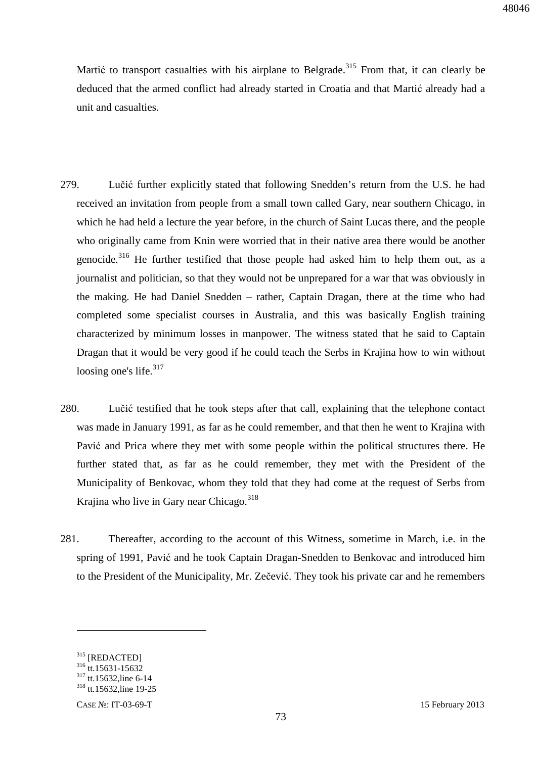Martić to transport casualties with his airplane to Belgrade.[315] From that, it can clearly be deduced that the armed conflict had already started in Croatia and that Martić already had a unit and casualties.

279. Lučić further explicitly stated that following Snedden's return from the U.S. he had received an invitation from people from a small town called Gary, near southern Chicago, in which he had held a lecture the year before, in the church of Saint Lucas there, and the people who originally came from Knin were worried that in their native area there would be another genocide.[316] He further testified that those people had asked him to help them out, as a journalist and politician, so that they would not be unprepared for a war that was obviously in the making. He had Daniel Snedden – rather, Captain Dragan, there at the time who had completed some specialist courses in Australia, and this was basically English training characterized by minimum losses in manpower. The witness stated that he said to Captain Dragan that it would be very good if he could teach the Serbs in Krajina how to win without loosing one's life.[317]

280. Lučić testified that he took steps after that call, explaining that the telephone contact was made in January 1991, as far as he could remember, and that then he went to Krajina with Pavić and Prica where they met with some people within the political structures there. He further stated that, as far as he could remember, they met with the President of the Municipality of Benkovac, whom they told that they had come at the request of Serbs from Krajina who live in Gary near Chicago.[318]

281. Thereafter, according to the account of this Witness, sometime in March, i.e. in the spring of 1991, Pavić and he took Captain Dragan-Snedden to Benkovac and introduced him to the President of the Municipality, Mr. Zečević. They took his private car and he remembers

---

[315] [REDACTED]

[316] tt.15631-15632

[317] tt.15632,line 6-14

[318] tt.15632,line 19-25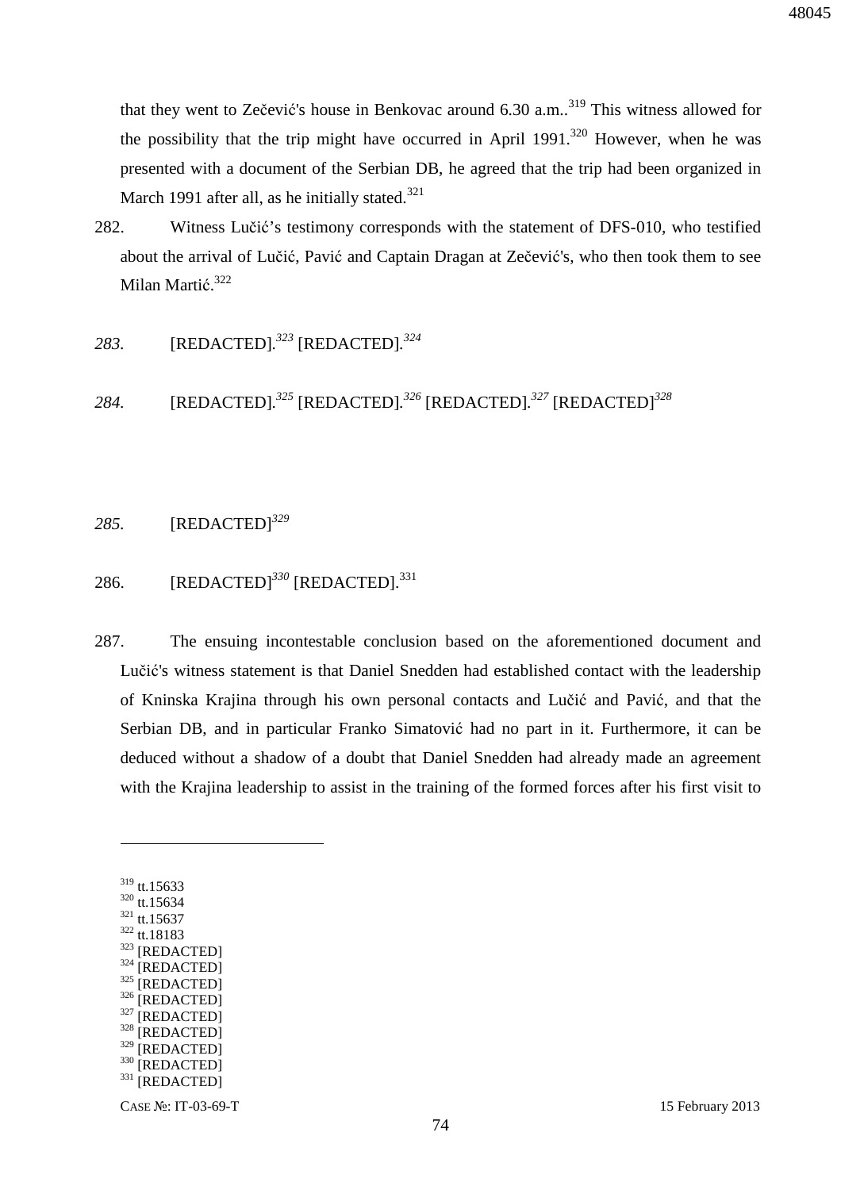that they went to Zečević's house in Benkovac around 6.30 a.m..[319] This witness allowed for the possibility that the trip might have occurred in April 1991.[320] However, when he was presented with a document of the Serbian DB, he agreed that the trip had been organized in March 1991 after all, as he initially stated.[321]

282. Witness Lučić's testimony corresponds with the statement of DFS-010, who testified about the arrival of Lučić, Pavić and Captain Dragan at Zečević's, who then took them to see Milan Martić.[322]

*283.* [REDACTED].[323] [REDACTED].[324]

*284.* [REDACTED].[325] [REDACTED].[326] [REDACTED].[327] [REDACTED][328]

*285.* [REDACTED][329]

286. [REDACTED][330] [REDACTED].[331]

287. The ensuing incontestable conclusion based on the aforementioned document and Lučić's witness statement is that Daniel Snedden had established contact with the leadership of Kninska Krajina through his own personal contacts and Lučić and Pavić, and that the Serbian DB, and in particular Franko Simatović had no part in it. Furthermore, it can be deduced without a shadow of a doubt that Daniel Snedden had already made an agreement with the Krajina leadership to assist in the training of the formed forces after his first visit to

---

[319] tt.15633
[320] tt.15634
[321] tt.15637
[322] tt.18183
[323] [REDACTED]
[324] [REDACTED]
[325] [REDACTED]
[326] [REDACTED]
[327] [REDACTED]
[328] [REDACTED]
[329] [REDACTED]
[330] [REDACTED]
[331] [REDACTED]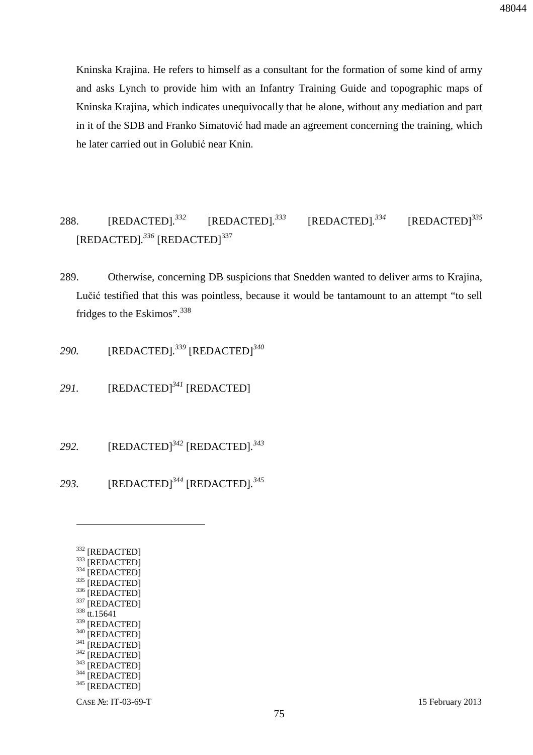Kninska Krajina. He refers to himself as a consultant for the formation of some kind of army and asks Lynch to provide him with an Infantry Training Guide and topographic maps of Kninska Krajina, which indicates unequivocally that he alone, without any mediation and part in it of the SDB and Franko Simatović had made an agreement concerning the training, which he later carried out in Golubić near Knin.

288. [REDACTED].[332] [REDACTED].[333] [REDACTED].[334] [REDACTED][335] [REDACTED].[336] [REDACTED][337]

289. Otherwise, concerning DB suspicions that Snedden wanted to deliver arms to Krajina, Lučić testified that this was pointless, because it would be tantamount to an attempt "to sell fridges to the Eskimos".[338]

*290.* [REDACTED].[339] [REDACTED][340]

*291.* [REDACTED][341] [REDACTED]

*292.* [REDACTED][342] [REDACTED].[343]

*293.* [REDACTED][344] [REDACTED].[345]

---

[332] [REDACTED]
[333] [REDACTED]
[334] [REDACTED]
[335] [REDACTED]
[336] [REDACTED]
[337] [REDACTED]
[338] tt.15641
[339] [REDACTED]
[340] [REDACTED]
[341] [REDACTED]
[342] [REDACTED]
[343] [REDACTED]
[344] [REDACTED]
[345] [REDACTED]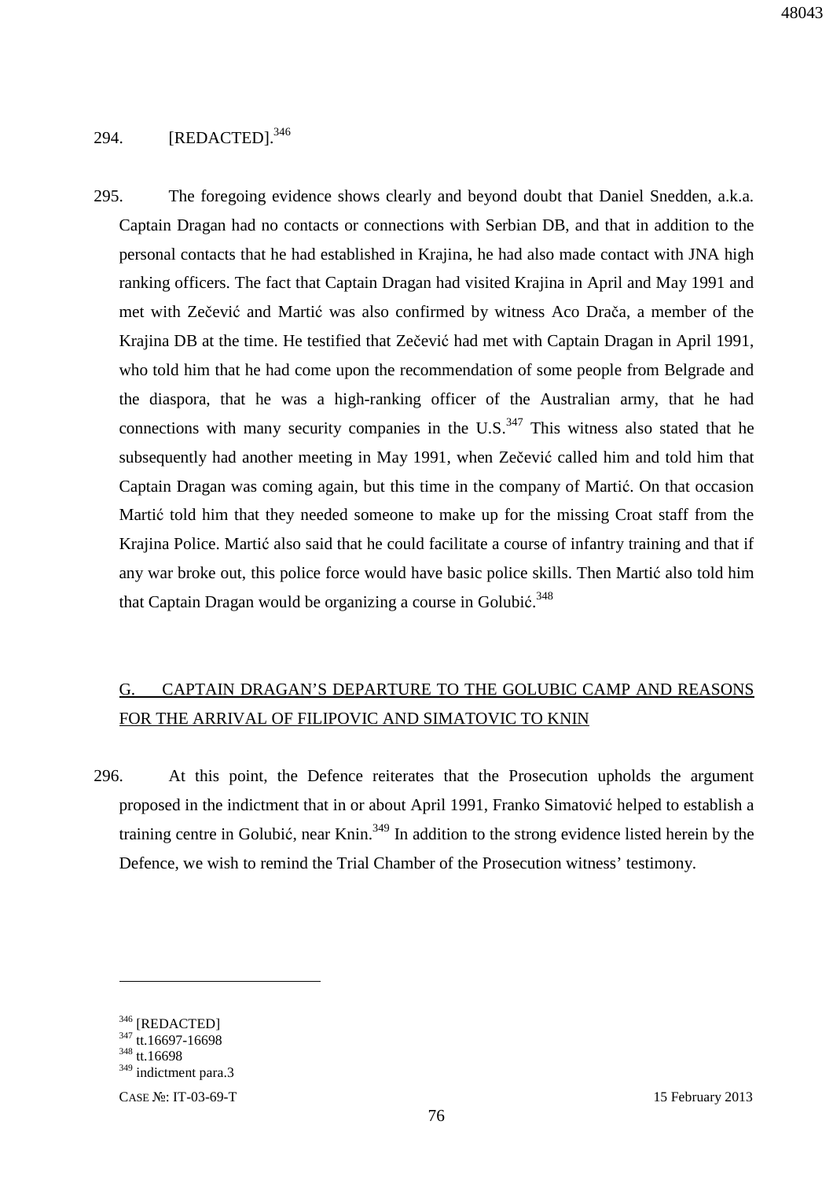294. [REDACTED].[346]

295. The foregoing evidence shows clearly and beyond doubt that Daniel Snedden, a.k.a. Captain Dragan had no contacts or connections with Serbian DB, and that in addition to the personal contacts that he had established in Krajina, he had also made contact with JNA high ranking officers. The fact that Captain Dragan had visited Krajina in April and May 1991 and met with Zečević and Martić was also confirmed by witness Aco Drača, a member of the Krajina DB at the time. He testified that Zečević had met with Captain Dragan in April 1991, who told him that he had come upon the recommendation of some people from Belgrade and the diaspora, that he was a high-ranking officer of the Australian army, that he had connections with many security companies in the U.S.[347] This witness also stated that he subsequently had another meeting in May 1991, when Zečević called him and told him that Captain Dragan was coming again, but this time in the company of Martić. On that occasion Martić told him that they needed someone to make up for the missing Croat staff from the Krajina Police. Martić also said that he could facilitate a course of infantry training and that if any war broke out, this police force would have basic police skills. Then Martić also told him that Captain Dragan would be organizing a course in Golubić.[348]

## G. CAPTAIN DRAGAN'S DEPARTURE TO THE GOLUBIC CAMP AND REASONS FOR THE ARRIVAL OF FILIPOVIC AND SIMATOVIC TO KNIN

296. At this point, the Defence reiterates that the Prosecution upholds the argument proposed in the indictment that in or about April 1991, Franko Simatović helped to establish a training centre in Golubić, near Knin.[349] In addition to the strong evidence listed herein by the Defence, we wish to remind the Trial Chamber of the Prosecution witness' testimony.

---

[346] [REDACTED]
[347] tt.16697-16698
[348] tt.16698
[349] indictment para.3

CASE №: IT-03-69-T 15 February 2013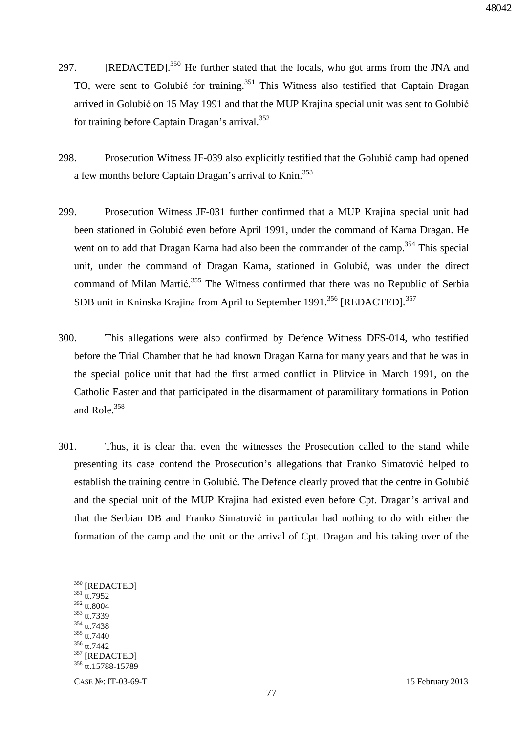297. [REDACTED].[350] He further stated that the locals, who got arms from the JNA and TO, were sent to Golubić for training.[351] This Witness also testified that Captain Dragan arrived in Golubić on 15 May 1991 and that the MUP Krajina special unit was sent to Golubić for training before Captain Dragan's arrival.[352]

298. Prosecution Witness JF-039 also explicitly testified that the Golubić camp had opened a few months before Captain Dragan's arrival to Knin.[353]

299. Prosecution Witness JF-031 further confirmed that a MUP Krajina special unit had been stationed in Golubić even before April 1991, under the command of Karna Dragan. He went on to add that Dragan Karna had also been the commander of the camp.[354] This special unit, under the command of Dragan Karna, stationed in Golubić, was under the direct command of Milan Martić.[355] The Witness confirmed that there was no Republic of Serbia SDB unit in Kninska Krajina from April to September 1991.[356] [REDACTED].[357]

300. This allegations were also confirmed by Defence Witness DFS-014, who testified before the Trial Chamber that he had known Dragan Karna for many years and that he was in the special police unit that had the first armed conflict in Plitvice in March 1991, on the Catholic Easter and that participated in the disarmament of paramilitary formations in Potion and Role.[358]

301. Thus, it is clear that even the witnesses the Prosecution called to the stand while presenting its case contend the Prosecution's allegations that Franko Simatović helped to establish the training centre in Golubić. The Defence clearly proved that the centre in Golubić and the special unit of the MUP Krajina had existed even before Cpt. Dragan's arrival and that the Serbian DB and Franko Simatović in particular had nothing to do with either the formation of the camp and the unit or the arrival of Cpt. Dragan and his taking over of the

---

[350] [REDACTED]
[351] tt.7952
[352] tt.8004
[353] tt.7339
[354] tt.7438
[355] tt.7440
[356] tt.7442
[357] [REDACTED]
[358] tt.15788-15789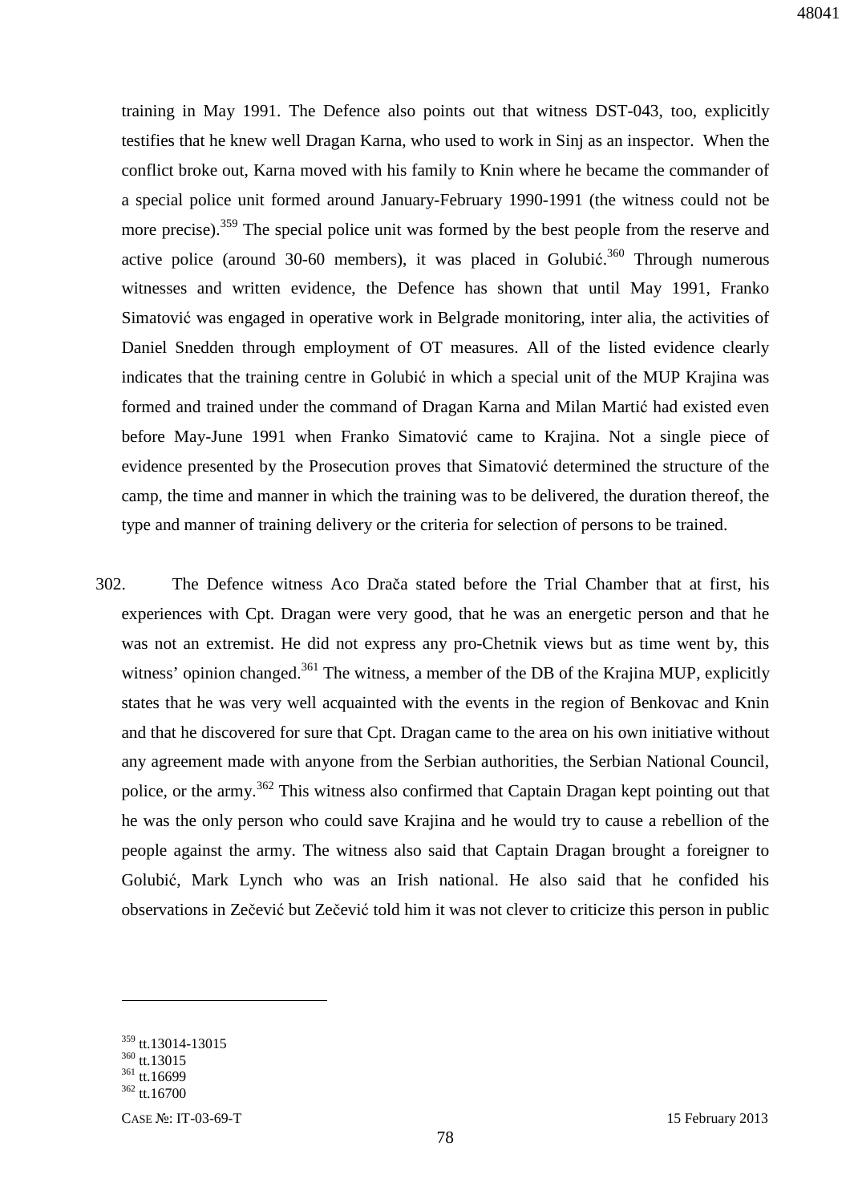training in May 1991. The Defence also points out that witness DST-043, too, explicitly testifies that he knew well Dragan Karna, who used to work in Sinj as an inspector. When the conflict broke out, Karna moved with his family to Knin where he became the commander of a special police unit formed around January-February 1990-1991 (the witness could not be more precise).[359] The special police unit was formed by the best people from the reserve and active police (around 30-60 members), it was placed in Golubić.[360] Through numerous witnesses and written evidence, the Defence has shown that until May 1991, Franko Simatović was engaged in operative work in Belgrade monitoring, inter alia, the activities of Daniel Snedden through employment of OT measures. All of the listed evidence clearly indicates that the training centre in Golubić in which a special unit of the MUP Krajina was formed and trained under the command of Dragan Karna and Milan Martić had existed even before May-June 1991 when Franko Simatović came to Krajina. Not a single piece of evidence presented by the Prosecution proves that Simatović determined the structure of the camp, the time and manner in which the training was to be delivered, the duration thereof, the type and manner of training delivery or the criteria for selection of persons to be trained.

302. The Defence witness Aco Drača stated before the Trial Chamber that at first, his experiences with Cpt. Dragan were very good, that he was an energetic person and that he was not an extremist. He did not express any pro-Chetnik views but as time went by, this witness' opinion changed.[361] The witness, a member of the DB of the Krajina MUP, explicitly states that he was very well acquainted with the events in the region of Benkovac and Knin and that he discovered for sure that Cpt. Dragan came to the area on his own initiative without any agreement made with anyone from the Serbian authorities, the Serbian National Council, police, or the army.[362] This witness also confirmed that Captain Dragan kept pointing out that he was the only person who could save Krajina and he would try to cause a rebellion of the people against the army. The witness also said that Captain Dragan brought a foreigner to Golubić, Mark Lynch who was an Irish national. He also said that he confided his observations in Zečević but Zečević told him it was not clever to criticize this person in public

---

[359] tt.13014-13015
[360] tt.13015
[361] tt.16699
[362] tt.16700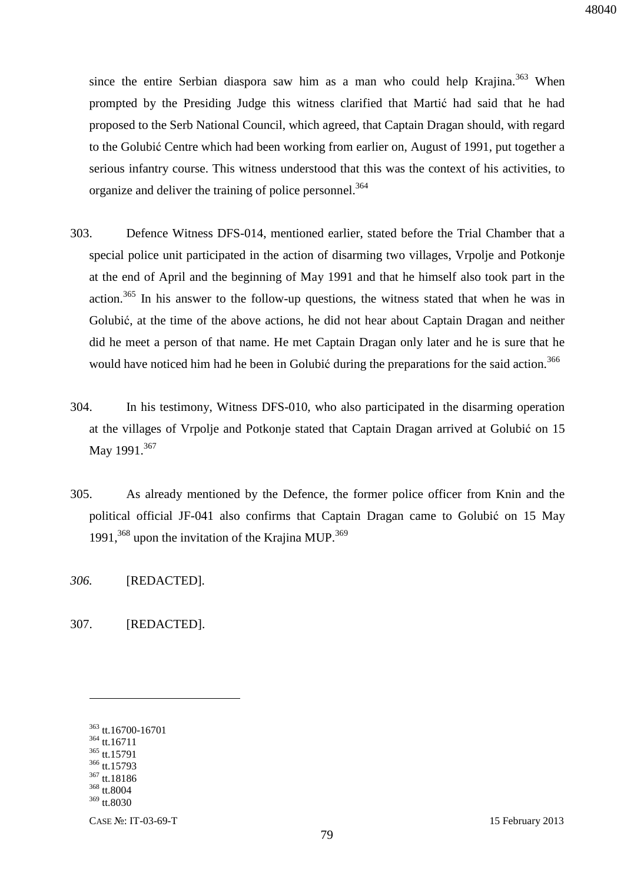since the entire Serbian diaspora saw him as a man who could help Krajina.[363] When prompted by the Presiding Judge this witness clarified that Martić had said that he had proposed to the Serb National Council, which agreed, that Captain Dragan should, with regard to the Golubić Centre which had been working from earlier on, August of 1991, put together a serious infantry course. This witness understood that this was the context of his activities, to organize and deliver the training of police personnel.[364]

303. Defence Witness DFS-014, mentioned earlier, stated before the Trial Chamber that a special police unit participated in the action of disarming two villages, Vrpolje and Potkonje at the end of April and the beginning of May 1991 and that he himself also took part in the action.[365] In his answer to the follow-up questions, the witness stated that when he was in Golubić, at the time of the above actions, he did not hear about Captain Dragan and neither did he meet a person of that name. He met Captain Dragan only later and he is sure that he would have noticed him had he been in Golubić during the preparations for the said action.[366]

304. In his testimony, Witness DFS-010, who also participated in the disarming operation at the villages of Vrpolje and Potkonje stated that Captain Dragan arrived at Golubić on 15 May 1991.[367]

305. As already mentioned by the Defence, the former police officer from Knin and the political official JF-041 also confirms that Captain Dragan came to Golubić on 15 May 1991,[368] upon the invitation of the Krajina MUP.[369]

*306.* [REDACTED].

307. [REDACTED].

---

[363] tt.16700-16701
[364] tt.16711
[365] tt.15791
[366] tt.15793
[367] tt.18186
[368] tt.8004
[369] tt.8030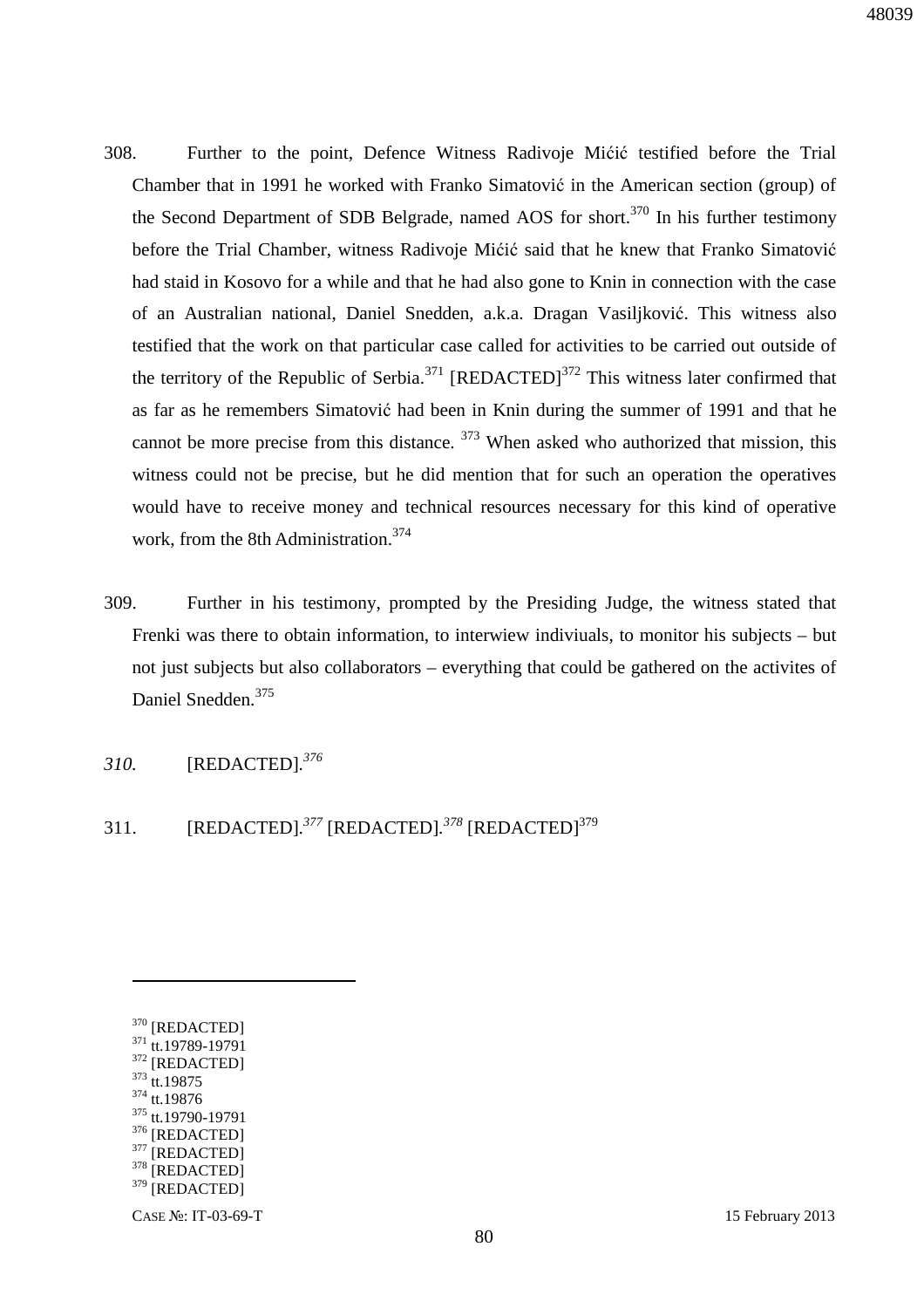308. Further to the point, Defence Witness Radivoje Mićić testified before the Trial Chamber that in 1991 he worked with Franko Simatović in the American section (group) of the Second Department of SDB Belgrade, named AOS for short.[370] In his further testimony before the Trial Chamber, witness Radivoje Mićić said that he knew that Franko Simatović had staid in Kosovo for a while and that he had also gone to Knin in connection with the case of an Australian national, Daniel Snedden, a.k.a. Dragan Vasiljković. This witness also testified that the work on that particular case called for activities to be carried out outside of the territory of the Republic of Serbia.[371] [REDACTED][372] This witness later confirmed that as far as he remembers Simatović had been in Knin during the summer of 1991 and that he cannot be more precise from this distance. [373] When asked who authorized that mission, this witness could not be precise, but he did mention that for such an operation the operatives would have to receive money and technical resources necessary for this kind of operative work, from the 8th Administration.[374]

309. Further in his testimony, prompted by the Presiding Judge, the witness stated that Frenki was there to obtain information, to interwiew indiviuals, to monitor his subjects – but not just subjects but also collaborators – everything that could be gathered on the activites of Daniel Snedden.[375]

*310.* [REDACTED].*[376]*

311. [REDACTED].*[377]* [REDACTED].*[378]* [REDACTED][379]

---

[370] [REDACTED]
[371] tt.19789-19791
[372] [REDACTED]
[373] tt.19875
[374] tt.19876
[375] tt.19790-19791
[376] [REDACTED]
[377] [REDACTED]
[378] [REDACTED]
[379] [REDACTED]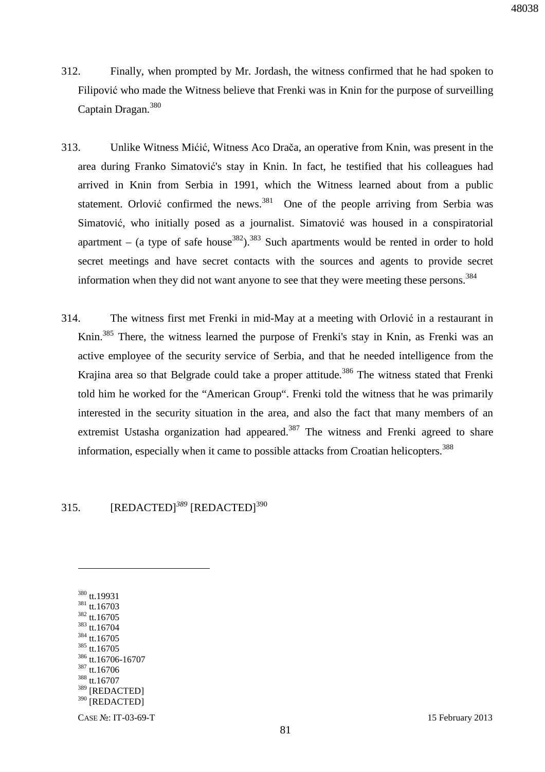312. Finally, when prompted by Mr. Jordash, the witness confirmed that he had spoken to Filipović who made the Witness believe that Frenki was in Knin for the purpose of surveilling Captain Dragan.[380]

313. Unlike Witness Mićić, Witness Aco Drača, an operative from Knin, was present in the area during Franko Simatović's stay in Knin. In fact, he testified that his colleagues had arrived in Knin from Serbia in 1991, which the Witness learned about from a public statement. Orlović confirmed the news.[381] One of the people arriving from Serbia was Simatović, who initially posed as a journalist. Simatović was housed in a conspiratorial apartment – (a type of safe house[382]).[383] Such apartments would be rented in order to hold secret meetings and have secret contacts with the sources and agents to provide secret information when they did not want anyone to see that they were meeting these persons.[384]

314. The witness first met Frenki in mid-May at a meeting with Orlović in a restaurant in Knin.[385] There, the witness learned the purpose of Frenki's stay in Knin, as Frenki was an active employee of the security service of Serbia, and that he needed intelligence from the Krajina area so that Belgrade could take a proper attitude.[386] The witness stated that Frenki told him he worked for the "American Group". Frenki told the witness that he was primarily interested in the security situation in the area, and also the fact that many members of an extremist Ustasha organization had appeared.[387] The witness and Frenki agreed to share information, especially when it came to possible attacks from Croatian helicopters.[388]

315. [REDACTED][389] [REDACTED][390]

---

[380] tt.19931
[381] tt.16703
[382] tt.16705
[383] tt.16704
[384] tt.16705
[385] tt.16705
[386] tt.16706-16707
[387] tt.16706
[388] tt.16707
[389] [REDACTED]
[390] [REDACTED]

CASE №: IT-03-69-T 15 February 2013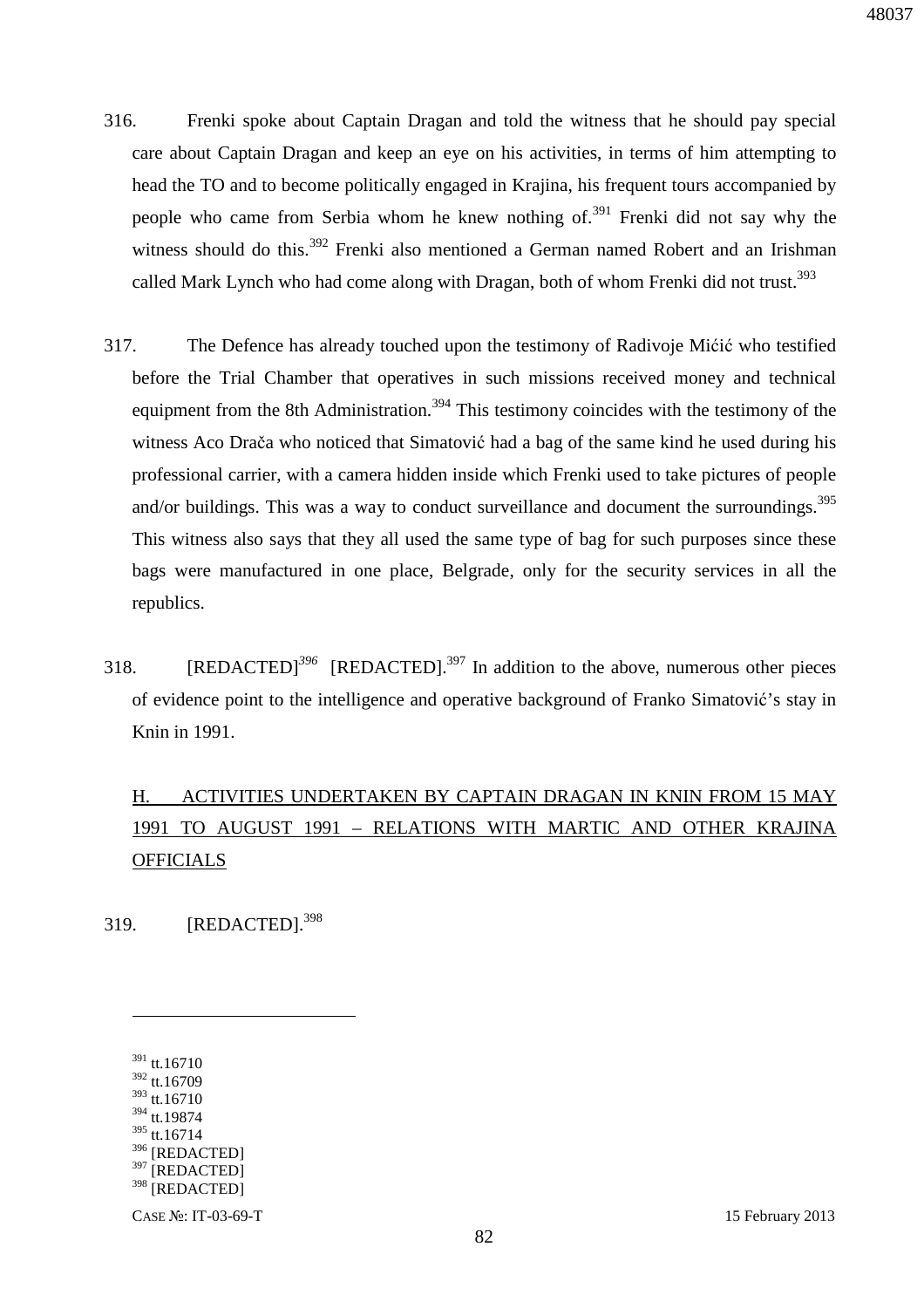316. Frenki spoke about Captain Dragan and told the witness that he should pay special care about Captain Dragan and keep an eye on his activities, in terms of him attempting to head the TO and to become politically engaged in Krajina, his frequent tours accompanied by people who came from Serbia whom he knew nothing of.[391] Frenki did not say why the witness should do this.[392] Frenki also mentioned a German named Robert and an Irishman called Mark Lynch who had come along with Dragan, both of whom Frenki did not trust.[393]

317. The Defence has already touched upon the testimony of Radivoje Mićić who testified before the Trial Chamber that operatives in such missions received money and technical equipment from the 8th Administration.[394] This testimony coincides with the testimony of the witness Aco Drača who noticed that Simatović had a bag of the same kind he used during his professional carrier, with a camera hidden inside which Frenki used to take pictures of people and/or buildings. This was a way to conduct surveillance and document the surroundings.[395] This witness also says that they all used the same type of bag for such purposes since these bags were manufactured in one place, Belgrade, only for the security services in all the republics.

318. [REDACTED][396] [REDACTED].[397] In addition to the above, numerous other pieces of evidence point to the intelligence and operative background of Franko Simatović's stay in Knin in 1991.

## H. ACTIVITIES UNDERTAKEN BY CAPTAIN DRAGAN IN KNIN FROM 15 MAY 1991 TO AUGUST 1991 – RELATIONS WITH MARTIC AND OTHER KRAJINA OFFICIALS

319. [REDACTED].[398]

---

[391] tt.16710
[392] tt.16709
[393] tt.16710
[394] tt.19874
[395] tt.16714
[396] [REDACTED]
[397] [REDACTED]
[398] [REDACTED]

CASE №: IT-03-69-T 15 February 2013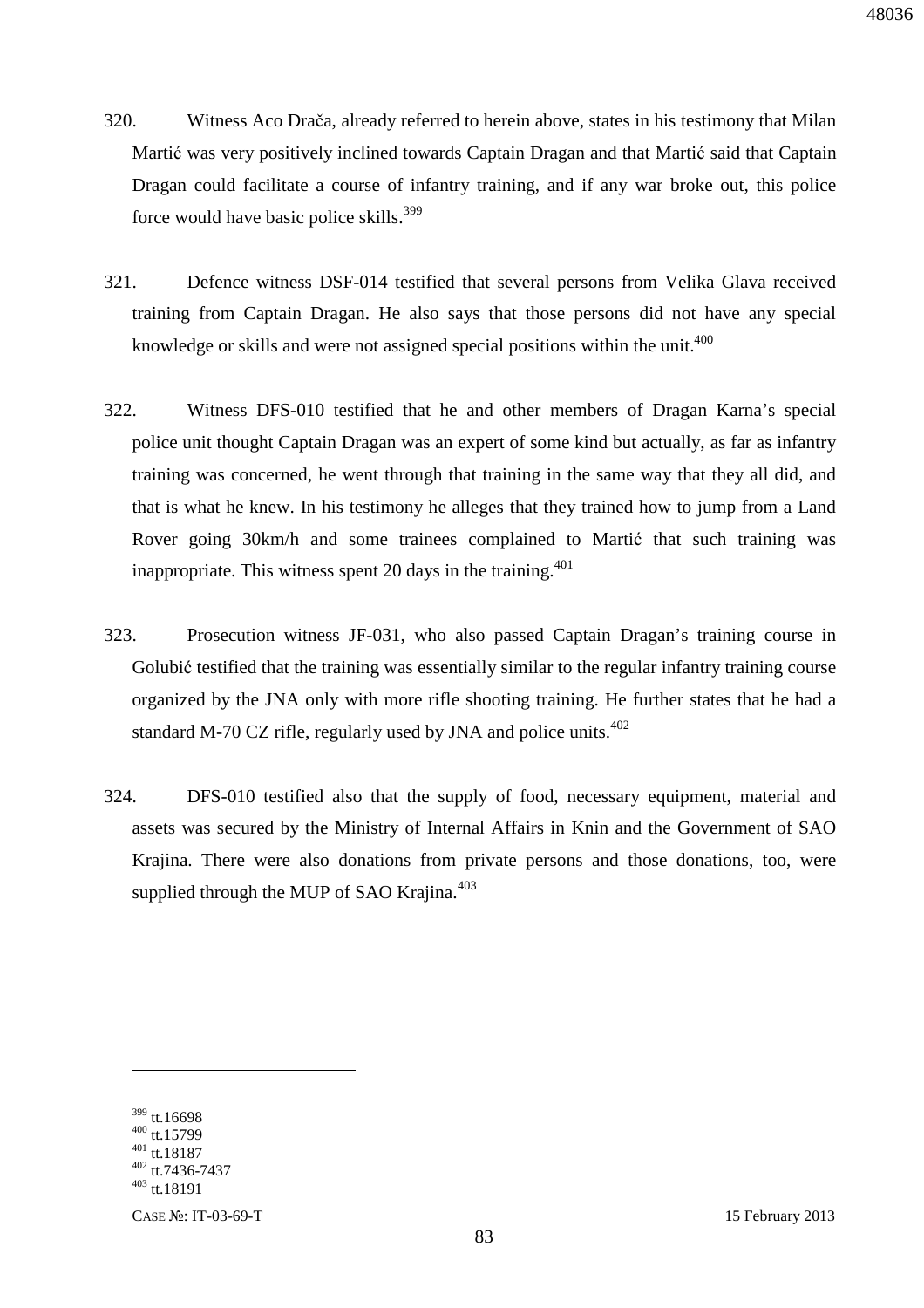320. Witness Aco Drača, already referred to herein above, states in his testimony that Milan Martić was very positively inclined towards Captain Dragan and that Martić said that Captain Dragan could facilitate a course of infantry training, and if any war broke out, this police force would have basic police skills.[399]

321. Defence witness DSF-014 testified that several persons from Velika Glava received training from Captain Dragan. He also says that those persons did not have any special knowledge or skills and were not assigned special positions within the unit.[400]

322. Witness DFS-010 testified that he and other members of Dragan Karna's special police unit thought Captain Dragan was an expert of some kind but actually, as far as infantry training was concerned, he went through that training in the same way that they all did, and that is what he knew. In his testimony he alleges that they trained how to jump from a Land Rover going 30km/h and some trainees complained to Martić that such training was inappropriate. This witness spent 20 days in the training.[401]

323. Prosecution witness JF-031, who also passed Captain Dragan's training course in Golubić testified that the training was essentially similar to the regular infantry training course organized by the JNA only with more rifle shooting training. He further states that he had a standard M-70 CZ rifle, regularly used by JNA and police units.[402]

324. DFS-010 testified also that the supply of food, necessary equipment, material and assets was secured by the Ministry of Internal Affairs in Knin and the Government of SAO Krajina. There were also donations from private persons and those donations, too, were supplied through the MUP of SAO Krajina.[403]

---

[399] tt.16698
[400] tt.15799
[401] tt.18187
[402] tt.7436-7437
[403] tt.18191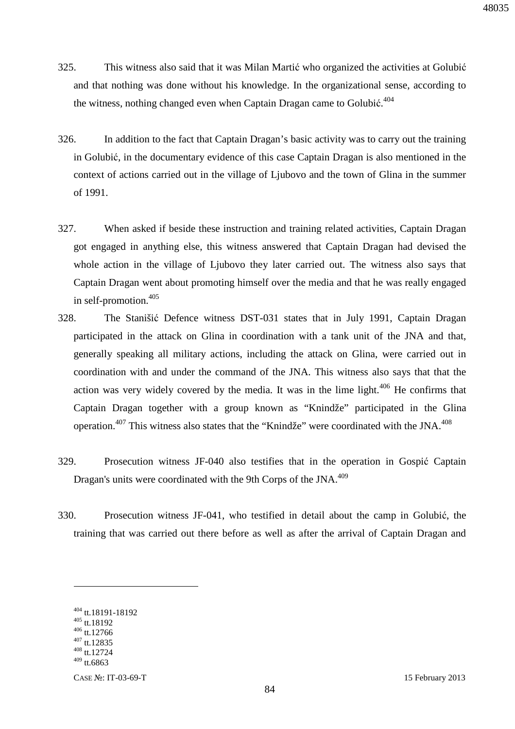325. This witness also said that it was Milan Martić who organized the activities at Golubić and that nothing was done without his knowledge. In the organizational sense, according to the witness, nothing changed even when Captain Dragan came to Golubić.[404]

326. In addition to the fact that Captain Dragan's basic activity was to carry out the training in Golubić, in the documentary evidence of this case Captain Dragan is also mentioned in the context of actions carried out in the village of Ljubovo and the town of Glina in the summer of 1991.

327. When asked if beside these instruction and training related activities, Captain Dragan got engaged in anything else, this witness answered that Captain Dragan had devised the whole action in the village of Ljubovo they later carried out. The witness also says that Captain Dragan went about promoting himself over the media and that he was really engaged in self-promotion.[405]

328. The Stanišić Defence witness DST-031 states that in July 1991, Captain Dragan participated in the attack on Glina in coordination with a tank unit of the JNA and that, generally speaking all military actions, including the attack on Glina, were carried out in coordination with and under the command of the JNA. This witness also says that that the action was very widely covered by the media. It was in the lime light.[406] He confirms that Captain Dragan together with a group known as "Knindže" participated in the Glina operation.[407] This witness also states that the "Knindže" were coordinated with the JNA.[408]

329. Prosecution witness JF-040 also testifies that in the operation in Gospić Captain Dragan's units were coordinated with the 9th Corps of the JNA.[409]

330. Prosecution witness JF-041, who testified in detail about the camp in Golubić, the training that was carried out there before as well as after the arrival of Captain Dragan and

---

[404] tt.18191-18192
[405] tt.18192
[406] tt.12766
[407] tt.12835
[408] tt.12724
[409] tt.6863

CASE №: IT-03-69-T 15 February 2013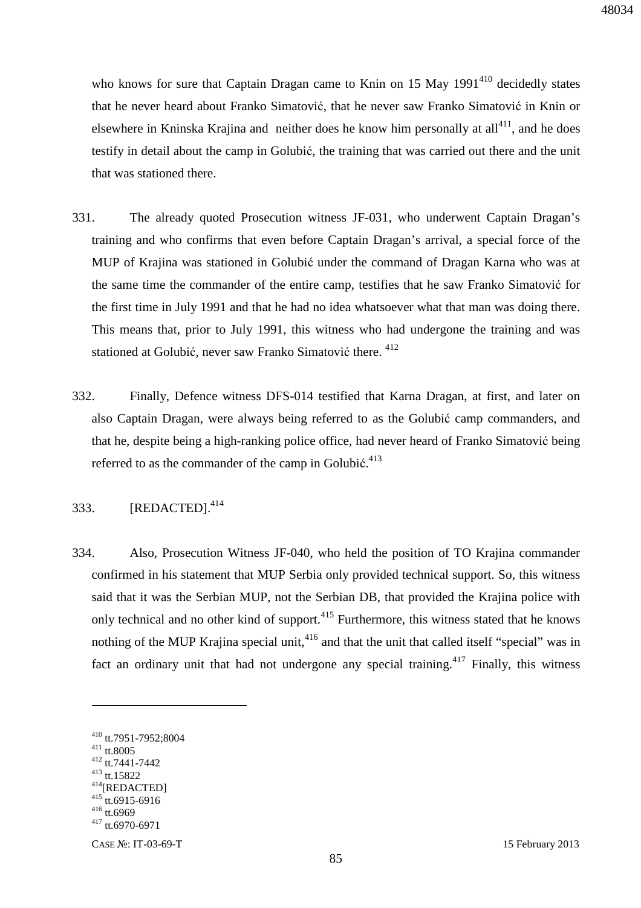who knows for sure that Captain Dragan came to Knin on 15 May 1991[410] decidedly states that he never heard about Franko Simatović, that he never saw Franko Simatović in Knin or elsewhere in Kninska Krajina and neither does he know him personally at all[411], and he does testify in detail about the camp in Golubić, the training that was carried out there and the unit that was stationed there.

331. The already quoted Prosecution witness JF-031, who underwent Captain Dragan's training and who confirms that even before Captain Dragan's arrival, a special force of the MUP of Krajina was stationed in Golubić under the command of Dragan Karna who was at the same time the commander of the entire camp, testifies that he saw Franko Simatović for the first time in July 1991 and that he had no idea whatsoever what that man was doing there. This means that, prior to July 1991, this witness who had undergone the training and was stationed at Golubić, never saw Franko Simatović there. [412]

332. Finally, Defence witness DFS-014 testified that Karna Dragan, at first, and later on also Captain Dragan, were always being referred to as the Golubić camp commanders, and that he, despite being a high-ranking police office, had never heard of Franko Simatović being referred to as the commander of the camp in Golubić.[413]

333. [REDACTED].[414]

334. Also, Prosecution Witness JF-040, who held the position of TO Krajina commander confirmed in his statement that MUP Serbia only provided technical support. So, this witness said that it was the Serbian MUP, not the Serbian DB, that provided the Krajina police with only technical and no other kind of support.[415] Furthermore, this witness stated that he knows nothing of the MUP Krajina special unit,[416] and that the unit that called itself "special" was in fact an ordinary unit that had not undergone any special training.[417] Finally, this witness

---

[410] tt.7951-7952;8004
[411] tt.8005
[412] tt.7441-7442
[413] tt.15822
[414] [REDACTED]
[415] tt.6915-6916
[416] tt.6969
[417] tt.6970-6971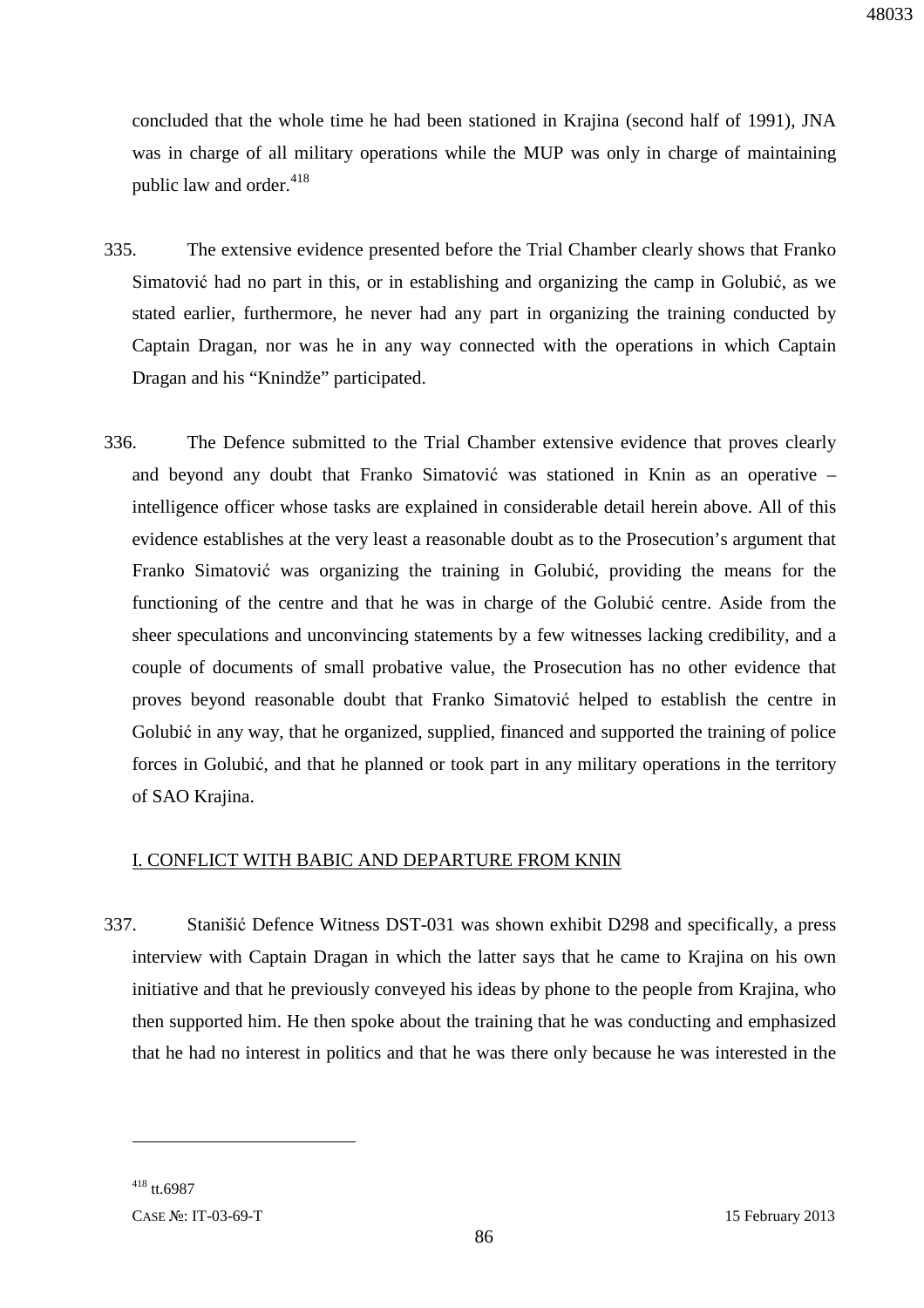concluded that the whole time he had been stationed in Krajina (second half of 1991), JNA was in charge of all military operations while the MUP was only in charge of maintaining public law and order.[418]

335. The extensive evidence presented before the Trial Chamber clearly shows that Franko Simatović had no part in this, or in establishing and organizing the camp in Golubić, as we stated earlier, furthermore, he never had any part in organizing the training conducted by Captain Dragan, nor was he in any way connected with the operations in which Captain Dragan and his "Knindže" participated.

336. The Defence submitted to the Trial Chamber extensive evidence that proves clearly and beyond any doubt that Franko Simatović was stationed in Knin as an operative – intelligence officer whose tasks are explained in considerable detail herein above. All of this evidence establishes at the very least a reasonable doubt as to the Prosecution's argument that Franko Simatović was organizing the training in Golubić, providing the means for the functioning of the centre and that he was in charge of the Golubić centre. Aside from the sheer speculations and unconvincing statements by a few witnesses lacking credibility, and a couple of documents of small probative value, the Prosecution has no other evidence that proves beyond reasonable doubt that Franko Simatović helped to establish the centre in Golubić in any way, that he organized, supplied, financed and supported the training of police forces in Golubić, and that he planned or took part in any military operations in the territory of SAO Krajina.

## I. CONFLICT WITH BABIC AND DEPARTURE FROM KNIN

337. Stanišić Defence Witness DST-031 was shown exhibit D298 and specifically, a press interview with Captain Dragan in which the latter says that he came to Krajina on his own initiative and that he previously conveyed his ideas by phone to the people from Krajina, who then supported him. He then spoke about the training that he was conducting and emphasized that he had no interest in politics and that he was there only because he was interested in the

---

[418] tt.6987

CASE №: IT-03-69-T 15 February 2013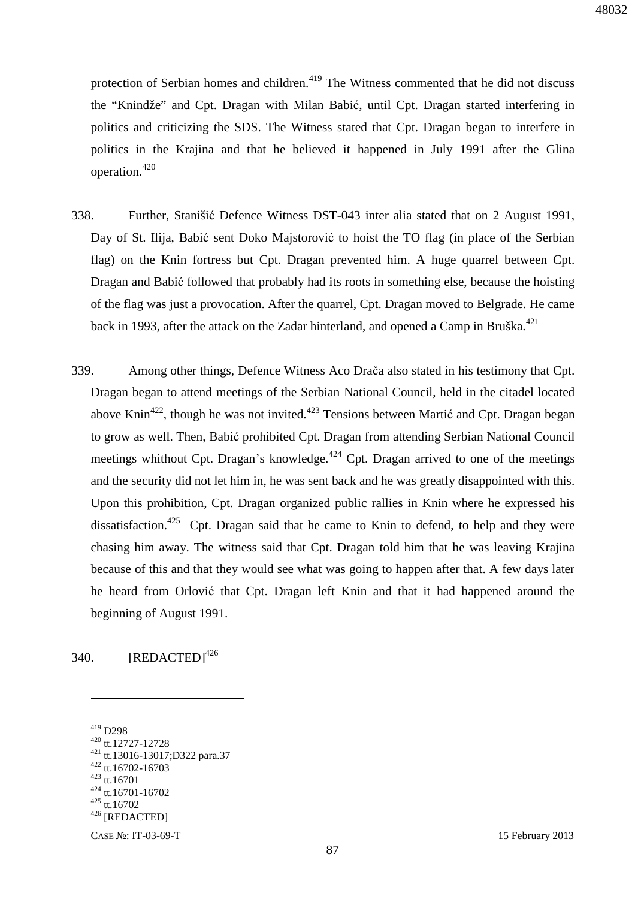protection of Serbian homes and children.[419] The Witness commented that he did not discuss the "Knindže" and Cpt. Dragan with Milan Babić, until Cpt. Dragan started interfering in politics and criticizing the SDS. The Witness stated that Cpt. Dragan began to interfere in politics in the Krajina and that he believed it happened in July 1991 after the Glina operation.[420]

338. Further, Stanišić Defence Witness DST-043 inter alia stated that on 2 August 1991, Day of St. Ilija, Babić sent Đoko Majstorović to hoist the TO flag (in place of the Serbian flag) on the Knin fortress but Cpt. Dragan prevented him. A huge quarrel between Cpt. Dragan and Babić followed that probably had its roots in something else, because the hoisting of the flag was just a provocation. After the quarrel, Cpt. Dragan moved to Belgrade. He came back in 1993, after the attack on the Zadar hinterland, and opened a Camp in Bruška.[421]

339. Among other things, Defence Witness Aco Drača also stated in his testimony that Cpt. Dragan began to attend meetings of the Serbian National Council, held in the citadel located above Knin[422], though he was not invited.[423] Tensions between Martić and Cpt. Dragan began to grow as well. Then, Babić prohibited Cpt. Dragan from attending Serbian National Council meetings whithout Cpt. Dragan's knowledge.[424] Cpt. Dragan arrived to one of the meetings and the security did not let him in, he was sent back and he was greatly disappointed with this. Upon this prohibition, Cpt. Dragan organized public rallies in Knin where he expressed his dissatisfaction.[425] Cpt. Dragan said that he came to Knin to defend, to help and they were chasing him away. The witness said that Cpt. Dragan told him that he was leaving Krajina because of this and that they would see what was going to happen after that. A few days later he heard from Orlović that Cpt. Dragan left Knin and that it had happened around the beginning of August 1991.

340. [REDACTED][426]

---

[419] D298
[420] tt.12727-12728
[421] tt.13016-13017;D322 para.37
[422] tt.16702-16703
[423] tt.16701
[424] tt.16701-16702
[425] tt.16702
[426] [REDACTED]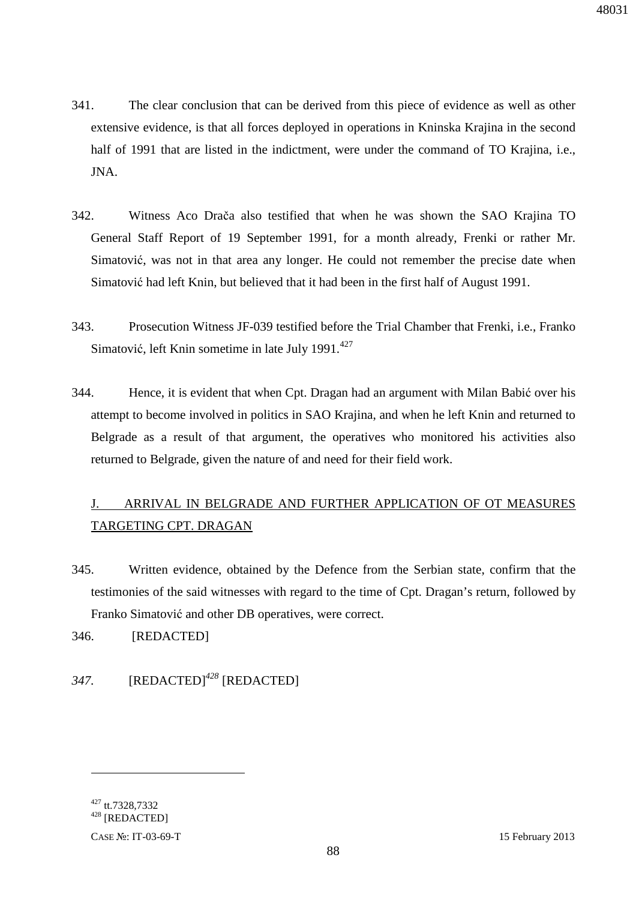341. The clear conclusion that can be derived from this piece of evidence as well as other extensive evidence, is that all forces deployed in operations in Kninska Krajina in the second half of 1991 that are listed in the indictment, were under the command of TO Krajina, i.e., JNA.

342. Witness Aco Drača also testified that when he was shown the SAO Krajina TO General Staff Report of 19 September 1991, for a month already, Frenki or rather Mr. Simatović, was not in that area any longer. He could not remember the precise date when Simatović had left Knin, but believed that it had been in the first half of August 1991.

343. Prosecution Witness JF-039 testified before the Trial Chamber that Frenki, i.e., Franko Simatović, left Knin sometime in late July 1991.[427]

344. Hence, it is evident that when Cpt. Dragan had an argument with Milan Babić over his attempt to become involved in politics in SAO Krajina, and when he left Knin and returned to Belgrade as a result of that argument, the operatives who monitored his activities also returned to Belgrade, given the nature of and need for their field work.

## J. ARRIVAL IN BELGRADE AND FURTHER APPLICATION OF OT MEASURES TARGETING CPT. DRAGAN

345. Written evidence, obtained by the Defence from the Serbian state, confirm that the testimonies of the said witnesses with regard to the time of Cpt. Dragan's return, followed by Franko Simatović and other DB operatives, were correct.

346. [REDACTED]

*347.* [REDACTED][428] [REDACTED]

---

[427] tt.7328,7332

[428] [REDACTED]

CASE №: IT-03-69-T 15 February 2013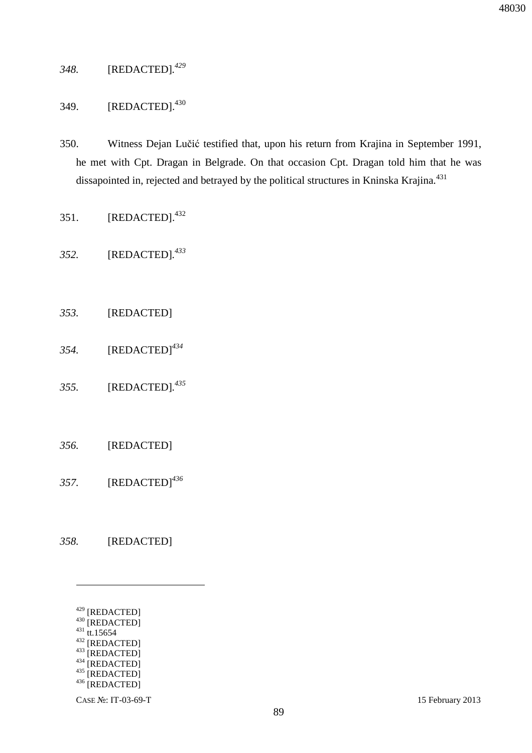*348.* [REDACTED].[429]

349. [REDACTED].[430]

350. Witness Dejan Lučić testified that, upon his return from Krajina in September 1991, he met with Cpt. Dragan in Belgrade. On that occasion Cpt. Dragan told him that he was dissapointed in, rejected and betrayed by the political structures in Kninska Krajina.[431]

351. [REDACTED].[432]

*352.* [REDACTED].[433]

*353.* [REDACTED]

*354.* [REDACTED][434]

*355.* [REDACTED].[435]

*356.* [REDACTED]

*357.* [REDACTED][436]

*358.* [REDACTED]

---

[429] [REDACTED]
[430] [REDACTED]
[431] tt.15654
[432] [REDACTED]
[433] [REDACTED]
[434] [REDACTED]
[435] [REDACTED]
[436] [REDACTED]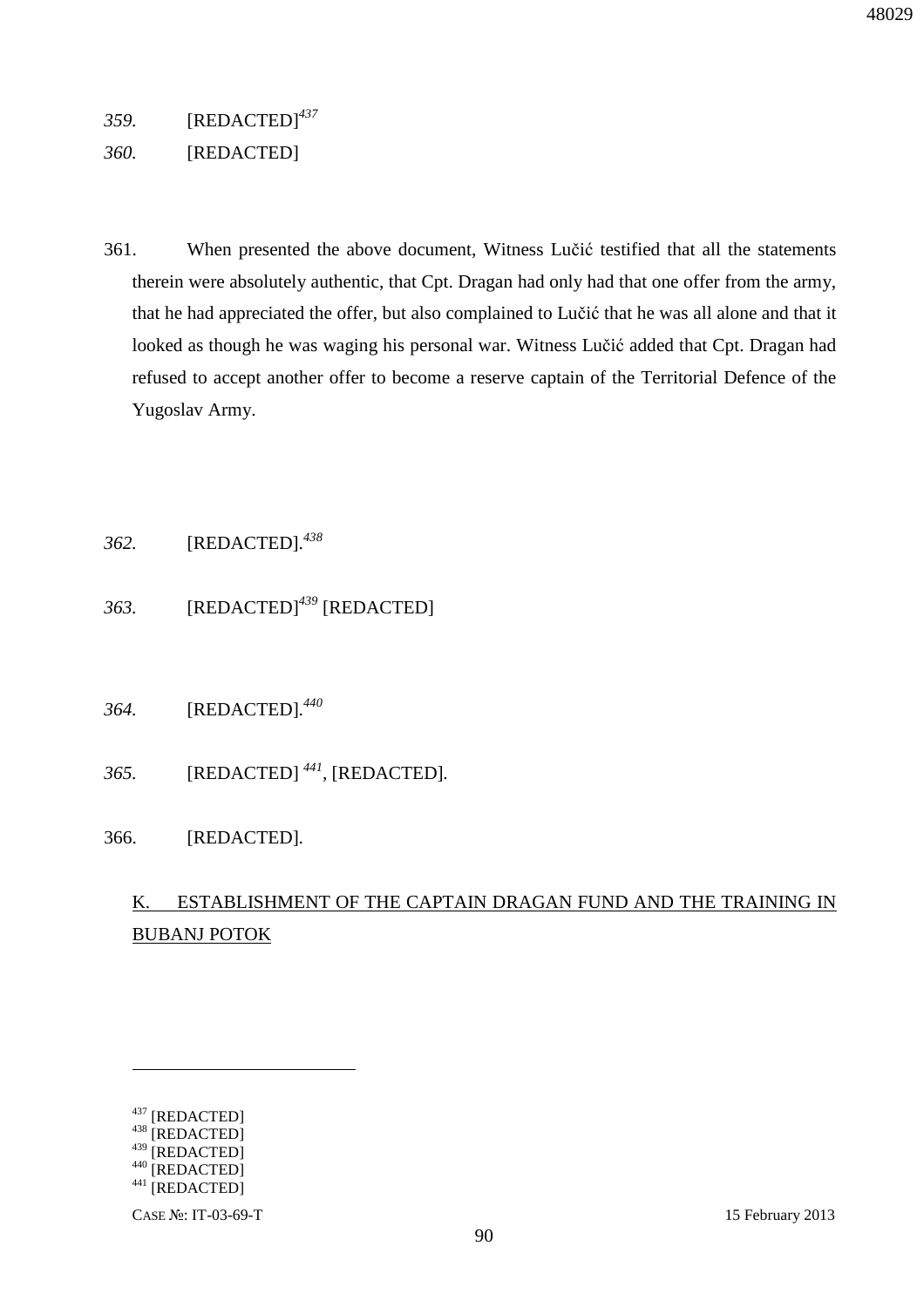*359.* [REDACTED][437]

*360.* [REDACTED]

361. When presented the above document, Witness Lučić testified that all the statements therein were absolutely authentic, that Cpt. Dragan had only had that one offer from the army, that he had appreciated the offer, but also complained to Lučić that he was all alone and that it looked as though he was waging his personal war. Witness Lučić added that Cpt. Dragan had refused to accept another offer to become a reserve captain of the Territorial Defence of the Yugoslav Army.

*362.* [REDACTED].[438]

*363.* [REDACTED][439] [REDACTED]

*364.* [REDACTED].[440]

*365.* [REDACTED] [441], [REDACTED].

366. [REDACTED].

## K. ESTABLISHMENT OF THE CAPTAIN DRAGAN FUND AND THE TRAINING IN BUBANJ POTOK

---

[437] [REDACTED]
[438] [REDACTED]
[439] [REDACTED]
[440] [REDACTED]
[441] [REDACTED]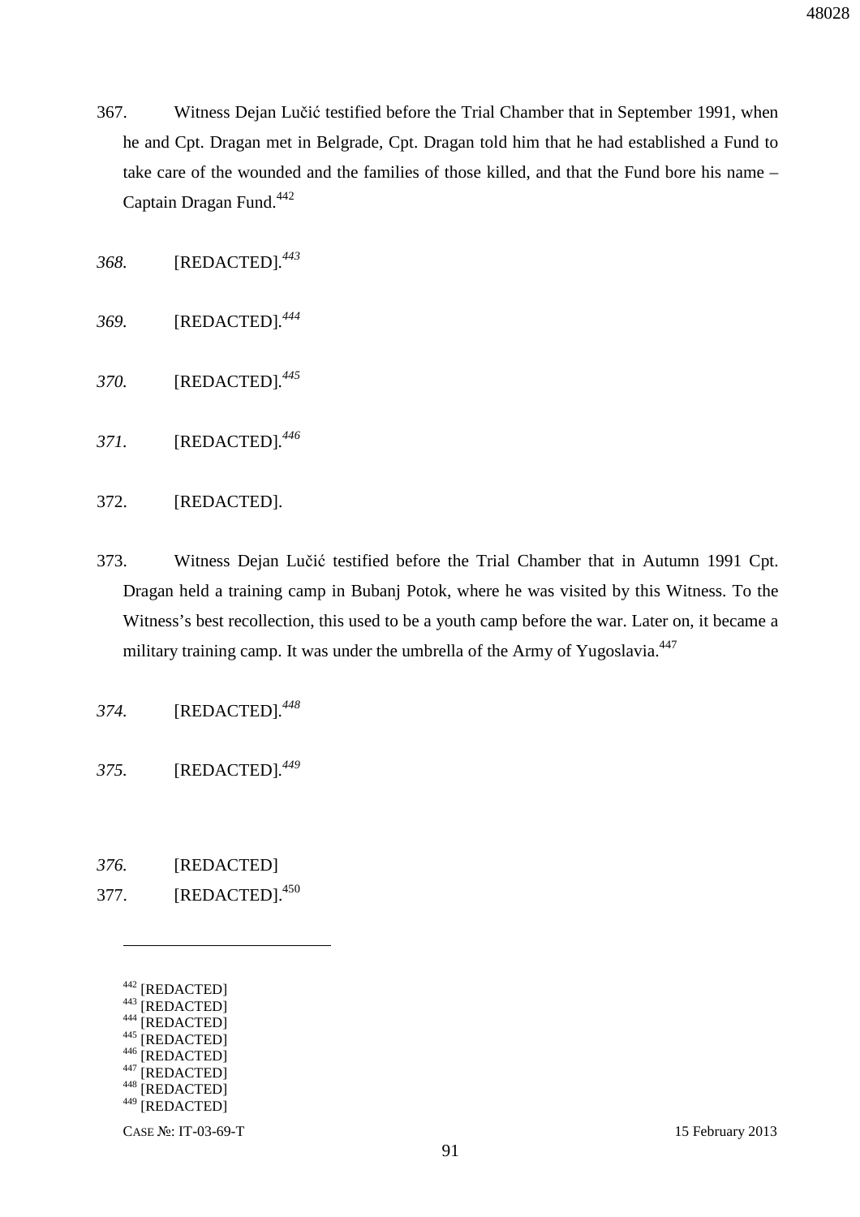367. Witness Dejan Lučić testified before the Trial Chamber that in September 1991, when he and Cpt. Dragan met in Belgrade, Cpt. Dragan told him that he had established a Fund to take care of the wounded and the families of those killed, and that the Fund bore his name – Captain Dragan Fund.[442]

*368.* [REDACTED].[443]

*369.* [REDACTED].[444]

*370.* [REDACTED].[445]

*371.* [REDACTED].[446]

372. [REDACTED].

373. Witness Dejan Lučić testified before the Trial Chamber that in Autumn 1991 Cpt. Dragan held a training camp in Bubanj Potok, where he was visited by this Witness. To the Witness's best recollection, this used to be a youth camp before the war. Later on, it became a military training camp. It was under the umbrella of the Army of Yugoslavia.[447]

*374.* [REDACTED].[448]

*375.* [REDACTED].[449]

*376.* [REDACTED]

377. [REDACTED].[450]

---

[442] [REDACTED]
[443] [REDACTED]
[444] [REDACTED]
[445] [REDACTED]
[446] [REDACTED]
[447] [REDACTED]
[448] [REDACTED]
[449] [REDACTED]

CASE №: IT-03-69-T 15 February 2013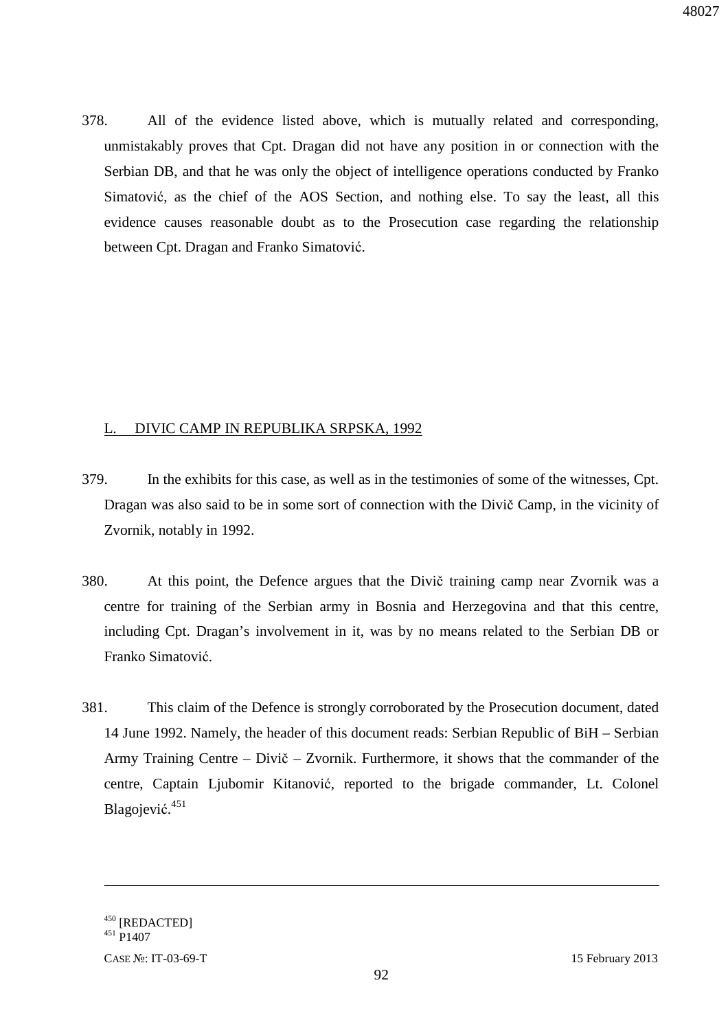378. All of the evidence listed above, which is mutually related and corresponding, unmistakably proves that Cpt. Dragan did not have any position in or connection with the Serbian DB, and that he was only the object of intelligence operations conducted by Franko Simatović, as the chief of the AOS Section, and nothing else. To say the least, all this evidence causes reasonable doubt as to the Prosecution case regarding the relationship between Cpt. Dragan and Franko Simatović.

## L. DIVIC CAMP IN REPUBLIKA SRPSKA, 1992

379. In the exhibits for this case, as well as in the testimonies of some of the witnesses, Cpt. Dragan was also said to be in some sort of connection with the Divič Camp, in the vicinity of Zvornik, notably in 1992.

380. At this point, the Defence argues that the Divič training camp near Zvornik was a centre for training of the Serbian army in Bosnia and Herzegovina and that this centre, including Cpt. Dragan's involvement in it, was by no means related to the Serbian DB or Franko Simatović.

381. This claim of the Defence is strongly corroborated by the Prosecution document, dated 14 June 1992. Namely, the header of this document reads: Serbian Republic of BiH – Serbian Army Training Centre – Divič – Zvornik. Furthermore, it shows that the commander of the centre, Captain Ljubomir Kitanović, reported to the brigade commander, Lt. Colonel Blagojević.[451]

---

[450] [REDACTED]
[451] P1407

CASE №: IT-03-69-T 15 February 2013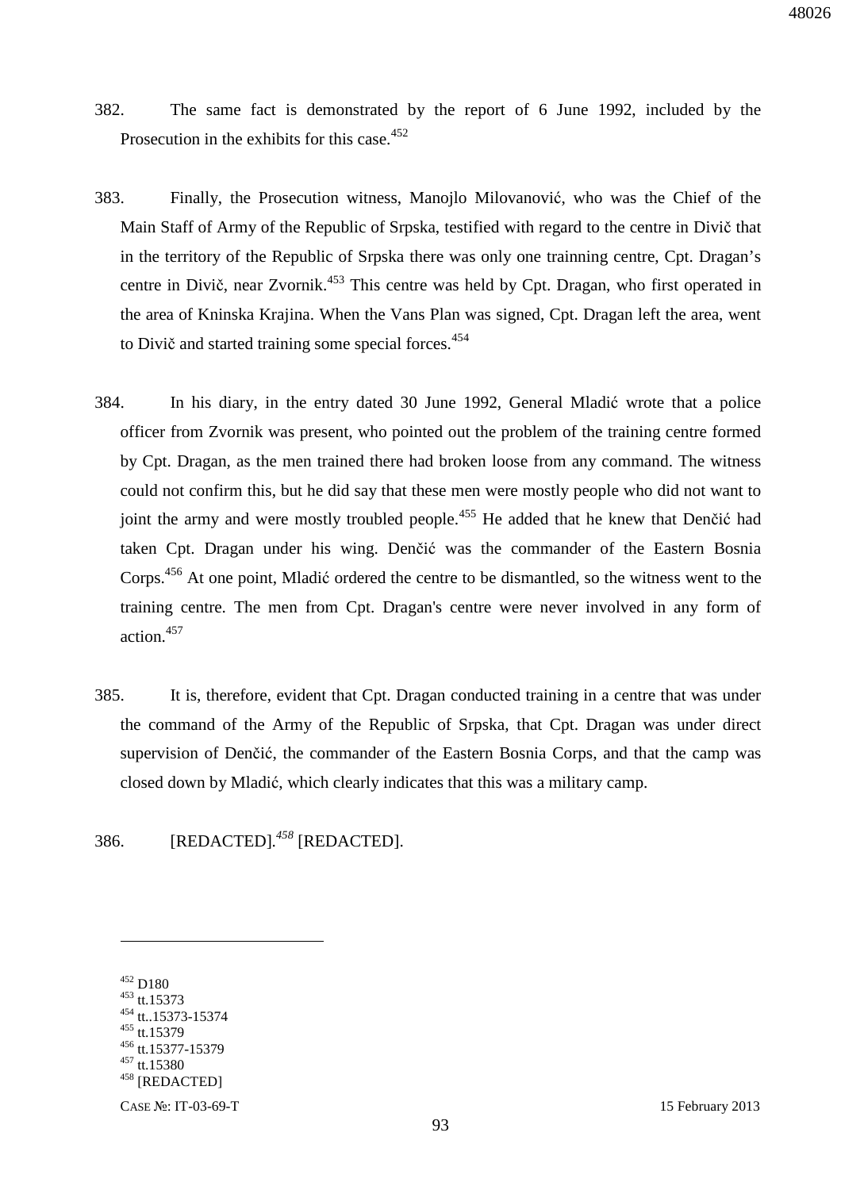382. The same fact is demonstrated by the report of 6 June 1992, included by the Prosecution in the exhibits for this case.[452]

383. Finally, the Prosecution witness, Manojlo Milovanović, who was the Chief of the Main Staff of Army of the Republic of Srpska, testified with regard to the centre in Divič that in the territory of the Republic of Srpska there was only one trainning centre, Cpt. Dragan's centre in Divič, near Zvornik.[453] This centre was held by Cpt. Dragan, who first operated in the area of Kninska Krajina. When the Vans Plan was signed, Cpt. Dragan left the area, went to Divič and started training some special forces.[454]

384. In his diary, in the entry dated 30 June 1992, General Mladić wrote that a police officer from Zvornik was present, who pointed out the problem of the training centre formed by Cpt. Dragan, as the men trained there had broken loose from any command. The witness could not confirm this, but he did say that these men were mostly people who did not want to joint the army and were mostly troubled people.[455] He added that he knew that Denčić had taken Cpt. Dragan under his wing. Denčić was the commander of the Eastern Bosnia Corps.[456] At one point, Mladić ordered the centre to be dismantled, so the witness went to the training centre. The men from Cpt. Dragan's centre were never involved in any form of action.[457]

385. It is, therefore, evident that Cpt. Dragan conducted training in a centre that was under the command of the Army of the Republic of Srpska, that Cpt. Dragan was under direct supervision of Denčić, the commander of the Eastern Bosnia Corps, and that the camp was closed down by Mladić, which clearly indicates that this was a military camp.

386. [REDACTED].[458] [REDACTED].

---

[452] D180
[453] tt.15373
[454] tt..15373-15374
[455] tt.15379
[456] tt.15377-15379
[457] tt.15380
[458] [REDACTED]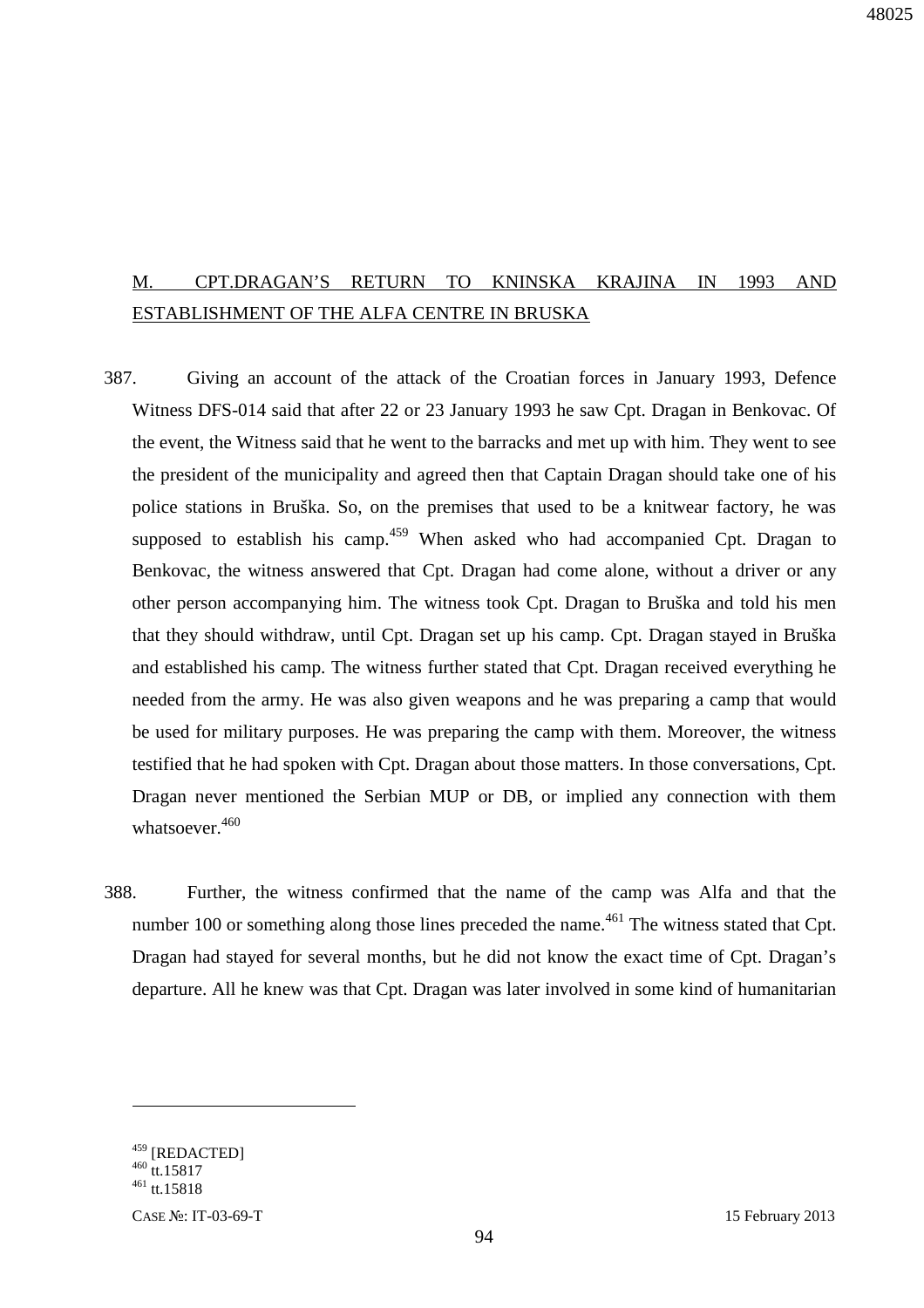## M. CPT.DRAGAN'S RETURN TO KNINSKA KRAJINA IN 1993 AND ESTABLISHMENT OF THE ALFA CENTRE IN BRUSKA

387. Giving an account of the attack of the Croatian forces in January 1993, Defence Witness DFS-014 said that after 22 or 23 January 1993 he saw Cpt. Dragan in Benkovac. Of the event, the Witness said that he went to the barracks and met up with him. They went to see the president of the municipality and agreed then that Captain Dragan should take one of his police stations in Bruška. So, on the premises that used to be a knitwear factory, he was supposed to establish his camp.[459] When asked who had accompanied Cpt. Dragan to Benkovac, the witness answered that Cpt. Dragan had come alone, without a driver or any other person accompanying him. The witness took Cpt. Dragan to Bruška and told his men that they should withdraw, until Cpt. Dragan set up his camp. Cpt. Dragan stayed in Bruška and established his camp. The witness further stated that Cpt. Dragan received everything he needed from the army. He was also given weapons and he was preparing a camp that would be used for military purposes. He was preparing the camp with them. Moreover, the witness testified that he had spoken with Cpt. Dragan about those matters. In those conversations, Cpt. Dragan never mentioned the Serbian MUP or DB, or implied any connection with them whatsoever.[460]

388. Further, the witness confirmed that the name of the camp was Alfa and that the number 100 or something along those lines preceded the name.[461] The witness stated that Cpt. Dragan had stayed for several months, but he did not know the exact time of Cpt. Dragan's departure. All he knew was that Cpt. Dragan was later involved in some kind of humanitarian

---

[459] [REDACTED]
[460] tt.15817
[461] tt.15818

CASE №: IT-03-69-T 15 February 2013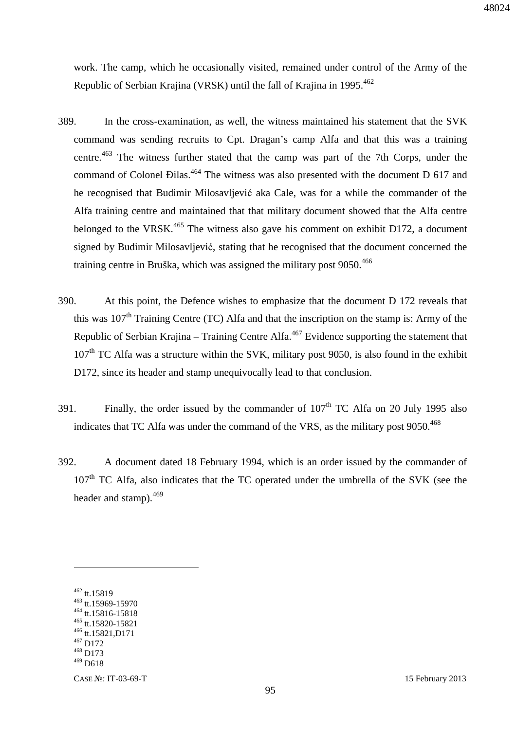work. The camp, which he occasionally visited, remained under control of the Army of the Republic of Serbian Krajina (VRSK) until the fall of Krajina in 1995.[462]

389. In the cross-examination, as well, the witness maintained his statement that the SVK command was sending recruits to Cpt. Dragan's camp Alfa and that this was a training centre.[463] The witness further stated that the camp was part of the 7th Corps, under the command of Colonel Đilas.[464] The witness was also presented with the document D 617 and he recognised that Budimir Milosavljević aka Cale, was for a while the commander of the Alfa training centre and maintained that that military document showed that the Alfa centre belonged to the VRSK.[465] The witness also gave his comment on exhibit D172, a document signed by Budimir Milosavljević, stating that he recognised that the document concerned the training centre in Bruška, which was assigned the military post 9050.[466]

390. At this point, the Defence wishes to emphasize that the document D 172 reveals that this was 107th Training Centre (TC) Alfa and that the inscription on the stamp is: Army of the Republic of Serbian Krajina – Training Centre Alfa.[467] Evidence supporting the statement that 107th TC Alfa was a structure within the SVK, military post 9050, is also found in the exhibit D172, since its header and stamp unequivocally lead to that conclusion.

391. Finally, the order issued by the commander of 107th TC Alfa on 20 July 1995 also indicates that TC Alfa was under the command of the VRS, as the military post 9050.[468]

392. A document dated 18 February 1994, which is an order issued by the commander of 107th TC Alfa, also indicates that the TC operated under the umbrella of the SVK (see the header and stamp).[469]

---

[462] tt.15819
[463] tt.15969-15970
[464] tt.15816-15818
[465] tt.15820-15821
[466] tt.15821,D171
[467] D172
[468] D173
[469] D618

CASE №: IT-03-69-T 15 February 2013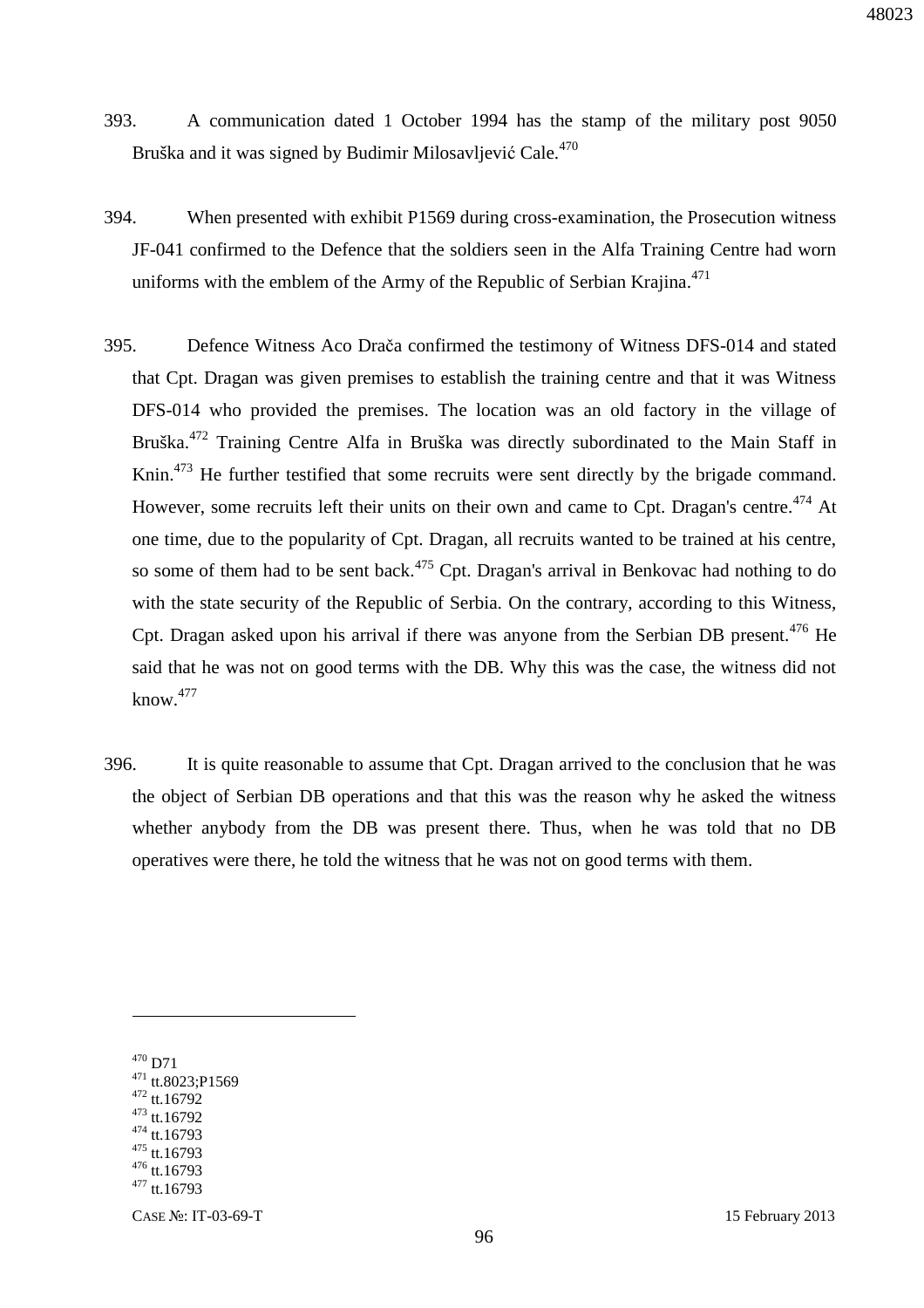393. A communication dated 1 October 1994 has the stamp of the military post 9050 Bruška and it was signed by Budimir Milosavljević Cale.[470]

394. When presented with exhibit P1569 during cross-examination, the Prosecution witness JF-041 confirmed to the Defence that the soldiers seen in the Alfa Training Centre had worn uniforms with the emblem of the Army of the Republic of Serbian Krajina.[471]

395. Defence Witness Aco Drača confirmed the testimony of Witness DFS-014 and stated that Cpt. Dragan was given premises to establish the training centre and that it was Witness DFS-014 who provided the premises. The location was an old factory in the village of Bruška.[472] Training Centre Alfa in Bruška was directly subordinated to the Main Staff in Knin.[473] He further testified that some recruits were sent directly by the brigade command. However, some recruits left their units on their own and came to Cpt. Dragan's centre.[474] At one time, due to the popularity of Cpt. Dragan, all recruits wanted to be trained at his centre, so some of them had to be sent back.[475] Cpt. Dragan's arrival in Benkovac had nothing to do with the state security of the Republic of Serbia. On the contrary, according to this Witness, Cpt. Dragan asked upon his arrival if there was anyone from the Serbian DB present.[476] He said that he was not on good terms with the DB. Why this was the case, the witness did not know.[477]

396. It is quite reasonable to assume that Cpt. Dragan arrived to the conclusion that he was the object of Serbian DB operations and that this was the reason why he asked the witness whether anybody from the DB was present there. Thus, when he was told that no DB operatives were there, he told the witness that he was not on good terms with them.

---

[470] D71
[471] tt.8023;P1569
[472] tt.16792
[473] tt.16792
[474] tt.16793
[475] tt.16793
[476] tt.16793
[477] tt.16793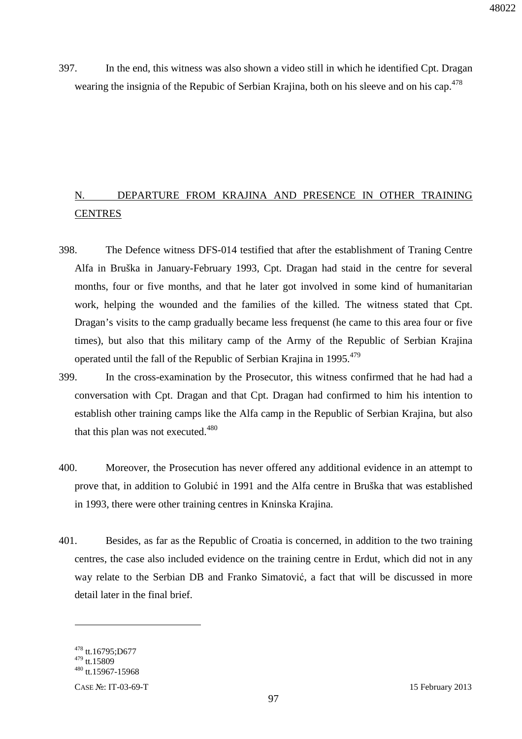397. In the end, this witness was also shown a video still in which he identified Cpt. Dragan wearing the insignia of the Repubic of Serbian Krajina, both on his sleeve and on his cap.[478]

## N. DEPARTURE FROM KRAJINA AND PRESENCE IN OTHER TRAINING CENTRES

398. The Defence witness DFS-014 testified that after the establishment of Traning Centre Alfa in Bruška in January-February 1993, Cpt. Dragan had staid in the centre for several months, four or five months, and that he later got involved in some kind of humanitarian work, helping the wounded and the families of the killed. The witness stated that Cpt. Dragan's visits to the camp gradually became less frequenst (he came to this area four or five times), but also that this military camp of the Army of the Republic of Serbian Krajina operated until the fall of the Republic of Serbian Krajina in 1995.[479]

399. In the cross-examination by the Prosecutor, this witness confirmed that he had had a conversation with Cpt. Dragan and that Cpt. Dragan had confirmed to him his intention to establish other training camps like the Alfa camp in the Republic of Serbian Krajina, but also that this plan was not executed.[480]

400. Moreover, the Prosecution has never offered any additional evidence in an attempt to prove that, in addition to Golubić in 1991 and the Alfa centre in Bruška that was established in 1993, there were other training centres in Kninska Krajina.

401. Besides, as far as the Republic of Croatia is concerned, in addition to the two training centres, the case also included evidence on the training centre in Erdut, which did not in any way relate to the Serbian DB and Franko Simatović, a fact that will be discussed in more detail later in the final brief.

---

[478] tt.16795;D677
[479] tt.15809
[480] tt.15967-15968

CASE №: IT-03-69-T 15 February 2013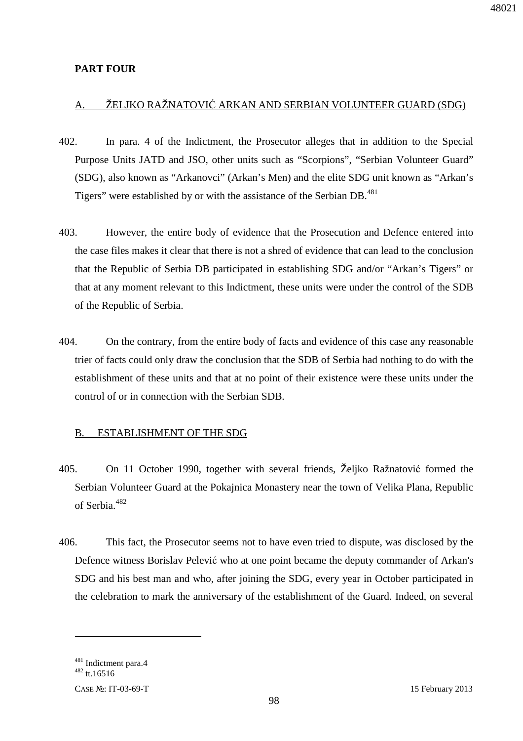## PART FOUR

### A. ŽELJKO RAŽNATOVIĆ ARKAN AND SERBIAN VOLUNTEER GUARD (SDG)

402. In para. 4 of the Indictment, the Prosecutor alleges that in addition to the Special Purpose Units JATD and JSO, other units such as "Scorpions", "Serbian Volunteer Guard" (SDG), also known as "Arkanovci" (Arkan's Men) and the elite SDG unit known as "Arkan's Tigers" were established by or with the assistance of the Serbian DB.[481]

403. However, the entire body of evidence that the Prosecution and Defence entered into the case files makes it clear that there is not a shred of evidence that can lead to the conclusion that the Republic of Serbia DB participated in establishing SDG and/or "Arkan's Tigers" or that at any moment relevant to this Indictment, these units were under the control of the SDB of the Republic of Serbia.

404. On the contrary, from the entire body of facts and evidence of this case any reasonable trier of facts could only draw the conclusion that the SDB of Serbia had nothing to do with the establishment of these units and that at no point of their existence were these units under the control of or in connection with the Serbian SDB.

### B. ESTABLISHMENT OF THE SDG

405. On 11 October 1990, together with several friends, Željko Ražnatović formed the Serbian Volunteer Guard at the Pokajnica Monastery near the town of Velika Plana, Republic of Serbia.[482]

406. This fact, the Prosecutor seems not to have even tried to dispute, was disclosed by the Defence witness Borislav Pelević who at one point became the deputy commander of Arkan's SDG and his best man and who, after joining the SDG, every year in October participated in the celebration to mark the anniversary of the establishment of the Guard. Indeed, on several

---

[481] Indictment para.4

[482] tt.16516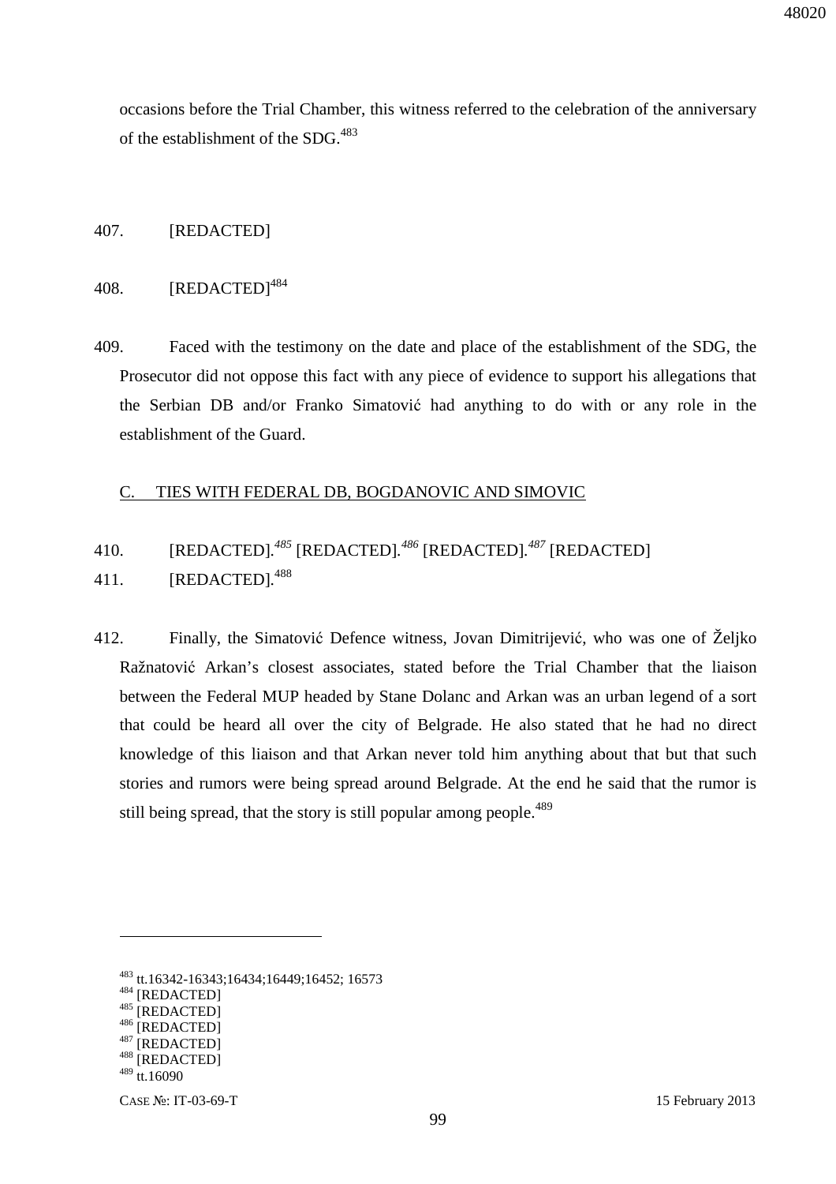occasions before the Trial Chamber, this witness referred to the celebration of the anniversary of the establishment of the SDG.[483]

407. [REDACTED]

408. [REDACTED][484]

409. Faced with the testimony on the date and place of the establishment of the SDG, the Prosecutor did not oppose this fact with any piece of evidence to support his allegations that the Serbian DB and/or Franko Simatović had anything to do with or any role in the establishment of the Guard.

## C. TIES WITH FEDERAL DB, BOGDANOVIC AND SIMOVIC

410. [REDACTED].[485] [REDACTED].[486] [REDACTED].[487] [REDACTED]

411. [REDACTED].[488]

412. Finally, the Simatović Defence witness, Jovan Dimitrijević, who was one of Željko Ražnatović Arkan's closest associates, stated before the Trial Chamber that the liaison between the Federal MUP headed by Stane Dolanc and Arkan was an urban legend of a sort that could be heard all over the city of Belgrade. He also stated that he had no direct knowledge of this liaison and that Arkan never told him anything about that but that such stories and rumors were being spread around Belgrade. At the end he said that the rumor is still being spread, that the story is still popular among people.[489]

---

[483] tt.16342-16343;16434;16449;16452; 16573

[484] [REDACTED]

[485] [REDACTED]

[486] [REDACTED]

[487] [REDACTED]

[488] [REDACTED]

[489] tt.16090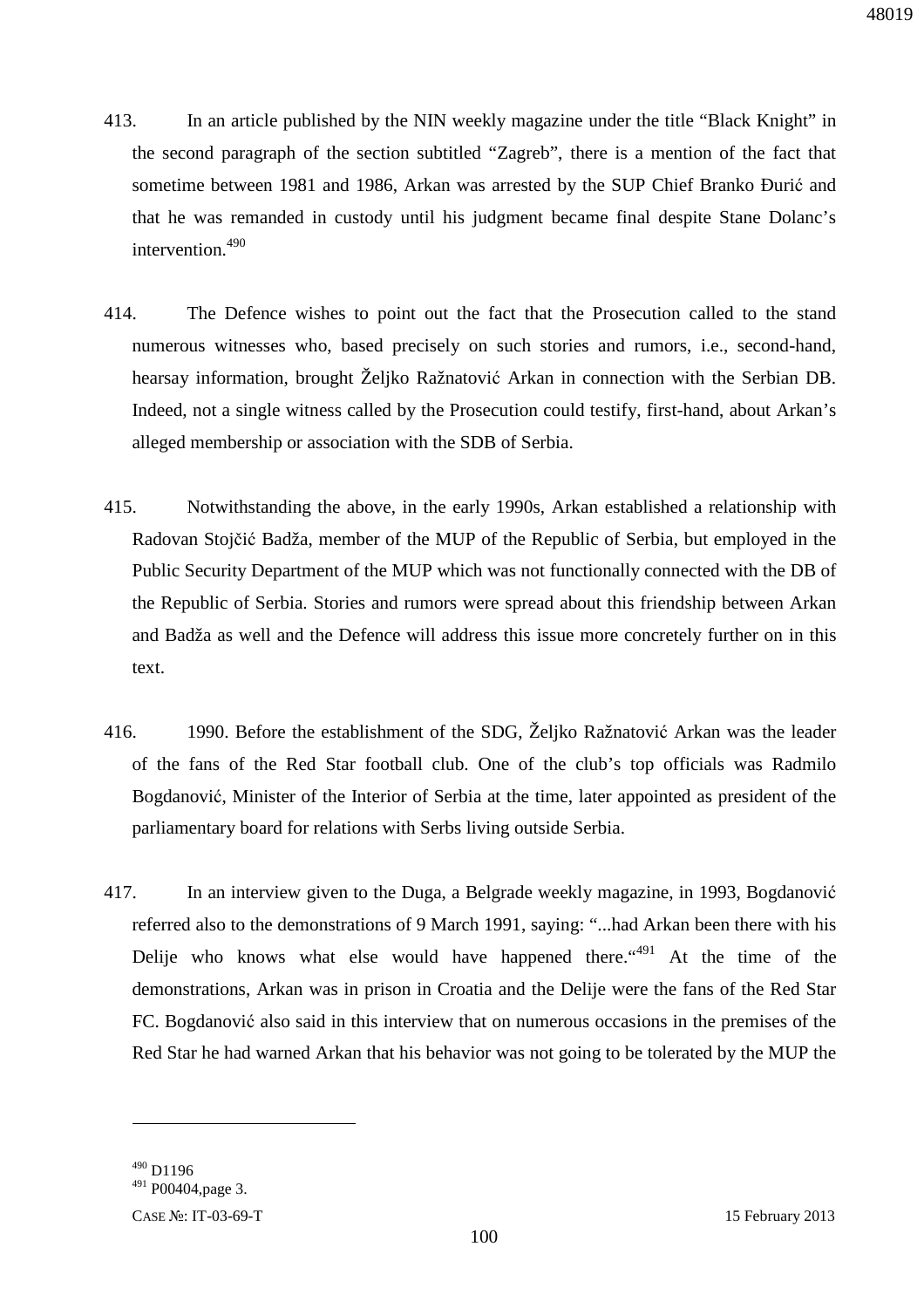413. In an article published by the NIN weekly magazine under the title “Black Knight” in the second paragraph of the section subtitled “Zagreb”, there is a mention of the fact that sometime between 1981 and 1986, Arkan was arrested by the SUP Chief Branko Đurić and that he was remanded in custody until his judgment became final despite Stane Dolanc’s intervention.[490]

414. The Defence wishes to point out the fact that the Prosecution called to the stand numerous witnesses who, based precisely on such stories and rumors, i.e., second-hand, hearsay information, brought Željko Ražnatović Arkan in connection with the Serbian DB. Indeed, not a single witness called by the Prosecution could testify, first-hand, about Arkan’s alleged membership or association with the SDB of Serbia.

415. Notwithstanding the above, in the early 1990s, Arkan established a relationship with Radovan Stojčić Badža, member of the MUP of the Republic of Serbia, but employed in the Public Security Department of the MUP which was not functionally connected with the DB of the Republic of Serbia. Stories and rumors were spread about this friendship between Arkan and Badža as well and the Defence will address this issue more concretely further on in this text.

416. 1990. Before the establishment of the SDG, Željko Ražnatović Arkan was the leader of the fans of the Red Star football club. One of the club’s top officials was Radmilo Bogdanović, Minister of the Interior of Serbia at the time, later appointed as president of the parliamentary board for relations with Serbs living outside Serbia.

417. In an interview given to the Duga, a Belgrade weekly magazine, in 1993, Bogdanović referred also to the demonstrations of 9 March 1991, saying: “...had Arkan been there with his Delije who knows what else would have happened there.“[491] At the time of the demonstrations, Arkan was in prison in Croatia and the Delije were the fans of the Red Star FC. Bogdanović also said in this interview that on numerous occasions in the premises of the Red Star he had warned Arkan that his behavior was not going to be tolerated by the MUP the

---

[490] D1196
[491] P00404,page 3.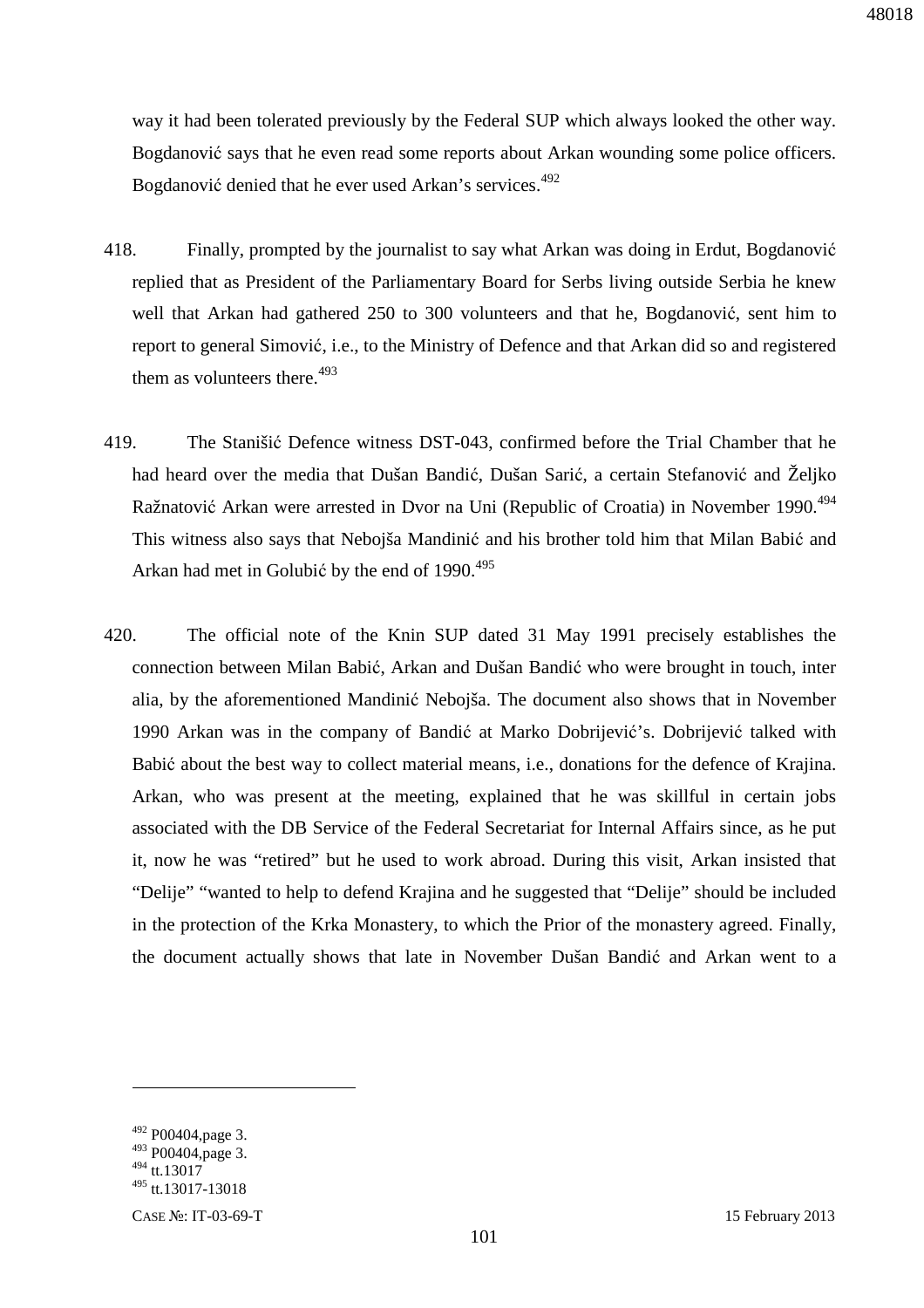way it had been tolerated previously by the Federal SUP which always looked the other way. Bogdanović says that he even read some reports about Arkan wounding some police officers. Bogdanović denied that he ever used Arkan's services.[492]

418. Finally, prompted by the journalist to say what Arkan was doing in Erdut, Bogdanović replied that as President of the Parliamentary Board for Serbs living outside Serbia he knew well that Arkan had gathered 250 to 300 volunteers and that he, Bogdanović, sent him to report to general Simović, i.e., to the Ministry of Defence and that Arkan did so and registered them as volunteers there.[493]

419. The Stanišić Defence witness DST-043, confirmed before the Trial Chamber that he had heard over the media that Dušan Bandić, Dušan Sarić, a certain Stefanović and Željko Ražnatović Arkan were arrested in Dvor na Uni (Republic of Croatia) in November 1990.[494] This witness also says that Nebojša Mandinić and his brother told him that Milan Babić and Arkan had met in Golubić by the end of 1990.[495]

420. The official note of the Knin SUP dated 31 May 1991 precisely establishes the connection between Milan Babić, Arkan and Dušan Bandić who were brought in touch, inter alia, by the aforementioned Mandinić Nebojša. The document also shows that in November 1990 Arkan was in the company of Bandić at Marko Dobrijević's. Dobrijević talked with Babić about the best way to collect material means, i.e., donations for the defence of Krajina. Arkan, who was present at the meeting, explained that he was skillful in certain jobs associated with the DB Service of the Federal Secretariat for Internal Affairs since, as he put it, now he was "retired" but he used to work abroad. During this visit, Arkan insisted that "Delije" "wanted to help to defend Krajina and he suggested that "Delije" should be included in the protection of the Krka Monastery, to which the Prior of the monastery agreed. Finally, the document actually shows that late in November Dušan Bandić and Arkan went to a

---

[492] P00404,page 3.
[493] P00404,page 3.
[494] tt.13017
[495] tt.13017-13018

CASE №: IT-03-69-T 15 February 2013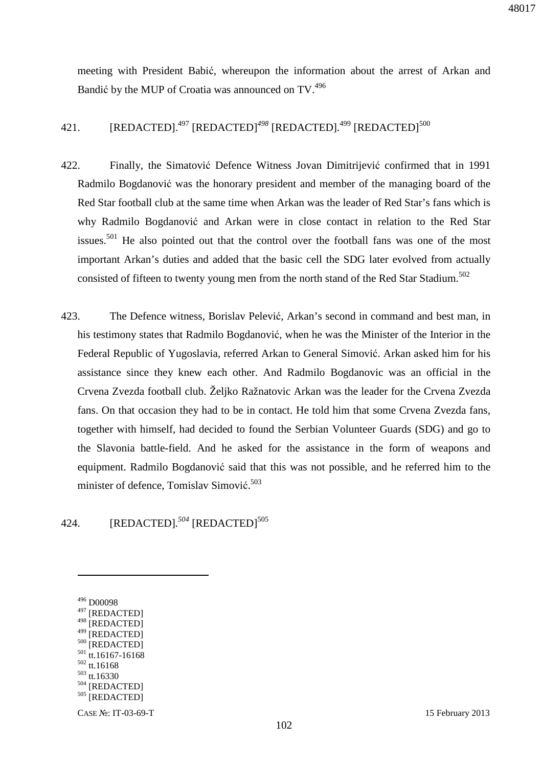meeting with President Babić, whereupon the information about the arrest of Arkan and Bandić by the MUP of Croatia was announced on TV.[496]

421. [REDACTED].[497] [REDACTED][498] [REDACTED].[499] [REDACTED][500]

422. Finally, the Simatović Defence Witness Jovan Dimitrijević confirmed that in 1991 Radmilo Bogdanović was the honorary president and member of the managing board of the Red Star football club at the same time when Arkan was the leader of Red Star's fans which is why Radmilo Bogdanović and Arkan were in close contact in relation to the Red Star issues.[501] He also pointed out that the control over the football fans was one of the most important Arkan's duties and added that the basic cell the SDG later evolved from actually consisted of fifteen to twenty young men from the north stand of the Red Star Stadium.[502]

423. The Defence witness, Borislav Pelević, Arkan's second in command and best man, in his testimony states that Radmilo Bogdanović, when he was the Minister of the Interior in the Federal Republic of Yugoslavia, referred Arkan to General Simović. Arkan asked him for his assistance since they knew each other. And Radmilo Bogdanovic was an official in the Crvena Zvezda football club. Željko Ražnatovic Arkan was the leader for the Crvena Zvezda fans. On that occasion they had to be in contact. He told him that some Crvena Zvezda fans, together with himself, had decided to found the Serbian Volunteer Guards (SDG) and go to the Slavonia battle-field. And he asked for the assistance in the form of weapons and equipment. Radmilo Bogdanović said that this was not possible, and he referred him to the minister of defence, Tomislav Simović.[503]

424. [REDACTED].[504] [REDACTED][505]

---

[496] D00098
[497] [REDACTED]
[498] [REDACTED]
[499] [REDACTED]
[500] [REDACTED]
[501] tt.16167-16168
[502] tt.16168
[503] tt.16330
[504] [REDACTED]
[505] [REDACTED]

CASE №: IT-03-69-T 15 February 2013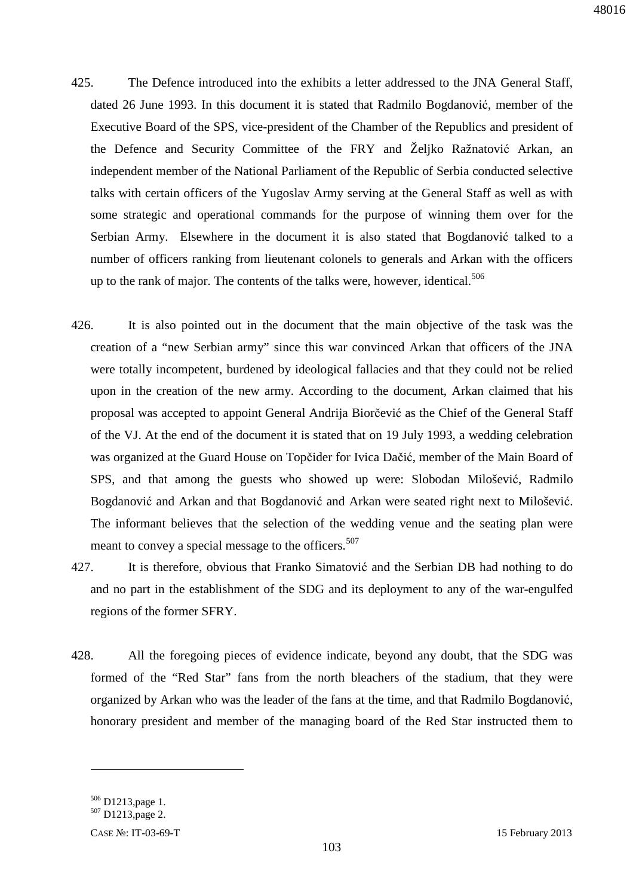425. The Defence introduced into the exhibits a letter addressed to the JNA General Staff, dated 26 June 1993. In this document it is stated that Radmilo Bogdanović, member of the Executive Board of the SPS, vice-president of the Chamber of the Republics and president of the Defence and Security Committee of the FRY and Željko Ražnatović Arkan, an independent member of the National Parliament of the Republic of Serbia conducted selective talks with certain officers of the Yugoslav Army serving at the General Staff as well as with some strategic and operational commands for the purpose of winning them over for the Serbian Army. Elsewhere in the document it is also stated that Bogdanović talked to a number of officers ranking from lieutenant colonels to generals and Arkan with the officers up to the rank of major. The contents of the talks were, however, identical.[506]

426. It is also pointed out in the document that the main objective of the task was the creation of a "new Serbian army" since this war convinced Arkan that officers of the JNA were totally incompetent, burdened by ideological fallacies and that they could not be relied upon in the creation of the new army. According to the document, Arkan claimed that his proposal was accepted to appoint General Andrija Biorčević as the Chief of the General Staff of the VJ. At the end of the document it is stated that on 19 July 1993, a wedding celebration was organized at the Guard House on Topčider for Ivica Dačić, member of the Main Board of SPS, and that among the guests who showed up were: Slobodan Milošević, Radmilo Bogdanović and Arkan and that Bogdanović and Arkan were seated right next to Milošević. The informant believes that the selection of the wedding venue and the seating plan were meant to convey a special message to the officers.[507]

427. It is therefore, obvious that Franko Simatović and the Serbian DB had nothing to do and no part in the establishment of the SDG and its deployment to any of the war-engulfed regions of the former SFRY.

428. All the foregoing pieces of evidence indicate, beyond any doubt, that the SDG was formed of the "Red Star" fans from the north bleachers of the stadium, that they were organized by Arkan who was the leader of the fans at the time, and that Radmilo Bogdanović, honorary president and member of the managing board of the Red Star instructed them to

---

[506] D1213,page 1.

[507] D1213,page 2.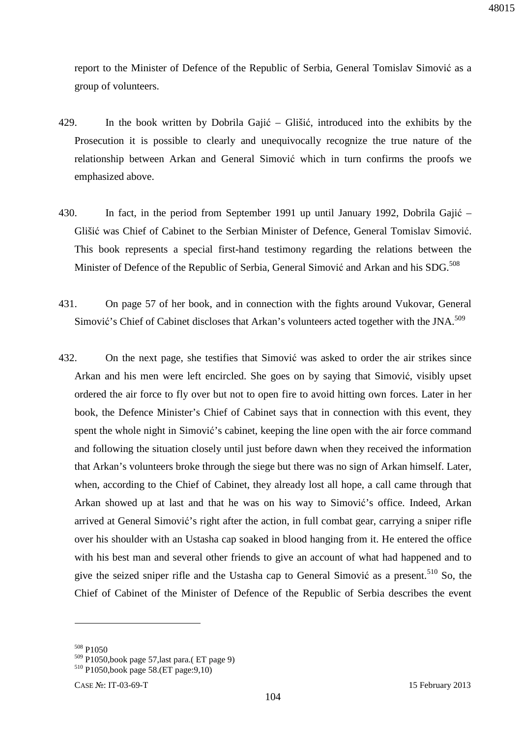report to the Minister of Defence of the Republic of Serbia, General Tomislav Simović as a group of volunteers.

429. In the book written by Dobrila Gajić – Glišić, introduced into the exhibits by the Prosecution it is possible to clearly and unequivocally recognize the true nature of the relationship between Arkan and General Simović which in turn confirms the proofs we emphasized above.

430. In fact, in the period from September 1991 up until January 1992, Dobrila Gajić – Glišić was Chief of Cabinet to the Serbian Minister of Defence, General Tomislav Simović. This book represents a special first-hand testimony regarding the relations between the Minister of Defence of the Republic of Serbia, General Simović and Arkan and his SDG.[508]

431. On page 57 of her book, and in connection with the fights around Vukovar, General Simović's Chief of Cabinet discloses that Arkan's volunteers acted together with the JNA.[509]

432. On the next page, she testifies that Simović was asked to order the air strikes since Arkan and his men were left encircled. She goes on by saying that Simović, visibly upset ordered the air force to fly over but not to open fire to avoid hitting own forces. Later in her book, the Defence Minister's Chief of Cabinet says that in connection with this event, they spent the whole night in Simović's cabinet, keeping the line open with the air force command and following the situation closely until just before dawn when they received the information that Arkan's volunteers broke through the siege but there was no sign of Arkan himself. Later, when, according to the Chief of Cabinet, they already lost all hope, a call came through that Arkan showed up at last and that he was on his way to Simović's office. Indeed, Arkan arrived at General Simović's right after the action, in full combat gear, carrying a sniper rifle over his shoulder with an Ustasha cap soaked in blood hanging from it. He entered the office with his best man and several other friends to give an account of what had happened and to give the seized sniper rifle and the Ustasha cap to General Simović as a present.[510] So, the Chief of Cabinet of the Minister of Defence of the Republic of Serbia describes the event

---

[508] P1050

[509] P1050,book page 57,last para.( ET page 9)

[510] P1050,book page 58.(ET page:9,10)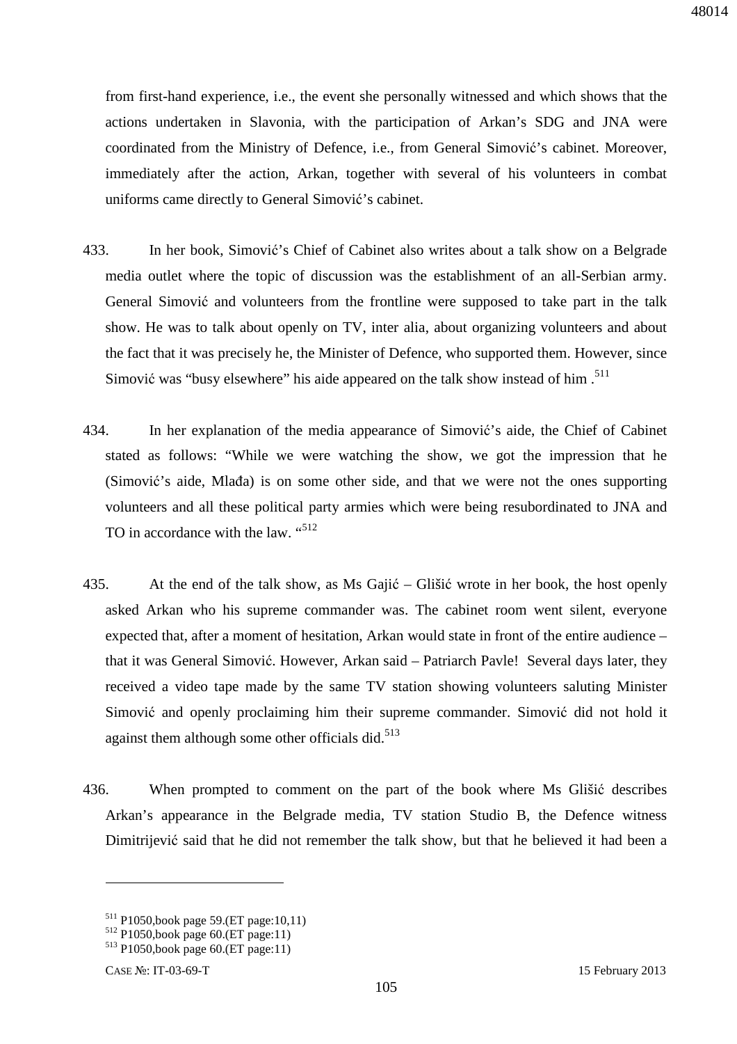from first-hand experience, i.e., the event she personally witnessed and which shows that the actions undertaken in Slavonia, with the participation of Arkan's SDG and JNA were coordinated from the Ministry of Defence, i.e., from General Simović's cabinet. Moreover, immediately after the action, Arkan, together with several of his volunteers in combat uniforms came directly to General Simović's cabinet.

433. In her book, Simović's Chief of Cabinet also writes about a talk show on a Belgrade media outlet where the topic of discussion was the establishment of an all-Serbian army. General Simović and volunteers from the frontline were supposed to take part in the talk show. He was to talk about openly on TV, inter alia, about organizing volunteers and about the fact that it was precisely he, the Minister of Defence, who supported them. However, since Simović was "busy elsewhere" his aide appeared on the talk show instead of him .[511]

434. In her explanation of the media appearance of Simović's aide, the Chief of Cabinet stated as follows: "While we were watching the show, we got the impression that he (Simović's aide, Mlađa) is on some other side, and that we were not the ones supporting volunteers and all these political party armies which were being resubordinated to JNA and TO in accordance with the law. "[512]

435. At the end of the talk show, as Ms Gajić – Glišić wrote in her book, the host openly asked Arkan who his supreme commander was. The cabinet room went silent, everyone expected that, after a moment of hesitation, Arkan would state in front of the entire audience – that it was General Simović. However, Arkan said – Patriarch Pavle! Several days later, they received a video tape made by the same TV station showing volunteers saluting Minister Simović and openly proclaiming him their supreme commander. Simović did not hold it against them although some other officials did.[513]

436. When prompted to comment on the part of the book where Ms Glišić describes Arkan's appearance in the Belgrade media, TV station Studio B, the Defence witness Dimitrijević said that he did not remember the talk show, but that he believed it had been a

---

[511] P1050,book page 59.(ET page:10,11)
[512] P1050,book page 60.(ET page:11)
[513] P1050,book page 60.(ET page:11)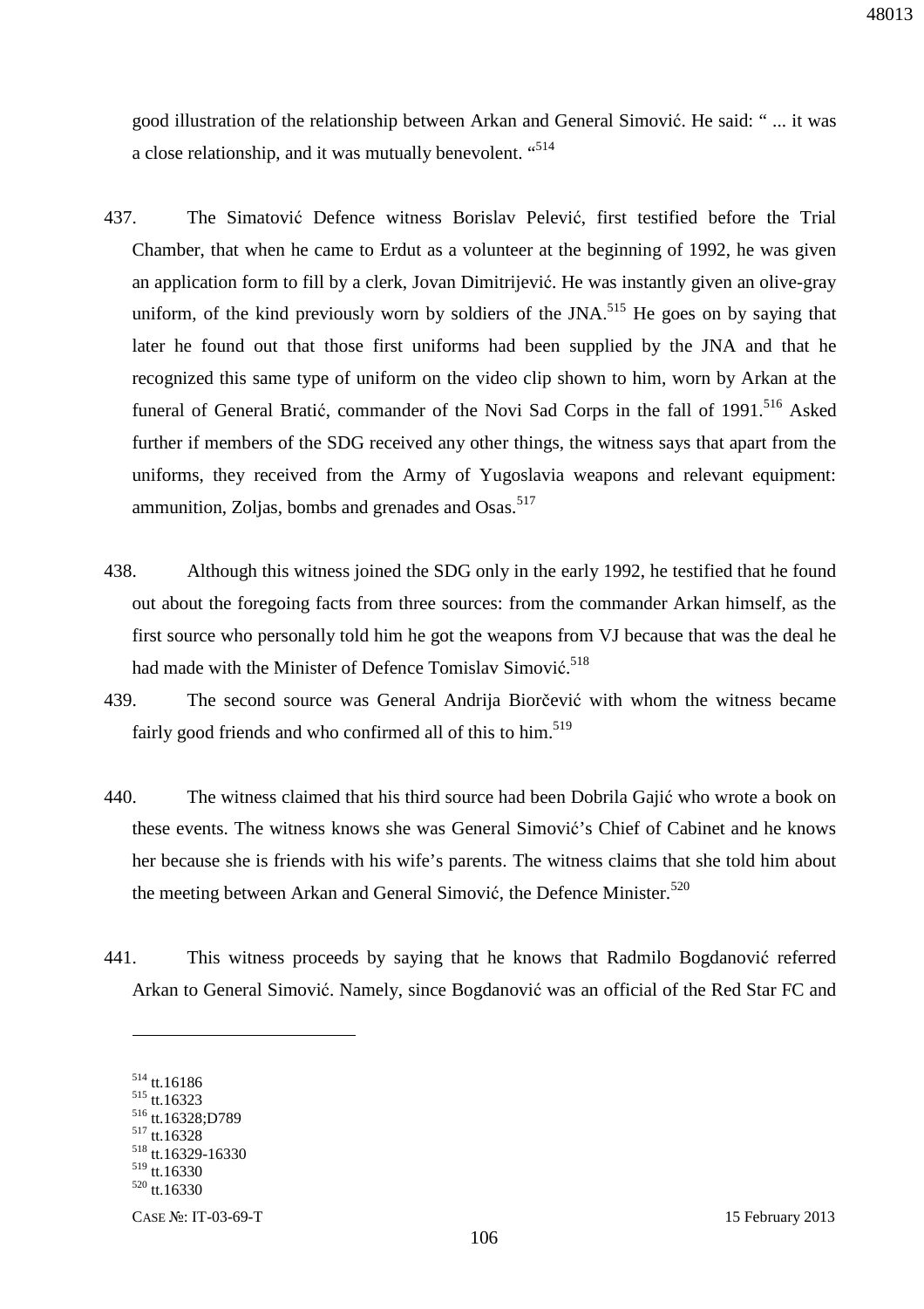good illustration of the relationship between Arkan and General Simović. He said: " ... it was a close relationship, and it was mutually benevolent. "[514]

437. The Simatović Defence witness Borislav Pelević, first testified before the Trial Chamber, that when he came to Erdut as a volunteer at the beginning of 1992, he was given an application form to fill by a clerk, Jovan Dimitrijević. He was instantly given an olive-gray uniform, of the kind previously worn by soldiers of the JNA.[515] He goes on by saying that later he found out that those first uniforms had been supplied by the JNA and that he recognized this same type of uniform on the video clip shown to him, worn by Arkan at the funeral of General Bratić, commander of the Novi Sad Corps in the fall of 1991.[516] Asked further if members of the SDG received any other things, the witness says that apart from the uniforms, they received from the Army of Yugoslavia weapons and relevant equipment: ammunition, Zoljas, bombs and grenades and Osas.[517]

438. Although this witness joined the SDG only in the early 1992, he testified that he found out about the foregoing facts from three sources: from the commander Arkan himself, as the first source who personally told him he got the weapons from VJ because that was the deal he had made with the Minister of Defence Tomislav Simović.[518]

439. The second source was General Andrija Biorčević with whom the witness became fairly good friends and who confirmed all of this to him.[519]

440. The witness claimed that his third source had been Dobrila Gajić who wrote a book on these events. The witness knows she was General Simović's Chief of Cabinet and he knows her because she is friends with his wife's parents. The witness claims that she told him about the meeting between Arkan and General Simović, the Defence Minister.[520]

441. This witness proceeds by saying that he knows that Radmilo Bogdanović referred Arkan to General Simović. Namely, since Bogdanović was an official of the Red Star FC and

---

[514] tt.16186
[515] tt.16323
[516] tt.16328;D789
[517] tt.16328
[518] tt.16329-16330
[519] tt.16330
[520] tt.16330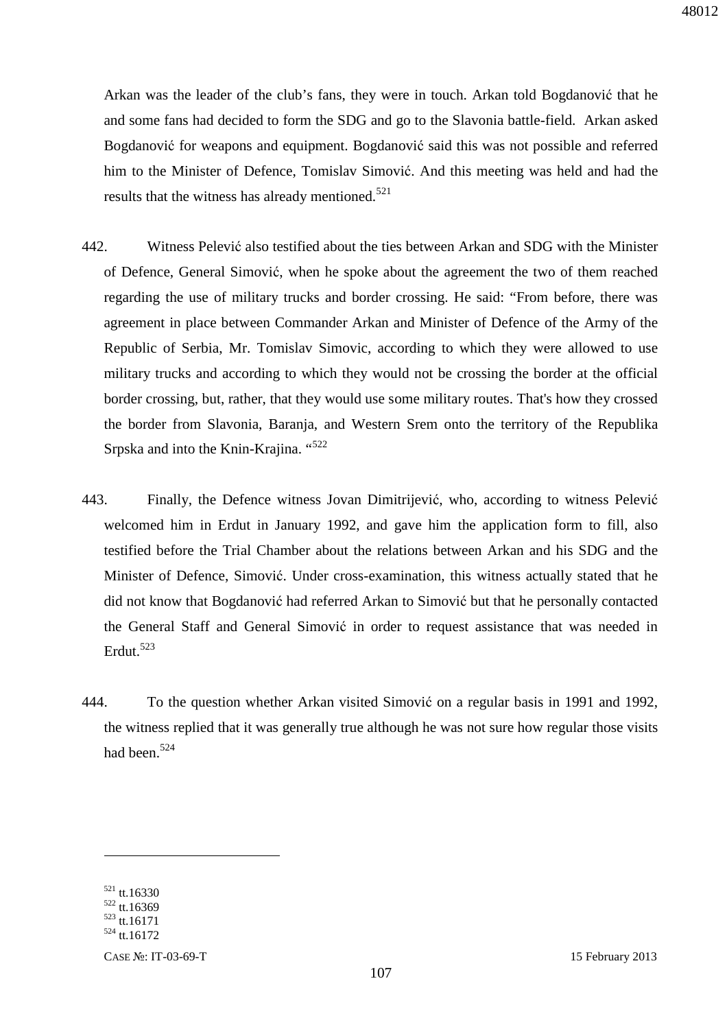Arkan was the leader of the club's fans, they were in touch. Arkan told Bogdanović that he and some fans had decided to form the SDG and go to the Slavonia battle-field. Arkan asked Bogdanović for weapons and equipment. Bogdanović said this was not possible and referred him to the Minister of Defence, Tomislav Simović. And this meeting was held and had the results that the witness has already mentioned.[521]

442. Witness Pelević also testified about the ties between Arkan and SDG with the Minister of Defence, General Simović, when he spoke about the agreement the two of them reached regarding the use of military trucks and border crossing. He said: "From before, there was agreement in place between Commander Arkan and Minister of Defence of the Army of the Republic of Serbia, Mr. Tomislav Simovic, according to which they were allowed to use military trucks and according to which they would not be crossing the border at the official border crossing, but, rather, that they would use some military routes. That's how they crossed the border from Slavonia, Baranja, and Western Srem onto the territory of the Republika Srpska and into the Knin-Krajina. "[522]

443. Finally, the Defence witness Jovan Dimitrijević, who, according to witness Pelević welcomed him in Erdut in January 1992, and gave him the application form to fill, also testified before the Trial Chamber about the relations between Arkan and his SDG and the Minister of Defence, Simović. Under cross-examination, this witness actually stated that he did not know that Bogdanović had referred Arkan to Simović but that he personally contacted the General Staff and General Simović in order to request assistance that was needed in Erdut.[523]

444. To the question whether Arkan visited Simović on a regular basis in 1991 and 1992, the witness replied that it was generally true although he was not sure how regular those visits had been.[524]

---

[521] tt.16330
[522] tt.16369
[523] tt.16171
[524] tt.16172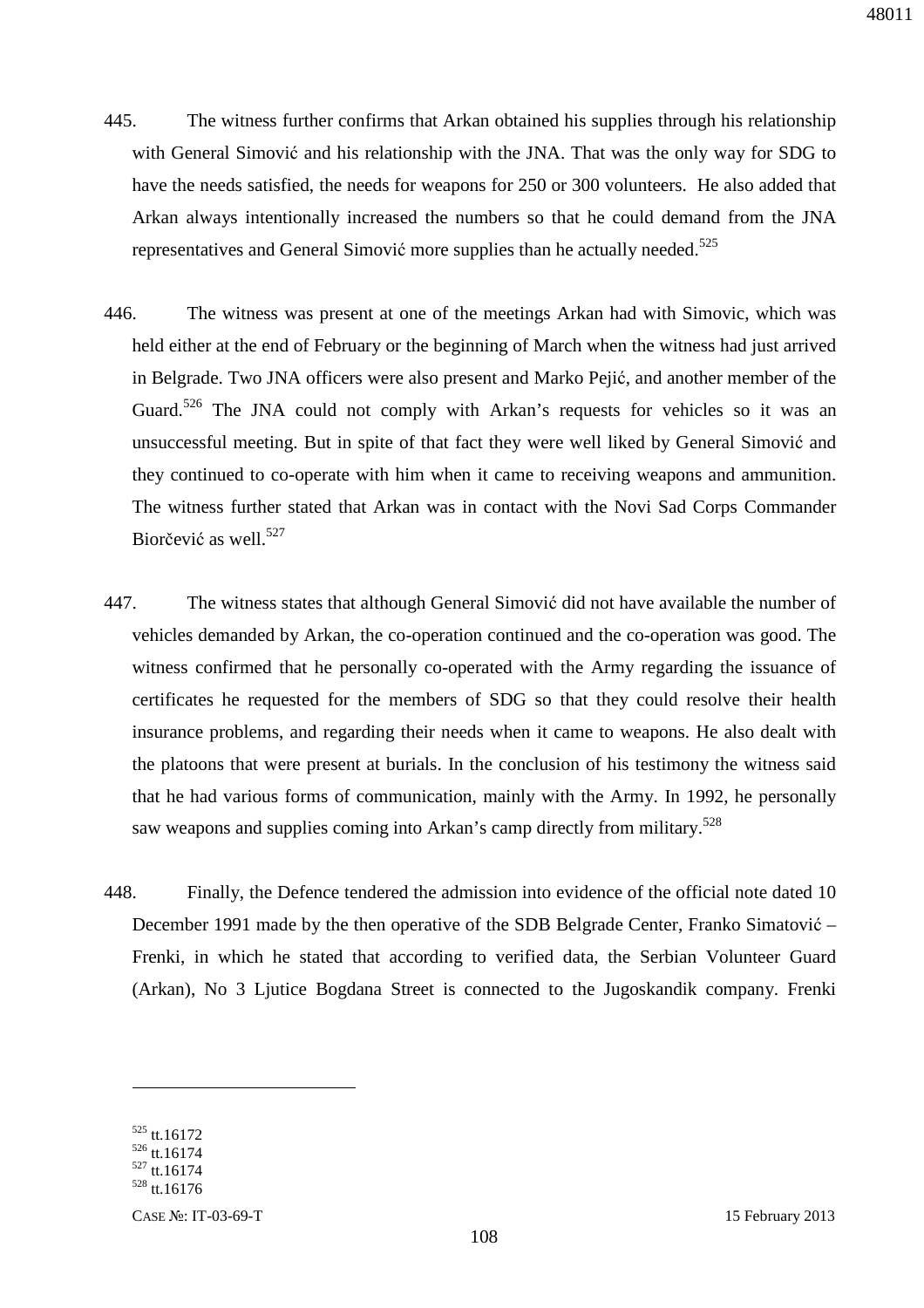445. The witness further confirms that Arkan obtained his supplies through his relationship with General Simović and his relationship with the JNA. That was the only way for SDG to have the needs satisfied, the needs for weapons for 250 or 300 volunteers. He also added that Arkan always intentionally increased the numbers so that he could demand from the JNA representatives and General Simović more supplies than he actually needed.[525]

446. The witness was present at one of the meetings Arkan had with Simovic, which was held either at the end of February or the beginning of March when the witness had just arrived in Belgrade. Two JNA officers were also present and Marko Pejić, and another member of the Guard.[526] The JNA could not comply with Arkan's requests for vehicles so it was an unsuccessful meeting. But in spite of that fact they were well liked by General Simović and they continued to co-operate with him when it came to receiving weapons and ammunition. The witness further stated that Arkan was in contact with the Novi Sad Corps Commander Biorčević as well.[527]

447. The witness states that although General Simović did not have available the number of vehicles demanded by Arkan, the co-operation continued and the co-operation was good. The witness confirmed that he personally co-operated with the Army regarding the issuance of certificates he requested for the members of SDG so that they could resolve their health insurance problems, and regarding their needs when it came to weapons. He also dealt with the platoons that were present at burials. In the conclusion of his testimony the witness said that he had various forms of communication, mainly with the Army. In 1992, he personally saw weapons and supplies coming into Arkan's camp directly from military.[528]

448. Finally, the Defence tendered the admission into evidence of the official note dated 10 December 1991 made by the then operative of the SDB Belgrade Center, Franko Simatović – Frenki, in which he stated that according to verified data, the Serbian Volunteer Guard (Arkan), No 3 Ljutice Bogdana Street is connected to the Jugoskandik company. Frenki

---

[525] tt.16172

[526] tt.16174

[527] tt.16174

[528] tt.16176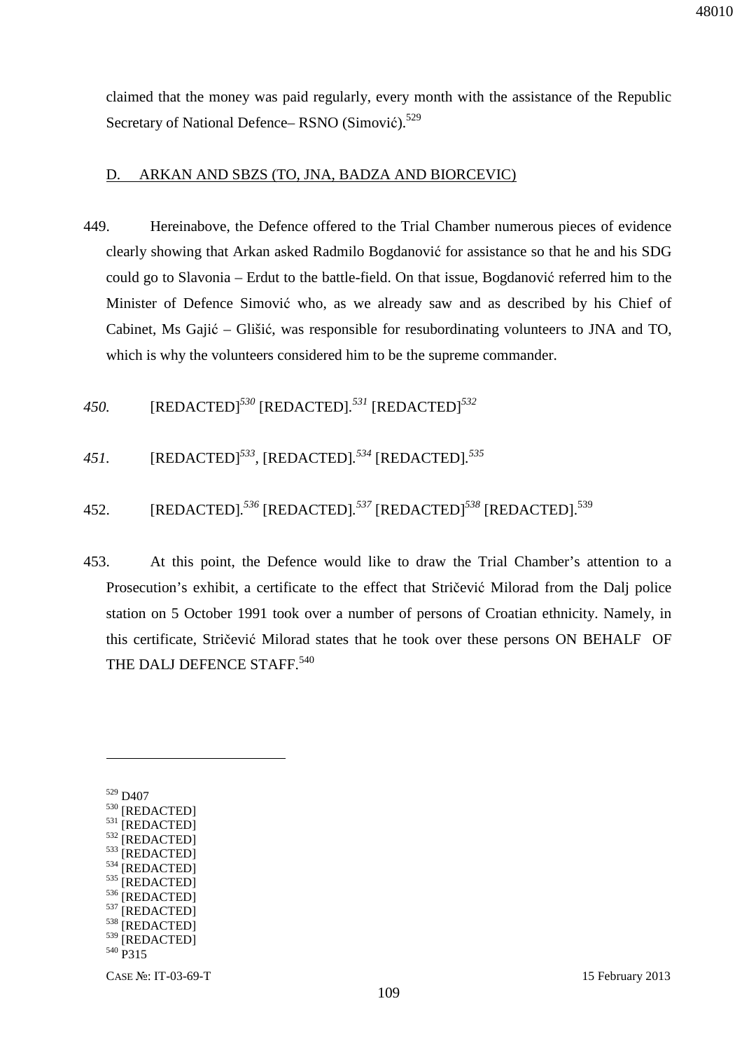claimed that the money was paid regularly, every month with the assistance of the Republic Secretary of National Defence– RSNO (Simović).[529]

D. ARKAN AND SBZS (TO, JNA, BADZA AND BIORCEVIC)

449. Hereinabove, the Defence offered to the Trial Chamber numerous pieces of evidence clearly showing that Arkan asked Radmilo Bogdanović for assistance so that he and his SDG could go to Slavonia – Erdut to the battle-field. On that issue, Bogdanović referred him to the Minister of Defence Simović who, as we already saw and as described by his Chief of Cabinet, Ms Gajić – Glišić, was responsible for resubordinating volunteers to JNA and TO, which is why the volunteers considered him to be the supreme commander.

*450.* [REDACTED][530] [REDACTED].[531] [REDACTED][532]

*451.* [REDACTED][533], [REDACTED].[534] [REDACTED].[535]

452. [REDACTED].[536] [REDACTED].[537] [REDACTED][538] [REDACTED].[539]

453. At this point, the Defence would like to draw the Trial Chamber's attention to a Prosecution's exhibit, a certificate to the effect that Stričević Milorad from the Dalj police station on 5 October 1991 took over a number of persons of Croatian ethnicity. Namely, in this certificate, Stričević Milorad states that he took over these persons ON BEHALF OF THE DALJ DEFENCE STAFF.[540]

---

[529] D407
[530] [REDACTED]
[531] [REDACTED]
[532] [REDACTED]
[533] [REDACTED]
[534] [REDACTED]
[535] [REDACTED]
[536] [REDACTED]
[537] [REDACTED]
[538] [REDACTED]
[539] [REDACTED]
[540] P315

CASE №: IT-03-69-T 15 February 2013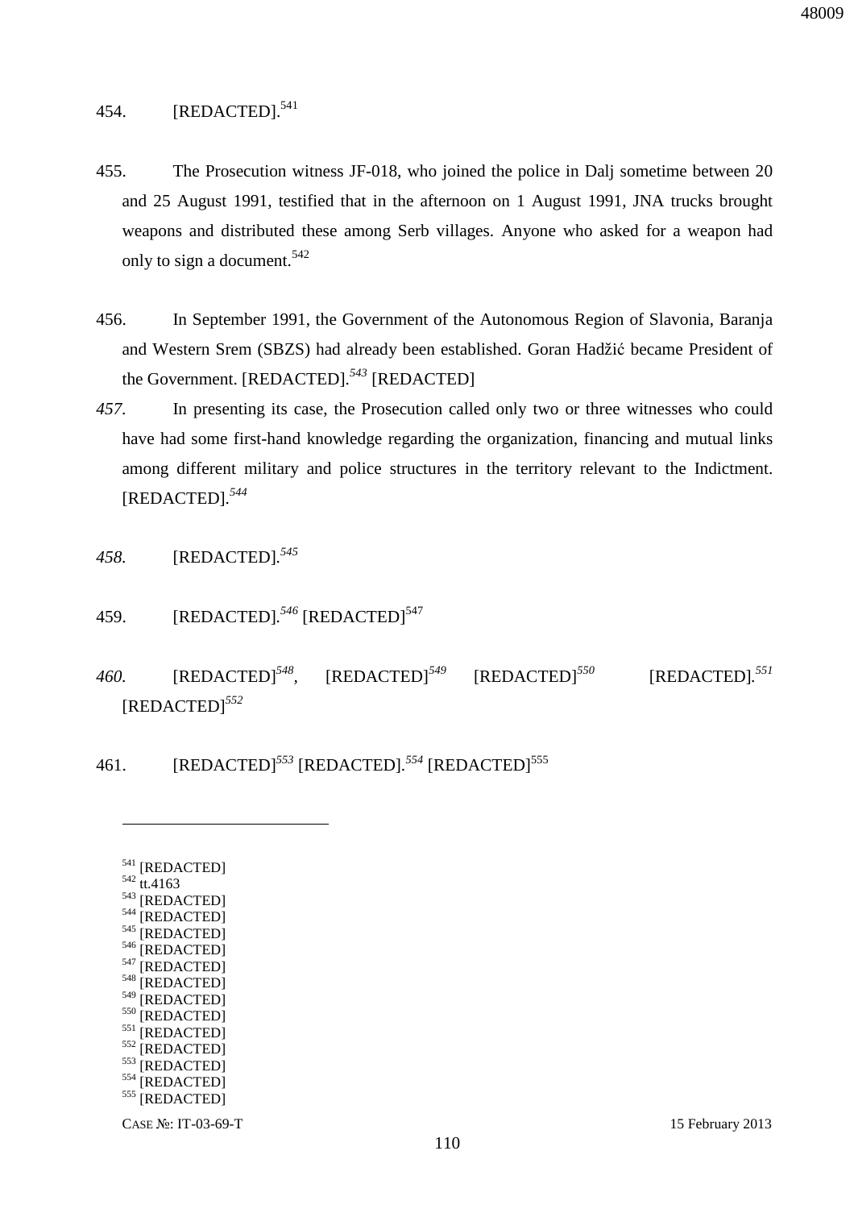454. [REDACTED].[541]

455. The Prosecution witness JF-018, who joined the police in Dalj sometime between 20 and 25 August 1991, testified that in the afternoon on 1 August 1991, JNA trucks brought weapons and distributed these among Serb villages. Anyone who asked for a weapon had only to sign a document.[542]

456. In September 1991, the Government of the Autonomous Region of Slavonia, Baranja and Western Srem (SBZS) had already been established. Goran Hadžić became President of the Government. [REDACTED].[543] [REDACTED]

*457.* In presenting its case, the Prosecution called only two or three witnesses who could have had some first-hand knowledge regarding the organization, financing and mutual links among different military and police structures in the territory relevant to the Indictment. [REDACTED].[544]

*458.* [REDACTED].[545]

459. [REDACTED].[546] [REDACTED][547]

*460.* [REDACTED][548], [REDACTED][549] [REDACTED][550] [REDACTED].[551] [REDACTED][552]

461. [REDACTED][553] [REDACTED].[554] [REDACTED][555]

---

[541] [REDACTED]
[542] tt.4163
[543] [REDACTED]
[544] [REDACTED]
[545] [REDACTED]
[546] [REDACTED]
[547] [REDACTED]
[548] [REDACTED]
[549] [REDACTED]
[550] [REDACTED]
[551] [REDACTED]
[552] [REDACTED]
[553] [REDACTED]
[554] [REDACTED]
[555] [REDACTED]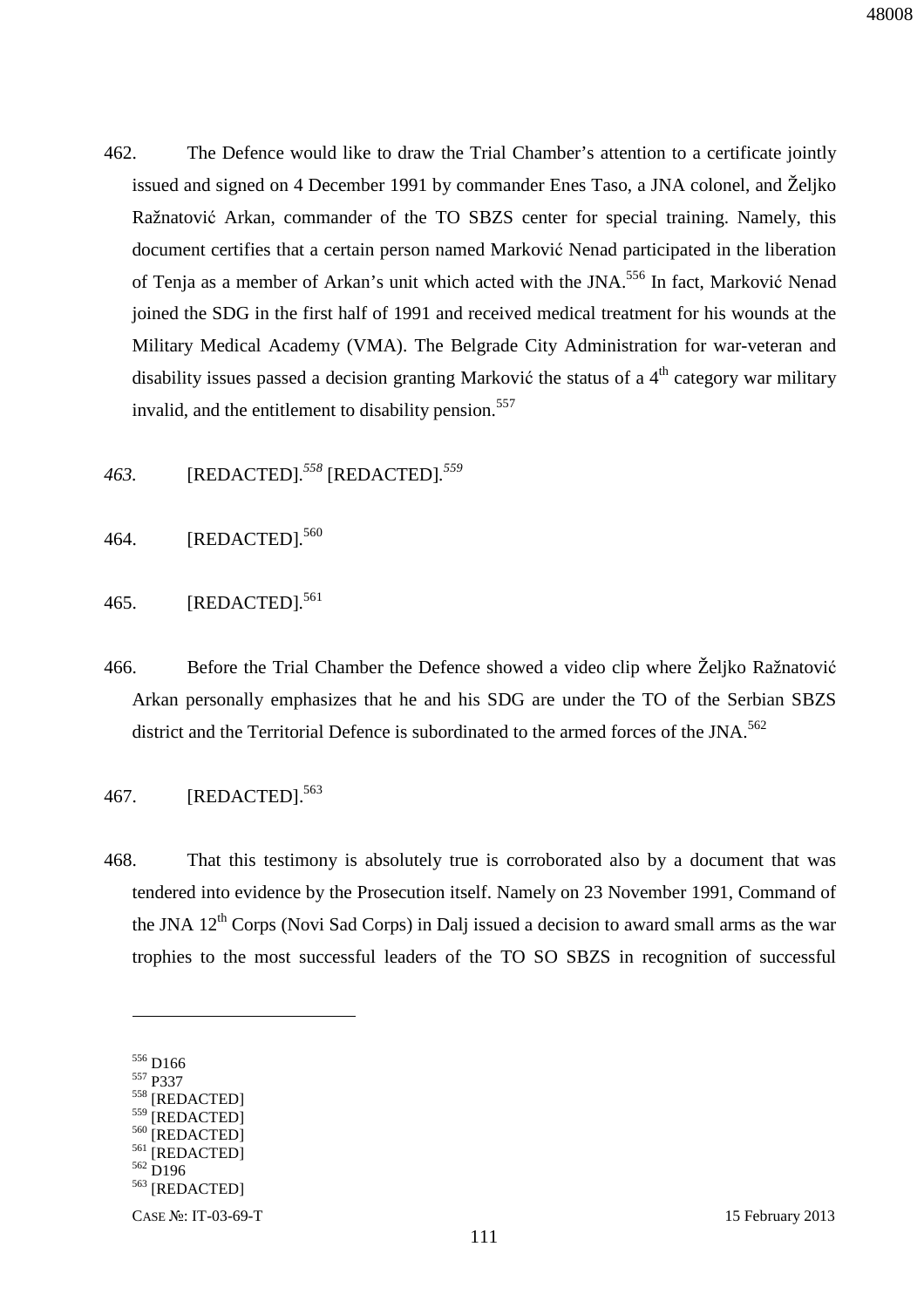462. The Defence would like to draw the Trial Chamber's attention to a certificate jointly issued and signed on 4 December 1991 by commander Enes Taso, a JNA colonel, and Željko Ražnatović Arkan, commander of the TO SBZS center for special training. Namely, this document certifies that a certain person named Marković Nenad participated in the liberation of Tenja as a member of Arkan's unit which acted with the JNA.[556] In fact, Marković Nenad joined the SDG in the first half of 1991 and received medical treatment for his wounds at the Military Medical Academy (VMA). The Belgrade City Administration for war-veteran and disability issues passed a decision granting Marković the status of a 4th category war military invalid, and the entitlement to disability pension.[557]

*463.* [REDACTED].[558] [REDACTED].[559]

464. [REDACTED].[560]

465. [REDACTED].[561]

466. Before the Trial Chamber the Defence showed a video clip where Željko Ražnatović Arkan personally emphasizes that he and his SDG are under the TO of the Serbian SBZS district and the Territorial Defence is subordinated to the armed forces of the JNA.[562]

467. [REDACTED].[563]

468. That this testimony is absolutely true is corroborated also by a document that was tendered into evidence by the Prosecution itself. Namely on 23 November 1991, Command of the JNA 12th Corps (Novi Sad Corps) in Dalj issued a decision to award small arms as the war trophies to the most successful leaders of the TO SO SBZS in recognition of successful

---

[556] D166
[557] P337
[558] [REDACTED]
[559] [REDACTED]
[560] [REDACTED]
[561] [REDACTED]
[562] D196
[563] [REDACTED]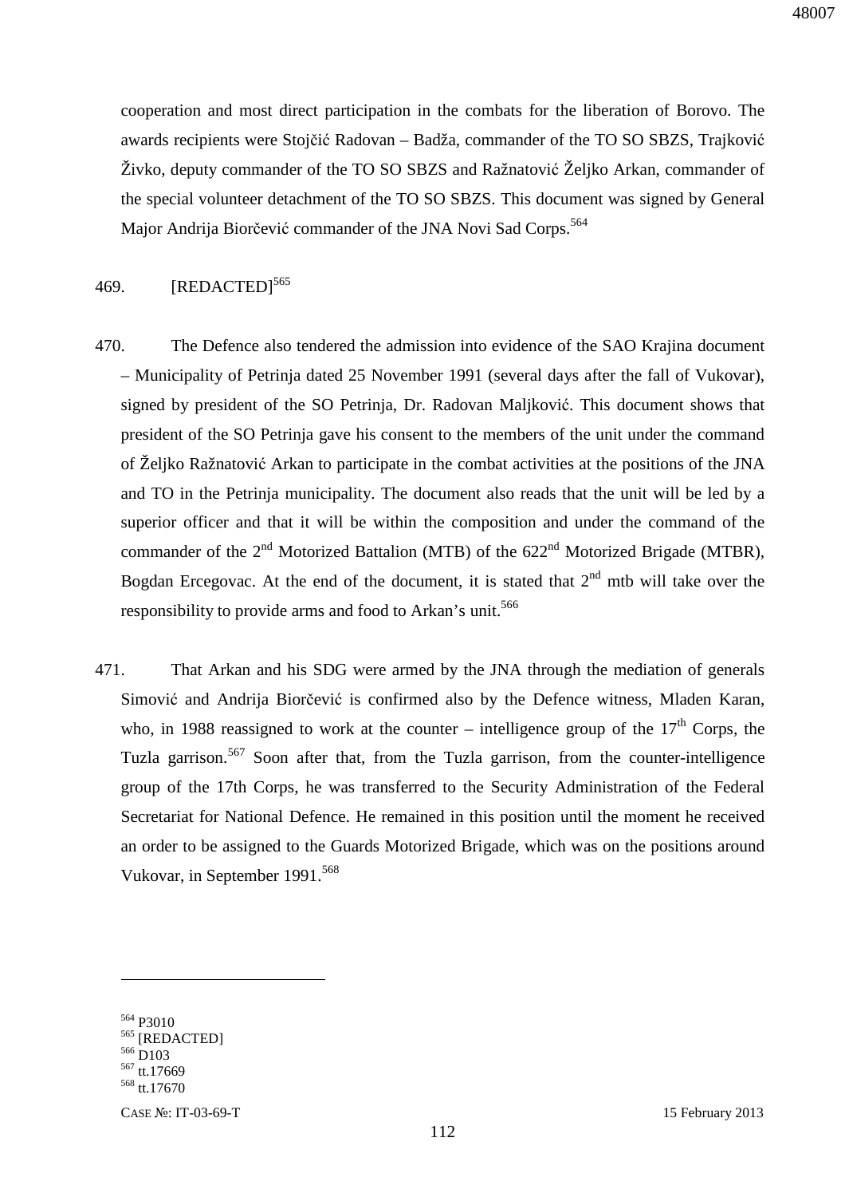cooperation and most direct participation in the combats for the liberation of Borovo. The awards recipients were Stojčić Radovan – Badža, commander of the TO SO SBZS, Trajković Živko, deputy commander of the TO SO SBZS and Ražnatović Željko Arkan, commander of the special volunteer detachment of the TO SO SBZS. This document was signed by General Major Andrija Biorčević commander of the JNA Novi Sad Corps.[564]

469. [REDACTED][565]

470. The Defence also tendered the admission into evidence of the SAO Krajina document – Municipality of Petrinja dated 25 November 1991 (several days after the fall of Vukovar), signed by president of the SO Petrinja, Dr. Radovan Maljković. This document shows that president of the SO Petrinja gave his consent to the members of the unit under the command of Željko Ražnatović Arkan to participate in the combat activities at the positions of the JNA and TO in the Petrinja municipality. The document also reads that the unit will be led by a superior officer and that it will be within the composition and under the command of the commander of the 2nd Motorized Battalion (MTB) of the 622nd Motorized Brigade (MTBR), Bogdan Ercegovac. At the end of the document, it is stated that 2nd mtb will take over the responsibility to provide arms and food to Arkan's unit.[566]

471. That Arkan and his SDG were armed by the JNA through the mediation of generals Simović and Andrija Biorčević is confirmed also by the Defence witness, Mladen Karan, who, in 1988 reassigned to work at the counter – intelligence group of the 17th Corps, the Tuzla garrison.[567] Soon after that, from the Tuzla garrison, from the counter-intelligence group of the 17th Corps, he was transferred to the Security Administration of the Federal Secretariat for National Defence. He remained in this position until the moment he received an order to be assigned to the Guards Motorized Brigade, which was on the positions around Vukovar, in September 1991.[568]

---

[564] P3010
[565] [REDACTED]
[566] D103
[567] tt.17669
[568] tt.17670

CASE №: IT-03-69-T 15 February 2013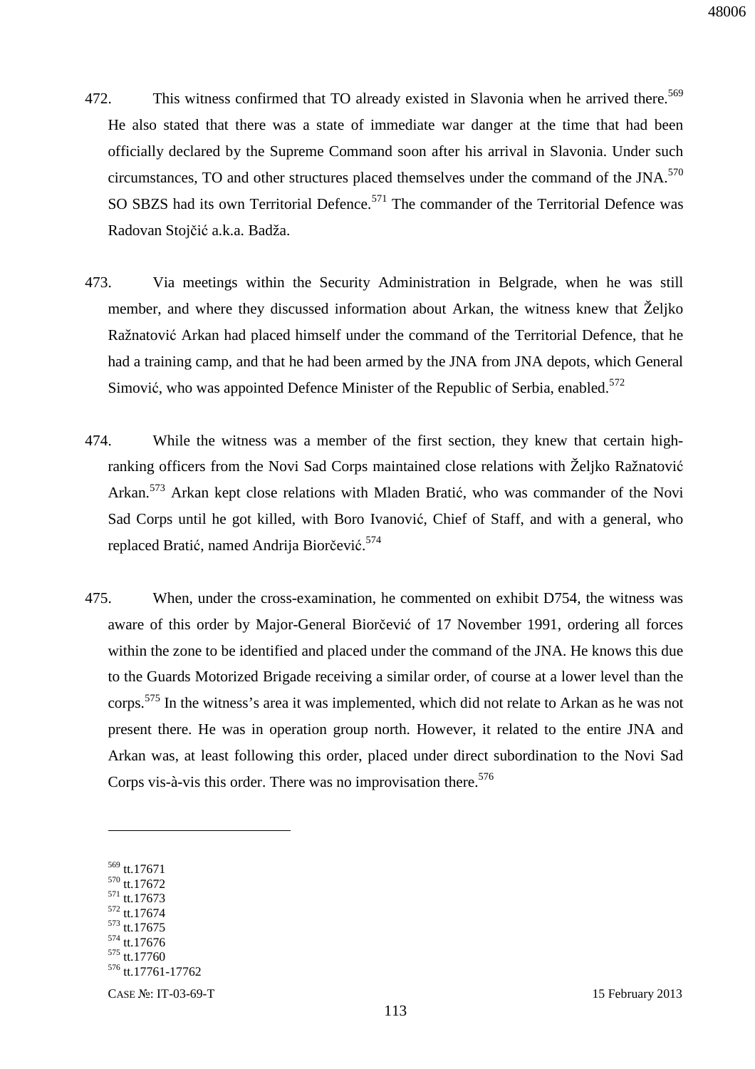472. This witness confirmed that TO already existed in Slavonia when he arrived there.[569] He also stated that there was a state of immediate war danger at the time that had been officially declared by the Supreme Command soon after his arrival in Slavonia. Under such circumstances, TO and other structures placed themselves under the command of the JNA.[570] SO SBZS had its own Territorial Defence.[571] The commander of the Territorial Defence was Radovan Stojčić a.k.a. Badža.

473. Via meetings within the Security Administration in Belgrade, when he was still member, and where they discussed information about Arkan, the witness knew that Željko Ražnatović Arkan had placed himself under the command of the Territorial Defence, that he had a training camp, and that he had been armed by the JNA from JNA depots, which General Simović, who was appointed Defence Minister of the Republic of Serbia, enabled.[572]

474. While the witness was a member of the first section, they knew that certain high-ranking officers from the Novi Sad Corps maintained close relations with Željko Ražnatović Arkan.[573] Arkan kept close relations with Mladen Bratić, who was commander of the Novi Sad Corps until he got killed, with Boro Ivanović, Chief of Staff, and with a general, who replaced Bratić, named Andrija Biorčević.[574]

475. When, under the cross-examination, he commented on exhibit D754, the witness was aware of this order by Major-General Biorčević of 17 November 1991, ordering all forces within the zone to be identified and placed under the command of the JNA. He knows this due to the Guards Motorized Brigade receiving a similar order, of course at a lower level than the corps.[575] In the witness's area it was implemented, which did not relate to Arkan as he was not present there. He was in operation group north. However, it related to the entire JNA and Arkan was, at least following this order, placed under direct subordination to the Novi Sad Corps vis-à-vis this order. There was no improvisation there.[576]

---

[569] tt.17671
[570] tt.17672
[571] tt.17673
[572] tt.17674
[573] tt.17675
[574] tt.17676
[575] tt.17760
[576] tt.17761-17762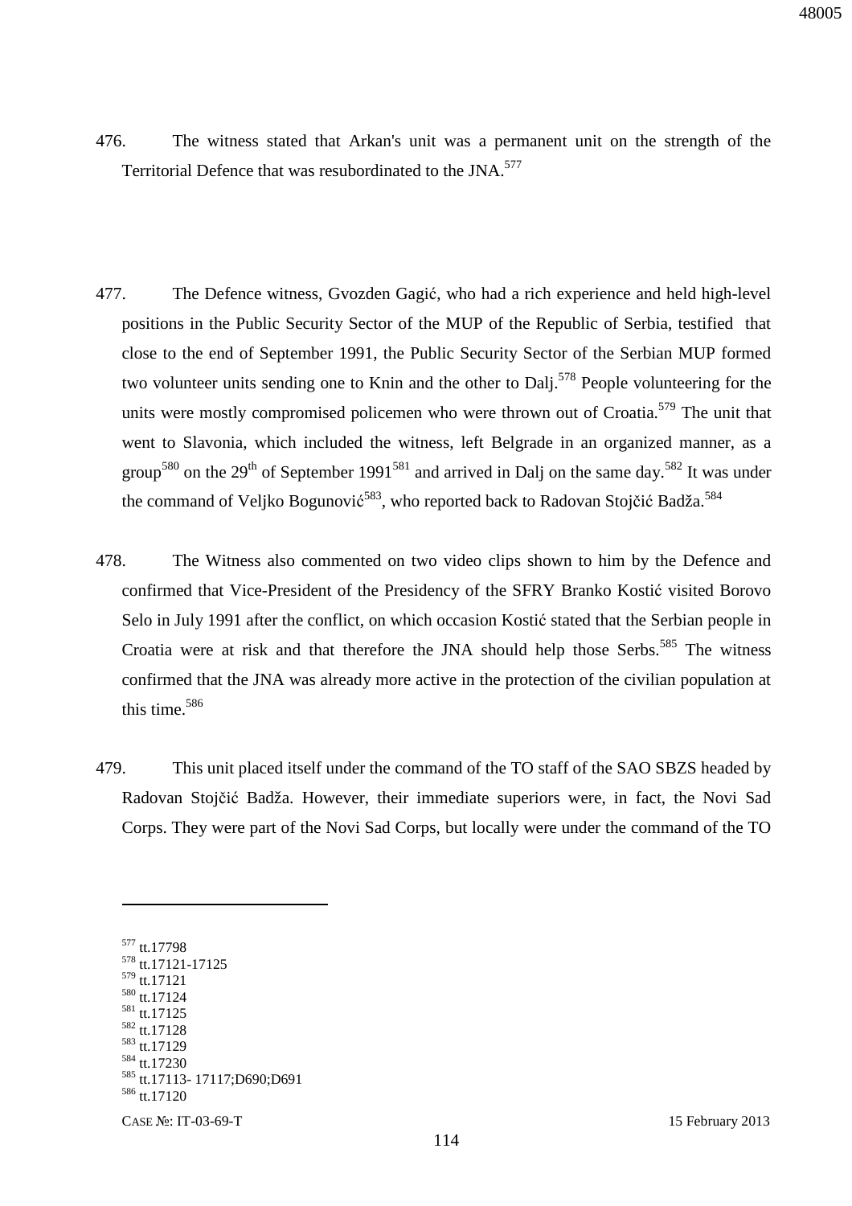476. The witness stated that Arkan's unit was a permanent unit on the strength of the Territorial Defence that was resubordinated to the JNA.[577]

477. The Defence witness, Gvozden Gagić, who had a rich experience and held high-level positions in the Public Security Sector of the MUP of the Republic of Serbia, testified that close to the end of September 1991, the Public Security Sector of the Serbian MUP formed two volunteer units sending one to Knin and the other to Dalj.[578] People volunteering for the units were mostly compromised policemen who were thrown out of Croatia.[579] The unit that went to Slavonia, which included the witness, left Belgrade in an organized manner, as a group[580] on the 29th of September 1991[581] and arrived in Dalj on the same day.[582] It was under the command of Veljko Bogunović[583], who reported back to Radovan Stojčić Badža.[584]

478. The Witness also commented on two video clips shown to him by the Defence and confirmed that Vice-President of the Presidency of the SFRY Branko Kostić visited Borovo Selo in July 1991 after the conflict, on which occasion Kostić stated that the Serbian people in Croatia were at risk and that therefore the JNA should help those Serbs.[585] The witness confirmed that the JNA was already more active in the protection of the civilian population at this time.[586]

479. This unit placed itself under the command of the TO staff of the SAO SBZS headed by Radovan Stojčić Badža. However, their immediate superiors were, in fact, the Novi Sad Corps. They were part of the Novi Sad Corps, but locally were under the command of the TO

---

[577] tt.17798
[578] tt.17121-17125
[579] tt.17121
[580] tt.17124
[581] tt.17125
[582] tt.17128
[583] tt.17129
[584] tt.17230
[585] tt.17113- 17117;D690;D691
[586] tt.17120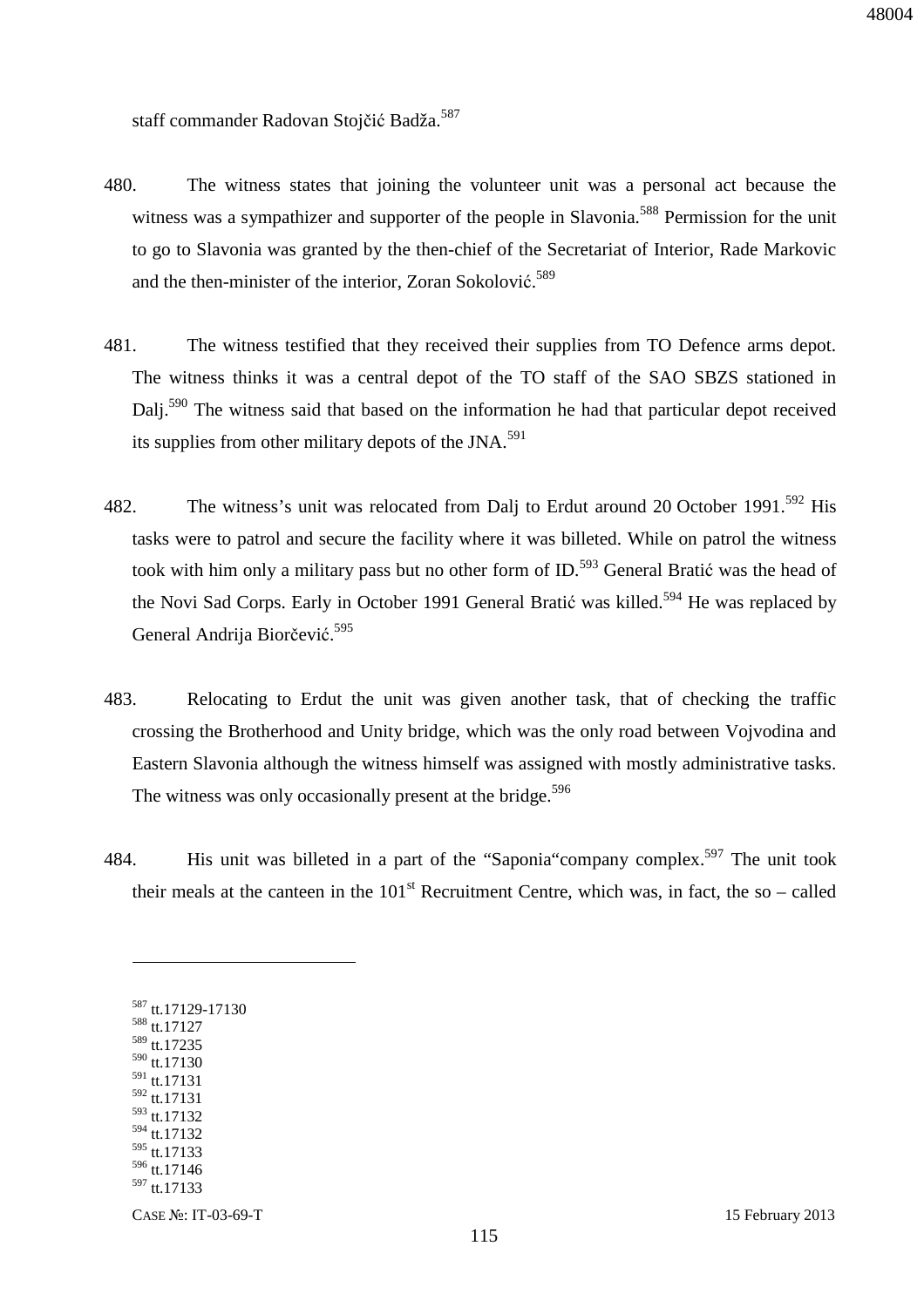staff commander Radovan Stojčić Badža.[587]

480. The witness states that joining the volunteer unit was a personal act because the witness was a sympathizer and supporter of the people in Slavonia.[588] Permission for the unit to go to Slavonia was granted by the then-chief of the Secretariat of Interior, Rade Markovic and the then-minister of the interior, Zoran Sokolović.[589]

481. The witness testified that they received their supplies from TO Defence arms depot. The witness thinks it was a central depot of the TO staff of the SAO SBZS stationed in Dalj.[590] The witness said that based on the information he had that particular depot received its supplies from other military depots of the JNA.[591]

482. The witness's unit was relocated from Dalj to Erdut around 20 October 1991.[592] His tasks were to patrol and secure the facility where it was billeted. While on patrol the witness took with him only a military pass but no other form of ID.[593] General Bratić was the head of the Novi Sad Corps. Early in October 1991 General Bratić was killed.[594] He was replaced by General Andrija Biorčević.[595]

483. Relocating to Erdut the unit was given another task, that of checking the traffic crossing the Brotherhood and Unity bridge, which was the only road between Vojvodina and Eastern Slavonia although the witness himself was assigned with mostly administrative tasks. The witness was only occasionally present at the bridge.[596]

484. His unit was billeted in a part of the "Saponia"company complex.[597] The unit took their meals at the canteen in the 101st Recruitment Centre, which was, in fact, the so – called

---

[587] tt.17129-17130
[588] tt.17127
[589] tt.17235
[590] tt.17130
[591] tt.17131
[592] tt.17131
[593] tt.17132
[594] tt.17132
[595] tt.17133
[596] tt.17146
[597] tt.17133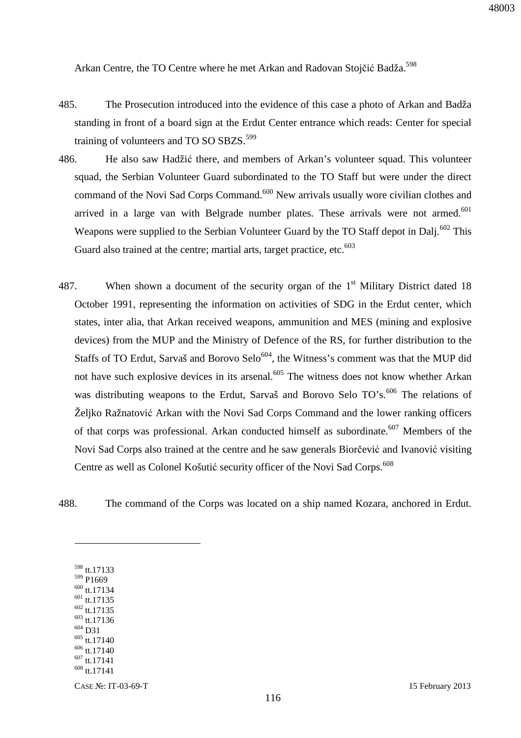Arkan Centre, the TO Centre where he met Arkan and Radovan Stojčić Badža.[598]

485. The Prosecution introduced into the evidence of this case a photo of Arkan and Badža standing in front of a board sign at the Erdut Center entrance which reads: Center for special training of volunteers and TO SO SBZS.[599]

486. He also saw Hadžić there, and members of Arkan's volunteer squad. This volunteer squad, the Serbian Volunteer Guard subordinated to the TO Staff but were under the direct command of the Novi Sad Corps Command.[600] New arrivals usually wore civilian clothes and arrived in a large van with Belgrade number plates. These arrivals were not armed.[601] Weapons were supplied to the Serbian Volunteer Guard by the TO Staff depot in Dalj.[602] This Guard also trained at the centre; martial arts, target practice, etc.[603]

487. When shown a document of the security organ of the 1st Military District dated 18 October 1991, representing the information on activities of SDG in the Erdut center, which states, inter alia, that Arkan received weapons, ammunition and MES (mining and explosive devices) from the MUP and the Ministry of Defence of the RS, for further distribution to the Staffs of TO Erdut, Sarvaš and Borovo Selo[604], the Witness's comment was that the MUP did not have such explosive devices in its arsenal.[605] The witness does not know whether Arkan was distributing weapons to the Erdut, Sarvaš and Borovo Selo TO's.[606] The relations of Željko Ražnatović Arkan with the Novi Sad Corps Command and the lower ranking officers of that corps was professional. Arkan conducted himself as subordinate.[607] Members of the Novi Sad Corps also trained at the centre and he saw generals Biorčević and Ivanović visiting Centre as well as Colonel Košutić security officer of the Novi Sad Corps.[608]

488. The command of the Corps was located on a ship named Kozara, anchored in Erdut.

---

[598] tt.17133
[599] P1669
[600] tt.17134
[601] tt.17135
[602] tt.17135
[603] tt.17136
[604] D31
[605] tt.17140
[606] tt.17140
[607] tt.17141
[608] tt.17141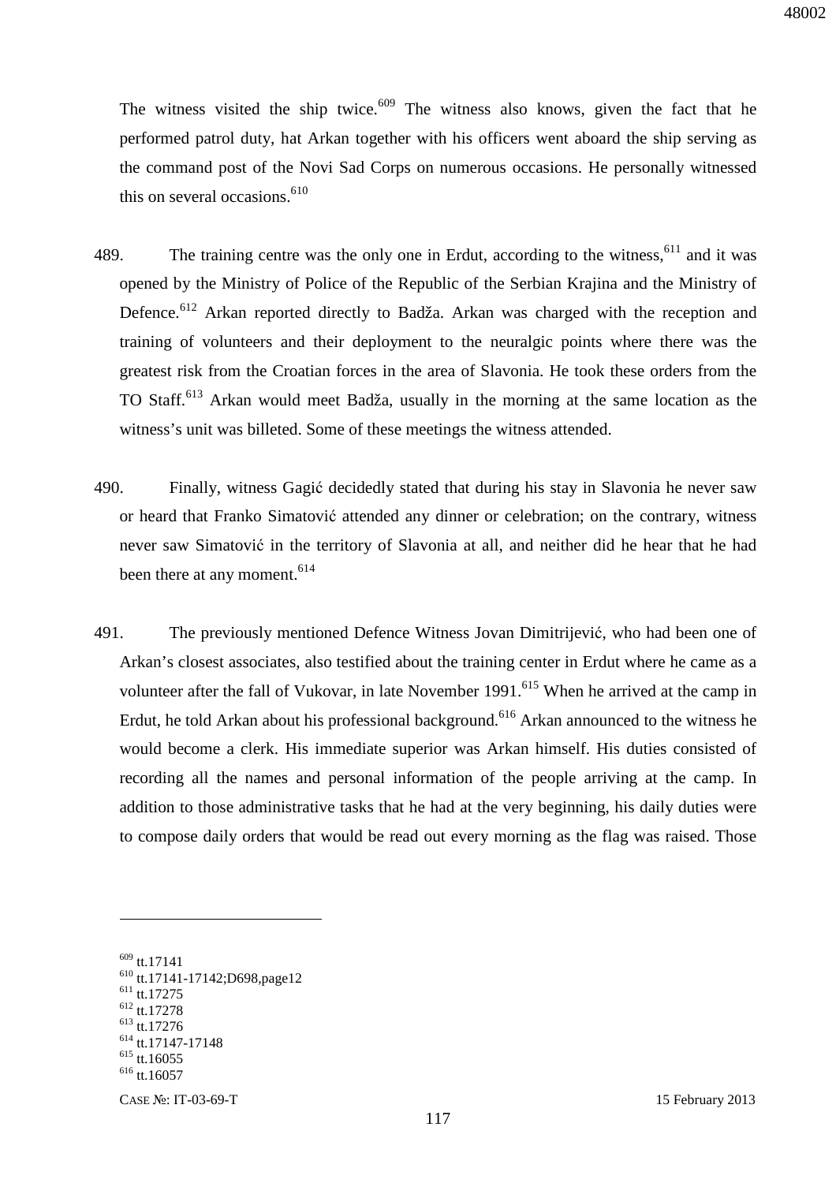The witness visited the ship twice.[609] The witness also knows, given the fact that he performed patrol duty, hat Arkan together with his officers went aboard the ship serving as the command post of the Novi Sad Corps on numerous occasions. He personally witnessed this on several occasions.[610]

489. The training centre was the only one in Erdut, according to the witness,[611] and it was opened by the Ministry of Police of the Republic of the Serbian Krajina and the Ministry of Defence.[612] Arkan reported directly to Badža. Arkan was charged with the reception and training of volunteers and their deployment to the neuralgic points where there was the greatest risk from the Croatian forces in the area of Slavonia. He took these orders from the TO Staff.[613] Arkan would meet Badža, usually in the morning at the same location as the witness's unit was billeted. Some of these meetings the witness attended.

490. Finally, witness Gagić decidedly stated that during his stay in Slavonia he never saw or heard that Franko Simatović attended any dinner or celebration; on the contrary, witness never saw Simatović in the territory of Slavonia at all, and neither did he hear that he had been there at any moment.[614]

491. The previously mentioned Defence Witness Jovan Dimitrijević, who had been one of Arkan's closest associates, also testified about the training center in Erdut where he came as a volunteer after the fall of Vukovar, in late November 1991.[615] When he arrived at the camp in Erdut, he told Arkan about his professional background.[616] Arkan announced to the witness he would become a clerk. His immediate superior was Arkan himself. His duties consisted of recording all the names and personal information of the people arriving at the camp. In addition to those administrative tasks that he had at the very beginning, his daily duties were to compose daily orders that would be read out every morning as the flag was raised. Those

---

[609] tt.17141
[610] tt.17141-17142;D698,page12
[611] tt.17275
[612] tt.17278
[613] tt.17276
[614] tt.17147-17148
[615] tt.16055
[616] tt.16057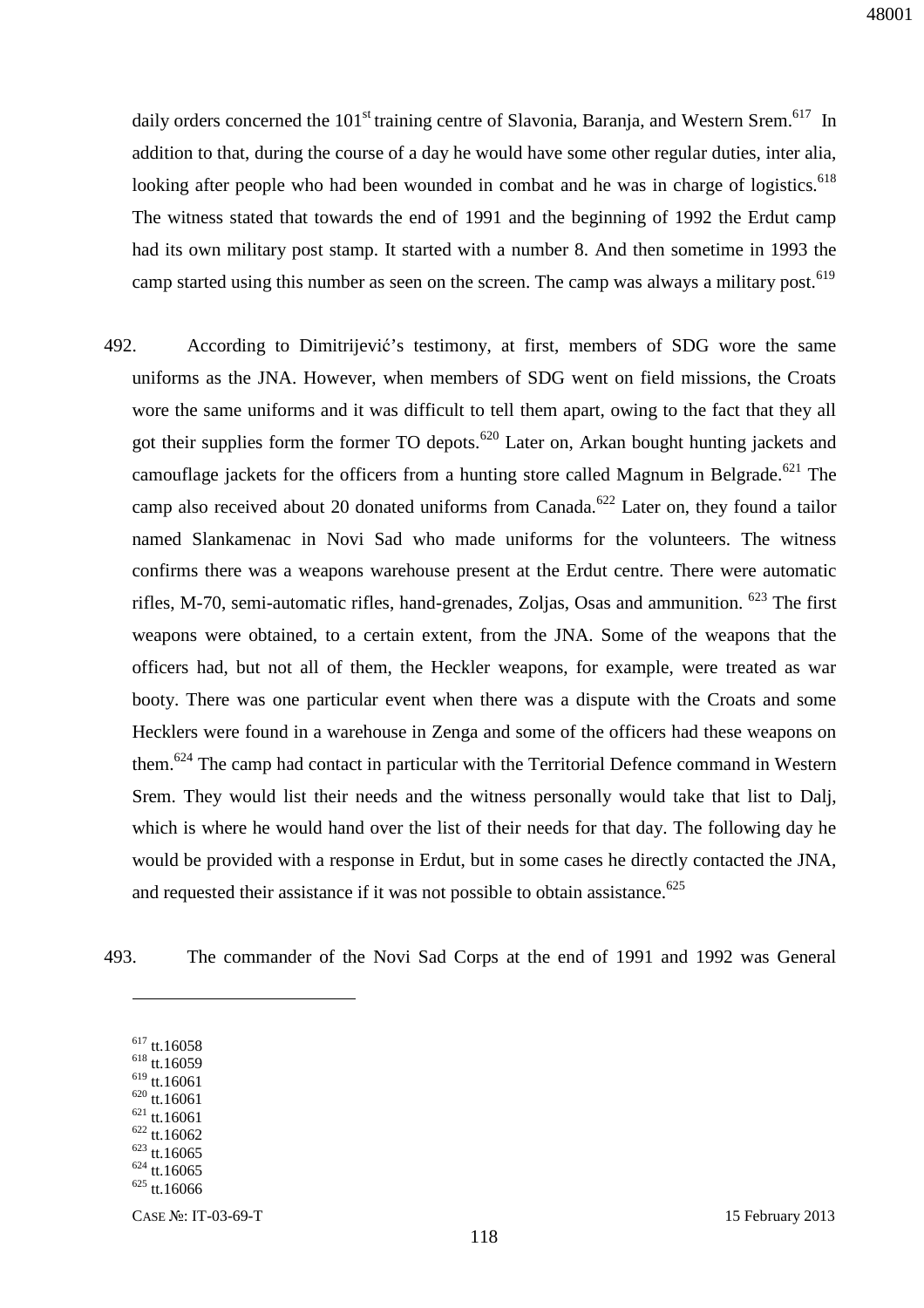daily orders concerned the 101st training centre of Slavonia, Baranja, and Western Srem.[617] In addition to that, during the course of a day he would have some other regular duties, inter alia, looking after people who had been wounded in combat and he was in charge of logistics.[618] The witness stated that towards the end of 1991 and the beginning of 1992 the Erdut camp had its own military post stamp. It started with a number 8. And then sometime in 1993 the camp started using this number as seen on the screen. The camp was always a military post.[619]

492. According to Dimitrijević's testimony, at first, members of SDG wore the same uniforms as the JNA. However, when members of SDG went on field missions, the Croats wore the same uniforms and it was difficult to tell them apart, owing to the fact that they all got their supplies form the former TO depots.[620] Later on, Arkan bought hunting jackets and camouflage jackets for the officers from a hunting store called Magnum in Belgrade.[621] The camp also received about 20 donated uniforms from Canada.[622] Later on, they found a tailor named Slankamenac in Novi Sad who made uniforms for the volunteers. The witness confirms there was a weapons warehouse present at the Erdut centre. There were automatic rifles, M-70, semi-automatic rifles, hand-grenades, Zoljas, Osas and ammunition.[623] The first weapons were obtained, to a certain extent, from the JNA. Some of the weapons that the officers had, but not all of them, the Heckler weapons, for example, were treated as war booty. There was one particular event when there was a dispute with the Croats and some Hecklers were found in a warehouse in Zenga and some of the officers had these weapons on them.[624] The camp had contact in particular with the Territorial Defence command in Western Srem. They would list their needs and the witness personally would take that list to Dalj, which is where he would hand over the list of their needs for that day. The following day he would be provided with a response in Erdut, but in some cases he directly contacted the JNA, and requested their assistance if it was not possible to obtain assistance.[625]

493. The commander of the Novi Sad Corps at the end of 1991 and 1992 was General

---

[617] tt.16058
[618] tt.16059
[619] tt.16061
[620] tt.16061
[621] tt.16061
[622] tt.16062
[623] tt.16065
[624] tt.16065
[625] tt.16066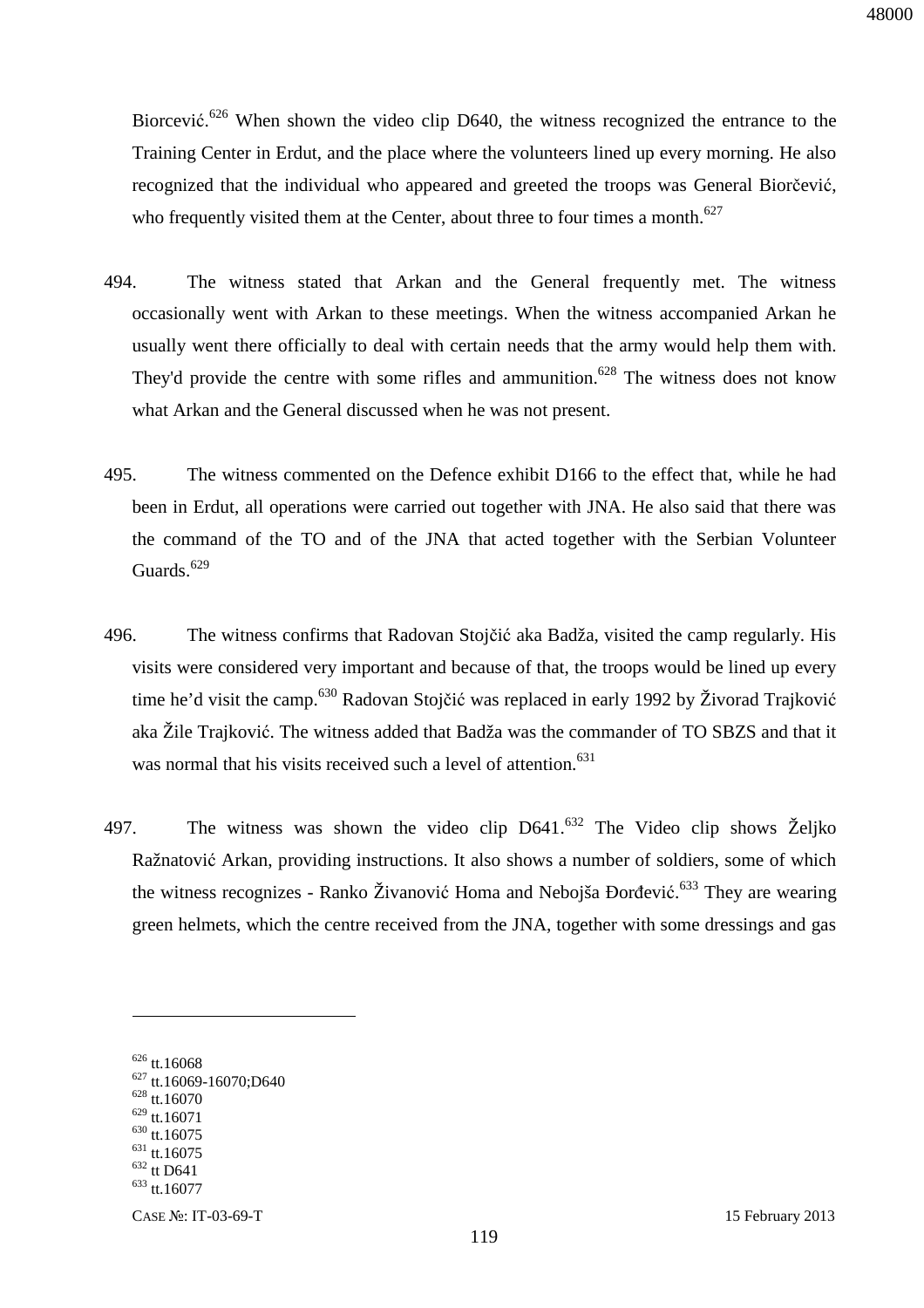Biorcević.[626] When shown the video clip D640, the witness recognized the entrance to the Training Center in Erdut, and the place where the volunteers lined up every morning. He also recognized that the individual who appeared and greeted the troops was General Biorčević, who frequently visited them at the Center, about three to four times a month.[627]

494. The witness stated that Arkan and the General frequently met. The witness occasionally went with Arkan to these meetings. When the witness accompanied Arkan he usually went there officially to deal with certain needs that the army would help them with. They'd provide the centre with some rifles and ammunition.[628] The witness does not know what Arkan and the General discussed when he was not present.

495. The witness commented on the Defence exhibit D166 to the effect that, while he had been in Erdut, all operations were carried out together with JNA. He also said that there was the command of the TO and of the JNA that acted together with the Serbian Volunteer Guards.[629]

496. The witness confirms that Radovan Stojčić aka Badža, visited the camp regularly. His visits were considered very important and because of that, the troops would be lined up every time he'd visit the camp.[630] Radovan Stojčić was replaced in early 1992 by Živorad Trajković aka Žile Trajković. The witness added that Badža was the commander of TO SBZS and that it was normal that his visits received such a level of attention.[631]

497. The witness was shown the video clip D641.[632] The Video clip shows Željko Ražnatović Arkan, providing instructions. It also shows a number of soldiers, some of which the witness recognizes - Ranko Živanović Homa and Nebojša Đorđević.[633] They are wearing green helmets, which the centre received from the JNA, together with some dressings and gas

---

[626] tt.16068
[627] tt.16069-16070;D640
[628] tt.16070
[629] tt.16071
[630] tt.16075
[631] tt.16075
[632] tt D641
[633] tt.16077

CASE №: IT-03-69-T 15 February 2013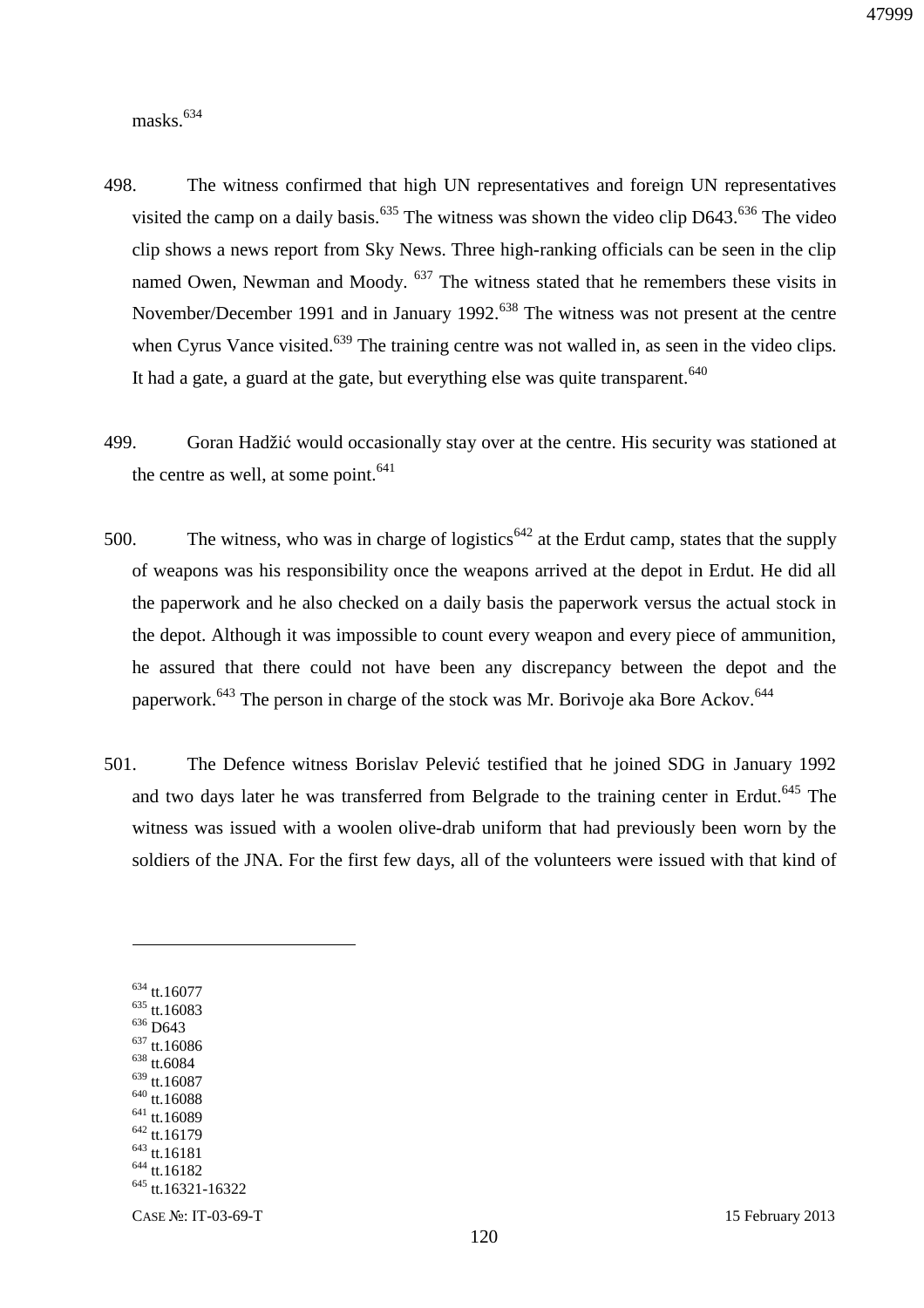masks.[634]

498. The witness confirmed that high UN representatives and foreign UN representatives visited the camp on a daily basis.[635] The witness was shown the video clip D643.[636] The video clip shows a news report from Sky News. Three high-ranking officials can be seen in the clip named Owen, Newman and Moody. [637] The witness stated that he remembers these visits in November/December 1991 and in January 1992.[638] The witness was not present at the centre when Cyrus Vance visited.[639] The training centre was not walled in, as seen in the video clips. It had a gate, a guard at the gate, but everything else was quite transparent.[640]

499. Goran Hadžić would occasionally stay over at the centre. His security was stationed at the centre as well, at some point.[641]

500. The witness, who was in charge of logistics[642] at the Erdut camp, states that the supply of weapons was his responsibility once the weapons arrived at the depot in Erdut. He did all the paperwork and he also checked on a daily basis the paperwork versus the actual stock in the depot. Although it was impossible to count every weapon and every piece of ammunition, he assured that there could not have been any discrepancy between the depot and the paperwork.[643] The person in charge of the stock was Mr. Borivoje aka Bore Ackov.[644]

501. The Defence witness Borislav Pelević testified that he joined SDG in January 1992 and two days later he was transferred from Belgrade to the training center in Erdut.[645] The witness was issued with a woolen olive-drab uniform that had previously been worn by the soldiers of the JNA. For the first few days, all of the volunteers were issued with that kind of

---

[634] tt.16077
[635] tt.16083
[636] D643
[637] tt.16086
[638] tt.6084
[639] tt.16087
[640] tt.16088
[641] tt.16089
[642] tt.16179
[643] tt.16181
[644] tt.16182
[645] tt.16321-16322

CASE №: IT-03-69-T 15 February 2013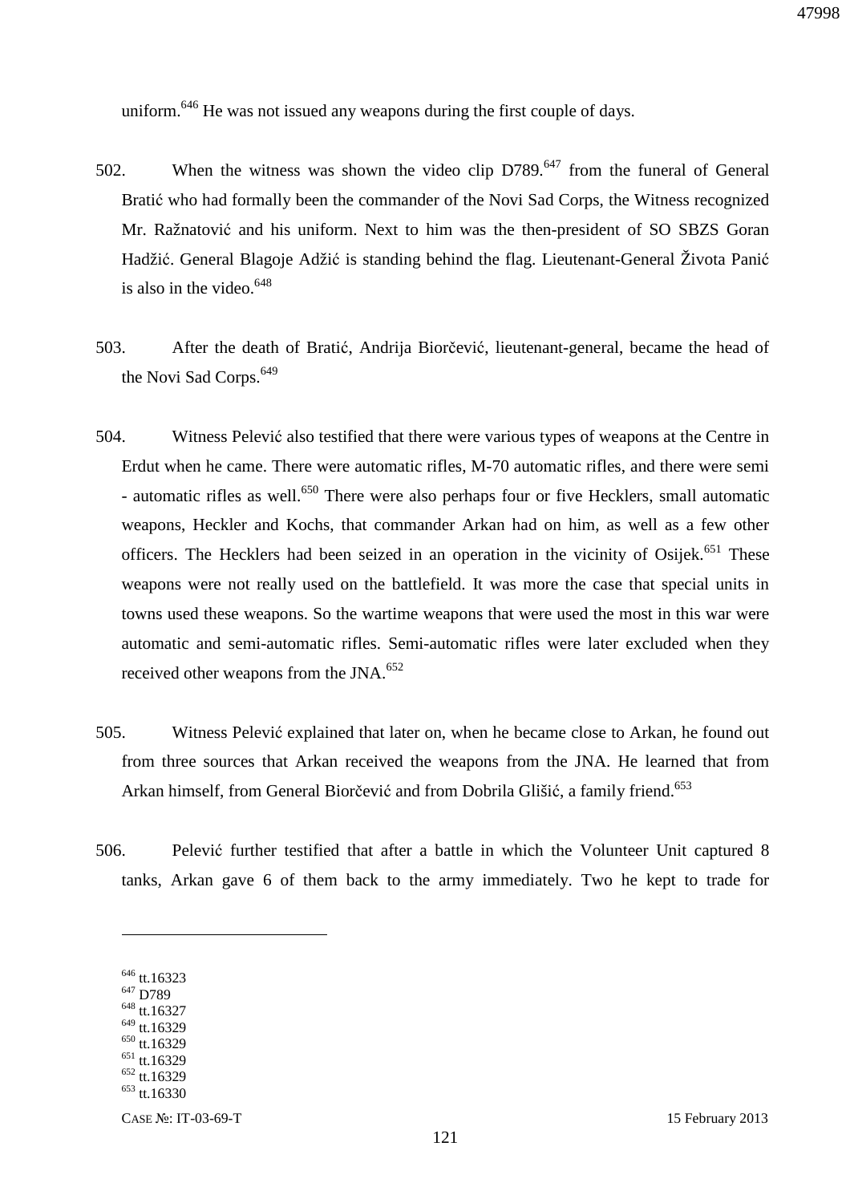uniform.[646] He was not issued any weapons during the first couple of days.

502. When the witness was shown the video clip D789.[647] from the funeral of General Bratić who had formally been the commander of the Novi Sad Corps, the Witness recognized Mr. Ražnatović and his uniform. Next to him was the then-president of SO SBZS Goran Hadžić. General Blagoje Adžić is standing behind the flag. Lieutenant-General Života Panić is also in the video.[648]

503. After the death of Bratić, Andrija Biorčević, lieutenant-general, became the head of the Novi Sad Corps.[649]

504. Witness Pelević also testified that there were various types of weapons at the Centre in Erdut when he came. There were automatic rifles, M-70 automatic rifles, and there were semi - automatic rifles as well.[650] There were also perhaps four or five Hecklers, small automatic weapons, Heckler and Kochs, that commander Arkan had on him, as well as a few other officers. The Hecklers had been seized in an operation in the vicinity of Osijek.[651] These weapons were not really used on the battlefield. It was more the case that special units in towns used these weapons. So the wartime weapons that were used the most in this war were automatic and semi-automatic rifles. Semi-automatic rifles were later excluded when they received other weapons from the JNA.[652]

505. Witness Pelević explained that later on, when he became close to Arkan, he found out from three sources that Arkan received the weapons from the JNA. He learned that from Arkan himself, from General Biorčević and from Dobrila Glišić, a family friend.[653]

506. Pelević further testified that after a battle in which the Volunteer Unit captured 8 tanks, Arkan gave 6 of them back to the army immediately. Two he kept to trade for

---

[646] tt.16323
[647] D789
[648] tt.16327
[649] tt.16329
[650] tt.16329
[651] tt.16329
[652] tt.16329
[653] tt.16330

CASE №: IT-03-69-T 15 February 2013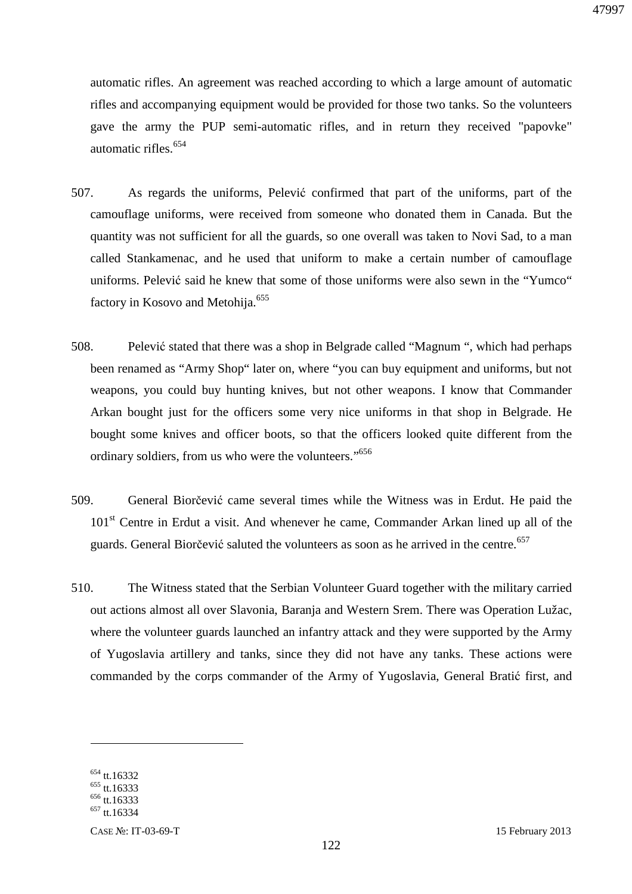automatic rifles. An agreement was reached according to which a large amount of automatic rifles and accompanying equipment would be provided for those two tanks. So the volunteers gave the army the PUP semi-automatic rifles, and in return they received "papovke" automatic rifles.[654]

507. As regards the uniforms, Pelević confirmed that part of the uniforms, part of the camouflage uniforms, were received from someone who donated them in Canada. But the quantity was not sufficient for all the guards, so one overall was taken to Novi Sad, to a man called Stankamenac, and he used that uniform to make a certain number of camouflage uniforms. Pelević said he knew that some of those uniforms were also sewn in the "Yumco" factory in Kosovo and Metohija.[655]

508. Pelević stated that there was a shop in Belgrade called "Magnum ", which had perhaps been renamed as "Army Shop" later on, where "you can buy equipment and uniforms, but not weapons, you could buy hunting knives, but not other weapons. I know that Commander Arkan bought just for the officers some very nice uniforms in that shop in Belgrade. He bought some knives and officer boots, so that the officers looked quite different from the ordinary soldiers, from us who were the volunteers."[656]

509. General Biorčević came several times while the Witness was in Erdut. He paid the 101st Centre in Erdut a visit. And whenever he came, Commander Arkan lined up all of the guards. General Biorčević saluted the volunteers as soon as he arrived in the centre.[657]

510. The Witness stated that the Serbian Volunteer Guard together with the military carried out actions almost all over Slavonia, Baranja and Western Srem. There was Operation Lužac, where the volunteer guards launched an infantry attack and they were supported by the Army of Yugoslavia artillery and tanks, since they did not have any tanks. These actions were commanded by the corps commander of the Army of Yugoslavia, General Bratić first, and

---

[654] tt.16332
[655] tt.16333
[656] tt.16333
[657] tt.16334

CASE №: IT-03-69-T 15 February 2013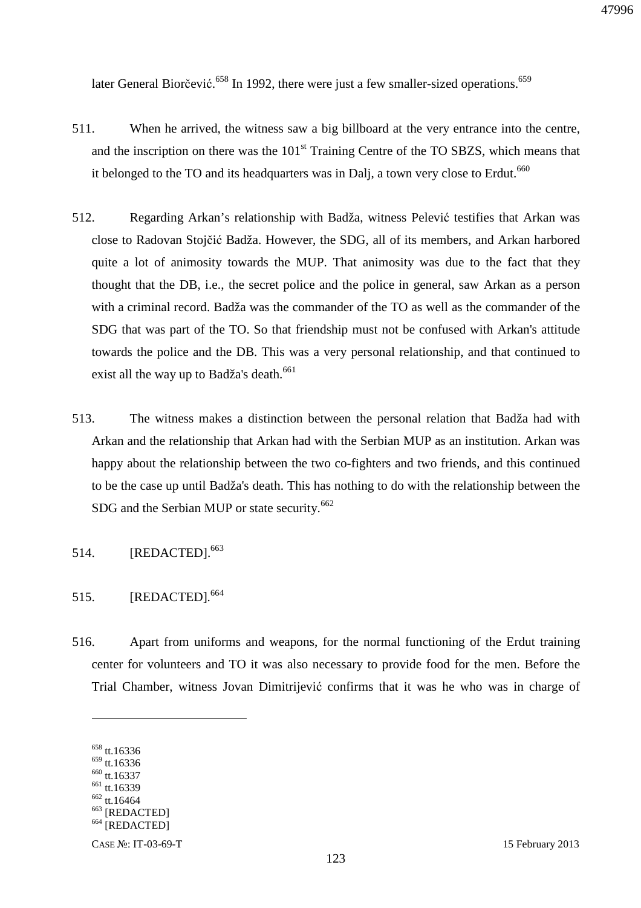later General Biorčević.[658] In 1992, there were just a few smaller-sized operations.[659]

511. When he arrived, the witness saw a big billboard at the very entrance into the centre, and the inscription on there was the 101st Training Centre of the TO SBZS, which means that it belonged to the TO and its headquarters was in Dalj, a town very close to Erdut.[660]

512. Regarding Arkan's relationship with Badža, witness Pelević testifies that Arkan was close to Radovan Stojčić Badža. However, the SDG, all of its members, and Arkan harbored quite a lot of animosity towards the MUP. That animosity was due to the fact that they thought that the DB, i.e., the secret police and the police in general, saw Arkan as a person with a criminal record. Badža was the commander of the TO as well as the commander of the SDG that was part of the TO. So that friendship must not be confused with Arkan's attitude towards the police and the DB. This was a very personal relationship, and that continued to exist all the way up to Badža's death.[661]

513. The witness makes a distinction between the personal relation that Badža had with Arkan and the relationship that Arkan had with the Serbian MUP as an institution. Arkan was happy about the relationship between the two co-fighters and two friends, and this continued to be the case up until Badža's death. This has nothing to do with the relationship between the SDG and the Serbian MUP or state security.[662]

514. [REDACTED].[663]

515. [REDACTED].[664]

516. Apart from uniforms and weapons, for the normal functioning of the Erdut training center for volunteers and TO it was also necessary to provide food for the men. Before the Trial Chamber, witness Jovan Dimitrijević confirms that it was he who was in charge of

---

[658] tt.16336
[659] tt.16336
[660] tt.16337
[661] tt.16339
[662] tt.16464
[663] [REDACTED]
[664] [REDACTED]

CASE №: IT-03-69-T 15 February 2013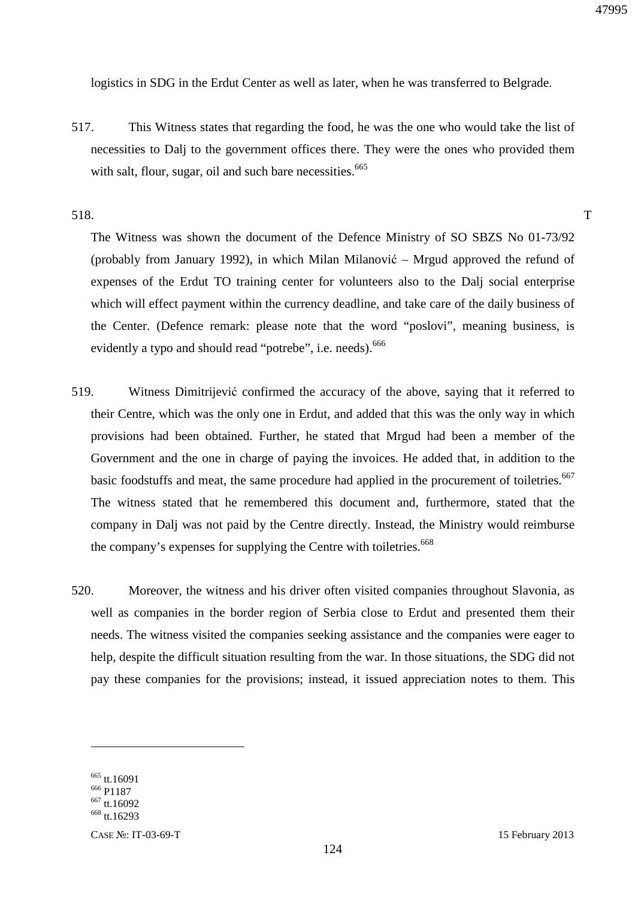logistics in SDG in the Erdut Center as well as later, when he was transferred to Belgrade.

517. This Witness states that regarding the food, he was the one who would take the list of necessities to Dalj to the government offices there. They were the ones who provided them with salt, flour, sugar, oil and such bare necessities.[665]

518. T

The Witness was shown the document of the Defence Ministry of SO SBZS No 01-73/92 (probably from January 1992), in which Milan Milanović – Mrgud approved the refund of expenses of the Erdut TO training center for volunteers also to the Dalj social enterprise which will effect payment within the currency deadline, and take care of the daily business of the Center. (Defence remark: please note that the word "poslovi", meaning business, is evidently a typo and should read "potrebe", i.e. needs).[666]

519. Witness Dimitrijević confirmed the accuracy of the above, saying that it referred to their Centre, which was the only one in Erdut, and added that this was the only way in which provisions had been obtained. Further, he stated that Mrgud had been a member of the Government and the one in charge of paying the invoices. He added that, in addition to the basic foodstuffs and meat, the same procedure had applied in the procurement of toiletries.[667] The witness stated that he remembered this document and, furthermore, stated that the company in Dalj was not paid by the Centre directly. Instead, the Ministry would reimburse the company's expenses for supplying the Centre with toiletries.[668]

520. Moreover, the witness and his driver often visited companies throughout Slavonia, as well as companies in the border region of Serbia close to Erdut and presented them their needs. The witness visited the companies seeking assistance and the companies were eager to help, despite the difficult situation resulting from the war. In those situations, the SDG did not pay these companies for the provisions; instead, it issued appreciation notes to them. This

---

[665] tt.16091
[666] P1187
[667] tt.16092
[668] tt.16293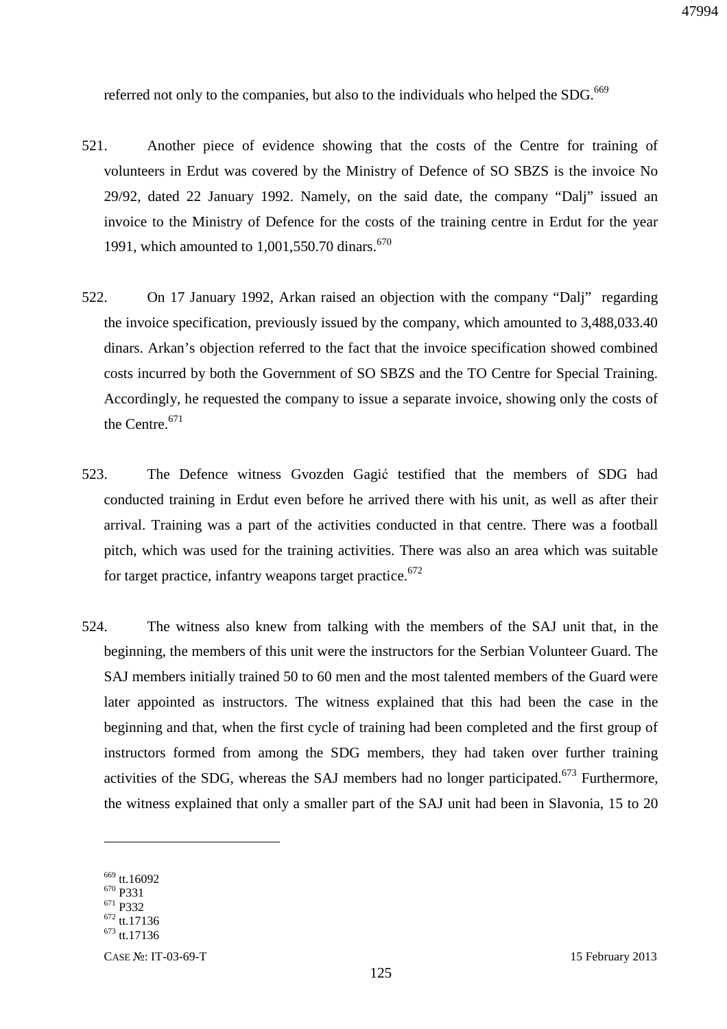referred not only to the companies, but also to the individuals who helped the SDG.[669]

521. Another piece of evidence showing that the costs of the Centre for training of volunteers in Erdut was covered by the Ministry of Defence of SO SBZS is the invoice No 29/92, dated 22 January 1992. Namely, on the said date, the company "Dalj" issued an invoice to the Ministry of Defence for the costs of the training centre in Erdut for the year 1991, which amounted to 1,001,550.70 dinars.[670]

522. On 17 January 1992, Arkan raised an objection with the company "Dalj" regarding the invoice specification, previously issued by the company, which amounted to 3,488,033.40 dinars. Arkan's objection referred to the fact that the invoice specification showed combined costs incurred by both the Government of SO SBZS and the TO Centre for Special Training. Accordingly, he requested the company to issue a separate invoice, showing only the costs of the Centre.[671]

523. The Defence witness Gvozden Gagić testified that the members of SDG had conducted training in Erdut even before he arrived there with his unit, as well as after their arrival. Training was a part of the activities conducted in that centre. There was a football pitch, which was used for the training activities. There was also an area which was suitable for target practice, infantry weapons target practice.[672]

524. The witness also knew from talking with the members of the SAJ unit that, in the beginning, the members of this unit were the instructors for the Serbian Volunteer Guard. The SAJ members initially trained 50 to 60 men and the most talented members of the Guard were later appointed as instructors. The witness explained that this had been the case in the beginning and that, when the first cycle of training had been completed and the first group of instructors formed from among the SDG members, they had taken over further training activities of the SDG, whereas the SAJ members had no longer participated.[673] Furthermore, the witness explained that only a smaller part of the SAJ unit had been in Slavonia, 15 to 20

---

[669] tt.16092
[670] P331
[671] P332
[672] tt.17136
[673] tt.17136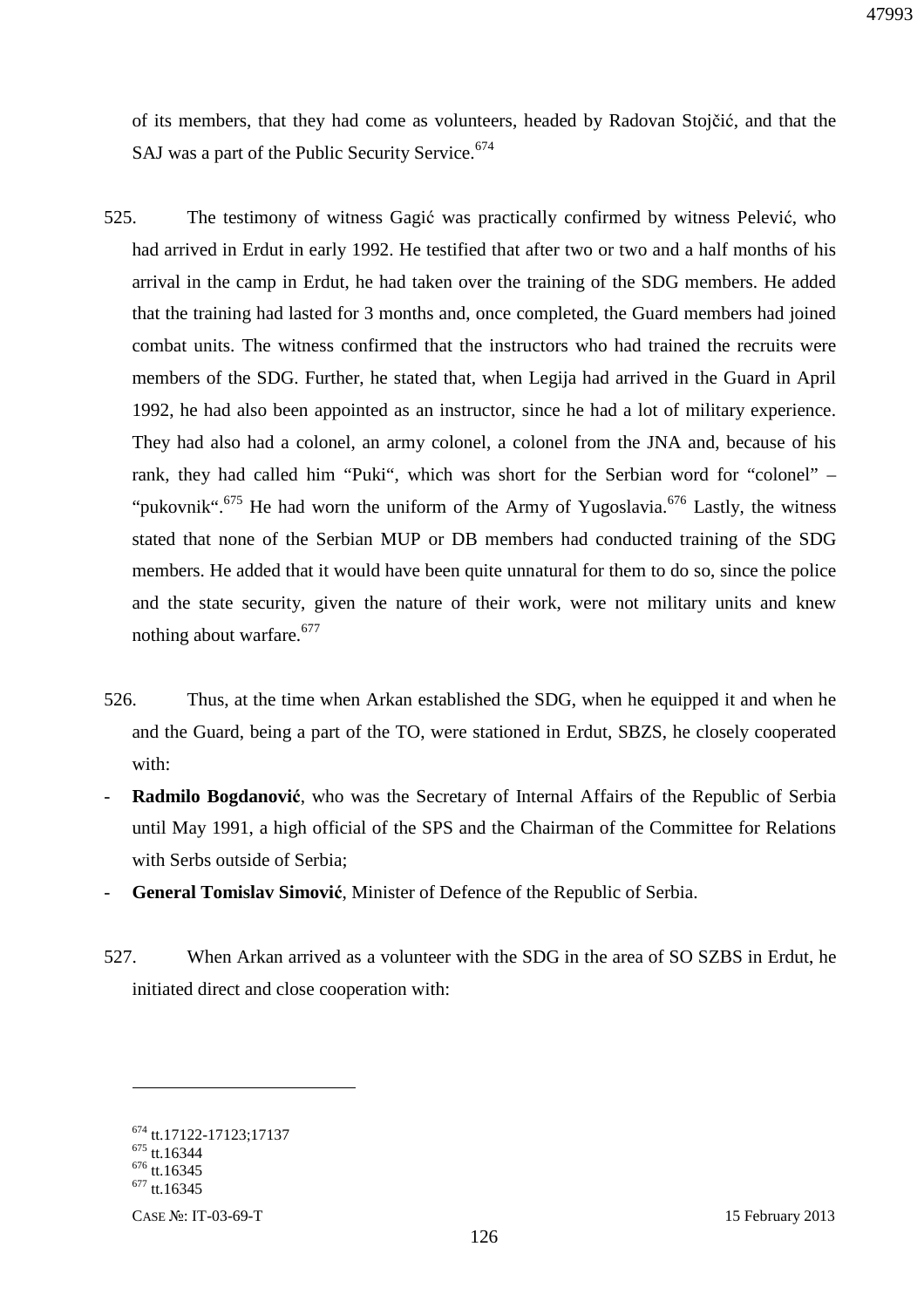of its members, that they had come as volunteers, headed by Radovan Stojčić, and that the SAJ was a part of the Public Security Service.[674]

525. The testimony of witness Gagić was practically confirmed by witness Pelević, who had arrived in Erdut in early 1992. He testified that after two or two and a half months of his arrival in the camp in Erdut, he had taken over the training of the SDG members. He added that the training had lasted for 3 months and, once completed, the Guard members had joined combat units. The witness confirmed that the instructors who had trained the recruits were members of the SDG. Further, he stated that, when Legija had arrived in the Guard in April 1992, he had also been appointed as an instructor, since he had a lot of military experience. They had also had a colonel, an army colonel, a colonel from the JNA and, because of his rank, they had called him "Puki", which was short for the Serbian word for "colonel" – "pukovnik".[675] He had worn the uniform of the Army of Yugoslavia.[676] Lastly, the witness stated that none of the Serbian MUP or DB members had conducted training of the SDG members. He added that it would have been quite unnatural for them to do so, since the police and the state security, given the nature of their work, were not military units and knew nothing about warfare.[677]

526. Thus, at the time when Arkan established the SDG, when he equipped it and when he and the Guard, being a part of the TO, were stationed in Erdut, SBZS, he closely cooperated with:

- **Radmilo Bogdanović**, who was the Secretary of Internal Affairs of the Republic of Serbia until May 1991, a high official of the SPS and the Chairman of the Committee for Relations with Serbs outside of Serbia;
- **General Tomislav Simović**, Minister of Defence of the Republic of Serbia.

527. When Arkan arrived as a volunteer with the SDG in the area of SO SZBS in Erdut, he initiated direct and close cooperation with:

---

[674] tt.17122-17123;17137
[675] tt.16344
[676] tt.16345
[677] tt.16345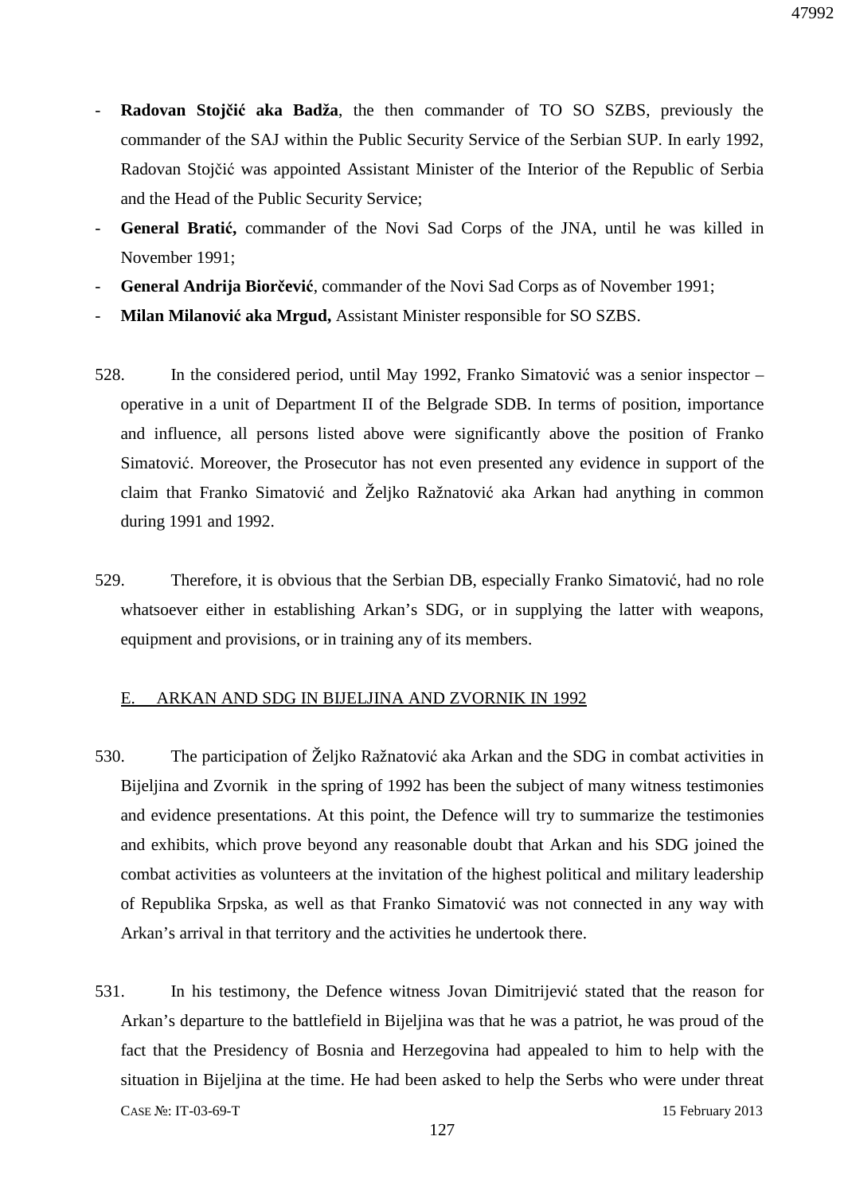- **Radovan Stojčić aka Badža**, the then commander of TO SO SZBS, previously the commander of the SAJ within the Public Security Service of the Serbian SUP. In early 1992, Radovan Stojčić was appointed Assistant Minister of the Interior of the Republic of Serbia and the Head of the Public Security Service;
- **General Bratić,** commander of the Novi Sad Corps of the JNA, until he was killed in November 1991;
- **General Andrija Biorčević**, commander of the Novi Sad Corps as of November 1991;
- **Milan Milanović aka Mrgud,** Assistant Minister responsible for SO SZBS.

528. In the considered period, until May 1992, Franko Simatović was a senior inspector – operative in a unit of Department II of the Belgrade SDB. In terms of position, importance and influence, all persons listed above were significantly above the position of Franko Simatović. Moreover, the Prosecutor has not even presented any evidence in support of the claim that Franko Simatović and Željko Ražnatović aka Arkan had anything in common during 1991 and 1992.

529. Therefore, it is obvious that the Serbian DB, especially Franko Simatović, had no role whatsoever either in establishing Arkan's SDG, or in supplying the latter with weapons, equipment and provisions, or in training any of its members.

## E. ARKAN AND SDG IN BIJELJINA AND ZVORNIK IN 1992

530. The participation of Željko Ražnatović aka Arkan and the SDG in combat activities in Bijeljina and Zvornik in the spring of 1992 has been the subject of many witness testimonies and evidence presentations. At this point, the Defence will try to summarize the testimonies and exhibits, which prove beyond any reasonable doubt that Arkan and his SDG joined the combat activities as volunteers at the invitation of the highest political and military leadership of Republika Srpska, as well as that Franko Simatović was not connected in any way with Arkan's arrival in that territory and the activities he undertook there.

531. In his testimony, the Defence witness Jovan Dimitrijević stated that the reason for Arkan's departure to the battlefield in Bijeljina was that he was a patriot, he was proud of the fact that the Presidency of Bosnia and Herzegovina had appealed to him to help with the situation in Bijeljina at the time. He had been asked to help the Serbs who were under threat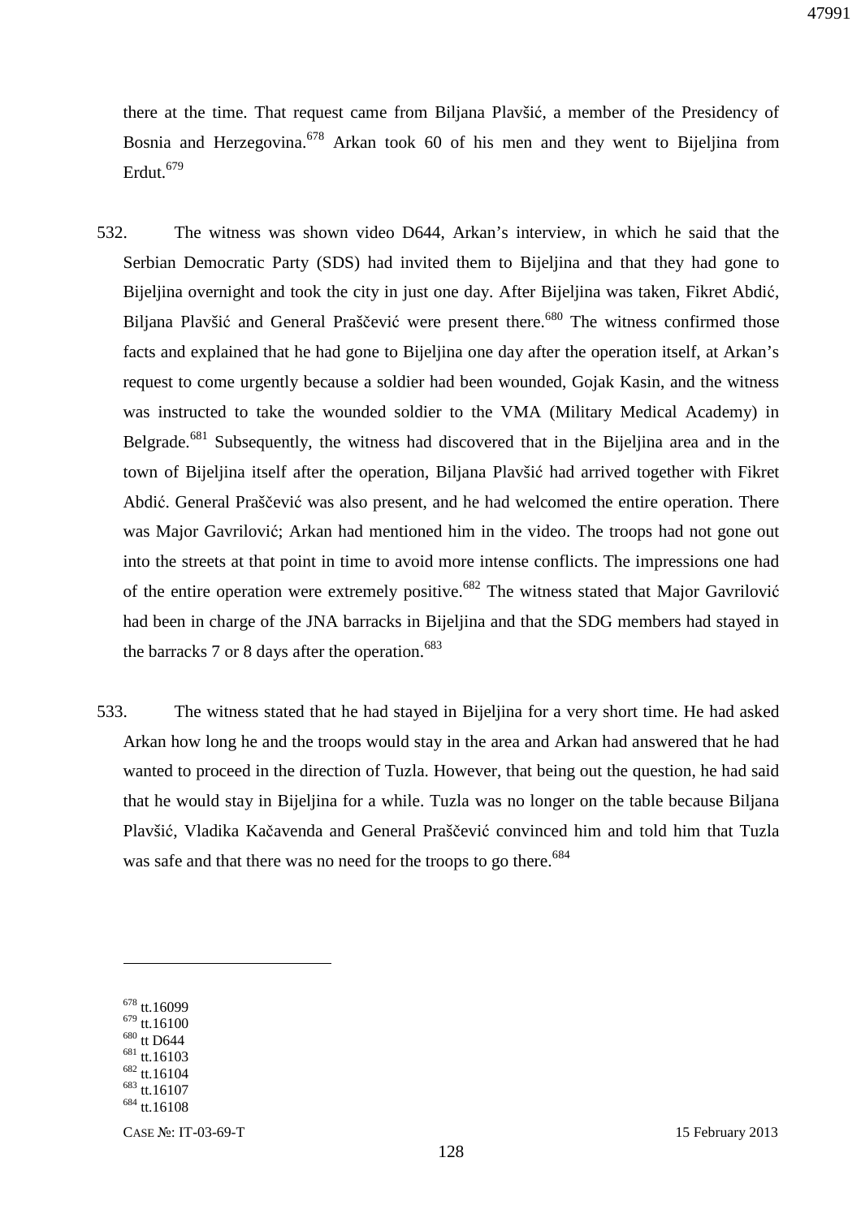there at the time. That request came from Biljana Plavšić, a member of the Presidency of Bosnia and Herzegovina.[678] Arkan took 60 of his men and they went to Bijeljina from Erdut.[679]

532. The witness was shown video D644, Arkan's interview, in which he said that the Serbian Democratic Party (SDS) had invited them to Bijeljina and that they had gone to Bijeljina overnight and took the city in just one day. After Bijeljina was taken, Fikret Abdić, Biljana Plavšić and General Praščević were present there.[680] The witness confirmed those facts and explained that he had gone to Bijeljina one day after the operation itself, at Arkan's request to come urgently because a soldier had been wounded, Gojak Kasin, and the witness was instructed to take the wounded soldier to the VMA (Military Medical Academy) in Belgrade.[681] Subsequently, the witness had discovered that in the Bijeljina area and in the town of Bijeljina itself after the operation, Biljana Plavšić had arrived together with Fikret Abdić. General Praščević was also present, and he had welcomed the entire operation. There was Major Gavrilović; Arkan had mentioned him in the video. The troops had not gone out into the streets at that point in time to avoid more intense conflicts. The impressions one had of the entire operation were extremely positive.[682] The witness stated that Major Gavrilović had been in charge of the JNA barracks in Bijeljina and that the SDG members had stayed in the barracks 7 or 8 days after the operation.[683]

533. The witness stated that he had stayed in Bijeljina for a very short time. He had asked Arkan how long he and the troops would stay in the area and Arkan had answered that he had wanted to proceed in the direction of Tuzla. However, that being out the question, he had said that he would stay in Bijeljina for a while. Tuzla was no longer on the table because Biljana Plavšić, Vladika Kačavenda and General Praščević convinced him and told him that Tuzla was safe and that there was no need for the troops to go there.[684]

---

[678] tt.16099
[679] tt.16100
[680] tt D644
[681] tt.16103
[682] tt.16104
[683] tt.16107
[684] tt.16108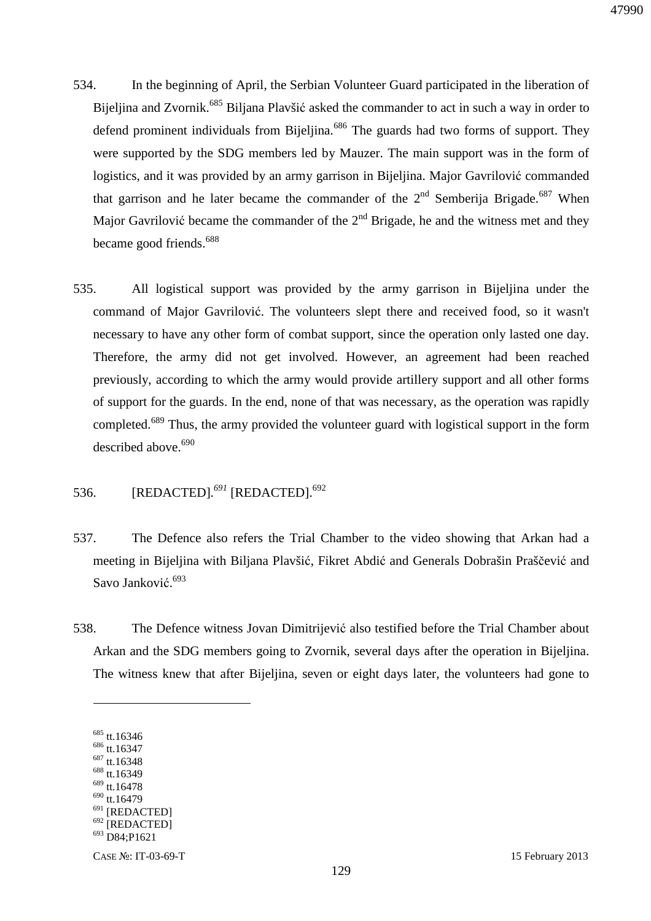534. In the beginning of April, the Serbian Volunteer Guard participated in the liberation of Bijeljina and Zvornik.[685] Biljana Plavšić asked the commander to act in such a way in order to defend prominent individuals from Bijeljina.[686] The guards had two forms of support. They were supported by the SDG members led by Mauzer. The main support was in the form of logistics, and it was provided by an army garrison in Bijeljina. Major Gavrilović commanded that garrison and he later became the commander of the 2nd Semberija Brigade.[687] When Major Gavrilović became the commander of the 2nd Brigade, he and the witness met and they became good friends.[688]

535. All logistical support was provided by the army garrison in Bijeljina under the command of Major Gavrilović. The volunteers slept there and received food, so it wasn't necessary to have any other form of combat support, since the operation only lasted one day. Therefore, the army did not get involved. However, an agreement had been reached previously, according to which the army would provide artillery support and all other forms of support for the guards. In the end, none of that was necessary, as the operation was rapidly completed.[689] Thus, the army provided the volunteer guard with logistical support in the form described above.[690]

536. [REDACTED].[691] [REDACTED].[692]

537. The Defence also refers the Trial Chamber to the video showing that Arkan had a meeting in Bijeljina with Biljana Plavšić, Fikret Abdić and Generals Dobrašin Praščević and Savo Janković.[693]

538. The Defence witness Jovan Dimitrijević also testified before the Trial Chamber about Arkan and the SDG members going to Zvornik, several days after the operation in Bijeljina. The witness knew that after Bijeljina, seven or eight days later, the volunteers had gone to

---

[685] tt.16346
[686] tt.16347
[687] tt.16348
[688] tt.16349
[689] tt.16478
[690] tt.16479
[691] [REDACTED]
[692] [REDACTED]
[693] D84;P1621

CASE №: IT-03-69-T 15 February 2013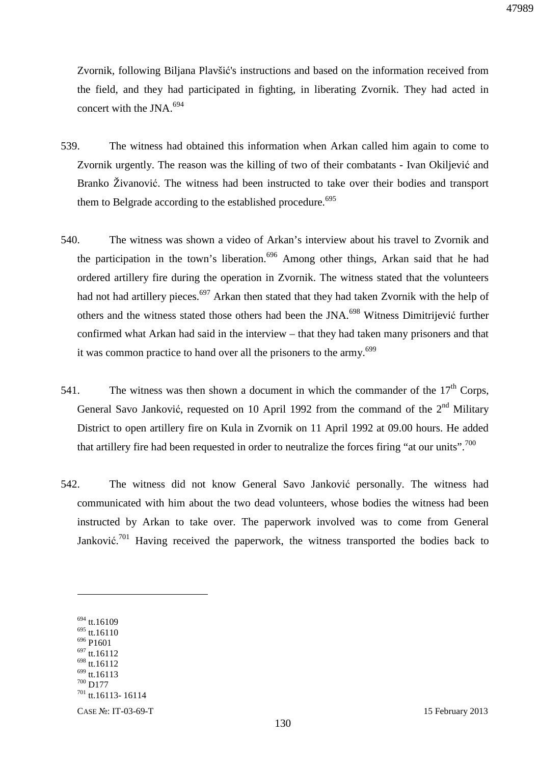Zvornik, following Biljana Plavšić's instructions and based on the information received from the field, and they had participated in fighting, in liberating Zvornik. They had acted in concert with the JNA.[694]

539. The witness had obtained this information when Arkan called him again to come to Zvornik urgently. The reason was the killing of two of their combatants - Ivan Okiljević and Branko Živanović. The witness had been instructed to take over their bodies and transport them to Belgrade according to the established procedure.[695]

540. The witness was shown a video of Arkan's interview about his travel to Zvornik and the participation in the town's liberation.[696] Among other things, Arkan said that he had ordered artillery fire during the operation in Zvornik. The witness stated that the volunteers had not had artillery pieces.[697] Arkan then stated that they had taken Zvornik with the help of others and the witness stated those others had been the JNA.[698] Witness Dimitrijević further confirmed what Arkan had said in the interview – that they had taken many prisoners and that it was common practice to hand over all the prisoners to the army.[699]

541. The witness was then shown a document in which the commander of the 17th Corps, General Savo Janković, requested on 10 April 1992 from the command of the 2nd Military District to open artillery fire on Kula in Zvornik on 11 April 1992 at 09.00 hours. He added that artillery fire had been requested in order to neutralize the forces firing "at our units".[700]

542. The witness did not know General Savo Janković personally. The witness had communicated with him about the two dead volunteers, whose bodies the witness had been instructed by Arkan to take over. The paperwork involved was to come from General Janković.[701] Having received the paperwork, the witness transported the bodies back to

---

[694] tt.16109
[695] tt.16110
[696] P1601
[697] tt.16112
[698] tt.16112
[699] tt.16113
[700] D177
[701] tt.16113- 16114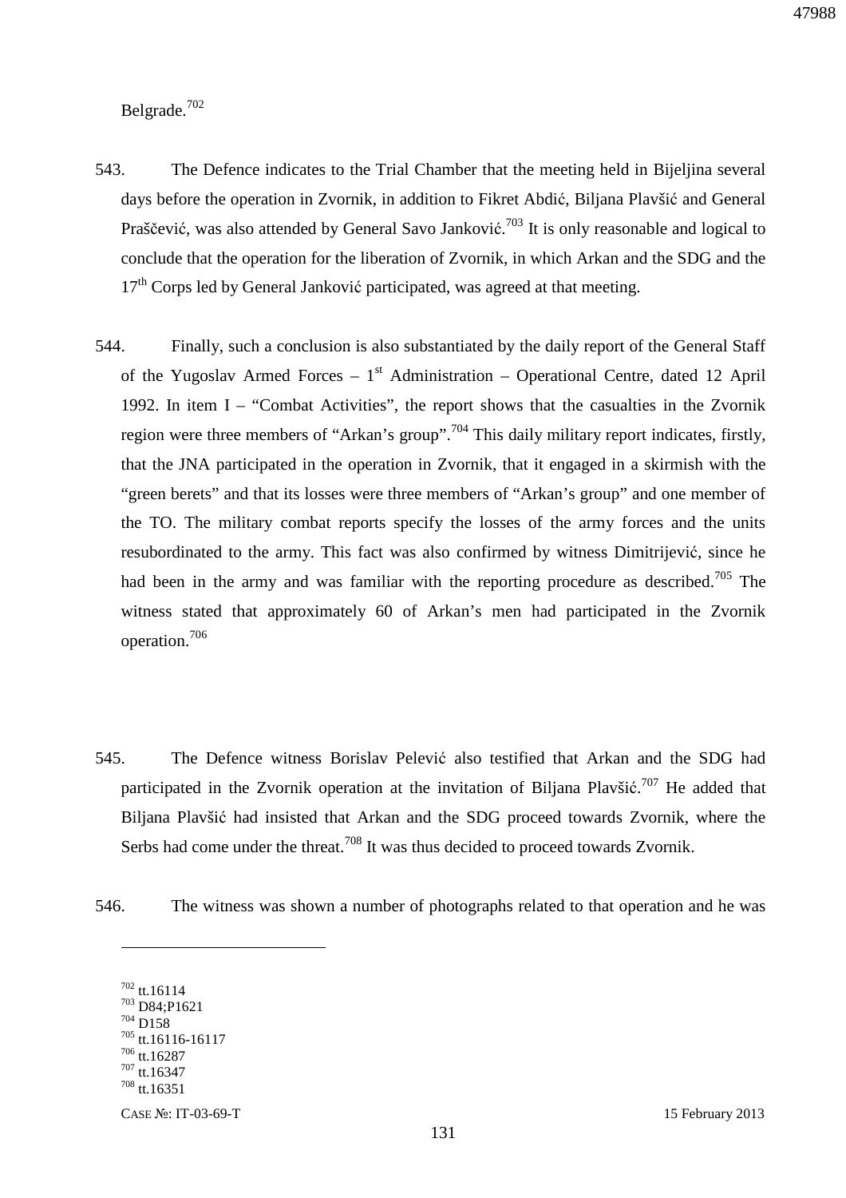Belgrade.[702]

543. The Defence indicates to the Trial Chamber that the meeting held in Bijeljina several days before the operation in Zvornik, in addition to Fikret Abdić, Biljana Plavšić and General Praščević, was also attended by General Savo Janković.[703] It is only reasonable and logical to conclude that the operation for the liberation of Zvornik, in which Arkan and the SDG and the 17th Corps led by General Janković participated, was agreed at that meeting.

544. Finally, such a conclusion is also substantiated by the daily report of the General Staff of the Yugoslav Armed Forces – 1st Administration – Operational Centre, dated 12 April 1992. In item I – "Combat Activities", the report shows that the casualties in the Zvornik region were three members of "Arkan's group".[704] This daily military report indicates, firstly, that the JNA participated in the operation in Zvornik, that it engaged in a skirmish with the "green berets" and that its losses were three members of "Arkan's group" and one member of the TO. The military combat reports specify the losses of the army forces and the units resubordinated to the army. This fact was also confirmed by witness Dimitrijević, since he had been in the army and was familiar with the reporting procedure as described.[705] The witness stated that approximately 60 of Arkan's men had participated in the Zvornik operation.[706]

545. The Defence witness Borislav Pelević also testified that Arkan and the SDG had participated in the Zvornik operation at the invitation of Biljana Plavšić.[707] He added that Biljana Plavšić had insisted that Arkan and the SDG proceed towards Zvornik, where the Serbs had come under the threat.[708] It was thus decided to proceed towards Zvornik.

546. The witness was shown a number of photographs related to that operation and he was

---

[702] tt.16114
[703] D84;P1621
[704] D158
[705] tt.16116-16117
[706] tt.16287
[707] tt.16347
[708] tt.16351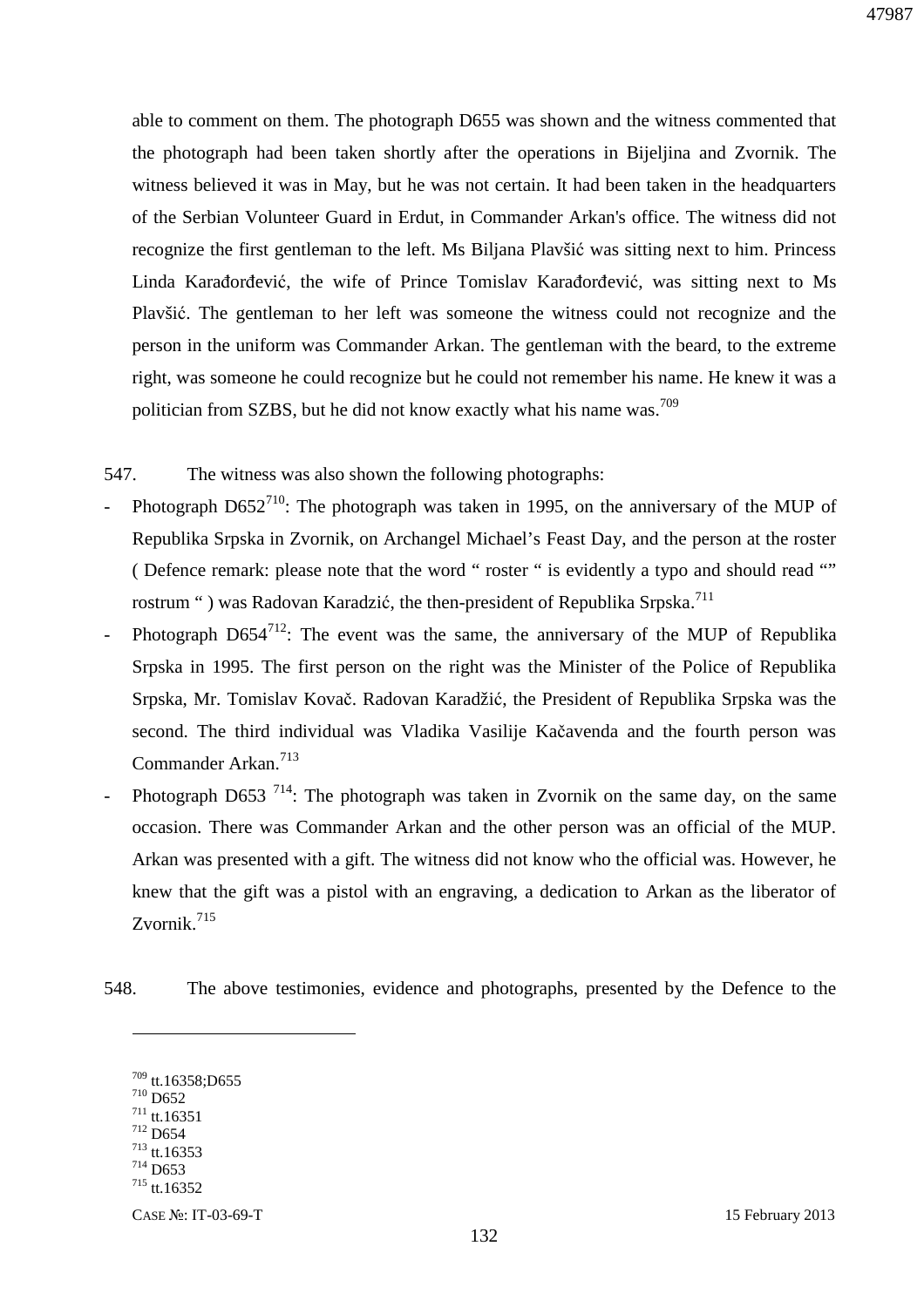able to comment on them. The photograph D655 was shown and the witness commented that the photograph had been taken shortly after the operations in Bijeljina and Zvornik. The witness believed it was in May, but he was not certain. It had been taken in the headquarters of the Serbian Volunteer Guard in Erdut, in Commander Arkan's office. The witness did not recognize the first gentleman to the left. Ms Biljana Plavšić was sitting next to him. Princess Linda Karađorđević, the wife of Prince Tomislav Karađorđević, was sitting next to Ms Plavšić. The gentleman to her left was someone the witness could not recognize and the person in the uniform was Commander Arkan. The gentleman with the beard, to the extreme right, was someone he could recognize but he could not remember his name. He knew it was a politician from SZBS, but he did not know exactly what his name was.[709]

547. The witness was also shown the following photographs:

- Photograph D652[710]: The photograph was taken in 1995, on the anniversary of the MUP of Republika Srpska in Zvornik, on Archangel Michael’s Feast Day, and the person at the roster ( Defence remark: please note that the word “ roster “ is evidently a typo and should read “” rostrum “ ) was Radovan Karadzić, the then-president of Republika Srpska.[711]
- Photograph D654[712]: The event was the same, the anniversary of the MUP of Republika Srpska in 1995. The first person on the right was the Minister of the Police of Republika Srpska, Mr. Tomislav Kovač. Radovan Karadžić, the President of Republika Srpska was the second. The third individual was Vladika Vasilije Kačavenda and the fourth person was Commander Arkan.[713]
- Photograph D653 [714]: The photograph was taken in Zvornik on the same day, on the same occasion. There was Commander Arkan and the other person was an official of the MUP. Arkan was presented with a gift. The witness did not know who the official was. However, he knew that the gift was a pistol with an engraving, a dedication to Arkan as the liberator of Zvornik.[715]

548. The above testimonies, evidence and photographs, presented by the Defence to the

---

[709] tt.16358;D655
[710] D652
[711] tt.16351
[712] D654
[713] tt.16353
[714] D653
[715] tt.16352

CASE №: IT-03-69-T 15 February 2013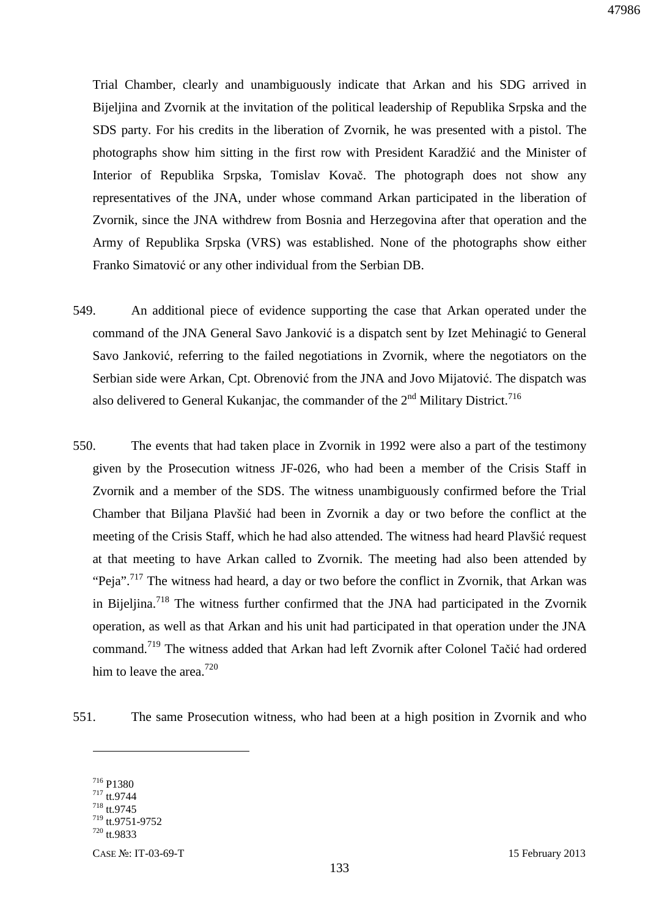Trial Chamber, clearly and unambiguously indicate that Arkan and his SDG arrived in Bijeljina and Zvornik at the invitation of the political leadership of Republika Srpska and the SDS party. For his credits in the liberation of Zvornik, he was presented with a pistol. The photographs show him sitting in the first row with President Karadžić and the Minister of Interior of Republika Srpska, Tomislav Kovač. The photograph does not show any representatives of the JNA, under whose command Arkan participated in the liberation of Zvornik, since the JNA withdrew from Bosnia and Herzegovina after that operation and the Army of Republika Srpska (VRS) was established. None of the photographs show either Franko Simatović or any other individual from the Serbian DB.

549. An additional piece of evidence supporting the case that Arkan operated under the command of the JNA General Savo Janković is a dispatch sent by Izet Mehinagić to General Savo Janković, referring to the failed negotiations in Zvornik, where the negotiators on the Serbian side were Arkan, Cpt. Obrenović from the JNA and Jovo Mijatović. The dispatch was also delivered to General Kukanjac, the commander of the 2nd Military District.[716]

550. The events that had taken place in Zvornik in 1992 were also a part of the testimony given by the Prosecution witness JF-026, who had been a member of the Crisis Staff in Zvornik and a member of the SDS. The witness unambiguously confirmed before the Trial Chamber that Biljana Plavšić had been in Zvornik a day or two before the conflict at the meeting of the Crisis Staff, which he had also attended. The witness had heard Plavšić request at that meeting to have Arkan called to Zvornik. The meeting had also been attended by "Peja".[717] The witness had heard, a day or two before the conflict in Zvornik, that Arkan was in Bijeljina.[718] The witness further confirmed that the JNA had participated in the Zvornik operation, as well as that Arkan and his unit had participated in that operation under the JNA command.[719] The witness added that Arkan had left Zvornik after Colonel Tačić had ordered him to leave the area.[720]

551. The same Prosecution witness, who had been at a high position in Zvornik and who

---

[716] P1380
[717] tt.9744
[718] tt.9745
[719] tt.9751-9752
[720] tt.9833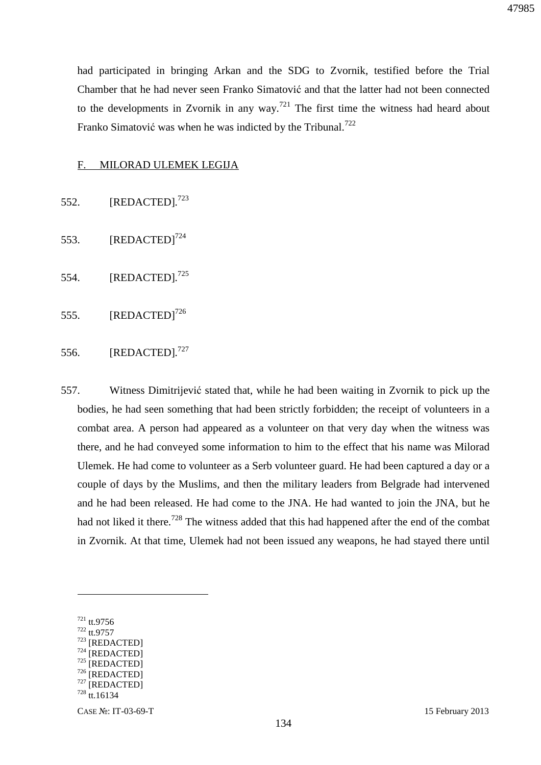had participated in bringing Arkan and the SDG to Zvornik, testified before the Trial Chamber that he had never seen Franko Simatović and that the latter had not been connected to the developments in Zvornik in any way.[721] The first time the witness had heard about Franko Simatović was when he was indicted by the Tribunal.[722]

## F. MILORAD ULEMEK LEGIJA

552. [REDACTED].[723]

553. [REDACTED][724]

554. [REDACTED].[725]

555. [REDACTED][726]

556. [REDACTED].[727]

557. Witness Dimitrijević stated that, while he had been waiting in Zvornik to pick up the bodies, he had seen something that had been strictly forbidden; the receipt of volunteers in a combat area. A person had appeared as a volunteer on that very day when the witness was there, and he had conveyed some information to him to the effect that his name was Milorad Ulemek. He had come to volunteer as a Serb volunteer guard. He had been captured a day or a couple of days by the Muslims, and then the military leaders from Belgrade had intervened and he had been released. He had come to the JNA. He had wanted to join the JNA, but he had not liked it there.[728] The witness added that this had happened after the end of the combat in Zvornik. At that time, Ulemek had not been issued any weapons, he had stayed there until

---

[721] tt.9756
[722] tt.9757
[723] [REDACTED]
[724] [REDACTED]
[725] [REDACTED]
[726] [REDACTED]
[727] [REDACTED]
[728] tt.16134

CASE №: IT-03-69-T 15 February 2013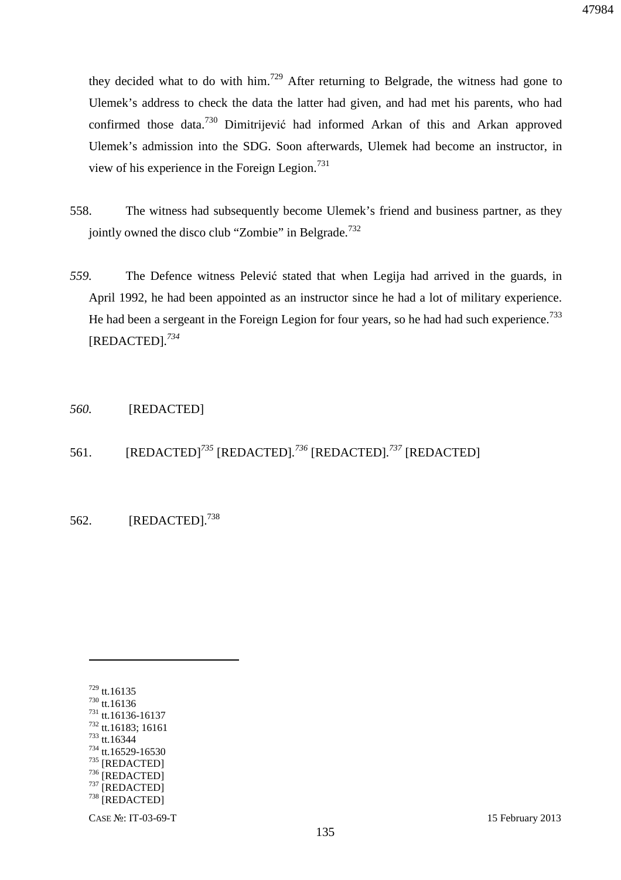they decided what to do with him.[729] After returning to Belgrade, the witness had gone to Ulemek's address to check the data the latter had given, and had met his parents, who had confirmed those data.[730] Dimitrijević had informed Arkan of this and Arkan approved Ulemek's admission into the SDG. Soon afterwards, Ulemek had become an instructor, in view of his experience in the Foreign Legion.[731]

558. The witness had subsequently become Ulemek's friend and business partner, as they jointly owned the disco club "Zombie" in Belgrade.[732]

*559.* The Defence witness Pelević stated that when Legija had arrived in the guards, in April 1992, he had been appointed as an instructor since he had a lot of military experience. He had been a sergeant in the Foreign Legion for four years, so he had had such experience.[733] [REDACTED].[734]

*560.* [REDACTED]

561. [REDACTED][735] [REDACTED].[736] [REDACTED].[737] [REDACTED]

562. [REDACTED].[738]

---

[729] tt.16135
[730] tt.16136
[731] tt.16136-16137
[732] tt.16183; 16161
[733] tt.16344
[734] tt.16529-16530
[735] [REDACTED]
[736] [REDACTED]
[737] [REDACTED]
[738] [REDACTED]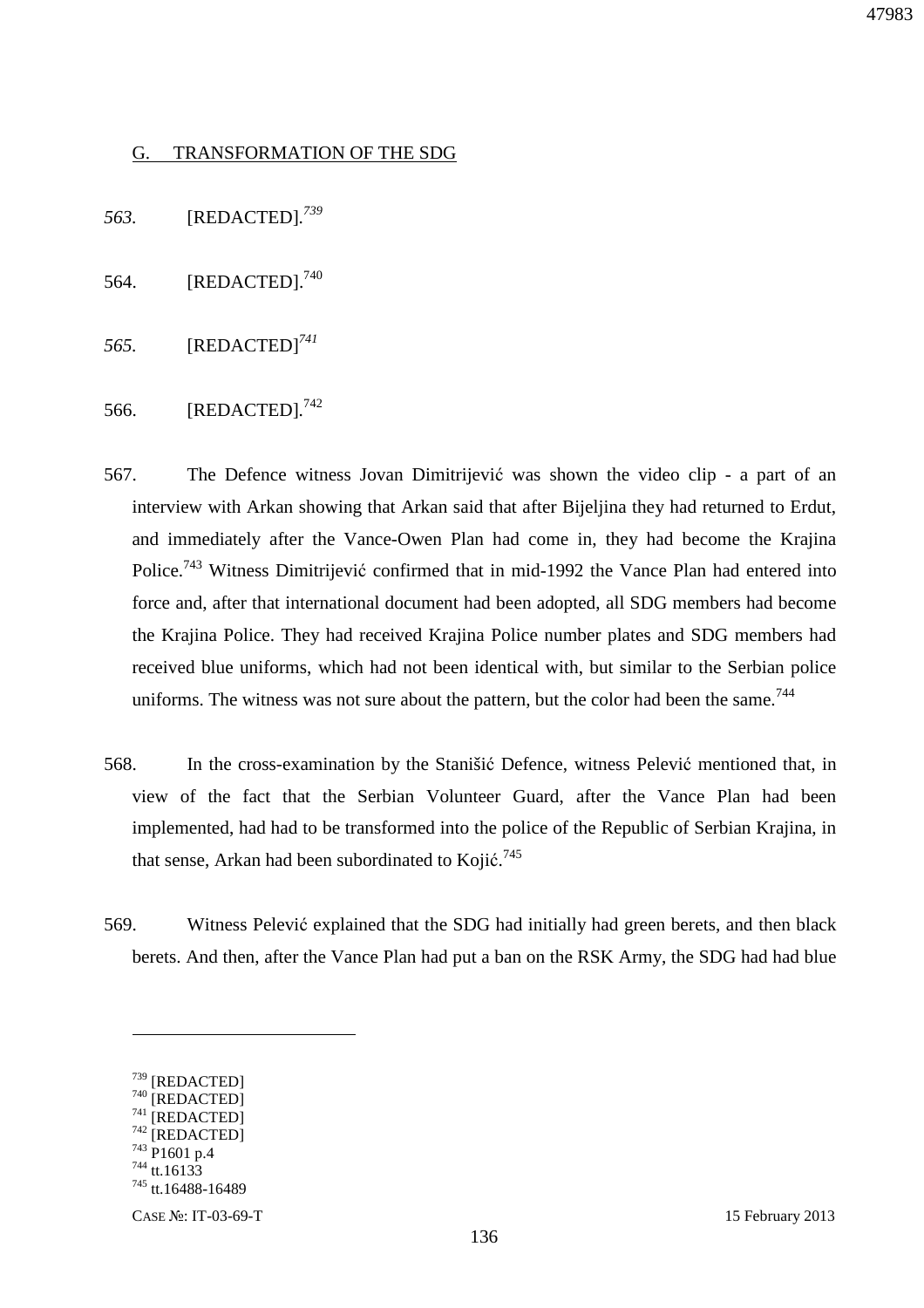## G. TRANSFORMATION OF THE SDG

*563.* [REDACTED].[739]

564. [REDACTED].[740]

*565.* [REDACTED][741]

566. [REDACTED].[742]

567. The Defence witness Jovan Dimitrijević was shown the video clip - a part of an interview with Arkan showing that Arkan said that after Bijeljina they had returned to Erdut, and immediately after the Vance-Owen Plan had come in, they had become the Krajina Police.[743] Witness Dimitrijević confirmed that in mid-1992 the Vance Plan had entered into force and, after that international document had been adopted, all SDG members had become the Krajina Police. They had received Krajina Police number plates and SDG members had received blue uniforms, which had not been identical with, but similar to the Serbian police uniforms. The witness was not sure about the pattern, but the color had been the same.[744]

568. In the cross-examination by the Stanišić Defence, witness Pelević mentioned that, in view of the fact that the Serbian Volunteer Guard, after the Vance Plan had been implemented, had had to be transformed into the police of the Republic of Serbian Krajina, in that sense, Arkan had been subordinated to Kojić.[745]

569. Witness Pelević explained that the SDG had initially had green berets, and then black berets. And then, after the Vance Plan had put a ban on the RSK Army, the SDG had had blue

---

[739] [REDACTED]
[740] [REDACTED]
[741] [REDACTED]
[742] [REDACTED]
[743] P1601 p.4
[744] tt.16133
[745] tt.16488-16489

CASE №: IT-03-69-T 15 February 2013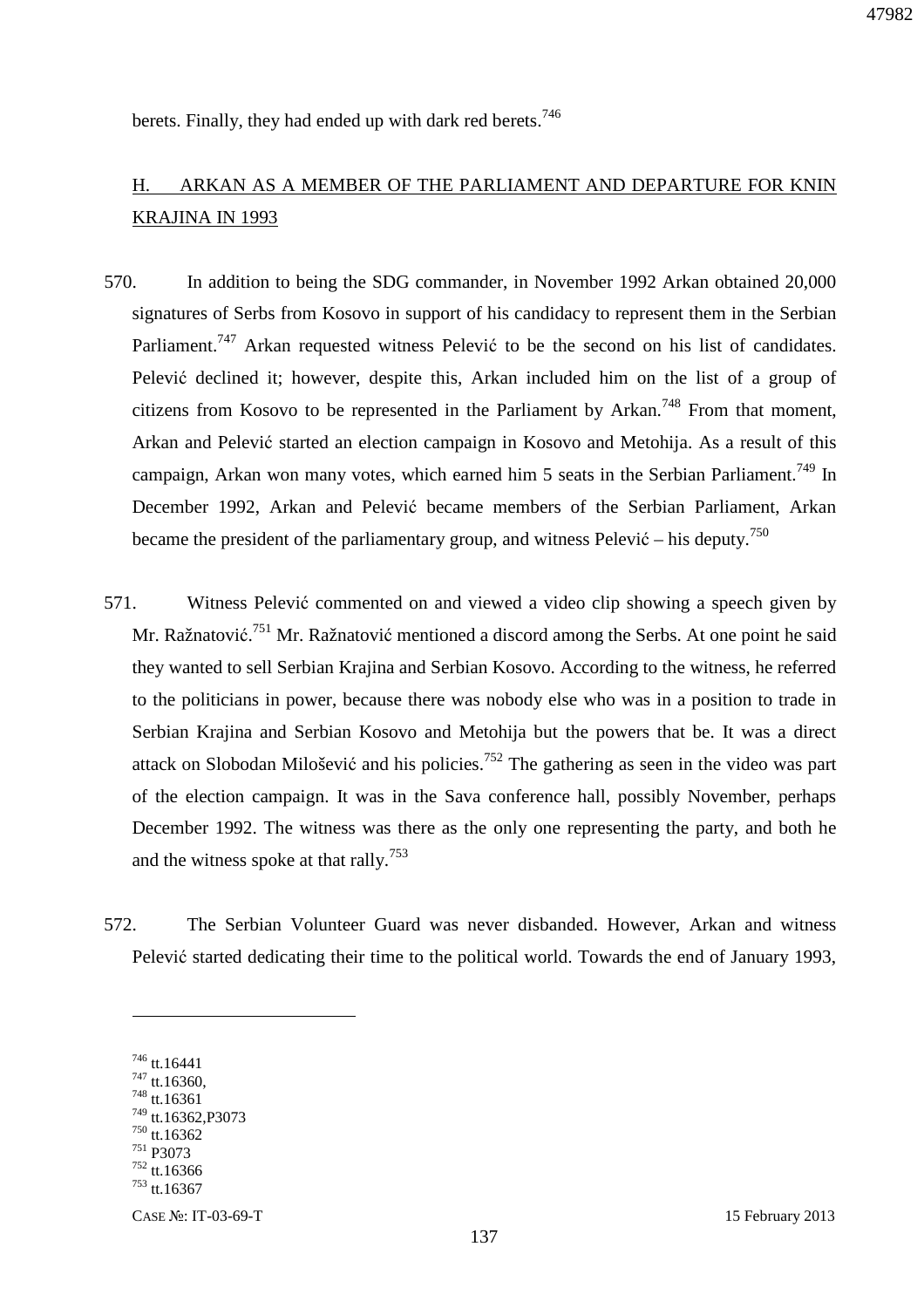berets. Finally, they had ended up with dark red berets.[746]

## H. ARKAN AS A MEMBER OF THE PARLIAMENT AND DEPARTURE FOR KNIN KRAJINA IN 1993

570. In addition to being the SDG commander, in November 1992 Arkan obtained 20,000 signatures of Serbs from Kosovo in support of his candidacy to represent them in the Serbian Parliament.[747] Arkan requested witness Pelević to be the second on his list of candidates. Pelević declined it; however, despite this, Arkan included him on the list of a group of citizens from Kosovo to be represented in the Parliament by Arkan.[748] From that moment, Arkan and Pelević started an election campaign in Kosovo and Metohija. As a result of this campaign, Arkan won many votes, which earned him 5 seats in the Serbian Parliament.[749] In December 1992, Arkan and Pelević became members of the Serbian Parliament, Arkan became the president of the parliamentary group, and witness Pelević – his deputy.[750]

571. Witness Pelević commented on and viewed a video clip showing a speech given by Mr. Ražnatović.[751] Mr. Ražnatović mentioned a discord among the Serbs. At one point he said they wanted to sell Serbian Krajina and Serbian Kosovo. According to the witness, he referred to the politicians in power, because there was nobody else who was in a position to trade in Serbian Krajina and Serbian Kosovo and Metohija but the powers that be. It was a direct attack on Slobodan Milošević and his policies.[752] The gathering as seen in the video was part of the election campaign. It was in the Sava conference hall, possibly November, perhaps December 1992. The witness was there as the only one representing the party, and both he and the witness spoke at that rally.[753]

572. The Serbian Volunteer Guard was never disbanded. However, Arkan and witness Pelević started dedicating their time to the political world. Towards the end of January 1993,

---

[746] tt.16441
[747] tt.16360,
[748] tt.16361
[749] tt.16362,P3073
[750] tt.16362
[751] P3073
[752] tt.16366
[753] tt.16367

CASE №: IT-03-69-T 15 February 2013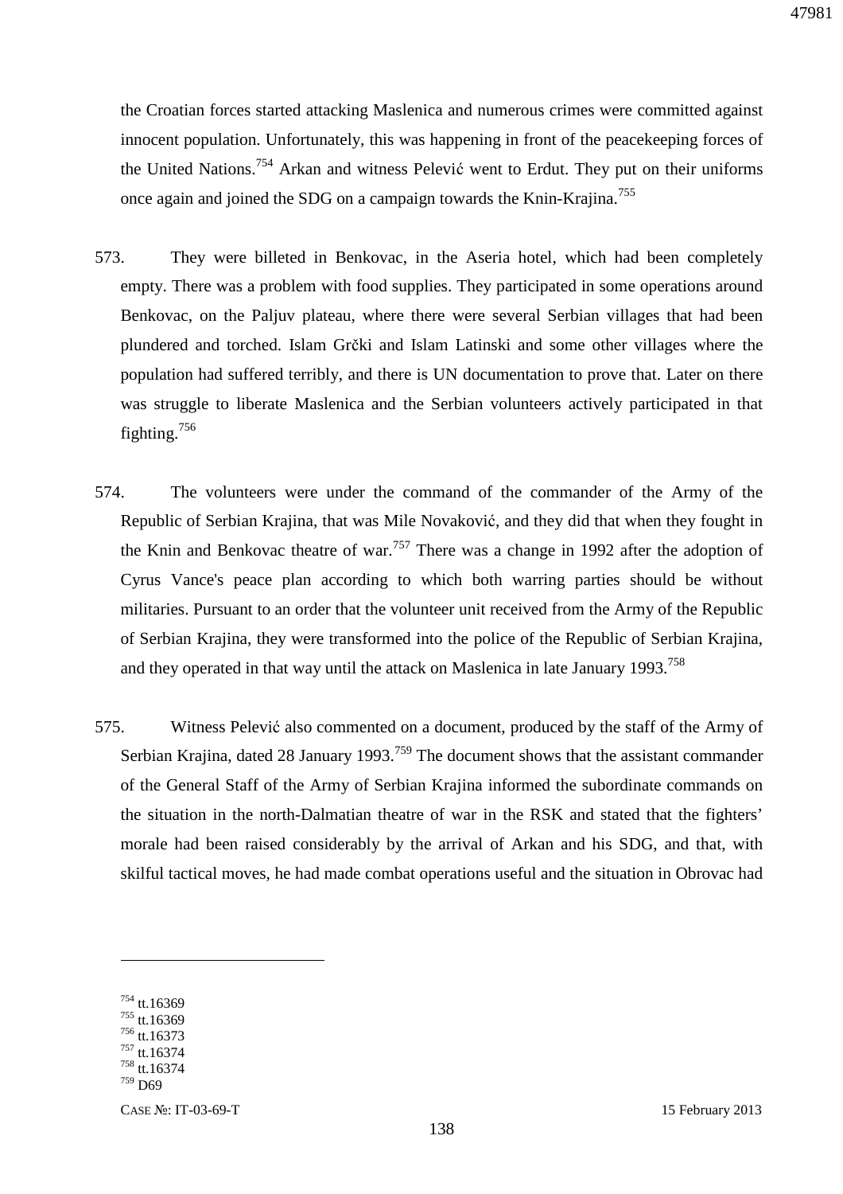the Croatian forces started attacking Maslenica and numerous crimes were committed against innocent population. Unfortunately, this was happening in front of the peacekeeping forces of the United Nations.[754] Arkan and witness Pelević went to Erdut. They put on their uniforms once again and joined the SDG on a campaign towards the Knin-Krajina.[755]

573. They were billeted in Benkovac, in the Aseria hotel, which had been completely empty. There was a problem with food supplies. They participated in some operations around Benkovac, on the Paljuv plateau, where there were several Serbian villages that had been plundered and torched. Islam Grčki and Islam Latinski and some other villages where the population had suffered terribly, and there is UN documentation to prove that. Later on there was struggle to liberate Maslenica and the Serbian volunteers actively participated in that fighting.[756]

574. The volunteers were under the command of the commander of the Army of the Republic of Serbian Krajina, that was Mile Novaković, and they did that when they fought in the Knin and Benkovac theatre of war.[757] There was a change in 1992 after the adoption of Cyrus Vance's peace plan according to which both warring parties should be without militaries. Pursuant to an order that the volunteer unit received from the Army of the Republic of Serbian Krajina, they were transformed into the police of the Republic of Serbian Krajina, and they operated in that way until the attack on Maslenica in late January 1993.[758]

575. Witness Pelević also commented on a document, produced by the staff of the Army of Serbian Krajina, dated 28 January 1993.[759] The document shows that the assistant commander of the General Staff of the Army of Serbian Krajina informed the subordinate commands on the situation in the north-Dalmatian theatre of war in the RSK and stated that the fighters' morale had been raised considerably by the arrival of Arkan and his SDG, and that, with skilful tactical moves, he had made combat operations useful and the situation in Obrovac had

---

[754] tt.16369
[755] tt.16369
[756] tt.16373
[757] tt.16374
[758] tt.16374
[759] D69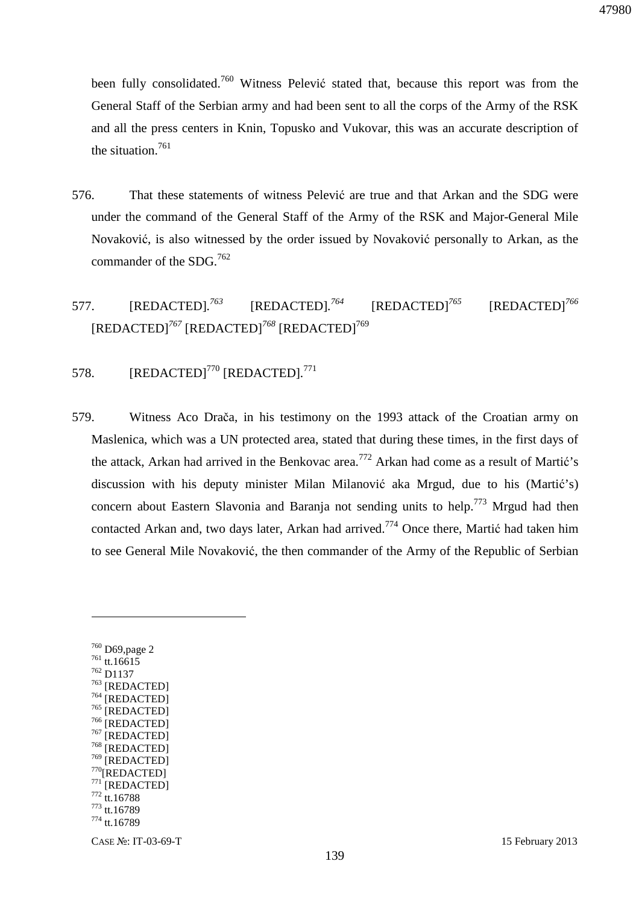been fully consolidated.[760] Witness Pelević stated that, because this report was from the General Staff of the Serbian army and had been sent to all the corps of the Army of the RSK and all the press centers in Knin, Topusko and Vukovar, this was an accurate description of the situation.[761]

576. That these statements of witness Pelević are true and that Arkan and the SDG were under the command of the General Staff of the Army of the RSK and Major-General Mile Novaković, is also witnessed by the order issued by Novaković personally to Arkan, as the commander of the SDG.[762]

577. [REDACTED].[763] [REDACTED].[764] [REDACTED][765] [REDACTED][766] [REDACTED][767] [REDACTED][768] [REDACTED][769]

578. [REDACTED][770] [REDACTED].[771]

579. Witness Aco Drača, in his testimony on the 1993 attack of the Croatian army on Maslenica, which was a UN protected area, stated that during these times, in the first days of the attack, Arkan had arrived in the Benkovac area.[772] Arkan had come as a result of Martić's discussion with his deputy minister Milan Milanović aka Mrgud, due to his (Martić's) concern about Eastern Slavonia and Baranja not sending units to help.[773] Mrgud had then contacted Arkan and, two days later, Arkan had arrived.[774] Once there, Martić had taken him to see General Mile Novaković, the then commander of the Army of the Republic of Serbian

---

[760] D69,page 2
[761] tt.16615
[762] D1137
[763] [REDACTED]
[764] [REDACTED]
[765] [REDACTED]
[766] [REDACTED]
[767] [REDACTED]
[768] [REDACTED]
[769] [REDACTED]
[770] [REDACTED]
[771] [REDACTED]
[772] tt.16788
[773] tt.16789
[774] tt.16789

CASE №: IT-03-69-T 15 February 2013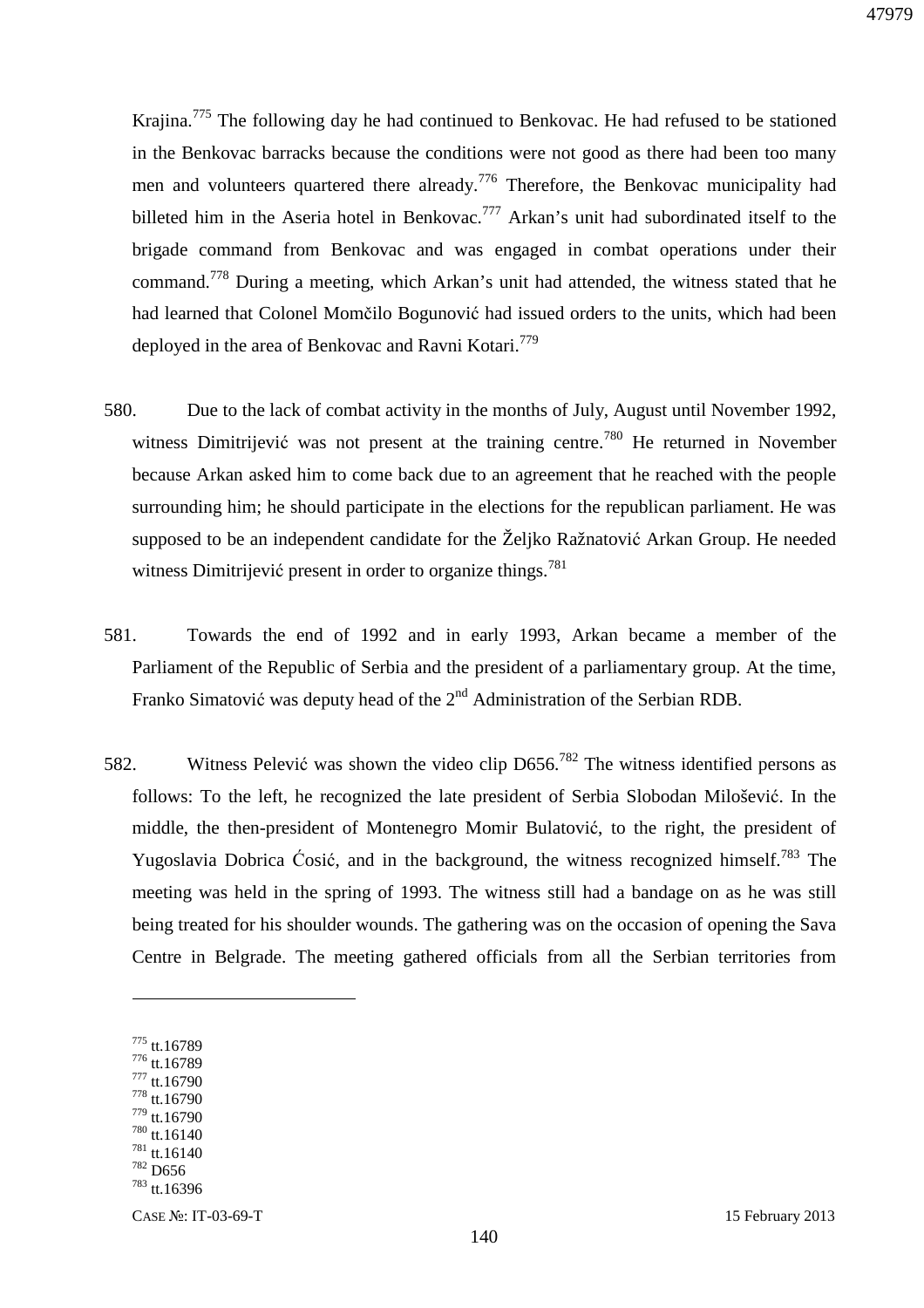Krajina.[775] The following day he had continued to Benkovac. He had refused to be stationed in the Benkovac barracks because the conditions were not good as there had been too many men and volunteers quartered there already.[776] Therefore, the Benkovac municipality had billeted him in the Aseria hotel in Benkovac.[777] Arkan's unit had subordinated itself to the brigade command from Benkovac and was engaged in combat operations under their command.[778] During a meeting, which Arkan's unit had attended, the witness stated that he had learned that Colonel Momčilo Bogunović had issued orders to the units, which had been deployed in the area of Benkovac and Ravni Kotari.[779]

580. Due to the lack of combat activity in the months of July, August until November 1992, witness Dimitrijević was not present at the training centre.[780] He returned in November because Arkan asked him to come back due to an agreement that he reached with the people surrounding him; he should participate in the elections for the republican parliament. He was supposed to be an independent candidate for the Željko Ražnatović Arkan Group. He needed witness Dimitrijević present in order to organize things.[781]

581. Towards the end of 1992 and in early 1993, Arkan became a member of the Parliament of the Republic of Serbia and the president of a parliamentary group. At the time, Franko Simatović was deputy head of the 2nd Administration of the Serbian RDB.

582. Witness Pelević was shown the video clip D656.[782] The witness identified persons as follows: To the left, he recognized the late president of Serbia Slobodan Milošević. In the middle, the then-president of Montenegro Momir Bulatović, to the right, the president of Yugoslavia Dobrica Ćosić, and in the background, the witness recognized himself.[783] The meeting was held in the spring of 1993. The witness still had a bandage on as he was still being treated for his shoulder wounds. The gathering was on the occasion of opening the Sava Centre in Belgrade. The meeting gathered officials from all the Serbian territories from

---

[775] tt.16789
[776] tt.16789
[777] tt.16790
[778] tt.16790
[779] tt.16790
[780] tt.16140
[781] tt.16140
[782] D656
[783] tt.16396

CASE №: IT-03-69-T 15 February 2013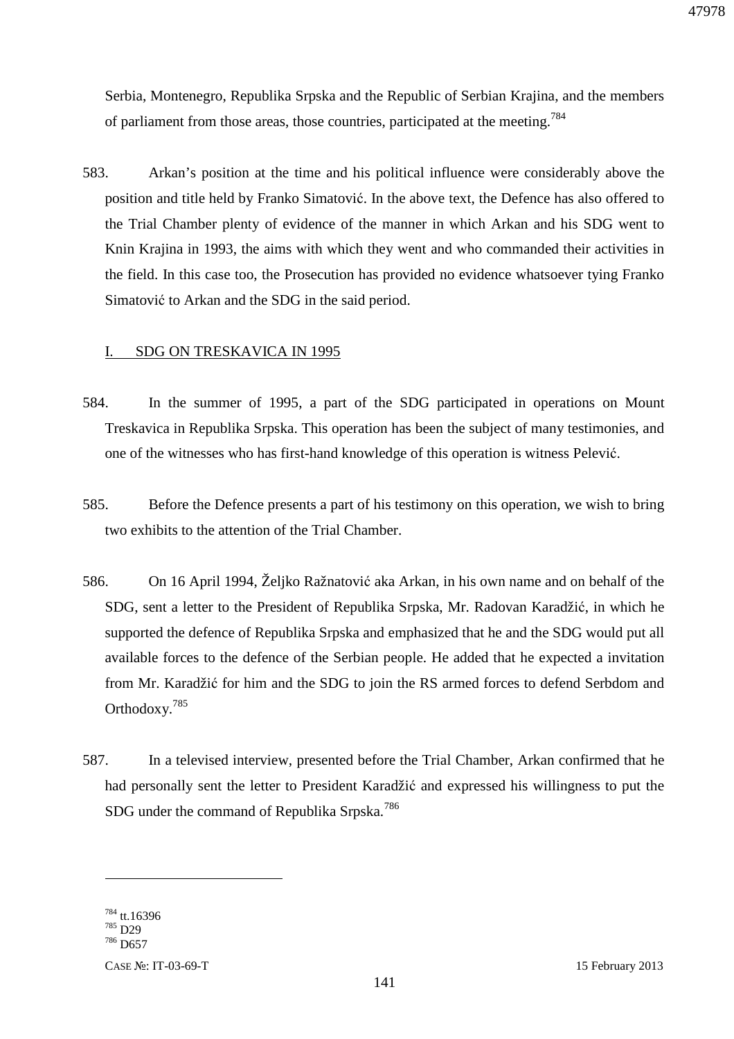Serbia, Montenegro, Republika Srpska and the Republic of Serbian Krajina, and the members of parliament from those areas, those countries, participated at the meeting.[784]

583. Arkan's position at the time and his political influence were considerably above the position and title held by Franko Simatović. In the above text, the Defence has also offered to the Trial Chamber plenty of evidence of the manner in which Arkan and his SDG went to Knin Krajina in 1993, the aims with which they went and who commanded their activities in the field. In this case too, the Prosecution has provided no evidence whatsoever tying Franko Simatović to Arkan and the SDG in the said period.

## I. SDG ON TRESKAVICA IN 1995

584. In the summer of 1995, a part of the SDG participated in operations on Mount Treskavica in Republika Srpska. This operation has been the subject of many testimonies, and one of the witnesses who has first-hand knowledge of this operation is witness Pelević.

585. Before the Defence presents a part of his testimony on this operation, we wish to bring two exhibits to the attention of the Trial Chamber.

586. On 16 April 1994, Željko Ražnatović aka Arkan, in his own name and on behalf of the SDG, sent a letter to the President of Republika Srpska, Mr. Radovan Karadžić, in which he supported the defence of Republika Srpska and emphasized that he and the SDG would put all available forces to the defence of the Serbian people. He added that he expected a invitation from Mr. Karadžić for him and the SDG to join the RS armed forces to defend Serbdom and Orthodoxy.[785]

587. In a televised interview, presented before the Trial Chamber, Arkan confirmed that he had personally sent the letter to President Karadžić and expressed his willingness to put the SDG under the command of Republika Srpska.[786]

---

[784] tt.16396
[785] D29
[786] D657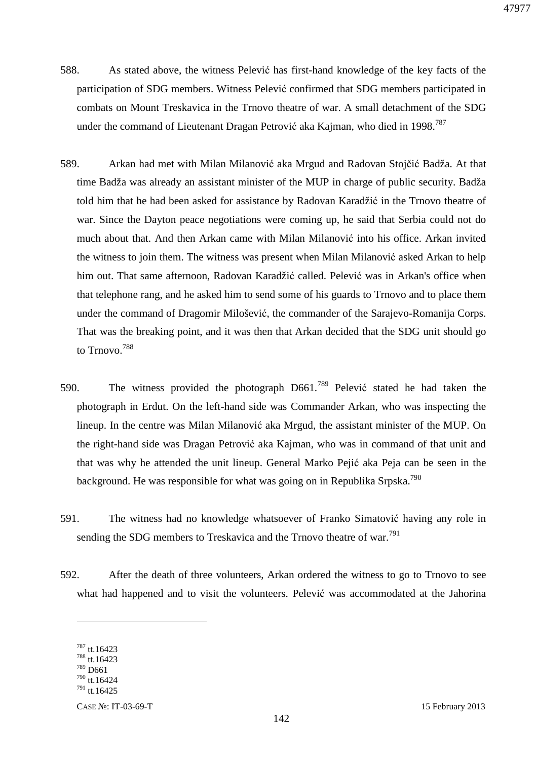588. As stated above, the witness Pelević has first-hand knowledge of the key facts of the participation of SDG members. Witness Pelević confirmed that SDG members participated in combats on Mount Treskavica in the Trnovo theatre of war. A small detachment of the SDG under the command of Lieutenant Dragan Petrović aka Kajman, who died in 1998.[787]

589. Arkan had met with Milan Milanović aka Mrgud and Radovan Stojčić Badža. At that time Badža was already an assistant minister of the MUP in charge of public security. Badža told him that he had been asked for assistance by Radovan Karadžić in the Trnovo theatre of war. Since the Dayton peace negotiations were coming up, he said that Serbia could not do much about that. And then Arkan came with Milan Milanović into his office. Arkan invited the witness to join them. The witness was present when Milan Milanović asked Arkan to help him out. That same afternoon, Radovan Karadžić called. Pelević was in Arkan's office when that telephone rang, and he asked him to send some of his guards to Trnovo and to place them under the command of Dragomir Milošević, the commander of the Sarajevo-Romanija Corps. That was the breaking point, and it was then that Arkan decided that the SDG unit should go to Trnovo.[788]

590. The witness provided the photograph D661.[789] Pelević stated he had taken the photograph in Erdut. On the left-hand side was Commander Arkan, who was inspecting the lineup. In the centre was Milan Milanović aka Mrgud, the assistant minister of the MUP. On the right-hand side was Dragan Petrović aka Kajman, who was in command of that unit and that was why he attended the unit lineup. General Marko Pejić aka Peja can be seen in the background. He was responsible for what was going on in Republika Srpska.[790]

591. The witness had no knowledge whatsoever of Franko Simatović having any role in sending the SDG members to Treskavica and the Trnovo theatre of war.[791]

592. After the death of three volunteers, Arkan ordered the witness to go to Trnovo to see what had happened and to visit the volunteers. Pelević was accommodated at the Jahorina

---

[787] tt.16423
[788] tt.16423
[789] D661
[790] tt.16424
[791] tt.16425

CASE №: IT-03-69-T 15 February 2013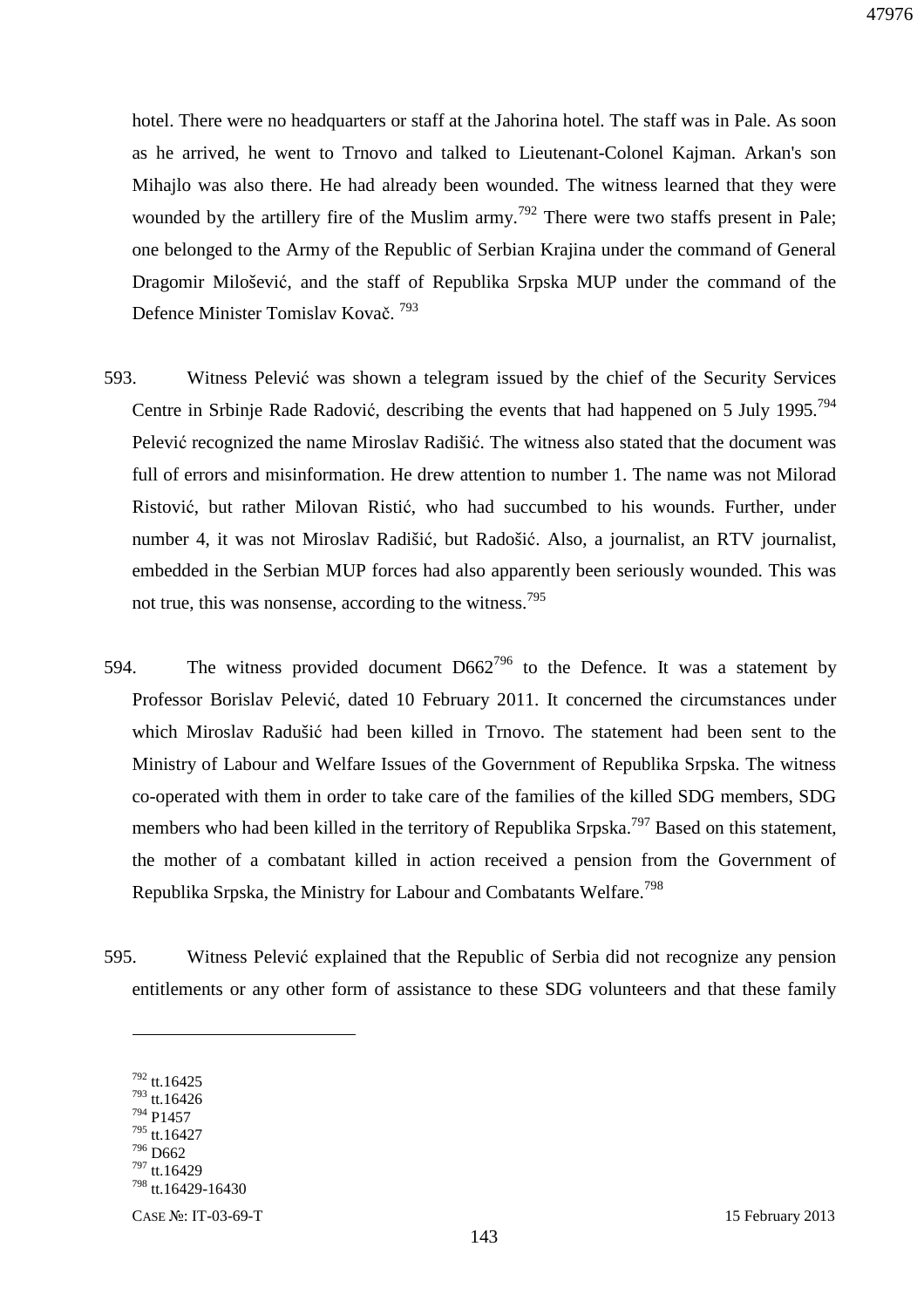hotel. There were no headquarters or staff at the Jahorina hotel. The staff was in Pale. As soon as he arrived, he went to Trnovo and talked to Lieutenant-Colonel Kajman. Arkan's son Mihajlo was also there. He had already been wounded. The witness learned that they were wounded by the artillery fire of the Muslim army.[792] There were two staffs present in Pale; one belonged to the Army of the Republic of Serbian Krajina under the command of General Dragomir Milošević, and the staff of Republika Srpska MUP under the command of the Defence Minister Tomislav Kovač. [793]

593. Witness Pelević was shown a telegram issued by the chief of the Security Services Centre in Srbinje Rade Radović, describing the events that had happened on 5 July 1995.[794] Pelević recognized the name Miroslav Radišić. The witness also stated that the document was full of errors and misinformation. He drew attention to number 1. The name was not Milorad Ristović, but rather Milovan Ristić, who had succumbed to his wounds. Further, under number 4, it was not Miroslav Radišić, but Radošić. Also, a journalist, an RTV journalist, embedded in the Serbian MUP forces had also apparently been seriously wounded. This was not true, this was nonsense, according to the witness.[795]

594. The witness provided document D662[796] to the Defence. It was a statement by Professor Borislav Pelević, dated 10 February 2011. It concerned the circumstances under which Miroslav Radušić had been killed in Trnovo. The statement had been sent to the Ministry of Labour and Welfare Issues of the Government of Republika Srpska. The witness co-operated with them in order to take care of the families of the killed SDG members, SDG members who had been killed in the territory of Republika Srpska.[797] Based on this statement, the mother of a combatant killed in action received a pension from the Government of Republika Srpska, the Ministry for Labour and Combatants Welfare.[798]

595. Witness Pelević explained that the Republic of Serbia did not recognize any pension entitlements or any other form of assistance to these SDG volunteers and that these family

---

[792] tt.16425
[793] tt.16426
[794] P1457
[795] tt.16427
[796] D662
[797] tt.16429
[798] tt.16429-16430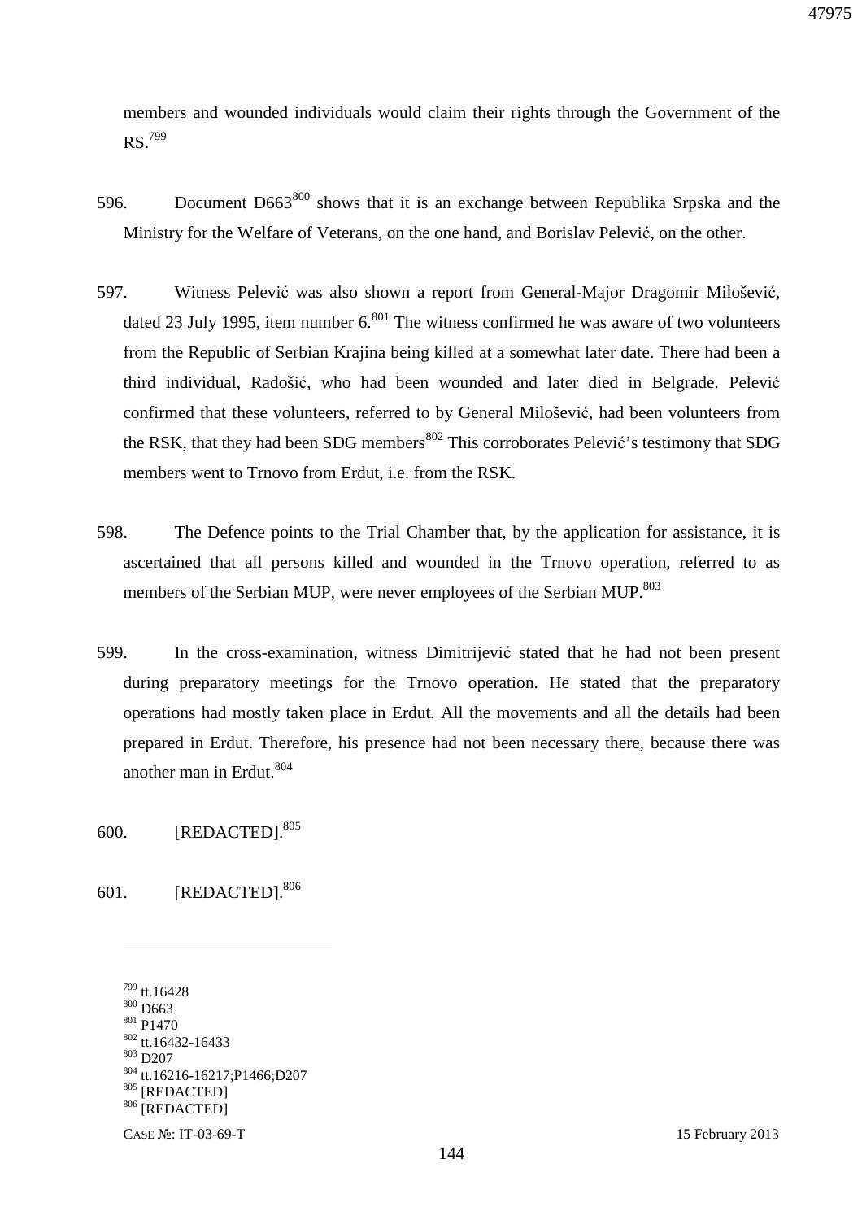members and wounded individuals would claim their rights through the Government of the RS.[799]

596. Document D663[800] shows that it is an exchange between Republika Srpska and the Ministry for the Welfare of Veterans, on the one hand, and Borislav Pelević, on the other.

597. Witness Pelević was also shown a report from General-Major Dragomir Milošević, dated 23 July 1995, item number 6.[801] The witness confirmed he was aware of two volunteers from the Republic of Serbian Krajina being killed at a somewhat later date. There had been a third individual, Radošić, who had been wounded and later died in Belgrade. Pelević confirmed that these volunteers, referred to by General Milošević, had been volunteers from the RSK, that they had been SDG members[802] This corroborates Pelević's testimony that SDG members went to Trnovo from Erdut, i.e. from the RSK.

598. The Defence points to the Trial Chamber that, by the application for assistance, it is ascertained that all persons killed and wounded in the Trnovo operation, referred to as members of the Serbian MUP, were never employees of the Serbian MUP.[803]

599. In the cross-examination, witness Dimitrijević stated that he had not been present during preparatory meetings for the Trnovo operation. He stated that the preparatory operations had mostly taken place in Erdut. All the movements and all the details had been prepared in Erdut. Therefore, his presence had not been necessary there, because there was another man in Erdut.[804]

600. [REDACTED].[805]

601. [REDACTED].[806]

---

[799] tt.16428
[800] D663
[801] P1470
[802] tt.16432-16433
[803] D207
[804] tt.16216-16217;P1466;D207
[805] [REDACTED]
[806] [REDACTED]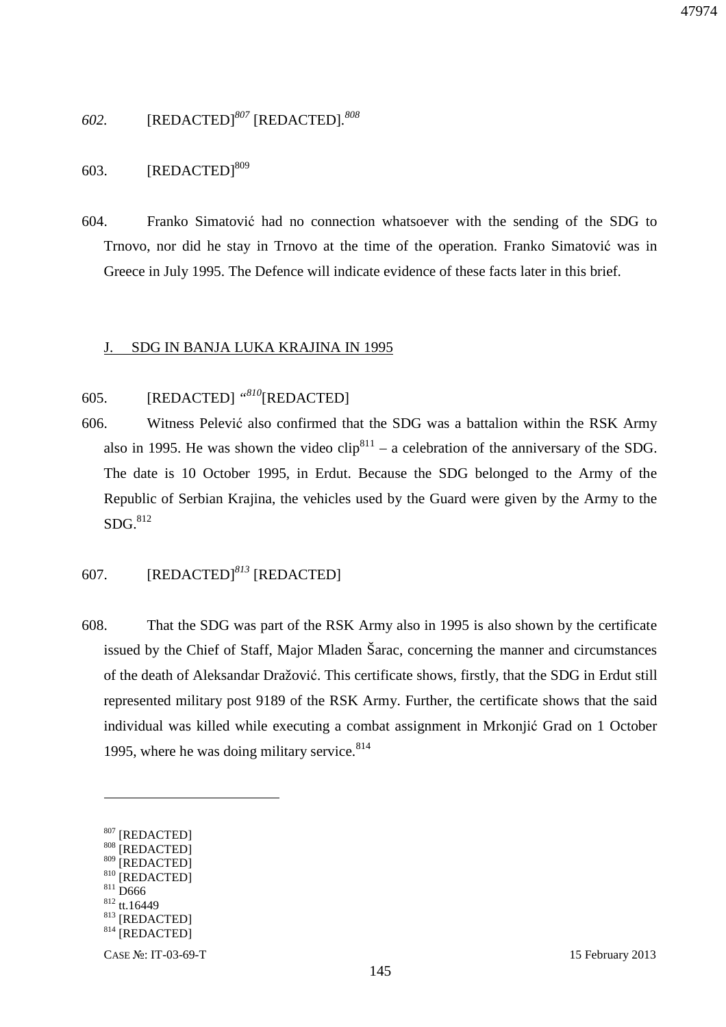*602.* [REDACTED][807] [REDACTED].[808]

603. [REDACTED][809]

604. Franko Simatović had no connection whatsoever with the sending of the SDG to Trnovo, nor did he stay in Trnovo at the time of the operation. Franko Simatović was in Greece in July 1995. The Defence will indicate evidence of these facts later in this brief.

## J. SDG IN BANJA LUKA KRAJINA IN 1995

605. [REDACTED] "[810][REDACTED]

606. Witness Pelević also confirmed that the SDG was a battalion within the RSK Army also in 1995. He was shown the video clip[811] – a celebration of the anniversary of the SDG. The date is 10 October 1995, in Erdut. Because the SDG belonged to the Army of the Republic of Serbian Krajina, the vehicles used by the Guard were given by the Army to the SDG.[812]

607. [REDACTED][813] [REDACTED]

608. That the SDG was part of the RSK Army also in 1995 is also shown by the certificate issued by the Chief of Staff, Major Mladen Šarac, concerning the manner and circumstances of the death of Aleksandar Dražović. This certificate shows, firstly, that the SDG in Erdut still represented military post 9189 of the RSK Army. Further, the certificate shows that the said individual was killed while executing a combat assignment in Mrkonjić Grad on 1 October 1995, where he was doing military service.[814]

---

[807] [REDACTED]
[808] [REDACTED]
[809] [REDACTED]
[810] [REDACTED]
[811] D666
[812] tt.16449
[813] [REDACTED]
[814] [REDACTED]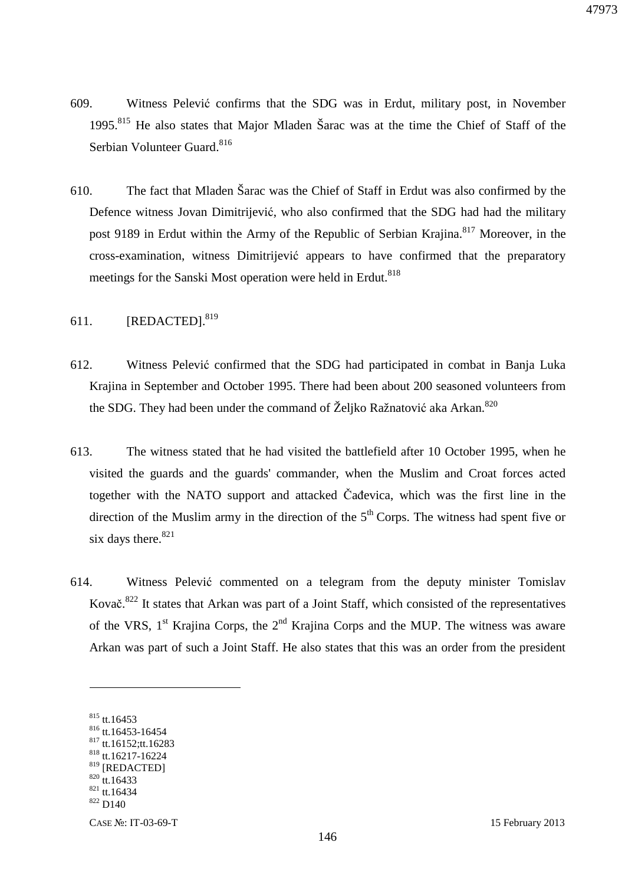609. Witness Pelević confirms that the SDG was in Erdut, military post, in November 1995.[815] He also states that Major Mladen Šarac was at the time the Chief of Staff of the Serbian Volunteer Guard.[816]

610. The fact that Mladen Šarac was the Chief of Staff in Erdut was also confirmed by the Defence witness Jovan Dimitrijević, who also confirmed that the SDG had had the military post 9189 in Erdut within the Army of the Republic of Serbian Krajina.[817] Moreover, in the cross-examination, witness Dimitrijević appears to have confirmed that the preparatory meetings for the Sanski Most operation were held in Erdut.[818]

611. [REDACTED].[819]

612. Witness Pelević confirmed that the SDG had participated in combat in Banja Luka Krajina in September and October 1995. There had been about 200 seasoned volunteers from the SDG. They had been under the command of Željko Ražnatović aka Arkan.[820]

613. The witness stated that he had visited the battlefield after 10 October 1995, when he visited the guards and the guards' commander, when the Muslim and Croat forces acted together with the NATO support and attacked Čađevica, which was the first line in the direction of the Muslim army in the direction of the 5th Corps. The witness had spent five or six days there.[821]

614. Witness Pelević commented on a telegram from the deputy minister Tomislav Kovač.[822] It states that Arkan was part of a Joint Staff, which consisted of the representatives of the VRS, 1st Krajina Corps, the 2nd Krajina Corps and the MUP. The witness was aware Arkan was part of such a Joint Staff. He also states that this was an order from the president

---

[815] tt.16453
[816] tt.16453-16454
[817] tt.16152;tt.16283
[818] tt.16217-16224
[819] [REDACTED]
[820] tt.16433
[821] tt.16434
[822] D140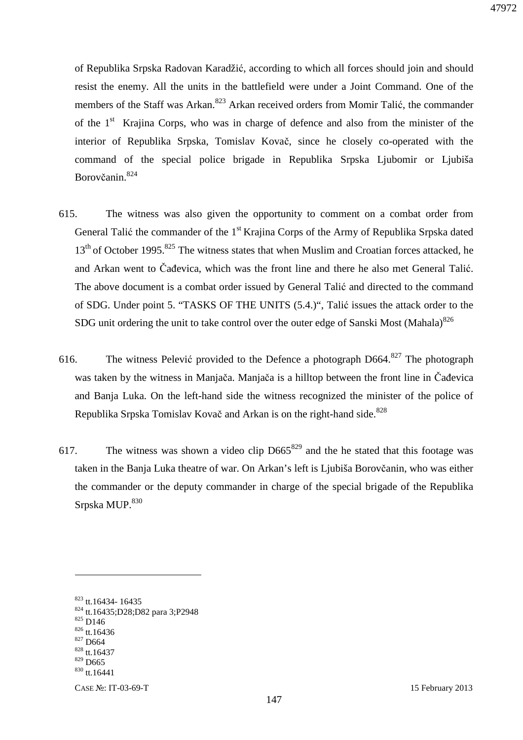of Republika Srpska Radovan Karadžić, according to which all forces should join and should resist the enemy. All the units in the battlefield were under a Joint Command. One of the members of the Staff was Arkan.[823] Arkan received orders from Momir Talić, the commander of the 1st Krajina Corps, who was in charge of defence and also from the minister of the interior of Republika Srpska, Tomislav Kovač, since he closely co-operated with the command of the special police brigade in Republika Srpska Ljubomir or Ljubiša Borovčanin.[824]

615. The witness was also given the opportunity to comment on a combat order from General Talić the commander of the 1st Krajina Corps of the Army of Republika Srpska dated 13th of October 1995.[825] The witness states that when Muslim and Croatian forces attacked, he and Arkan went to Čađevica, which was the front line and there he also met General Talić. The above document is a combat order issued by General Talić and directed to the command of SDG. Under point 5. "TASKS OF THE UNITS (5.4.)", Talić issues the attack order to the SDG unit ordering the unit to take control over the outer edge of Sanski Most (Mahala)[826]

616. The witness Pelević provided to the Defence a photograph D664.[827] The photograph was taken by the witness in Manjača. Manjača is a hilltop between the front line in Čađevica and Banja Luka. On the left-hand side the witness recognized the minister of the police of Republika Srpska Tomislav Kovač and Arkan is on the right-hand side.[828]

617. The witness was shown a video clip D665[829] and the he stated that this footage was taken in the Banja Luka theatre of war. On Arkan's left is Ljubiša Borovčanin, who was either the commander or the deputy commander in charge of the special brigade of the Republika Srpska MUP.[830]

---

[823] tt.16434- 16435
[824] tt.16435;D28;D82 para 3;P2948
[825] D146
[826] tt.16436
[827] D664
[828] tt.16437
[829] D665
[830] tt.16441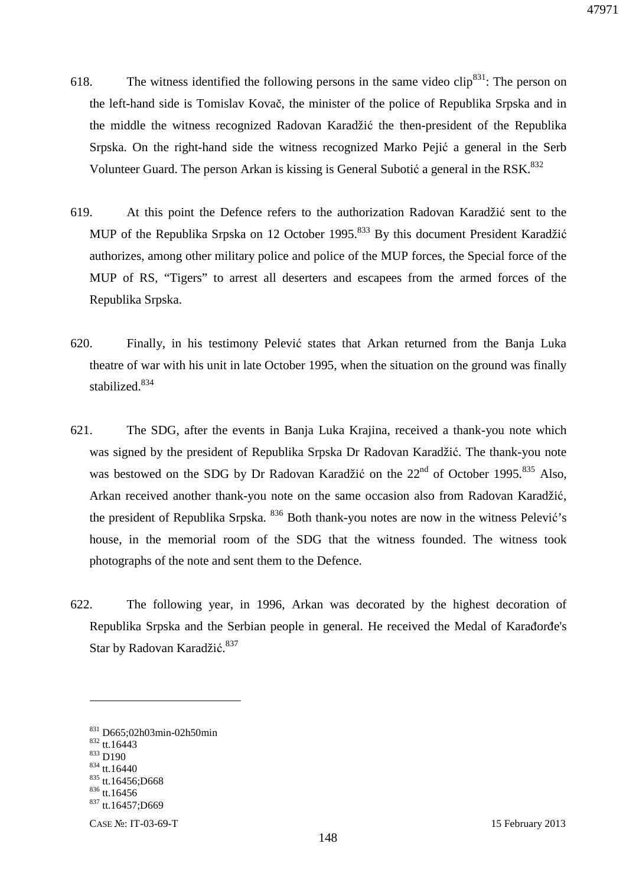618. The witness identified the following persons in the same video clip[831]: The person on the left-hand side is Tomislav Kovač, the minister of the police of Republika Srpska and in the middle the witness recognized Radovan Karadžić the then-president of the Republika Srpska. On the right-hand side the witness recognized Marko Pejić a general in the Serb Volunteer Guard. The person Arkan is kissing is General Subotić a general in the RSK.[832]

619. At this point the Defence refers to the authorization Radovan Karadžić sent to the MUP of the Republika Srpska on 12 October 1995.[833] By this document President Karadžić authorizes, among other military police and police of the MUP forces, the Special force of the MUP of RS, "Tigers" to arrest all deserters and escapees from the armed forces of the Republika Srpska.

620. Finally, in his testimony Pelević states that Arkan returned from the Banja Luka theatre of war with his unit in late October 1995, when the situation on the ground was finally stabilized.[834]

621. The SDG, after the events in Banja Luka Krajina, received a thank-you note which was signed by the president of Republika Srpska Dr Radovan Karadžić. The thank-you note was bestowed on the SDG by Dr Radovan Karadžić on the 22nd of October 1995.[835] Also, Arkan received another thank-you note on the same occasion also from Radovan Karadžić, the president of Republika Srpska. [836] Both thank-you notes are now in the witness Pelević's house, in the memorial room of the SDG that the witness founded. The witness took photographs of the note and sent them to the Defence.

622. The following year, in 1996, Arkan was decorated by the highest decoration of Republika Srpska and the Serbian people in general. He received the Medal of Karađorđe's Star by Radovan Karadžić.[837]

---

[831] D665;02h03min-02h50min
[832] tt.16443
[833] D190
[834] tt.16440
[835] tt.16456;D668
[836] tt.16456
[837] tt.16457;D669

CASE №: IT-03-69-T 15 February 2013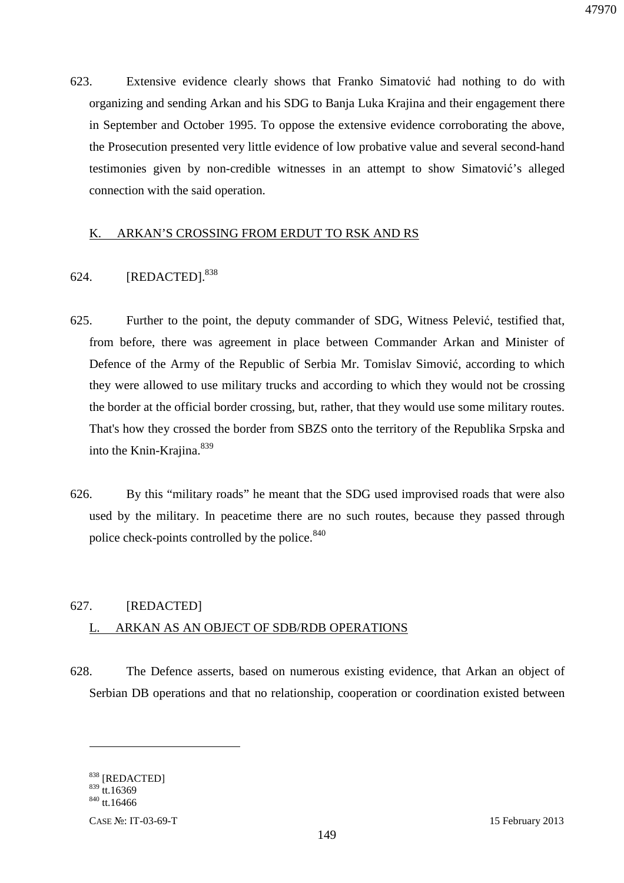623. Extensive evidence clearly shows that Franko Simatović had nothing to do with organizing and sending Arkan and his SDG to Banja Luka Krajina and their engagement there in September and October 1995. To oppose the extensive evidence corroborating the above, the Prosecution presented very little evidence of low probative value and several second-hand testimonies given by non-credible witnesses in an attempt to show Simatović's alleged connection with the said operation.

## K. ARKAN'S CROSSING FROM ERDUT TO RSK AND RS

624. [REDACTED].[838]

625. Further to the point, the deputy commander of SDG, Witness Pelević, testified that, from before, there was agreement in place between Commander Arkan and Minister of Defence of the Army of the Republic of Serbia Mr. Tomislav Simović, according to which they were allowed to use military trucks and according to which they would not be crossing the border at the official border crossing, but, rather, that they would use some military routes. That's how they crossed the border from SBZS onto the territory of the Republika Srpska and into the Knin-Krajina.[839]

626. By this "military roads" he meant that the SDG used improvised roads that were also used by the military. In peacetime there are no such routes, because they passed through police check-points controlled by the police.[840]

627. [REDACTED]

## L. ARKAN AS AN OBJECT OF SDB/RDB OPERATIONS

628. The Defence asserts, based on numerous existing evidence, that Arkan an object of Serbian DB operations and that no relationship, cooperation or coordination existed between

---

[838] [REDACTED]

[839] tt.16369

[840] tt.16466

CASE №: IT-03-69-T 15 February 2013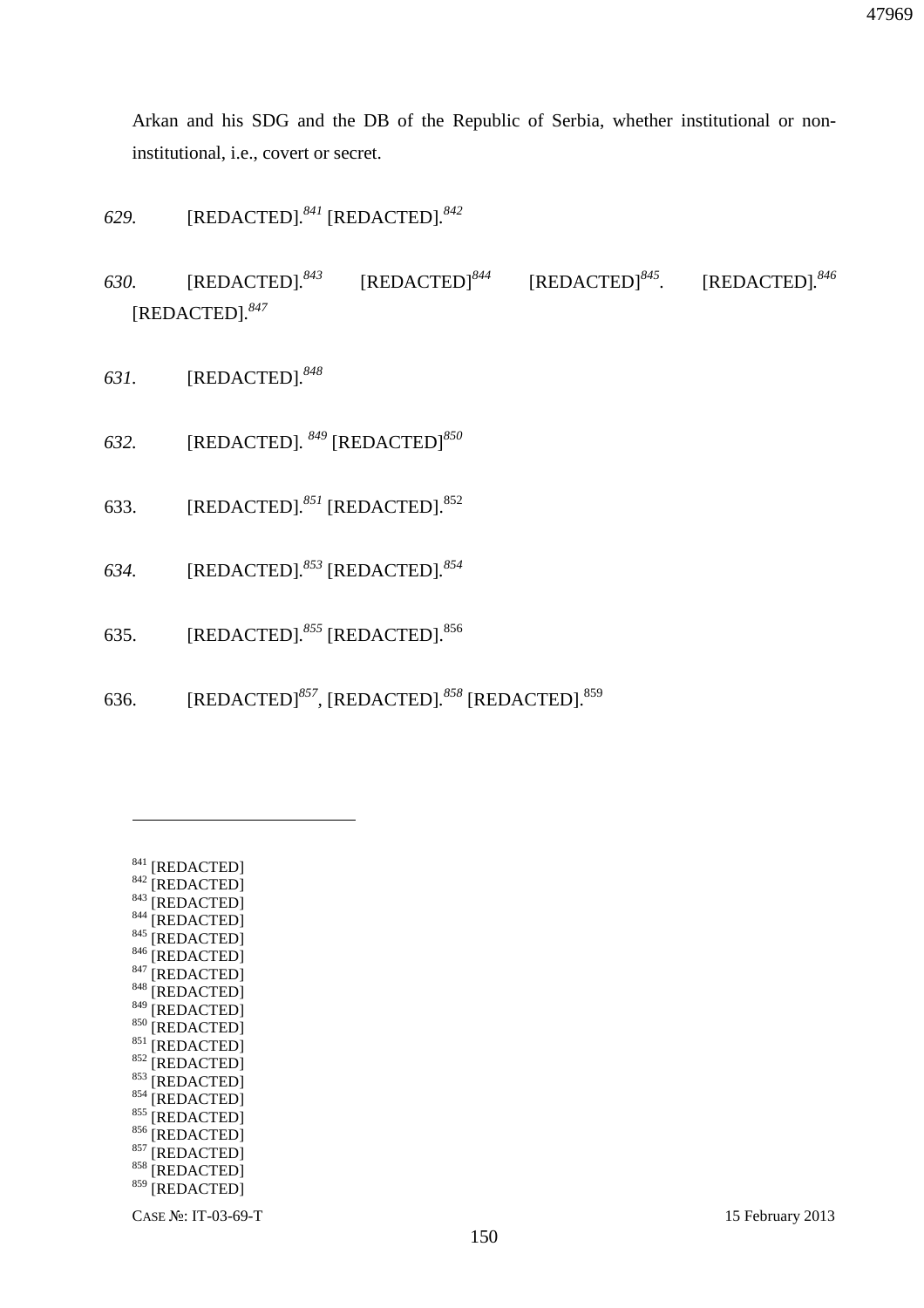Arkan and his SDG and the DB of the Republic of Serbia, whether institutional or non-institutional, i.e., covert or secret.

*629.* [REDACTED].[841] [REDACTED].[842]

*630.* [REDACTED].[843] [REDACTED][844] [REDACTED][845]. [REDACTED].[846] [REDACTED].[847]

*631.* [REDACTED].[848]

*632.* [REDACTED]. [849] [REDACTED][850]

633. [REDACTED].[851] [REDACTED].[852]

*634.* [REDACTED].[853] [REDACTED].[854]

635. [REDACTED].[855] [REDACTED].[856]

636. [REDACTED][857], [REDACTED].[858] [REDACTED].[859]

---

[841] [REDACTED]
[842] [REDACTED]
[843] [REDACTED]
[844] [REDACTED]
[845] [REDACTED]
[846] [REDACTED]
[847] [REDACTED]
[848] [REDACTED]
[849] [REDACTED]
[850] [REDACTED]
[851] [REDACTED]
[852] [REDACTED]
[853] [REDACTED]
[854] [REDACTED]
[855] [REDACTED]
[856] [REDACTED]
[857] [REDACTED]
[858] [REDACTED]
[859] [REDACTED]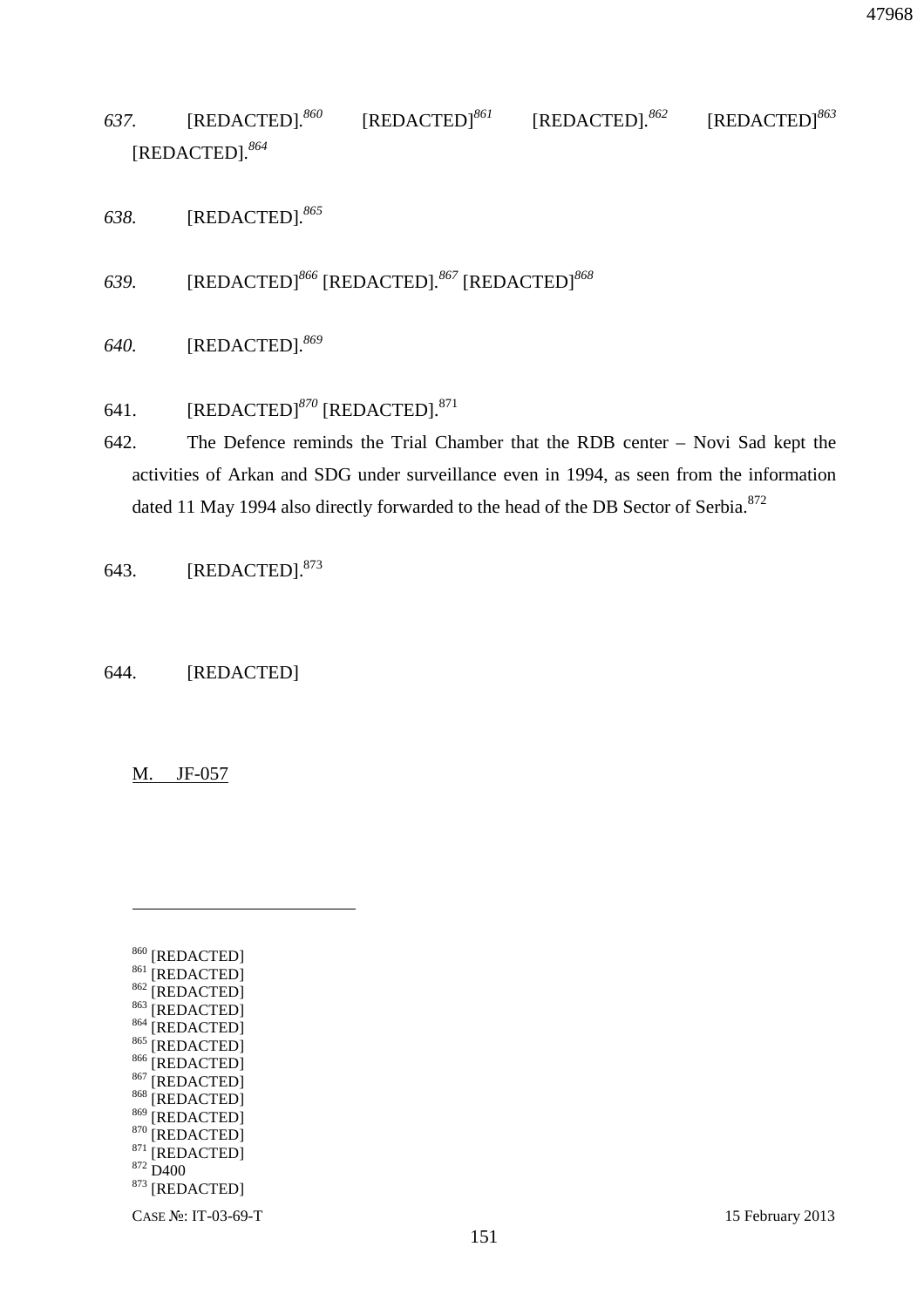*637.* [REDACTED].[860] [REDACTED][861] [REDACTED].[862] [REDACTED][863] [REDACTED].[864]

*638.* [REDACTED].[865]

*639.* [REDACTED][866] [REDACTED].[867] [REDACTED][868]

*640.* [REDACTED].[869]

641. [REDACTED][870] [REDACTED].[871]

642. The Defence reminds the Trial Chamber that the RDB center – Novi Sad kept the activities of Arkan and SDG under surveillance even in 1994, as seen from the information dated 11 May 1994 also directly forwarded to the head of the DB Sector of Serbia.[872]

643. [REDACTED].[873]

644. [REDACTED]

<u>M. JF-057</u>

---

[860] [REDACTED]
[861] [REDACTED]
[862] [REDACTED]
[863] [REDACTED]
[864] [REDACTED]
[865] [REDACTED]
[866] [REDACTED]
[867] [REDACTED]
[868] [REDACTED]
[869] [REDACTED]
[870] [REDACTED]
[871] [REDACTED]
[872] D400
[873] [REDACTED]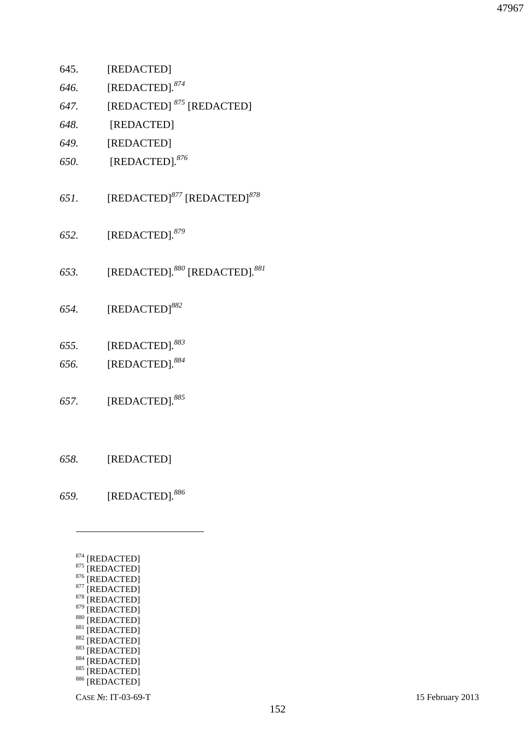645. [REDACTED]

*646.* [REDACTED].[874]

*647.* [REDACTED] [875] [REDACTED]

*648.* [REDACTED]

*649.* [REDACTED]

*650.* [REDACTED].[876]

*651.* [REDACTED][877] [REDACTED][878]

*652.* [REDACTED].[879]

*653.* [REDACTED].[880] [REDACTED].[881]

*654.* [REDACTED][882]

*655.* [REDACTED].[883]

*656.* [REDACTED].[884]

*657.* [REDACTED].[885]

*658.* [REDACTED]

*659.* [REDACTED].[886]

---

[874] [REDACTED]
[875] [REDACTED]
[876] [REDACTED]
[877] [REDACTED]
[878] [REDACTED]
[879] [REDACTED]
[880] [REDACTED]
[881] [REDACTED]
[882] [REDACTED]
[883] [REDACTED]
[884] [REDACTED]
[885] [REDACTED]
[886] [REDACTED]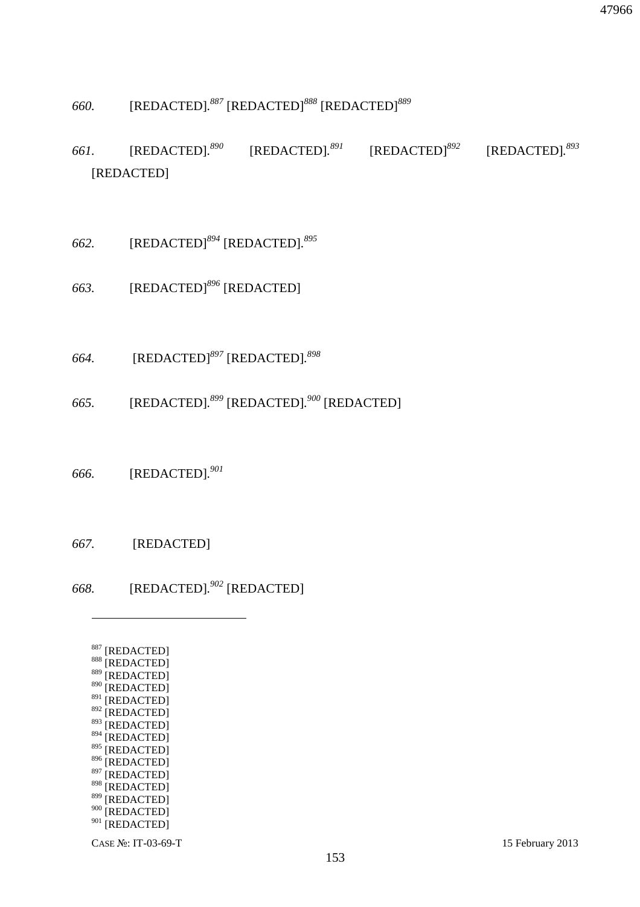*660.* [REDACTED].[887] [REDACTED][888] [REDACTED][889]

*661.* [REDACTED].[890] [REDACTED].[891] [REDACTED][892] [REDACTED].[893] [REDACTED]

*662.* [REDACTED][894] [REDACTED].[895]

*663.* [REDACTED][896] [REDACTED]

*664.* [REDACTED][897] [REDACTED].[898]

*665.* [REDACTED].[899] [REDACTED].[900] [REDACTED]

*666.* [REDACTED].[901]

*667.* [REDACTED]

*668.* [REDACTED].[902] [REDACTED]

---

887 [REDACTED]
888 [REDACTED]
889 [REDACTED]
890 [REDACTED]
891 [REDACTED]
892 [REDACTED]
893 [REDACTED]
894 [REDACTED]
895 [REDACTED]
896 [REDACTED]
897 [REDACTED]
898 [REDACTED]
899 [REDACTED]
900 [REDACTED]
901 [REDACTED]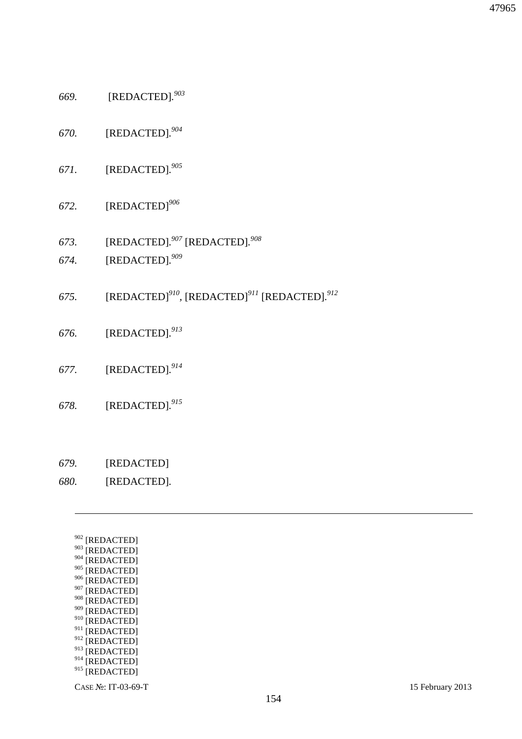*669.* [REDACTED].[903]

*670.* [REDACTED].[904]

*671.* [REDACTED].[905]

*672.* [REDACTED][906]

*673.* [REDACTED].[907] [REDACTED].[908]

*674.* [REDACTED].[909]

*675.* [REDACTED][910], [REDACTED][911] [REDACTED].[912]

*676.* [REDACTED].[913]

*677.* [REDACTED].[914]

*678.* [REDACTED].[915]

*679.* [REDACTED]

*680.* [REDACTED].

---

[902] [REDACTED]
[903] [REDACTED]
[904] [REDACTED]
[905] [REDACTED]
[906] [REDACTED]
[907] [REDACTED]
[908] [REDACTED]
[909] [REDACTED]
[910] [REDACTED]
[911] [REDACTED]
[912] [REDACTED]
[913] [REDACTED]
[914] [REDACTED]
[915] [REDACTED]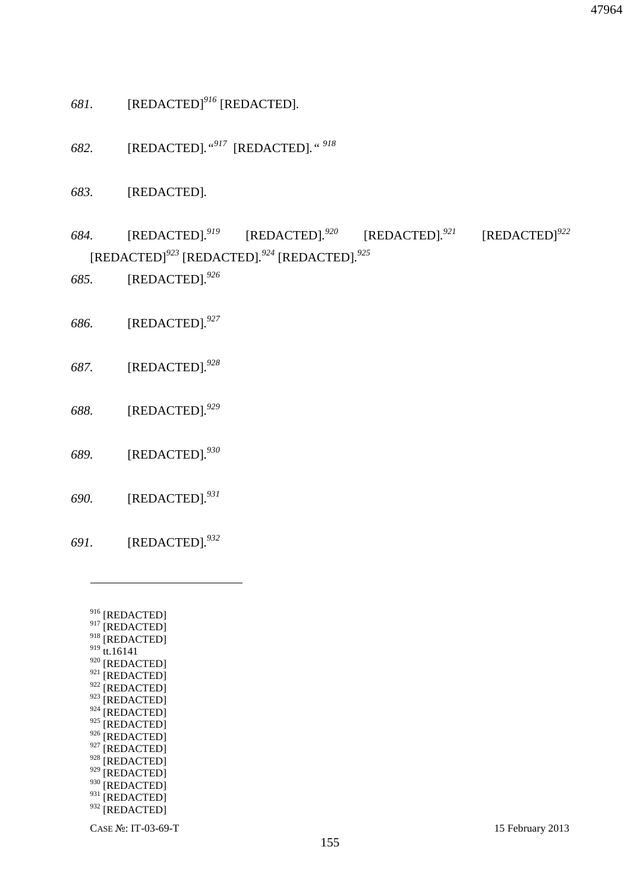*681.* [REDACTED][916] [REDACTED].

*682.* [REDACTED]. "[917] [REDACTED]. " [918]

*683.* [REDACTED].

*684.* [REDACTED].[919] [REDACTED].[920] [REDACTED].[921] [REDACTED][922] [REDACTED][923] [REDACTED].[924] [REDACTED].[925]

*685.* [REDACTED].[926]

*686.* [REDACTED].[927]

*687.* [REDACTED].[928]

*688.* [REDACTED].[929]

*689.* [REDACTED].[930]

*690.* [REDACTED].[931]

*691.* [REDACTED].[932]

---

[916] [REDACTED]
[917] [REDACTED]
[918] [REDACTED]
[919] tt.16141
[920] [REDACTED]
[921] [REDACTED]
[922] [REDACTED]
[923] [REDACTED]
[924] [REDACTED]
[925] [REDACTED]
[926] [REDACTED]
[927] [REDACTED]
[928] [REDACTED]
[929] [REDACTED]
[930] [REDACTED]
[931] [REDACTED]
[932] [REDACTED]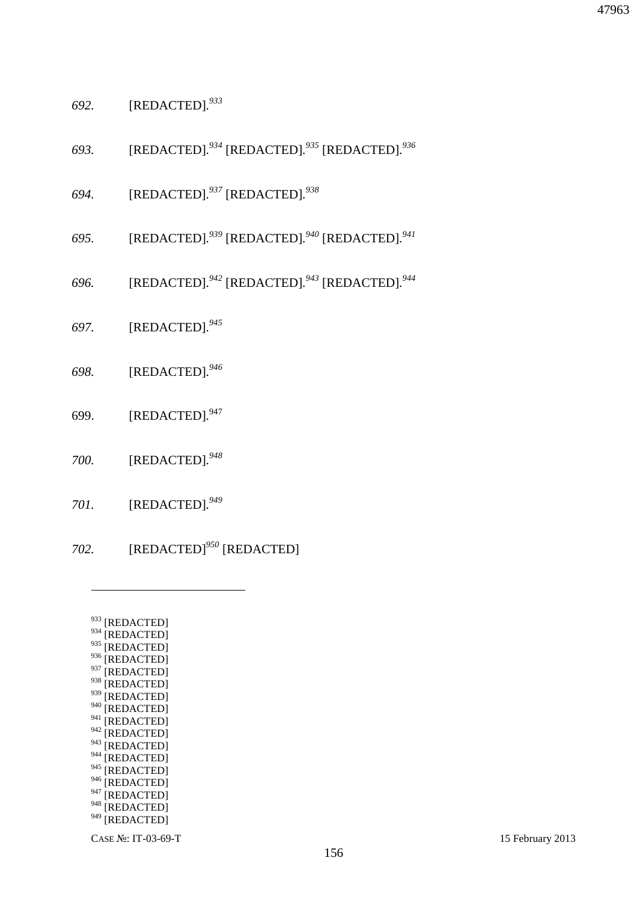*692.* [REDACTED].[933]

*693.* [REDACTED].[934] [REDACTED].[935] [REDACTED].[936]

*694.* [REDACTED].[937] [REDACTED].[938]

*695.* [REDACTED].[939] [REDACTED].[940] [REDACTED].[941]

*696.* [REDACTED].[942] [REDACTED].[943] [REDACTED].[944]

*697.* [REDACTED].[945]

*698.* [REDACTED].[946]

699. [REDACTED].[947]

*700.* [REDACTED].[948]

*701.* [REDACTED].[949]

*702.* [REDACTED][950] [REDACTED]

---

[933] [REDACTED]
[934] [REDACTED]
[935] [REDACTED]
[936] [REDACTED]
[937] [REDACTED]
[938] [REDACTED]
[939] [REDACTED]
[940] [REDACTED]
[941] [REDACTED]
[942] [REDACTED]
[943] [REDACTED]
[944] [REDACTED]
[945] [REDACTED]
[946] [REDACTED]
[947] [REDACTED]
[948] [REDACTED]
[949] [REDACTED]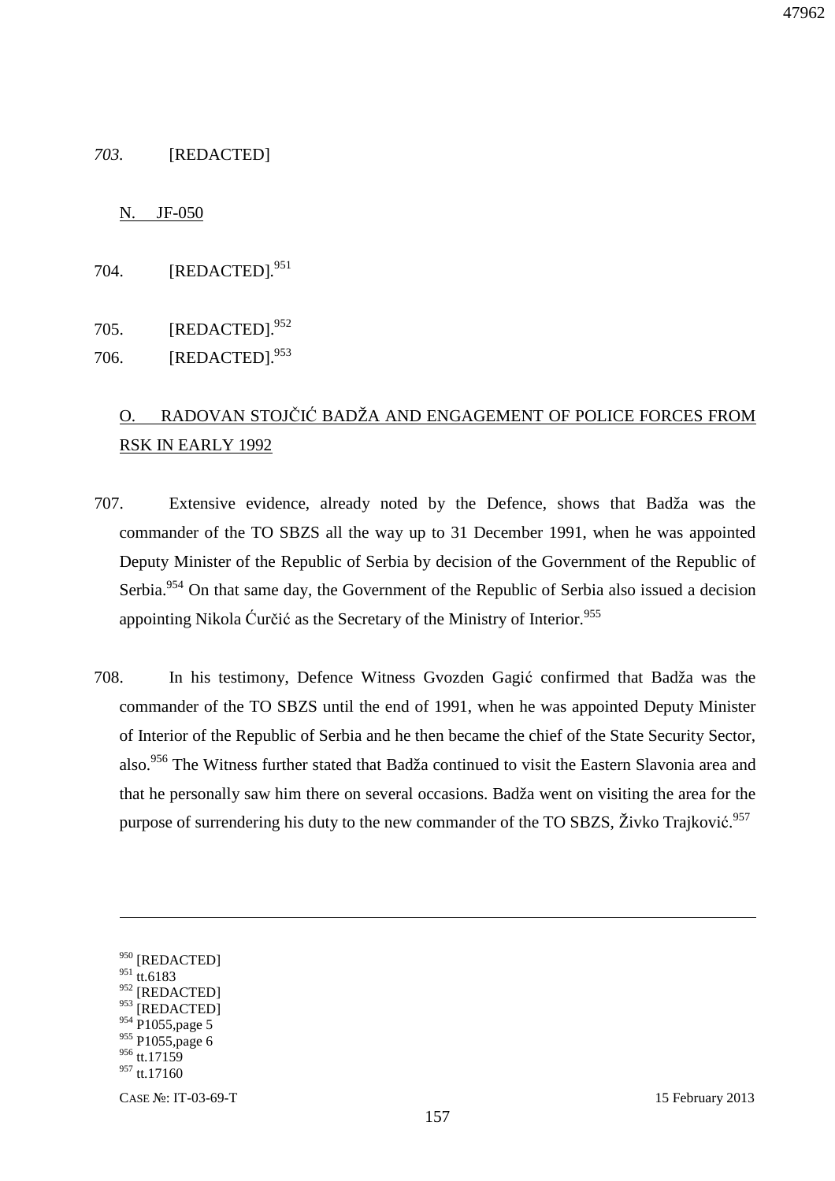*703.* [REDACTED]

## N. JF-050

704. [REDACTED].[951]

705. [REDACTED].[952]

706. [REDACTED].[953]

## O. RADOVAN STOJČIĆ BADŽA AND ENGAGEMENT OF POLICE FORCES FROM RSK IN EARLY 1992

707. Extensive evidence, already noted by the Defence, shows that Badža was the commander of the TO SBZS all the way up to 31 December 1991, when he was appointed Deputy Minister of the Republic of Serbia by decision of the Government of the Republic of Serbia.[954] On that same day, the Government of the Republic of Serbia also issued a decision appointing Nikola Ćurčić as the Secretary of the Ministry of Interior.[955]

708. In his testimony, Defence Witness Gvozden Gagić confirmed that Badža was the commander of the TO SBZS until the end of 1991, when he was appointed Deputy Minister of Interior of the Republic of Serbia and he then became the chief of the State Security Sector, also.[956] The Witness further stated that Badža continued to visit the Eastern Slavonia area and that he personally saw him there on several occasions. Badža went on visiting the area for the purpose of surrendering his duty to the new commander of the TO SBZS, Živko Trajković.[957]

---

[950] [REDACTED]
[951] tt.6183
[952] [REDACTED]
[953] [REDACTED]
[954] P1055,page 5
[955] P1055,page 6
[956] tt.17159
[957] tt.17160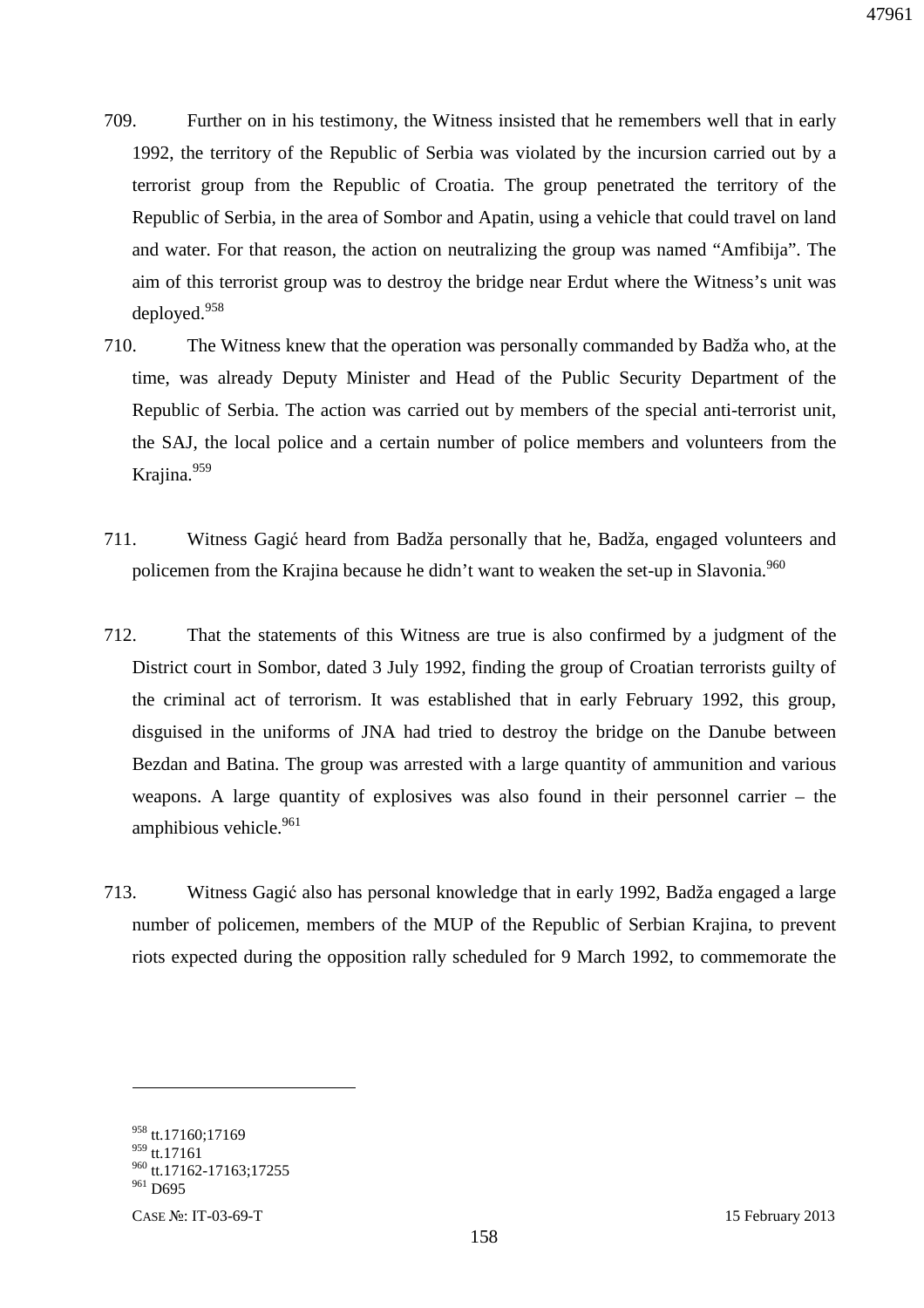709. Further on in his testimony, the Witness insisted that he remembers well that in early 1992, the territory of the Republic of Serbia was violated by the incursion carried out by a terrorist group from the Republic of Croatia. The group penetrated the territory of the Republic of Serbia, in the area of Sombor and Apatin, using a vehicle that could travel on land and water. For that reason, the action on neutralizing the group was named "Amfibija". The aim of this terrorist group was to destroy the bridge near Erdut where the Witness's unit was deployed.[958]

710. The Witness knew that the operation was personally commanded by Badža who, at the time, was already Deputy Minister and Head of the Public Security Department of the Republic of Serbia. The action was carried out by members of the special anti-terrorist unit, the SAJ, the local police and a certain number of police members and volunteers from the Krajina.[959]

711. Witness Gagić heard from Badža personally that he, Badža, engaged volunteers and policemen from the Krajina because he didn't want to weaken the set-up in Slavonia.[960]

712. That the statements of this Witness are true is also confirmed by a judgment of the District court in Sombor, dated 3 July 1992, finding the group of Croatian terrorists guilty of the criminal act of terrorism. It was established that in early February 1992, this group, disguised in the uniforms of JNA had tried to destroy the bridge on the Danube between Bezdan and Batina. The group was arrested with a large quantity of ammunition and various weapons. A large quantity of explosives was also found in their personnel carrier – the amphibious vehicle.[961]

713. Witness Gagić also has personal knowledge that in early 1992, Badža engaged a large number of policemen, members of the MUP of the Republic of Serbian Krajina, to prevent riots expected during the opposition rally scheduled for 9 March 1992, to commemorate the

---

[958] tt.17160;17169
[959] tt.17161
[960] tt.17162-17163;17255
[961] D695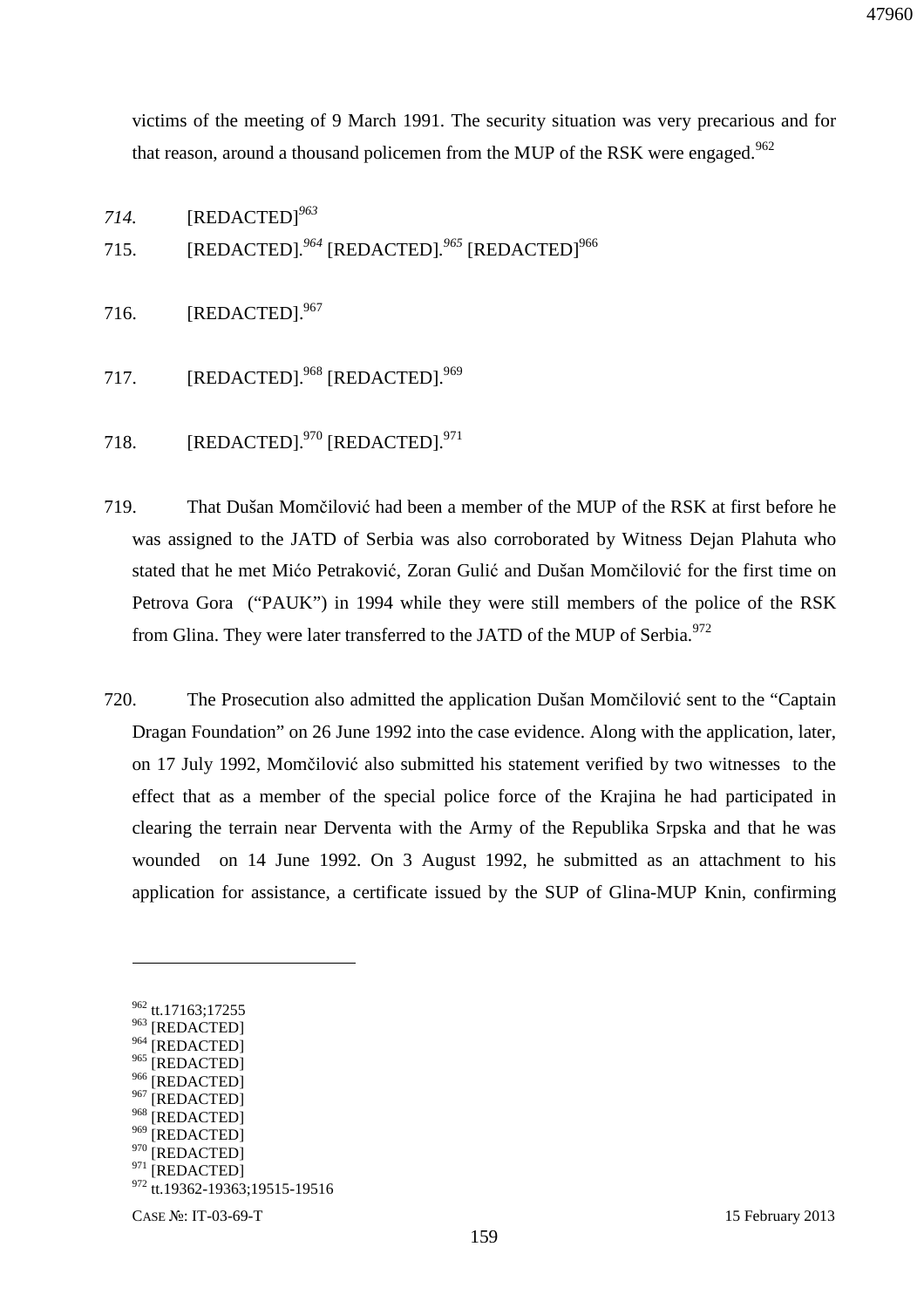victims of the meeting of 9 March 1991. The security situation was very precarious and for that reason, around a thousand policemen from the MUP of the RSK were engaged.[962]

*714.* [REDACTED][963]

715. [REDACTED].[964] [REDACTED].[965] [REDACTED][966]

716. [REDACTED].[967]

717. [REDACTED].[968] [REDACTED].[969]

718. [REDACTED].[970] [REDACTED].[971]

719. That Dušan Momčilović had been a member of the MUP of the RSK at first before he was assigned to the JATD of Serbia was also corroborated by Witness Dejan Plahuta who stated that he met Mićo Petraković, Zoran Gulić and Dušan Momčilović for the first time on Petrova Gora ("PAUK") in 1994 while they were still members of the police of the RSK from Glina. They were later transferred to the JATD of the MUP of Serbia.[972]

720. The Prosecution also admitted the application Dušan Momčilović sent to the "Captain Dragan Foundation" on 26 June 1992 into the case evidence. Along with the application, later, on 17 July 1992, Momčilović also submitted his statement verified by two witnesses to the effect that as a member of the special police force of the Krajina he had participated in clearing the terrain near Derventa with the Army of the Republika Srpska and that he was wounded on 14 June 1992. On 3 August 1992, he submitted as an attachment to his application for assistance, a certificate issued by the SUP of Glina-MUP Knin, confirming

---

[962] tt.17163;17255
[963] [REDACTED]
[964] [REDACTED]
[965] [REDACTED]
[966] [REDACTED]
[967] [REDACTED]
[968] [REDACTED]
[969] [REDACTED]
[970] [REDACTED]
[971] [REDACTED]
[972] tt.19362-19363;19515-19516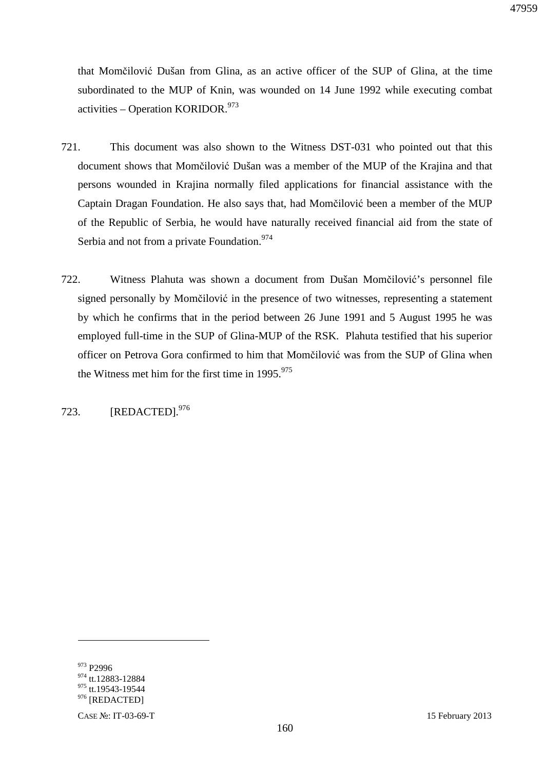that Momčilović Dušan from Glina, as an active officer of the SUP of Glina, at the time subordinated to the MUP of Knin, was wounded on 14 June 1992 while executing combat activities – Operation KORIDOR.[973]

721. This document was also shown to the Witness DST-031 who pointed out that this document shows that Momčilović Dušan was a member of the MUP of the Krajina and that persons wounded in Krajina normally filed applications for financial assistance with the Captain Dragan Foundation. He also says that, had Momčilović been a member of the MUP of the Republic of Serbia, he would have naturally received financial aid from the state of Serbia and not from a private Foundation.[974]

722. Witness Plahuta was shown a document from Dušan Momčilović's personnel file signed personally by Momčilović in the presence of two witnesses, representing a statement by which he confirms that in the period between 26 June 1991 and 5 August 1995 he was employed full-time in the SUP of Glina-MUP of the RSK. Plahuta testified that his superior officer on Petrova Gora confirmed to him that Momčilović was from the SUP of Glina when the Witness met him for the first time in 1995.[975]

723. [REDACTED].[976]

---

[973] P2996
[974] tt.12883-12884
[975] tt.19543-19544
[976] [REDACTED]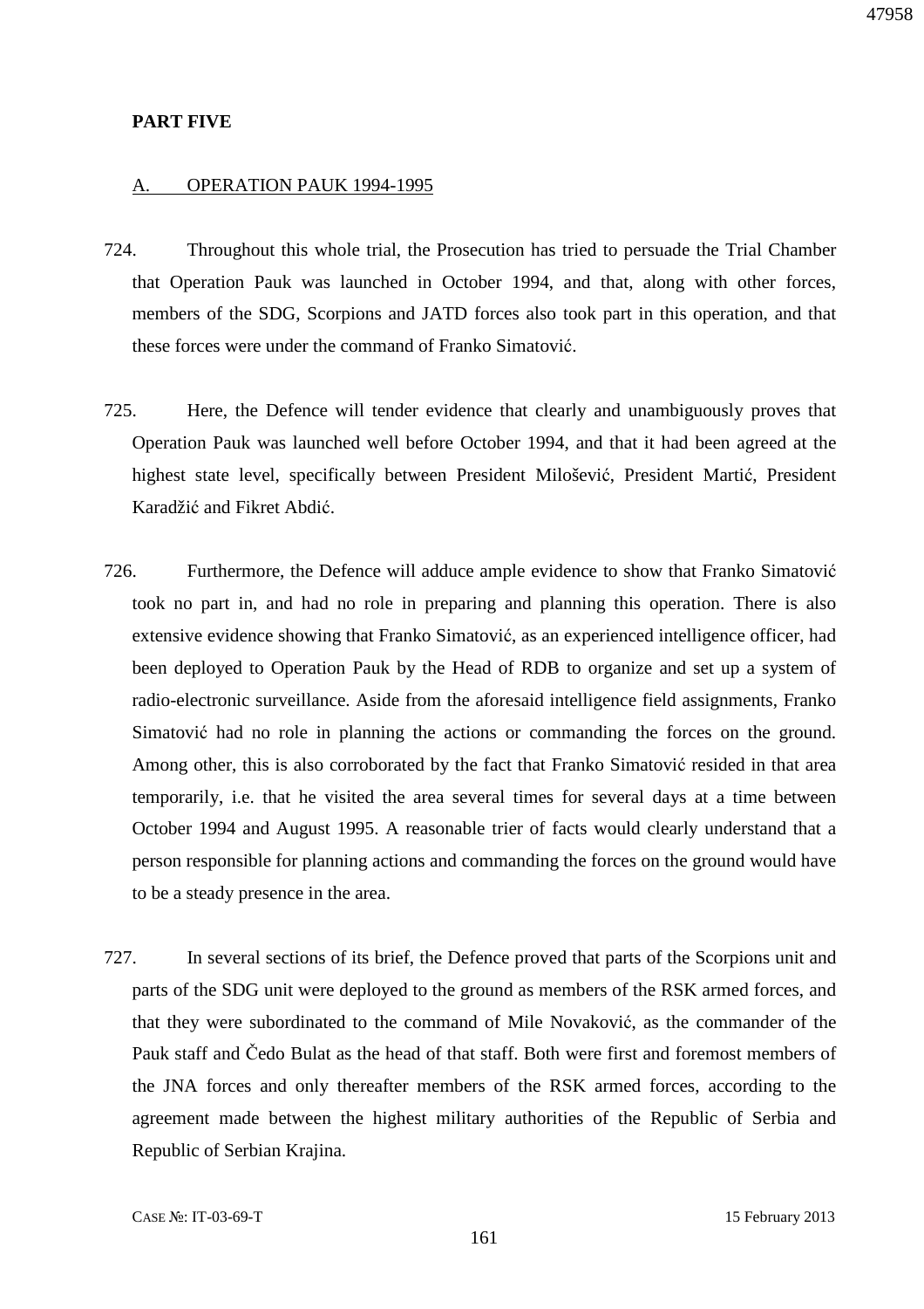**PART FIVE**

A. OPERATION PAUK 1994-1995

724. Throughout this whole trial, the Prosecution has tried to persuade the Trial Chamber that Operation Pauk was launched in October 1994, and that, along with other forces, members of the SDG, Scorpions and JATD forces also took part in this operation, and that these forces were under the command of Franko Simatović.

725. Here, the Defence will tender evidence that clearly and unambiguously proves that Operation Pauk was launched well before October 1994, and that it had been agreed at the highest state level, specifically between President Milošević, President Martić, President Karadžić and Fikret Abdić.

726. Furthermore, the Defence will adduce ample evidence to show that Franko Simatović took no part in, and had no role in preparing and planning this operation. There is also extensive evidence showing that Franko Simatović, as an experienced intelligence officer, had been deployed to Operation Pauk by the Head of RDB to organize and set up a system of radio-electronic surveillance. Aside from the aforesaid intelligence field assignments, Franko Simatović had no role in planning the actions or commanding the forces on the ground. Among other, this is also corroborated by the fact that Franko Simatović resided in that area temporarily, i.e. that he visited the area several times for several days at a time between October 1994 and August 1995. A reasonable trier of facts would clearly understand that a person responsible for planning actions and commanding the forces on the ground would have to be a steady presence in the area.

727. In several sections of its brief, the Defence proved that parts of the Scorpions unit and parts of the SDG unit were deployed to the ground as members of the RSK armed forces, and that they were subordinated to the command of Mile Novaković, as the commander of the Pauk staff and Čedo Bulat as the head of that staff. Both were first and foremost members of the JNA forces and only thereafter members of the RSK armed forces, according to the agreement made between the highest military authorities of the Republic of Serbia and Republic of Serbian Krajina.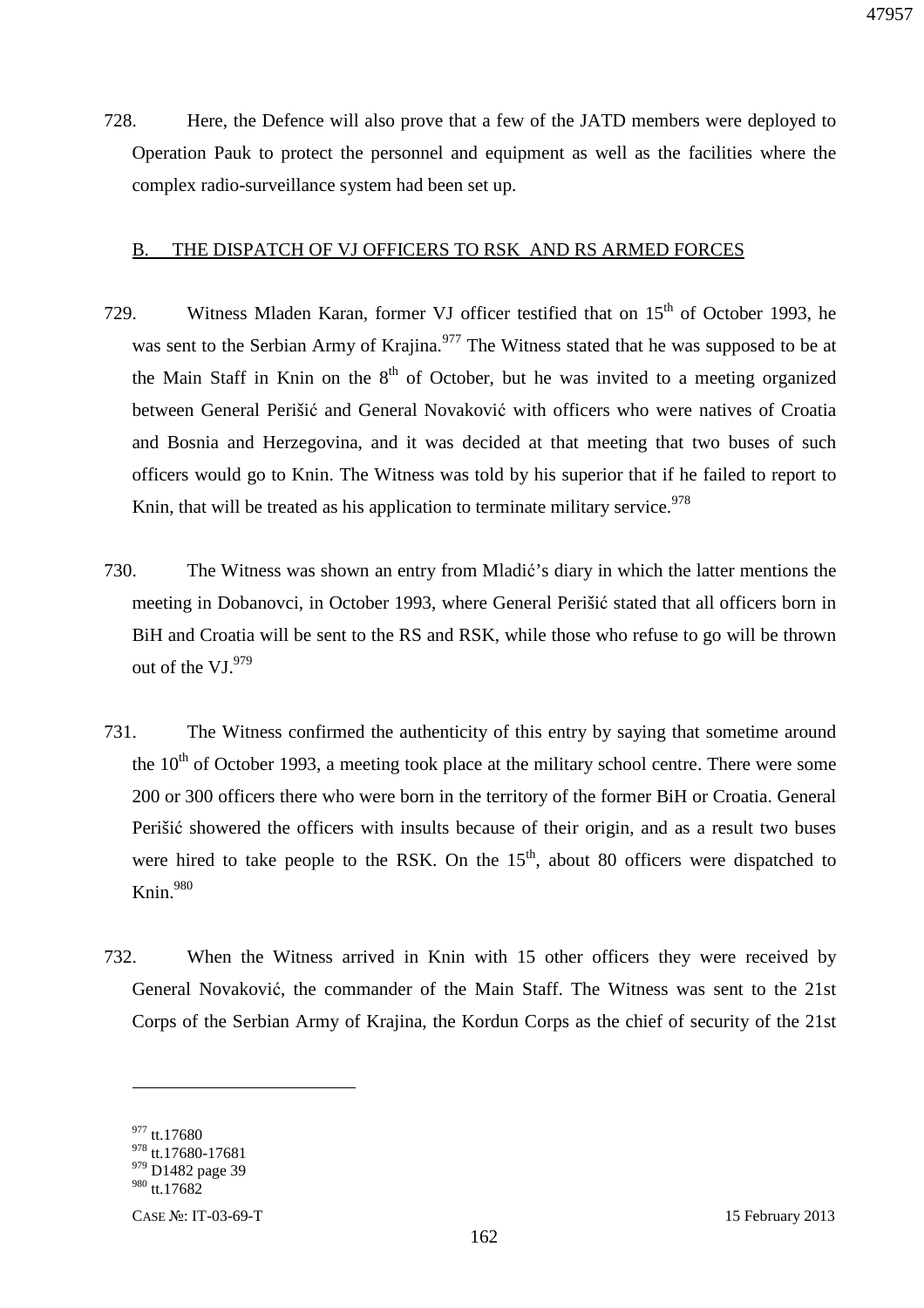728. Here, the Defence will also prove that a few of the JATD members were deployed to Operation Pauk to protect the personnel and equipment as well as the facilities where the complex radio-surveillance system had been set up.

## B. THE DISPATCH OF VJ OFFICERS TO RSK AND RS ARMED FORCES

729. Witness Mladen Karan, former VJ officer testified that on 15th of October 1993, he was sent to the Serbian Army of Krajina.[977] The Witness stated that he was supposed to be at the Main Staff in Knin on the 8th of October, but he was invited to a meeting organized between General Perišić and General Novaković with officers who were natives of Croatia and Bosnia and Herzegovina, and it was decided at that meeting that two buses of such officers would go to Knin. The Witness was told by his superior that if he failed to report to Knin, that will be treated as his application to terminate military service.[978]

730. The Witness was shown an entry from Mladić's diary in which the latter mentions the meeting in Dobanovci, in October 1993, where General Perišić stated that all officers born in BiH and Croatia will be sent to the RS and RSK, while those who refuse to go will be thrown out of the VJ.[979]

731. The Witness confirmed the authenticity of this entry by saying that sometime around the 10th of October 1993, a meeting took place at the military school centre. There were some 200 or 300 officers there who were born in the territory of the former BiH or Croatia. General Perišić showered the officers with insults because of their origin, and as a result two buses were hired to take people to the RSK. On the 15th, about 80 officers were dispatched to Knin.[980]

732. When the Witness arrived in Knin with 15 other officers they were received by General Novaković, the commander of the Main Staff. The Witness was sent to the 21st Corps of the Serbian Army of Krajina, the Kordun Corps as the chief of security of the 21st

---

[977] tt.17680
[978] tt.17680-17681
[979] D1482 page 39
[980] tt.17682

CASE №: IT-03-69-T 15 February 2013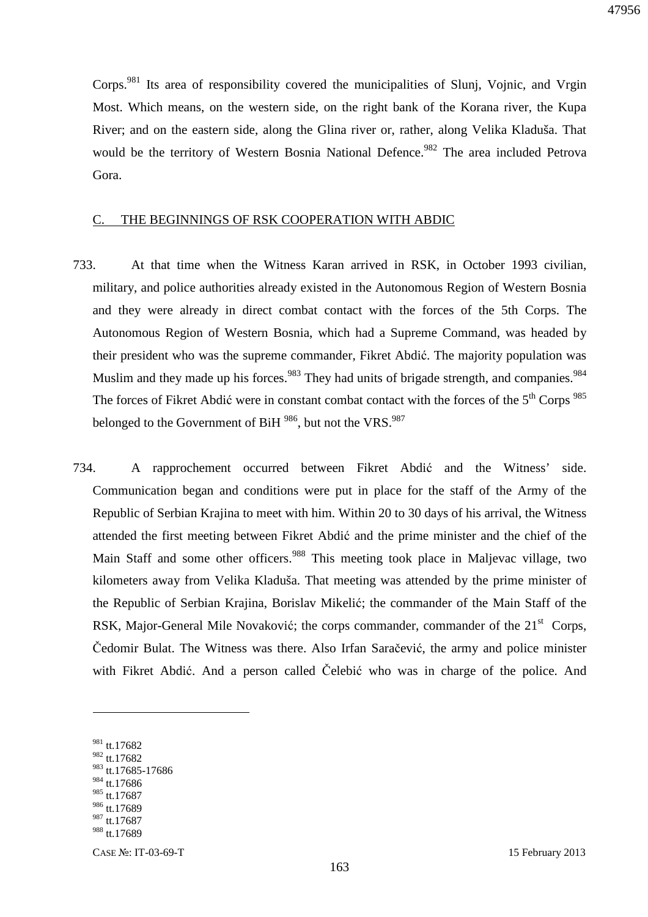Corps.[981] Its area of responsibility covered the municipalities of Slunj, Vojnic, and Vrgin Most. Which means, on the western side, on the right bank of the Korana river, the Kupa River; and on the eastern side, along the Glina river or, rather, along Velika Kladuša. That would be the territory of Western Bosnia National Defence.[982] The area included Petrova Gora.

## C. THE BEGINNINGS OF RSK COOPERATION WITH ABDIC

733. At that time when the Witness Karan arrived in RSK, in October 1993 civilian, military, and police authorities already existed in the Autonomous Region of Western Bosnia and they were already in direct combat contact with the forces of the 5th Corps. The Autonomous Region of Western Bosnia, which had a Supreme Command, was headed by their president who was the supreme commander, Fikret Abdić. The majority population was Muslim and they made up his forces.[983] They had units of brigade strength, and companies.[984] The forces of Fikret Abdić were in constant combat contact with the forces of the 5th Corps [985] belonged to the Government of BiH [986], but not the VRS.[987]

734. A rapprochement occurred between Fikret Abdić and the Witness' side. Communication began and conditions were put in place for the staff of the Army of the Republic of Serbian Krajina to meet with him. Within 20 to 30 days of his arrival, the Witness attended the first meeting between Fikret Abdić and the prime minister and the chief of the Main Staff and some other officers.[988] This meeting took place in Maljevac village, two kilometers away from Velika Kladuša. That meeting was attended by the prime minister of the Republic of Serbian Krajina, Borislav Mikelić; the commander of the Main Staff of the RSK, Major-General Mile Novaković; the corps commander, commander of the 21st Corps, Čedomir Bulat. The Witness was there. Also Irfan Saračević, the army and police minister with Fikret Abdić. And a person called Čelebić who was in charge of the police. And

---

[981] tt.17682
[982] tt.17682
[983] tt.17685-17686
[984] tt.17686
[985] tt.17687
[986] tt.17689
[987] tt.17687
[988] tt.17689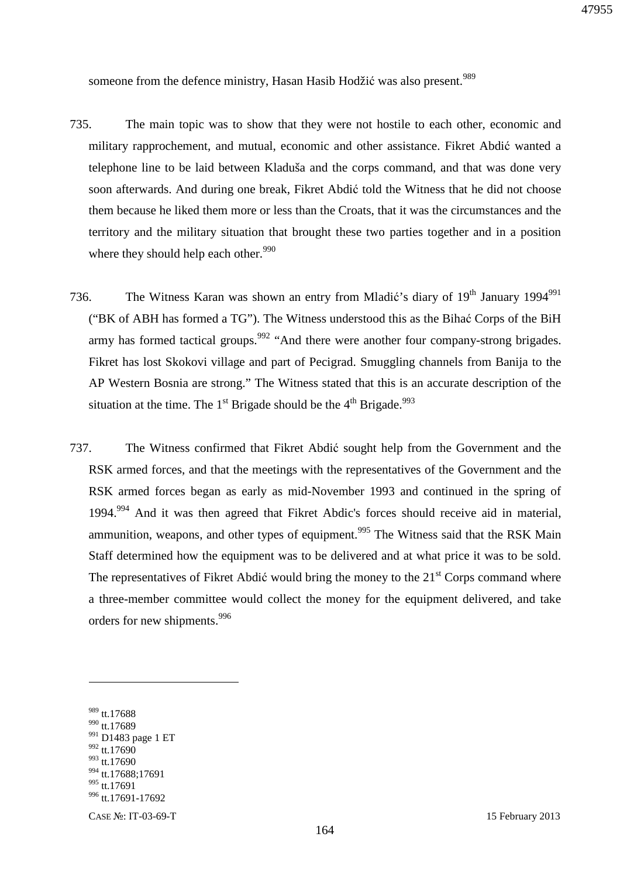someone from the defence ministry, Hasan Hasib Hodžić was also present.[989]

735. The main topic was to show that they were not hostile to each other, economic and military rapprochement, and mutual, economic and other assistance. Fikret Abdić wanted a telephone line to be laid between Kladuša and the corps command, and that was done very soon afterwards. And during one break, Fikret Abdić told the Witness that he did not choose them because he liked them more or less than the Croats, that it was the circumstances and the territory and the military situation that brought these two parties together and in a position where they should help each other.[990]

736. The Witness Karan was shown an entry from Mladić's diary of 19th January 1994[991] ("BK of ABH has formed a TG"). The Witness understood this as the Bihać Corps of the BiH army has formed tactical groups.[992] "And there were another four company-strong brigades. Fikret has lost Skokovi village and part of Pecigrad. Smuggling channels from Banija to the AP Western Bosnia are strong." The Witness stated that this is an accurate description of the situation at the time. The 1st Brigade should be the 4th Brigade.[993]

737. The Witness confirmed that Fikret Abdić sought help from the Government and the RSK armed forces, and that the meetings with the representatives of the Government and the RSK armed forces began as early as mid-November 1993 and continued in the spring of 1994.[994] And it was then agreed that Fikret Abdic's forces should receive aid in material, ammunition, weapons, and other types of equipment.[995] The Witness said that the RSK Main Staff determined how the equipment was to be delivered and at what price it was to be sold. The representatives of Fikret Abdić would bring the money to the 21st Corps command where a three-member committee would collect the money for the equipment delivered, and take orders for new shipments.[996]

---

[989] tt.17688
[990] tt.17689
[991] D1483 page 1 ET
[992] tt.17690
[993] tt.17690
[994] tt.17688;17691
[995] tt.17691
[996] tt.17691-17692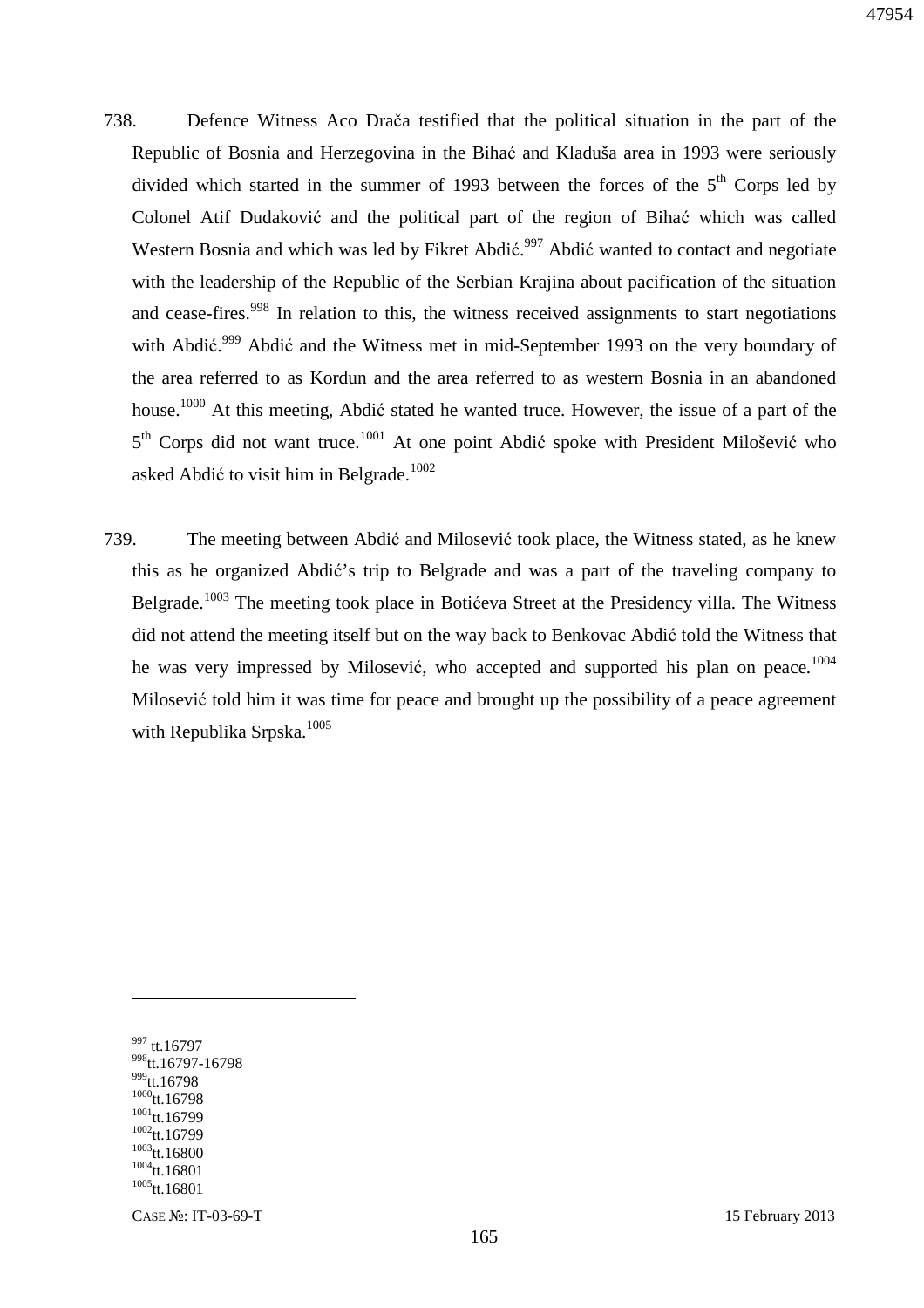738. Defence Witness Aco Drača testified that the political situation in the part of the Republic of Bosnia and Herzegovina in the Bihać and Kladuša area in 1993 were seriously divided which started in the summer of 1993 between the forces of the 5th Corps led by Colonel Atif Dudaković and the political part of the region of Bihać which was called Western Bosnia and which was led by Fikret Abdić.[997] Abdić wanted to contact and negotiate with the leadership of the Republic of the Serbian Krajina about pacification of the situation and cease-fires.[998] In relation to this, the witness received assignments to start negotiations with Abdić.[999] Abdić and the Witness met in mid-September 1993 on the very boundary of the area referred to as Kordun and the area referred to as western Bosnia in an abandoned house.[1000] At this meeting, Abdić stated he wanted truce. However, the issue of a part of the 5th Corps did not want truce.[1001] At one point Abdić spoke with President Milošević who asked Abdić to visit him in Belgrade.[1002]

739. The meeting between Abdić and Milosević took place, the Witness stated, as he knew this as he organized Abdić's trip to Belgrade and was a part of the traveling company to Belgrade.[1003] The meeting took place in Botićeva Street at the Presidency villa. The Witness did not attend the meeting itself but on the way back to Benkovac Abdić told the Witness that he was very impressed by Milosević, who accepted and supported his plan on peace.[1004] Milosević told him it was time for peace and brought up the possibility of a peace agreement with Republika Srpska.[1005]

---

[997] tt.16797
[998] tt.16797-16798
[999] tt.16798
[1000] tt.16798
[1001] tt.16799
[1002] tt.16799
[1003] tt.16800
[1004] tt.16801
[1005] tt.16801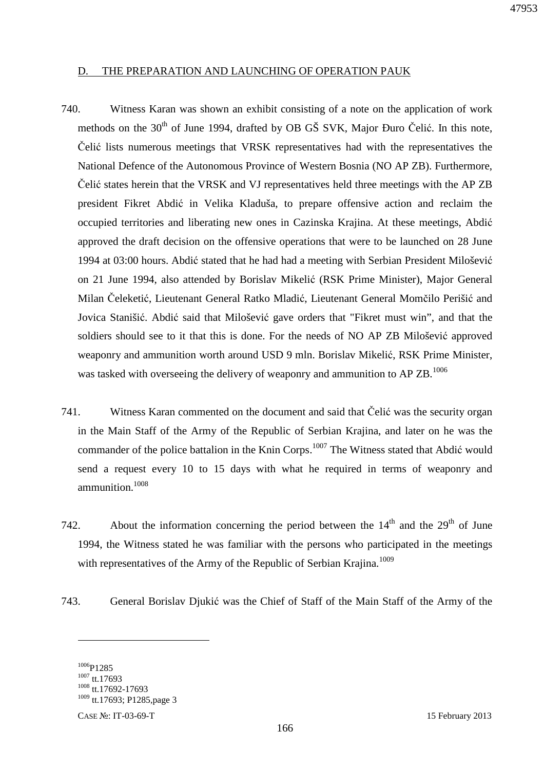D. THE PREPARATION AND LAUNCHING OF OPERATION PAUK

740. Witness Karan was shown an exhibit consisting of a note on the application of work methods on the 30th of June 1994, drafted by OB GŠ SVK, Major Đuro Čelić. In this note, Čelić lists numerous meetings that VRSK representatives had with the representatives the National Defence of the Autonomous Province of Western Bosnia (NO AP ZB). Furthermore, Čelić states herein that the VRSK and VJ representatives held three meetings with the AP ZB president Fikret Abdić in Velika Kladuša, to prepare offensive action and reclaim the occupied territories and liberating new ones in Cazinska Krajina. At these meetings, Abdić approved the draft decision on the offensive operations that were to be launched on 28 June 1994 at 03:00 hours. Abdić stated that he had had a meeting with Serbian President Milošević on 21 June 1994, also attended by Borislav Mikelić (RSK Prime Minister), Major General Milan Čeleketić, Lieutenant General Ratko Mladić, Lieutenant General Momčilo Perišić and Jovica Stanišić. Abdić said that Milošević gave orders that "Fikret must win", and that the soldiers should see to it that this is done. For the needs of NO AP ZB Milošević approved weaponry and ammunition worth around USD 9 mln. Borislav Mikelić, RSK Prime Minister, was tasked with overseeing the delivery of weaponry and ammunition to AP ZB.[1006]

741. Witness Karan commented on the document and said that Čelić was the security organ in the Main Staff of the Army of the Republic of Serbian Krajina, and later on he was the commander of the police battalion in the Knin Corps.[1007] The Witness stated that Abdić would send a request every 10 to 15 days with what he required in terms of weaponry and ammunition.[1008]

742. About the information concerning the period between the 14th and the 29th of June 1994, the Witness stated he was familiar with the persons who participated in the meetings with representatives of the Army of the Republic of Serbian Krajina.[1009]

743. General Borislav Djukić was the Chief of Staff of the Main Staff of the Army of the

---

[1006] P1285
[1007] tt.17693
[1008] tt.17692-17693
[1009] tt.17693; P1285,page 3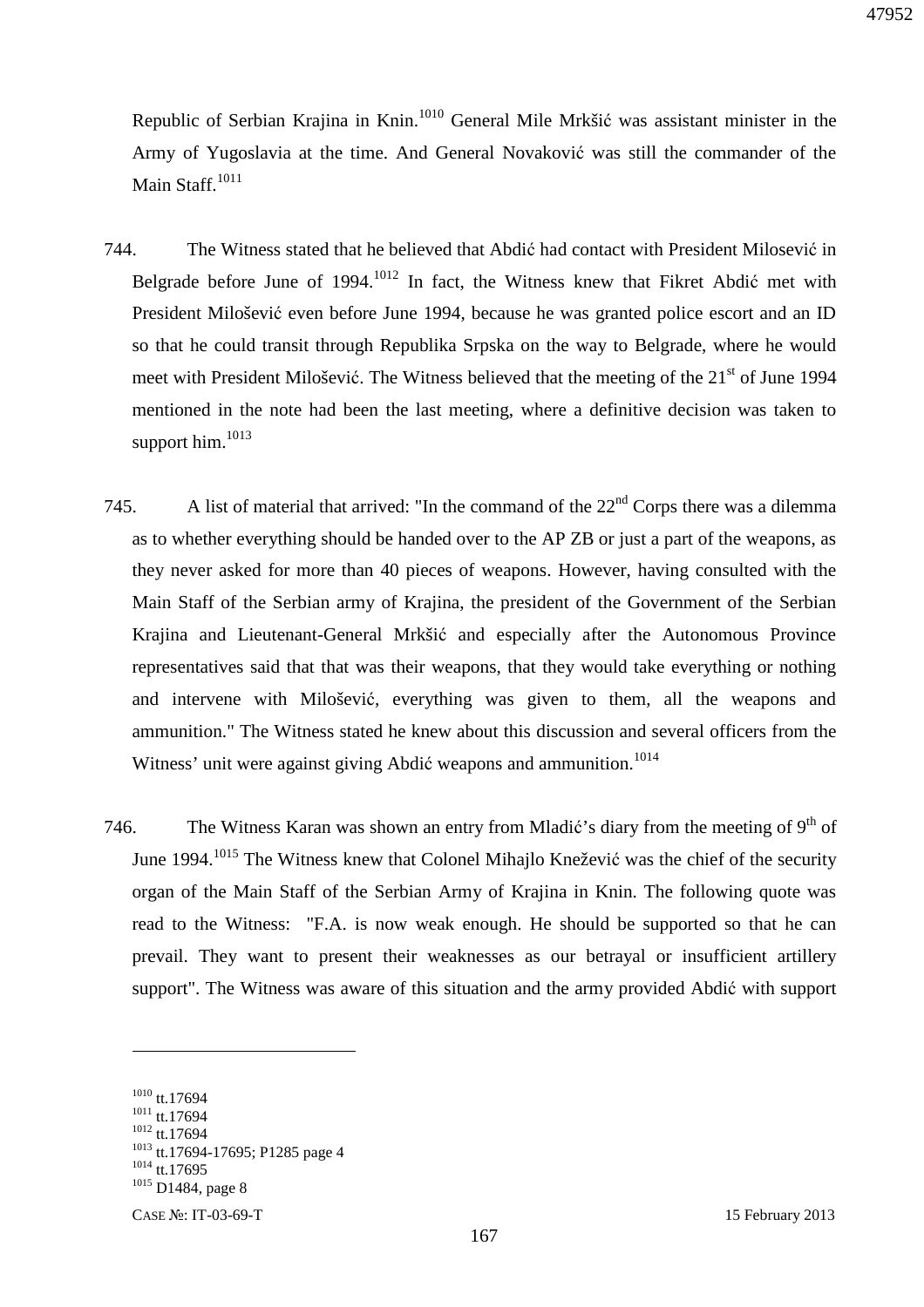Republic of Serbian Krajina in Knin.[1010] General Mile Mrkšić was assistant minister in the Army of Yugoslavia at the time. And General Novaković was still the commander of the Main Staff.[1011]

744. The Witness stated that he believed that Abdić had contact with President Milosević in Belgrade before June of 1994.[1012] In fact, the Witness knew that Fikret Abdić met with President Milošević even before June 1994, because he was granted police escort and an ID so that he could transit through Republika Srpska on the way to Belgrade, where he would meet with President Milošević. The Witness believed that the meeting of the 21st of June 1994 mentioned in the note had been the last meeting, where a definitive decision was taken to support him.[1013]

745. A list of material that arrived: "In the command of the 22nd Corps there was a dilemma as to whether everything should be handed over to the AP ZB or just a part of the weapons, as they never asked for more than 40 pieces of weapons. However, having consulted with the Main Staff of the Serbian army of Krajina, the president of the Government of the Serbian Krajina and Lieutenant-General Mrkšić and especially after the Autonomous Province representatives said that that was their weapons, that they would take everything or nothing and intervene with Milošević, everything was given to them, all the weapons and ammunition." The Witness stated he knew about this discussion and several officers from the Witness' unit were against giving Abdić weapons and ammunition.[1014]

746. The Witness Karan was shown an entry from Mladić's diary from the meeting of 9th of June 1994.[1015] The Witness knew that Colonel Mihajlo Knežević was the chief of the security organ of the Main Staff of the Serbian Army of Krajina in Knin. The following quote was read to the Witness: "F.A. is now weak enough. He should be supported so that he can prevail. They want to present their weaknesses as our betrayal or insufficient artillery support". The Witness was aware of this situation and the army provided Abdić with support

---

[1010] tt.17694
[1011] tt.17694
[1012] tt.17694
[1013] tt.17694-17695; P1285 page 4
[1014] tt.17695
[1015] D1484, page 8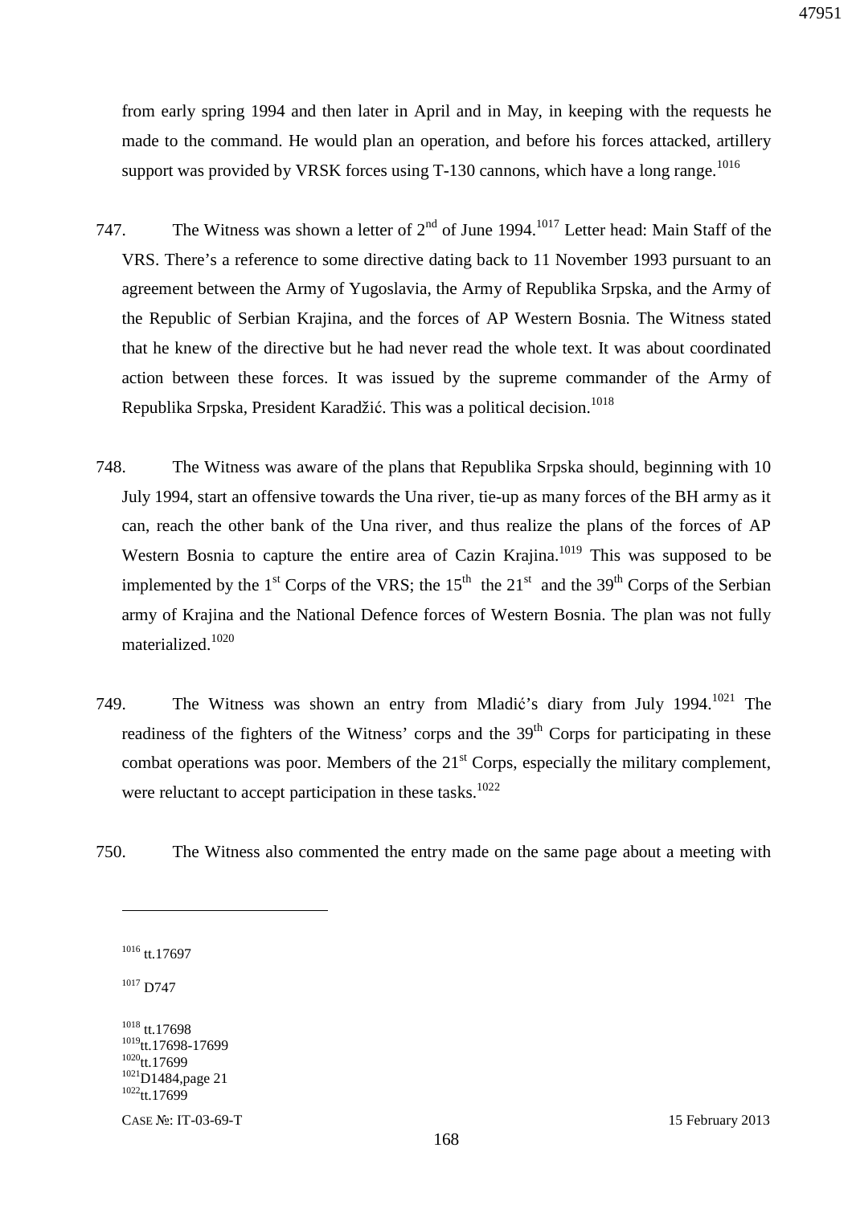from early spring 1994 and then later in April and in May, in keeping with the requests he made to the command. He would plan an operation, and before his forces attacked, artillery support was provided by VRSK forces using T-130 cannons, which have a long range.[1016]

747. The Witness was shown a letter of 2nd of June 1994.[1017] Letter head: Main Staff of the VRS. There's a reference to some directive dating back to 11 November 1993 pursuant to an agreement between the Army of Yugoslavia, the Army of Republika Srpska, and the Army of the Republic of Serbian Krajina, and the forces of AP Western Bosnia. The Witness stated that he knew of the directive but he had never read the whole text. It was about coordinated action between these forces. It was issued by the supreme commander of the Army of Republika Srpska, President Karadžić. This was a political decision.[1018]

748. The Witness was aware of the plans that Republika Srpska should, beginning with 10 July 1994, start an offensive towards the Una river, tie-up as many forces of the BH army as it can, reach the other bank of the Una river, and thus realize the plans of the forces of AP Western Bosnia to capture the entire area of Cazin Krajina.[1019] This was supposed to be implemented by the 1st Corps of the VRS; the 15th the 21st and the 39th Corps of the Serbian army of Krajina and the National Defence forces of Western Bosnia. The plan was not fully materialized.[1020]

749. The Witness was shown an entry from Mladić's diary from July 1994.[1021] The readiness of the fighters of the Witness' corps and the 39th Corps for participating in these combat operations was poor. Members of the 21st Corps, especially the military complement, were reluctant to accept participation in these tasks.[1022]

750. The Witness also commented the entry made on the same page about a meeting with

---

[1016] tt.17697

[1017] D747

[1018] tt.17698

[1019] tt.17698-17699

[1020] tt.17699

[1021] D1484,page 21

[1022] tt.17699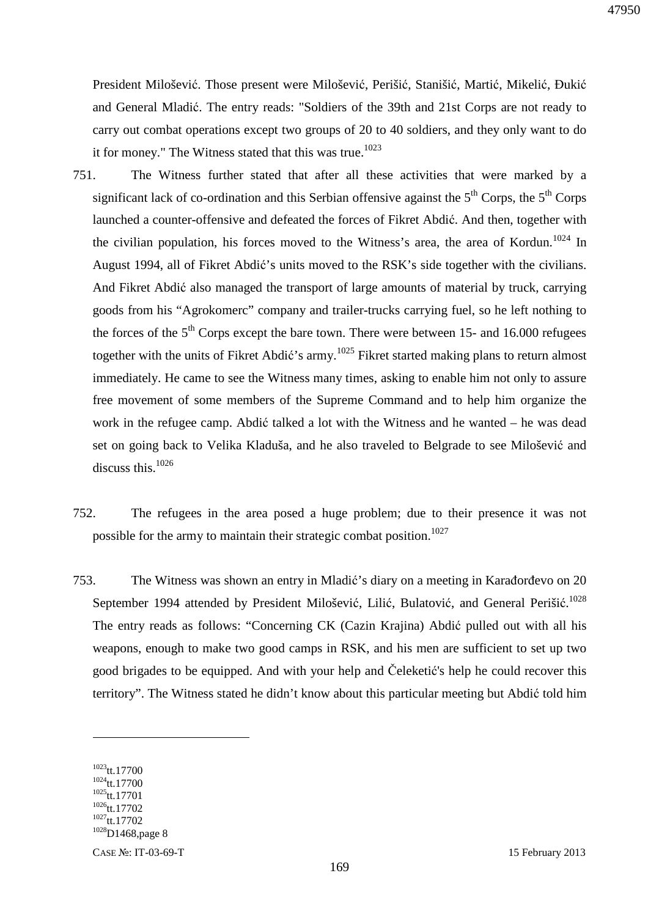President Milošević. Those present were Milošević, Perišić, Stanišić, Martić, Mikelić, Đukić and General Mladić. The entry reads: "Soldiers of the 39th and 21st Corps are not ready to carry out combat operations except two groups of 20 to 40 soldiers, and they only want to do it for money." The Witness stated that this was true.[1023]

751. The Witness further stated that after all these activities that were marked by a significant lack of co-ordination and this Serbian offensive against the 5th Corps, the 5th Corps launched a counter-offensive and defeated the forces of Fikret Abdić. And then, together with the civilian population, his forces moved to the Witness's area, the area of Kordun.[1024] In August 1994, all of Fikret Abdić's units moved to the RSK's side together with the civilians. And Fikret Abdić also managed the transport of large amounts of material by truck, carrying goods from his "Agrokomerc" company and trailer-trucks carrying fuel, so he left nothing to the forces of the 5th Corps except the bare town. There were between 15- and 16.000 refugees together with the units of Fikret Abdić's army.[1025] Fikret started making plans to return almost immediately. He came to see the Witness many times, asking to enable him not only to assure free movement of some members of the Supreme Command and to help him organize the work in the refugee camp. Abdić talked a lot with the Witness and he wanted – he was dead set on going back to Velika Kladuša, and he also traveled to Belgrade to see Milošević and discuss this.[1026]

752. The refugees in the area posed a huge problem; due to their presence it was not possible for the army to maintain their strategic combat position.[1027]

753. The Witness was shown an entry in Mladić's diary on a meeting in Karađorđevo on 20 September 1994 attended by President Milošević, Lilić, Bulatović, and General Perišić.[1028] The entry reads as follows: "Concerning CK (Cazin Krajina) Abdić pulled out with all his weapons, enough to make two good camps in RSK, and his men are sufficient to set up two good brigades to be equipped. And with your help and Čeleketić's help he could recover this territory". The Witness stated he didn't know about this particular meeting but Abdić told him

---

[1023] tt.17700
[1024] tt.17700
[1025] tt.17701
[1026] tt.17702
[1027] tt.17702
[1028] D1468,page 8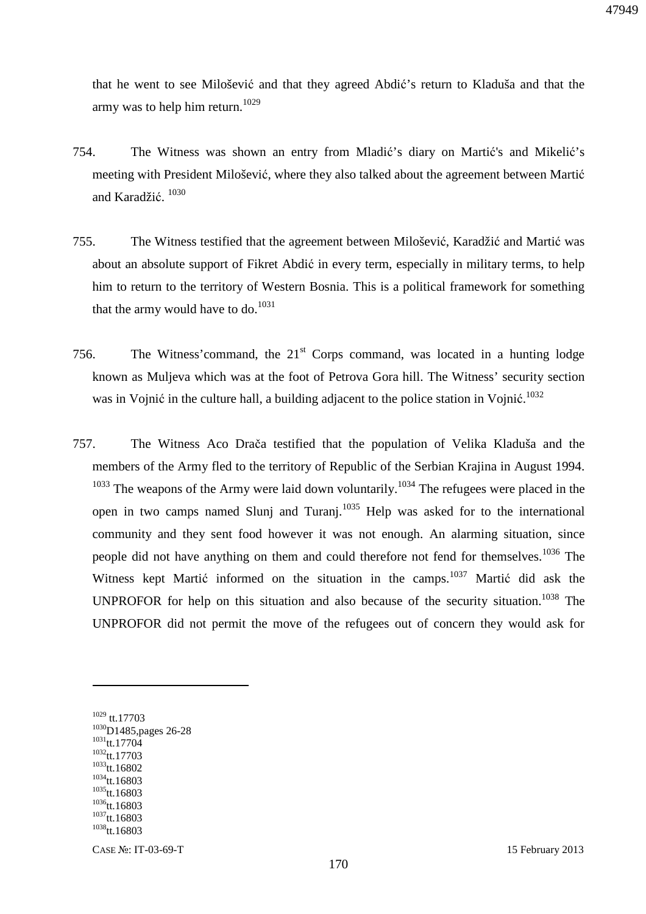that he went to see Milošević and that they agreed Abdić's return to Kladuša and that the army was to help him return.[1029]

754. The Witness was shown an entry from Mladić's diary on Martić's and Mikelić's meeting with President Milošević, where they also talked about the agreement between Martić and Karadžić. [1030]

755. The Witness testified that the agreement between Milošević, Karadžić and Martić was about an absolute support of Fikret Abdić in every term, especially in military terms, to help him to return to the territory of Western Bosnia. This is a political framework for something that the army would have to do.[1031]

756. The Witness'command, the 21st Corps command, was located in a hunting lodge known as Muljeva which was at the foot of Petrova Gora hill. The Witness' security section was in Vojnić in the culture hall, a building adjacent to the police station in Vojnić.[1032]

757. The Witness Aco Drača testified that the population of Velika Kladuša and the members of the Army fled to the territory of Republic of the Serbian Krajina in August 1994. [1033] The weapons of the Army were laid down voluntarily.[1034] The refugees were placed in the open in two camps named Slunj and Turanj.[1035] Help was asked for to the international community and they sent food however it was not enough. An alarming situation, since people did not have anything on them and could therefore not fend for themselves.[1036] The Witness kept Martić informed on the situation in the camps.[1037] Martić did ask the UNPROFOR for help on this situation and also because of the security situation.[1038] The UNPROFOR did not permit the move of the refugees out of concern they would ask for

---

[1029] tt.17703
[1030] D1485,pages 26-28
[1031] tt.17704
[1032] tt.17703
[1033] tt.16802
[1034] tt.16803
[1035] tt.16803
[1036] tt.16803
[1037] tt.16803
[1038] tt.16803

CASE №: IT-03-69-T 15 February 2013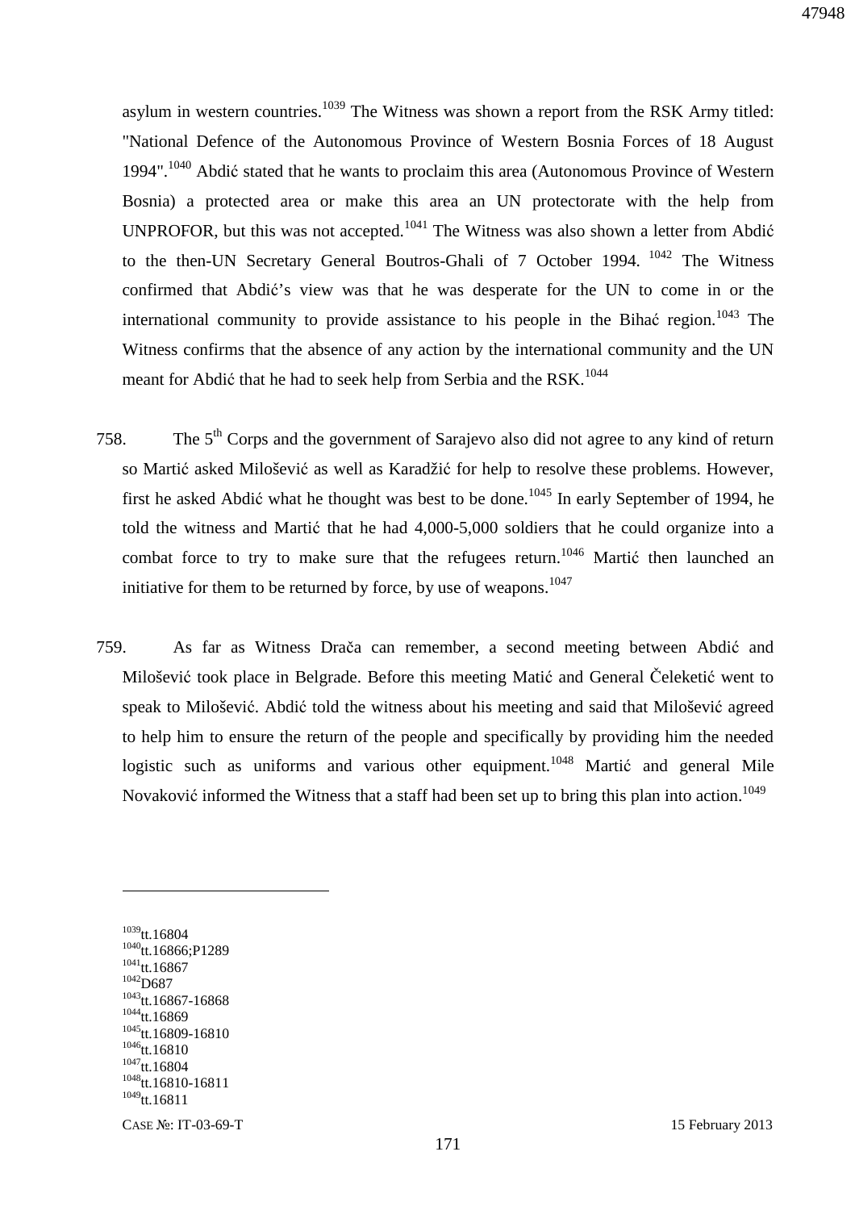asylum in western countries.[1039] The Witness was shown a report from the RSK Army titled: "National Defence of the Autonomous Province of Western Bosnia Forces of 18 August 1994".[1040] Abdić stated that he wants to proclaim this area (Autonomous Province of Western Bosnia) a protected area or make this area an UN protectorate with the help from UNPROFOR, but this was not accepted.[1041] The Witness was also shown a letter from Abdić to the then-UN Secretary General Boutros-Ghali of 7 October 1994. [1042] The Witness confirmed that Abdić's view was that he was desperate for the UN to come in or the international community to provide assistance to his people in the Bihać region.[1043] The Witness confirms that the absence of any action by the international community and the UN meant for Abdić that he had to seek help from Serbia and the RSK.[1044]

758. The 5th Corps and the government of Sarajevo also did not agree to any kind of return so Martić asked Milošević as well as Karadžić for help to resolve these problems. However, first he asked Abdić what he thought was best to be done.[1045] In early September of 1994, he told the witness and Martić that he had 4,000-5,000 soldiers that he could organize into a combat force to try to make sure that the refugees return.[1046] Martić then launched an initiative for them to be returned by force, by use of weapons.[1047]

759. As far as Witness Drača can remember, a second meeting between Abdić and Milošević took place in Belgrade. Before this meeting Matić and General Čeleketić went to speak to Milošević. Abdić told the witness about his meeting and said that Milošević agreed to help him to ensure the return of the people and specifically by providing him the needed logistic such as uniforms and various other equipment.[1048] Martić and general Mile Novaković informed the Witness that a staff had been set up to bring this plan into action.[1049]

---

[1039] tt.16804
[1040] tt.16866;P1289
[1041] tt.16867
[1042] D687
[1043] tt.16867-16868
[1044] tt.16869
[1045] tt.16809-16810
[1046] tt.16810
[1047] tt.16804
[1048] tt.16810-16811
[1049] tt.16811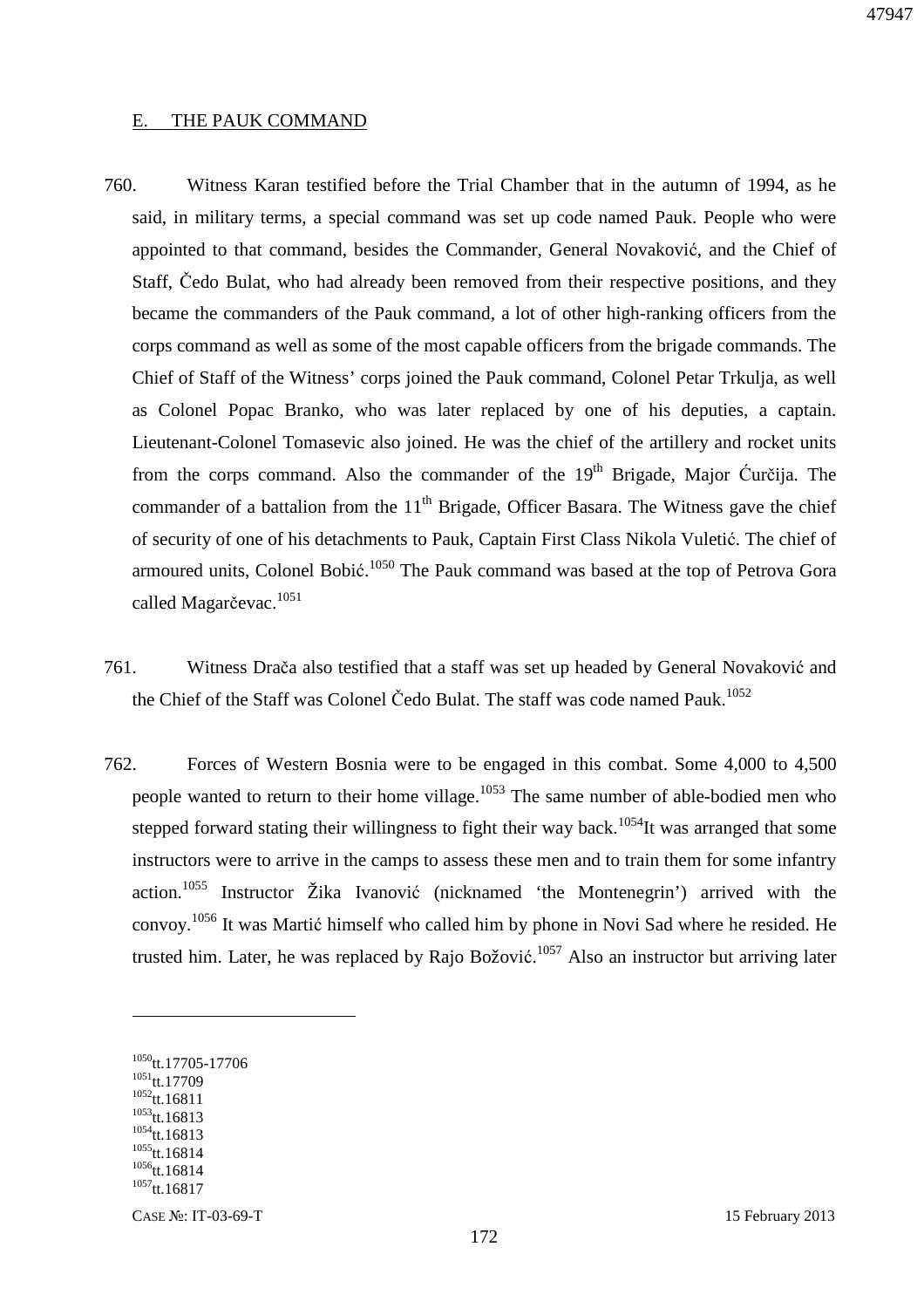## E. THE PAUK COMMAND

760. Witness Karan testified before the Trial Chamber that in the autumn of 1994, as he said, in military terms, a special command was set up code named Pauk. People who were appointed to that command, besides the Commander, General Novaković, and the Chief of Staff, Čedo Bulat, who had already been removed from their respective positions, and they became the commanders of the Pauk command, a lot of other high-ranking officers from the corps command as well as some of the most capable officers from the brigade commands. The Chief of Staff of the Witness' corps joined the Pauk command, Colonel Petar Trkulja, as well as Colonel Popac Branko, who was later replaced by one of his deputies, a captain. Lieutenant-Colonel Tomasevic also joined. He was the chief of the artillery and rocket units from the corps command. Also the commander of the 19th Brigade, Major Ćurčija. The commander of a battalion from the 11th Brigade, Officer Basara. The Witness gave the chief of security of one of his detachments to Pauk, Captain First Class Nikola Vuletić. The chief of armoured units, Colonel Bobić.[1050] The Pauk command was based at the top of Petrova Gora called Magarčevac.[1051]

761. Witness Drača also testified that a staff was set up headed by General Novaković and the Chief of the Staff was Colonel Čedo Bulat. The staff was code named Pauk.[1052]

762. Forces of Western Bosnia were to be engaged in this combat. Some 4,000 to 4,500 people wanted to return to their home village.[1053] The same number of able-bodied men who stepped forward stating their willingness to fight their way back.[1054]It was arranged that some instructors were to arrive in the camps to assess these men and to train them for some infantry action.[1055] Instructor Žika Ivanović (nicknamed 'the Montenegrin') arrived with the convoy.[1056] It was Martić himself who called him by phone in Novi Sad where he resided. He trusted him. Later, he was replaced by Rajo Božović.[1057] Also an instructor but arriving later

---

[1050] tt.17705-17706
[1051] tt.17709
[1052] tt.16811
[1053] tt.16813
[1054] tt.16813
[1055] tt.16814
[1056] tt.16814
[1057] tt.16817

CASE №: IT-03-69-T 15 February 2013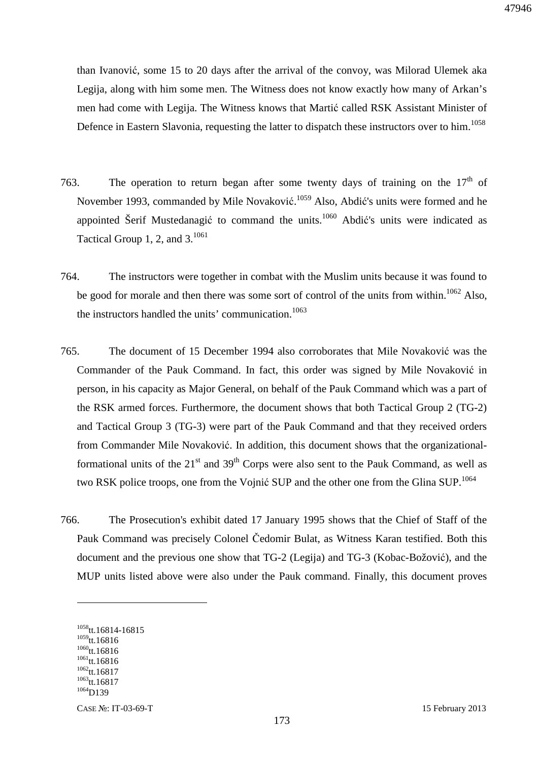than Ivanović, some 15 to 20 days after the arrival of the convoy, was Milorad Ulemek aka Legija, along with him some men. The Witness does not know exactly how many of Arkan's men had come with Legija. The Witness knows that Martić called RSK Assistant Minister of Defence in Eastern Slavonia, requesting the latter to dispatch these instructors over to him.[1058]

763. The operation to return began after some twenty days of training on the 17th of November 1993, commanded by Mile Novaković.[1059] Also, Abdić's units were formed and he appointed Šerif Mustedanagić to command the units.[1060] Abdić's units were indicated as Tactical Group 1, 2, and 3.[1061]

764. The instructors were together in combat with the Muslim units because it was found to be good for morale and then there was some sort of control of the units from within.[1062] Also, the instructors handled the units' communication.[1063]

765. The document of 15 December 1994 also corroborates that Mile Novaković was the Commander of the Pauk Command. In fact, this order was signed by Mile Novaković in person, in his capacity as Major General, on behalf of the Pauk Command which was a part of the RSK armed forces. Furthermore, the document shows that both Tactical Group 2 (TG-2) and Tactical Group 3 (TG-3) were part of the Pauk Command and that they received orders from Commander Mile Novaković. In addition, this document shows that the organizational-formational units of the 21st and 39th Corps were also sent to the Pauk Command, as well as two RSK police troops, one from the Vojnić SUP and the other one from the Glina SUP.[1064]

766. The Prosecution's exhibit dated 17 January 1995 shows that the Chief of Staff of the Pauk Command was precisely Colonel Čedomir Bulat, as Witness Karan testified. Both this document and the previous one show that TG-2 (Legija) and TG-3 (Kobac-Božović), and the MUP units listed above were also under the Pauk command. Finally, this document proves

---

[1058] tt.16814-16815
[1059] tt.16816
[1060] tt.16816
[1061] tt.16816
[1062] tt.16817
[1063] tt.16817
[1064] D139

CASE №: IT-03-69-T 15 February 2013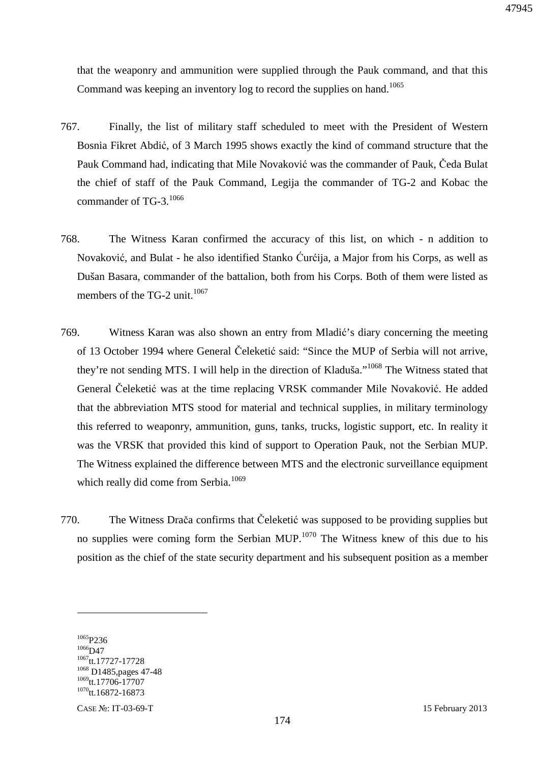that the weaponry and ammunition were supplied through the Pauk command, and that this Command was keeping an inventory log to record the supplies on hand.[1065]

767. Finally, the list of military staff scheduled to meet with the President of Western Bosnia Fikret Abdić, of 3 March 1995 shows exactly the kind of command structure that the Pauk Command had, indicating that Mile Novaković was the commander of Pauk, Čeda Bulat the chief of staff of the Pauk Command, Legija the commander of TG-2 and Kobac the commander of TG-3.[1066]

768. The Witness Karan confirmed the accuracy of this list, on which - n addition to Novaković, and Bulat - he also identified Stanko Ćurćija, a Major from his Corps, as well as Dušan Basara, commander of the battalion, both from his Corps. Both of them were listed as members of the TG-2 unit.[1067]

769. Witness Karan was also shown an entry from Mladić's diary concerning the meeting of 13 October 1994 where General Čeleketić said: "Since the MUP of Serbia will not arrive, they're not sending MTS. I will help in the direction of Kladuša."[1068] The Witness stated that General Čeleketić was at the time replacing VRSK commander Mile Novaković. He added that the abbreviation MTS stood for material and technical supplies, in military terminology this referred to weaponry, ammunition, guns, tanks, trucks, logistic support, etc. In reality it was the VRSK that provided this kind of support to Operation Pauk, not the Serbian MUP. The Witness explained the difference between MTS and the electronic surveillance equipment which really did come from Serbia.[1069]

770. The Witness Drača confirms that Čeleketić was supposed to be providing supplies but no supplies were coming form the Serbian MUP.[1070] The Witness knew of this due to his position as the chief of the state security department and his subsequent position as a member

---

[1065] P236
[1066] D47
[1067] tt.17727-17728
[1068] D1485,pages 47-48
[1069] tt.17706-17707
[1070] tt.16872-16873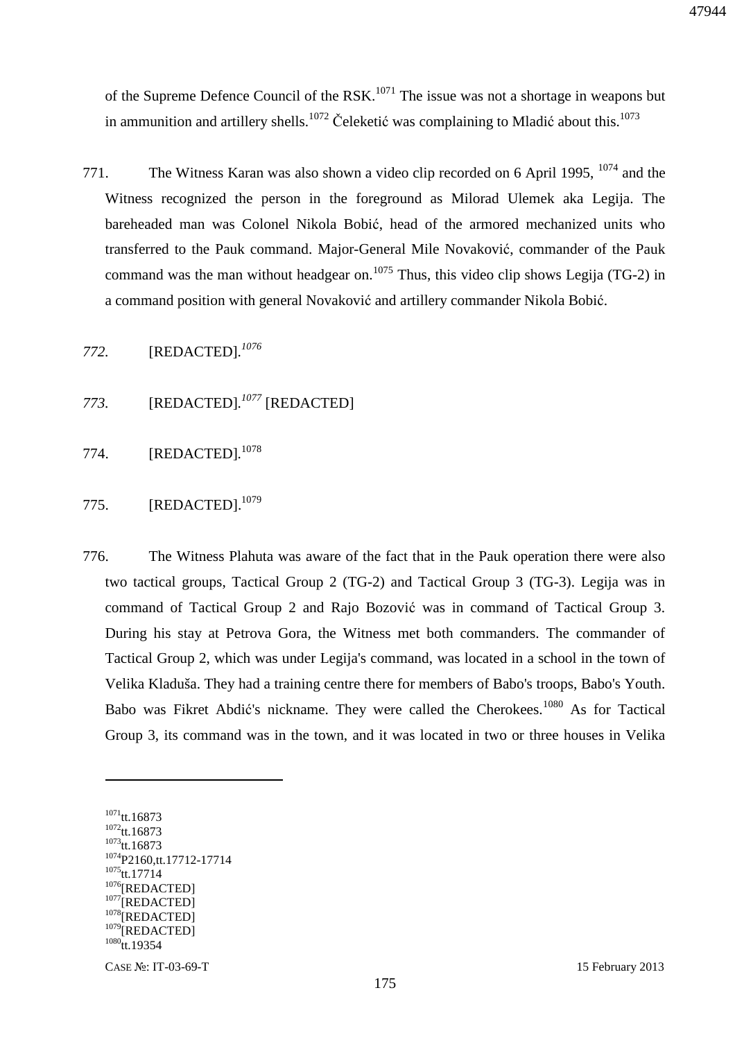of the Supreme Defence Council of the RSK.[1071] The issue was not a shortage in weapons but in ammunition and artillery shells.[1072] Čeleketić was complaining to Mladić about this.[1073]

771. The Witness Karan was also shown a video clip recorded on 6 April 1995, [1074] and the Witness recognized the person in the foreground as Milorad Ulemek aka Legija. The bareheaded man was Colonel Nikola Bobić, head of the armored mechanized units who transferred to the Pauk command. Major-General Mile Novaković, commander of the Pauk command was the man without headgear on.[1075] Thus, this video clip shows Legija (TG-2) in a command position with general Novaković and artillery commander Nikola Bobić.

*772.* [REDACTED].[1076]

*773.* [REDACTED].[1077] [REDACTED]

774. [REDACTED].[1078]

775. [REDACTED].[1079]

776. The Witness Plahuta was aware of the fact that in the Pauk operation there were also two tactical groups, Tactical Group 2 (TG-2) and Tactical Group 3 (TG-3). Legija was in command of Tactical Group 2 and Rajo Bozović was in command of Tactical Group 3. During his stay at Petrova Gora, the Witness met both commanders. The commander of Tactical Group 2, which was under Legija's command, was located in a school in the town of Velika Kladuša. They had a training centre there for members of Babo's troops, Babo's Youth. Babo was Fikret Abdić's nickname. They were called the Cherokees.[1080] As for Tactical Group 3, its command was in the town, and it was located in two or three houses in Velika

---

[1071] tt.16873
[1072] tt.16873
[1073] tt.16873
[1074] P2160,tt.17712-17714
[1075] tt.17714
[1076] [REDACTED]
[1077] [REDACTED]
[1078] [REDACTED]
[1079] [REDACTED]
[1080] tt.19354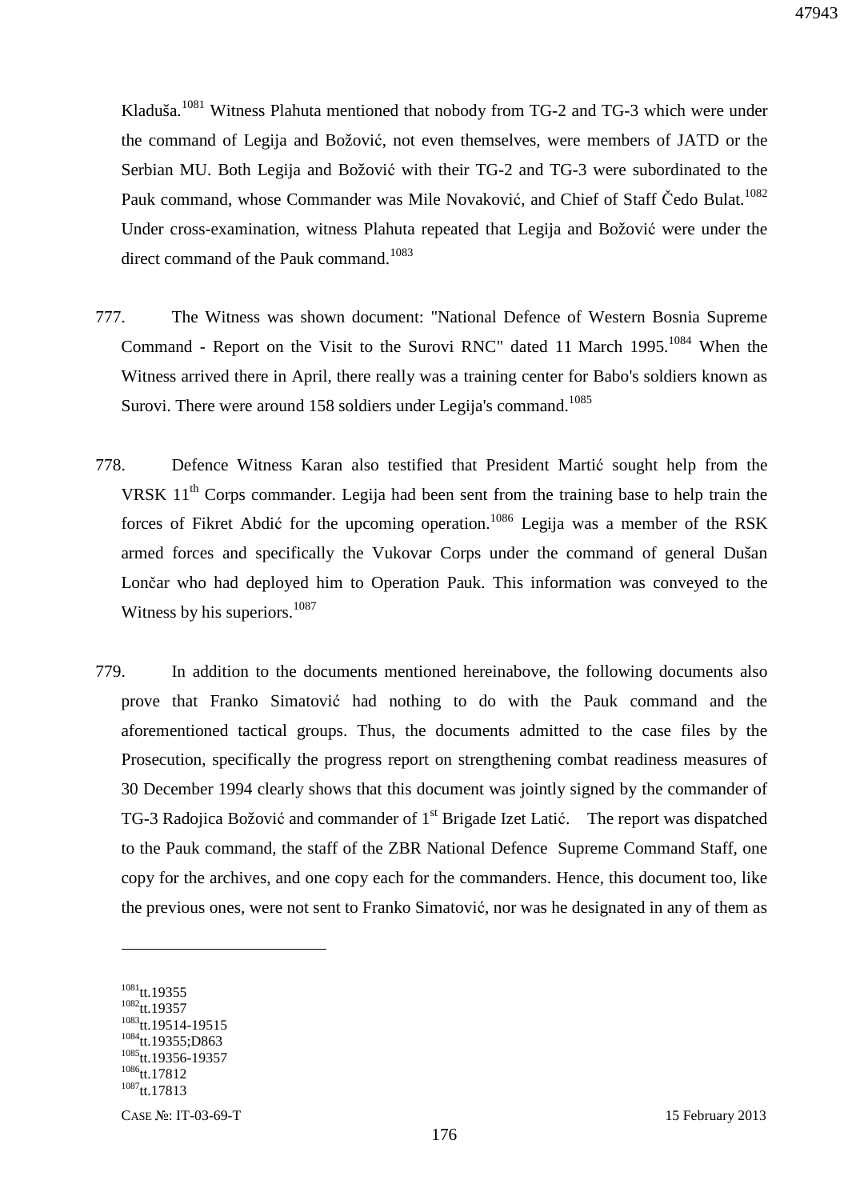Kladuša.[1081] Witness Plahuta mentioned that nobody from TG-2 and TG-3 which were under the command of Legija and Božović, not even themselves, were members of JATD or the Serbian MU. Both Legija and Božović with their TG-2 and TG-3 were subordinated to the Pauk command, whose Commander was Mile Novaković, and Chief of Staff Čedo Bulat.[1082] Under cross-examination, witness Plahuta repeated that Legija and Božović were under the direct command of the Pauk command.[1083]

777. The Witness was shown document: "National Defence of Western Bosnia Supreme Command - Report on the Visit to the Surovi RNC" dated 11 March 1995.[1084] When the Witness arrived there in April, there really was a training center for Babo's soldiers known as Surovi. There were around 158 soldiers under Legija's command.[1085]

778. Defence Witness Karan also testified that President Martić sought help from the VRSK 11th Corps commander. Legija had been sent from the training base to help train the forces of Fikret Abdić for the upcoming operation.[1086] Legija was a member of the RSK armed forces and specifically the Vukovar Corps under the command of general Dušan Lončar who had deployed him to Operation Pauk. This information was conveyed to the Witness by his superiors.[1087]

779. In addition to the documents mentioned hereinabove, the following documents also prove that Franko Simatović had nothing to do with the Pauk command and the aforementioned tactical groups. Thus, the documents admitted to the case files by the Prosecution, specifically the progress report on strengthening combat readiness measures of 30 December 1994 clearly shows that this document was jointly signed by the commander of TG-3 Radojica Božović and commander of 1st Brigade Izet Latić. The report was dispatched to the Pauk command, the staff of the ZBR National Defence Supreme Command Staff, one copy for the archives, and one copy each for the commanders. Hence, this document too, like the previous ones, were not sent to Franko Simatović, nor was he designated in any of them as

---

[1081] tt.19355
[1082] tt.19357
[1083] tt.19514-19515
[1084] tt.19355;D863
[1085] tt.19356-19357
[1086] tt.17812
[1087] tt.17813

CASE №: IT-03-69-T 15 February 2013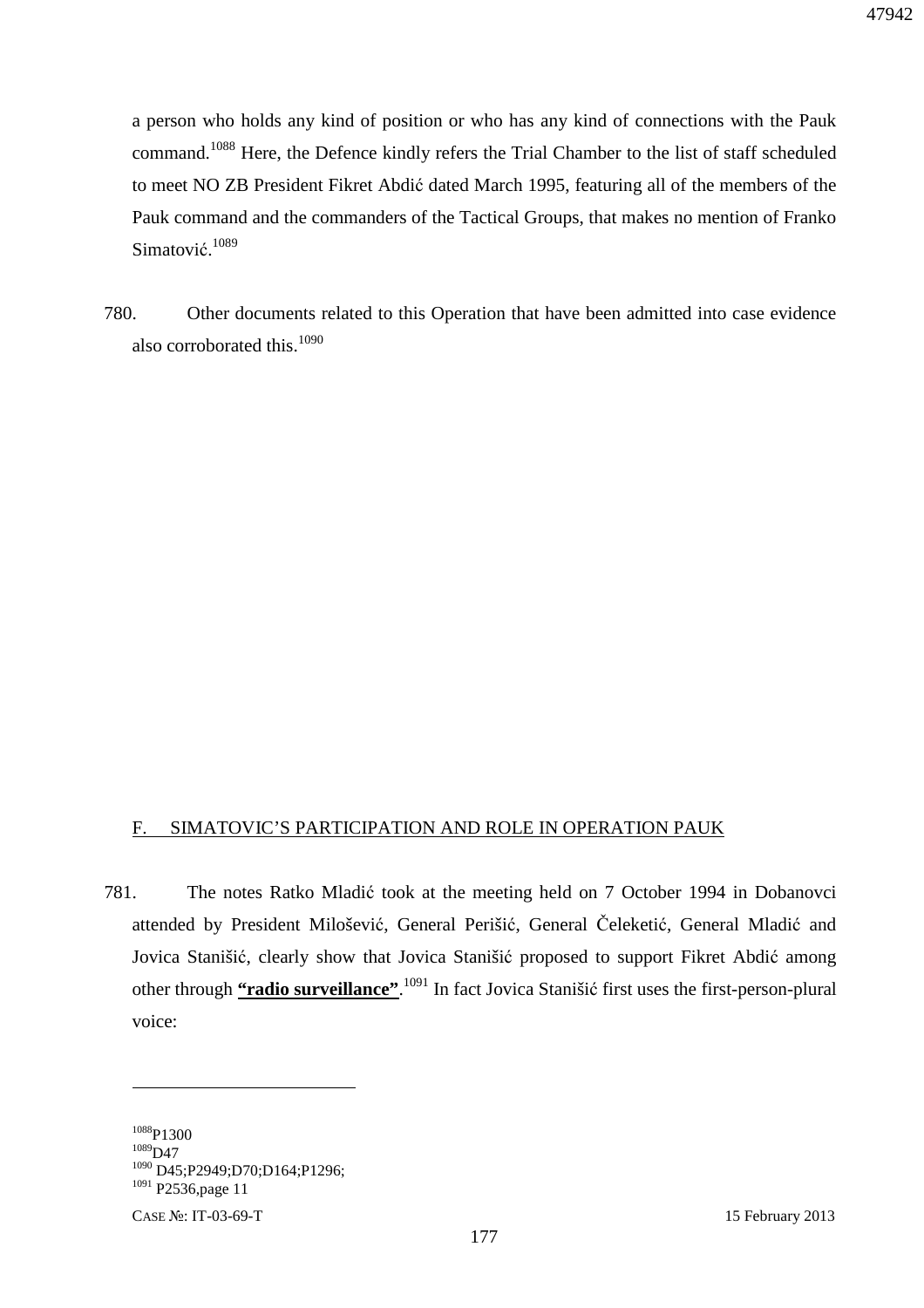a person who holds any kind of position or who has any kind of connections with the Pauk command.[1088] Here, the Defence kindly refers the Trial Chamber to the list of staff scheduled to meet NO ZB President Fikret Abdić dated March 1995, featuring all of the members of the Pauk command and the commanders of the Tactical Groups, that makes no mention of Franko Simatović.[1089]

780. Other documents related to this Operation that have been admitted into case evidence also corroborated this.[1090]

## F. SIMATOVIC'S PARTICIPATION AND ROLE IN OPERATION PAUK

781. The notes Ratko Mladić took at the meeting held on 7 October 1994 in Dobanovci attended by President Milošević, General Perišić, General Čeleketić, General Mladić and Jovica Stanišić, clearly show that Jovica Stanišić proposed to support Fikret Abdić among other through **<u>"radio surveillance"</u>**.[1091] In fact Jovica Stanišić first uses the first-person-plural voice:

---

[1088] P1300

[1089] D47

[1090] D45;P2949;D70;D164;P1296;

[1091] P2536,page 11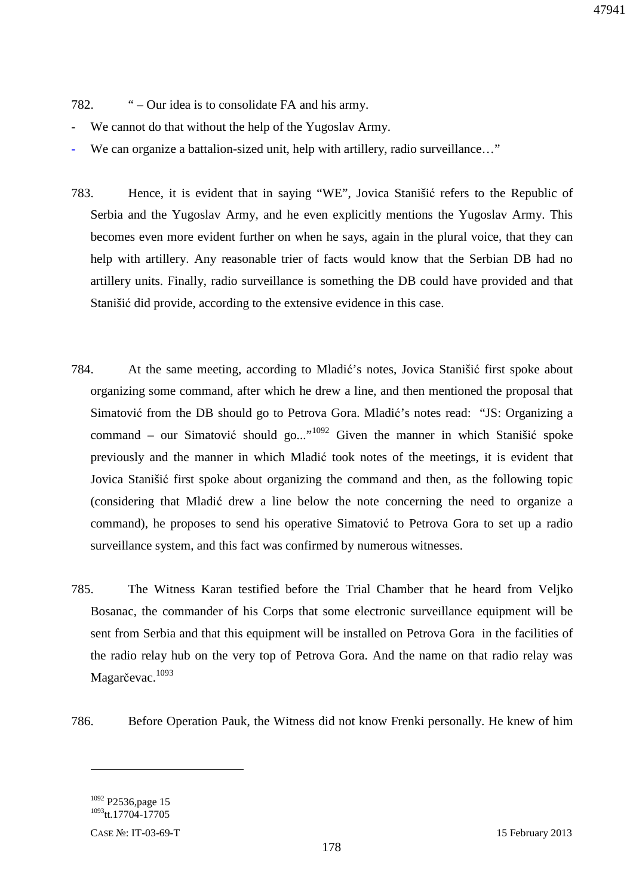782. " – Our idea is to consolidate FA and his army.

- We cannot do that without the help of the Yugoslav Army.
- We can organize a battalion-sized unit, help with artillery, radio surveillance…"

783. Hence, it is evident that in saying "WE", Jovica Stanišić refers to the Republic of Serbia and the Yugoslav Army, and he even explicitly mentions the Yugoslav Army. This becomes even more evident further on when he says, again in the plural voice, that they can help with artillery. Any reasonable trier of facts would know that the Serbian DB had no artillery units. Finally, radio surveillance is something the DB could have provided and that Stanišić did provide, according to the extensive evidence in this case.

784. At the same meeting, according to Mladić's notes, Jovica Stanišić first spoke about organizing some command, after which he drew a line, and then mentioned the proposal that Simatović from the DB should go to Petrova Gora. Mladić's notes read: "JS: Organizing a command – our Simatović should go..."[1092] Given the manner in which Stanišić spoke previously and the manner in which Mladić took notes of the meetings, it is evident that Jovica Stanišić first spoke about organizing the command and then, as the following topic (considering that Mladić drew a line below the note concerning the need to organize a command), he proposes to send his operative Simatović to Petrova Gora to set up a radio surveillance system, and this fact was confirmed by numerous witnesses.

785. The Witness Karan testified before the Trial Chamber that he heard from Veljko Bosanac, the commander of his Corps that some electronic surveillance equipment will be sent from Serbia and that this equipment will be installed on Petrova Gora in the facilities of the radio relay hub on the very top of Petrova Gora. And the name on that radio relay was Magarčevac.[1093]

786. Before Operation Pauk, the Witness did not know Frenki personally. He knew of him

---

[1092] P2536,page 15
[1093] tt.17704-17705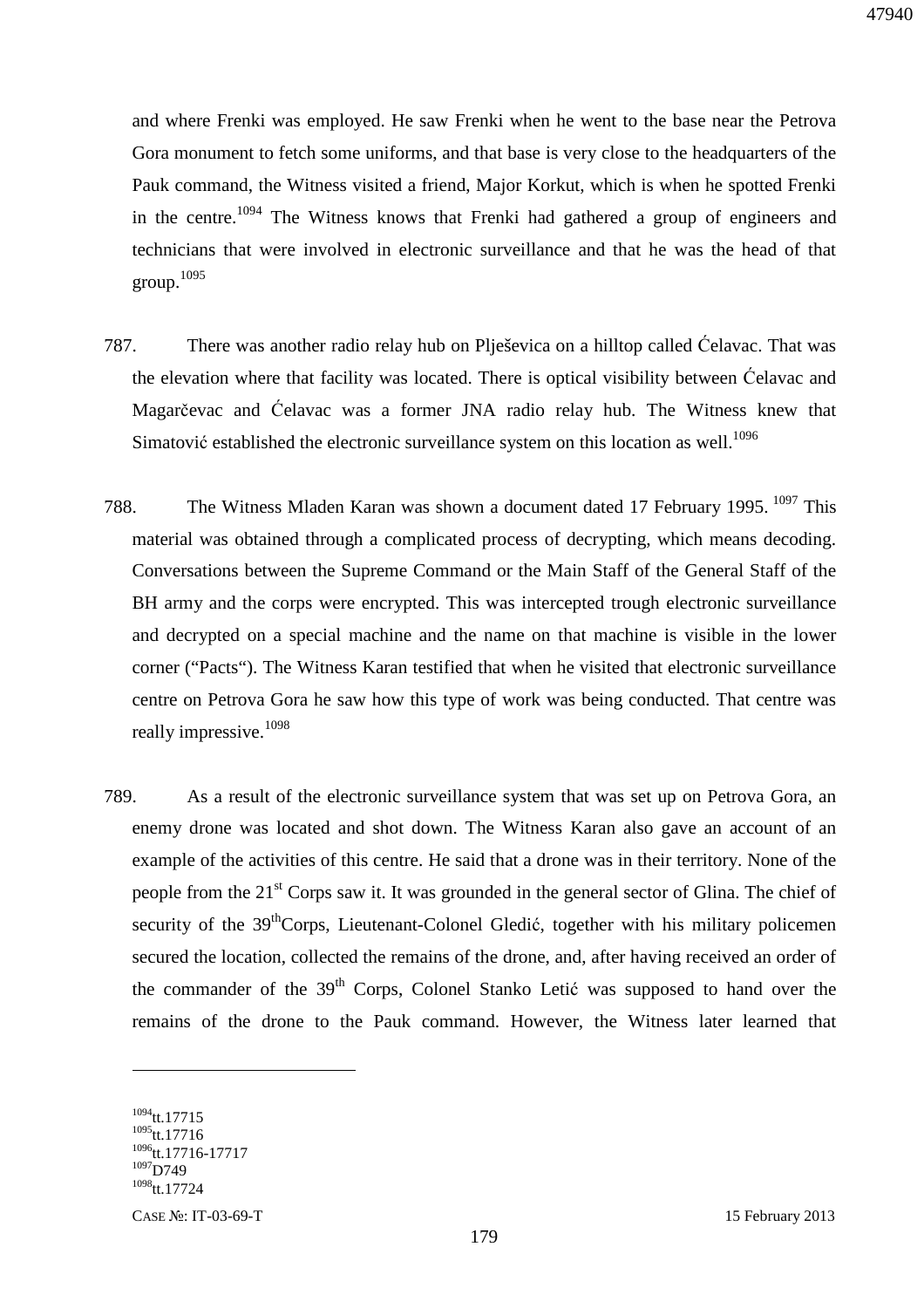and where Frenki was employed. He saw Frenki when he went to the base near the Petrova Gora monument to fetch some uniforms, and that base is very close to the headquarters of the Pauk command, the Witness visited a friend, Major Korkut, which is when he spotted Frenki in the centre.[1094] The Witness knows that Frenki had gathered a group of engineers and technicians that were involved in electronic surveillance and that he was the head of that group.[1095]

787. There was another radio relay hub on Plješevica on a hilltop called Ćelavac. That was the elevation where that facility was located. There is optical visibility between Ćelavac and Magarčevac and Ćelavac was a former JNA radio relay hub. The Witness knew that Simatović established the electronic surveillance system on this location as well.[1096]

788. The Witness Mladen Karan was shown a document dated 17 February 1995. [1097] This material was obtained through a complicated process of decrypting, which means decoding. Conversations between the Supreme Command or the Main Staff of the General Staff of the BH army and the corps were encrypted. This was intercepted trough electronic surveillance and decrypted on a special machine and the name on that machine is visible in the lower corner ("Pacts"). The Witness Karan testified that when he visited that electronic surveillance centre on Petrova Gora he saw how this type of work was being conducted. That centre was really impressive.[1098]

789. As a result of the electronic surveillance system that was set up on Petrova Gora, an enemy drone was located and shot down. The Witness Karan also gave an account of an example of the activities of this centre. He said that a drone was in their territory. None of the people from the 21st Corps saw it. It was grounded in the general sector of Glina. The chief of security of the 39th Corps, Lieutenant-Colonel Gledić, together with his military policemen secured the location, collected the remains of the drone, and, after having received an order of the commander of the 39th Corps, Colonel Stanko Letić was supposed to hand over the remains of the drone to the Pauk command. However, the Witness later learned that

---

[1094] tt.17715
[1095] tt.17716
[1096] tt.17716-17717
[1097] D749
[1098] tt.17724

CASE №: IT-03-69-T 15 February 2013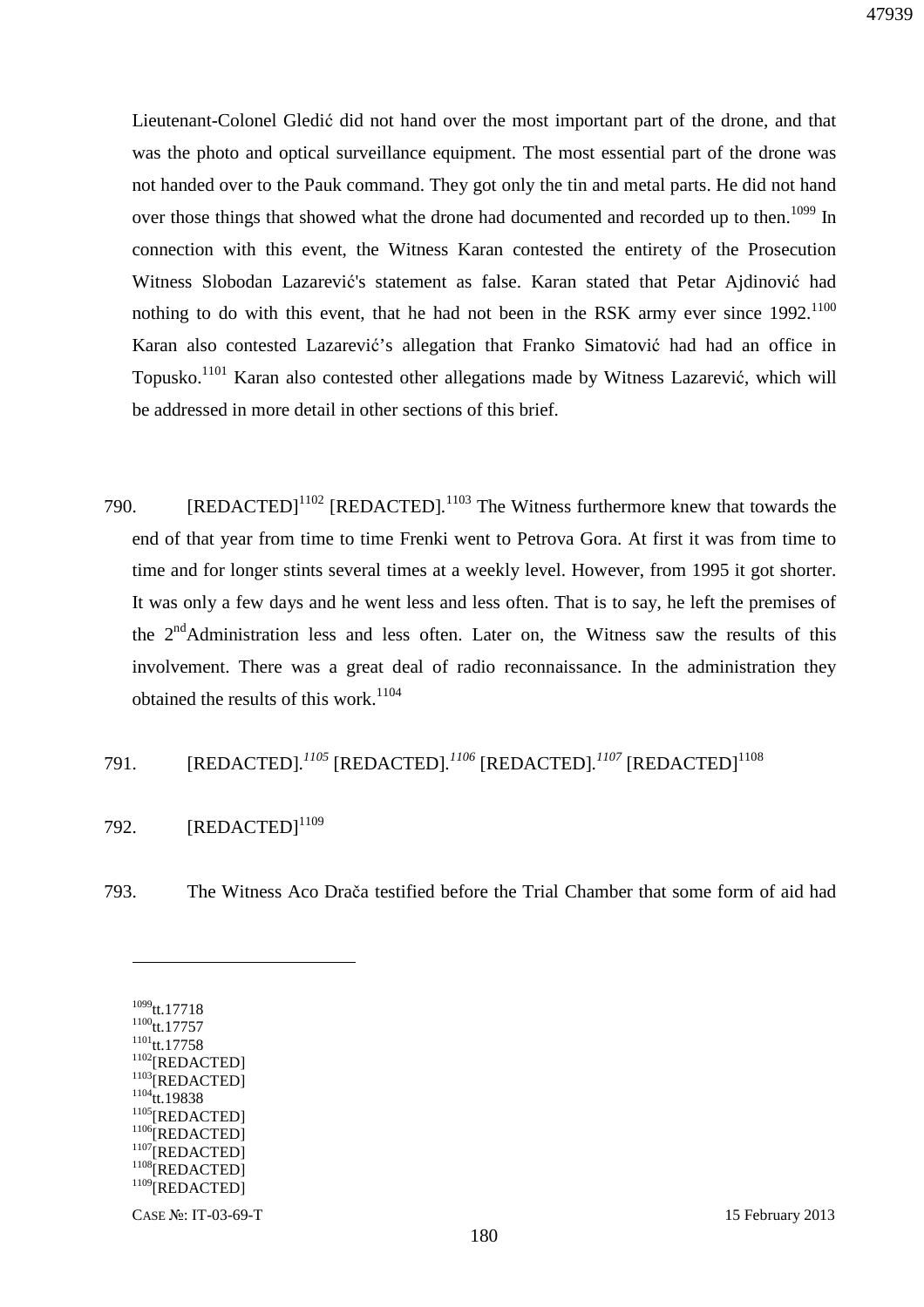Lieutenant-Colonel Gledić did not hand over the most important part of the drone, and that was the photo and optical surveillance equipment. The most essential part of the drone was not handed over to the Pauk command. They got only the tin and metal parts. He did not hand over those things that showed what the drone had documented and recorded up to then.[1099] In connection with this event, the Witness Karan contested the entirety of the Prosecution Witness Slobodan Lazarević's statement as false. Karan stated that Petar Ajdinović had nothing to do with this event, that he had not been in the RSK army ever since 1992.[1100] Karan also contested Lazarević's allegation that Franko Simatović had had an office in Topusko.[1101] Karan also contested other allegations made by Witness Lazarević, which will be addressed in more detail in other sections of this brief.

790. [REDACTED][1102] [REDACTED].[1103] The Witness furthermore knew that towards the end of that year from time to time Frenki went to Petrova Gora. At first it was from time to time and for longer stints several times at a weekly level. However, from 1995 it got shorter. It was only a few days and he went less and less often. That is to say, he left the premises of the 2nd Administration less and less often. Later on, the Witness saw the results of this involvement. There was a great deal of radio reconnaissance. In the administration they obtained the results of this work.[1104]

791. [REDACTED].[1105] [REDACTED].[1106] [REDACTED].[1107] [REDACTED][1108]

792. [REDACTED][1109]

793. The Witness Aco Drača testified before the Trial Chamber that some form of aid had

---

[1099] tt.17718
[1100] tt.17757
[1101] tt.17758
[1102] [REDACTED]
[1103] [REDACTED]
[1104] tt.19838
[1105] [REDACTED]
[1106] [REDACTED]
[1107] [REDACTED]
[1108] [REDACTED]
[1109] [REDACTED]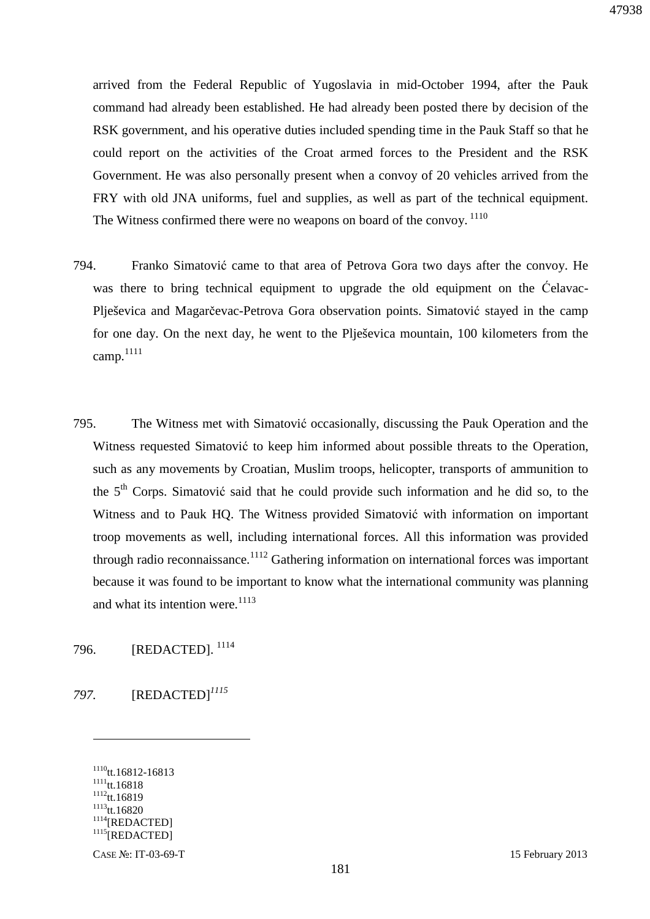arrived from the Federal Republic of Yugoslavia in mid-October 1994, after the Pauk command had already been established. He had already been posted there by decision of the RSK government, and his operative duties included spending time in the Pauk Staff so that he could report on the activities of the Croat armed forces to the President and the RSK Government. He was also personally present when a convoy of 20 vehicles arrived from the FRY with old JNA uniforms, fuel and supplies, as well as part of the technical equipment. The Witness confirmed there were no weapons on board of the convoy. [1110]

794. Franko Simatović came to that area of Petrova Gora two days after the convoy. He was there to bring technical equipment to upgrade the old equipment on the Ćelavac-Plješevica and Magarčevac-Petrova Gora observation points. Simatović stayed in the camp for one day. On the next day, he went to the Plješevica mountain, 100 kilometers from the camp.[1111]

795. The Witness met with Simatović occasionally, discussing the Pauk Operation and the Witness requested Simatović to keep him informed about possible threats to the Operation, such as any movements by Croatian, Muslim troops, helicopter, transports of ammunition to the 5th Corps. Simatović said that he could provide such information and he did so, to the Witness and to Pauk HQ. The Witness provided Simatović with information on important troop movements as well, including international forces. All this information was provided through radio reconnaissance.[1112] Gathering information on international forces was important because it was found to be important to know what the international community was planning and what its intention were.[1113]

796. [REDACTED]. [1114]

*797.* [REDACTED][1115]

---

[1110] tt.16812-16813
[1111] tt.16818
[1112] tt.16819
[1113] tt.16820
[1114] [REDACTED]
[1115] [REDACTED]

CASE №: IT-03-69-T 15 February 2013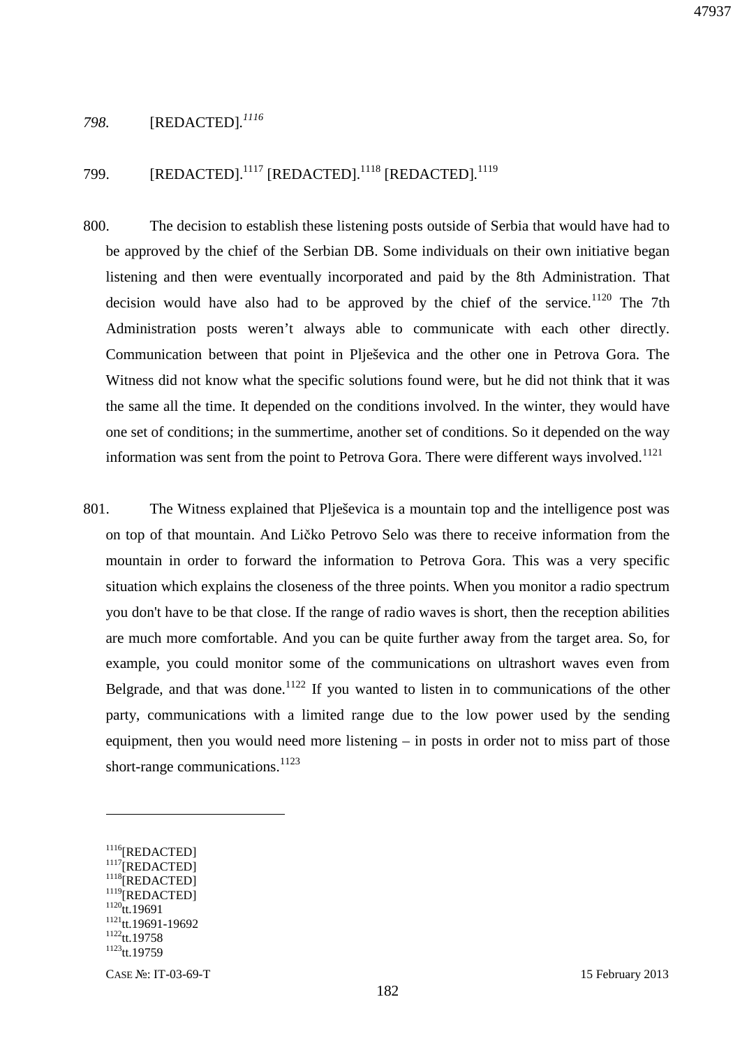*798.* [REDACTED].[1116]

799. [REDACTED].[1117] [REDACTED].[1118] [REDACTED].[1119]

800. The decision to establish these listening posts outside of Serbia that would have had to be approved by the chief of the Serbian DB. Some individuals on their own initiative began listening and then were eventually incorporated and paid by the 8th Administration. That decision would have also had to be approved by the chief of the service.[1120] The 7th Administration posts weren't always able to communicate with each other directly. Communication between that point in Plješevica and the other one in Petrova Gora. The Witness did not know what the specific solutions found were, but he did not think that it was the same all the time. It depended on the conditions involved. In the winter, they would have one set of conditions; in the summertime, another set of conditions. So it depended on the way information was sent from the point to Petrova Gora. There were different ways involved.[1121]

801. The Witness explained that Plješevica is a mountain top and the intelligence post was on top of that mountain. And Ličko Petrovo Selo was there to receive information from the mountain in order to forward the information to Petrova Gora. This was a very specific situation which explains the closeness of the three points. When you monitor a radio spectrum you don't have to be that close. If the range of radio waves is short, then the reception abilities are much more comfortable. And you can be quite further away from the target area. So, for example, you could monitor some of the communications on ultrashort waves even from Belgrade, and that was done.[1122] If you wanted to listen in to communications of the other party, communications with a limited range due to the low power used by the sending equipment, then you would need more listening – in posts in order not to miss part of those short-range communications.[1123]

---

[1116] [REDACTED]
[1117] [REDACTED]
[1118] [REDACTED]
[1119] [REDACTED]
[1120] tt.19691
[1121] tt.19691-19692
[1122] tt.19758
[1123] tt.19759

CASE №: IT-03-69-T 15 February 2013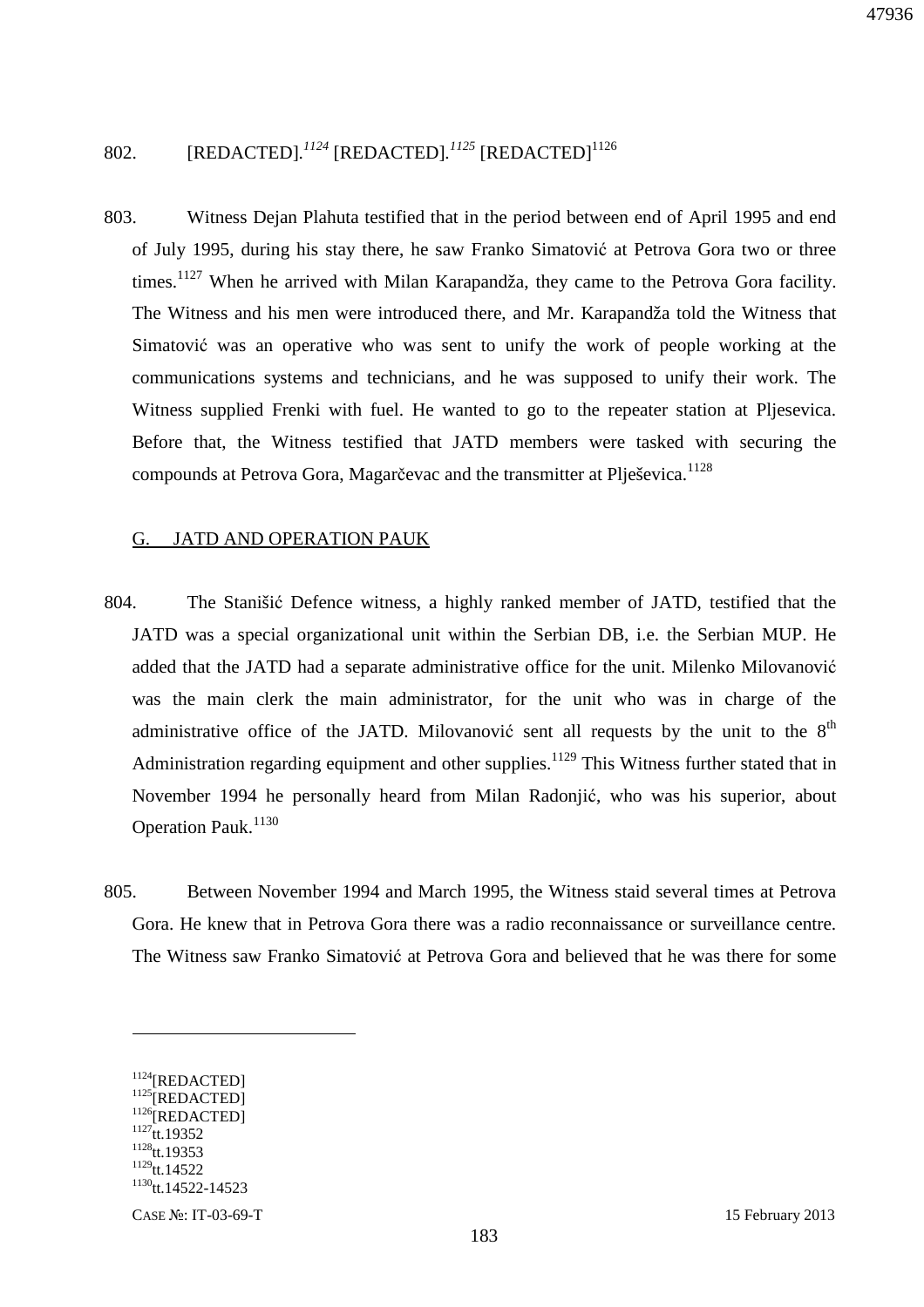802. [REDACTED].[1124] [REDACTED].[1125] [REDACTED][1126]

803. Witness Dejan Plahuta testified that in the period between end of April 1995 and end of July 1995, during his stay there, he saw Franko Simatović at Petrova Gora two or three times.[1127] When he arrived with Milan Karapandža, they came to the Petrova Gora facility. The Witness and his men were introduced there, and Mr. Karapandža told the Witness that Simatović was an operative who was sent to unify the work of people working at the communications systems and technicians, and he was supposed to unify their work. The Witness supplied Frenki with fuel. He wanted to go to the repeater station at Pljesevica. Before that, the Witness testified that JATD members were tasked with securing the compounds at Petrova Gora, Magarčevac and the transmitter at Plješevica.[1128]

## G. JATD AND OPERATION PAUK

804. The Stanišić Defence witness, a highly ranked member of JATD, testified that the JATD was a special organizational unit within the Serbian DB, i.e. the Serbian MUP. He added that the JATD had a separate administrative office for the unit. Milenko Milovanović was the main clerk the main administrator, for the unit who was in charge of the administrative office of the JATD. Milovanović sent all requests by the unit to the 8th Administration regarding equipment and other supplies.[1129] This Witness further stated that in November 1994 he personally heard from Milan Radonjić, who was his superior, about Operation Pauk.[1130]

805. Between November 1994 and March 1995, the Witness staid several times at Petrova Gora. He knew that in Petrova Gora there was a radio reconnaissance or surveillance centre. The Witness saw Franko Simatović at Petrova Gora and believed that he was there for some

---

[1124] [REDACTED]
[1125] [REDACTED]
[1126] [REDACTED]
[1127] tt.19352
[1128] tt.19353
[1129] tt.14522
[1130] tt.14522-14523

CASE №: IT-03-69-T 15 February 2013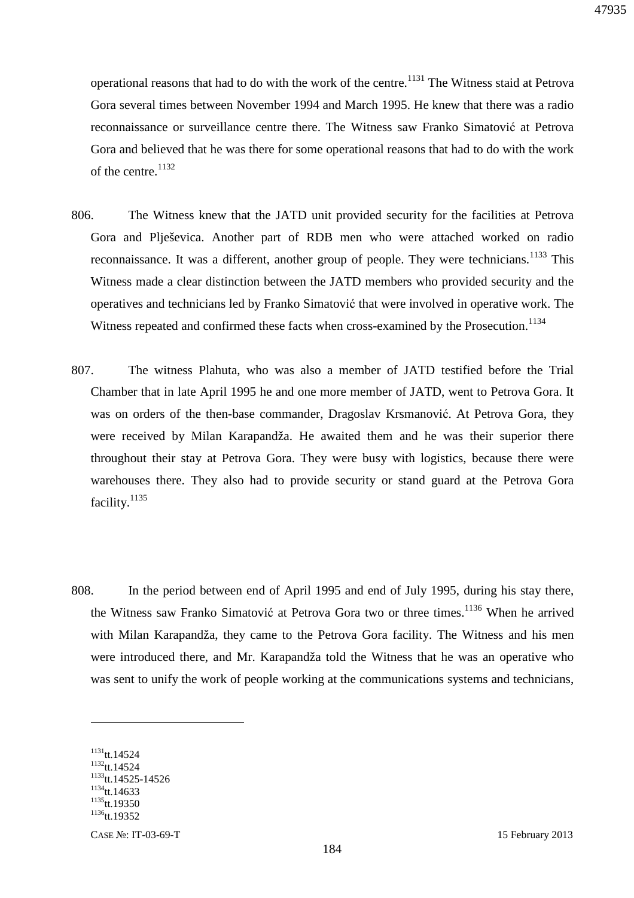operational reasons that had to do with the work of the centre.[1131] The Witness staid at Petrova Gora several times between November 1994 and March 1995. He knew that there was a radio reconnaissance or surveillance centre there. The Witness saw Franko Simatović at Petrova Gora and believed that he was there for some operational reasons that had to do with the work of the centre.[1132]

806. The Witness knew that the JATD unit provided security for the facilities at Petrova Gora and Plješevica. Another part of RDB men who were attached worked on radio reconnaissance. It was a different, another group of people. They were technicians.[1133] This Witness made a clear distinction between the JATD members who provided security and the operatives and technicians led by Franko Simatović that were involved in operative work. The Witness repeated and confirmed these facts when cross-examined by the Prosecution.[1134]

807. The witness Plahuta, who was also a member of JATD testified before the Trial Chamber that in late April 1995 he and one more member of JATD, went to Petrova Gora. It was on orders of the then-base commander, Dragoslav Krsmanović. At Petrova Gora, they were received by Milan Karapandža. He awaited them and he was their superior there throughout their stay at Petrova Gora. They were busy with logistics, because there were warehouses there. They also had to provide security or stand guard at the Petrova Gora facility.[1135]

808. In the period between end of April 1995 and end of July 1995, during his stay there, the Witness saw Franko Simatović at Petrova Gora two or three times.[1136] When he arrived with Milan Karapandža, they came to the Petrova Gora facility. The Witness and his men were introduced there, and Mr. Karapandža told the Witness that he was an operative who was sent to unify the work of people working at the communications systems and technicians,

---

[1131] tt.14524
[1132] tt.14524
[1133] tt.14525-14526
[1134] tt.14633
[1135] tt.19350
[1136] tt.19352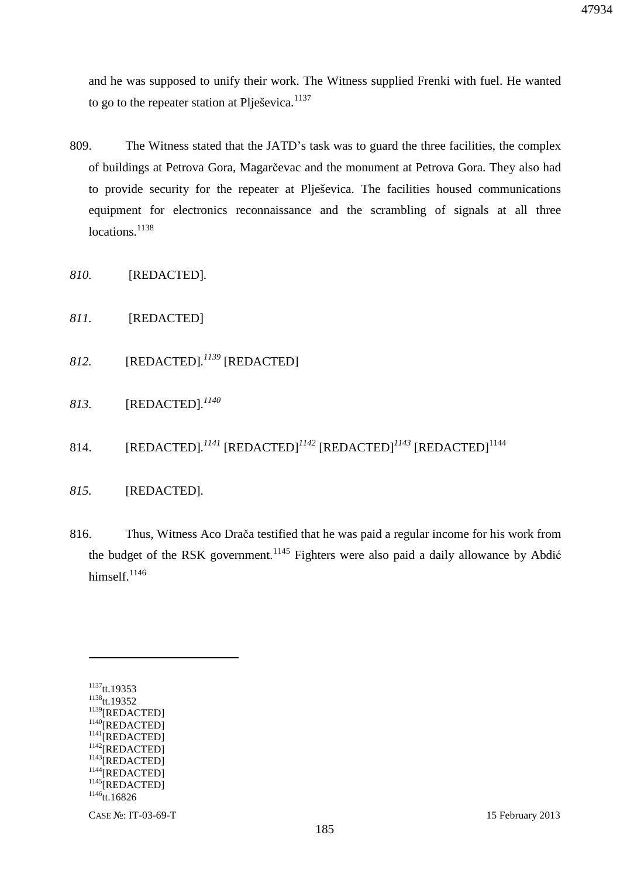and he was supposed to unify their work. The Witness supplied Frenki with fuel. He wanted to go to the repeater station at Plješevica.[1137]

809. The Witness stated that the JATD's task was to guard the three facilities, the complex of buildings at Petrova Gora, Magarčevac and the monument at Petrova Gora. They also had to provide security for the repeater at Plješevica. The facilities housed communications equipment for electronics reconnaissance and the scrambling of signals at all three locations.[1138]

*810.* [REDACTED].

*811.* [REDACTED]

*812.* [REDACTED].[1139] [REDACTED]

*813.* [REDACTED].[1140]

814. [REDACTED].[1141] [REDACTED][1142] [REDACTED][1143] [REDACTED][1144]

*815.* [REDACTED].

816. Thus, Witness Aco Drača testified that he was paid a regular income for his work from the budget of the RSK government.[1145] Fighters were also paid a daily allowance by Abdić himself.[1146]

---

[1137] tt.19353
[1138] tt.19352
[1139] [REDACTED]
[1140] [REDACTED]
[1141] [REDACTED]
[1142] [REDACTED]
[1143] [REDACTED]
[1144] [REDACTED]
[1145] [REDACTED]
[1146] tt.16826

CASE №: IT-03-69-T 15 February 2013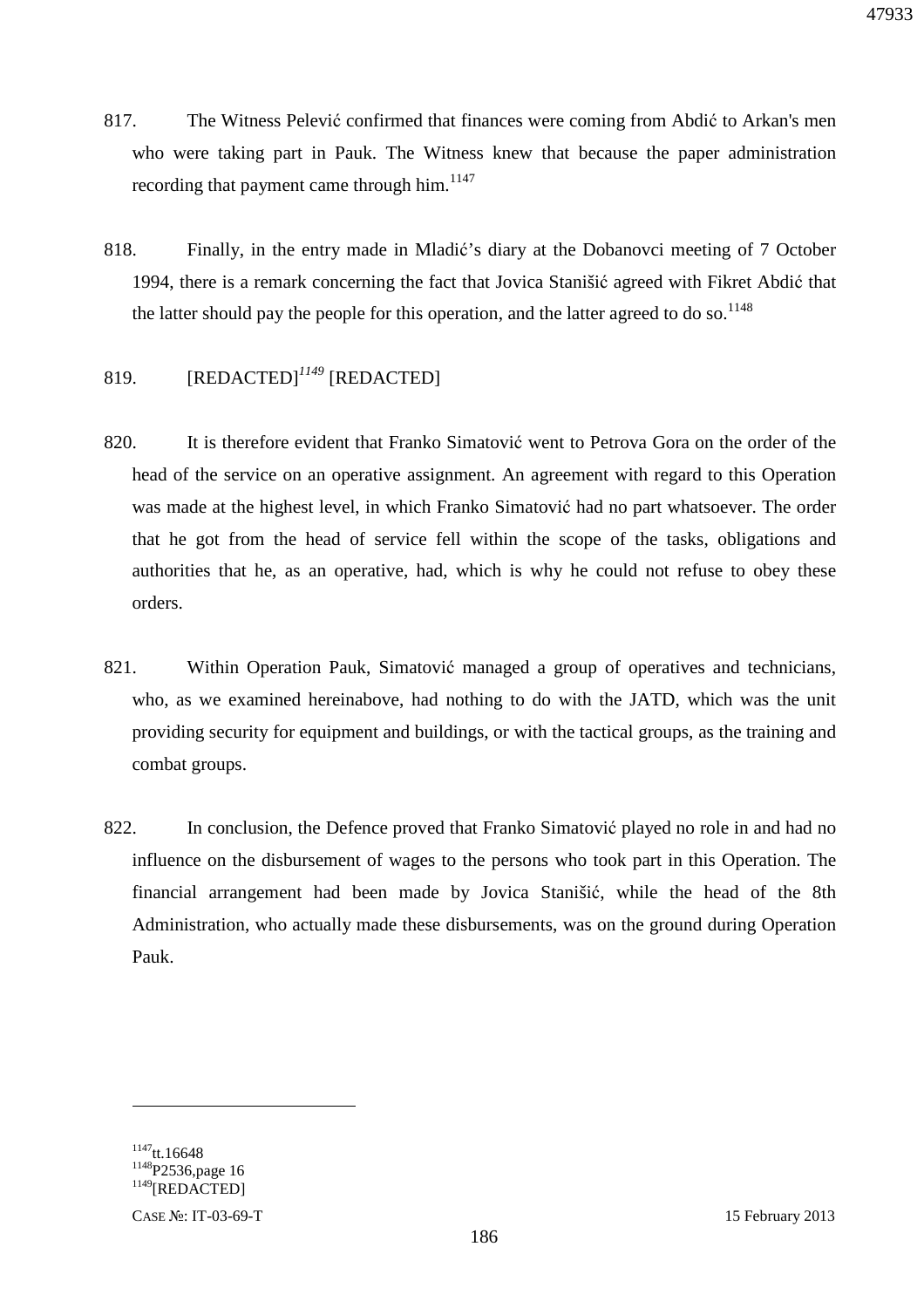817. The Witness Pelević confirmed that finances were coming from Abdić to Arkan's men who were taking part in Pauk. The Witness knew that because the paper administration recording that payment came through him.[1147]

818. Finally, in the entry made in Mladić's diary at the Dobanovci meeting of 7 October 1994, there is a remark concerning the fact that Jovica Stanišić agreed with Fikret Abdić that the latter should pay the people for this operation, and the latter agreed to do so.[1148]

819. [REDACTED][1149] [REDACTED]

820. It is therefore evident that Franko Simatović went to Petrova Gora on the order of the head of the service on an operative assignment. An agreement with regard to this Operation was made at the highest level, in which Franko Simatović had no part whatsoever. The order that he got from the head of service fell within the scope of the tasks, obligations and authorities that he, as an operative, had, which is why he could not refuse to obey these orders.

821. Within Operation Pauk, Simatović managed a group of operatives and technicians, who, as we examined hereinabove, had nothing to do with the JATD, which was the unit providing security for equipment and buildings, or with the tactical groups, as the training and combat groups.

822. In conclusion, the Defence proved that Franko Simatović played no role in and had no influence on the disbursement of wages to the persons who took part in this Operation. The financial arrangement had been made by Jovica Stanišić, while the head of the 8th Administration, who actually made these disbursements, was on the ground during Operation Pauk.

---

[1147] tt.16648
[1148] P2536,page 16
[1149] [REDACTED]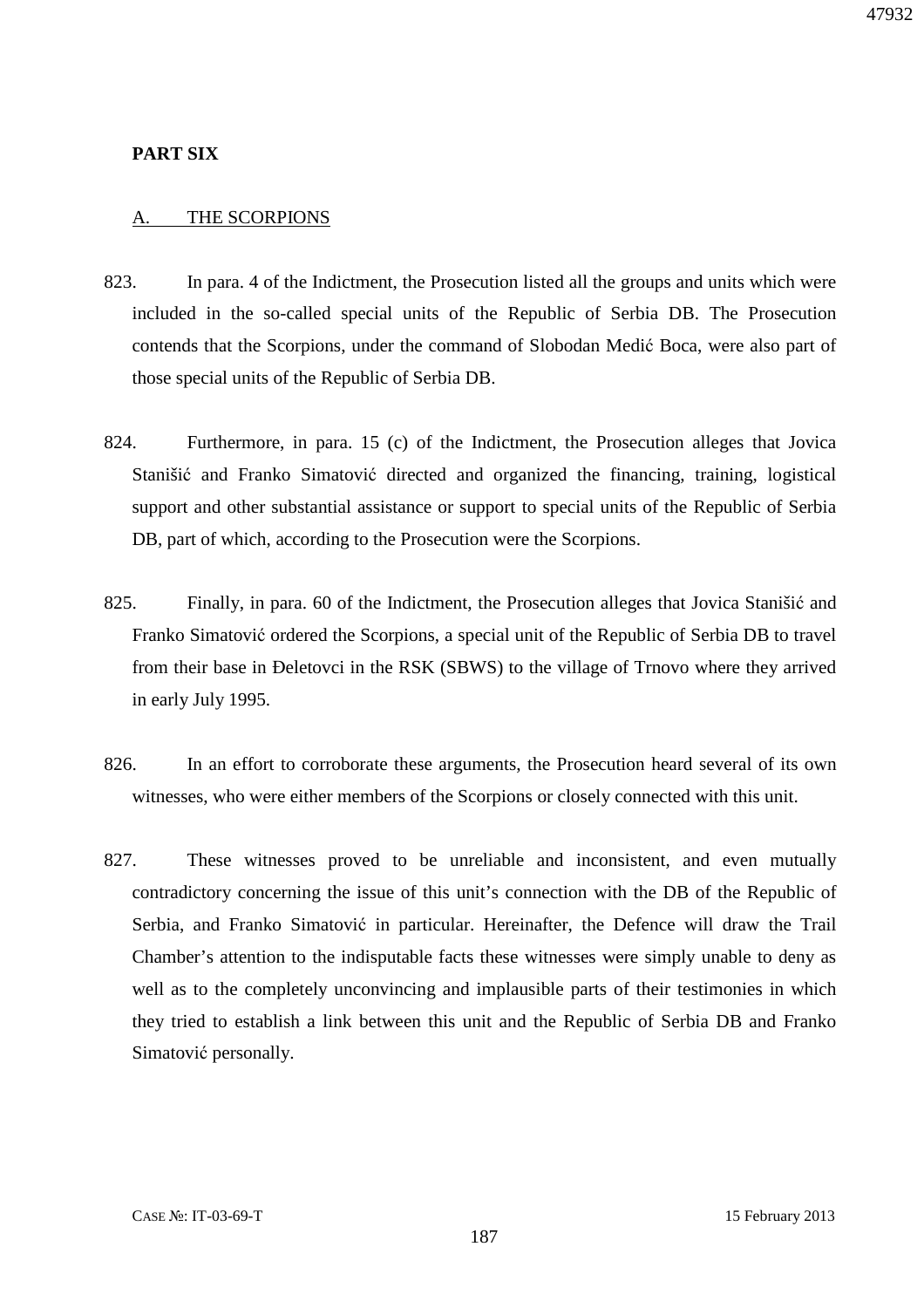**PART SIX**

## A. THE SCORPIONS

823. In para. 4 of the Indictment, the Prosecution listed all the groups and units which were included in the so-called special units of the Republic of Serbia DB. The Prosecution contends that the Scorpions, under the command of Slobodan Medić Boca, were also part of those special units of the Republic of Serbia DB.

824. Furthermore, in para. 15 (c) of the Indictment, the Prosecution alleges that Jovica Stanišić and Franko Simatović directed and organized the financing, training, logistical support and other substantial assistance or support to special units of the Republic of Serbia DB, part of which, according to the Prosecution were the Scorpions.

825. Finally, in para. 60 of the Indictment, the Prosecution alleges that Jovica Stanišić and Franko Simatović ordered the Scorpions, a special unit of the Republic of Serbia DB to travel from their base in Đeletovci in the RSK (SBWS) to the village of Trnovo where they arrived in early July 1995.

826. In an effort to corroborate these arguments, the Prosecution heard several of its own witnesses, who were either members of the Scorpions or closely connected with this unit.

827. These witnesses proved to be unreliable and inconsistent, and even mutually contradictory concerning the issue of this unit's connection with the DB of the Republic of Serbia, and Franko Simatović in particular. Hereinafter, the Defence will draw the Trail Chamber's attention to the indisputable facts these witnesses were simply unable to deny as well as to the completely unconvincing and implausible parts of their testimonies in which they tried to establish a link between this unit and the Republic of Serbia DB and Franko Simatović personally.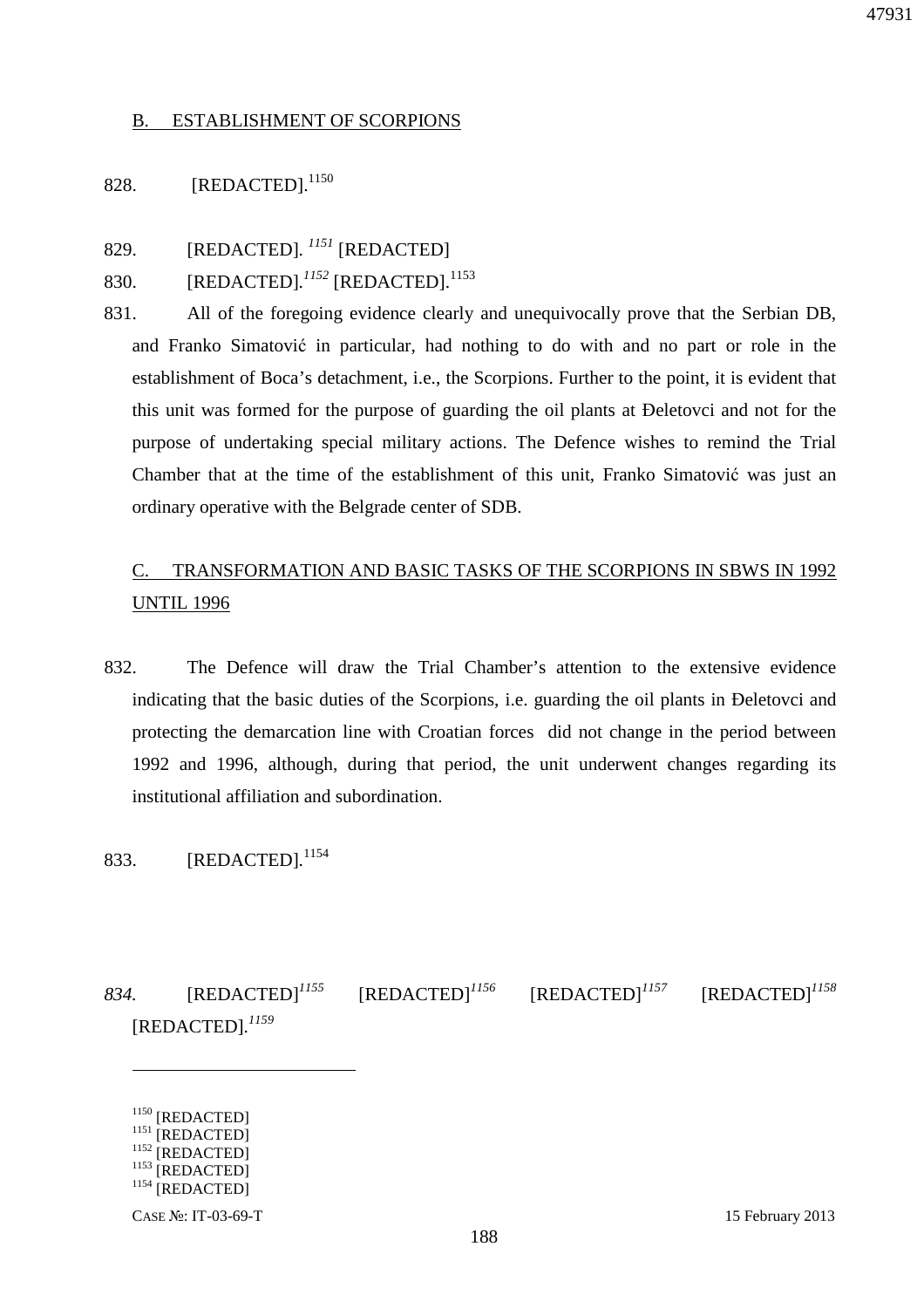## B. ESTABLISHMENT OF SCORPIONS

828. [REDACTED].[1150]

829. [REDACTED]. *[1151]* [REDACTED]

830. [REDACTED].*[1152]* [REDACTED].[1153]

831. All of the foregoing evidence clearly and unequivocally prove that the Serbian DB, and Franko Simatović in particular, had nothing to do with and no part or role in the establishment of Boca's detachment, i.e., the Scorpions. Further to the point, it is evident that this unit was formed for the purpose of guarding the oil plants at Đeletovci and not for the purpose of undertaking special military actions. The Defence wishes to remind the Trial Chamber that at the time of the establishment of this unit, Franko Simatović was just an ordinary operative with the Belgrade center of SDB.

## C. TRANSFORMATION AND BASIC TASKS OF THE SCORPIONS IN SBWS IN 1992 UNTIL 1996

832. The Defence will draw the Trial Chamber's attention to the extensive evidence indicating that the basic duties of the Scorpions, i.e. guarding the oil plants in Đeletovci and protecting the demarcation line with Croatian forces did not change in the period between 1992 and 1996, although, during that period, the unit underwent changes regarding its institutional affiliation and subordination.

833. [REDACTED].[1154]

*834.* [REDACTED]*[1155]* [REDACTED]*[1156]* [REDACTED]*[1157]* [REDACTED]*[1158]* [REDACTED].*[1159]*

---

[1150] [REDACTED]
[1151] [REDACTED]
[1152] [REDACTED]
[1153] [REDACTED]
[1154] [REDACTED]

CASE №: IT-03-69-T 15 February 2013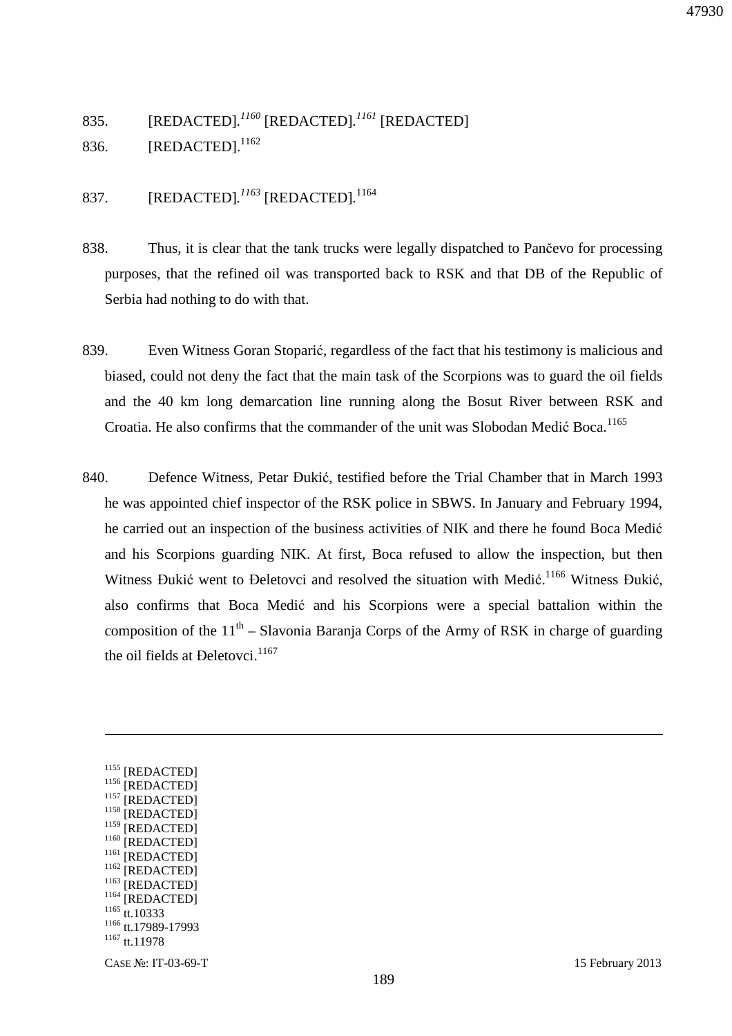835. [REDACTED].[1160] [REDACTED].[1161] [REDACTED]

836. [REDACTED].[1162]

837. [REDACTED].[1163] [REDACTED].[1164]

838. Thus, it is clear that the tank trucks were legally dispatched to Pančevo for processing purposes, that the refined oil was transported back to RSK and that DB of the Republic of Serbia had nothing to do with that.

839. Even Witness Goran Stoparić, regardless of the fact that his testimony is malicious and biased, could not deny the fact that the main task of the Scorpions was to guard the oil fields and the 40 km long demarcation line running along the Bosut River between RSK and Croatia. He also confirms that the commander of the unit was Slobodan Medić Boca.[1165]

840. Defence Witness, Petar Đukić, testified before the Trial Chamber that in March 1993 he was appointed chief inspector of the RSK police in SBWS. In January and February 1994, he carried out an inspection of the business activities of NIK and there he found Boca Medić and his Scorpions guarding NIK. At first, Boca refused to allow the inspection, but then Witness Đukić went to Đeletovci and resolved the situation with Medić.[1166] Witness Đukić, also confirms that Boca Medić and his Scorpions were a special battalion within the composition of the 11th – Slavonia Baranja Corps of the Army of RSK in charge of guarding the oil fields at Đeletovci.[1167]

---

[1155] [REDACTED]
[1156] [REDACTED]
[1157] [REDACTED]
[1158] [REDACTED]
[1159] [REDACTED]
[1160] [REDACTED]
[1161] [REDACTED]
[1162] [REDACTED]
[1163] [REDACTED]
[1164] [REDACTED]
[1165] tt.10333
[1166] tt.17989-17993
[1167] tt.11978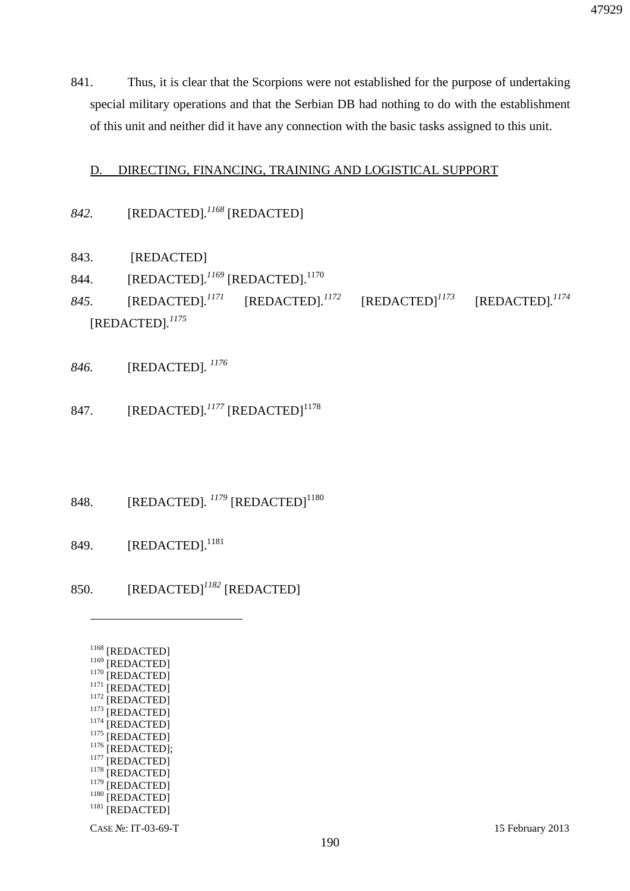841. Thus, it is clear that the Scorpions were not established for the purpose of undertaking special military operations and that the Serbian DB had nothing to do with the establishment of this unit and neither did it have any connection with the basic tasks assigned to this unit.

D. DIRECTING, FINANCING, TRAINING AND LOGISTICAL SUPPORT

*842.* [REDACTED].[1168] [REDACTED]

843. [REDACTED]

844. [REDACTED].[1169] [REDACTED].[1170]

*845.* [REDACTED].[1171] [REDACTED].[1172] [REDACTED][1173] [REDACTED].[1174] [REDACTED].[1175]

*846.* [REDACTED].[1176]

847. [REDACTED].[1177] [REDACTED][1178]

848. [REDACTED].[1179] [REDACTED][1180]

849. [REDACTED].[1181]

850. [REDACTED][1182] [REDACTED]

---

[1168] [REDACTED]
[1169] [REDACTED]
[1170] [REDACTED]
[1171] [REDACTED]
[1172] [REDACTED]
[1173] [REDACTED]
[1174] [REDACTED]
[1175] [REDACTED]
[1176] [REDACTED];
[1177] [REDACTED]
[1178] [REDACTED]
[1179] [REDACTED]
[1180] [REDACTED]
[1181] [REDACTED]

CASE №: IT-03-69-T 15 February 2013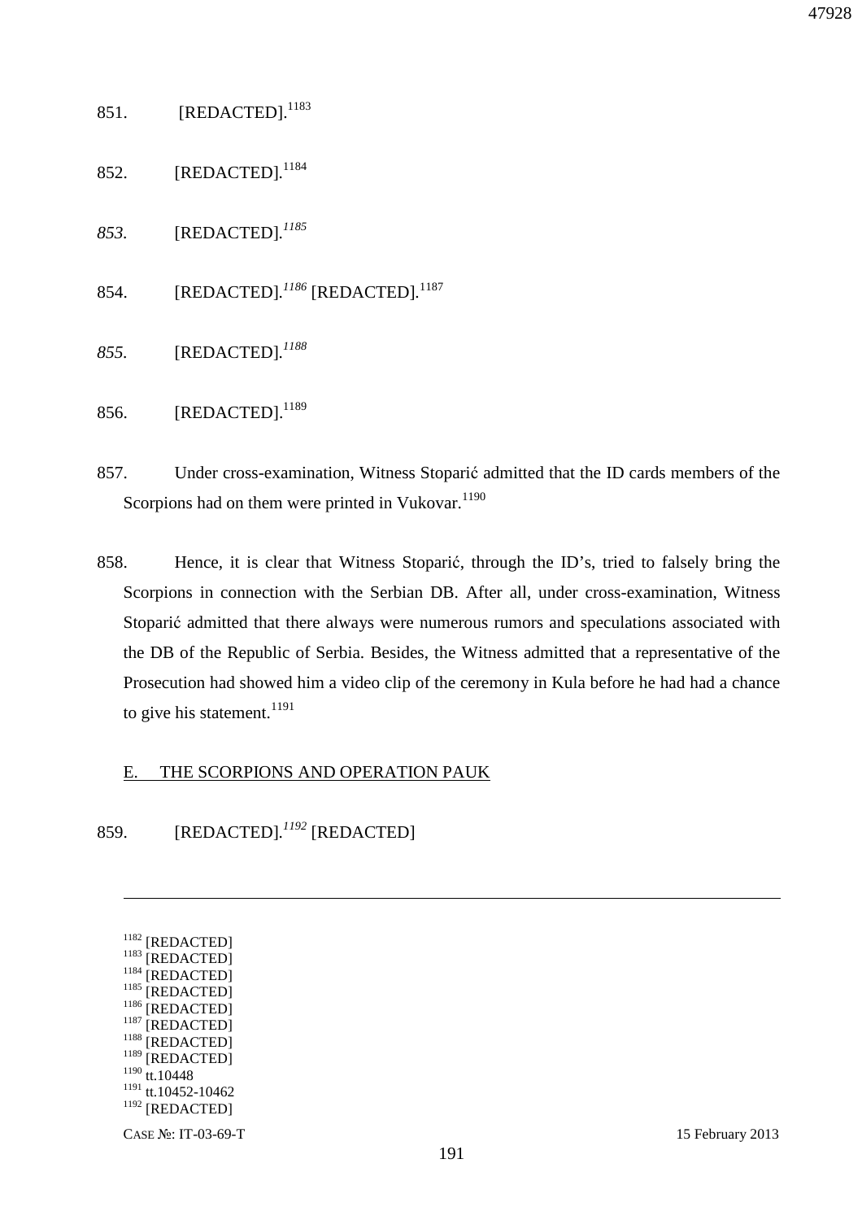851. [REDACTED].[1183]

852. [REDACTED].[1184]

*853.* [REDACTED].*[1185]*

854. [REDACTED].*[1186]* [REDACTED].[1187]

*855.* [REDACTED].*[1188]*

856. [REDACTED].[1189]

857. Under cross-examination, Witness Stoparić admitted that the ID cards members of the Scorpions had on them were printed in Vukovar.[1190]

858. Hence, it is clear that Witness Stoparić, through the ID's, tried to falsely bring the Scorpions in connection with the Serbian DB. After all, under cross-examination, Witness Stoparić admitted that there always were numerous rumors and speculations associated with the DB of the Republic of Serbia. Besides, the Witness admitted that a representative of the Prosecution had showed him a video clip of the ceremony in Kula before he had had a chance to give his statement.[1191]

## E. THE SCORPIONS AND OPERATION PAUK

859. [REDACTED].*[1192]* [REDACTED]

---

[1182] [REDACTED]
[1183] [REDACTED]
[1184] [REDACTED]
[1185] [REDACTED]
[1186] [REDACTED]
[1187] [REDACTED]
[1188] [REDACTED]
[1189] [REDACTED]
[1190] tt.10448
[1191] tt.10452-10462
[1192] [REDACTED]

CASE №: IT-03-69-T 15 February 2013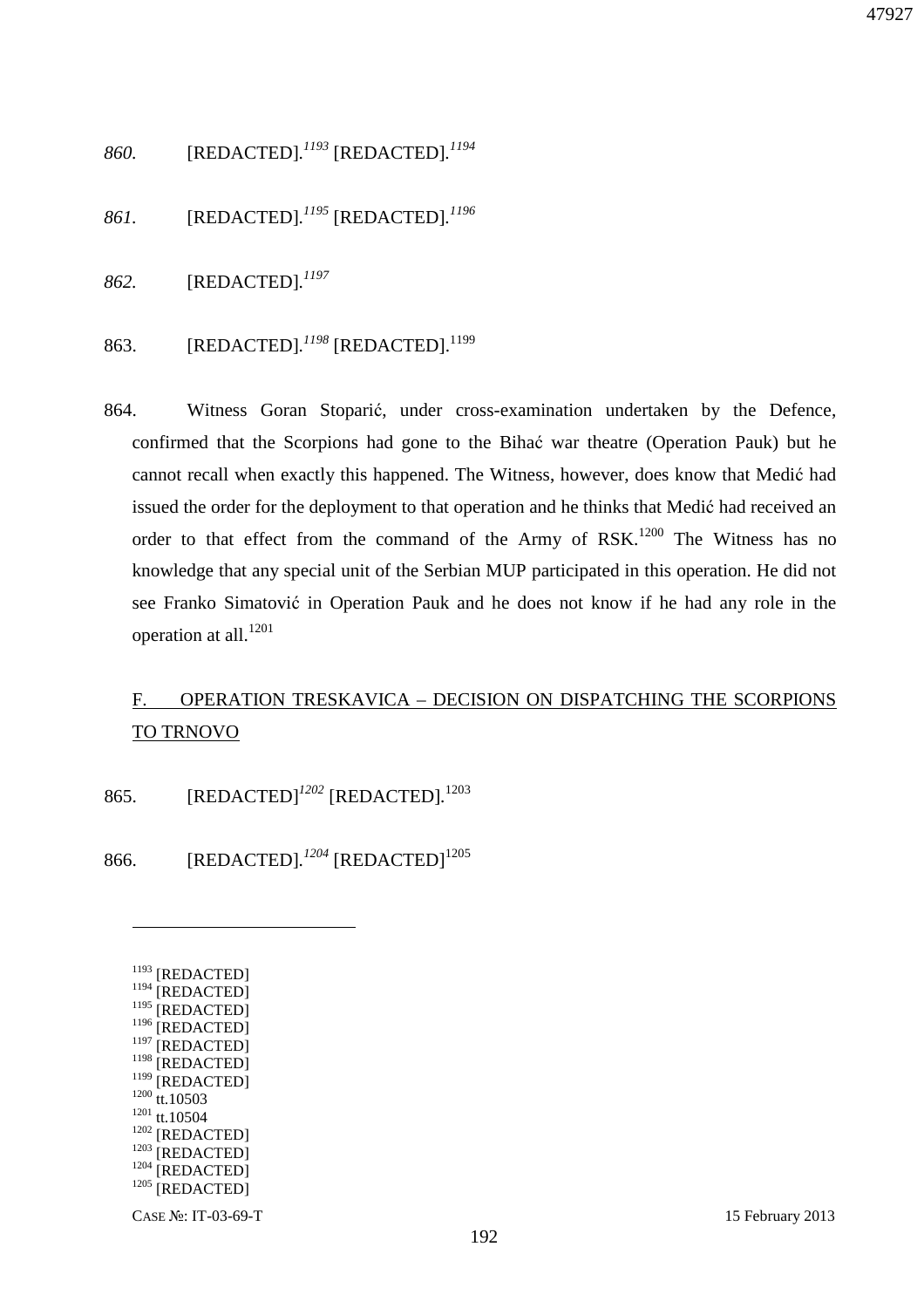*860.* [REDACTED].[1193] [REDACTED].[1194]

*861.* [REDACTED].[1195] [REDACTED].[1196]

*862.* [REDACTED].[1197]

863. [REDACTED].[1198] [REDACTED].[1199]

864. Witness Goran Stoparić, under cross-examination undertaken by the Defence, confirmed that the Scorpions had gone to the Bihać war theatre (Operation Pauk) but he cannot recall when exactly this happened. The Witness, however, does know that Medić had issued the order for the deployment to that operation and he thinks that Medić had received an order to that effect from the command of the Army of RSK.[1200] The Witness has no knowledge that any special unit of the Serbian MUP participated in this operation. He did not see Franko Simatović in Operation Pauk and he does not know if he had any role in the operation at all.[1201]

## F. OPERATION TRESKAVICA – DECISION ON DISPATCHING THE SCORPIONS TO TRNOVO

865. [REDACTED][1202] [REDACTED].[1203]

866. [REDACTED].[1204] [REDACTED][1205]

---

[1193] [REDACTED]
[1194] [REDACTED]
[1195] [REDACTED]
[1196] [REDACTED]
[1197] [REDACTED]
[1198] [REDACTED]
[1199] [REDACTED]
[1200] tt.10503
[1201] tt.10504
[1202] [REDACTED]
[1203] [REDACTED]
[1204] [REDACTED]
[1205] [REDACTED]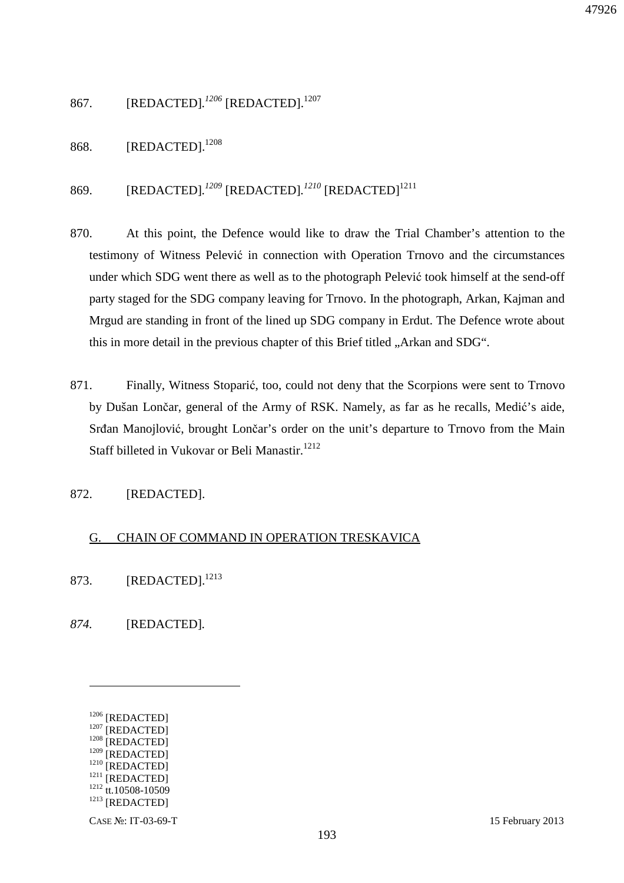867. [REDACTED].[1206] [REDACTED].[1207]

868. [REDACTED].[1208]

869. [REDACTED].[1209] [REDACTED].[1210] [REDACTED][1211]

870. At this point, the Defence would like to draw the Trial Chamber's attention to the testimony of Witness Pelević in connection with Operation Trnovo and the circumstances under which SDG went there as well as to the photograph Pelević took himself at the send-off party staged for the SDG company leaving for Trnovo. In the photograph, Arkan, Kajman and Mrgud are standing in front of the lined up SDG company in Erdut. The Defence wrote about this in more detail in the previous chapter of this Brief titled „Arkan and SDG".

871. Finally, Witness Stoparić, too, could not deny that the Scorpions were sent to Trnovo by Dušan Lončar, general of the Army of RSK. Namely, as far as he recalls, Medić's aide, Srđan Manojlović, brought Lončar's order on the unit's departure to Trnovo from the Main Staff billeted in Vukovar or Beli Manastir.[1212]

872. [REDACTED].

## G. CHAIN OF COMMAND IN OPERATION TRESKAVICA

873. [REDACTED].[1213]

*874.* [REDACTED].

---

[1206] [REDACTED]
[1207] [REDACTED]
[1208] [REDACTED]
[1209] [REDACTED]
[1210] [REDACTED]
[1211] [REDACTED]
[1212] tt.10508-10509
[1213] [REDACTED]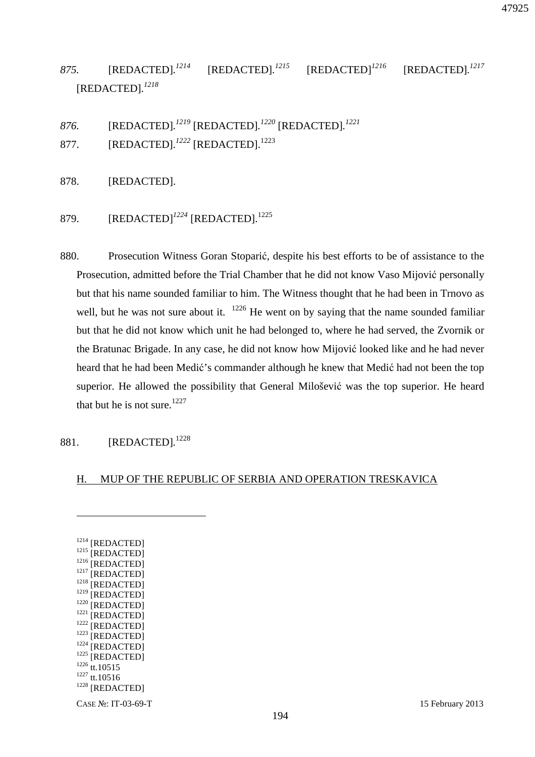*875.* [REDACTED].[1214] [REDACTED].[1215] [REDACTED][1216] [REDACTED].[1217] [REDACTED].[1218]

*876.* [REDACTED].[1219] [REDACTED].[1220] [REDACTED].[1221]

877. [REDACTED].[1222] [REDACTED].[1223]

878. [REDACTED].

879. [REDACTED][1224] [REDACTED].[1225]

880. Prosecution Witness Goran Stoparić, despite his best efforts to be of assistance to the Prosecution, admitted before the Trial Chamber that he did not know Vaso Mijović personally but that his name sounded familiar to him. The Witness thought that he had been in Trnovo as well, but he was not sure about it. [1226] He went on by saying that the name sounded familiar but that he did not know which unit he had belonged to, where he had served, the Zvornik or the Bratunac Brigade. In any case, he did not know how Mijović looked like and he had never heard that he had been Medić's commander although he knew that Medić had not been the top superior. He allowed the possibility that General Milošević was the top superior. He heard that but he is not sure.[1227]

881. [REDACTED].[1228]

## H. MUP OF THE REPUBLIC OF SERBIA AND OPERATION TRESKAVICA

---

[1214] [REDACTED]
[1215] [REDACTED]
[1216] [REDACTED]
[1217] [REDACTED]
[1218] [REDACTED]
[1219] [REDACTED]
[1220] [REDACTED]
[1221] [REDACTED]
[1222] [REDACTED]
[1223] [REDACTED]
[1224] [REDACTED]
[1225] [REDACTED]
[1226] tt.10515
[1227] tt.10516
[1228] [REDACTED]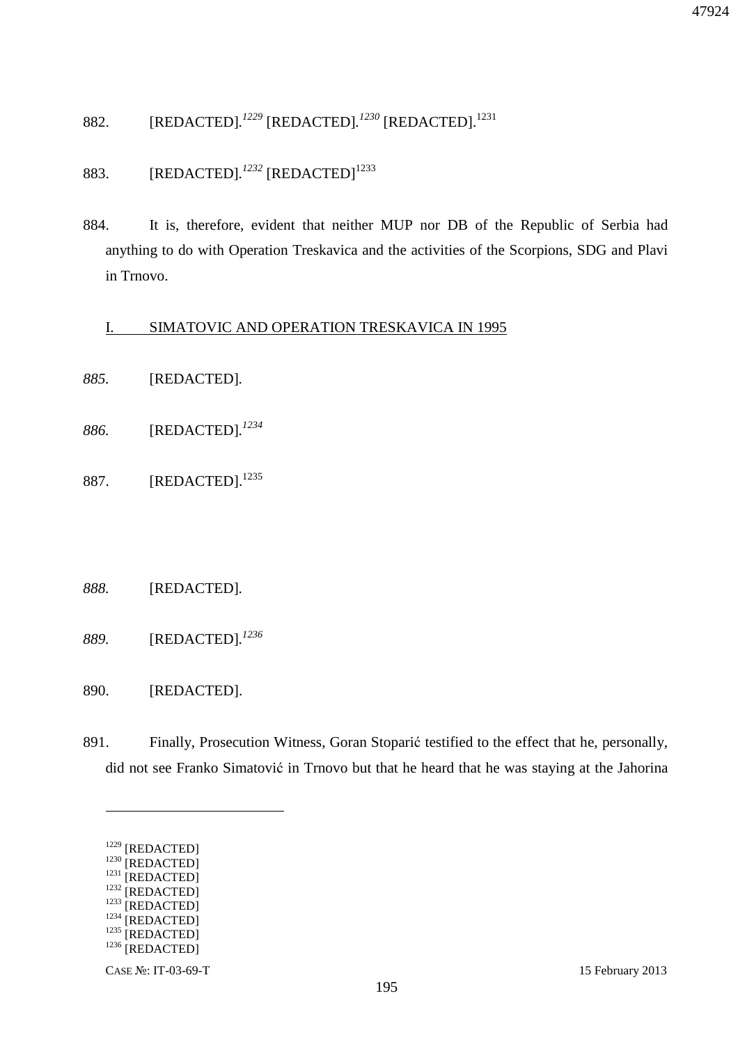882. [REDACTED].[1229] [REDACTED].[1230] [REDACTED].[1231]

883. [REDACTED].[1232] [REDACTED][1233]

884. It is, therefore, evident that neither MUP nor DB of the Republic of Serbia had anything to do with Operation Treskavica and the activities of the Scorpions, SDG and Plavi in Trnovo.

I. SIMATOVIC AND OPERATION TRESKAVICA IN 1995

*885.* [REDACTED].

*886.* [REDACTED].[1234]

887. [REDACTED].[1235]

*888.* [REDACTED].

*889.* [REDACTED].[1236]

890. [REDACTED].

891. Finally, Prosecution Witness, Goran Stoparić testified to the effect that he, personally, did not see Franko Simatović in Trnovo but that he heard that he was staying at the Jahorina

---

[1229] [REDACTED]
[1230] [REDACTED]
[1231] [REDACTED]
[1232] [REDACTED]
[1233] [REDACTED]
[1234] [REDACTED]
[1235] [REDACTED]
[1236] [REDACTED]

CASE №: IT-03-69-T 15 February 2013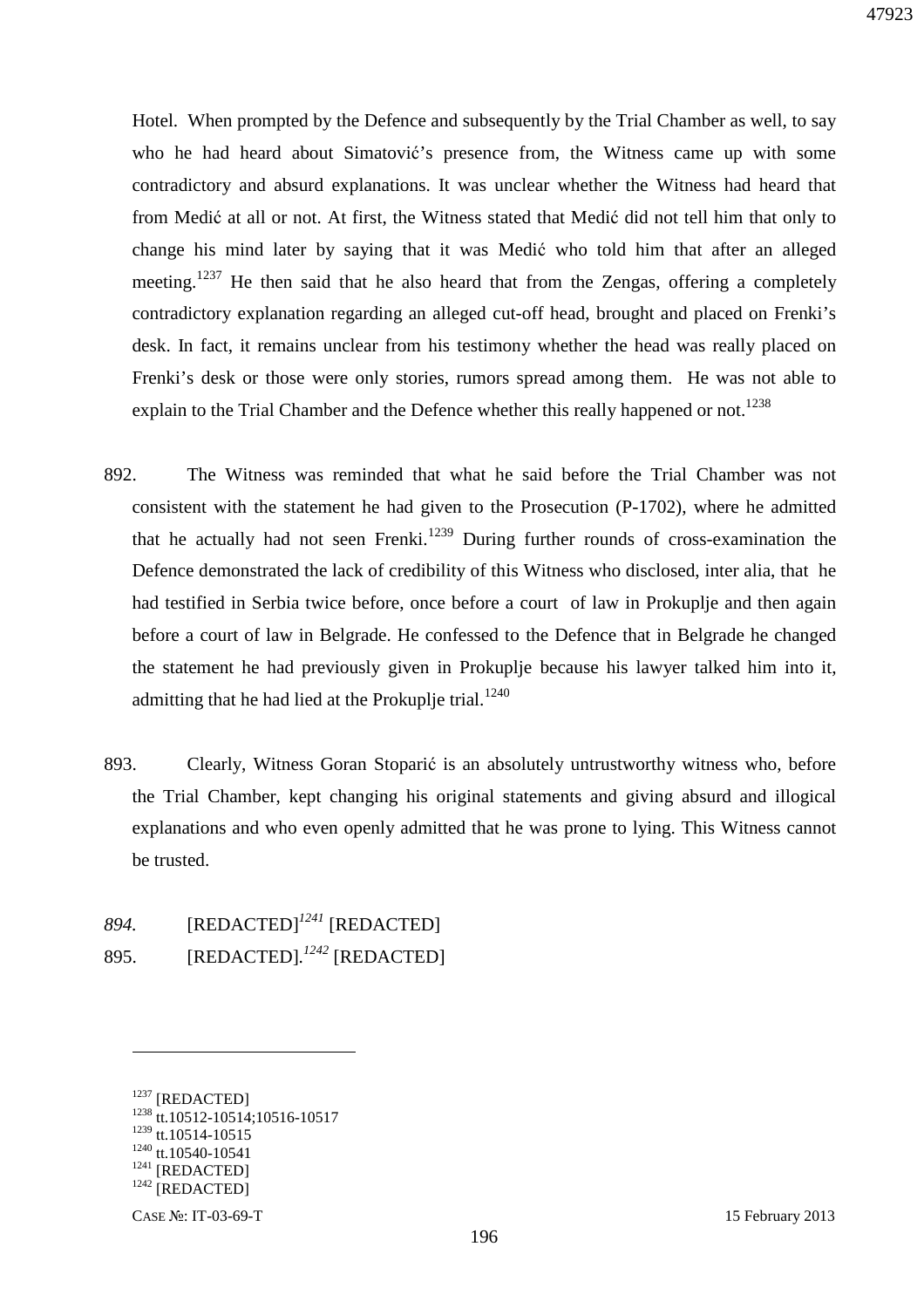Hotel. When prompted by the Defence and subsequently by the Trial Chamber as well, to say who he had heard about Simatović's presence from, the Witness came up with some contradictory and absurd explanations. It was unclear whether the Witness had heard that from Medić at all or not. At first, the Witness stated that Medić did not tell him that only to change his mind later by saying that it was Medić who told him that after an alleged meeting.[1237] He then said that he also heard that from the Zengas, offering a completely contradictory explanation regarding an alleged cut-off head, brought and placed on Frenki's desk. In fact, it remains unclear from his testimony whether the head was really placed on Frenki's desk or those were only stories, rumors spread among them. He was not able to explain to the Trial Chamber and the Defence whether this really happened or not.[1238]

892. The Witness was reminded that what he said before the Trial Chamber was not consistent with the statement he had given to the Prosecution (P-1702), where he admitted that he actually had not seen Frenki.[1239] During further rounds of cross-examination the Defence demonstrated the lack of credibility of this Witness who disclosed, inter alia, that he had testified in Serbia twice before, once before a court of law in Prokuplje and then again before a court of law in Belgrade. He confessed to the Defence that in Belgrade he changed the statement he had previously given in Prokuplje because his lawyer talked him into it, admitting that he had lied at the Prokuplje trial.[1240]

893. Clearly, Witness Goran Stoparić is an absolutely untrustworthy witness who, before the Trial Chamber, kept changing his original statements and giving absurd and illogical explanations and who even openly admitted that he was prone to lying. This Witness cannot be trusted.

*894.* [REDACTED]*[1241]* [REDACTED]

895. [REDACTED].*[1242]* [REDACTED]

---

[1237] [REDACTED]
[1238] tt.10512-10514;10516-10517
[1239] tt.10514-10515
[1240] tt.10540-10541
[1241] [REDACTED]
[1242] [REDACTED]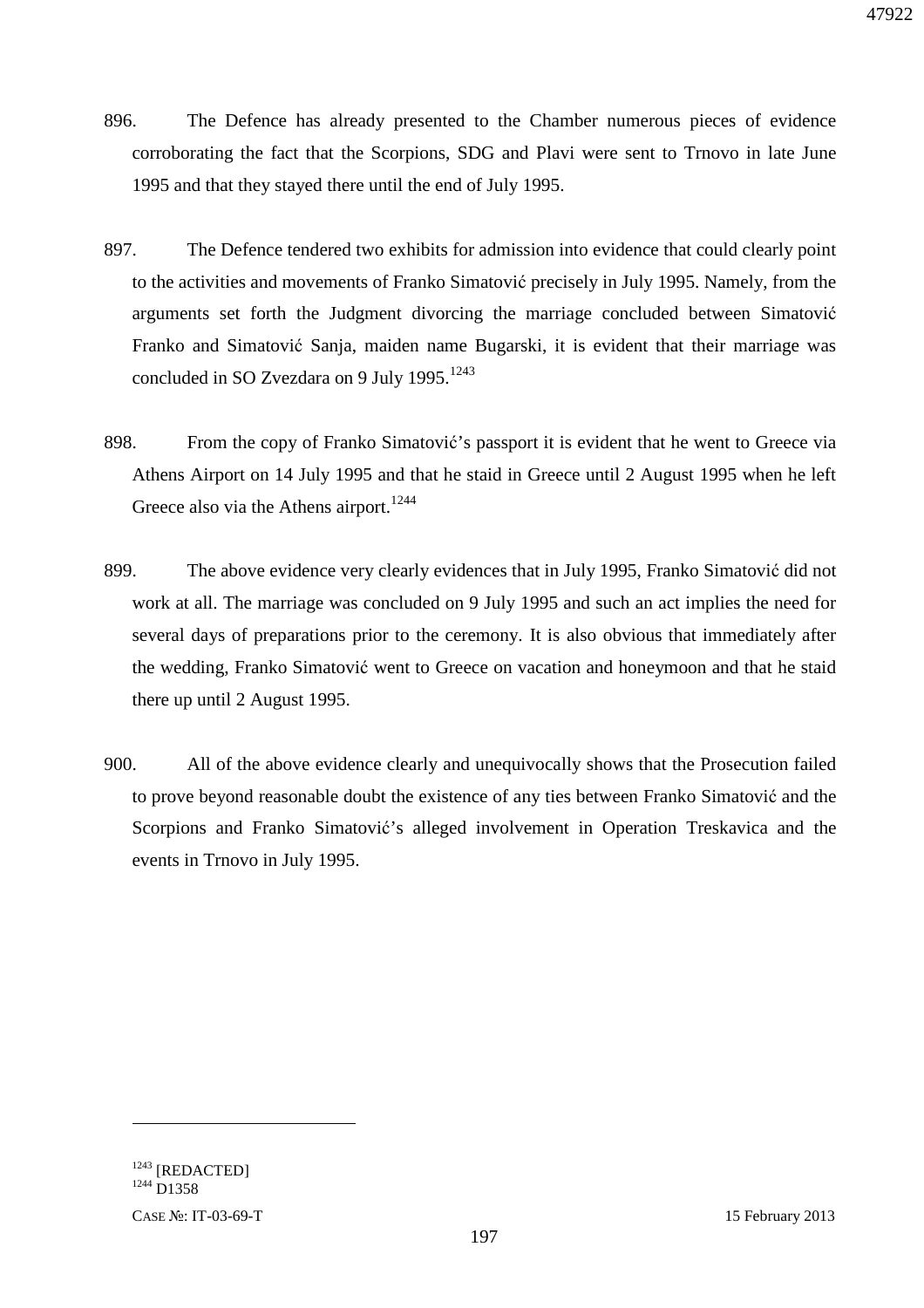896. The Defence has already presented to the Chamber numerous pieces of evidence corroborating the fact that the Scorpions, SDG and Plavi were sent to Trnovo in late June 1995 and that they stayed there until the end of July 1995.

897. The Defence tendered two exhibits for admission into evidence that could clearly point to the activities and movements of Franko Simatović precisely in July 1995. Namely, from the arguments set forth the Judgment divorcing the marriage concluded between Simatović Franko and Simatović Sanja, maiden name Bugarski, it is evident that their marriage was concluded in SO Zvezdara on 9 July 1995.[1243]

898. From the copy of Franko Simatović's passport it is evident that he went to Greece via Athens Airport on 14 July 1995 and that he staid in Greece until 2 August 1995 when he left Greece also via the Athens airport.[1244]

899. The above evidence very clearly evidences that in July 1995, Franko Simatović did not work at all. The marriage was concluded on 9 July 1995 and such an act implies the need for several days of preparations prior to the ceremony. It is also obvious that immediately after the wedding, Franko Simatović went to Greece on vacation and honeymoon and that he staid there up until 2 August 1995.

900. All of the above evidence clearly and unequivocally shows that the Prosecution failed to prove beyond reasonable doubt the existence of any ties between Franko Simatović and the Scorpions and Franko Simatović's alleged involvement in Operation Treskavica and the events in Trnovo in July 1995.

---

[1243] [REDACTED]
[1244] D1358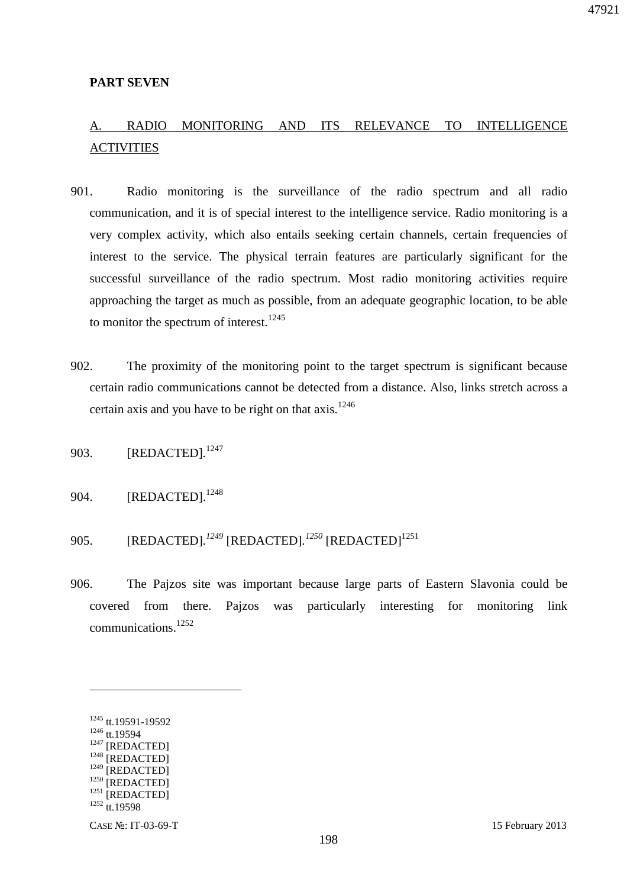**PART SEVEN**

## A. RADIO MONITORING AND ITS RELEVANCE TO INTELLIGENCE ACTIVITIES

901. Radio monitoring is the surveillance of the radio spectrum and all radio communication, and it is of special interest to the intelligence service. Radio monitoring is a very complex activity, which also entails seeking certain channels, certain frequencies of interest to the service. The physical terrain features are particularly significant for the successful surveillance of the radio spectrum. Most radio monitoring activities require approaching the target as much as possible, from an adequate geographic location, to be able to monitor the spectrum of interest.[1245]

902. The proximity of the monitoring point to the target spectrum is significant because certain radio communications cannot be detected from a distance. Also, links stretch across a certain axis and you have to be right on that axis.[1246]

903. [REDACTED].[1247]

904. [REDACTED].[1248]

905. [REDACTED].[1249] [REDACTED].[1250] [REDACTED][1251]

906. The Pajzos site was important because large parts of Eastern Slavonia could be covered from there. Pajzos was particularly interesting for monitoring link communications.[1252]

---

[1245] tt.19591-19592
[1246] tt.19594
[1247] [REDACTED]
[1248] [REDACTED]
[1249] [REDACTED]
[1250] [REDACTED]
[1251] [REDACTED]
[1252] tt.19598

CASE №: IT-03-69-T 15 February 2013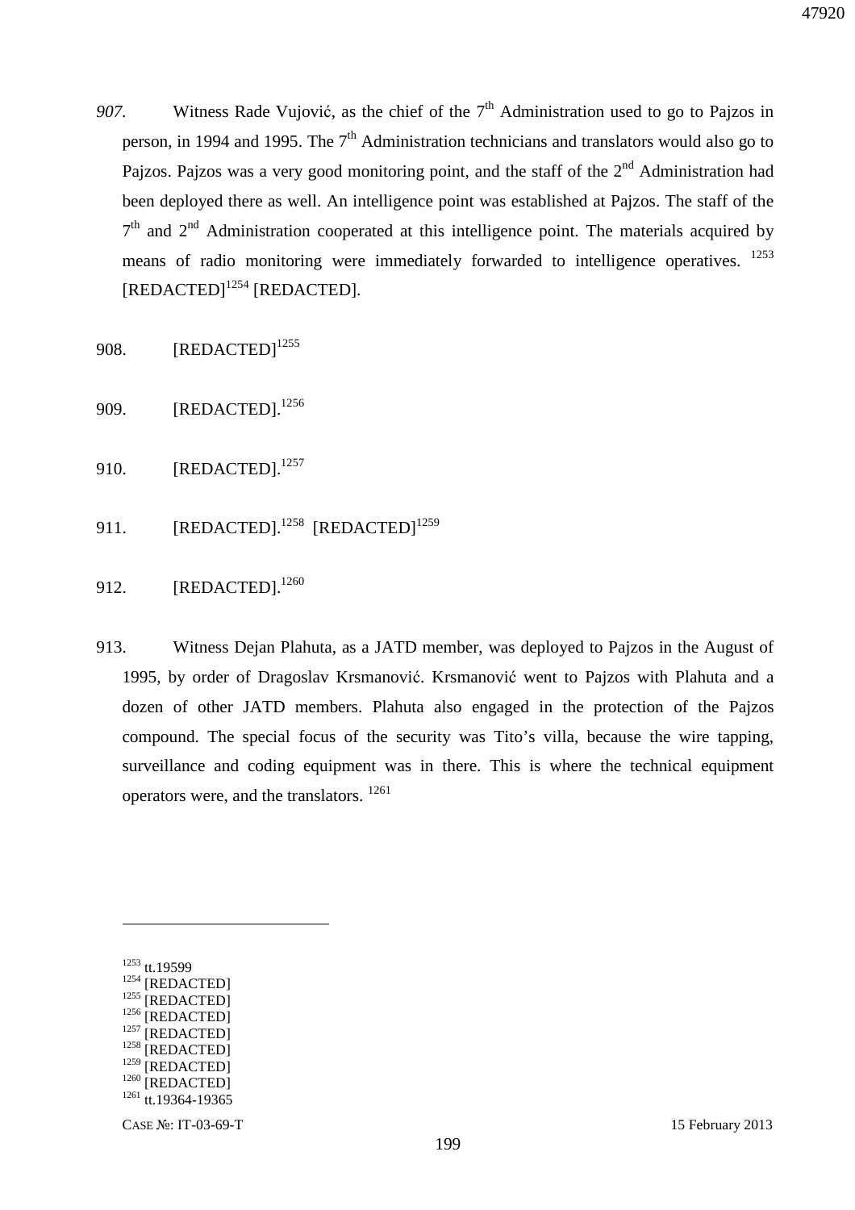*907.* Witness Rade Vujović, as the chief of the 7th Administration used to go to Pajzos in person, in 1994 and 1995. The 7th Administration technicians and translators would also go to Pajzos. Pajzos was a very good monitoring point, and the staff of the 2nd Administration had been deployed there as well. An intelligence point was established at Pajzos. The staff of the 7th and 2nd Administration cooperated at this intelligence point. The materials acquired by means of radio monitoring were immediately forwarded to intelligence operatives. [1253] [REDACTED][1254] [REDACTED].

908. [REDACTED][1255]

909. [REDACTED].[1256]

910. [REDACTED].[1257]

911. [REDACTED].[1258] [REDACTED][1259]

912. [REDACTED].[1260]

913. Witness Dejan Plahuta, as a JATD member, was deployed to Pajzos in the August of 1995, by order of Dragoslav Krsmanović. Krsmanović went to Pajzos with Plahuta and a dozen of other JATD members. Plahuta also engaged in the protection of the Pajzos compound. The special focus of the security was Tito's villa, because the wire tapping, surveillance and coding equipment was in there. This is where the technical equipment operators were, and the translators. [1261]

---

[1253] tt.19599
[1254] [REDACTED]
[1255] [REDACTED]
[1256] [REDACTED]
[1257] [REDACTED]
[1258] [REDACTED]
[1259] [REDACTED]
[1260] [REDACTED]
[1261] tt.19364-19365

CASE №: IT-03-69-T 15 February 2013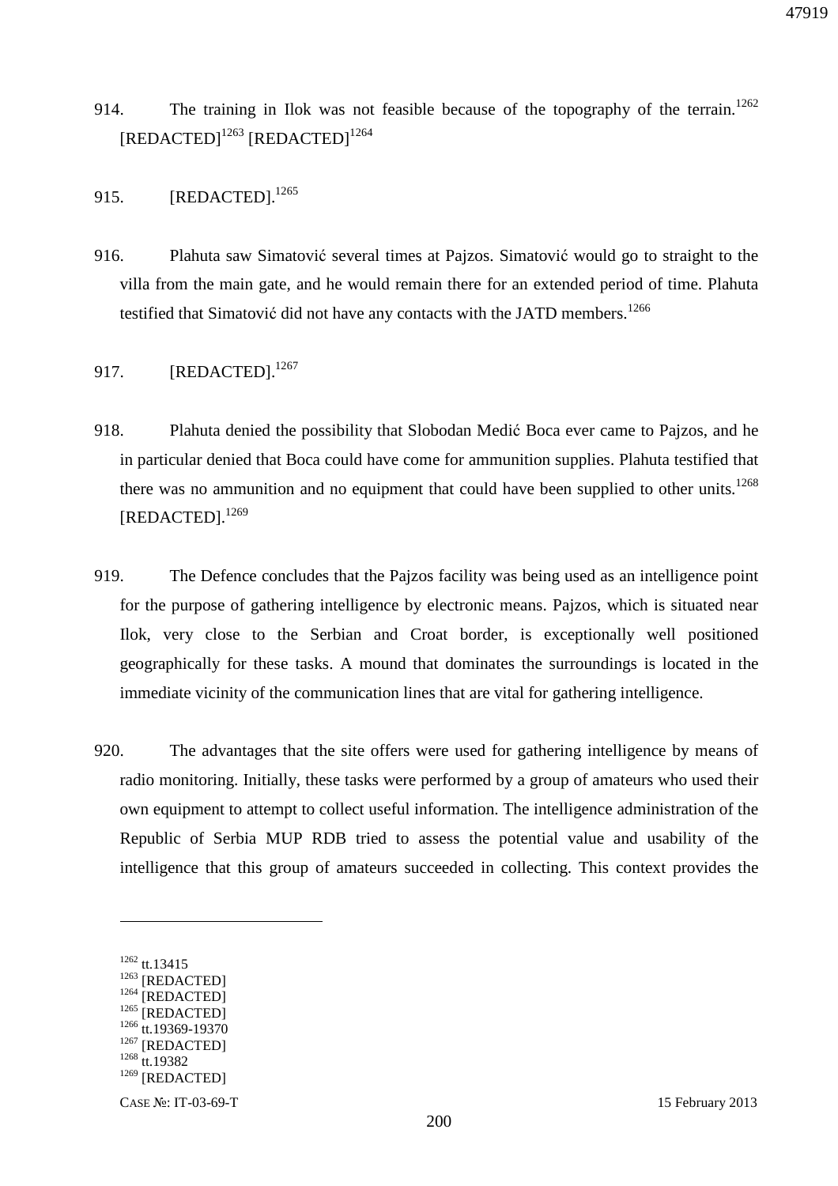914. The training in Ilok was not feasible because of the topography of the terrain.[1262] [REDACTED][1263] [REDACTED][1264]

915. [REDACTED].[1265]

916. Plahuta saw Simatović several times at Pajzos. Simatović would go to straight to the villa from the main gate, and he would remain there for an extended period of time. Plahuta testified that Simatović did not have any contacts with the JATD members.[1266]

917. [REDACTED].[1267]

918. Plahuta denied the possibility that Slobodan Medić Boca ever came to Pajzos, and he in particular denied that Boca could have come for ammunition supplies. Plahuta testified that there was no ammunition and no equipment that could have been supplied to other units.[1268] [REDACTED].[1269]

919. The Defence concludes that the Pajzos facility was being used as an intelligence point for the purpose of gathering intelligence by electronic means. Pajzos, which is situated near Ilok, very close to the Serbian and Croat border, is exceptionally well positioned geographically for these tasks. A mound that dominates the surroundings is located in the immediate vicinity of the communication lines that are vital for gathering intelligence.

920. The advantages that the site offers were used for gathering intelligence by means of radio monitoring. Initially, these tasks were performed by a group of amateurs who used their own equipment to attempt to collect useful information. The intelligence administration of the Republic of Serbia MUP RDB tried to assess the potential value and usability of the intelligence that this group of amateurs succeeded in collecting. This context provides the

---

[1262] tt.13415
[1263] [REDACTED]
[1264] [REDACTED]
[1265] [REDACTED]
[1266] tt.19369-19370
[1267] [REDACTED]
[1268] tt.19382
[1269] [REDACTED]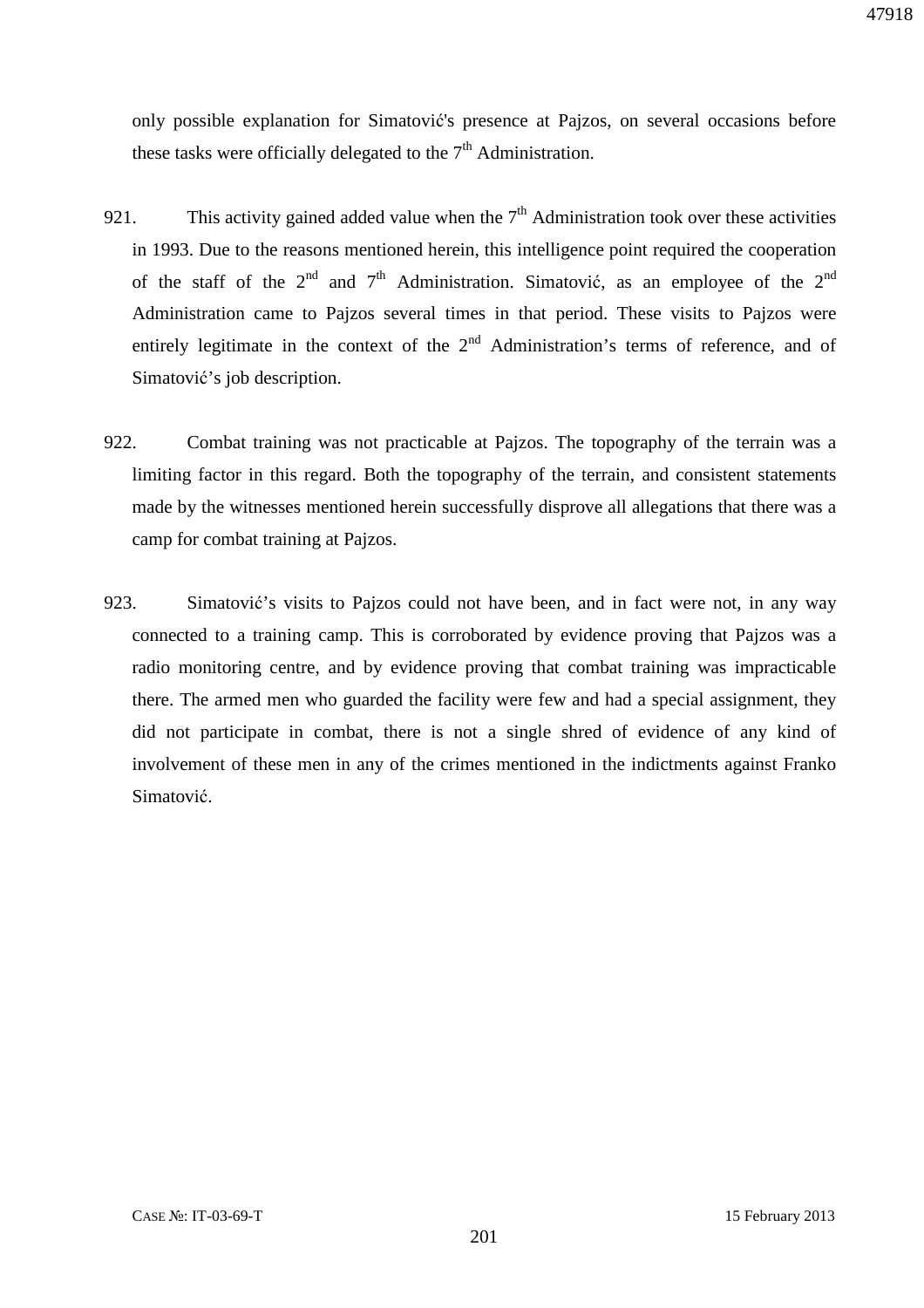only possible explanation for Simatović's presence at Pajzos, on several occasions before these tasks were officially delegated to the 7th Administration.

921. This activity gained added value when the 7th Administration took over these activities in 1993. Due to the reasons mentioned herein, this intelligence point required the cooperation of the staff of the 2nd and 7th Administration. Simatović, as an employee of the 2nd Administration came to Pajzos several times in that period. These visits to Pajzos were entirely legitimate in the context of the 2nd Administration's terms of reference, and of Simatović's job description.

922. Combat training was not practicable at Pajzos. The topography of the terrain was a limiting factor in this regard. Both the topography of the terrain, and consistent statements made by the witnesses mentioned herein successfully disprove all allegations that there was a camp for combat training at Pajzos.

923. Simatović's visits to Pajzos could not have been, and in fact were not, in any way connected to a training camp. This is corroborated by evidence proving that Pajzos was a radio monitoring centre, and by evidence proving that combat training was impracticable there. The armed men who guarded the facility were few and had a special assignment, they did not participate in combat, there is not a single shred of evidence of any kind of involvement of these men in any of the crimes mentioned in the indictments against Franko Simatović.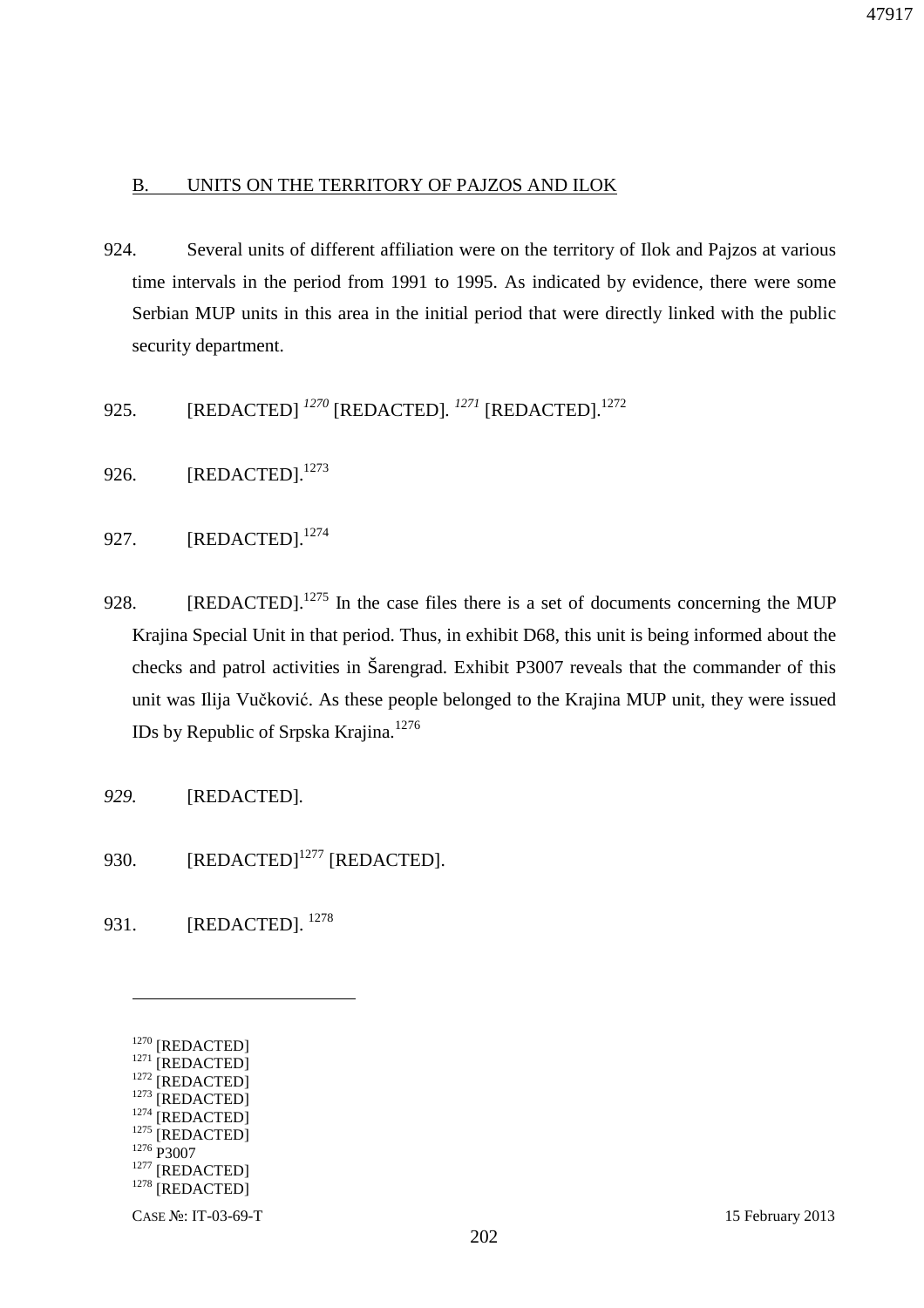## B. UNITS ON THE TERRITORY OF PAJZOS AND ILOK

924. Several units of different affiliation were on the territory of Ilok and Pajzos at various time intervals in the period from 1991 to 1995. As indicated by evidence, there were some Serbian MUP units in this area in the initial period that were directly linked with the public security department.

925. [REDACTED] [1270] [REDACTED]. [1271] [REDACTED].[1272]

926. [REDACTED].[1273]

927. [REDACTED].[1274]

928. [REDACTED].[1275] In the case files there is a set of documents concerning the MUP Krajina Special Unit in that period. Thus, in exhibit D68, this unit is being informed about the checks and patrol activities in Šarengrad. Exhibit P3007 reveals that the commander of this unit was Ilija Vučković. As these people belonged to the Krajina MUP unit, they were issued IDs by Republic of Srpska Krajina.[1276]

*929.* [REDACTED].

930. [REDACTED][1277] [REDACTED].

931. [REDACTED]. [1278]

---

[1270] [REDACTED]
[1271] [REDACTED]
[1272] [REDACTED]
[1273] [REDACTED]
[1274] [REDACTED]
[1275] [REDACTED]
[1276] P3007
[1277] [REDACTED]
[1278] [REDACTED]

CASE №: IT-03-69-T 15 February 2013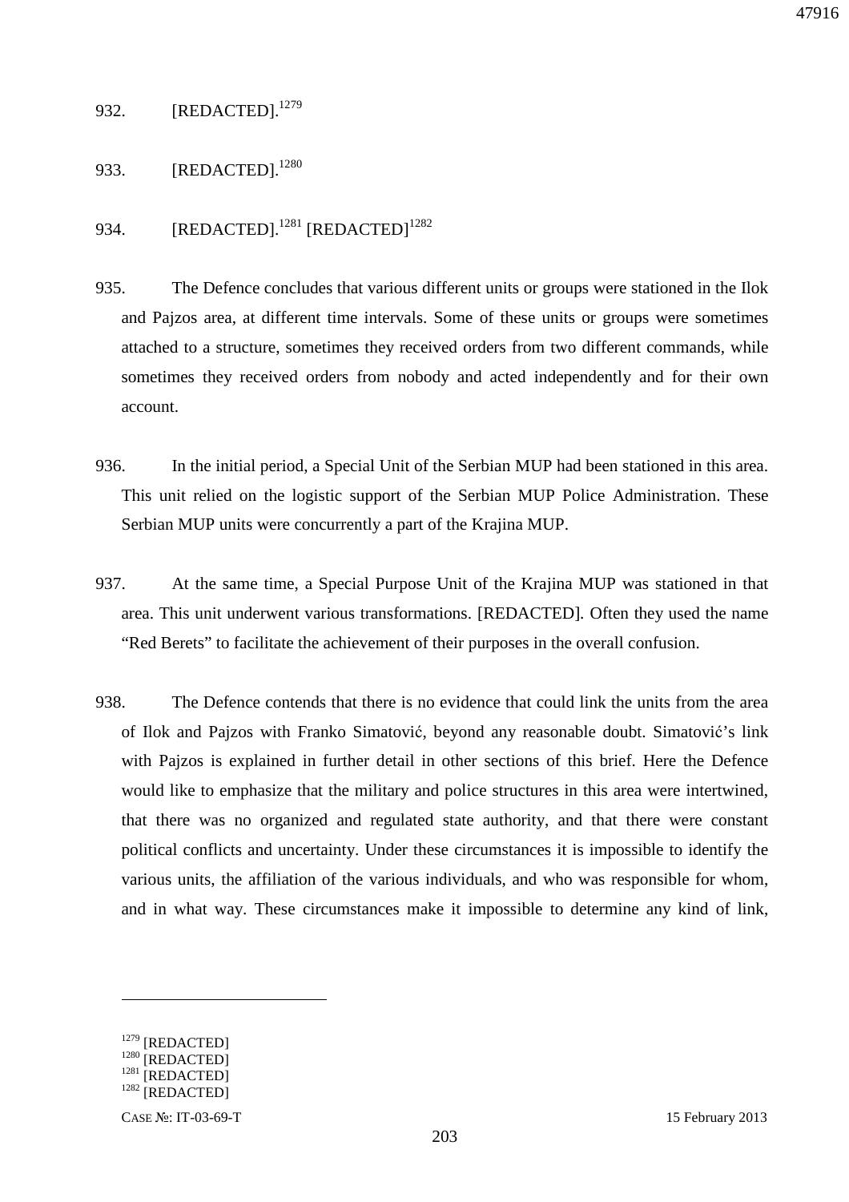932. [REDACTED].[1279]

933. [REDACTED].[1280]

934. [REDACTED].[1281] [REDACTED][1282]

935. The Defence concludes that various different units or groups were stationed in the Ilok and Pajzos area, at different time intervals. Some of these units or groups were sometimes attached to a structure, sometimes they received orders from two different commands, while sometimes they received orders from nobody and acted independently and for their own account.

936. In the initial period, a Special Unit of the Serbian MUP had been stationed in this area. This unit relied on the logistic support of the Serbian MUP Police Administration. These Serbian MUP units were concurrently a part of the Krajina MUP.

937. At the same time, a Special Purpose Unit of the Krajina MUP was stationed in that area. This unit underwent various transformations. [REDACTED]. Often they used the name "Red Berets" to facilitate the achievement of their purposes in the overall confusion.

938. The Defence contends that there is no evidence that could link the units from the area of Ilok and Pajzos with Franko Simatović, beyond any reasonable doubt. Simatović's link with Pajzos is explained in further detail in other sections of this brief. Here the Defence would like to emphasize that the military and police structures in this area were intertwined, that there was no organized and regulated state authority, and that there were constant political conflicts and uncertainty. Under these circumstances it is impossible to identify the various units, the affiliation of the various individuals, and who was responsible for whom, and in what way. These circumstances make it impossible to determine any kind of link,

---

[1279] [REDACTED]
[1280] [REDACTED]
[1281] [REDACTED]
[1282] [REDACTED]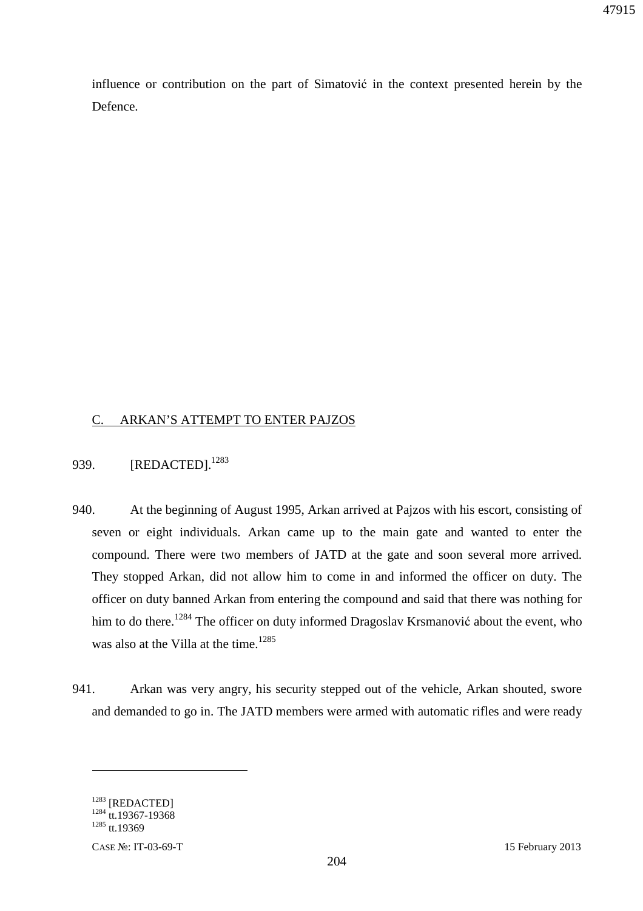influence or contribution on the part of Simatović in the context presented herein by the Defence.

## C. ARKAN'S ATTEMPT TO ENTER PAJZOS

939. [REDACTED].[1283]

940. At the beginning of August 1995, Arkan arrived at Pajzos with his escort, consisting of seven or eight individuals. Arkan came up to the main gate and wanted to enter the compound. There were two members of JATD at the gate and soon several more arrived. They stopped Arkan, did not allow him to come in and informed the officer on duty. The officer on duty banned Arkan from entering the compound and said that there was nothing for him to do there.[1284] The officer on duty informed Dragoslav Krsmanović about the event, who was also at the Villa at the time.[1285]

941. Arkan was very angry, his security stepped out of the vehicle, Arkan shouted, swore and demanded to go in. The JATD members were armed with automatic rifles and were ready

---

[1283] [REDACTED]
[1284] tt.19367-19368
[1285] tt.19369

CASE №: IT-03-69-T 15 February 2013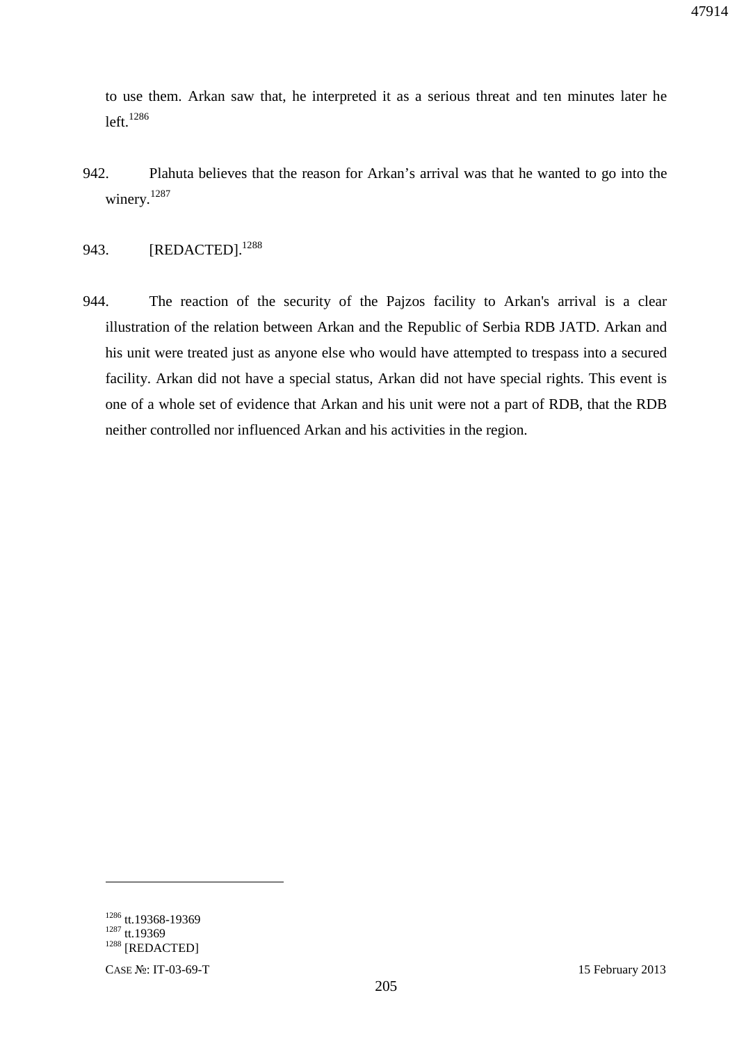to use them. Arkan saw that, he interpreted it as a serious threat and ten minutes later he left.[1286]

942. Plahuta believes that the reason for Arkan's arrival was that he wanted to go into the winery.[1287]

943. [REDACTED].[1288]

944. The reaction of the security of the Pajzos facility to Arkan's arrival is a clear illustration of the relation between Arkan and the Republic of Serbia RDB JATD. Arkan and his unit were treated just as anyone else who would have attempted to trespass into a secured facility. Arkan did not have a special status, Arkan did not have special rights. This event is one of a whole set of evidence that Arkan and his unit were not a part of RDB, that the RDB neither controlled nor influenced Arkan and his activities in the region.

---

[1286] tt.19368-19369
[1287] tt.19369
[1288] [REDACTED]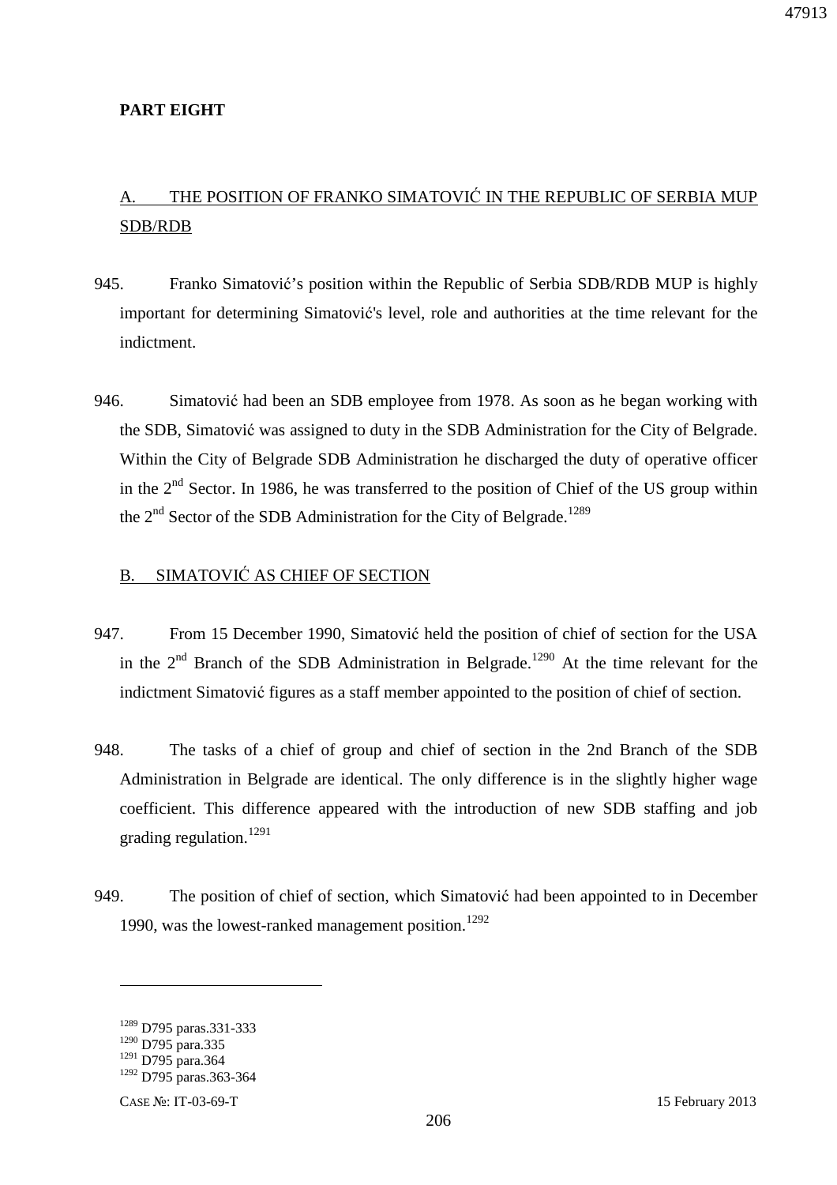**PART EIGHT**

## A. THE POSITION OF FRANKO SIMATOVIĆ IN THE REPUBLIC OF SERBIA MUP SDB/RDB

945. Franko Simatović's position within the Republic of Serbia SDB/RDB MUP is highly important for determining Simatović's level, role and authorities at the time relevant for the indictment.

946. Simatović had been an SDB employee from 1978. As soon as he began working with the SDB, Simatović was assigned to duty in the SDB Administration for the City of Belgrade. Within the City of Belgrade SDB Administration he discharged the duty of operative officer in the 2nd Sector. In 1986, he was transferred to the position of Chief of the US group within the 2nd Sector of the SDB Administration for the City of Belgrade.[1289]

## B. SIMATOVIĆ AS CHIEF OF SECTION

947. From 15 December 1990, Simatović held the position of chief of section for the USA in the 2nd Branch of the SDB Administration in Belgrade.[1290] At the time relevant for the indictment Simatović figures as a staff member appointed to the position of chief of section.

948. The tasks of a chief of group and chief of section in the 2nd Branch of the SDB Administration in Belgrade are identical. The only difference is in the slightly higher wage coefficient. This difference appeared with the introduction of new SDB staffing and job grading regulation.[1291]

949. The position of chief of section, which Simatović had been appointed to in December 1990, was the lowest-ranked management position.[1292]

---

[1289] D795 paras.331-333
[1290] D795 para.335
[1291] D795 para.364
[1292] D795 paras.363-364

CASE №: IT-03-69-T 15 February 2013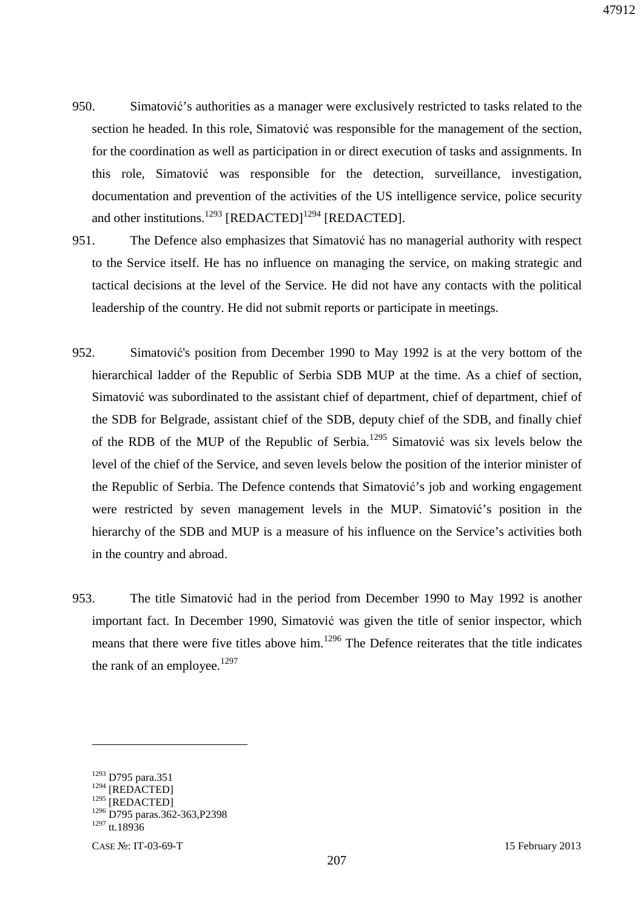950. Simatović's authorities as a manager were exclusively restricted to tasks related to the section he headed. In this role, Simatović was responsible for the management of the section, for the coordination as well as participation in or direct execution of tasks and assignments. In this role, Simatović was responsible for the detection, surveillance, investigation, documentation and prevention of the activities of the US intelligence service, police security and other institutions.[1293] [REDACTED][1294] [REDACTED].

951. The Defence also emphasizes that Simatović has no managerial authority with respect to the Service itself. He has no influence on managing the service, on making strategic and tactical decisions at the level of the Service. He did not have any contacts with the political leadership of the country. He did not submit reports or participate in meetings.

952. Simatović's position from December 1990 to May 1992 is at the very bottom of the hierarchical ladder of the Republic of Serbia SDB MUP at the time. As a chief of section, Simatović was subordinated to the assistant chief of department, chief of department, chief of the SDB for Belgrade, assistant chief of the SDB, deputy chief of the SDB, and finally chief of the RDB of the MUP of the Republic of Serbia.[1295] Simatović was six levels below the level of the chief of the Service, and seven levels below the position of the interior minister of the Republic of Serbia. The Defence contends that Simatović's job and working engagement were restricted by seven management levels in the MUP. Simatović's position in the hierarchy of the SDB and MUP is a measure of his influence on the Service's activities both in the country and abroad.

953. The title Simatović had in the period from December 1990 to May 1992 is another important fact. In December 1990, Simatović was given the title of senior inspector, which means that there were five titles above him.[1296] The Defence reiterates that the title indicates the rank of an employee.[1297]

---

[1293] D795 para.351
[1294] [REDACTED]
[1295] [REDACTED]
[1296] D795 paras.362-363,P2398
[1297] tt.18936

CASE №: IT-03-69-T 15 February 2013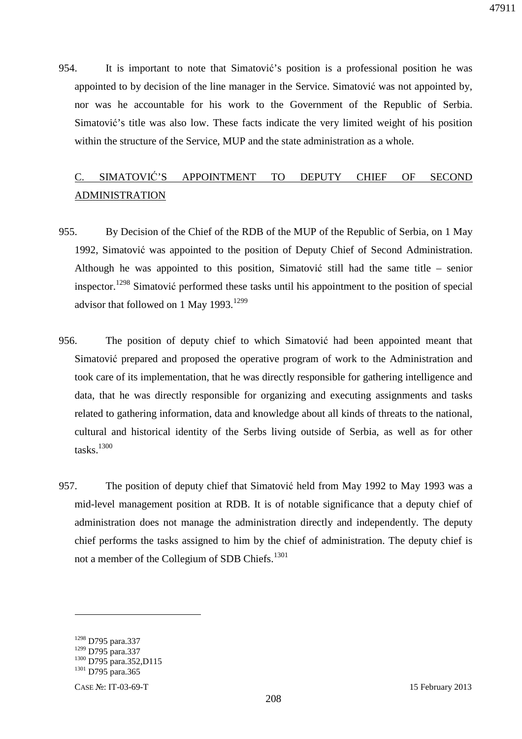954. It is important to note that Simatović's position is a professional position he was appointed to by decision of the line manager in the Service. Simatović was not appointed by, nor was he accountable for his work to the Government of the Republic of Serbia. Simatović's title was also low. These facts indicate the very limited weight of his position within the structure of the Service, MUP and the state administration as a whole.

## C. SIMATOVIĆ'S APPOINTMENT TO DEPUTY CHIEF OF SECOND ADMINISTRATION

955. By Decision of the Chief of the RDB of the MUP of the Republic of Serbia, on 1 May 1992, Simatović was appointed to the position of Deputy Chief of Second Administration. Although he was appointed to this position, Simatović still had the same title – senior inspector.[1298] Simatović performed these tasks until his appointment to the position of special advisor that followed on 1 May 1993.[1299]

956. The position of deputy chief to which Simatović had been appointed meant that Simatović prepared and proposed the operative program of work to the Administration and took care of its implementation, that he was directly responsible for gathering intelligence and data, that he was directly responsible for organizing and executing assignments and tasks related to gathering information, data and knowledge about all kinds of threats to the national, cultural and historical identity of the Serbs living outside of Serbia, as well as for other tasks.[1300]

957. The position of deputy chief that Simatović held from May 1992 to May 1993 was a mid-level management position at RDB. It is of notable significance that a deputy chief of administration does not manage the administration directly and independently. The deputy chief performs the tasks assigned to him by the chief of administration. The deputy chief is not a member of the Collegium of SDB Chiefs.[1301]

---

[1298] D795 para.337
[1299] D795 para.337
[1300] D795 para.352,D115
[1301] D795 para.365

CASE №: IT-03-69-T 15 February 2013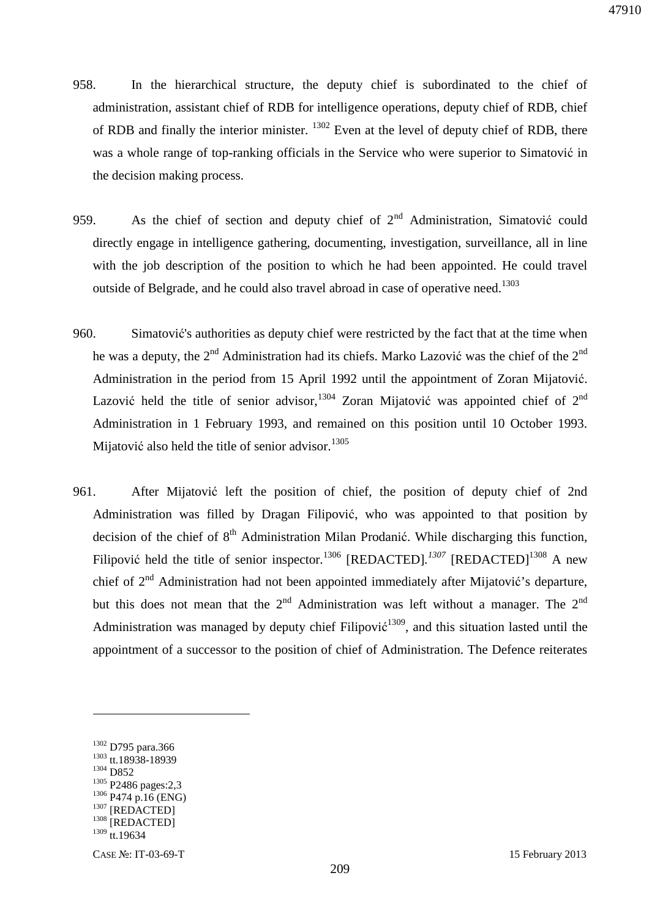958. In the hierarchical structure, the deputy chief is subordinated to the chief of administration, assistant chief of RDB for intelligence operations, deputy chief of RDB, chief of RDB and finally the interior minister. [1302] Even at the level of deputy chief of RDB, there was a whole range of top-ranking officials in the Service who were superior to Simatović in the decision making process.

959. As the chief of section and deputy chief of 2nd Administration, Simatović could directly engage in intelligence gathering, documenting, investigation, surveillance, all in line with the job description of the position to which he had been appointed. He could travel outside of Belgrade, and he could also travel abroad in case of operative need.[1303]

960. Simatović's authorities as deputy chief were restricted by the fact that at the time when he was a deputy, the 2nd Administration had its chiefs. Marko Lazović was the chief of the 2nd Administration in the period from 15 April 1992 until the appointment of Zoran Mijatović. Lazović held the title of senior advisor,[1304] Zoran Mijatović was appointed chief of 2nd Administration in 1 February 1993, and remained on this position until 10 October 1993. Mijatović also held the title of senior advisor.[1305]

961. After Mijatović left the position of chief, the position of deputy chief of 2nd Administration was filled by Dragan Filipović, who was appointed to that position by decision of the chief of 8th Administration Milan Prodanić. While discharging this function, Filipović held the title of senior inspector.[1306] [REDACTED].[1307] [REDACTED][1308] A new chief of 2nd Administration had not been appointed immediately after Mijatović's departure, but this does not mean that the 2nd Administration was left without a manager. The 2nd Administration was managed by deputy chief Filipović[1309], and this situation lasted until the appointment of a successor to the position of chief of Administration. The Defence reiterates

---

[1302] D795 para.366
[1303] tt.18938-18939
[1304] D852
[1305] P2486 pages:2,3
[1306] P474 p.16 (ENG)
[1307] [REDACTED]
[1308] [REDACTED]
[1309] tt.19634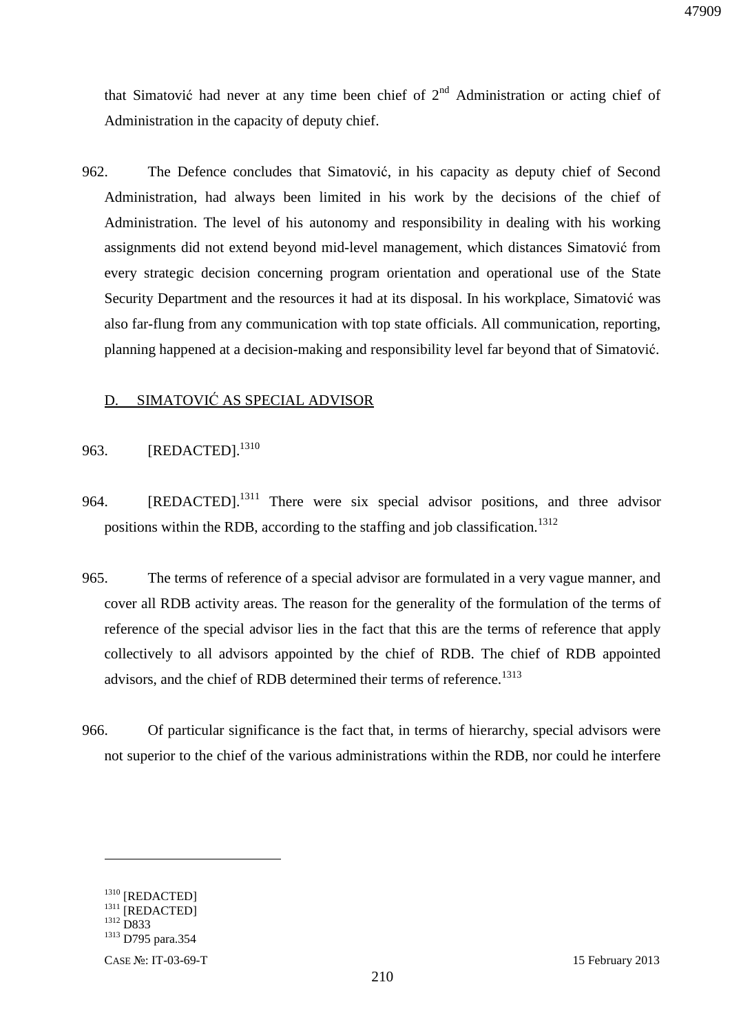that Simatović had never at any time been chief of 2nd Administration or acting chief of Administration in the capacity of deputy chief.

962. The Defence concludes that Simatović, in his capacity as deputy chief of Second Administration, had always been limited in his work by the decisions of the chief of Administration. The level of his autonomy and responsibility in dealing with his working assignments did not extend beyond mid-level management, which distances Simatović from every strategic decision concerning program orientation and operational use of the State Security Department and the resources it had at its disposal. In his workplace, Simatović was also far-flung from any communication with top state officials. All communication, reporting, planning happened at a decision-making and responsibility level far beyond that of Simatović.

## D. SIMATOVIĆ AS SPECIAL ADVISOR

963. [REDACTED].[1310]

964. [REDACTED].[1311] There were six special advisor positions, and three advisor positions within the RDB, according to the staffing and job classification.[1312]

965. The terms of reference of a special advisor are formulated in a very vague manner, and cover all RDB activity areas. The reason for the generality of the formulation of the terms of reference of the special advisor lies in the fact that this are the terms of reference that apply collectively to all advisors appointed by the chief of RDB. The chief of RDB appointed advisors, and the chief of RDB determined their terms of reference.[1313]

966. Of particular significance is the fact that, in terms of hierarchy, special advisors were not superior to the chief of the various administrations within the RDB, nor could he interfere

---

[1310] [REDACTED]
[1311] [REDACTED]
[1312] D833
[1313] D795 para.354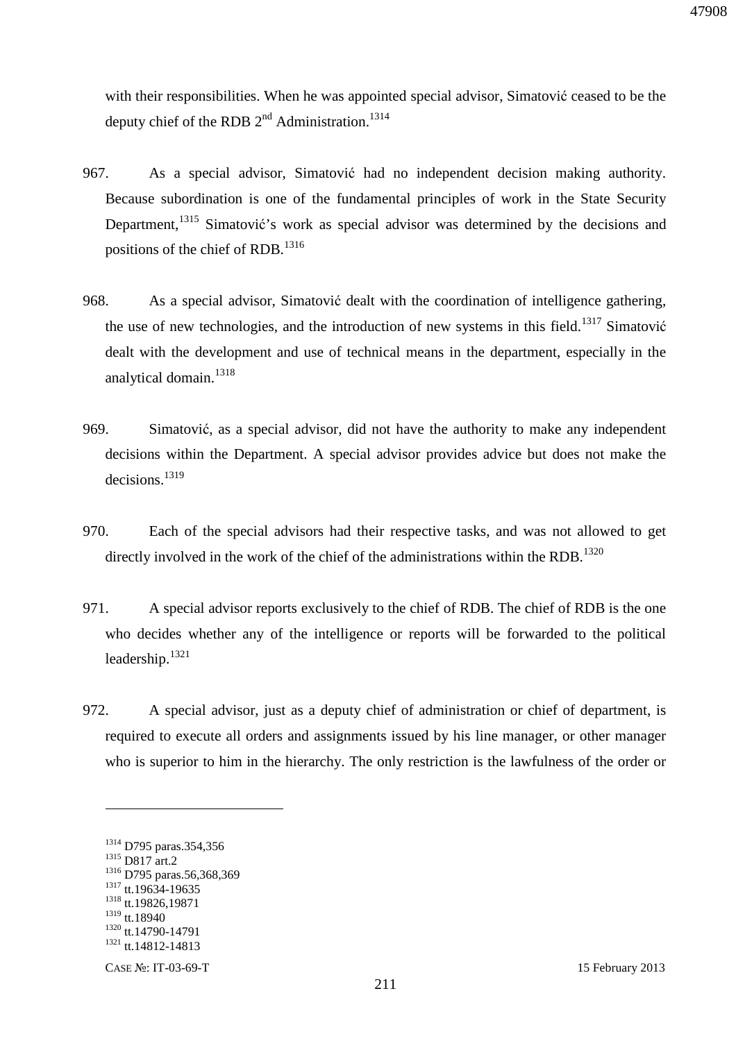with their responsibilities. When he was appointed special advisor, Simatović ceased to be the deputy chief of the RDB 2nd Administration.[1314]

967. As a special advisor, Simatović had no independent decision making authority. Because subordination is one of the fundamental principles of work in the State Security Department,[1315] Simatović's work as special advisor was determined by the decisions and positions of the chief of RDB.[1316]

968. As a special advisor, Simatović dealt with the coordination of intelligence gathering, the use of new technologies, and the introduction of new systems in this field.[1317] Simatović dealt with the development and use of technical means in the department, especially in the analytical domain.[1318]

969. Simatović, as a special advisor, did not have the authority to make any independent decisions within the Department. A special advisor provides advice but does not make the decisions.[1319]

970. Each of the special advisors had their respective tasks, and was not allowed to get directly involved in the work of the chief of the administrations within the RDB.[1320]

971. A special advisor reports exclusively to the chief of RDB. The chief of RDB is the one who decides whether any of the intelligence or reports will be forwarded to the political leadership.[1321]

972. A special advisor, just as a deputy chief of administration or chief of department, is required to execute all orders and assignments issued by his line manager, or other manager who is superior to him in the hierarchy. The only restriction is the lawfulness of the order or

---

[1314] D795 paras.354,356
[1315] D817 art.2
[1316] D795 paras.56,368,369
[1317] tt.19634-19635
[1318] tt.19826,19871
[1319] tt.18940
[1320] tt.14790-14791
[1321] tt.14812-14813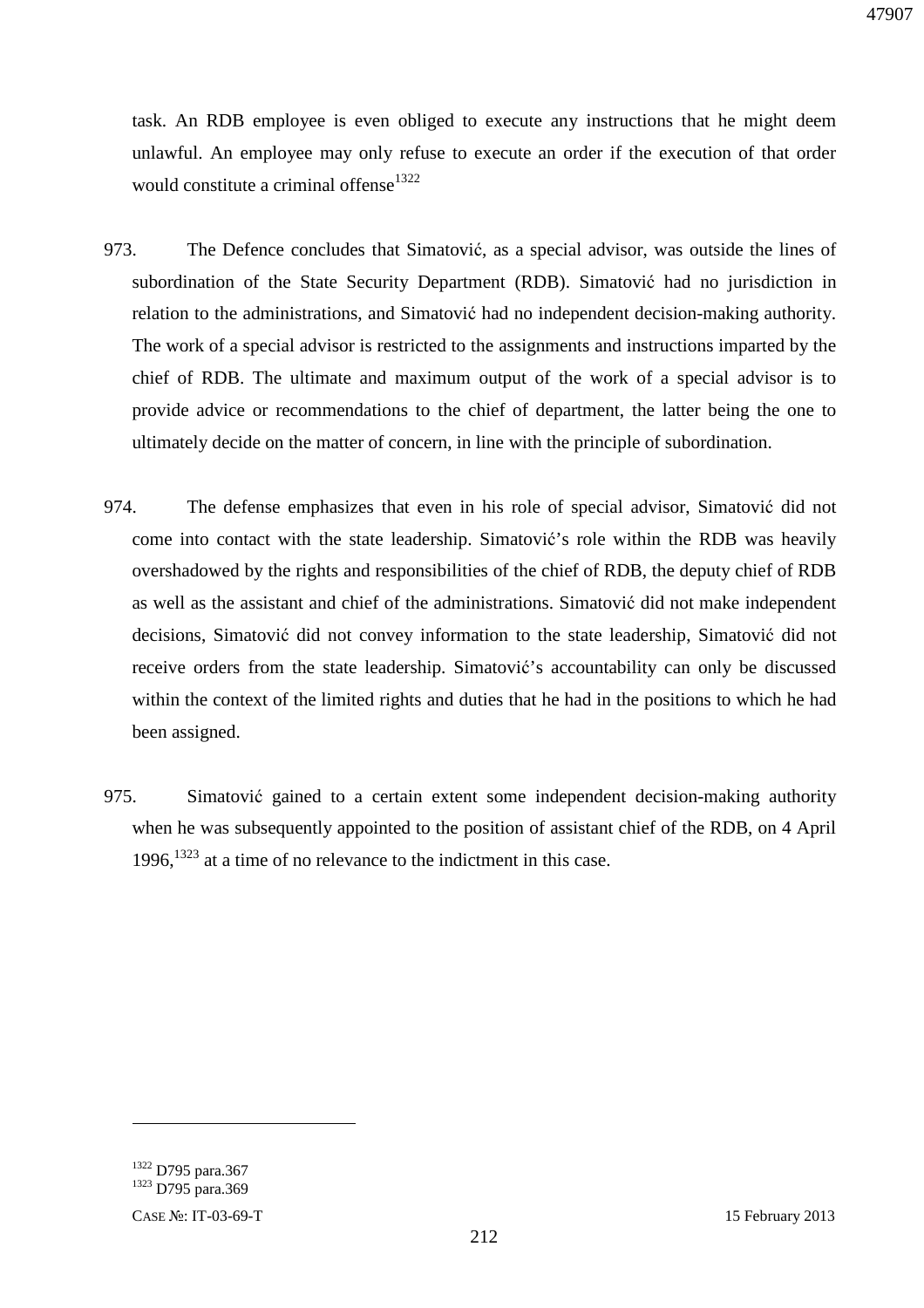task. An RDB employee is even obliged to execute any instructions that he might deem unlawful. An employee may only refuse to execute an order if the execution of that order would constitute a criminal offense[1322]

973. The Defence concludes that Simatović, as a special advisor, was outside the lines of subordination of the State Security Department (RDB). Simatović had no jurisdiction in relation to the administrations, and Simatović had no independent decision-making authority. The work of a special advisor is restricted to the assignments and instructions imparted by the chief of RDB. The ultimate and maximum output of the work of a special advisor is to provide advice or recommendations to the chief of department, the latter being the one to ultimately decide on the matter of concern, in line with the principle of subordination.

974. The defense emphasizes that even in his role of special advisor, Simatović did not come into contact with the state leadership. Simatović's role within the RDB was heavily overshadowed by the rights and responsibilities of the chief of RDB, the deputy chief of RDB as well as the assistant and chief of the administrations. Simatović did not make independent decisions, Simatović did not convey information to the state leadership, Simatović did not receive orders from the state leadership. Simatović's accountability can only be discussed within the context of the limited rights and duties that he had in the positions to which he had been assigned.

975. Simatović gained to a certain extent some independent decision-making authority when he was subsequently appointed to the position of assistant chief of the RDB, on 4 April 1996,[1323] at a time of no relevance to the indictment in this case.

---

[1322] D795 para.367

[1323] D795 para.369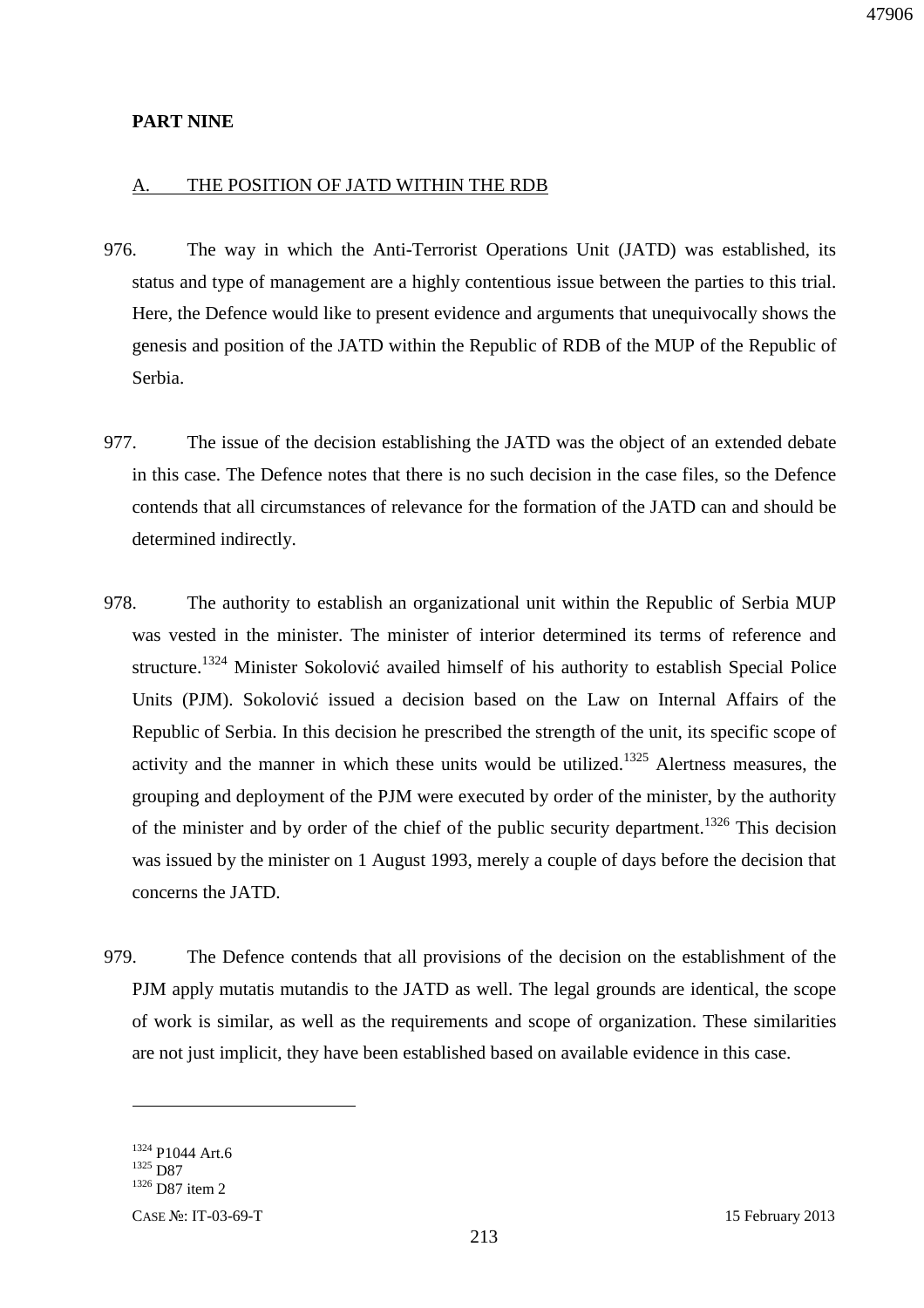**PART NINE**

## A. THE POSITION OF JATD WITHIN THE RDB

976. The way in which the Anti-Terrorist Operations Unit (JATD) was established, its status and type of management are a highly contentious issue between the parties to this trial. Here, the Defence would like to present evidence and arguments that unequivocally shows the genesis and position of the JATD within the Republic of RDB of the MUP of the Republic of Serbia.

977. The issue of the decision establishing the JATD was the object of an extended debate in this case. The Defence notes that there is no such decision in the case files, so the Defence contends that all circumstances of relevance for the formation of the JATD can and should be determined indirectly.

978. The authority to establish an organizational unit within the Republic of Serbia MUP was vested in the minister. The minister of interior determined its terms of reference and structure.[1324] Minister Sokolović availed himself of his authority to establish Special Police Units (PJM). Sokolović issued a decision based on the Law on Internal Affairs of the Republic of Serbia. In this decision he prescribed the strength of the unit, its specific scope of activity and the manner in which these units would be utilized.[1325] Alertness measures, the grouping and deployment of the PJM were executed by order of the minister, by the authority of the minister and by order of the chief of the public security department.[1326] This decision was issued by the minister on 1 August 1993, merely a couple of days before the decision that concerns the JATD.

979. The Defence contends that all provisions of the decision on the establishment of the PJM apply mutatis mutandis to the JATD as well. The legal grounds are identical, the scope of work is similar, as well as the requirements and scope of organization. These similarities are not just implicit, they have been established based on available evidence in this case.

---

[1324] P1044 Art.6
[1325] D87
[1326] D87 item 2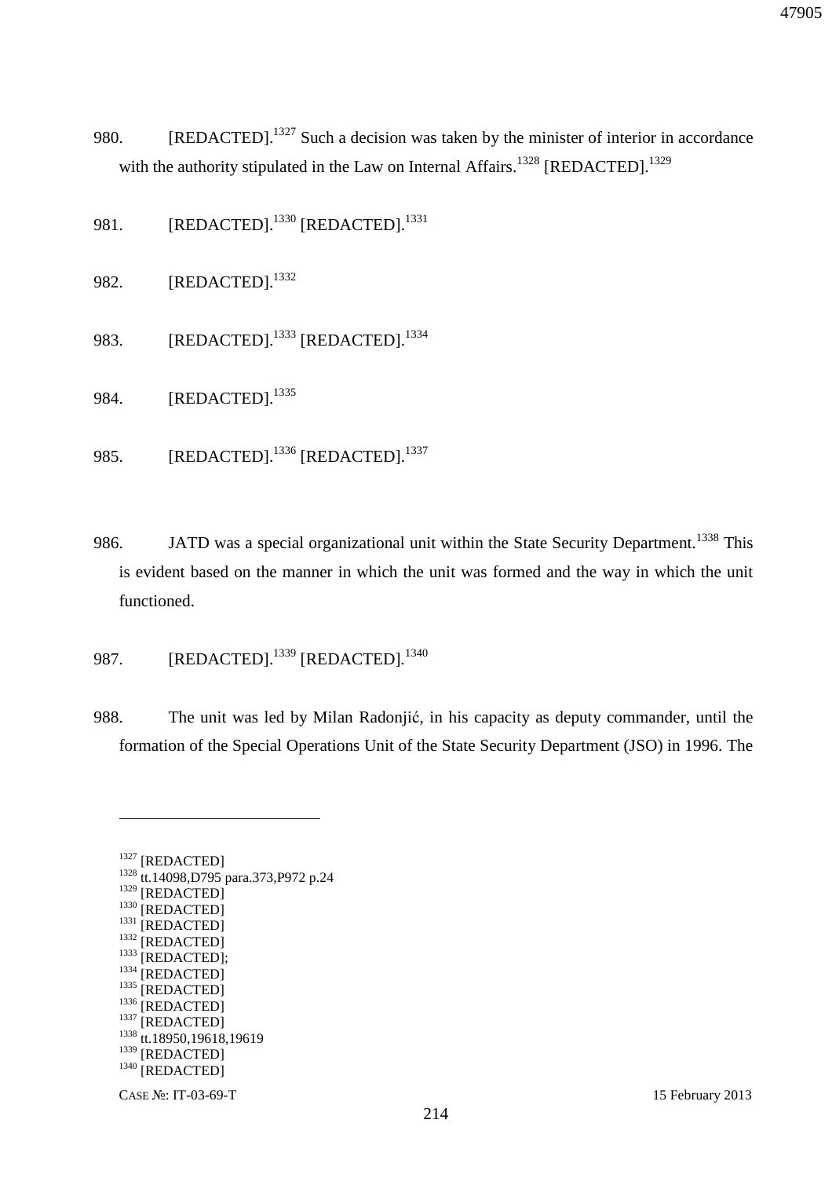980. [REDACTED].[1327] Such a decision was taken by the minister of interior in accordance with the authority stipulated in the Law on Internal Affairs.[1328] [REDACTED].[1329]

981. [REDACTED].[1330] [REDACTED].[1331]

982. [REDACTED].[1332]

983. [REDACTED].[1333] [REDACTED].[1334]

984. [REDACTED].[1335]

985. [REDACTED].[1336] [REDACTED].[1337]

986. JATD was a special organizational unit within the State Security Department.[1338] This is evident based on the manner in which the unit was formed and the way in which the unit functioned.

987. [REDACTED].[1339] [REDACTED].[1340]

988. The unit was led by Milan Radonjić, in his capacity as deputy commander, until the formation of the Special Operations Unit of the State Security Department (JSO) in 1996. The

---

[1327] [REDACTED]
[1328] tt.14098,D795 para.373,P972 p.24
[1329] [REDACTED]
[1330] [REDACTED]
[1331] [REDACTED]
[1332] [REDACTED]
[1333] [REDACTED];
[1334] [REDACTED]
[1335] [REDACTED]
[1336] [REDACTED]
[1337] [REDACTED]
[1338] tt.18950,19618,19619
[1339] [REDACTED]
[1340] [REDACTED]

CASE №: IT-03-69-T 15 February 2013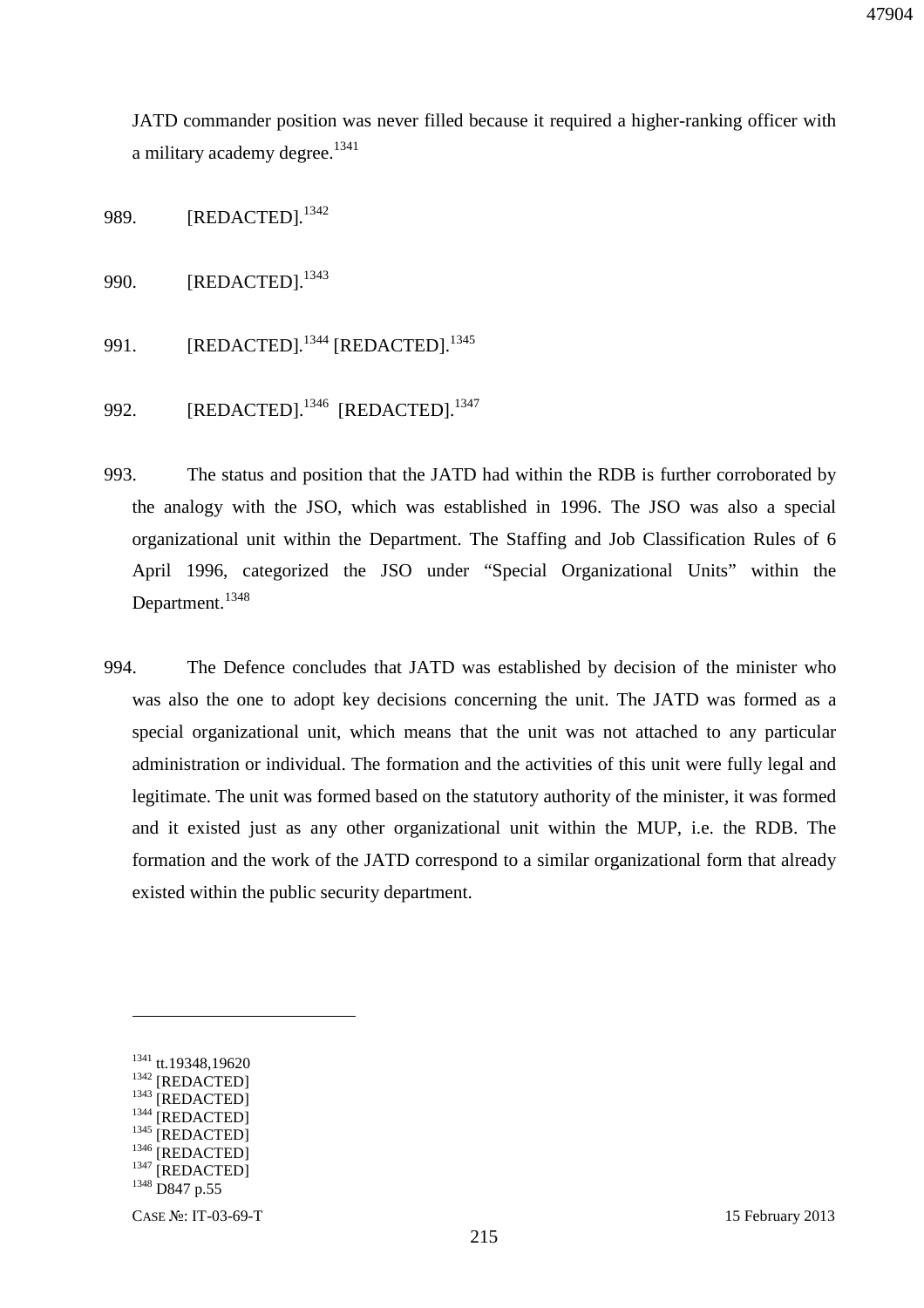JATD commander position was never filled because it required a higher-ranking officer with a military academy degree.[1341]

989. [REDACTED].[1342]

990. [REDACTED].[1343]

991. [REDACTED].[1344] [REDACTED].[1345]

992. [REDACTED].[1346] [REDACTED].[1347]

993. The status and position that the JATD had within the RDB is further corroborated by the analogy with the JSO, which was established in 1996. The JSO was also a special organizational unit within the Department. The Staffing and Job Classification Rules of 6 April 1996, categorized the JSO under "Special Organizational Units" within the Department.[1348]

994. The Defence concludes that JATD was established by decision of the minister who was also the one to adopt key decisions concerning the unit. The JATD was formed as a special organizational unit, which means that the unit was not attached to any particular administration or individual. The formation and the activities of this unit were fully legal and legitimate. The unit was formed based on the statutory authority of the minister, it was formed and it existed just as any other organizational unit within the MUP, i.e. the RDB. The formation and the work of the JATD correspond to a similar organizational form that already existed within the public security department.

---

[1341] tt.19348,19620
[1342] [REDACTED]
[1343] [REDACTED]
[1344] [REDACTED]
[1345] [REDACTED]
[1346] [REDACTED]
[1347] [REDACTED]
[1348] D847 p.55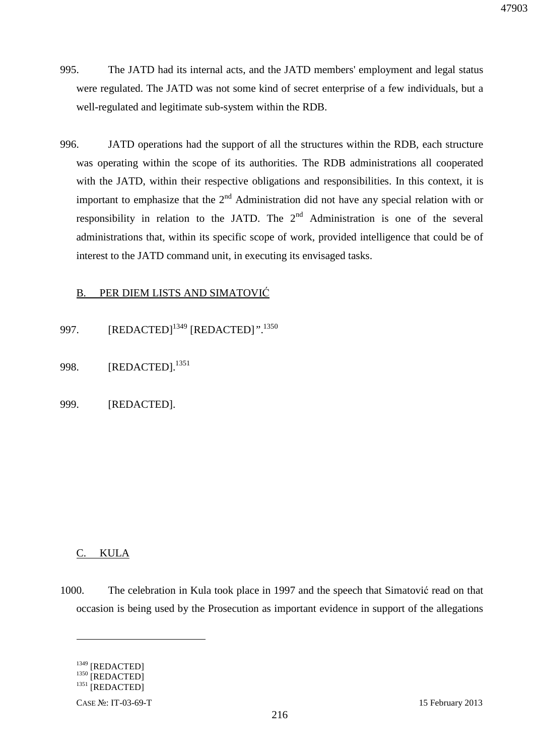995. The JATD had its internal acts, and the JATD members' employment and legal status were regulated. The JATD was not some kind of secret enterprise of a few individuals, but a well-regulated and legitimate sub-system within the RDB.

996. JATD operations had the support of all the structures within the RDB, each structure was operating within the scope of its authorities. The RDB administrations all cooperated with the JATD, within their respective obligations and responsibilities. In this context, it is important to emphasize that the 2nd Administration did not have any special relation with or responsibility in relation to the JATD. The 2nd Administration is one of the several administrations that, within its specific scope of work, provided intelligence that could be of interest to the JATD command unit, in executing its envisaged tasks.

## B. PER DIEM LISTS AND SIMATOVIĆ

997. [REDACTED][1349] [REDACTED]”.[1350]

998. [REDACTED].[1351]

999. [REDACTED].

## C. KULA

1000. The celebration in Kula took place in 1997 and the speech that Simatović read on that occasion is being used by the Prosecution as important evidence in support of the allegations

---

[1349] [REDACTED]
[1350] [REDACTED]
[1351] [REDACTED]

CASE №: IT-03-69-T 15 February 2013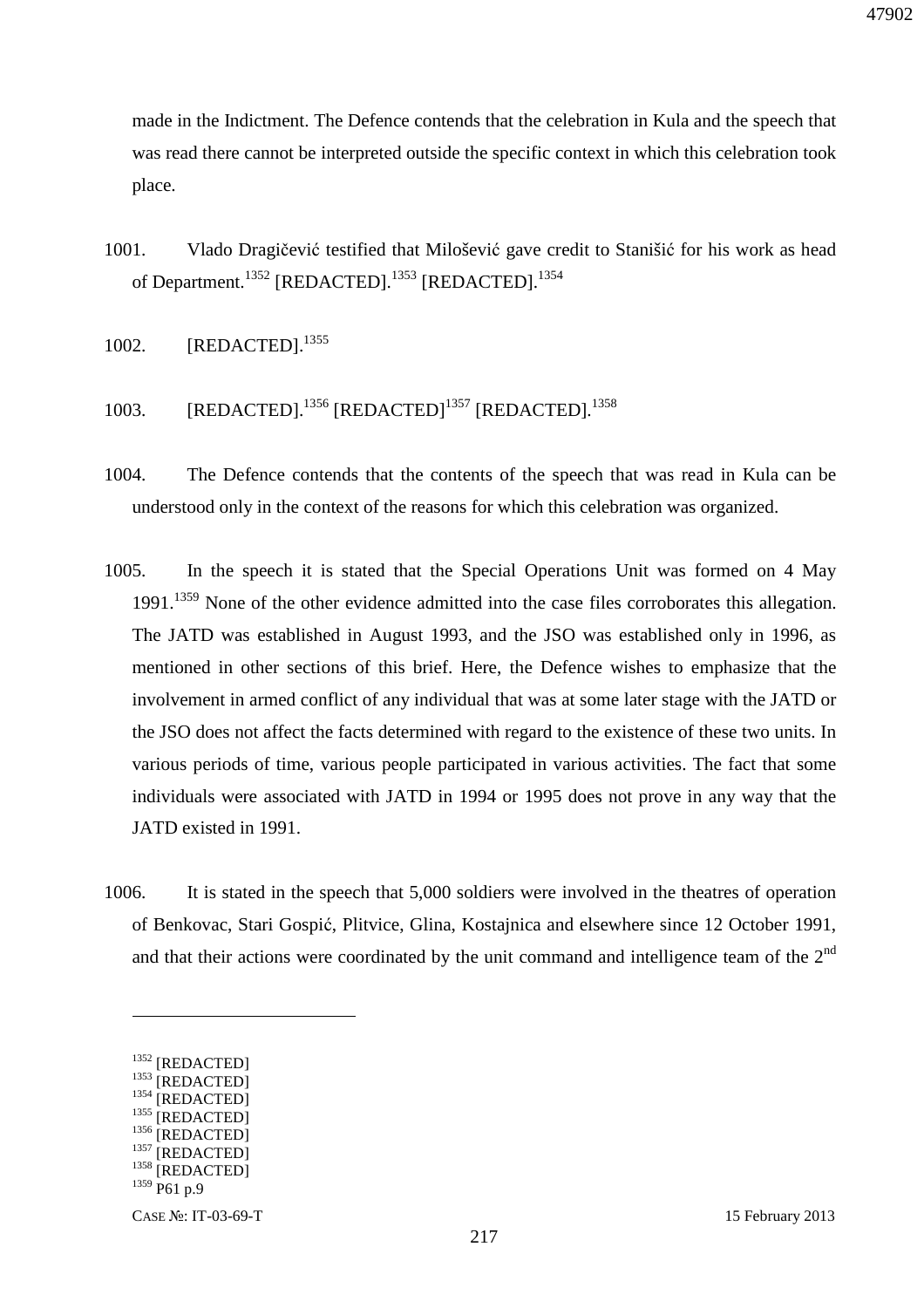made in the Indictment. The Defence contends that the celebration in Kula and the speech that was read there cannot be interpreted outside the specific context in which this celebration took place.

1001. Vlado Dragičević testified that Milošević gave credit to Stanišić for his work as head of Department.[1352] [REDACTED].[1353] [REDACTED].[1354]

1002. [REDACTED].[1355]

1003. [REDACTED].[1356] [REDACTED][1357] [REDACTED].[1358]

1004. The Defence contends that the contents of the speech that was read in Kula can be understood only in the context of the reasons for which this celebration was organized.

1005. In the speech it is stated that the Special Operations Unit was formed on 4 May 1991.[1359] None of the other evidence admitted into the case files corroborates this allegation. The JATD was established in August 1993, and the JSO was established only in 1996, as mentioned in other sections of this brief. Here, the Defence wishes to emphasize that the involvement in armed conflict of any individual that was at some later stage with the JATD or the JSO does not affect the facts determined with regard to the existence of these two units. In various periods of time, various people participated in various activities. The fact that some individuals were associated with JATD in 1994 or 1995 does not prove in any way that the JATD existed in 1991.

1006. It is stated in the speech that 5,000 soldiers were involved in the theatres of operation of Benkovac, Stari Gospić, Plitvice, Glina, Kostajnica and elsewhere since 12 October 1991, and that their actions were coordinated by the unit command and intelligence team of the 2nd

---

[1352] [REDACTED]
[1353] [REDACTED]
[1354] [REDACTED]
[1355] [REDACTED]
[1356] [REDACTED]
[1357] [REDACTED]
[1358] [REDACTED]
[1359] P61 p.9

CASE №: IT-03-69-T 15 February 2013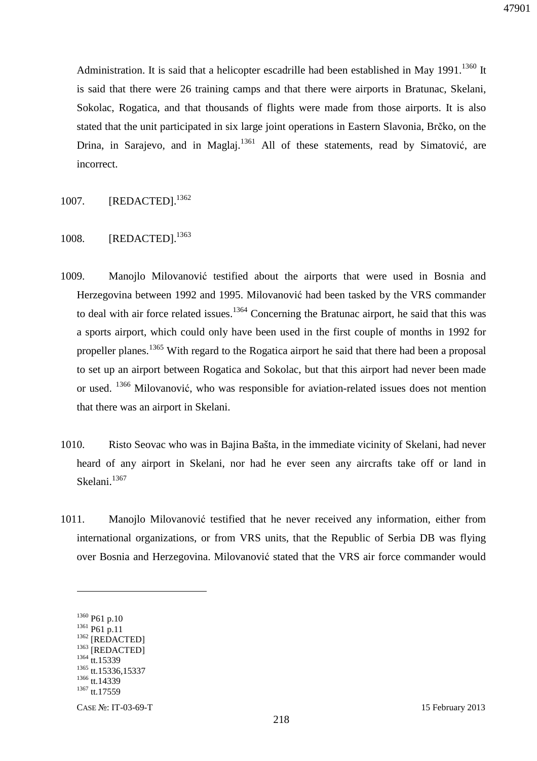Administration. It is said that a helicopter escadrille had been established in May 1991.[1360] It is said that there were 26 training camps and that there were airports in Bratunac, Skelani, Sokolac, Rogatica, and that thousands of flights were made from those airports. It is also stated that the unit participated in six large joint operations in Eastern Slavonia, Brčko, on the Drina, in Sarajevo, and in Maglaj.[1361] All of these statements, read by Simatović, are incorrect.

1007. [REDACTED].[1362]

1008. [REDACTED].[1363]

1009. Manojlo Milovanović testified about the airports that were used in Bosnia and Herzegovina between 1992 and 1995. Milovanović had been tasked by the VRS commander to deal with air force related issues.[1364] Concerning the Bratunac airport, he said that this was a sports airport, which could only have been used in the first couple of months in 1992 for propeller planes.[1365] With regard to the Rogatica airport he said that there had been a proposal to set up an airport between Rogatica and Sokolac, but that this airport had never been made or used.[1366] Milovanović, who was responsible for aviation-related issues does not mention that there was an airport in Skelani.

1010. Risto Seovac who was in Bajina Bašta, in the immediate vicinity of Skelani, had never heard of any airport in Skelani, nor had he ever seen any aircrafts take off or land in Skelani.[1367]

1011. Manojlo Milovanović testified that he never received any information, either from international organizations, or from VRS units, that the Republic of Serbia DB was flying over Bosnia and Herzegovina. Milovanović stated that the VRS air force commander would

---

[1360] P61 p.10
[1361] P61 p.11
[1362] [REDACTED]
[1363] [REDACTED]
[1364] tt.15339
[1365] tt.15336,15337
[1366] tt.14339
[1367] tt.17559

CASE №: IT-03-69-T 15 February 2013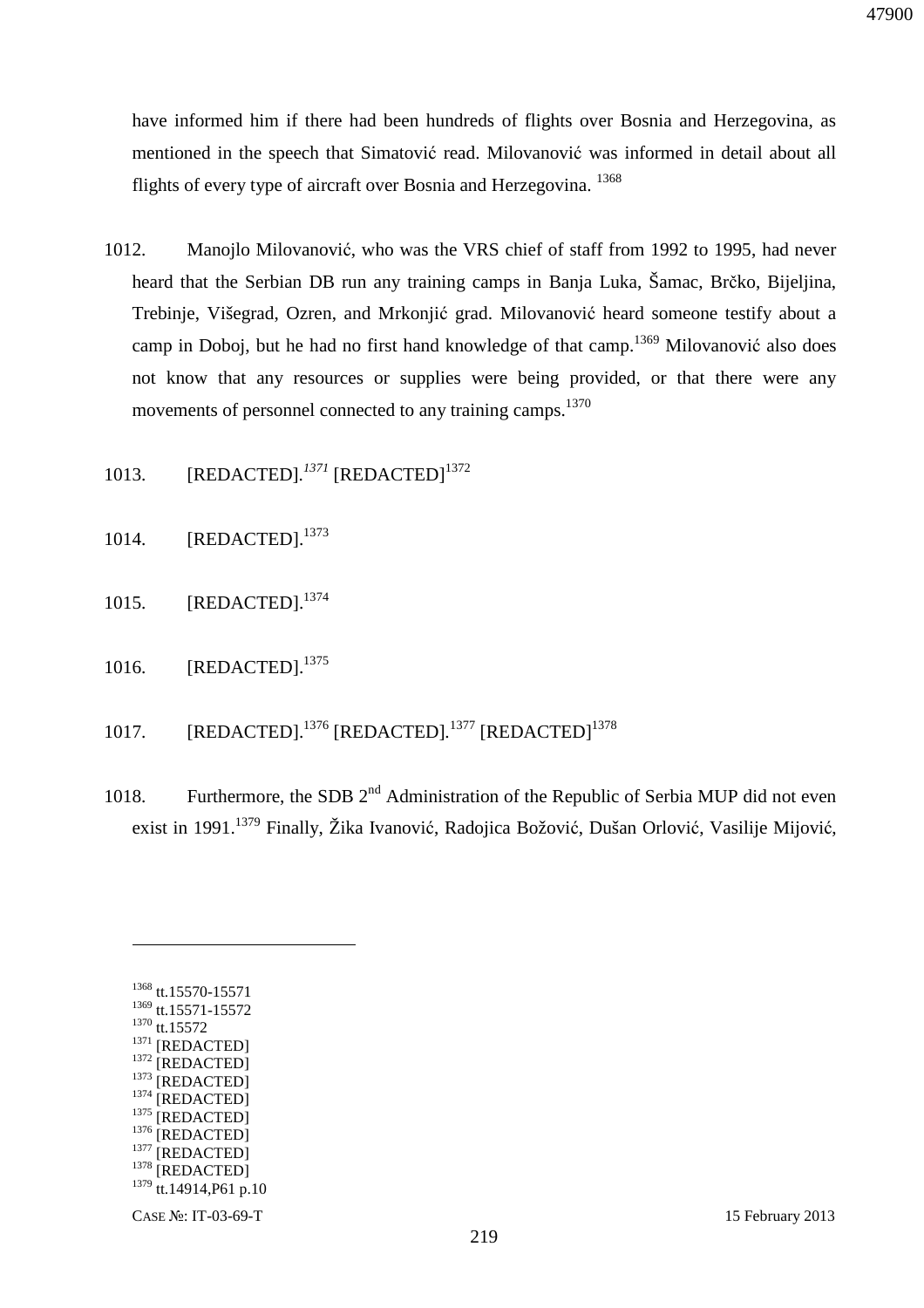have informed him if there had been hundreds of flights over Bosnia and Herzegovina, as mentioned in the speech that Simatović read. Milovanović was informed in detail about all flights of every type of aircraft over Bosnia and Herzegovina. [1368]

1012. Manojlo Milovanović, who was the VRS chief of staff from 1992 to 1995, had never heard that the Serbian DB run any training camps in Banja Luka, Šamac, Brčko, Bijeljina, Trebinje, Višegrad, Ozren, and Mrkonjić grad. Milovanović heard someone testify about a camp in Doboj, but he had no first hand knowledge of that camp.[1369] Milovanović also does not know that any resources or supplies were being provided, or that there were any movements of personnel connected to any training camps.[1370]

1013. [REDACTED].[1371] [REDACTED][1372]

1014. [REDACTED].[1373]

1015. [REDACTED].[1374]

1016. [REDACTED].[1375]

1017. [REDACTED].[1376] [REDACTED].[1377] [REDACTED][1378]

1018. Furthermore, the SDB 2nd Administration of the Republic of Serbia MUP did not even exist in 1991.[1379] Finally, Žika Ivanović, Radojica Božović, Dušan Orlović, Vasilije Mijović,

---

[1368] tt.15570-15571
[1369] tt.15571-15572
[1370] tt.15572
[1371] [REDACTED]
[1372] [REDACTED]
[1373] [REDACTED]
[1374] [REDACTED]
[1375] [REDACTED]
[1376] [REDACTED]
[1377] [REDACTED]
[1378] [REDACTED]
[1379] tt.14914,P61 p.10

CASE №: IT-03-69-T 15 February 2013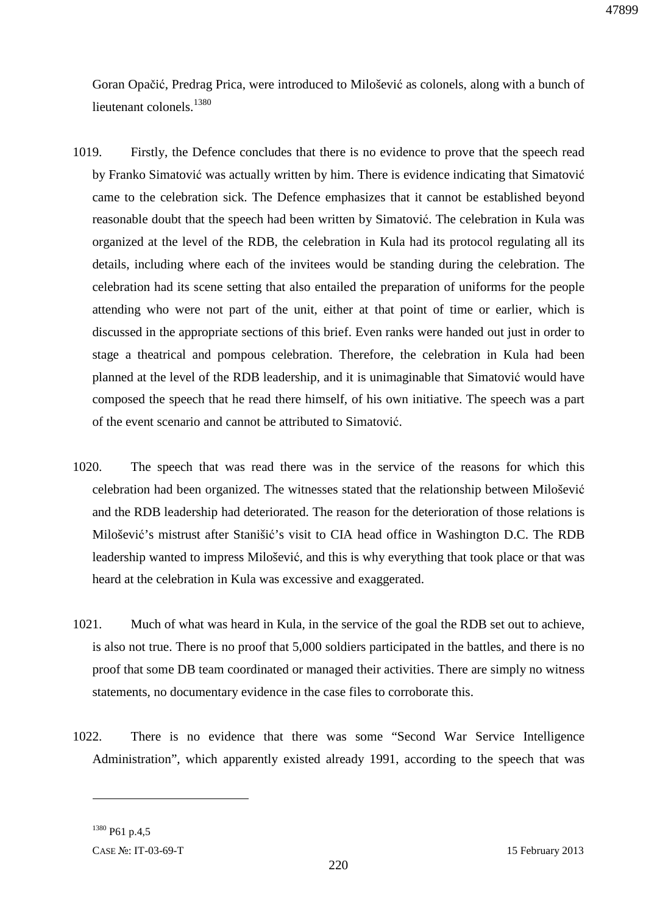Goran Opačić, Predrag Prica, were introduced to Milošević as colonels, along with a bunch of lieutenant colonels.[1380]

1019. Firstly, the Defence concludes that there is no evidence to prove that the speech read by Franko Simatović was actually written by him. There is evidence indicating that Simatović came to the celebration sick. The Defence emphasizes that it cannot be established beyond reasonable doubt that the speech had been written by Simatović. The celebration in Kula was organized at the level of the RDB, the celebration in Kula had its protocol regulating all its details, including where each of the invitees would be standing during the celebration. The celebration had its scene setting that also entailed the preparation of uniforms for the people attending who were not part of the unit, either at that point of time or earlier, which is discussed in the appropriate sections of this brief. Even ranks were handed out just in order to stage a theatrical and pompous celebration. Therefore, the celebration in Kula had been planned at the level of the RDB leadership, and it is unimaginable that Simatović would have composed the speech that he read there himself, of his own initiative. The speech was a part of the event scenario and cannot be attributed to Simatović.

1020. The speech that was read there was in the service of the reasons for which this celebration had been organized. The witnesses stated that the relationship between Milošević and the RDB leadership had deteriorated. The reason for the deterioration of those relations is Milošević's mistrust after Stanišić's visit to CIA head office in Washington D.C. The RDB leadership wanted to impress Milošević, and this is why everything that took place or that was heard at the celebration in Kula was excessive and exaggerated.

1021. Much of what was heard in Kula, in the service of the goal the RDB set out to achieve, is also not true. There is no proof that 5,000 soldiers participated in the battles, and there is no proof that some DB team coordinated or managed their activities. There are simply no witness statements, no documentary evidence in the case files to corroborate this.

1022. There is no evidence that there was some "Second War Service Intelligence Administration", which apparently existed already 1991, according to the speech that was

---

[1380] P61 p.4,5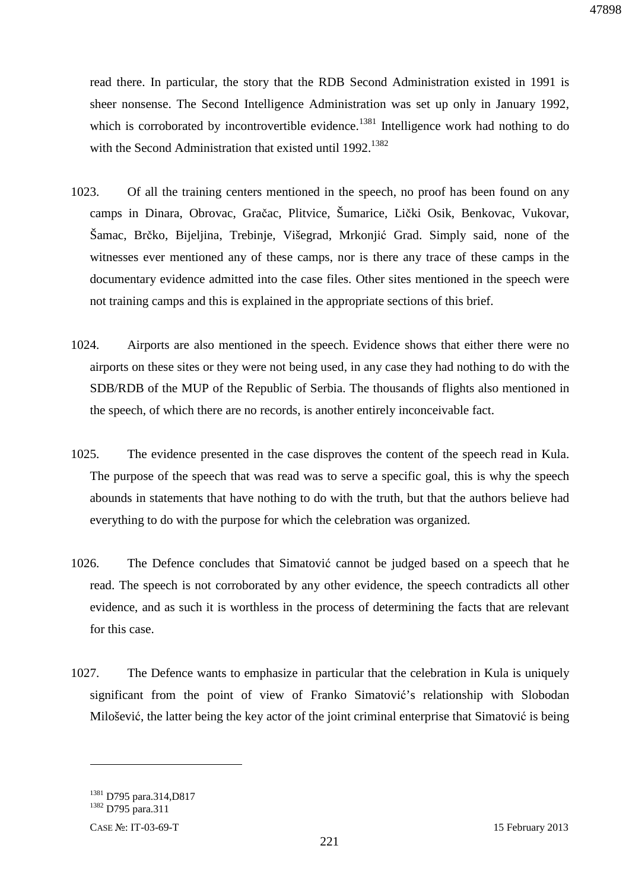read there. In particular, the story that the RDB Second Administration existed in 1991 is sheer nonsense. The Second Intelligence Administration was set up only in January 1992, which is corroborated by incontrovertible evidence.[1381] Intelligence work had nothing to do with the Second Administration that existed until 1992.[1382]

1023. Of all the training centers mentioned in the speech, no proof has been found on any camps in Dinara, Obrovac, Gračac, Plitvice, Šumarice, Lički Osik, Benkovac, Vukovar, Šamac, Brčko, Bijeljina, Trebinje, Višegrad, Mrkonjić Grad. Simply said, none of the witnesses ever mentioned any of these camps, nor is there any trace of these camps in the documentary evidence admitted into the case files. Other sites mentioned in the speech were not training camps and this is explained in the appropriate sections of this brief.

1024. Airports are also mentioned in the speech. Evidence shows that either there were no airports on these sites or they were not being used, in any case they had nothing to do with the SDB/RDB of the MUP of the Republic of Serbia. The thousands of flights also mentioned in the speech, of which there are no records, is another entirely inconceivable fact.

1025. The evidence presented in the case disproves the content of the speech read in Kula. The purpose of the speech that was read was to serve a specific goal, this is why the speech abounds in statements that have nothing to do with the truth, but that the authors believe had everything to do with the purpose for which the celebration was organized.

1026. The Defence concludes that Simatović cannot be judged based on a speech that he read. The speech is not corroborated by any other evidence, the speech contradicts all other evidence, and as such it is worthless in the process of determining the facts that are relevant for this case.

1027. The Defence wants to emphasize in particular that the celebration in Kula is uniquely significant from the point of view of Franko Simatović's relationship with Slobodan Milošević, the latter being the key actor of the joint criminal enterprise that Simatović is being

---

[1381] D795 para.314,D817

[1382] D795 para.311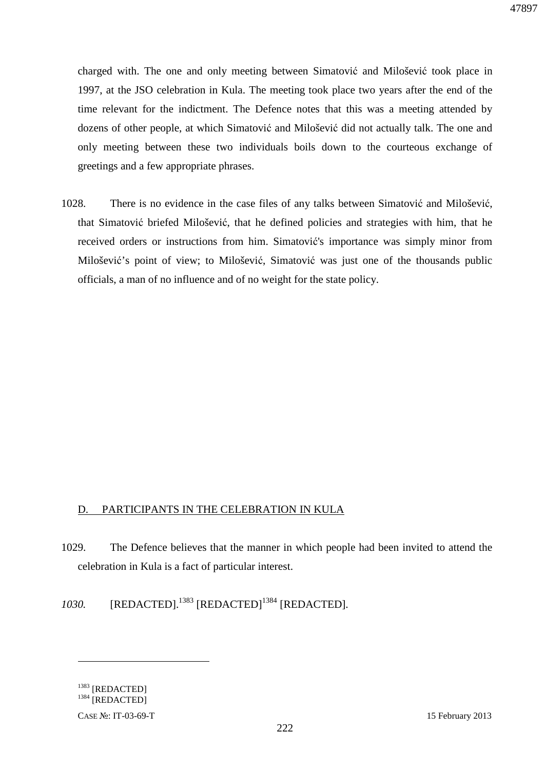charged with. The one and only meeting between Simatović and Milošević took place in 1997, at the JSO celebration in Kula. The meeting took place two years after the end of the time relevant for the indictment. The Defence notes that this was a meeting attended by dozens of other people, at which Simatović and Milošević did not actually talk. The one and only meeting between these two individuals boils down to the courteous exchange of greetings and a few appropriate phrases.

1028. There is no evidence in the case files of any talks between Simatović and Milošević, that Simatović briefed Milošević, that he defined policies and strategies with him, that he received orders or instructions from him. Simatović's importance was simply minor from Milošević's point of view; to Milošević, Simatović was just one of the thousands public officials, a man of no influence and of no weight for the state policy.

## D. PARTICIPANTS IN THE CELEBRATION IN KULA

1029. The Defence believes that the manner in which people had been invited to attend the celebration in Kula is a fact of particular interest.

*1030.* [REDACTED].[1383] [REDACTED][1384] [REDACTED].

---

[1383] [REDACTED]
[1384] [REDACTED]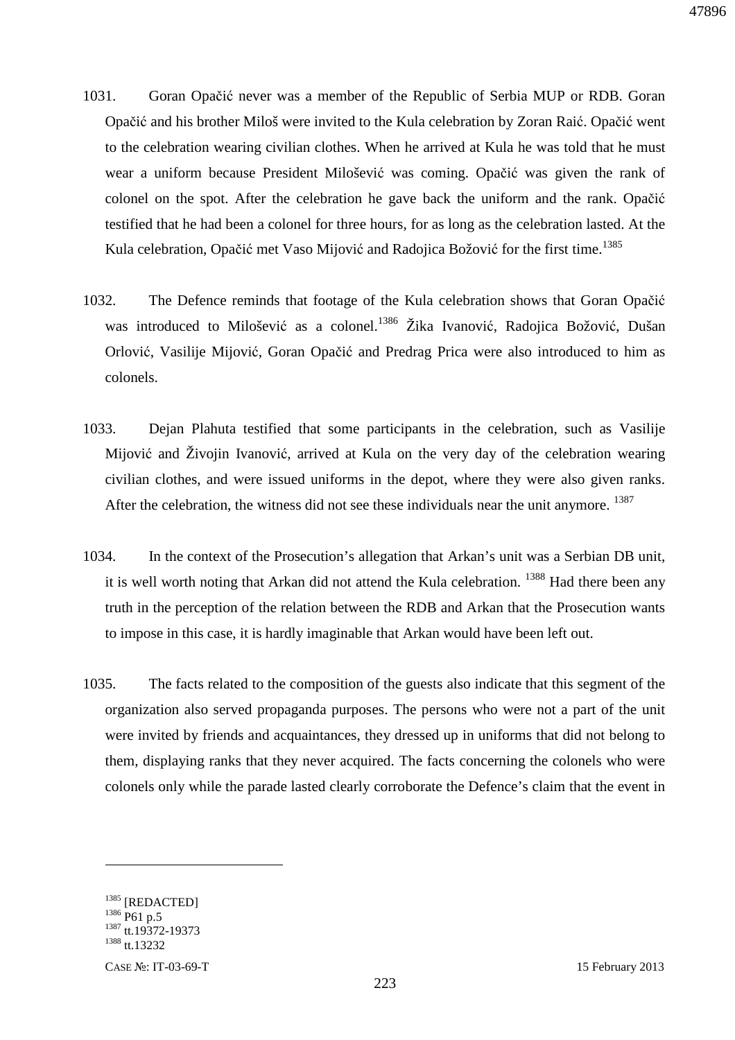1031. Goran Opačić never was a member of the Republic of Serbia MUP or RDB. Goran Opačić and his brother Miloš were invited to the Kula celebration by Zoran Raić. Opačić went to the celebration wearing civilian clothes. When he arrived at Kula he was told that he must wear a uniform because President Milošević was coming. Opačić was given the rank of colonel on the spot. After the celebration he gave back the uniform and the rank. Opačić testified that he had been a colonel for three hours, for as long as the celebration lasted. At the Kula celebration, Opačić met Vaso Mijović and Radojica Božović for the first time.[1385]

1032. The Defence reminds that footage of the Kula celebration shows that Goran Opačić was introduced to Milošević as a colonel.[1386] Žika Ivanović, Radojica Božović, Dušan Orlović, Vasilije Mijović, Goran Opačić and Predrag Prica were also introduced to him as colonels.

1033. Dejan Plahuta testified that some participants in the celebration, such as Vasilije Mijović and Živojin Ivanović, arrived at Kula on the very day of the celebration wearing civilian clothes, and were issued uniforms in the depot, where they were also given ranks. After the celebration, the witness did not see these individuals near the unit anymore.[1387]

1034. In the context of the Prosecution's allegation that Arkan's unit was a Serbian DB unit, it is well worth noting that Arkan did not attend the Kula celebration.[1388] Had there been any truth in the perception of the relation between the RDB and Arkan that the Prosecution wants to impose in this case, it is hardly imaginable that Arkan would have been left out.

1035. The facts related to the composition of the guests also indicate that this segment of the organization also served propaganda purposes. The persons who were not a part of the unit were invited by friends and acquaintances, they dressed up in uniforms that did not belong to them, displaying ranks that they never acquired. The facts concerning the colonels who were colonels only while the parade lasted clearly corroborate the Defence's claim that the event in

---

[1385] [REDACTED]
[1386] P61 p.5
[1387] tt.19372-19373
[1388] tt.13232

CASE №: IT-03-69-T 15 February 2013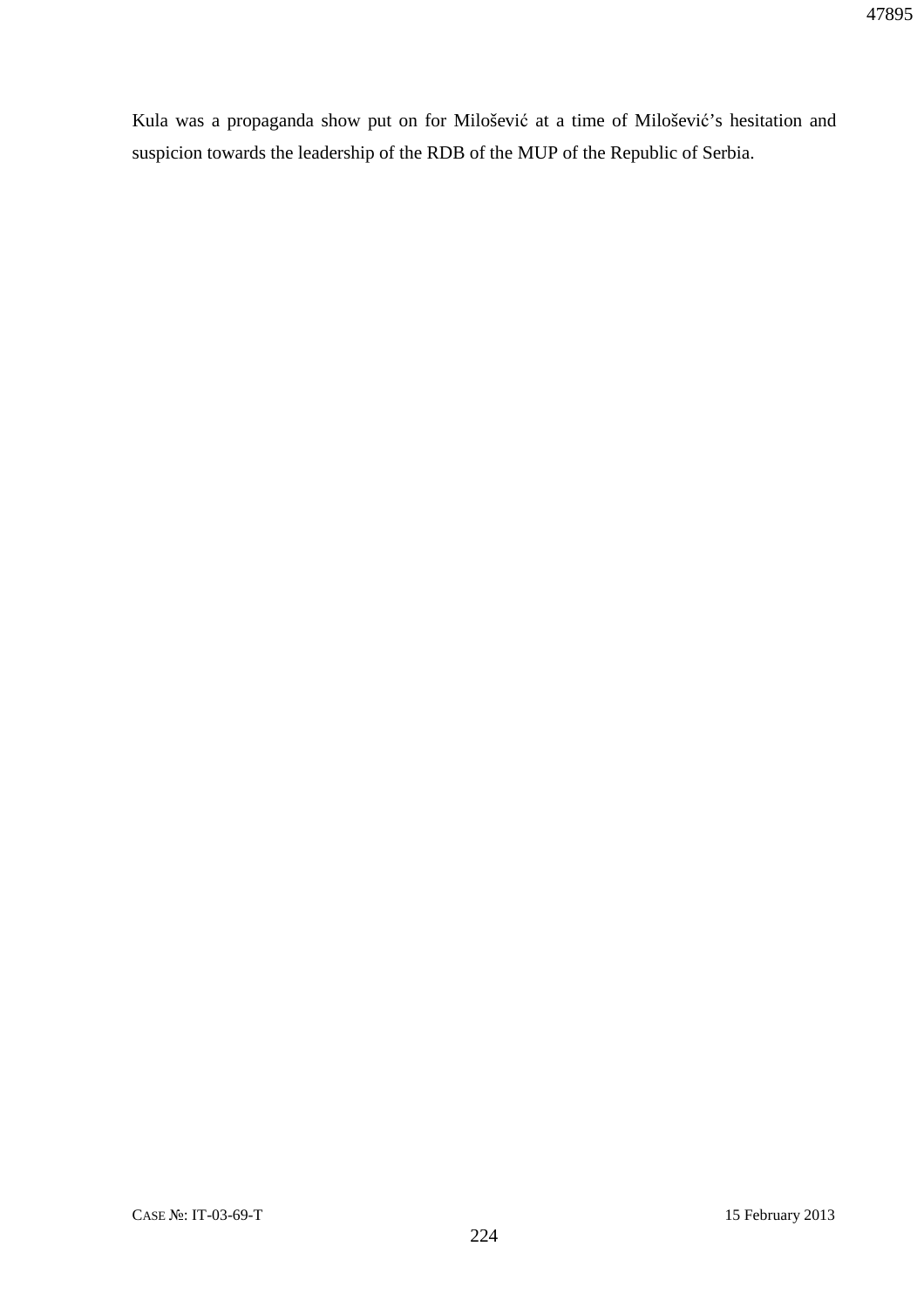Kula was a propaganda show put on for Milošević at a time of Milošević's hesitation and suspicion towards the leadership of the RDB of the MUP of the Republic of Serbia.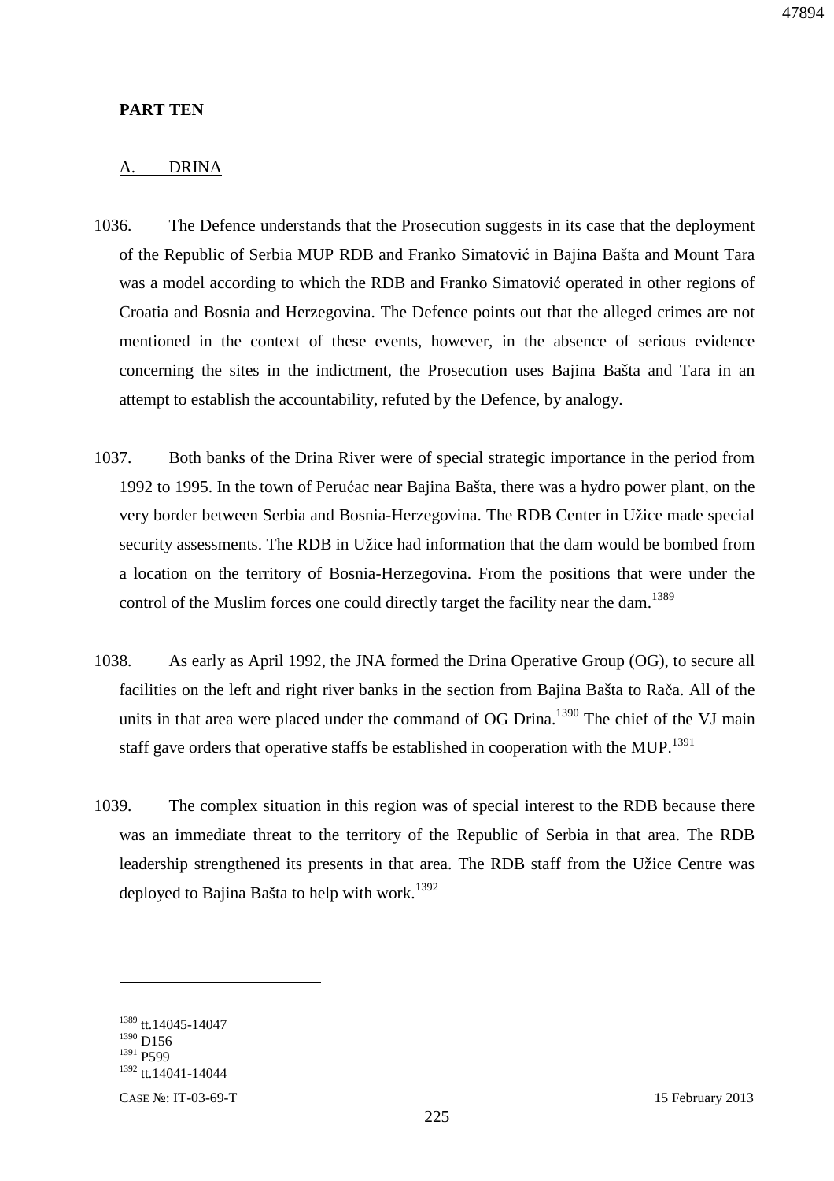**PART TEN**

A. DRINA

1036. The Defence understands that the Prosecution suggests in its case that the deployment of the Republic of Serbia MUP RDB and Franko Simatović in Bajina Bašta and Mount Tara was a model according to which the RDB and Franko Simatović operated in other regions of Croatia and Bosnia and Herzegovina. The Defence points out that the alleged crimes are not mentioned in the context of these events, however, in the absence of serious evidence concerning the sites in the indictment, the Prosecution uses Bajina Bašta and Tara in an attempt to establish the accountability, refuted by the Defence, by analogy.

1037. Both banks of the Drina River were of special strategic importance in the period from 1992 to 1995. In the town of Perućac near Bajina Bašta, there was a hydro power plant, on the very border between Serbia and Bosnia-Herzegovina. The RDB Center in Užice made special security assessments. The RDB in Užice had information that the dam would be bombed from a location on the territory of Bosnia-Herzegovina. From the positions that were under the control of the Muslim forces one could directly target the facility near the dam.[1389]

1038. As early as April 1992, the JNA formed the Drina Operative Group (OG), to secure all facilities on the left and right river banks in the section from Bajina Bašta to Rača. All of the units in that area were placed under the command of OG Drina.[1390] The chief of the VJ main staff gave orders that operative staffs be established in cooperation with the MUP.[1391]

1039. The complex situation in this region was of special interest to the RDB because there was an immediate threat to the territory of the Republic of Serbia in that area. The RDB leadership strengthened its presents in that area. The RDB staff from the Užice Centre was deployed to Bajina Bašta to help with work.[1392]

---

[1389] tt.14045-14047

[1390] D156

[1391] P599

[1392] tt.14041-14044

CASE №: IT-03-69-T 15 February 2013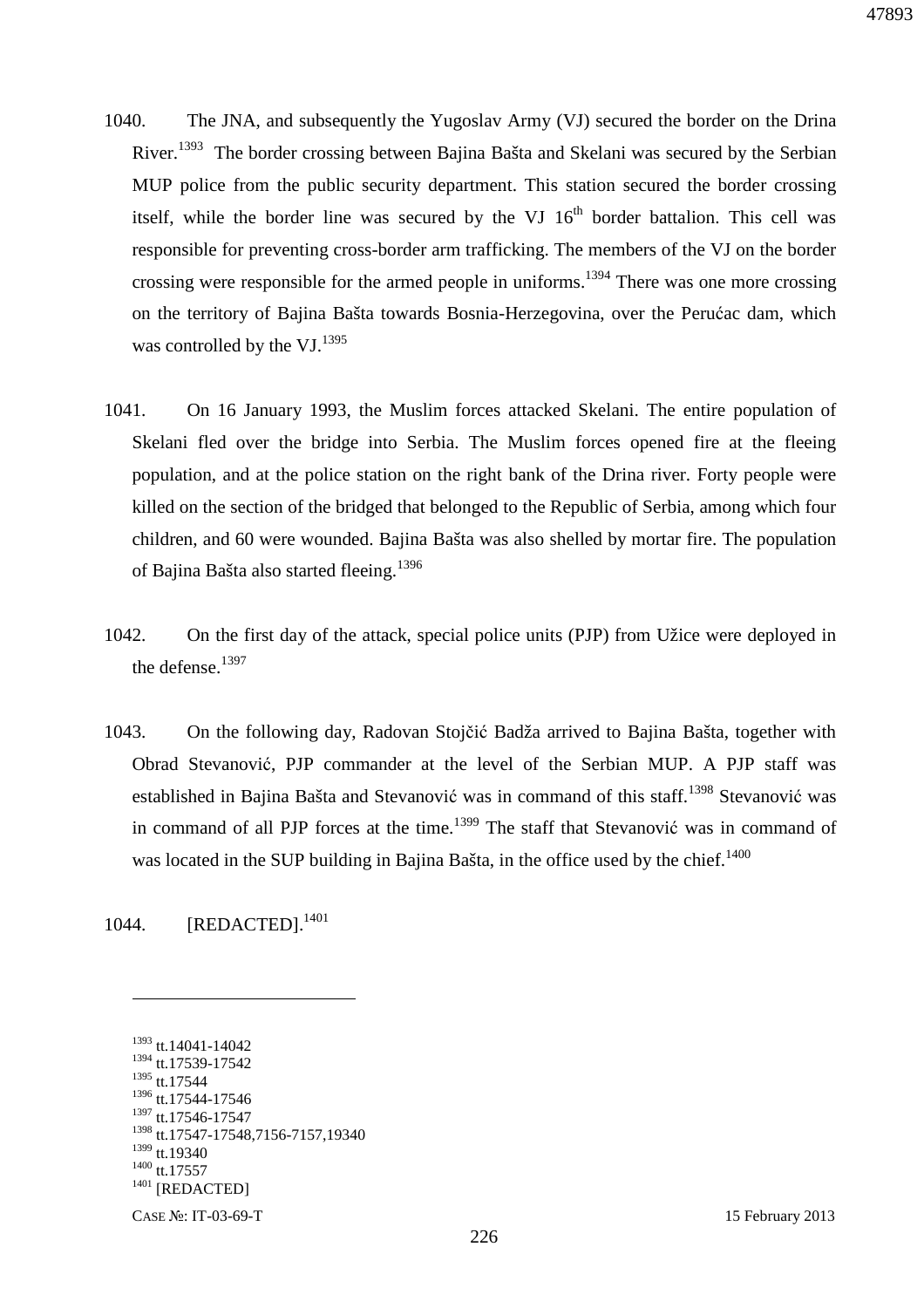1040. The JNA, and subsequently the Yugoslav Army (VJ) secured the border on the Drina River.[1393] The border crossing between Bajina Bašta and Skelani was secured by the Serbian MUP police from the public security department. This station secured the border crossing itself, while the border line was secured by the VJ 16th border battalion. This cell was responsible for preventing cross-border arm trafficking. The members of the VJ on the border crossing were responsible for the armed people in uniforms.[1394] There was one more crossing on the territory of Bajina Bašta towards Bosnia-Herzegovina, over the Perućac dam, which was controlled by the VJ.[1395]

1041. On 16 January 1993, the Muslim forces attacked Skelani. The entire population of Skelani fled over the bridge into Serbia. The Muslim forces opened fire at the fleeing population, and at the police station on the right bank of the Drina river. Forty people were killed on the section of the bridged that belonged to the Republic of Serbia, among which four children, and 60 were wounded. Bajina Bašta was also shelled by mortar fire. The population of Bajina Bašta also started fleeing.[1396]

1042. On the first day of the attack, special police units (PJP) from Užice were deployed in the defense.[1397]

1043. On the following day, Radovan Stojčić Badža arrived to Bajina Bašta, together with Obrad Stevanović, PJP commander at the level of the Serbian MUP. A PJP staff was established in Bajina Bašta and Stevanović was in command of this staff.[1398] Stevanović was in command of all PJP forces at the time.[1399] The staff that Stevanović was in command of was located in the SUP building in Bajina Bašta, in the office used by the chief.[1400]

1044. [REDACTED].[1401]

---

[1393] tt.14041-14042
[1394] tt.17539-17542
[1395] tt.17544
[1396] tt.17544-17546
[1397] tt.17546-17547
[1398] tt.17547-17548,7156-7157,19340
[1399] tt.19340
[1400] tt.17557
[1401] [REDACTED]

CASE №: IT-03-69-T 15 February 2013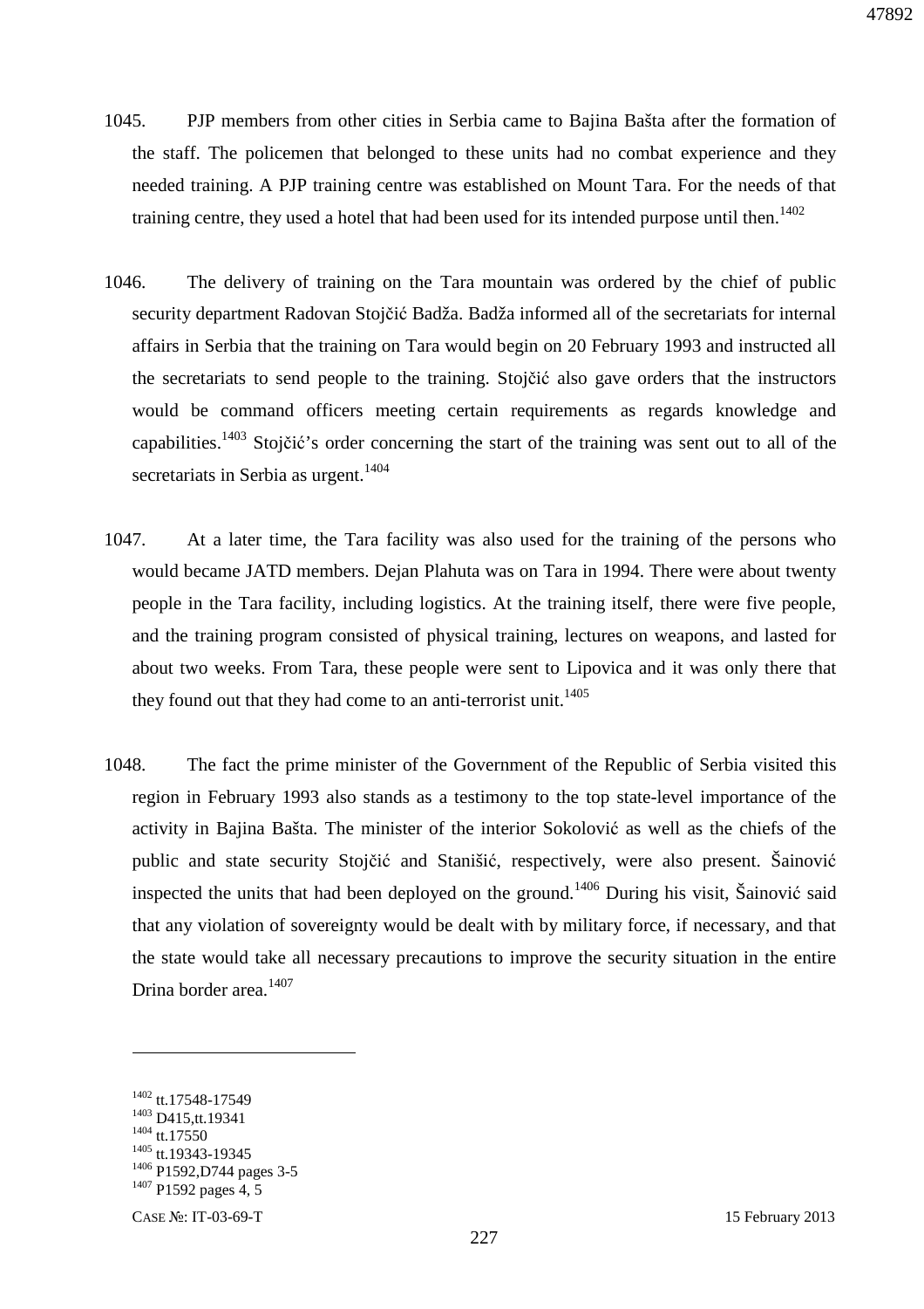1045. PJP members from other cities in Serbia came to Bajina Bašta after the formation of the staff. The policemen that belonged to these units had no combat experience and they needed training. A PJP training centre was established on Mount Tara. For the needs of that training centre, they used a hotel that had been used for its intended purpose until then.[1402]

1046. The delivery of training on the Tara mountain was ordered by the chief of public security department Radovan Stojčić Badža. Badža informed all of the secretariats for internal affairs in Serbia that the training on Tara would begin on 20 February 1993 and instructed all the secretariats to send people to the training. Stojčić also gave orders that the instructors would be command officers meeting certain requirements as regards knowledge and capabilities.[1403] Stojčić's order concerning the start of the training was sent out to all of the secretariats in Serbia as urgent.[1404]

1047. At a later time, the Tara facility was also used for the training of the persons who would became JATD members. Dejan Plahuta was on Tara in 1994. There were about twenty people in the Tara facility, including logistics. At the training itself, there were five people, and the training program consisted of physical training, lectures on weapons, and lasted for about two weeks. From Tara, these people were sent to Lipovica and it was only there that they found out that they had come to an anti-terrorist unit.[1405]

1048. The fact the prime minister of the Government of the Republic of Serbia visited this region in February 1993 also stands as a testimony to the top state-level importance of the activity in Bajina Bašta. The minister of the interior Sokolović as well as the chiefs of the public and state security Stojčić and Stanišić, respectively, were also present. Šainović inspected the units that had been deployed on the ground.[1406] During his visit, Šainović said that any violation of sovereignty would be dealt with by military force, if necessary, and that the state would take all necessary precautions to improve the security situation in the entire Drina border area.[1407]

---

[1402] tt.17548-17549
[1403] D415,tt.19341
[1404] tt.17550
[1405] tt.19343-19345
[1406] P1592,D744 pages 3-5
[1407] P1592 pages 4, 5

CASE №: IT-03-69-T 15 February 2013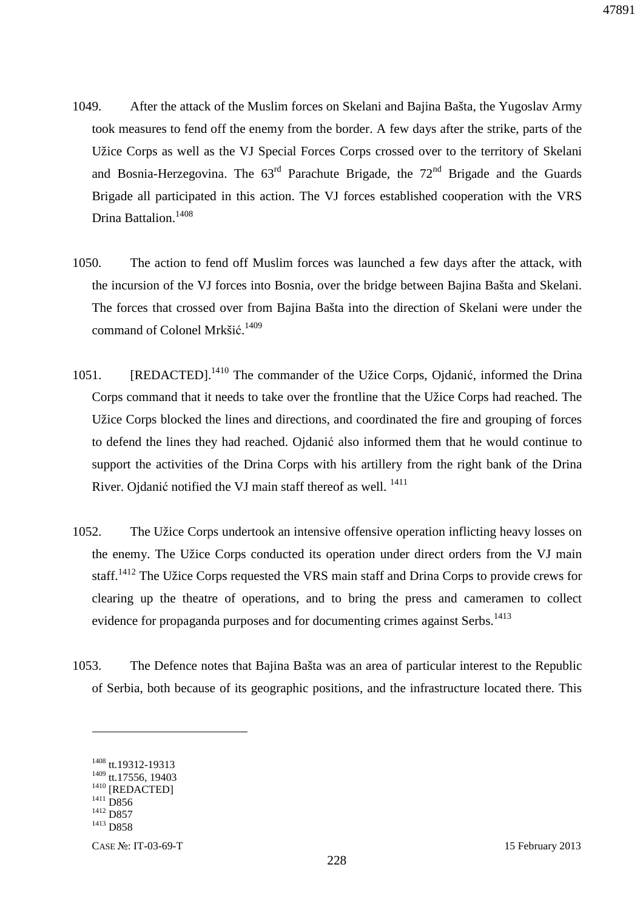1049. After the attack of the Muslim forces on Skelani and Bajina Bašta, the Yugoslav Army took measures to fend off the enemy from the border. A few days after the strike, parts of the Užice Corps as well as the VJ Special Forces Corps crossed over to the territory of Skelani and Bosnia-Herzegovina. The 63rd Parachute Brigade, the 72nd Brigade and the Guards Brigade all participated in this action. The VJ forces established cooperation with the VRS Drina Battalion.[1408]

1050. The action to fend off Muslim forces was launched a few days after the attack, with the incursion of the VJ forces into Bosnia, over the bridge between Bajina Bašta and Skelani. The forces that crossed over from Bajina Bašta into the direction of Skelani were under the command of Colonel Mrkšić.[1409]

1051. [REDACTED].[1410] The commander of the Užice Corps, Ojdanić, informed the Drina Corps command that it needs to take over the frontline that the Užice Corps had reached. The Užice Corps blocked the lines and directions, and coordinated the fire and grouping of forces to defend the lines they had reached. Ojdanić also informed them that he would continue to support the activities of the Drina Corps with his artillery from the right bank of the Drina River. Ojdanić notified the VJ main staff thereof as well.[1411]

1052. The Užice Corps undertook an intensive offensive operation inflicting heavy losses on the enemy. The Užice Corps conducted its operation under direct orders from the VJ main staff.[1412] The Užice Corps requested the VRS main staff and Drina Corps to provide crews for clearing up the theatre of operations, and to bring the press and cameramen to collect evidence for propaganda purposes and for documenting crimes against Serbs.[1413]

1053. The Defence notes that Bajina Bašta was an area of particular interest to the Republic of Serbia, both because of its geographic positions, and the infrastructure located there. This

---

[1408] tt.19312-19313
[1409] tt.17556, 19403
[1410] [REDACTED]
[1411] D856
[1412] D857
[1413] D858

CASE №: IT-03-69-T 15 February 2013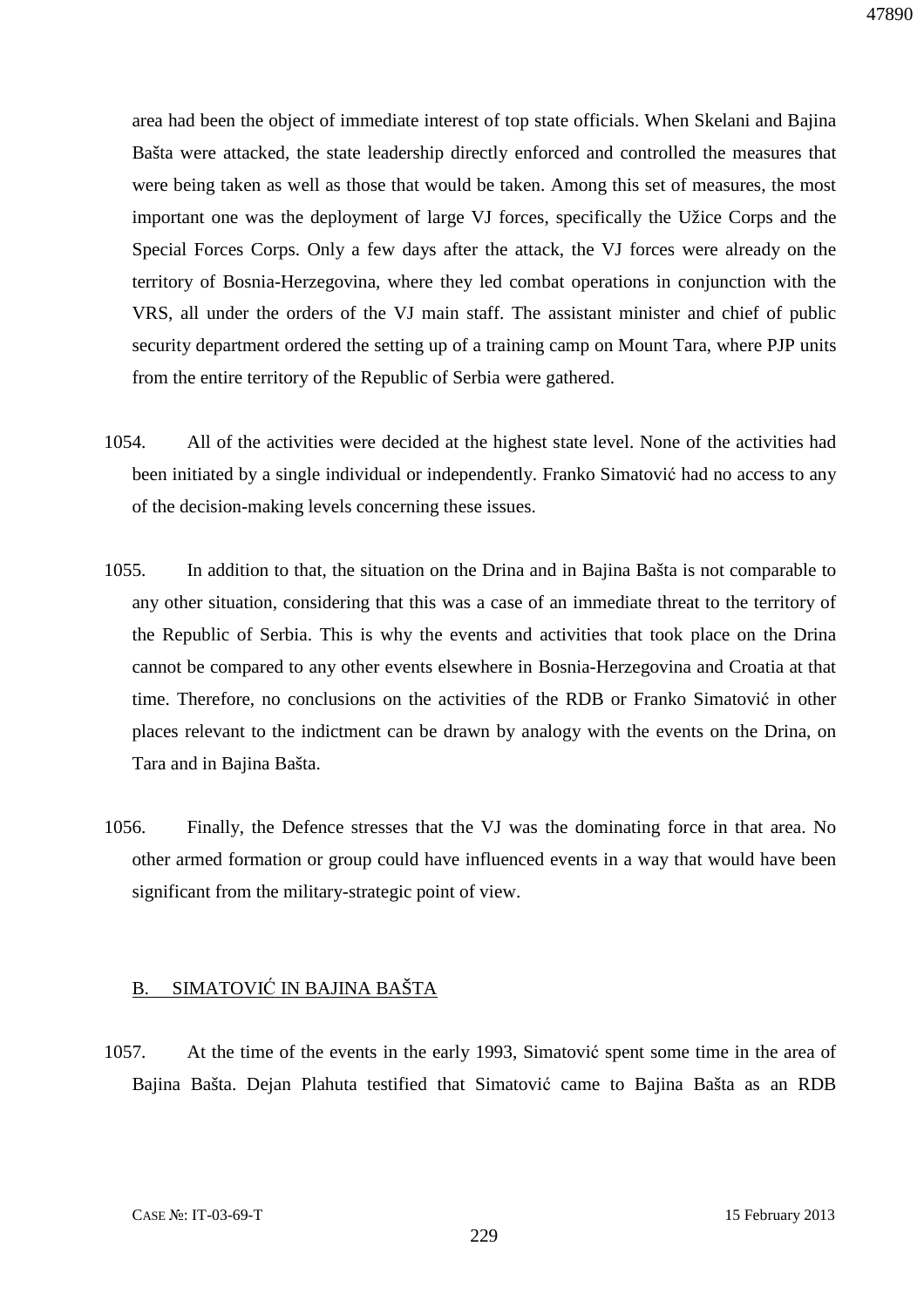area had been the object of immediate interest of top state officials. When Skelani and Bajina Bašta were attacked, the state leadership directly enforced and controlled the measures that were being taken as well as those that would be taken. Among this set of measures, the most important one was the deployment of large VJ forces, specifically the Užice Corps and the Special Forces Corps. Only a few days after the attack, the VJ forces were already on the territory of Bosnia-Herzegovina, where they led combat operations in conjunction with the VRS, all under the orders of the VJ main staff. The assistant minister and chief of public security department ordered the setting up of a training camp on Mount Tara, where PJP units from the entire territory of the Republic of Serbia were gathered.

1054. All of the activities were decided at the highest state level. None of the activities had been initiated by a single individual or independently. Franko Simatović had no access to any of the decision-making levels concerning these issues.

1055. In addition to that, the situation on the Drina and in Bajina Bašta is not comparable to any other situation, considering that this was a case of an immediate threat to the territory of the Republic of Serbia. This is why the events and activities that took place on the Drina cannot be compared to any other events elsewhere in Bosnia-Herzegovina and Croatia at that time. Therefore, no conclusions on the activities of the RDB or Franko Simatović in other places relevant to the indictment can be drawn by analogy with the events on the Drina, on Tara and in Bajina Bašta.

1056. Finally, the Defence stresses that the VJ was the dominating force in that area. No other armed formation or group could have influenced events in a way that would have been significant from the military-strategic point of view.

## B. SIMATOVIĆ IN BAJINA BAŠTA

1057. At the time of the events in the early 1993, Simatović spent some time in the area of Bajina Bašta. Dejan Plahuta testified that Simatović came to Bajina Bašta as an RDB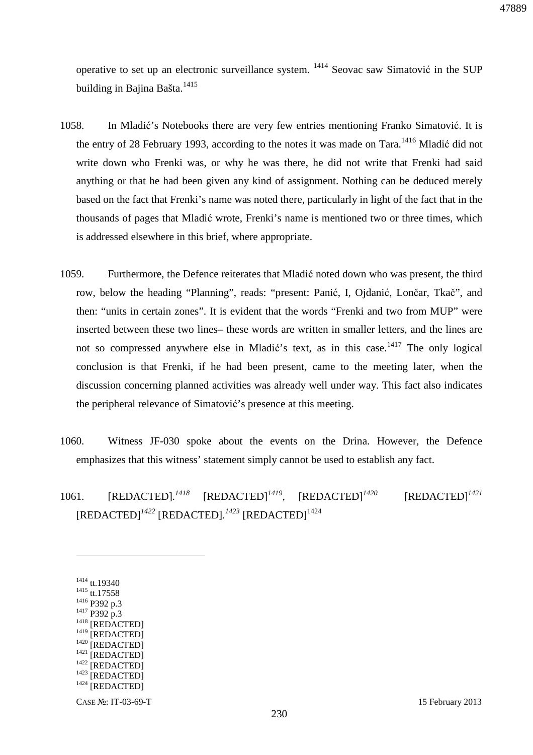operative to set up an electronic surveillance system. [1414] Seovac saw Simatović in the SUP building in Bajina Bašta.[1415]

1058. In Mladić's Notebooks there are very few entries mentioning Franko Simatović. It is the entry of 28 February 1993, according to the notes it was made on Tara.[1416] Mladić did not write down who Frenki was, or why he was there, he did not write that Frenki had said anything or that he had been given any kind of assignment. Nothing can be deduced merely based on the fact that Frenki's name was noted there, particularly in light of the fact that in the thousands of pages that Mladić wrote, Frenki's name is mentioned two or three times, which is addressed elsewhere in this brief, where appropriate.

1059. Furthermore, the Defence reiterates that Mladić noted down who was present, the third row, below the heading "Planning", reads: "present: Panić, I, Ojdanić, Lončar, Tkač", and then: "units in certain zones". It is evident that the words "Frenki and two from MUP" were inserted between these two lines– these words are written in smaller letters, and the lines are not so compressed anywhere else in Mladić's text, as in this case.[1417] The only logical conclusion is that Frenki, if he had been present, came to the meeting later, when the discussion concerning planned activities was already well under way. This fact also indicates the peripheral relevance of Simatović's presence at this meeting.

1060. Witness JF-030 spoke about the events on the Drina. However, the Defence emphasizes that this witness' statement simply cannot be used to establish any fact.

1061. [REDACTED].[1418] [REDACTED][1419], [REDACTED][1420] [REDACTED][1421] [REDACTED][1422] [REDACTED].[1423] [REDACTED][1424]

---

[1414] tt.19340
[1415] tt.17558
[1416] P392 p.3
[1417] P392 p.3
[1418] [REDACTED]
[1419] [REDACTED]
[1420] [REDACTED]
[1421] [REDACTED]
[1422] [REDACTED]
[1423] [REDACTED]
[1424] [REDACTED]

CASE №: IT-03-69-T 15 February 2013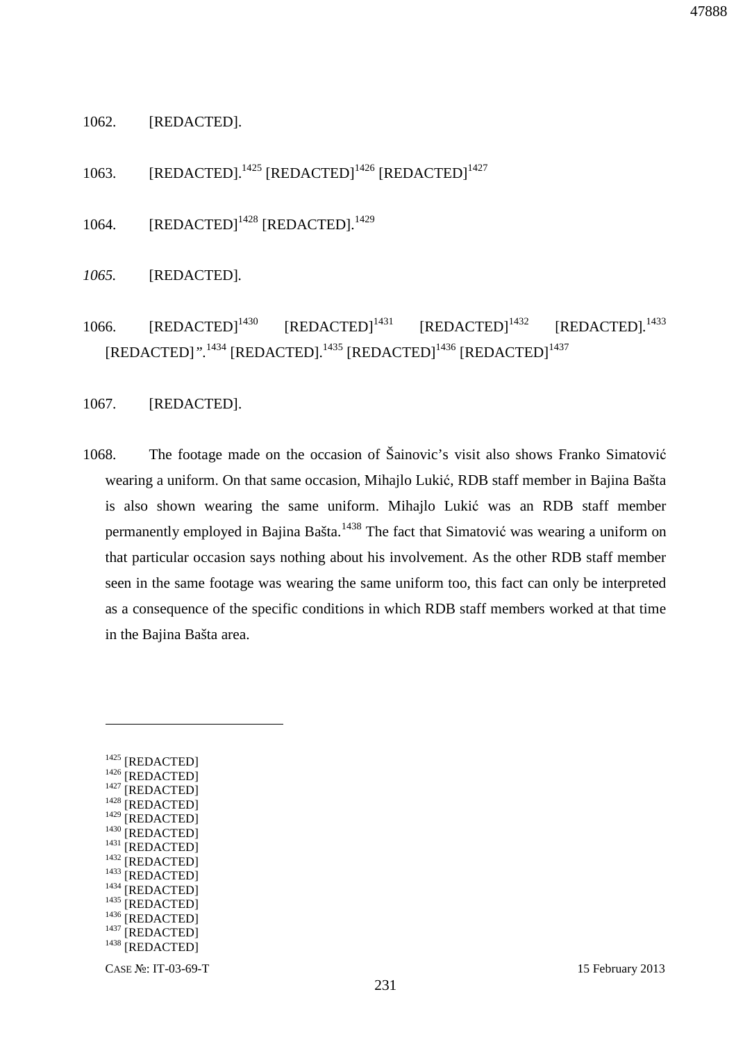1062. [REDACTED].

1063. [REDACTED].[1425] [REDACTED][1426] [REDACTED][1427]

1064. [REDACTED][1428] [REDACTED].[1429]

*1065.* [REDACTED].

1066. [REDACTED][1430] [REDACTED][1431] [REDACTED][1432] [REDACTED].[1433] [REDACTED]".[1434] [REDACTED].[1435] [REDACTED][1436] [REDACTED][1437]

1067. [REDACTED].

1068. The footage made on the occasion of Šainovic's visit also shows Franko Simatović wearing a uniform. On that same occasion, Mihajlo Lukić, RDB staff member in Bajina Bašta is also shown wearing the same uniform. Mihajlo Lukić was an RDB staff member permanently employed in Bajina Bašta.[1438] The fact that Simatović was wearing a uniform on that particular occasion says nothing about his involvement. As the other RDB staff member seen in the same footage was wearing the same uniform too, this fact can only be interpreted as a consequence of the specific conditions in which RDB staff members worked at that time in the Bajina Bašta area.

---

[1425] [REDACTED]
[1426] [REDACTED]
[1427] [REDACTED]
[1428] [REDACTED]
[1429] [REDACTED]
[1430] [REDACTED]
[1431] [REDACTED]
[1432] [REDACTED]
[1433] [REDACTED]
[1434] [REDACTED]
[1435] [REDACTED]
[1436] [REDACTED]
[1437] [REDACTED]
[1438] [REDACTED]

CASE №: IT-03-69-T 15 February 2013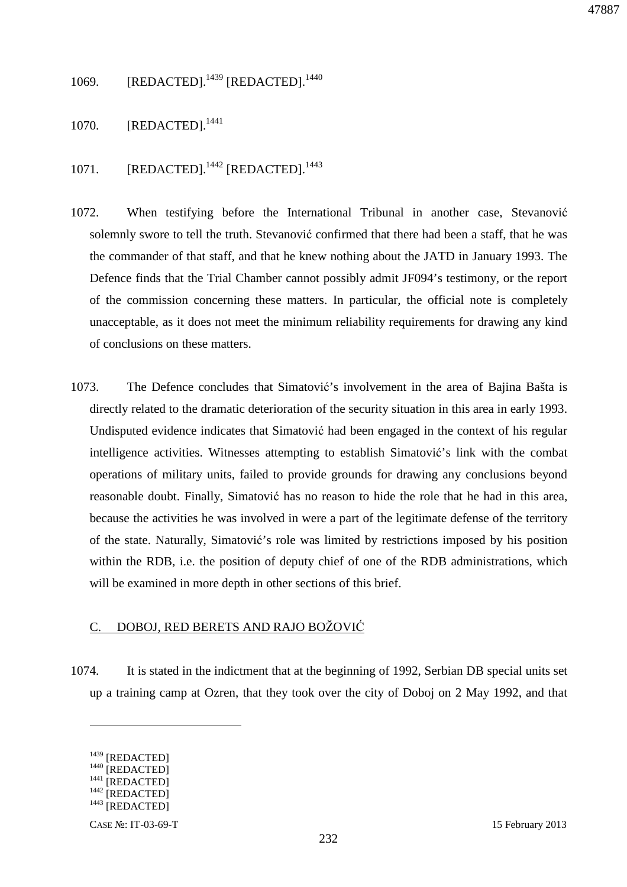1069. [REDACTED].[1439] [REDACTED].[1440]

1070. [REDACTED].[1441]

1071. [REDACTED].[1442] [REDACTED].[1443]

1072. When testifying before the International Tribunal in another case, Stevanović solemnly swore to tell the truth. Stevanović confirmed that there had been a staff, that he was the commander of that staff, and that he knew nothing about the JATD in January 1993. The Defence finds that the Trial Chamber cannot possibly admit JF094's testimony, or the report of the commission concerning these matters. In particular, the official note is completely unacceptable, as it does not meet the minimum reliability requirements for drawing any kind of conclusions on these matters.

1073. The Defence concludes that Simatović's involvement in the area of Bajina Bašta is directly related to the dramatic deterioration of the security situation in this area in early 1993. Undisputed evidence indicates that Simatović had been engaged in the context of his regular intelligence activities. Witnesses attempting to establish Simatović's link with the combat operations of military units, failed to provide grounds for drawing any conclusions beyond reasonable doubt. Finally, Simatović has no reason to hide the role that he had in this area, because the activities he was involved in were a part of the legitimate defense of the territory of the state. Naturally, Simatović's role was limited by restrictions imposed by his position within the RDB, i.e. the position of deputy chief of one of the RDB administrations, which will be examined in more depth in other sections of this brief.

## C. DOBOJ, RED BERETS AND RAJO BOŽOVIĆ

1074. It is stated in the indictment that at the beginning of 1992, Serbian DB special units set up a training camp at Ozren, that they took over the city of Doboj on 2 May 1992, and that

---

[1439] [REDACTED]

[1440] [REDACTED]

[1441] [REDACTED]

[1442] [REDACTED]

[1443] [REDACTED]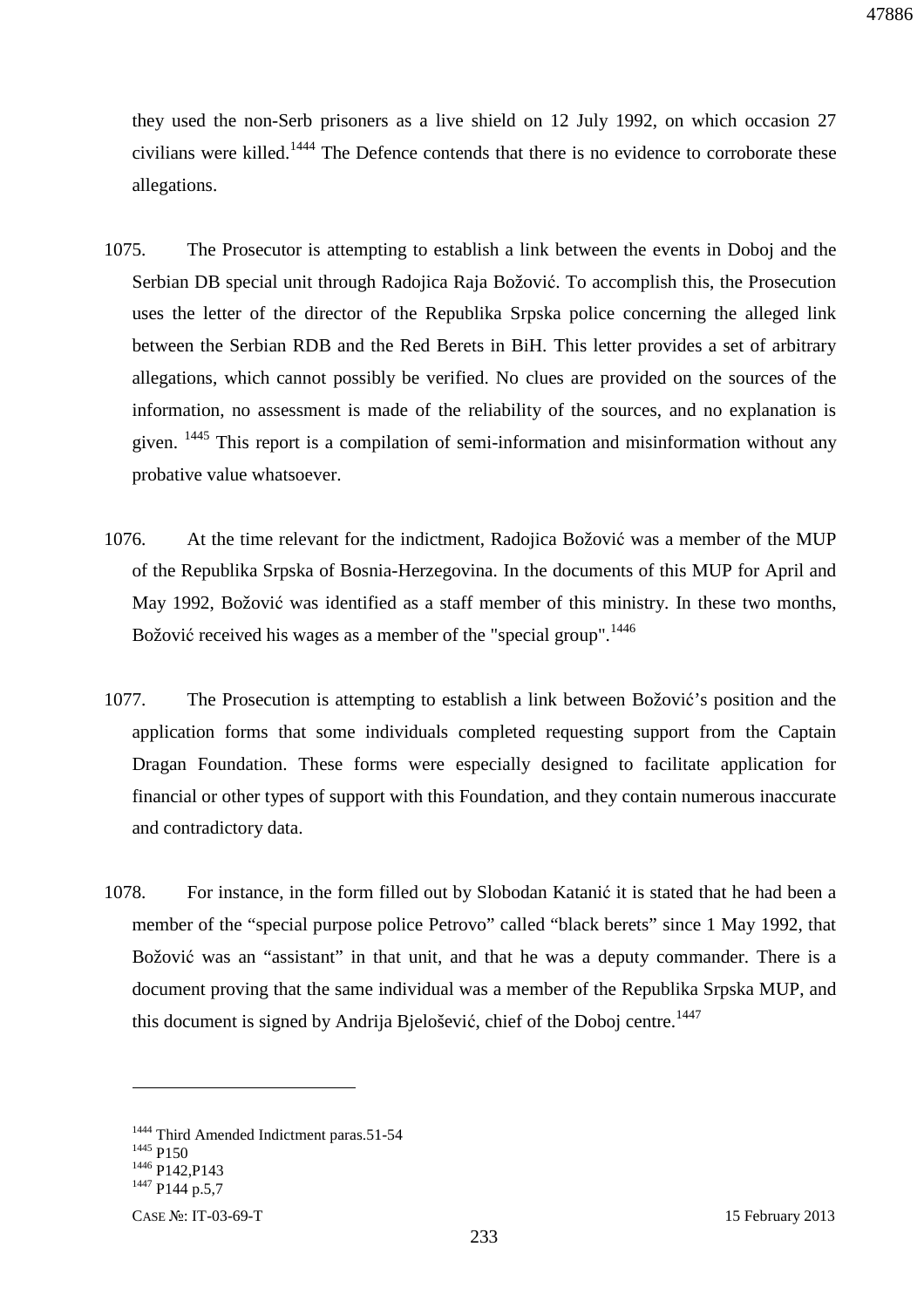they used the non-Serb prisoners as a live shield on 12 July 1992, on which occasion 27 civilians were killed.[1444] The Defence contends that there is no evidence to corroborate these allegations.

1075. The Prosecutor is attempting to establish a link between the events in Doboj and the Serbian DB special unit through Radojica Raja Božović. To accomplish this, the Prosecution uses the letter of the director of the Republika Srpska police concerning the alleged link between the Serbian RDB and the Red Berets in BiH. This letter provides a set of arbitrary allegations, which cannot possibly be verified. No clues are provided on the sources of the information, no assessment is made of the reliability of the sources, and no explanation is given. [1445] This report is a compilation of semi-information and misinformation without any probative value whatsoever.

1076. At the time relevant for the indictment, Radojica Božović was a member of the MUP of the Republika Srpska of Bosnia-Herzegovina. In the documents of this MUP for April and May 1992, Božović was identified as a staff member of this ministry. In these two months, Božović received his wages as a member of the "special group".[1446]

1077. The Prosecution is attempting to establish a link between Božović's position and the application forms that some individuals completed requesting support from the Captain Dragan Foundation. These forms were especially designed to facilitate application for financial or other types of support with this Foundation, and they contain numerous inaccurate and contradictory data.

1078. For instance, in the form filled out by Slobodan Katanić it is stated that he had been a member of the "special purpose police Petrovo" called "black berets" since 1 May 1992, that Božović was an "assistant" in that unit, and that he was a deputy commander. There is a document proving that the same individual was a member of the Republika Srpska MUP, and this document is signed by Andrija Bjelošević, chief of the Doboj centre.[1447]

---

[1444] Third Amended Indictment paras.51-54
[1445] P150
[1446] P142,P143
[1447] P144 p.5,7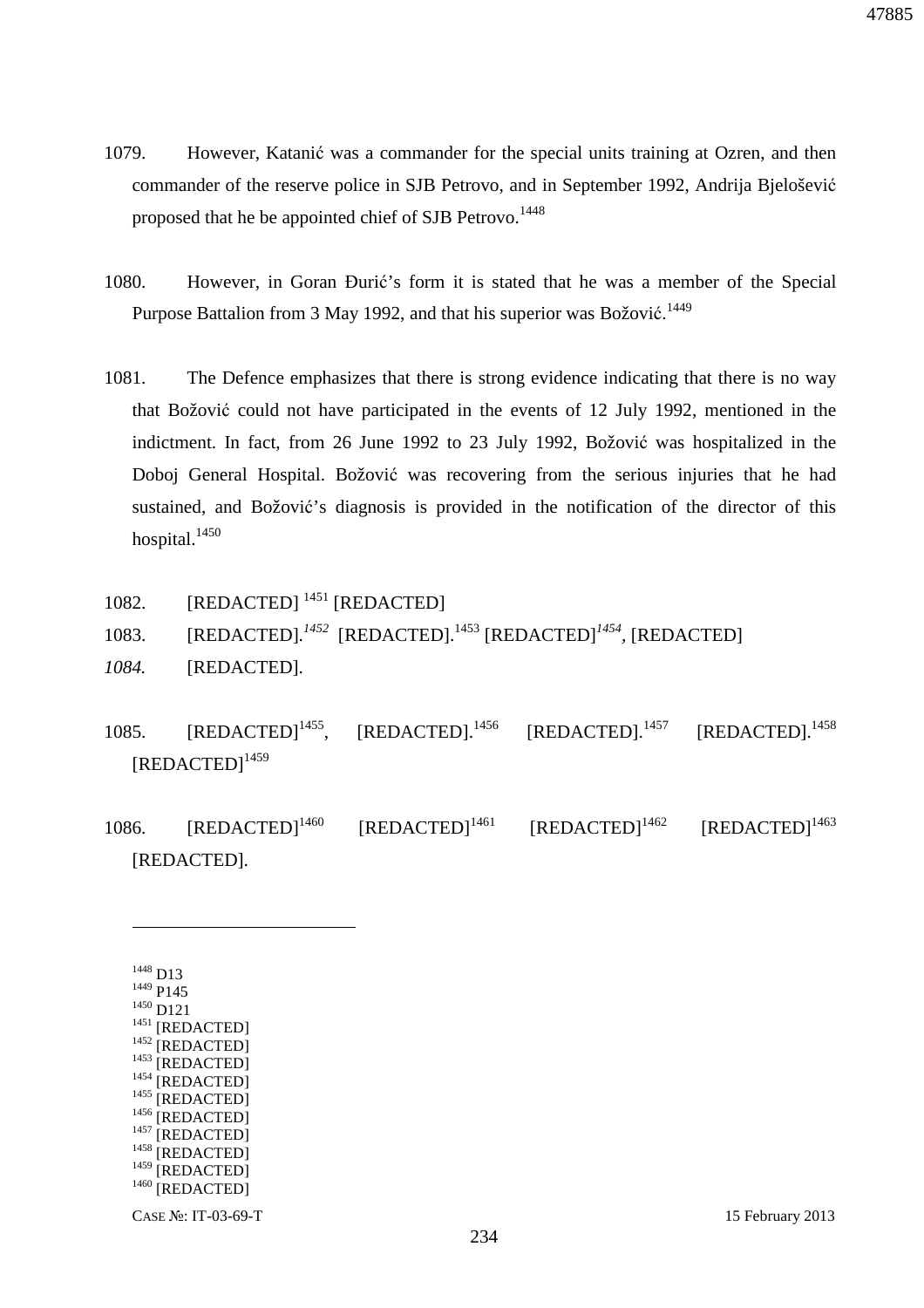1079. However, Katanić was a commander for the special units training at Ozren, and then commander of the reserve police in SJB Petrovo, and in September 1992, Andrija Bjelošević proposed that he be appointed chief of SJB Petrovo.[1448]

1080. However, in Goran Đurić's form it is stated that he was a member of the Special Purpose Battalion from 3 May 1992, and that his superior was Božović.[1449]

1081. The Defence emphasizes that there is strong evidence indicating that there is no way that Božović could not have participated in the events of 12 July 1992, mentioned in the indictment. In fact, from 26 June 1992 to 23 July 1992, Božović was hospitalized in the Doboj General Hospital. Božović was recovering from the serious injuries that he had sustained, and Božović's diagnosis is provided in the notification of the director of this hospital.[1450]

1082. [REDACTED] [1451] [REDACTED]

1083. [REDACTED].[1452] [REDACTED].[1453] [REDACTED][1454], [REDACTED]

*1084.* [REDACTED].

1085. [REDACTED][1455], [REDACTED].[1456] [REDACTED].[1457] [REDACTED].[1458] [REDACTED][1459]

1086. [REDACTED][1460] [REDACTED][1461] [REDACTED][1462] [REDACTED][1463] [REDACTED].

---

[1448] D13
[1449] P145
[1450] D121
[1451] [REDACTED]
[1452] [REDACTED]
[1453] [REDACTED]
[1454] [REDACTED]
[1455] [REDACTED]
[1456] [REDACTED]
[1457] [REDACTED]
[1458] [REDACTED]
[1459] [REDACTED]
[1460] [REDACTED]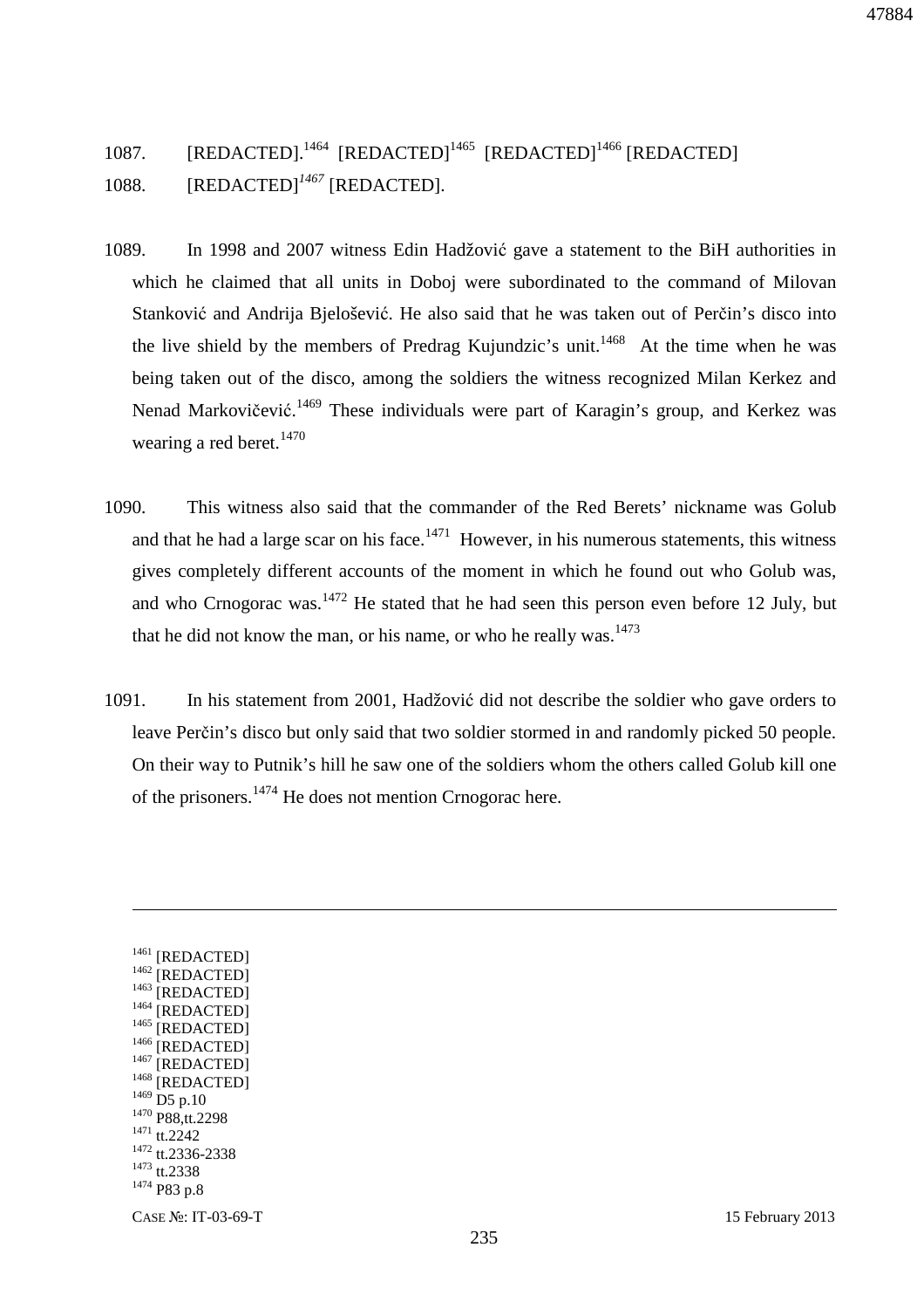1087. [REDACTED].[1464] [REDACTED][1465] [REDACTED][1466] [REDACTED]

1088. [REDACTED][1467] [REDACTED].

1089. In 1998 and 2007 witness Edin Hadžović gave a statement to the BiH authorities in which he claimed that all units in Doboj were subordinated to the command of Milovan Stanković and Andrija Bjelošević. He also said that he was taken out of Perčin's disco into the live shield by the members of Predrag Kujundzic's unit.[1468] At the time when he was being taken out of the disco, among the soldiers the witness recognized Milan Kerkez and Nenad Markovičević.[1469] These individuals were part of Karagin's group, and Kerkez was wearing a red beret.[1470]

1090. This witness also said that the commander of the Red Berets' nickname was Golub and that he had a large scar on his face.[1471] However, in his numerous statements, this witness gives completely different accounts of the moment in which he found out who Golub was, and who Crnogorac was.[1472] He stated that he had seen this person even before 12 July, but that he did not know the man, or his name, or who he really was.[1473]

1091. In his statement from 2001, Hadžović did not describe the soldier who gave orders to leave Perčin's disco but only said that two soldier stormed in and randomly picked 50 people. On their way to Putnik's hill he saw one of the soldiers whom the others called Golub kill one of the prisoners.[1474] He does not mention Crnogorac here.

---

[1461] [REDACTED]
[1462] [REDACTED]
[1463] [REDACTED]
[1464] [REDACTED]
[1465] [REDACTED]
[1466] [REDACTED]
[1467] [REDACTED]
[1468] [REDACTED]
[1469] D5 p.10
[1470] P88,tt.2298
[1471] tt.2242
[1472] tt.2336-2338
[1473] tt.2338
[1474] P83 p.8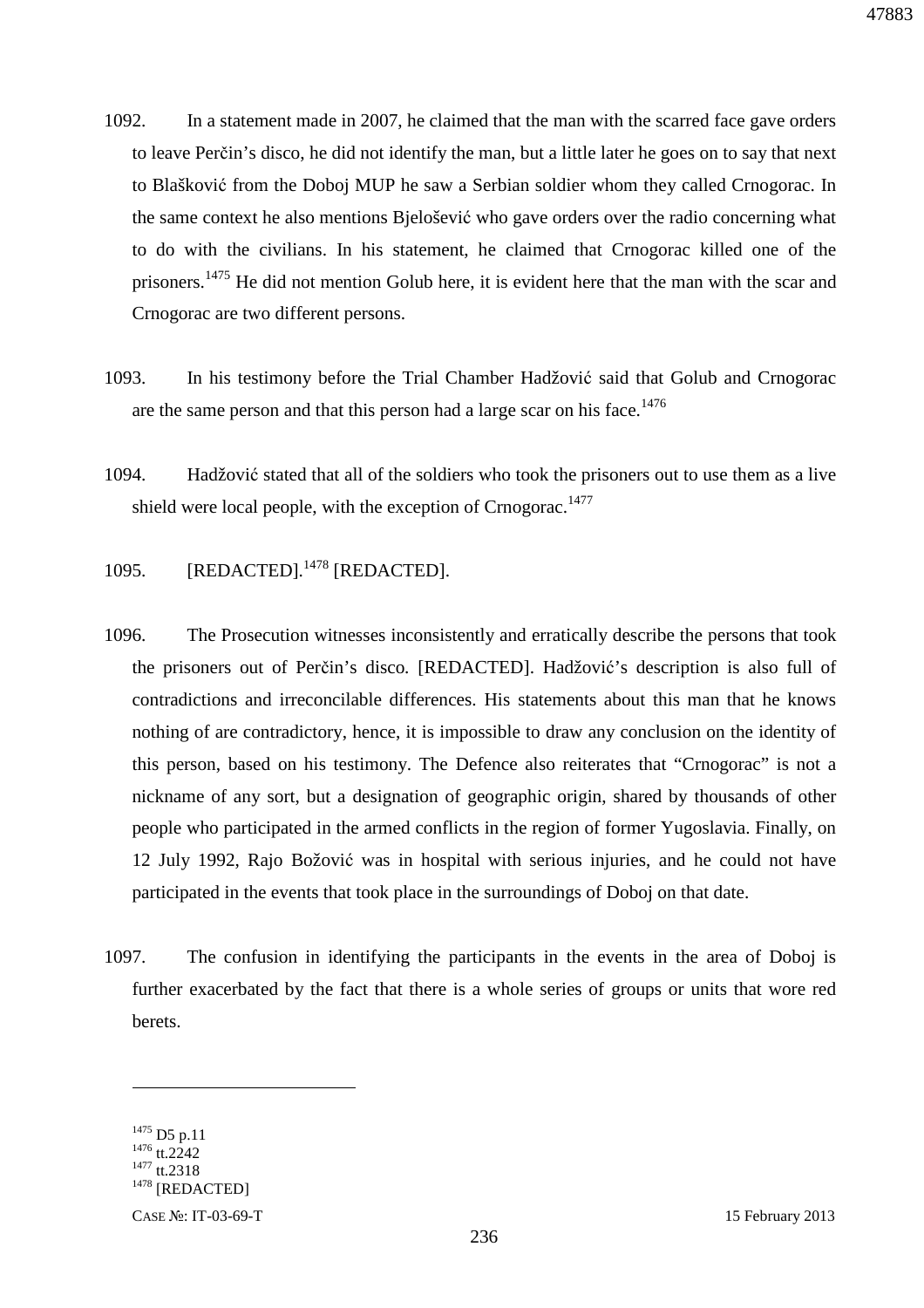1092. In a statement made in 2007, he claimed that the man with the scarred face gave orders to leave Perčin's disco, he did not identify the man, but a little later he goes on to say that next to Blašković from the Doboj MUP he saw a Serbian soldier whom they called Crnogorac. In the same context he also mentions Bjelošević who gave orders over the radio concerning what to do with the civilians. In his statement, he claimed that Crnogorac killed one of the prisoners.[1475] He did not mention Golub here, it is evident here that the man with the scar and Crnogorac are two different persons.

1093. In his testimony before the Trial Chamber Hadžović said that Golub and Crnogorac are the same person and that this person had a large scar on his face.[1476]

1094. Hadžović stated that all of the soldiers who took the prisoners out to use them as a live shield were local people, with the exception of Crnogorac.[1477]

1095. [REDACTED].[1478] [REDACTED].

1096. The Prosecution witnesses inconsistently and erratically describe the persons that took the prisoners out of Perčin's disco. [REDACTED]. Hadžović's description is also full of contradictions and irreconcilable differences. His statements about this man that he knows nothing of are contradictory, hence, it is impossible to draw any conclusion on the identity of this person, based on his testimony. The Defence also reiterates that "Crnogorac" is not a nickname of any sort, but a designation of geographic origin, shared by thousands of other people who participated in the armed conflicts in the region of former Yugoslavia. Finally, on 12 July 1992, Rajo Božović was in hospital with serious injuries, and he could not have participated in the events that took place in the surroundings of Doboj on that date.

1097. The confusion in identifying the participants in the events in the area of Doboj is further exacerbated by the fact that there is a whole series of groups or units that wore red berets.

---

[1475] D5 p.11
[1476] tt.2242
[1477] tt.2318
[1478] [REDACTED]

CASE №: IT-03-69-T 15 February 2013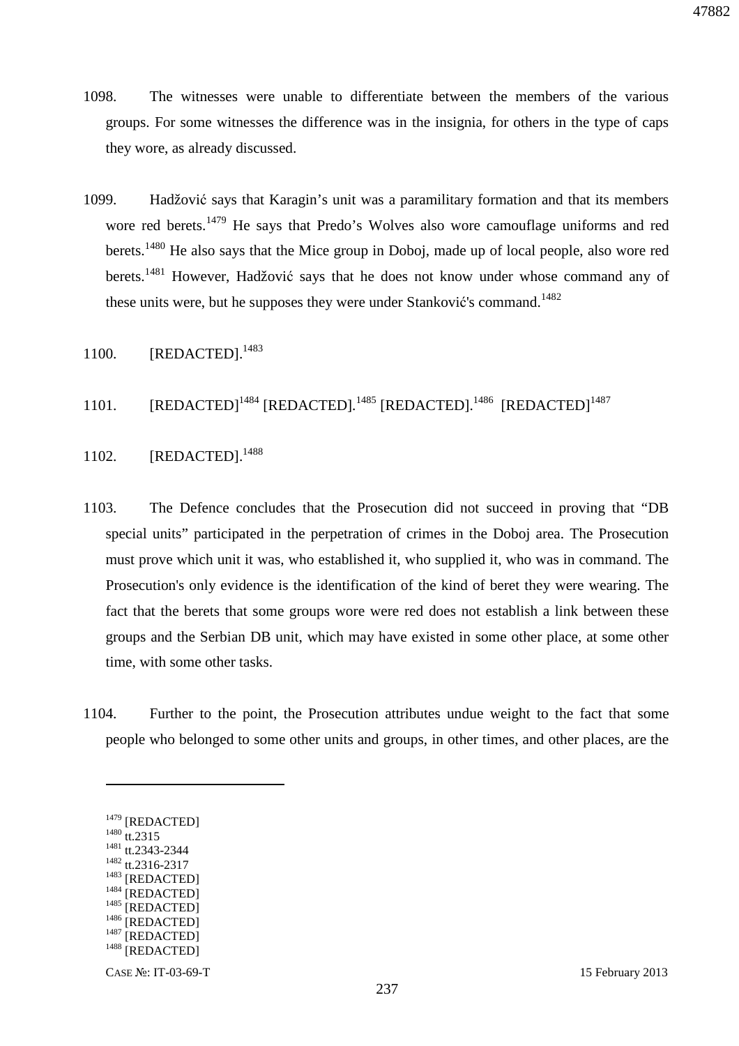1098. The witnesses were unable to differentiate between the members of the various groups. For some witnesses the difference was in the insignia, for others in the type of caps they wore, as already discussed.

1099. Hadžović says that Karagin's unit was a paramilitary formation and that its members wore red berets.[1479] He says that Predo's Wolves also wore camouflage uniforms and red berets.[1480] He also says that the Mice group in Doboj, made up of local people, also wore red berets.[1481] However, Hadžović says that he does not know under whose command any of these units were, but he supposes they were under Stanković's command.[1482]

1100. [REDACTED].[1483]

1101. [REDACTED][1484] [REDACTED].[1485] [REDACTED].[1486] [REDACTED][1487]

1102. [REDACTED].[1488]

1103. The Defence concludes that the Prosecution did not succeed in proving that "DB special units" participated in the perpetration of crimes in the Doboj area. The Prosecution must prove which unit it was, who established it, who supplied it, who was in command. The Prosecution's only evidence is the identification of the kind of beret they were wearing. The fact that the berets that some groups wore were red does not establish a link between these groups and the Serbian DB unit, which may have existed in some other place, at some other time, with some other tasks.

1104. Further to the point, the Prosecution attributes undue weight to the fact that some people who belonged to some other units and groups, in other times, and other places, are the

---

[1479] [REDACTED]
[1480] tt.2315
[1481] tt.2343-2344
[1482] tt.2316-2317
[1483] [REDACTED]
[1484] [REDACTED]
[1485] [REDACTED]
[1486] [REDACTED]
[1487] [REDACTED]
[1488] [REDACTED]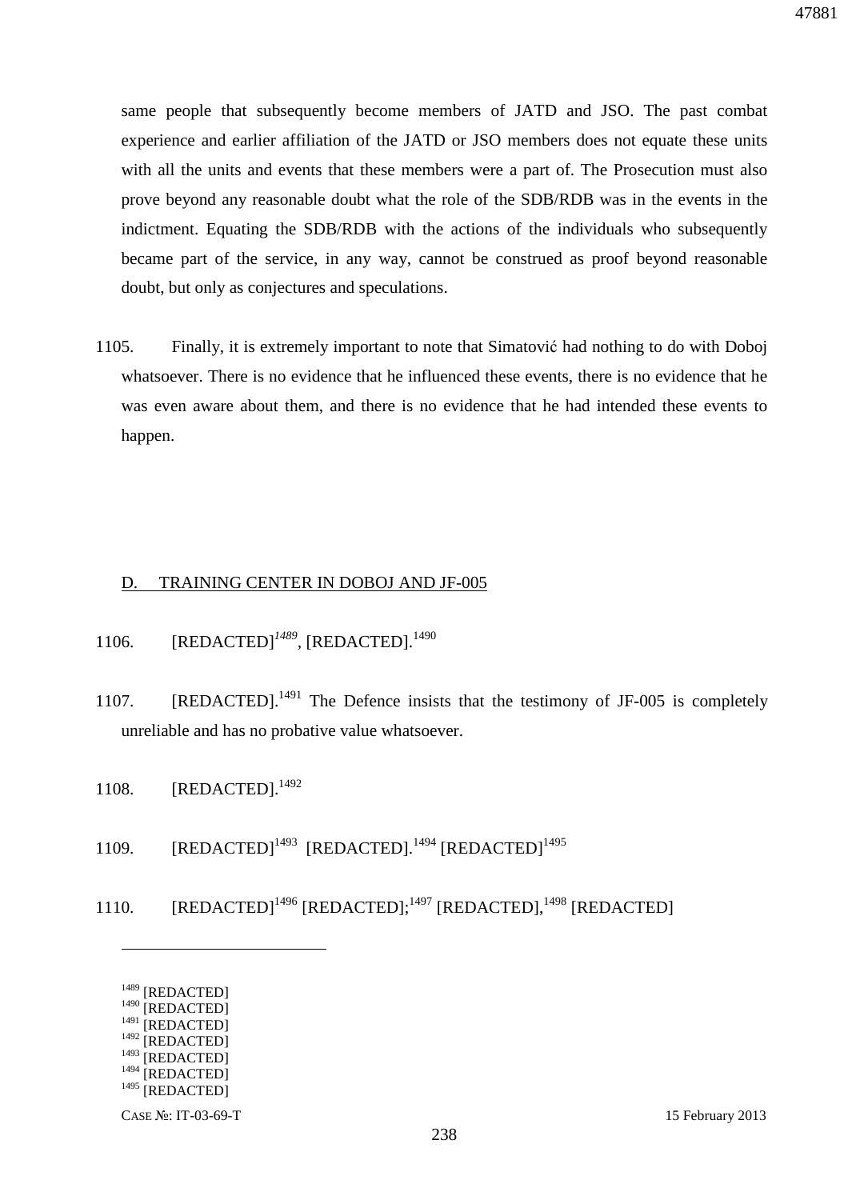same people that subsequently become members of JATD and JSO. The past combat experience and earlier affiliation of the JATD or JSO members does not equate these units with all the units and events that these members were a part of. The Prosecution must also prove beyond any reasonable doubt what the role of the SDB/RDB was in the events in the indictment. Equating the SDB/RDB with the actions of the individuals who subsequently became part of the service, in any way, cannot be construed as proof beyond reasonable doubt, but only as conjectures and speculations.

1105. Finally, it is extremely important to note that Simatović had nothing to do with Doboj whatsoever. There is no evidence that he influenced these events, there is no evidence that he was even aware about them, and there is no evidence that he had intended these events to happen.

## D. TRAINING CENTER IN DOBOJ AND JF-005

1106. [REDACTED][1489], [REDACTED].[1490]

1107. [REDACTED].[1491] The Defence insists that the testimony of JF-005 is completely unreliable and has no probative value whatsoever.

1108. [REDACTED].[1492]

1109. [REDACTED][1493] [REDACTED].[1494] [REDACTED][1495]

1110. [REDACTED][1496] [REDACTED];[1497] [REDACTED],[1498] [REDACTED]

---

[1489] [REDACTED]
[1490] [REDACTED]
[1491] [REDACTED]
[1492] [REDACTED]
[1493] [REDACTED]
[1494] [REDACTED]
[1495] [REDACTED]

CASE №: IT-03-69-T 15 February 2013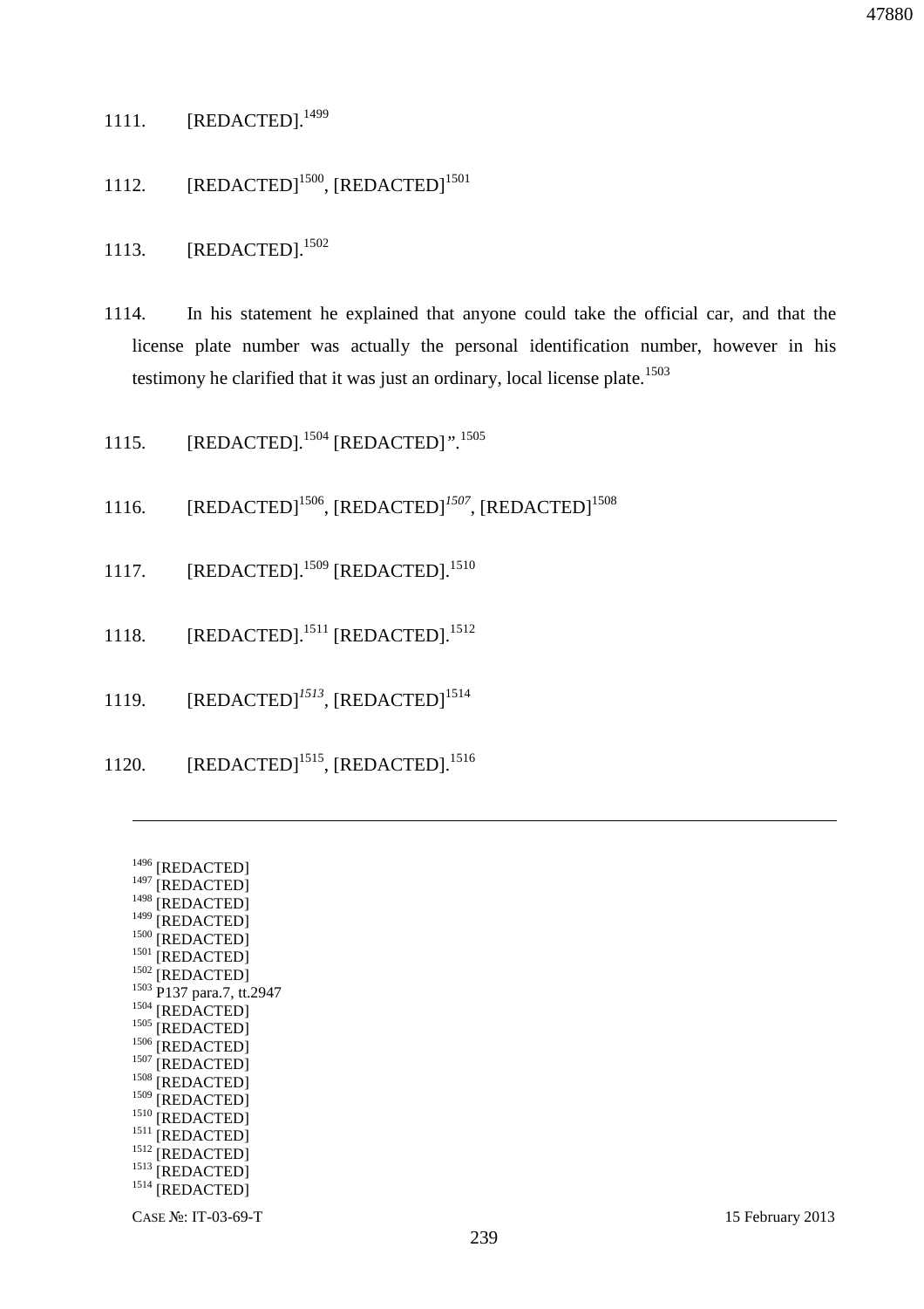1111. [REDACTED].[1499]

1112. [REDACTED][1500], [REDACTED][1501]

1113. [REDACTED].[1502]

1114. In his statement he explained that anyone could take the official car, and that the license plate number was actually the personal identification number, however in his testimony he clarified that it was just an ordinary, local license plate.[1503]

1115. [REDACTED].[1504] [REDACTED]".[1505]

1116. [REDACTED][1506], [REDACTED][1507], [REDACTED][1508]

1117. [REDACTED].[1509] [REDACTED].[1510]

1118. [REDACTED].[1511] [REDACTED].[1512]

1119. [REDACTED][1513], [REDACTED][1514]

1120. [REDACTED][1515], [REDACTED].[1516]

---

[1496] [REDACTED]
[1497] [REDACTED]
[1498] [REDACTED]
[1499] [REDACTED]
[1500] [REDACTED]
[1501] [REDACTED]
[1502] [REDACTED]
[1503] P137 para.7, tt.2947
[1504] [REDACTED]
[1505] [REDACTED]
[1506] [REDACTED]
[1507] [REDACTED]
[1508] [REDACTED]
[1509] [REDACTED]
[1510] [REDACTED]
[1511] [REDACTED]
[1512] [REDACTED]
[1513] [REDACTED]
[1514] [REDACTED]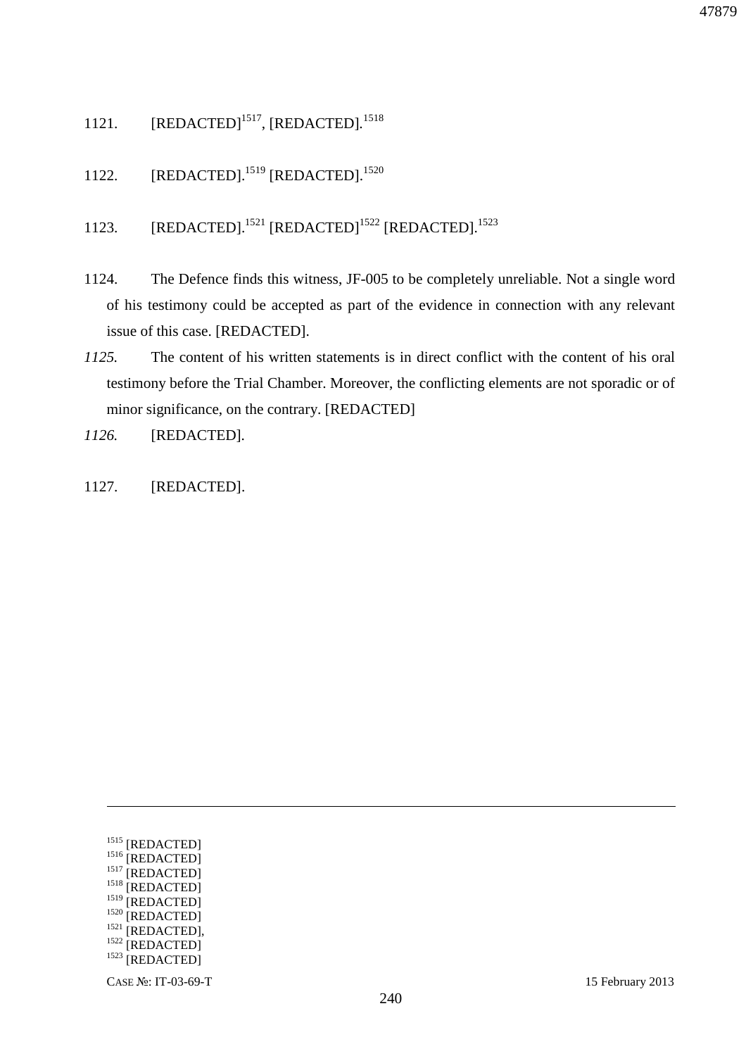1121. [REDACTED][1517], [REDACTED].[1518]

1122. [REDACTED].[1519] [REDACTED].[1520]

1123. [REDACTED].[1521] [REDACTED][1522] [REDACTED].[1523]

1124. The Defence finds this witness, JF-005 to be completely unreliable. Not a single word of his testimony could be accepted as part of the evidence in connection with any relevant issue of this case. [REDACTED].

*1125.* The content of his written statements is in direct conflict with the content of his oral testimony before the Trial Chamber. Moreover, the conflicting elements are not sporadic or of minor significance, on the contrary. [REDACTED]

*1126.* [REDACTED].

1127. [REDACTED].

---

[1515] [REDACTED]
[1516] [REDACTED]
[1517] [REDACTED]
[1518] [REDACTED]
[1519] [REDACTED]
[1520] [REDACTED]
[1521] [REDACTED],
[1522] [REDACTED]
[1523] [REDACTED]

CASE №: IT-03-69-T 15 February 2013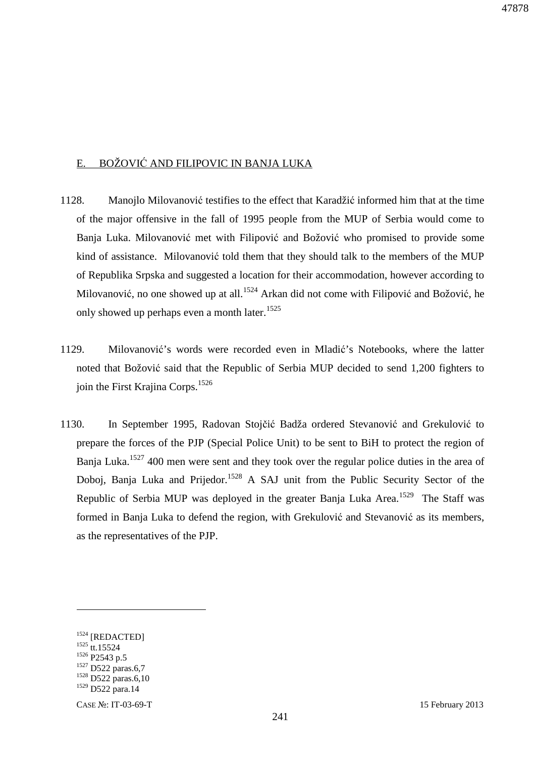## E. BOŽOVIĆ AND FILIPOVIC IN BANJA LUKA

1128. Manojlo Milovanović testifies to the effect that Karadžić informed him that at the time of the major offensive in the fall of 1995 people from the MUP of Serbia would come to Banja Luka. Milovanović met with Filipović and Božović who promised to provide some kind of assistance. Milovanović told them that they should talk to the members of the MUP of Republika Srpska and suggested a location for their accommodation, however according to Milovanović, no one showed up at all.[1524] Arkan did not come with Filipović and Božović, he only showed up perhaps even a month later.[1525]

1129. Milovanović's words were recorded even in Mladić's Notebooks, where the latter noted that Božović said that the Republic of Serbia MUP decided to send 1,200 fighters to join the First Krajina Corps.[1526]

1130. In September 1995, Radovan Stojčić Badža ordered Stevanović and Grekulović to prepare the forces of the PJP (Special Police Unit) to be sent to BiH to protect the region of Banja Luka.[1527] 400 men were sent and they took over the regular police duties in the area of Doboj, Banja Luka and Prijedor.[1528] A SAJ unit from the Public Security Sector of the Republic of Serbia MUP was deployed in the greater Banja Luka Area.[1529] The Staff was formed in Banja Luka to defend the region, with Grekulović and Stevanović as its members, as the representatives of the PJP.

---

[1524] [REDACTED]
[1525] tt.15524
[1526] P2543 p.5
[1527] D522 paras.6,7
[1528] D522 paras.6,10
[1529] D522 para.14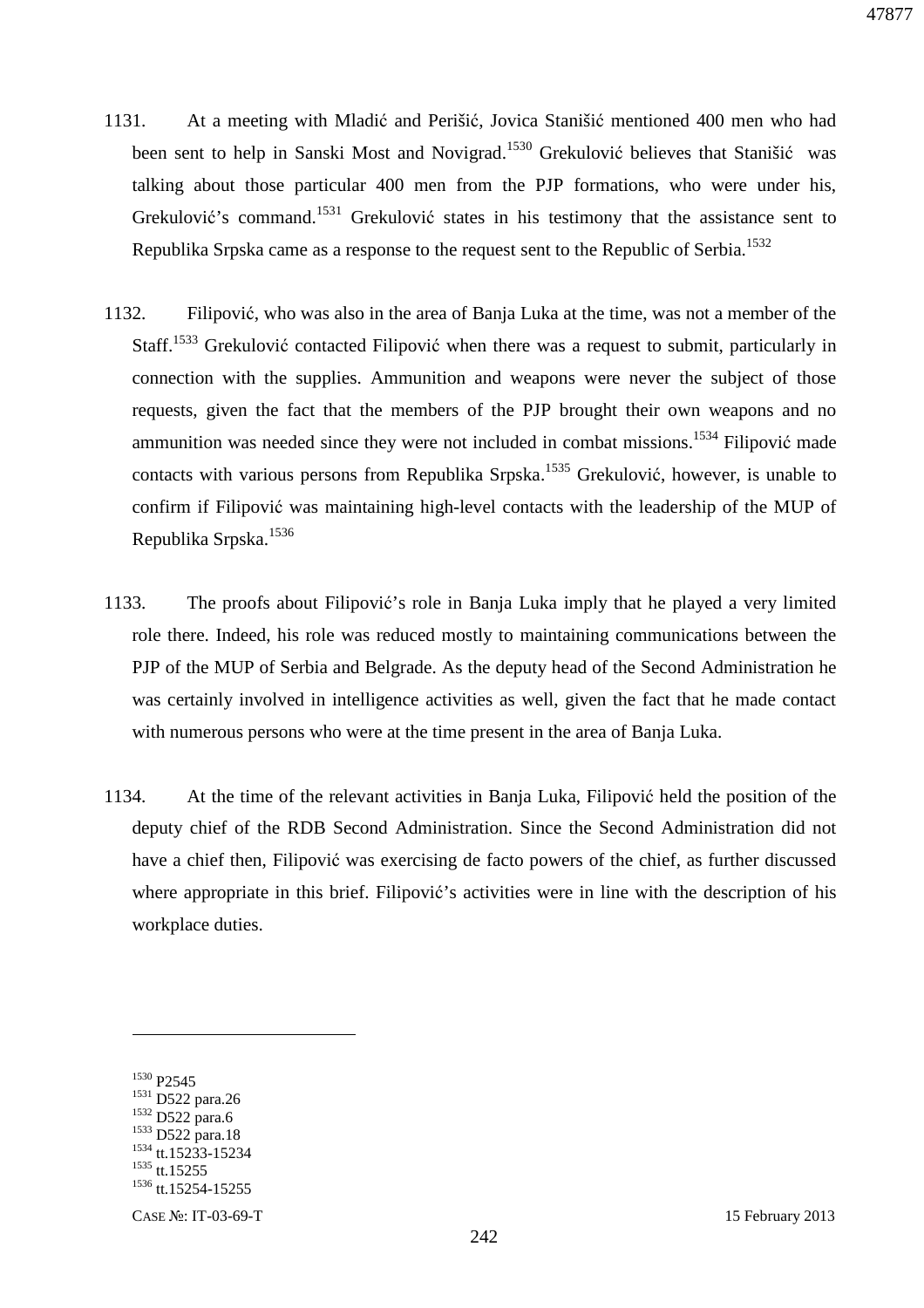1131. At a meeting with Mladić and Perišić, Jovica Stanišić mentioned 400 men who had been sent to help in Sanski Most and Novigrad.[1530] Grekulović believes that Stanišić was talking about those particular 400 men from the PJP formations, who were under his, Grekulović's command.[1531] Grekulović states in his testimony that the assistance sent to Republika Srpska came as a response to the request sent to the Republic of Serbia.[1532]

1132. Filipović, who was also in the area of Banja Luka at the time, was not a member of the Staff.[1533] Grekulović contacted Filipović when there was a request to submit, particularly in connection with the supplies. Ammunition and weapons were never the subject of those requests, given the fact that the members of the PJP brought their own weapons and no ammunition was needed since they were not included in combat missions.[1534] Filipović made contacts with various persons from Republika Srpska.[1535] Grekulović, however, is unable to confirm if Filipović was maintaining high-level contacts with the leadership of the MUP of Republika Srpska.[1536]

1133. The proofs about Filipović's role in Banja Luka imply that he played a very limited role there. Indeed, his role was reduced mostly to maintaining communications between the PJP of the MUP of Serbia and Belgrade. As the deputy head of the Second Administration he was certainly involved in intelligence activities as well, given the fact that he made contact with numerous persons who were at the time present in the area of Banja Luka.

1134. At the time of the relevant activities in Banja Luka, Filipović held the position of the deputy chief of the RDB Second Administration. Since the Second Administration did not have a chief then, Filipović was exercising de facto powers of the chief, as further discussed where appropriate in this brief. Filipović's activities were in line with the description of his workplace duties.

---

[1530] P2545
[1531] D522 para.26
[1532] D522 para.6
[1533] D522 para.18
[1534] tt.15233-15234
[1535] tt.15255
[1536] tt.15254-15255

CASE №: IT-03-69-T 15 February 2013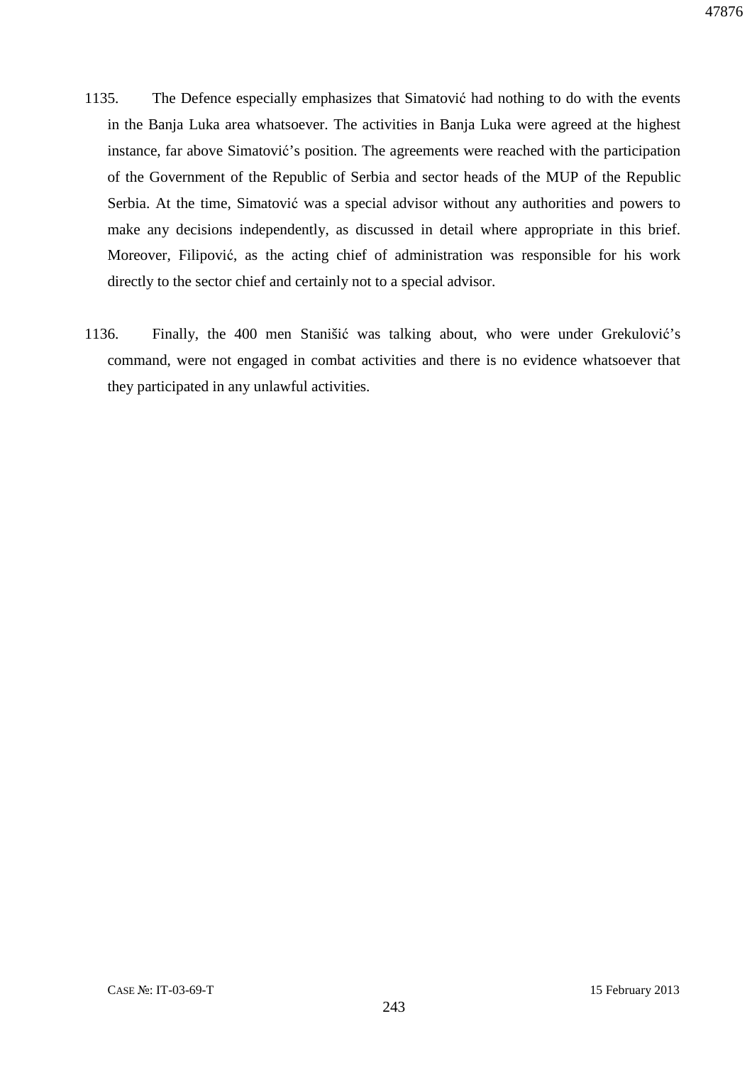1135. The Defence especially emphasizes that Simatović had nothing to do with the events in the Banja Luka area whatsoever. The activities in Banja Luka were agreed at the highest instance, far above Simatović's position. The agreements were reached with the participation of the Government of the Republic of Serbia and sector heads of the MUP of the Republic Serbia. At the time, Simatović was a special advisor without any authorities and powers to make any decisions independently, as discussed in detail where appropriate in this brief. Moreover, Filipović, as the acting chief of administration was responsible for his work directly to the sector chief and certainly not to a special advisor.

1136. Finally, the 400 men Stanišić was talking about, who were under Grekulović's command, were not engaged in combat activities and there is no evidence whatsoever that they participated in any unlawful activities.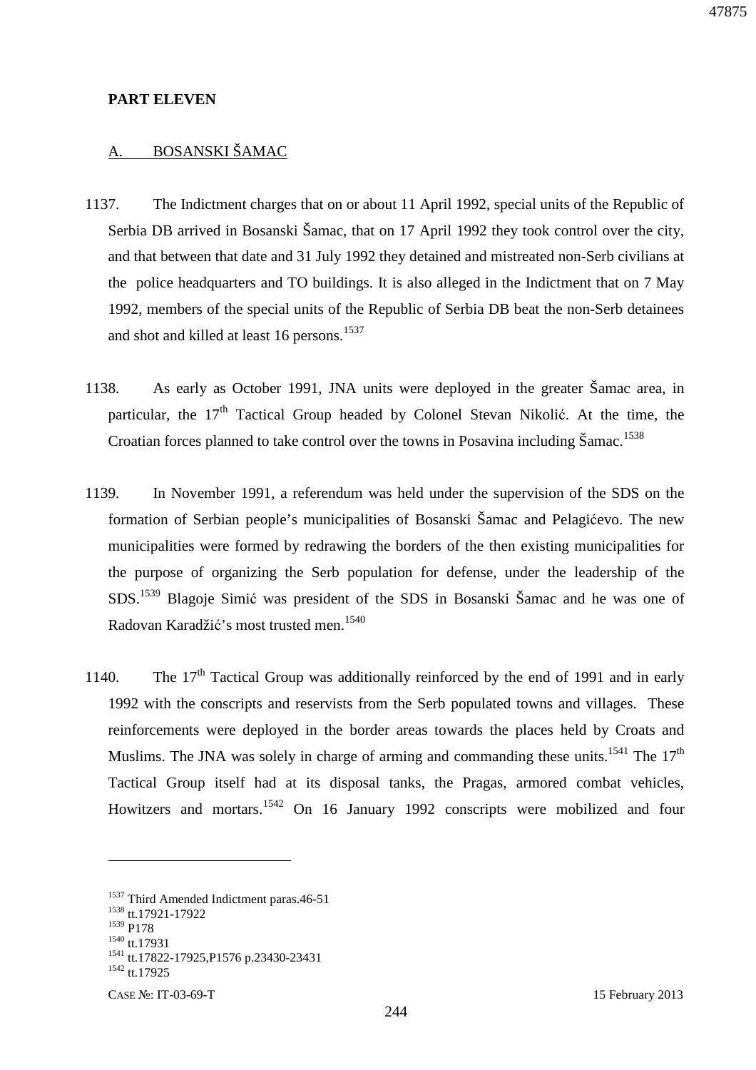**PART ELEVEN**

## A. BOSANSKI ŠAMAC

1137. The Indictment charges that on or about 11 April 1992, special units of the Republic of Serbia DB arrived in Bosanski Šamac, that on 17 April 1992 they took control over the city, and that between that date and 31 July 1992 they detained and mistreated non-Serb civilians at the police headquarters and TO buildings. It is also alleged in the Indictment that on 7 May 1992, members of the special units of the Republic of Serbia DB beat the non-Serb detainees and shot and killed at least 16 persons.[1537]

1138. As early as October 1991, JNA units were deployed in the greater Šamac area, in particular, the 17th Tactical Group headed by Colonel Stevan Nikolić. At the time, the Croatian forces planned to take control over the towns in Posavina including Šamac.[1538]

1139. In November 1991, a referendum was held under the supervision of the SDS on the formation of Serbian people's municipalities of Bosanski Šamac and Pelagićevo. The new municipalities were formed by redrawing the borders of the then existing municipalities for the purpose of organizing the Serb population for defense, under the leadership of the SDS.[1539] Blagoje Simić was president of the SDS in Bosanski Šamac and he was one of Radovan Karadžić's most trusted men.[1540]

1140. The 17th Tactical Group was additionally reinforced by the end of 1991 and in early 1992 with the conscripts and reservists from the Serb populated towns and villages. These reinforcements were deployed in the border areas towards the places held by Croats and Muslims. The JNA was solely in charge of arming and commanding these units.[1541] The 17th Tactical Group itself had at its disposal tanks, the Pragas, armored combat vehicles, Howitzers and mortars.[1542] On 16 January 1992 conscripts were mobilized and four

---

[1537] Third Amended Indictment paras.46-51
[1538] tt.17921-17922
[1539] P178
[1540] tt.17931
[1541] tt.17822-17925,P1576 p.23430-23431
[1542] tt.17925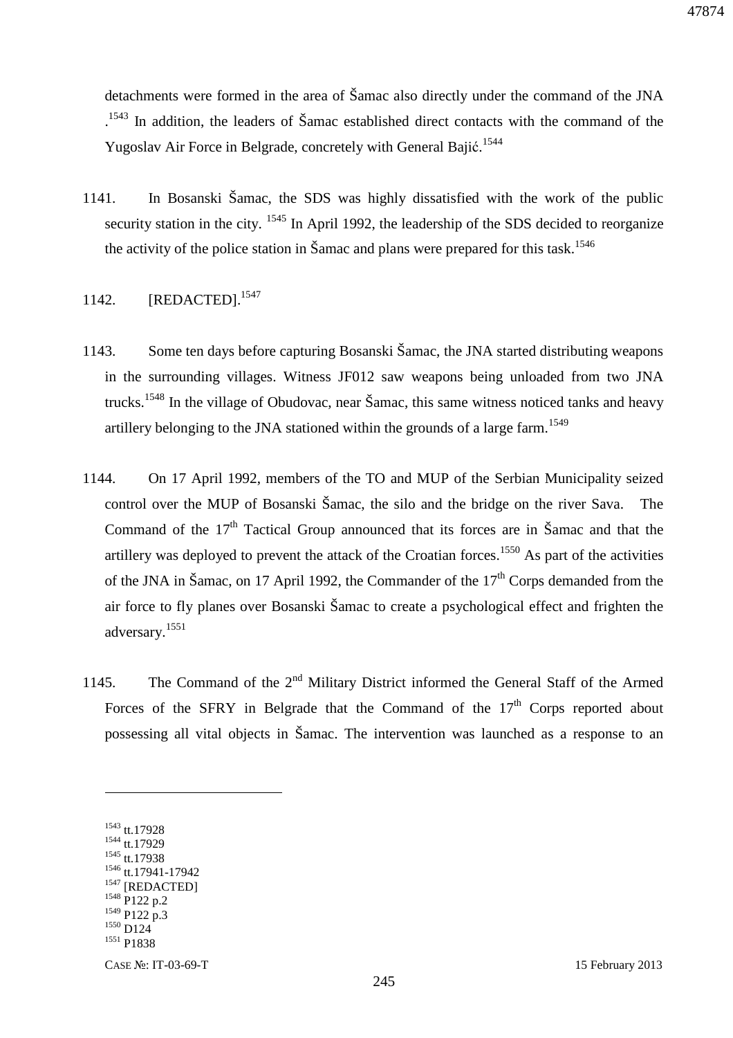detachments were formed in the area of Šamac also directly under the command of the JNA .[1543] In addition, the leaders of Šamac established direct contacts with the command of the Yugoslav Air Force in Belgrade, concretely with General Bajić.[1544]

1141. In Bosanski Šamac, the SDS was highly dissatisfied with the work of the public security station in the city. [1545] In April 1992, the leadership of the SDS decided to reorganize the activity of the police station in Šamac and plans were prepared for this task.[1546]

1142. [REDACTED].[1547]

1143. Some ten days before capturing Bosanski Šamac, the JNA started distributing weapons in the surrounding villages. Witness JF012 saw weapons being unloaded from two JNA trucks.[1548] In the village of Obudovac, near Šamac, this same witness noticed tanks and heavy artillery belonging to the JNA stationed within the grounds of a large farm.[1549]

1144. On 17 April 1992, members of the TO and MUP of the Serbian Municipality seized control over the MUP of Bosanski Šamac, the silo and the bridge on the river Sava. The Command of the 17th Tactical Group announced that its forces are in Šamac and that the artillery was deployed to prevent the attack of the Croatian forces.[1550] As part of the activities of the JNA in Šamac, on 17 April 1992, the Commander of the 17th Corps demanded from the air force to fly planes over Bosanski Šamac to create a psychological effect and frighten the adversary.[1551]

1145. The Command of the 2nd Military District informed the General Staff of the Armed Forces of the SFRY in Belgrade that the Command of the 17th Corps reported about possessing all vital objects in Šamac. The intervention was launched as a response to an

---

[1543] tt.17928
[1544] tt.17929
[1545] tt.17938
[1546] tt.17941-17942
[1547] [REDACTED]
[1548] P122 p.2
[1549] P122 p.3
[1550] D124
[1551] P1838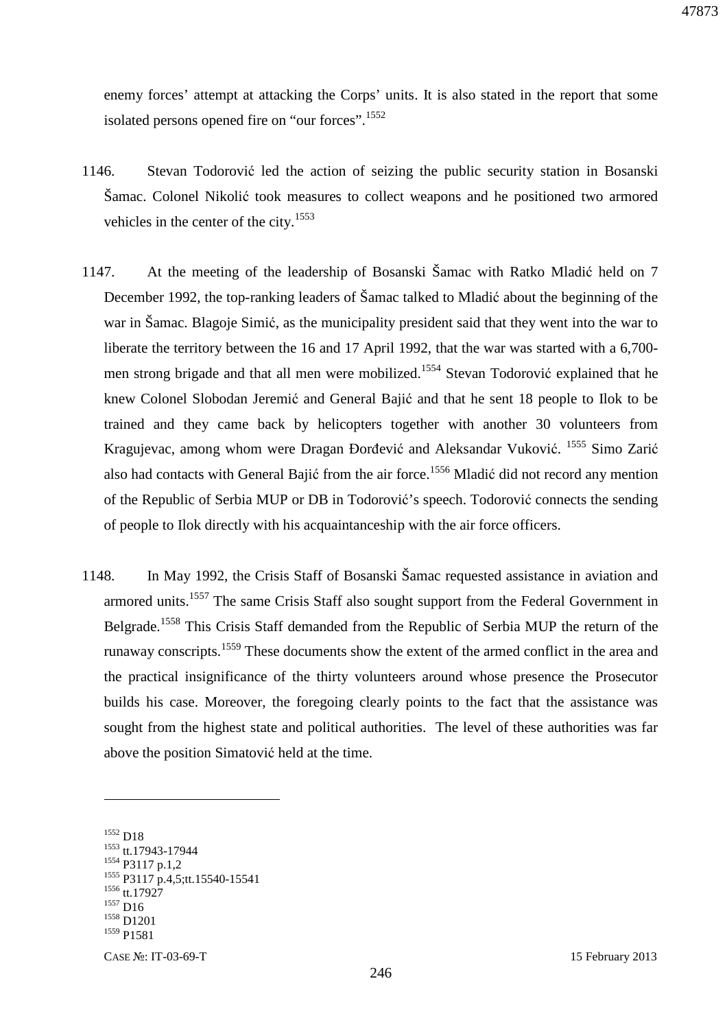enemy forces' attempt at attacking the Corps' units. It is also stated in the report that some isolated persons opened fire on "our forces".[1552]

1146. Stevan Todorović led the action of seizing the public security station in Bosanski Šamac. Colonel Nikolić took measures to collect weapons and he positioned two armored vehicles in the center of the city.[1553]

1147. At the meeting of the leadership of Bosanski Šamac with Ratko Mladić held on 7 December 1992, the top-ranking leaders of Šamac talked to Mladić about the beginning of the war in Šamac. Blagoje Simić, as the municipality president said that they went into the war to liberate the territory between the 16 and 17 April 1992, that the war was started with a 6,700-men strong brigade and that all men were mobilized.[1554] Stevan Todorović explained that he knew Colonel Slobodan Jeremić and General Bajić and that he sent 18 people to Ilok to be trained and they came back by helicopters together with another 30 volunteers from Kragujevac, among whom were Dragan Đorđević and Aleksandar Vuković.[1555] Simo Zarić also had contacts with General Bajić from the air force.[1556] Mladić did not record any mention of the Republic of Serbia MUP or DB in Todorović's speech. Todorović connects the sending of people to Ilok directly with his acquaintanceship with the air force officers.

1148. In May 1992, the Crisis Staff of Bosanski Šamac requested assistance in aviation and armored units.[1557] The same Crisis Staff also sought support from the Federal Government in Belgrade.[1558] This Crisis Staff demanded from the Republic of Serbia MUP the return of the runaway conscripts.[1559] These documents show the extent of the armed conflict in the area and the practical insignificance of the thirty volunteers around whose presence the Prosecutor builds his case. Moreover, the foregoing clearly points to the fact that the assistance was sought from the highest state and political authorities. The level of these authorities was far above the position Simatović held at the time.

---

[1552] D18
[1553] tt.17943-17944
[1554] P3117 p.1,2
[1555] P3117 p.4,5;tt.15540-15541
[1556] tt.17927
[1557] D16
[1558] D1201
[1559] P1581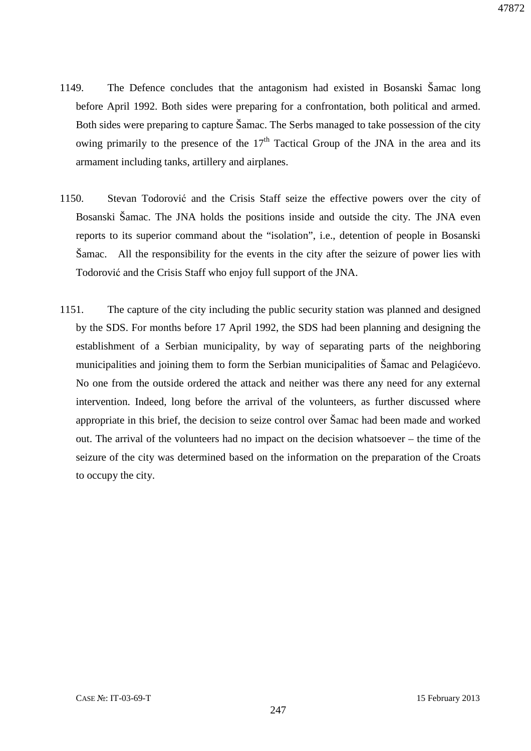1149. The Defence concludes that the antagonism had existed in Bosanski Šamac long before April 1992. Both sides were preparing for a confrontation, both political and armed. Both sides were preparing to capture Šamac. The Serbs managed to take possession of the city owing primarily to the presence of the 17th Tactical Group of the JNA in the area and its armament including tanks, artillery and airplanes.

1150. Stevan Todorović and the Crisis Staff seize the effective powers over the city of Bosanski Šamac. The JNA holds the positions inside and outside the city. The JNA even reports to its superior command about the "isolation", i.e., detention of people in Bosanski Šamac. All the responsibility for the events in the city after the seizure of power lies with Todorović and the Crisis Staff who enjoy full support of the JNA.

1151. The capture of the city including the public security station was planned and designed by the SDS. For months before 17 April 1992, the SDS had been planning and designing the establishment of a Serbian municipality, by way of separating parts of the neighboring municipalities and joining them to form the Serbian municipalities of Šamac and Pelagićevo. No one from the outside ordered the attack and neither was there any need for any external intervention. Indeed, long before the arrival of the volunteers, as further discussed where appropriate in this brief, the decision to seize control over Šamac had been made and worked out. The arrival of the volunteers had no impact on the decision whatsoever – the time of the seizure of the city was determined based on the information on the preparation of the Croats to occupy the city.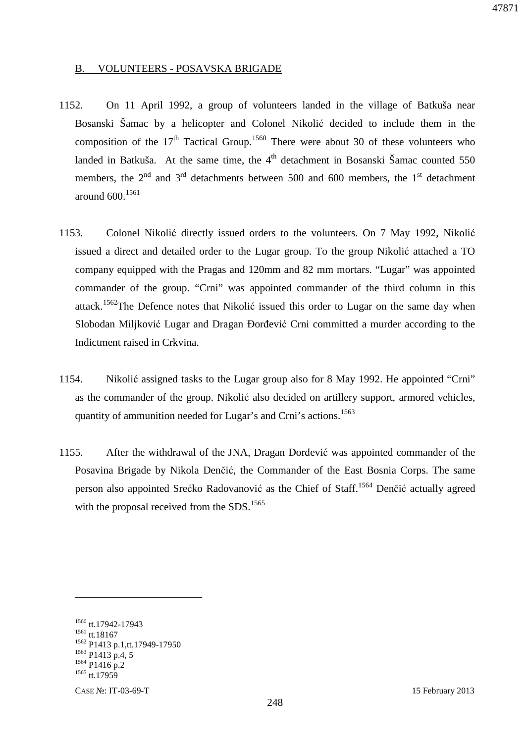## B. VOLUNTEERS - POSAVSKA BRIGADE

1152. On 11 April 1992, a group of volunteers landed in the village of Batkuša near Bosanski Šamac by a helicopter and Colonel Nikolić decided to include them in the composition of the 17th Tactical Group.[1560] There were about 30 of these volunteers who landed in Batkuša. At the same time, the 4th detachment in Bosanski Šamac counted 550 members, the 2nd and 3rd detachments between 500 and 600 members, the 1st detachment around 600.[1561]

1153. Colonel Nikolić directly issued orders to the volunteers. On 7 May 1992, Nikolić issued a direct and detailed order to the Lugar group. To the group Nikolić attached a TO company equipped with the Pragas and 120mm and 82 mm mortars. "Lugar" was appointed commander of the group. "Crni" was appointed commander of the third column in this attack.[1562]The Defence notes that Nikolić issued this order to Lugar on the same day when Slobodan Miljković Lugar and Dragan Đorđević Crni committed a murder according to the Indictment raised in Crkvina.

1154. Nikolić assigned tasks to the Lugar group also for 8 May 1992. He appointed "Crni" as the commander of the group. Nikolić also decided on artillery support, armored vehicles, quantity of ammunition needed for Lugar's and Crni's actions.[1563]

1155. After the withdrawal of the JNA, Dragan Đorđević was appointed commander of the Posavina Brigade by Nikola Denčić, the Commander of the East Bosnia Corps. The same person also appointed Srećko Radovanović as the Chief of Staff.[1564] Denčić actually agreed with the proposal received from the SDS.[1565]

---

[1560] tt.17942-17943
[1561] tt.18167
[1562] P1413 p.1,tt.17949-17950
[1563] P1413 p.4, 5
[1564] P1416 p.2
[1565] tt.17959

CASE №: IT-03-69-T 15 February 2013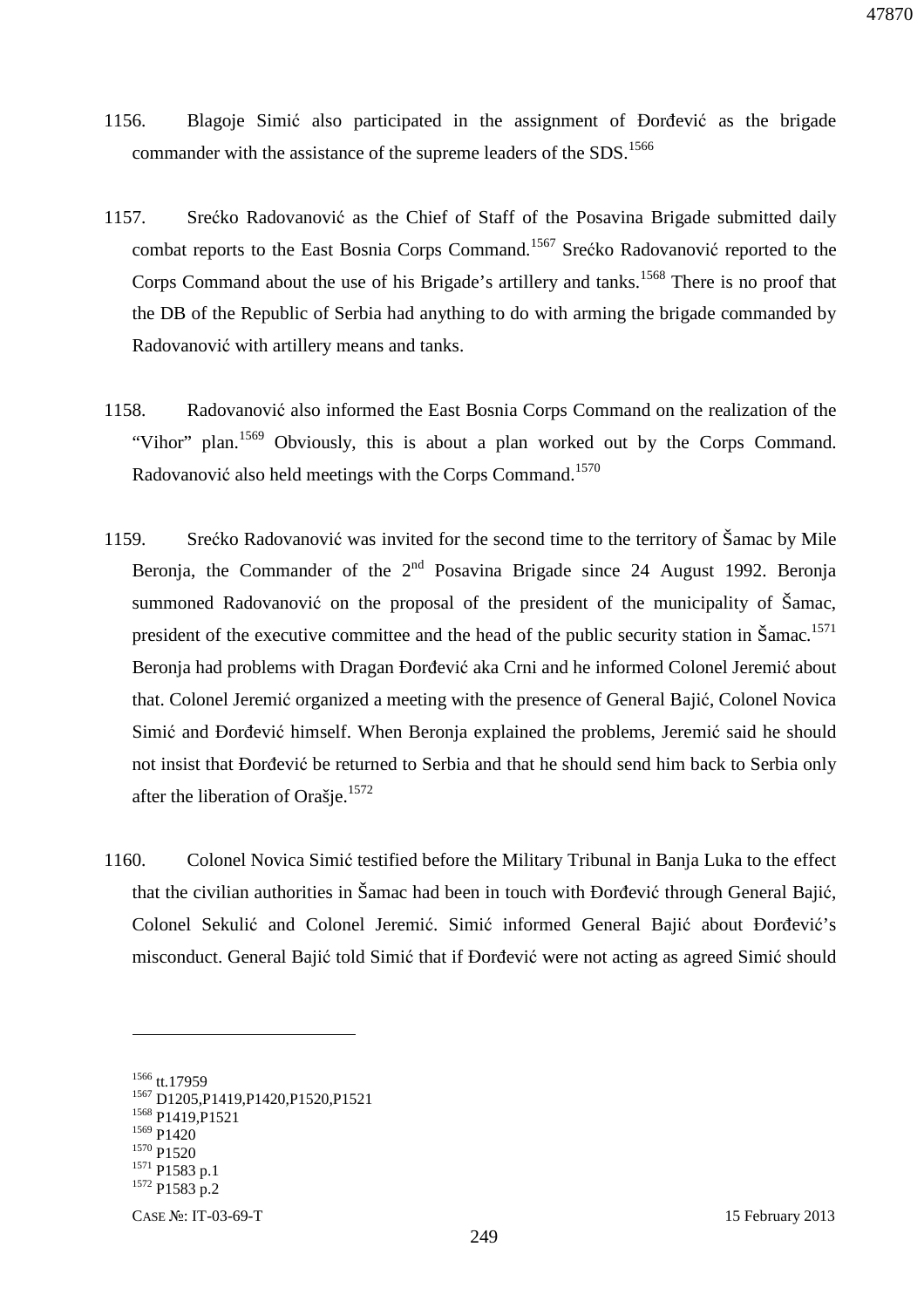1156. Blagoje Simić also participated in the assignment of Đorđević as the brigade commander with the assistance of the supreme leaders of the SDS.[1566]

1157. Srećko Radovanović as the Chief of Staff of the Posavina Brigade submitted daily combat reports to the East Bosnia Corps Command.[1567] Srećko Radovanović reported to the Corps Command about the use of his Brigade's artillery and tanks.[1568] There is no proof that the DB of the Republic of Serbia had anything to do with arming the brigade commanded by Radovanović with artillery means and tanks.

1158. Radovanović also informed the East Bosnia Corps Command on the realization of the "Vihor" plan.[1569] Obviously, this is about a plan worked out by the Corps Command. Radovanović also held meetings with the Corps Command.[1570]

1159. Srećko Radovanović was invited for the second time to the territory of Šamac by Mile Beronja, the Commander of the 2nd Posavina Brigade since 24 August 1992. Beronja summoned Radovanović on the proposal of the president of the municipality of Šamac, president of the executive committee and the head of the public security station in Šamac.[1571] Beronja had problems with Dragan Đorđević aka Crni and he informed Colonel Jeremić about that. Colonel Jeremić organized a meeting with the presence of General Bajić, Colonel Novica Simić and Đorđević himself. When Beronja explained the problems, Jeremić said he should not insist that Đorđević be returned to Serbia and that he should send him back to Serbia only after the liberation of Orašje.[1572]

1160. Colonel Novica Simić testified before the Military Tribunal in Banja Luka to the effect that the civilian authorities in Šamac had been in touch with Đorđević through General Bajić, Colonel Sekulić and Colonel Jeremić. Simić informed General Bajić about Đorđević's misconduct. General Bajić told Simić that if Đorđević were not acting as agreed Simić should

---

[1566] tt.17959
[1567] D1205,P1419,P1420,P1520,P1521
[1568] P1419,P1521
[1569] P1420
[1570] P1520
[1571] P1583 p.1
[1572] P1583 p.2

CASE №: IT-03-69-T 15 February 2013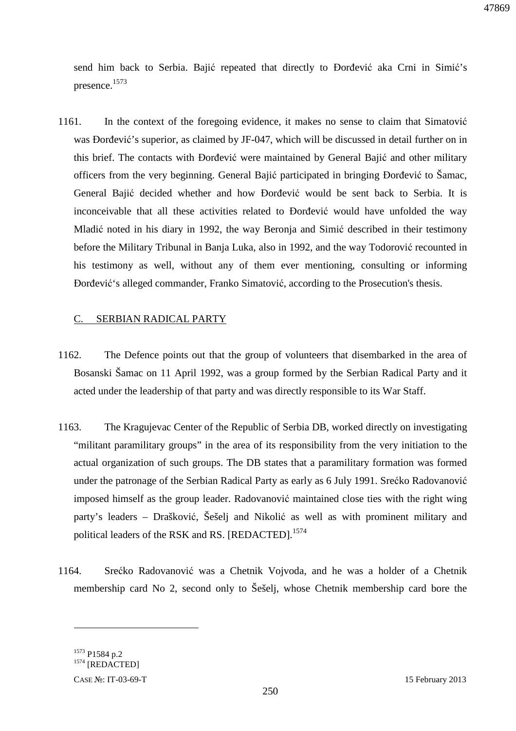send him back to Serbia. Bajić repeated that directly to Đorđević aka Crni in Simić's presence.[1573]

1161. In the context of the foregoing evidence, it makes no sense to claim that Simatović was Đorđević's superior, as claimed by JF-047, which will be discussed in detail further on in this brief. The contacts with Đorđević were maintained by General Bajić and other military officers from the very beginning. General Bajić participated in bringing Đorđević to Šamac, General Bajić decided whether and how Đorđević would be sent back to Serbia. It is inconceivable that all these activities related to Đorđević would have unfolded the way Mladić noted in his diary in 1992, the way Beronja and Simić described in their testimony before the Military Tribunal in Banja Luka, also in 1992, and the way Todorović recounted in his testimony as well, without any of them ever mentioning, consulting or informing Đorđević's alleged commander, Franko Simatović, according to the Prosecution's thesis.

## C. SERBIAN RADICAL PARTY

1162. The Defence points out that the group of volunteers that disembarked in the area of Bosanski Šamac on 11 April 1992, was a group formed by the Serbian Radical Party and it acted under the leadership of that party and was directly responsible to its War Staff.

1163. The Kragujevac Center of the Republic of Serbia DB, worked directly on investigating "militant paramilitary groups" in the area of its responsibility from the very initiation to the actual organization of such groups. The DB states that a paramilitary formation was formed under the patronage of the Serbian Radical Party as early as 6 July 1991. Srećko Radovanović imposed himself as the group leader. Radovanović maintained close ties with the right wing party's leaders – Drašković, Šešelj and Nikolić as well as with prominent military and political leaders of the RSK and RS. [REDACTED].[1574]

1164. Srećko Radovanović was a Chetnik Vojvoda, and he was a holder of a Chetnik membership card No 2, second only to Šešelj, whose Chetnik membership card bore the

---

[1573] P1584 p.2
[1574] [REDACTED]

CASE №: IT-03-69-T 15 February 2013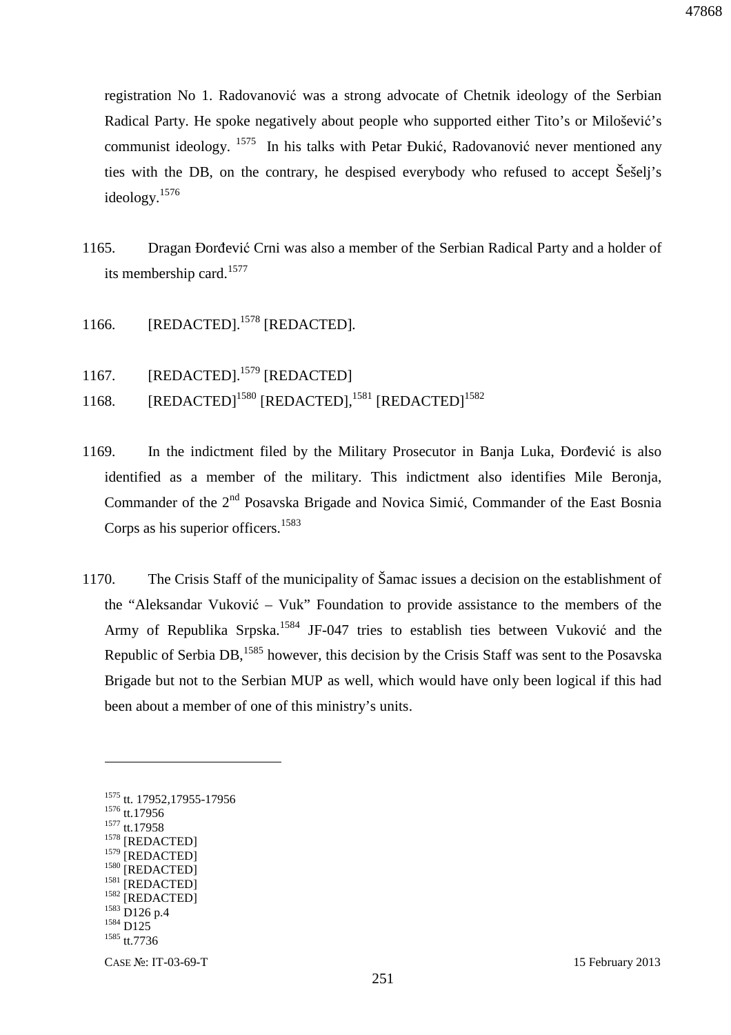registration No 1. Radovanović was a strong advocate of Chetnik ideology of the Serbian Radical Party. He spoke negatively about people who supported either Tito's or Milošević's communist ideology. [1575] In his talks with Petar Đukić, Radovanović never mentioned any ties with the DB, on the contrary, he despised everybody who refused to accept Šešelj's ideology.[1576]

1165. Dragan Đorđević Crni was also a member of the Serbian Radical Party and a holder of its membership card.[1577]

1166. [REDACTED].[1578] [REDACTED].

1167. [REDACTED].[1579] [REDACTED]

1168. [REDACTED][1580] [REDACTED],[1581] [REDACTED][1582]

1169. In the indictment filed by the Military Prosecutor in Banja Luka, Đorđević is also identified as a member of the military. This indictment also identifies Mile Beronja, Commander of the 2nd Posavska Brigade and Novica Simić, Commander of the East Bosnia Corps as his superior officers.[1583]

1170. The Crisis Staff of the municipality of Šamac issues a decision on the establishment of the "Aleksandar Vuković – Vuk" Foundation to provide assistance to the members of the Army of Republika Srpska.[1584] JF-047 tries to establish ties between Vuković and the Republic of Serbia DB,[1585] however, this decision by the Crisis Staff was sent to the Posavska Brigade but not to the Serbian MUP as well, which would have only been logical if this had been about a member of one of this ministry's units.

---

[1575] tt. 17952,17955-17956
[1576] tt.17956
[1577] tt.17958
[1578] [REDACTED]
[1579] [REDACTED]
[1580] [REDACTED]
[1581] [REDACTED]
[1582] [REDACTED]
[1583] D126 p.4
[1584] D125
[1585] tt.7736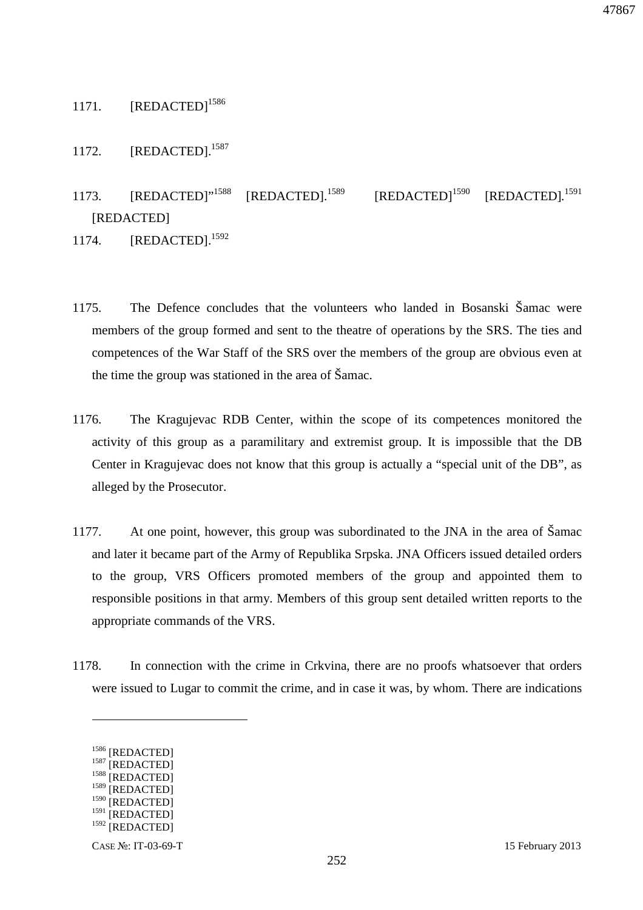1171. [REDACTED][1586]

1172. [REDACTED].[1587]

1173. [REDACTED]"[1588] [REDACTED].[1589] [REDACTED][1590] [REDACTED].[1591] [REDACTED]

1174. [REDACTED].[1592]

1175. The Defence concludes that the volunteers who landed in Bosanski Šamac were members of the group formed and sent to the theatre of operations by the SRS. The ties and competences of the War Staff of the SRS over the members of the group are obvious even at the time the group was stationed in the area of Šamac.

1176. The Kragujevac RDB Center, within the scope of its competences monitored the activity of this group as a paramilitary and extremist group. It is impossible that the DB Center in Kragujevac does not know that this group is actually a "special unit of the DB", as alleged by the Prosecutor.

1177. At one point, however, this group was subordinated to the JNA in the area of Šamac and later it became part of the Army of Republika Srpska. JNA Officers issued detailed orders to the group, VRS Officers promoted members of the group and appointed them to responsible positions in that army. Members of this group sent detailed written reports to the appropriate commands of the VRS.

1178. In connection with the crime in Crkvina, there are no proofs whatsoever that orders were issued to Lugar to commit the crime, and in case it was, by whom. There are indications

---

[1586] [REDACTED]
[1587] [REDACTED]
[1588] [REDACTED]
[1589] [REDACTED]
[1590] [REDACTED]
[1591] [REDACTED]
[1592] [REDACTED]

CASE №: IT-03-69-T 15 February 2013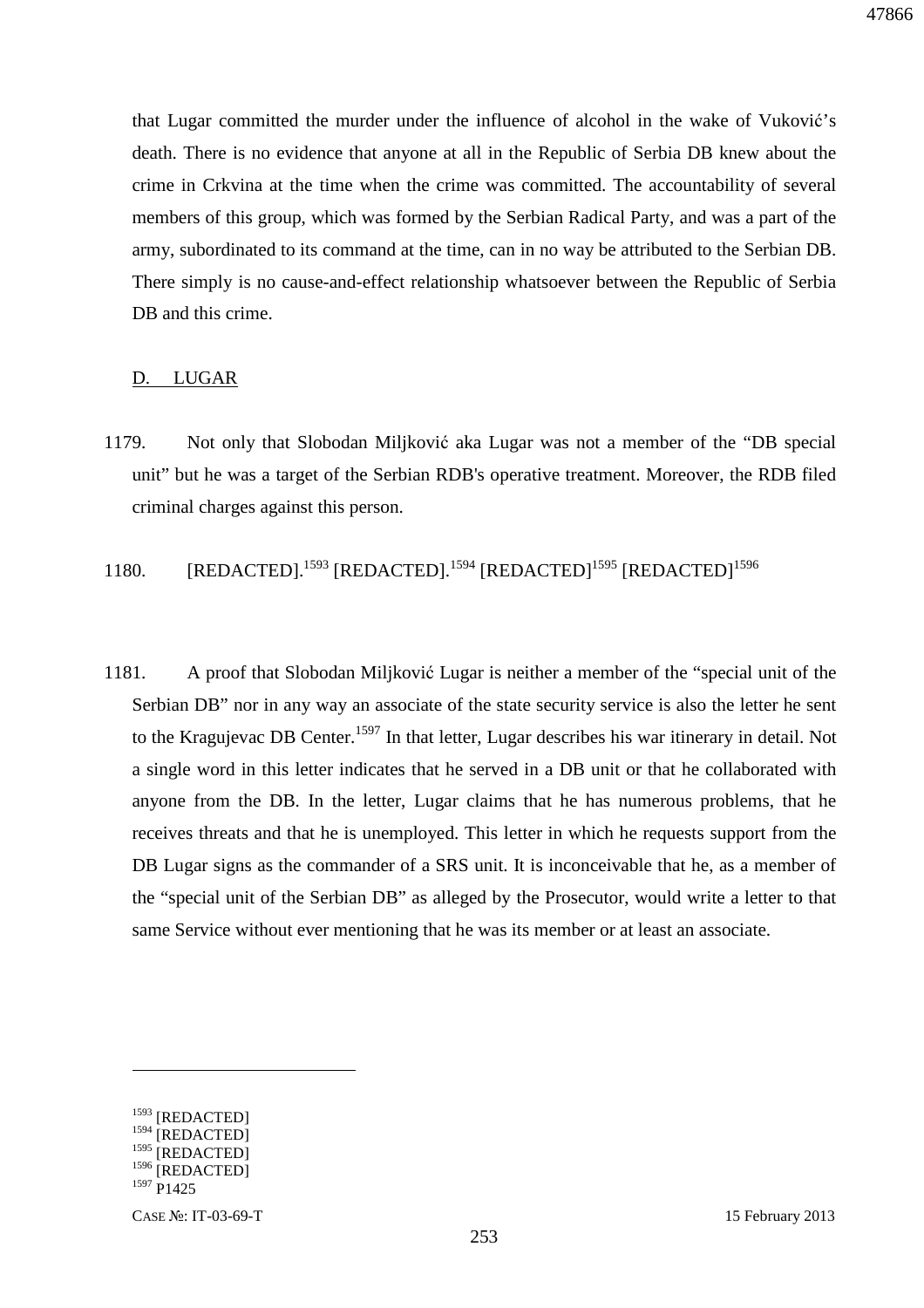that Lugar committed the murder under the influence of alcohol in the wake of Vuković's death. There is no evidence that anyone at all in the Republic of Serbia DB knew about the crime in Crkvina at the time when the crime was committed. The accountability of several members of this group, which was formed by the Serbian Radical Party, and was a part of the army, subordinated to its command at the time, can in no way be attributed to the Serbian DB. There simply is no cause-and-effect relationship whatsoever between the Republic of Serbia DB and this crime.

## D. LUGAR

1179. Not only that Slobodan Miljković aka Lugar was not a member of the "DB special unit" but he was a target of the Serbian RDB's operative treatment. Moreover, the RDB filed criminal charges against this person.

1180. [REDACTED].[1593] [REDACTED].[1594] [REDACTED][1595] [REDACTED][1596]

1181. A proof that Slobodan Miljković Lugar is neither a member of the "special unit of the Serbian DB" nor in any way an associate of the state security service is also the letter he sent to the Kragujevac DB Center.[1597] In that letter, Lugar describes his war itinerary in detail. Not a single word in this letter indicates that he served in a DB unit or that he collaborated with anyone from the DB. In the letter, Lugar claims that he has numerous problems, that he receives threats and that he is unemployed. This letter in which he requests support from the DB Lugar signs as the commander of a SRS unit. It is inconceivable that he, as a member of the "special unit of the Serbian DB" as alleged by the Prosecutor, would write a letter to that same Service without ever mentioning that he was its member or at least an associate.

---

[1593] [REDACTED]
[1594] [REDACTED]
[1595] [REDACTED]
[1596] [REDACTED]
[1597] P1425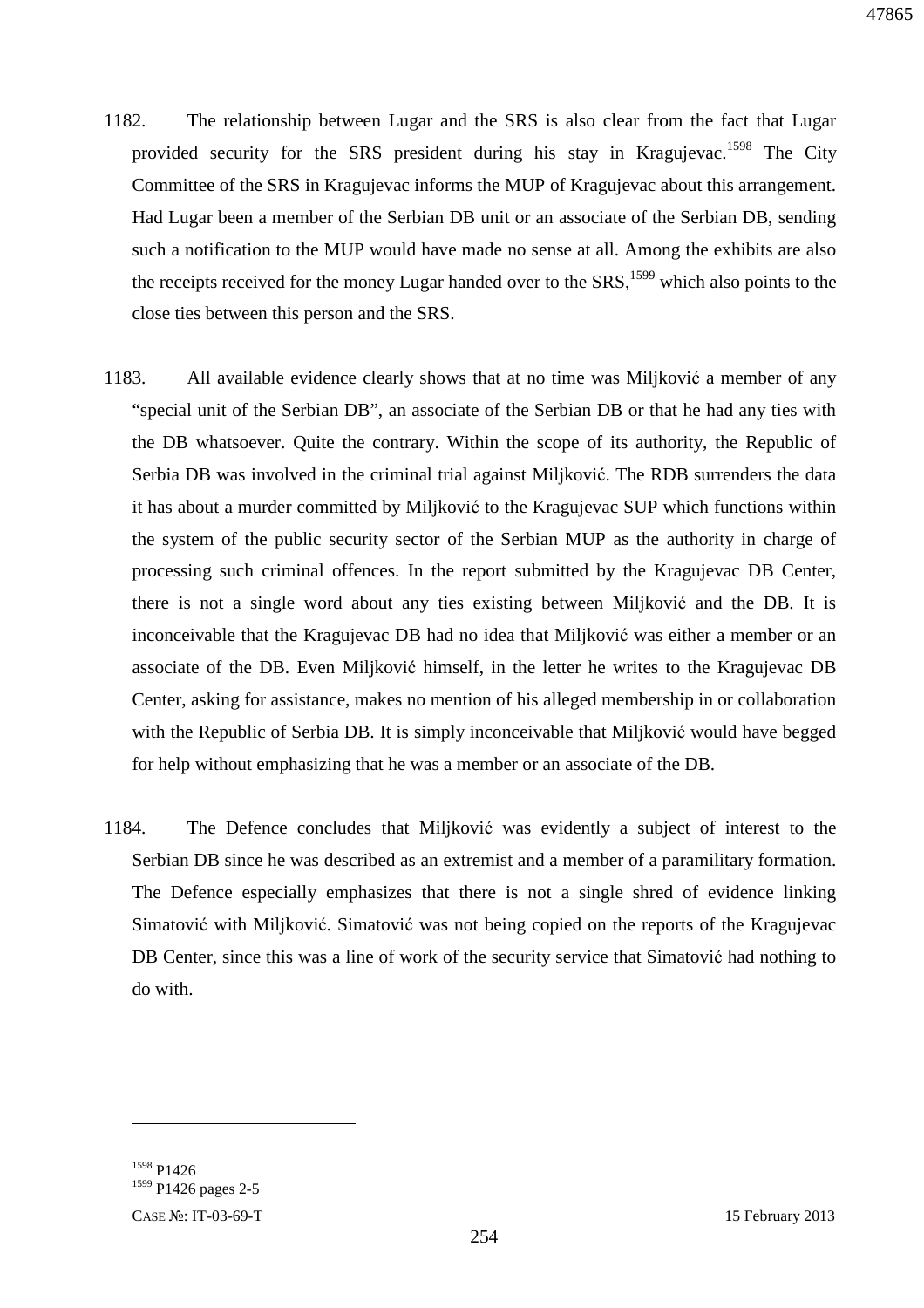1182. The relationship between Lugar and the SRS is also clear from the fact that Lugar provided security for the SRS president during his stay in Kragujevac.[1598] The City Committee of the SRS in Kragujevac informs the MUP of Kragujevac about this arrangement. Had Lugar been a member of the Serbian DB unit or an associate of the Serbian DB, sending such a notification to the MUP would have made no sense at all. Among the exhibits are also the receipts received for the money Lugar handed over to the SRS,[1599] which also points to the close ties between this person and the SRS.

1183. All available evidence clearly shows that at no time was Miljković a member of any "special unit of the Serbian DB", an associate of the Serbian DB or that he had any ties with the DB whatsoever. Quite the contrary. Within the scope of its authority, the Republic of Serbia DB was involved in the criminal trial against Miljković. The RDB surrenders the data it has about a murder committed by Miljković to the Kragujevac SUP which functions within the system of the public security sector of the Serbian MUP as the authority in charge of processing such criminal offences. In the report submitted by the Kragujevac DB Center, there is not a single word about any ties existing between Miljković and the DB. It is inconceivable that the Kragujevac DB had no idea that Miljković was either a member or an associate of the DB. Even Miljković himself, in the letter he writes to the Kragujevac DB Center, asking for assistance, makes no mention of his alleged membership in or collaboration with the Republic of Serbia DB. It is simply inconceivable that Miljković would have begged for help without emphasizing that he was a member or an associate of the DB.

1184. The Defence concludes that Miljković was evidently a subject of interest to the Serbian DB since he was described as an extremist and a member of a paramilitary formation. The Defence especially emphasizes that there is not a single shred of evidence linking Simatović with Miljković. Simatović was not being copied on the reports of the Kragujevac DB Center, since this was a line of work of the security service that Simatović had nothing to do with.

---

[1598] P1426
[1599] P1426 pages 2-5

Case №: IT-03-69-T 15 February 2013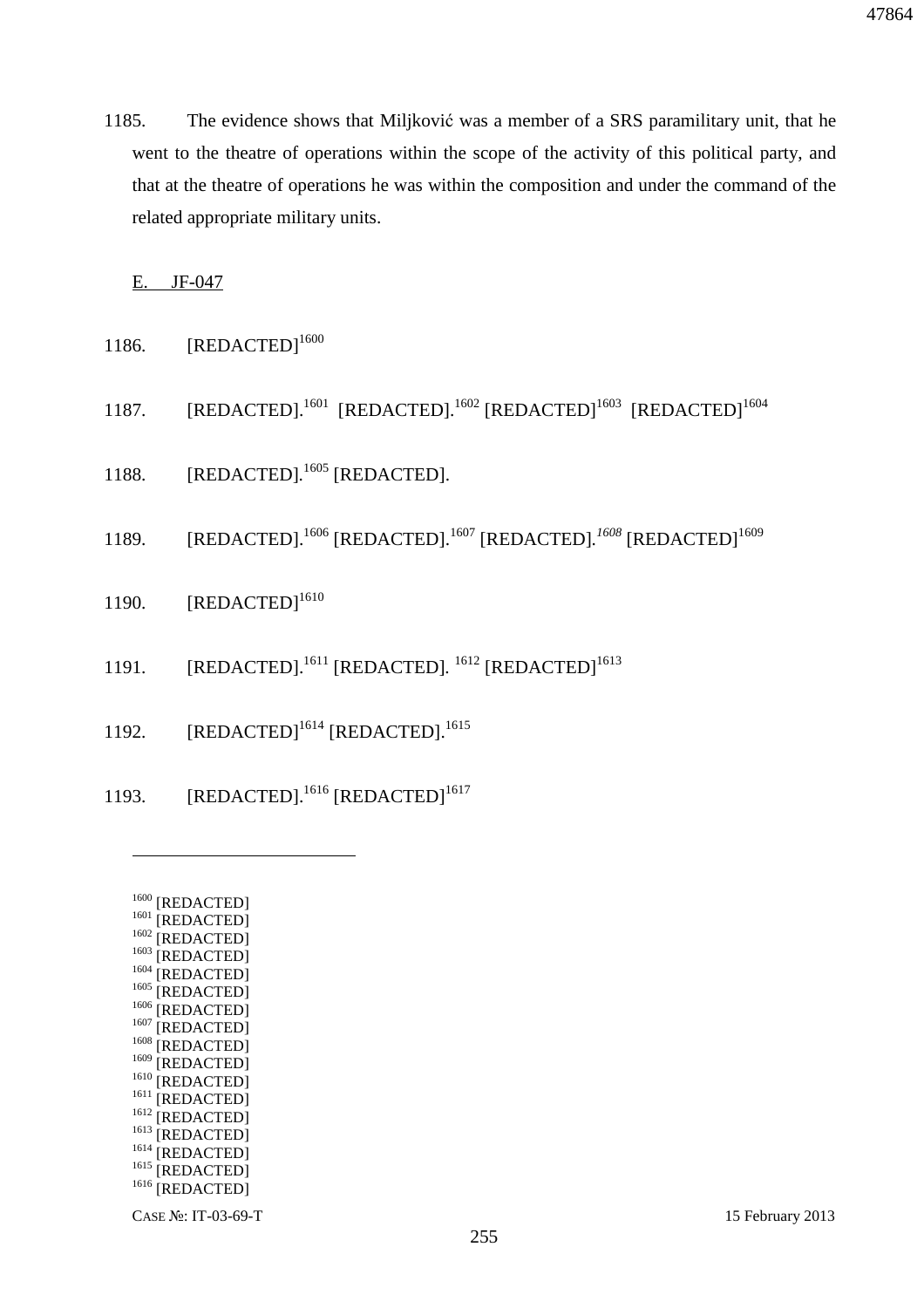1185. The evidence shows that Miljković was a member of a SRS paramilitary unit, that he went to the theatre of operations within the scope of the activity of this political party, and that at the theatre of operations he was within the composition and under the command of the related appropriate military units.

E. JF-047

1186. [REDACTED][1600]

1187. [REDACTED].[1601] [REDACTED].[1602] [REDACTED][1603] [REDACTED][1604]

1188. [REDACTED].[1605] [REDACTED].

1189. [REDACTED].[1606] [REDACTED].[1607] [REDACTED].[1608] [REDACTED][1609]

1190. [REDACTED][1610]

1191. [REDACTED].[1611] [REDACTED].[1612] [REDACTED][1613]

1192. [REDACTED][1614] [REDACTED].[1615]

1193. [REDACTED].[1616] [REDACTED][1617]

---

[1600] [REDACTED]
[1601] [REDACTED]
[1602] [REDACTED]
[1603] [REDACTED]
[1604] [REDACTED]
[1605] [REDACTED]
[1606] [REDACTED]
[1607] [REDACTED]
[1608] [REDACTED]
[1609] [REDACTED]
[1610] [REDACTED]
[1611] [REDACTED]
[1612] [REDACTED]
[1613] [REDACTED]
[1614] [REDACTED]
[1615] [REDACTED]
[1616] [REDACTED]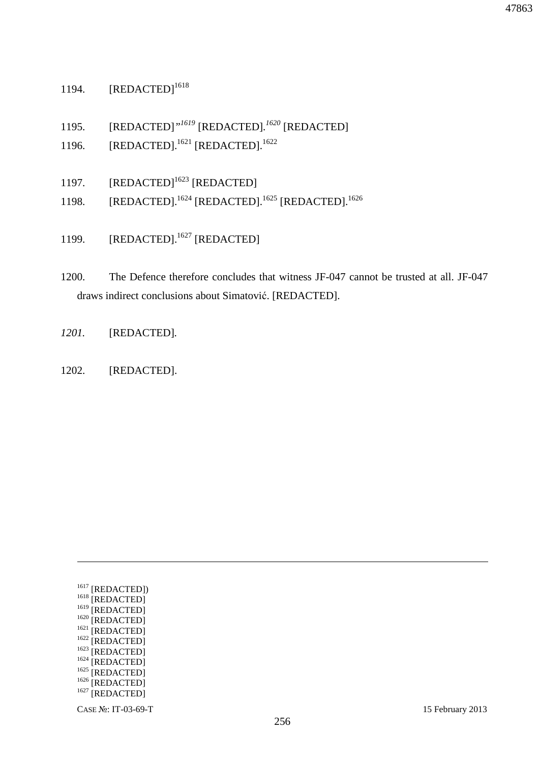1194. [REDACTED][1618]

1195. [REDACTED]"*[1619]* [REDACTED].*[1620]* [REDACTED]

1196. [REDACTED].[1621] [REDACTED].[1622]

1197. [REDACTED][1623] [REDACTED]

1198. [REDACTED].[1624] [REDACTED].[1625] [REDACTED].[1626]

1199. [REDACTED].[1627] [REDACTED]

1200. The Defence therefore concludes that witness JF-047 cannot be trusted at all. JF-047 draws indirect conclusions about Simatović. [REDACTED].

*1201.* [REDACTED].

1202. [REDACTED].

---

[1617] [REDACTED])
[1618] [REDACTED]
[1619] [REDACTED]
[1620] [REDACTED]
[1621] [REDACTED]
[1622] [REDACTED]
[1623] [REDACTED]
[1624] [REDACTED]
[1625] [REDACTED]
[1626] [REDACTED]
[1627] [REDACTED]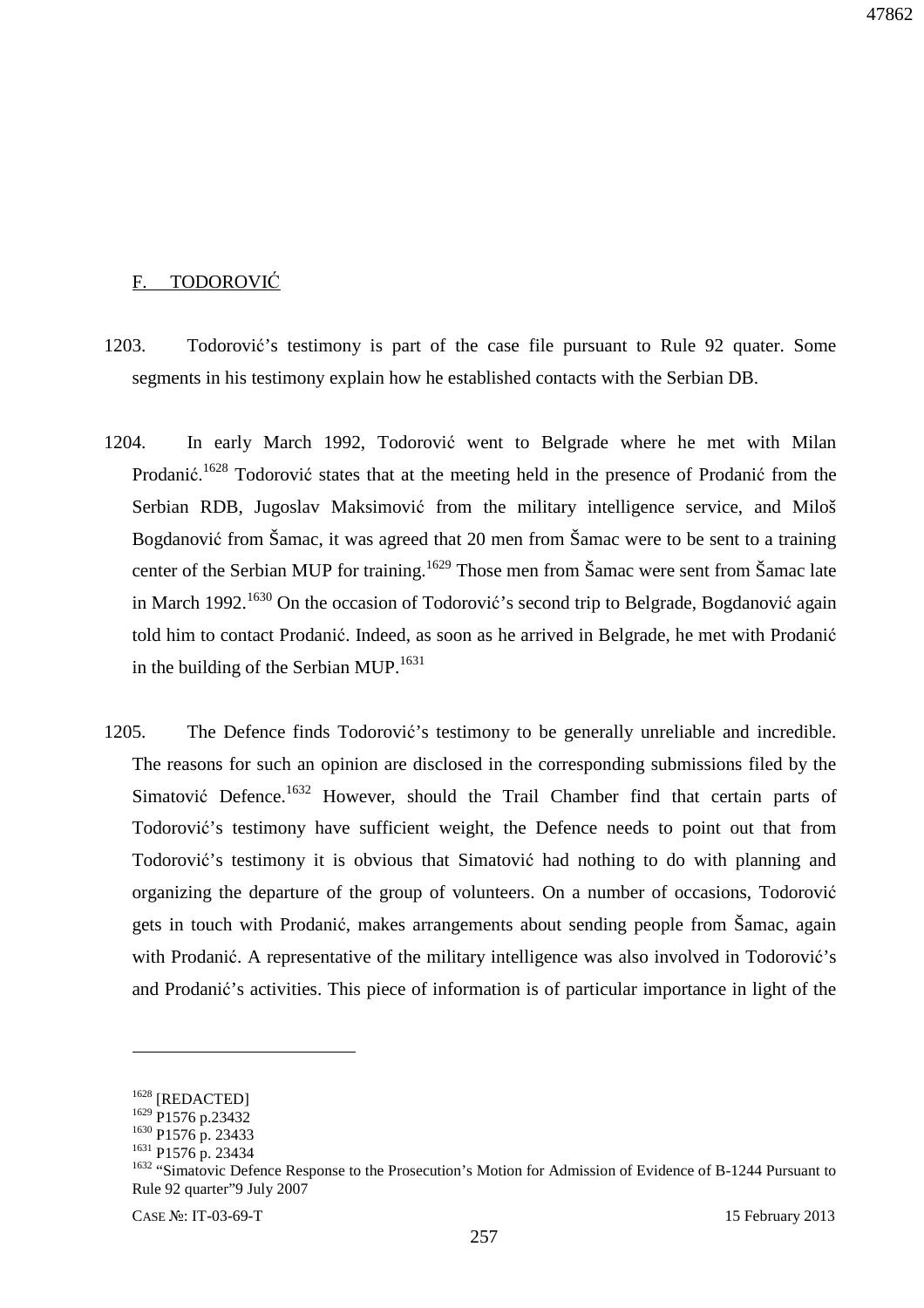## F. TODOROVIĆ

1203. Todorović's testimony is part of the case file pursuant to Rule 92 quater. Some segments in his testimony explain how he established contacts with the Serbian DB.

1204. In early March 1992, Todorović went to Belgrade where he met with Milan Prodanić.[1628] Todorović states that at the meeting held in the presence of Prodanić from the Serbian RDB, Jugoslav Maksimović from the military intelligence service, and Miloš Bogdanović from Šamac, it was agreed that 20 men from Šamac were to be sent to a training center of the Serbian MUP for training.[1629] Those men from Šamac were sent from Šamac late in March 1992.[1630] On the occasion of Todorović's second trip to Belgrade, Bogdanović again told him to contact Prodanić. Indeed, as soon as he arrived in Belgrade, he met with Prodanić in the building of the Serbian MUP.[1631]

1205. The Defence finds Todorović's testimony to be generally unreliable and incredible. The reasons for such an opinion are disclosed in the corresponding submissions filed by the Simatović Defence.[1632] However, should the Trail Chamber find that certain parts of Todorović's testimony have sufficient weight, the Defence needs to point out that from Todorović's testimony it is obvious that Simatović had nothing to do with planning and organizing the departure of the group of volunteers. On a number of occasions, Todorović gets in touch with Prodanić, makes arrangements about sending people from Šamac, again with Prodanić. A representative of the military intelligence was also involved in Todorović's and Prodanić's activities. This piece of information is of particular importance in light of the

---

[1628] [REDACTED]
[1629] P1576 p.23432
[1630] P1576 p. 23433
[1631] P1576 p. 23434
[1632] "Simatovic Defence Response to the Prosecution's Motion for Admission of Evidence of B-1244 Pursuant to Rule 92 quarter"9 July 2007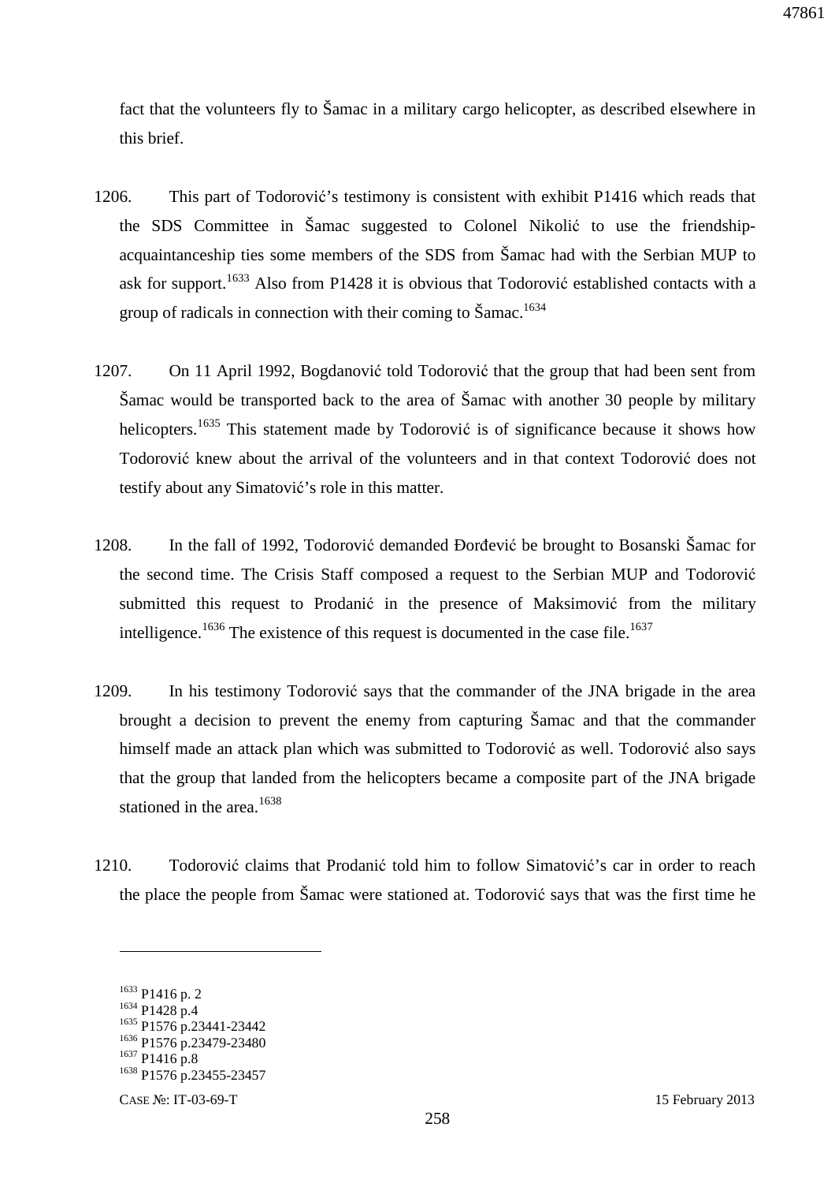fact that the volunteers fly to Šamac in a military cargo helicopter, as described elsewhere in this brief.

1206. This part of Todorović's testimony is consistent with exhibit P1416 which reads that the SDS Committee in Šamac suggested to Colonel Nikolić to use the friendship-acquaintanceship ties some members of the SDS from Šamac had with the Serbian MUP to ask for support.[1633] Also from P1428 it is obvious that Todorović established contacts with a group of radicals in connection with their coming to Šamac.[1634]

1207. On 11 April 1992, Bogdanović told Todorović that the group that had been sent from Šamac would be transported back to the area of Šamac with another 30 people by military helicopters.[1635] This statement made by Todorović is of significance because it shows how Todorović knew about the arrival of the volunteers and in that context Todorović does not testify about any Simatović's role in this matter.

1208. In the fall of 1992, Todorović demanded Đorđević be brought to Bosanski Šamac for the second time. The Crisis Staff composed a request to the Serbian MUP and Todorović submitted this request to Prodanić in the presence of Maksimović from the military intelligence.[1636] The existence of this request is documented in the case file.[1637]

1209. In his testimony Todorović says that the commander of the JNA brigade in the area brought a decision to prevent the enemy from capturing Šamac and that the commander himself made an attack plan which was submitted to Todorović as well. Todorović also says that the group that landed from the helicopters became a composite part of the JNA brigade stationed in the area.[1638]

1210. Todorović claims that Prodanić told him to follow Simatović's car in order to reach the place the people from Šamac were stationed at. Todorović says that was the first time he

---

[1633] P1416 p. 2
[1634] P1428 p.4
[1635] P1576 p.23441-23442
[1636] P1576 p.23479-23480
[1637] P1416 p.8
[1638] P1576 p.23455-23457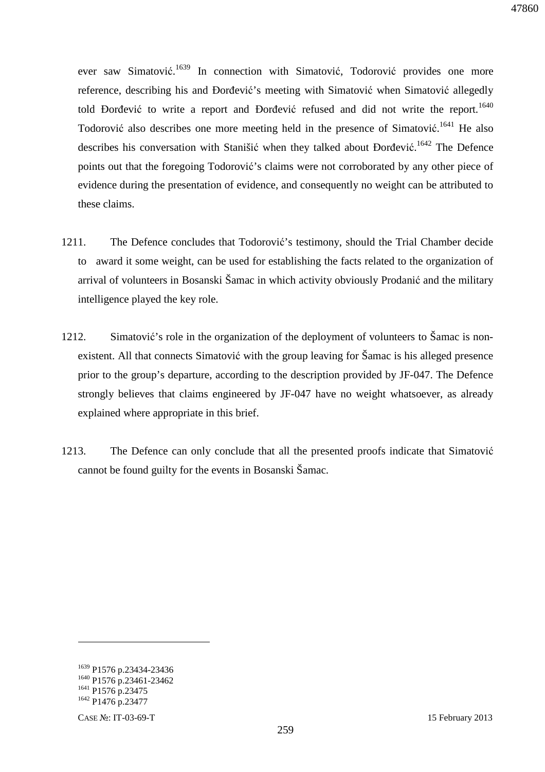ever saw Simatović.[1639] In connection with Simatović, Todorović provides one more reference, describing his and Đorđević's meeting with Simatović when Simatović allegedly told Đorđević to write a report and Đorđević refused and did not write the report.[1640] Todorović also describes one more meeting held in the presence of Simatović.[1641] He also describes his conversation with Stanišić when they talked about Đorđević.[1642] The Defence points out that the foregoing Todorović's claims were not corroborated by any other piece of evidence during the presentation of evidence, and consequently no weight can be attributed to these claims.

1211. The Defence concludes that Todorović's testimony, should the Trial Chamber decide to award it some weight, can be used for establishing the facts related to the organization of arrival of volunteers in Bosanski Šamac in which activity obviously Prodanić and the military intelligence played the key role.

1212. Simatović's role in the organization of the deployment of volunteers to Šamac is non-existent. All that connects Simatović with the group leaving for Šamac is his alleged presence prior to the group's departure, according to the description provided by JF-047. The Defence strongly believes that claims engineered by JF-047 have no weight whatsoever, as already explained where appropriate in this brief.

1213. The Defence can only conclude that all the presented proofs indicate that Simatović cannot be found guilty for the events in Bosanski Šamac.

---

[1639] P1576 p.23434-23436
[1640] P1576 p.23461-23462
[1641] P1576 p.23475
[1642] P1476 p.23477

CASE №: IT-03-69-T 15 February 2013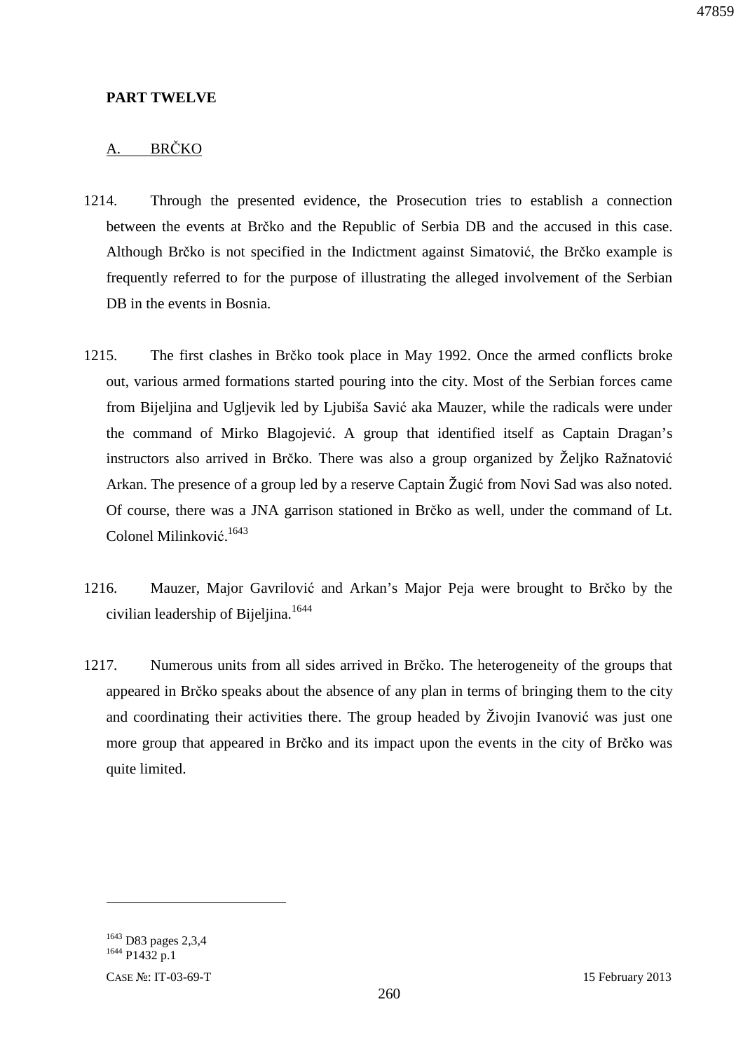**PART TWELVE**

## A. BRČKO

1214. Through the presented evidence, the Prosecution tries to establish a connection between the events at Brčko and the Republic of Serbia DB and the accused in this case. Although Brčko is not specified in the Indictment against Simatović, the Brčko example is frequently referred to for the purpose of illustrating the alleged involvement of the Serbian DB in the events in Bosnia.

1215. The first clashes in Brčko took place in May 1992. Once the armed conflicts broke out, various armed formations started pouring into the city. Most of the Serbian forces came from Bijeljina and Ugljevik led by Ljubiša Savić aka Mauzer, while the radicals were under the command of Mirko Blagojević. A group that identified itself as Captain Dragan's instructors also arrived in Brčko. There was also a group organized by Željko Ražnatović Arkan. The presence of a group led by a reserve Captain Žugić from Novi Sad was also noted. Of course, there was a JNA garrison stationed in Brčko as well, under the command of Lt. Colonel Milinković.[1643]

1216. Mauzer, Major Gavrilović and Arkan's Major Peja were brought to Brčko by the civilian leadership of Bijeljina.[1644]

1217. Numerous units from all sides arrived in Brčko. The heterogeneity of the groups that appeared in Brčko speaks about the absence of any plan in terms of bringing them to the city and coordinating their activities there. The group headed by Živojin Ivanović was just one more group that appeared in Brčko and its impact upon the events in the city of Brčko was quite limited.

---

[1643] D83 pages 2,3,4

[1644] P1432 p.1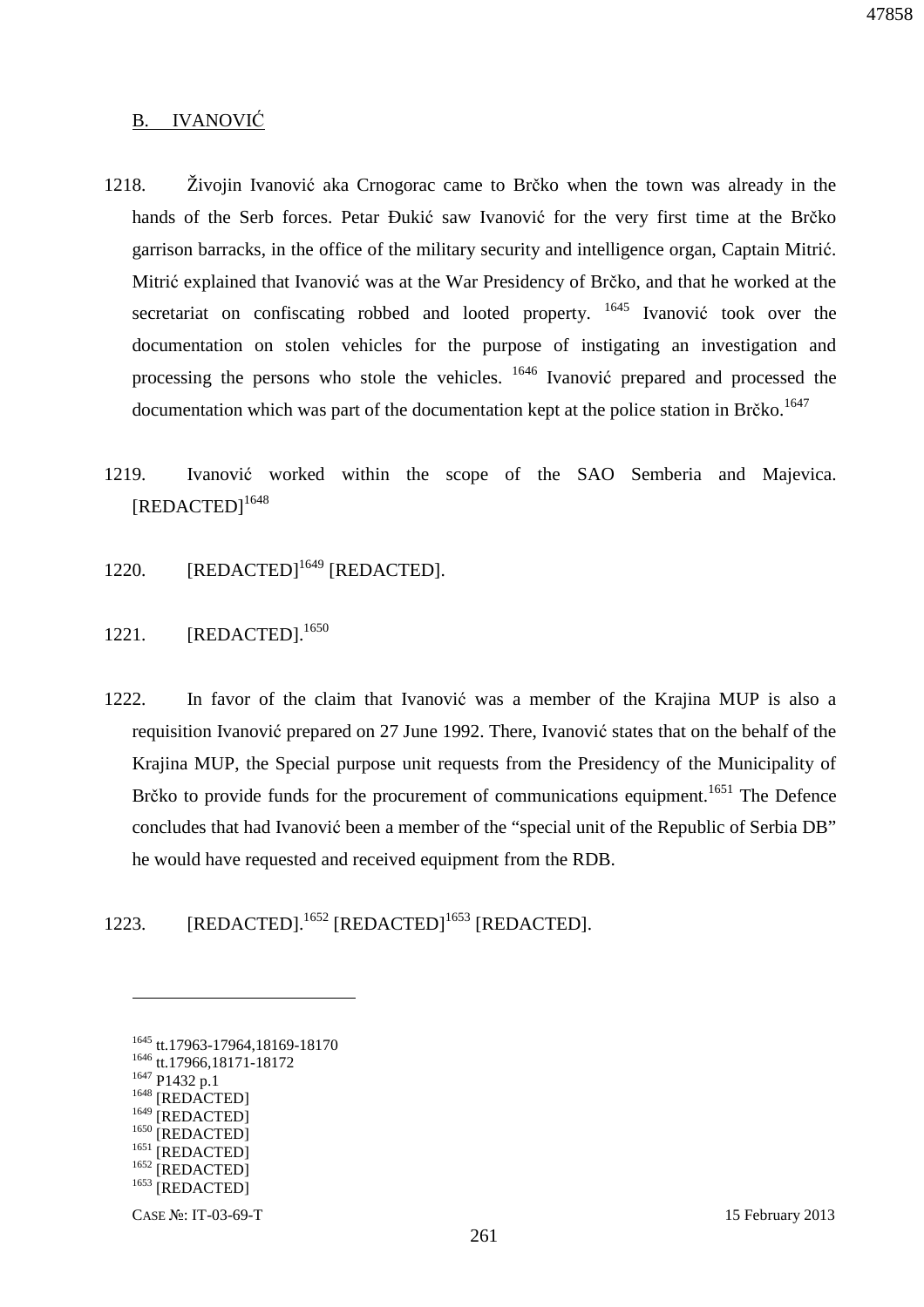## B. IVANOVIĆ

1218. Živojin Ivanović aka Crnogorac came to Brčko when the town was already in the hands of the Serb forces. Petar Đukić saw Ivanović for the very first time at the Brčko garrison barracks, in the office of the military security and intelligence organ, Captain Mitrić. Mitrić explained that Ivanović was at the War Presidency of Brčko, and that he worked at the secretariat on confiscating robbed and looted property. [1645] Ivanović took over the documentation on stolen vehicles for the purpose of instigating an investigation and processing the persons who stole the vehicles. [1646] Ivanović prepared and processed the documentation which was part of the documentation kept at the police station in Brčko.[1647]

1219. Ivanović worked within the scope of the SAO Semberia and Majevica. [REDACTED][1648]

1220. [REDACTED][1649] [REDACTED].

1221. [REDACTED].[1650]

1222. In favor of the claim that Ivanović was a member of the Krajina MUP is also a requisition Ivanović prepared on 27 June 1992. There, Ivanović states that on the behalf of the Krajina MUP, the Special purpose unit requests from the Presidency of the Municipality of Brčko to provide funds for the procurement of communications equipment.[1651] The Defence concludes that had Ivanović been a member of the "special unit of the Republic of Serbia DB" he would have requested and received equipment from the RDB.

1223. [REDACTED].[1652] [REDACTED][1653] [REDACTED].

---

[1645] tt.17963-17964,18169-18170
[1646] tt.17966,18171-18172
[1647] P1432 p.1
[1648] [REDACTED]
[1649] [REDACTED]
[1650] [REDACTED]
[1651] [REDACTED]
[1652] [REDACTED]
[1653] [REDACTED]

CASE №: IT-03-69-T 15 February 2013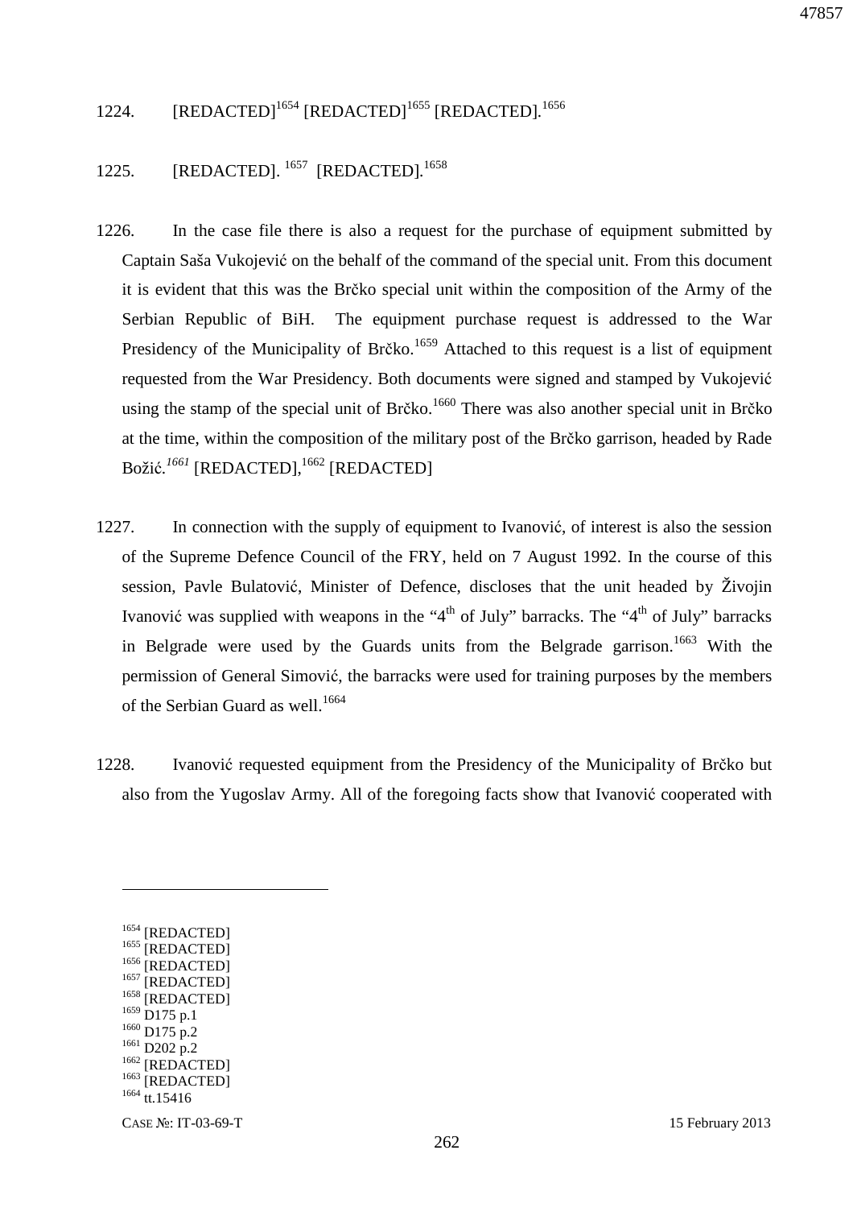1224. [REDACTED][1654] [REDACTED][1655] [REDACTED].[1656]

1225. [REDACTED].[1657] [REDACTED].[1658]

1226. In the case file there is also a request for the purchase of equipment submitted by Captain Saša Vukojević on the behalf of the command of the special unit. From this document it is evident that this was the Brčko special unit within the composition of the Army of the Serbian Republic of BiH. The equipment purchase request is addressed to the War Presidency of the Municipality of Brčko.[1659] Attached to this request is a list of equipment requested from the War Presidency. Both documents were signed and stamped by Vukojević using the stamp of the special unit of Brčko.[1660] There was also another special unit in Brčko at the time, within the composition of the military post of the Brčko garrison, headed by Rade Božić.[1661] [REDACTED],[1662] [REDACTED]

1227. In connection with the supply of equipment to Ivanović, of interest is also the session of the Supreme Defence Council of the FRY, held on 7 August 1992. In the course of this session, Pavle Bulatović, Minister of Defence, discloses that the unit headed by Živojin Ivanović was supplied with weapons in the "4th of July" barracks. The "4th of July" barracks in Belgrade were used by the Guards units from the Belgrade garrison.[1663] With the permission of General Simović, the barracks were used for training purposes by the members of the Serbian Guard as well.[1664]

1228. Ivanović requested equipment from the Presidency of the Municipality of Brčko but also from the Yugoslav Army. All of the foregoing facts show that Ivanović cooperated with

---

[1654] [REDACTED]
[1655] [REDACTED]
[1656] [REDACTED]
[1657] [REDACTED]
[1658] [REDACTED]
[1659] D175 p.1
[1660] D175 p.2
[1661] D202 p.2
[1662] [REDACTED]
[1663] [REDACTED]
[1664] tt.15416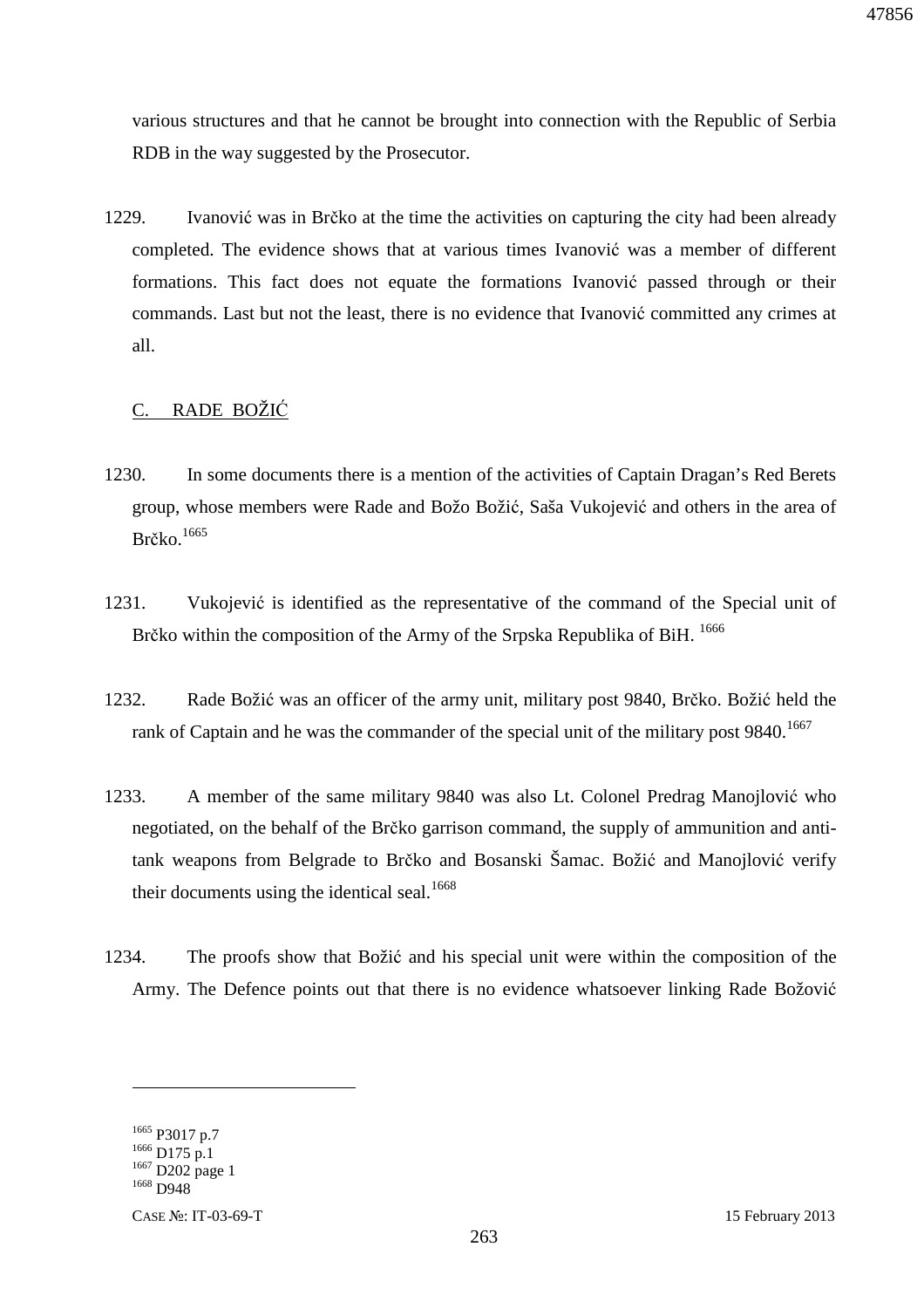various structures and that he cannot be brought into connection with the Republic of Serbia RDB in the way suggested by the Prosecutor.

1229. Ivanović was in Brčko at the time the activities on capturing the city had been already completed. The evidence shows that at various times Ivanović was a member of different formations. This fact does not equate the formations Ivanović passed through or their commands. Last but not the least, there is no evidence that Ivanović committed any crimes at all.

## C. RADE BOŽIĆ

1230. In some documents there is a mention of the activities of Captain Dragan's Red Berets group, whose members were Rade and Božo Božić, Saša Vukojević and others in the area of Brčko.[1665]

1231. Vukojević is identified as the representative of the command of the Special unit of Brčko within the composition of the Army of the Srpska Republika of BiH. [1666]

1232. Rade Božić was an officer of the army unit, military post 9840, Brčko. Božić held the rank of Captain and he was the commander of the special unit of the military post 9840.[1667]

1233. A member of the same military 9840 was also Lt. Colonel Predrag Manojlović who negotiated, on the behalf of the Brčko garrison command, the supply of ammunition and anti-tank weapons from Belgrade to Brčko and Bosanski Šamac. Božić and Manojlović verify their documents using the identical seal.[1668]

1234. The proofs show that Božić and his special unit were within the composition of the Army. The Defence points out that there is no evidence whatsoever linking Rade Božović

---

[1665] P3017 p.7
[1666] D175 p.1
[1667] D202 page 1
[1668] D948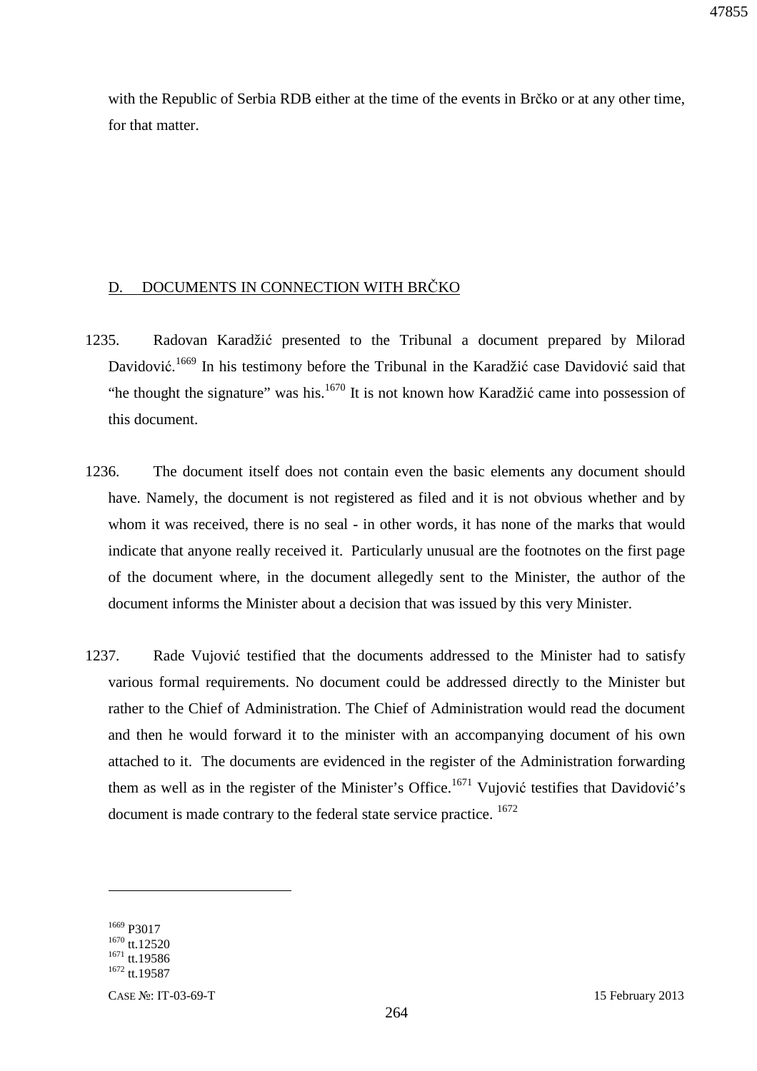with the Republic of Serbia RDB either at the time of the events in Brčko or at any other time, for that matter.

## D. DOCUMENTS IN CONNECTION WITH BRČKO

1235. Radovan Karadžić presented to the Tribunal a document prepared by Milorad Davidović.[1669] In his testimony before the Tribunal in the Karadžić case Davidović said that "he thought the signature" was his.[1670] It is not known how Karadžić came into possession of this document.

1236. The document itself does not contain even the basic elements any document should have. Namely, the document is not registered as filed and it is not obvious whether and by whom it was received, there is no seal - in other words, it has none of the marks that would indicate that anyone really received it. Particularly unusual are the footnotes on the first page of the document where, in the document allegedly sent to the Minister, the author of the document informs the Minister about a decision that was issued by this very Minister.

1237. Rade Vujović testified that the documents addressed to the Minister had to satisfy various formal requirements. No document could be addressed directly to the Minister but rather to the Chief of Administration. The Chief of Administration would read the document and then he would forward it to the minister with an accompanying document of his own attached to it. The documents are evidenced in the register of the Administration forwarding them as well as in the register of the Minister's Office.[1671] Vujović testifies that Davidović's document is made contrary to the federal state service practice.[1672]

---

[1669] P3017
[1670] tt.12520
[1671] tt.19586
[1672] tt.19587

CASE №: IT-03-69-T 15 February 2013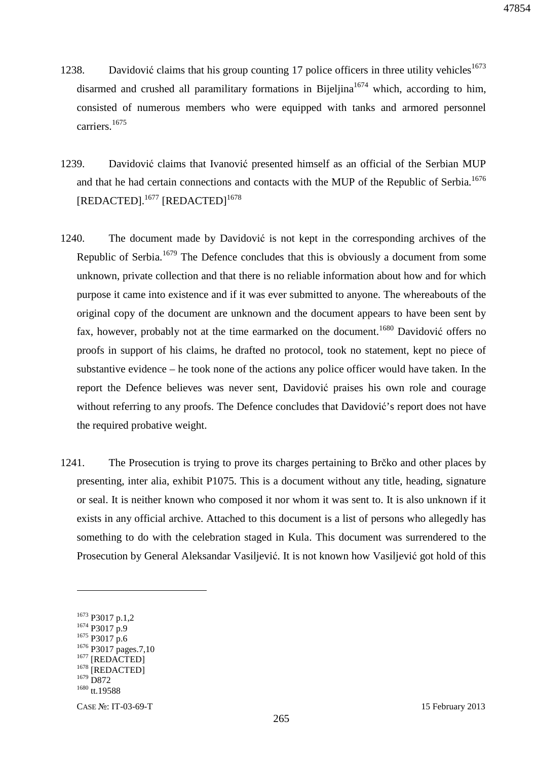1238. Davidović claims that his group counting 17 police officers in three utility vehicles[1673] disarmed and crushed all paramilitary formations in Bijeljina[1674] which, according to him, consisted of numerous members who were equipped with tanks and armored personnel carriers.[1675]

1239. Davidović claims that Ivanović presented himself as an official of the Serbian MUP and that he had certain connections and contacts with the MUP of the Republic of Serbia.[1676] [REDACTED].[1677] [REDACTED][1678]

1240. The document made by Davidović is not kept in the corresponding archives of the Republic of Serbia.[1679] The Defence concludes that this is obviously a document from some unknown, private collection and that there is no reliable information about how and for which purpose it came into existence and if it was ever submitted to anyone. The whereabouts of the original copy of the document are unknown and the document appears to have been sent by fax, however, probably not at the time earmarked on the document.[1680] Davidović offers no proofs in support of his claims, he drafted no protocol, took no statement, kept no piece of substantive evidence – he took none of the actions any police officer would have taken. In the report the Defence believes was never sent, Davidović praises his own role and courage without referring to any proofs. The Defence concludes that Davidović's report does not have the required probative weight.

1241. The Prosecution is trying to prove its charges pertaining to Brčko and other places by presenting, inter alia, exhibit P1075. This is a document without any title, heading, signature or seal. It is neither known who composed it nor whom it was sent to. It is also unknown if it exists in any official archive. Attached to this document is a list of persons who allegedly has something to do with the celebration staged in Kula. This document was surrendered to the Prosecution by General Aleksandar Vasiljević. It is not known how Vasiljević got hold of this

---

[1673] P3017 p.1,2
[1674] P3017 p.9
[1675] P3017 p.6
[1676] P3017 pages.7,10
[1677] [REDACTED]
[1678] [REDACTED]
[1679] D872
[1680] tt.19588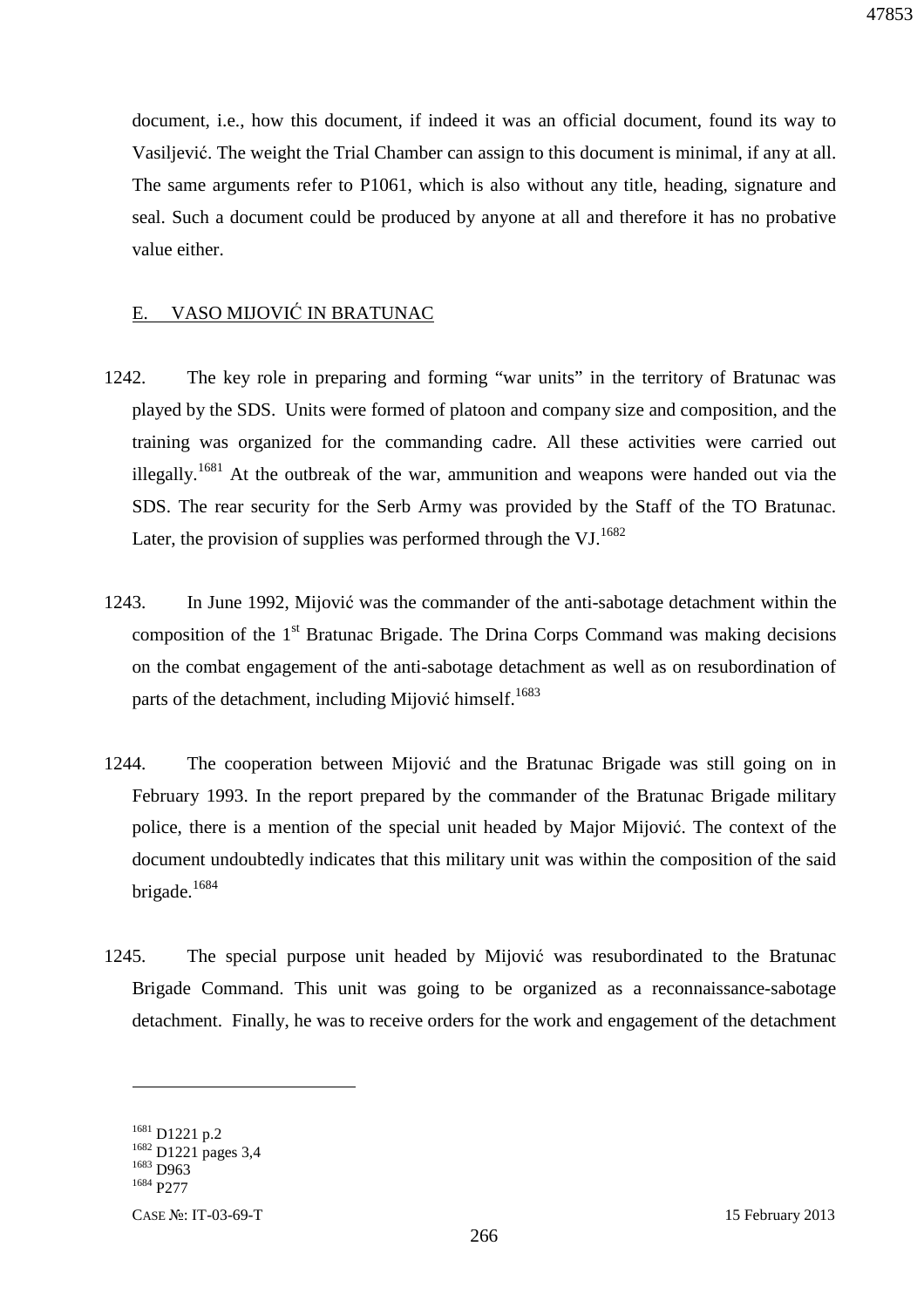document, i.e., how this document, if indeed it was an official document, found its way to Vasiljević. The weight the Trial Chamber can assign to this document is minimal, if any at all. The same arguments refer to P1061, which is also without any title, heading, signature and seal. Such a document could be produced by anyone at all and therefore it has no probative value either.

## E. VASO MIJOVIĆ IN BRATUNAC

1242. The key role in preparing and forming "war units" in the territory of Bratunac was played by the SDS. Units were formed of platoon and company size and composition, and the training was organized for the commanding cadre. All these activities were carried out illegally.[1681] At the outbreak of the war, ammunition and weapons were handed out via the SDS. The rear security for the Serb Army was provided by the Staff of the TO Bratunac. Later, the provision of supplies was performed through the VJ.[1682]

1243. In June 1992, Mijović was the commander of the anti-sabotage detachment within the composition of the 1st Bratunac Brigade. The Drina Corps Command was making decisions on the combat engagement of the anti-sabotage detachment as well as on resubordination of parts of the detachment, including Mijović himself.[1683]

1244. The cooperation between Mijović and the Bratunac Brigade was still going on in February 1993. In the report prepared by the commander of the Bratunac Brigade military police, there is a mention of the special unit headed by Major Mijović. The context of the document undoubtedly indicates that this military unit was within the composition of the said brigade.[1684]

1245. The special purpose unit headed by Mijović was resubordinated to the Bratunac Brigade Command. This unit was going to be organized as a reconnaissance-sabotage detachment. Finally, he was to receive orders for the work and engagement of the detachment

---

[1681] D1221 p.2

[1682] D1221 pages 3,4

[1683] D963

[1684] P277

CASE №: IT-03-69-T 15 February 2013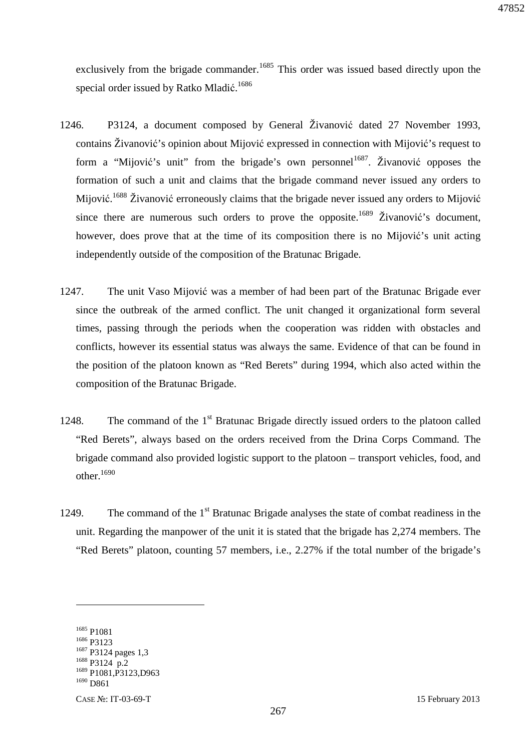exclusively from the brigade commander.[1685] This order was issued based directly upon the special order issued by Ratko Mladić.[1686]

1246. P3124, a document composed by General Živanović dated 27 November 1993, contains Živanović's opinion about Mijović expressed in connection with Mijović's request to form a "Mijović's unit" from the brigade's own personnel[1687]. Živanović opposes the formation of such a unit and claims that the brigade command never issued any orders to Mijović.[1688] Živanović erroneously claims that the brigade never issued any orders to Mijović since there are numerous such orders to prove the opposite.[1689] Živanović's document, however, does prove that at the time of its composition there is no Mijović's unit acting independently outside of the composition of the Bratunac Brigade.

1247. The unit Vaso Mijović was a member of had been part of the Bratunac Brigade ever since the outbreak of the armed conflict. The unit changed it organizational form several times, passing through the periods when the cooperation was ridden with obstacles and conflicts, however its essential status was always the same. Evidence of that can be found in the position of the platoon known as "Red Berets" during 1994, which also acted within the composition of the Bratunac Brigade.

1248. The command of the 1st Bratunac Brigade directly issued orders to the platoon called "Red Berets", always based on the orders received from the Drina Corps Command. The brigade command also provided logistic support to the platoon – transport vehicles, food, and other.[1690]

1249. The command of the 1st Bratunac Brigade analyses the state of combat readiness in the unit. Regarding the manpower of the unit it is stated that the brigade has 2,274 members. The "Red Berets" platoon, counting 57 members, i.e., 2.27% if the total number of the brigade's

---

[1685] P1081
[1686] P3123
[1687] P3124 pages 1,3
[1688] P3124 p.2
[1689] P1081,P3123,D963
[1690] D861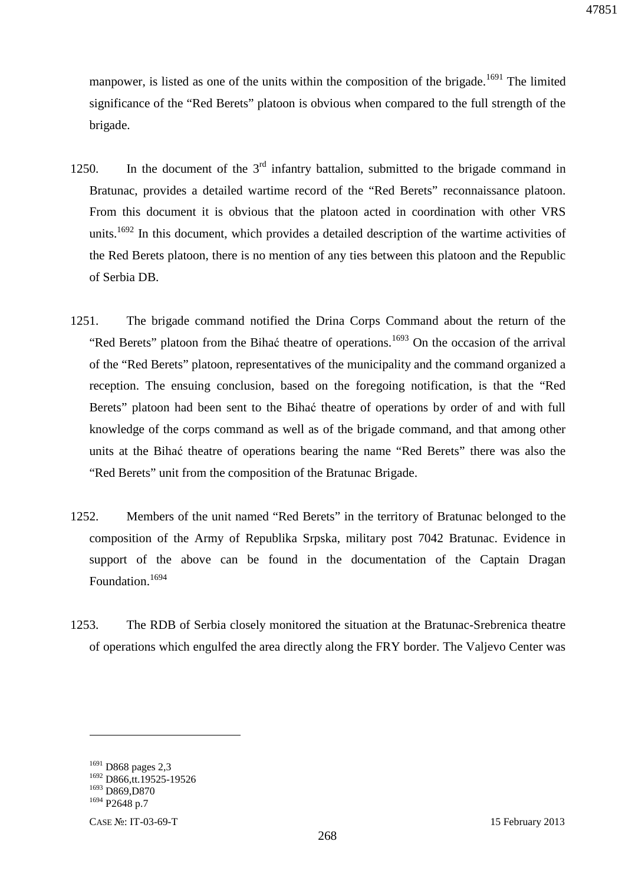manpower, is listed as one of the units within the composition of the brigade.[1691] The limited significance of the "Red Berets" platoon is obvious when compared to the full strength of the brigade.

1250. In the document of the 3rd infantry battalion, submitted to the brigade command in Bratunac, provides a detailed wartime record of the "Red Berets" reconnaissance platoon. From this document it is obvious that the platoon acted in coordination with other VRS units.[1692] In this document, which provides a detailed description of the wartime activities of the Red Berets platoon, there is no mention of any ties between this platoon and the Republic of Serbia DB.

1251. The brigade command notified the Drina Corps Command about the return of the "Red Berets" platoon from the Bihać theatre of operations.[1693] On the occasion of the arrival of the "Red Berets" platoon, representatives of the municipality and the command organized a reception. The ensuing conclusion, based on the foregoing notification, is that the "Red Berets" platoon had been sent to the Bihać theatre of operations by order of and with full knowledge of the corps command as well as of the brigade command, and that among other units at the Bihać theatre of operations bearing the name "Red Berets" there was also the "Red Berets" unit from the composition of the Bratunac Brigade.

1252. Members of the unit named "Red Berets" in the territory of Bratunac belonged to the composition of the Army of Republika Srpska, military post 7042 Bratunac. Evidence in support of the above can be found in the documentation of the Captain Dragan Foundation.[1694]

1253. The RDB of Serbia closely monitored the situation at the Bratunac-Srebrenica theatre of operations which engulfed the area directly along the FRY border. The Valjevo Center was

---

[1691] D868 pages 2,3
[1692] D866,tt.19525-19526
[1693] D869,D870
[1694] P2648 p.7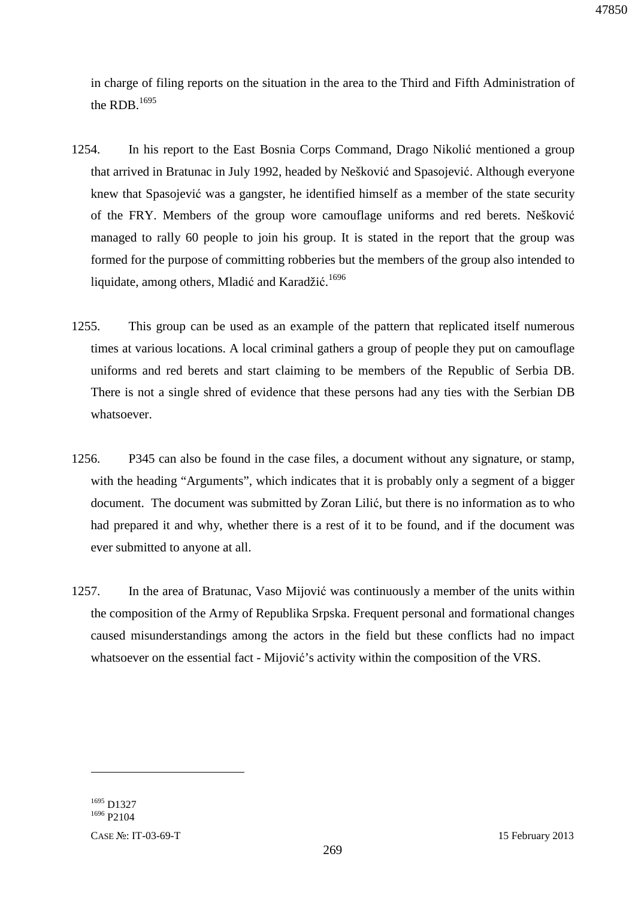in charge of filing reports on the situation in the area to the Third and Fifth Administration of the RDB.[1695]

1254. In his report to the East Bosnia Corps Command, Drago Nikolić mentioned a group that arrived in Bratunac in July 1992, headed by Nešković and Spasojević. Although everyone knew that Spasojević was a gangster, he identified himself as a member of the state security of the FRY. Members of the group wore camouflage uniforms and red berets. Nešković managed to rally 60 people to join his group. It is stated in the report that the group was formed for the purpose of committing robberies but the members of the group also intended to liquidate, among others, Mladić and Karadžić.[1696]

1255. This group can be used as an example of the pattern that replicated itself numerous times at various locations. A local criminal gathers a group of people they put on camouflage uniforms and red berets and start claiming to be members of the Republic of Serbia DB. There is not a single shred of evidence that these persons had any ties with the Serbian DB whatsoever.

1256. P345 can also be found in the case files, a document without any signature, or stamp, with the heading "Arguments", which indicates that it is probably only a segment of a bigger document. The document was submitted by Zoran Lilić, but there is no information as to who had prepared it and why, whether there is a rest of it to be found, and if the document was ever submitted to anyone at all.

1257. In the area of Bratunac, Vaso Mijović was continuously a member of the units within the composition of the Army of Republika Srpska. Frequent personal and formational changes caused misunderstandings among the actors in the field but these conflicts had no impact whatsoever on the essential fact - Mijović's activity within the composition of the VRS.

---

[1695] D1327
[1696] P2104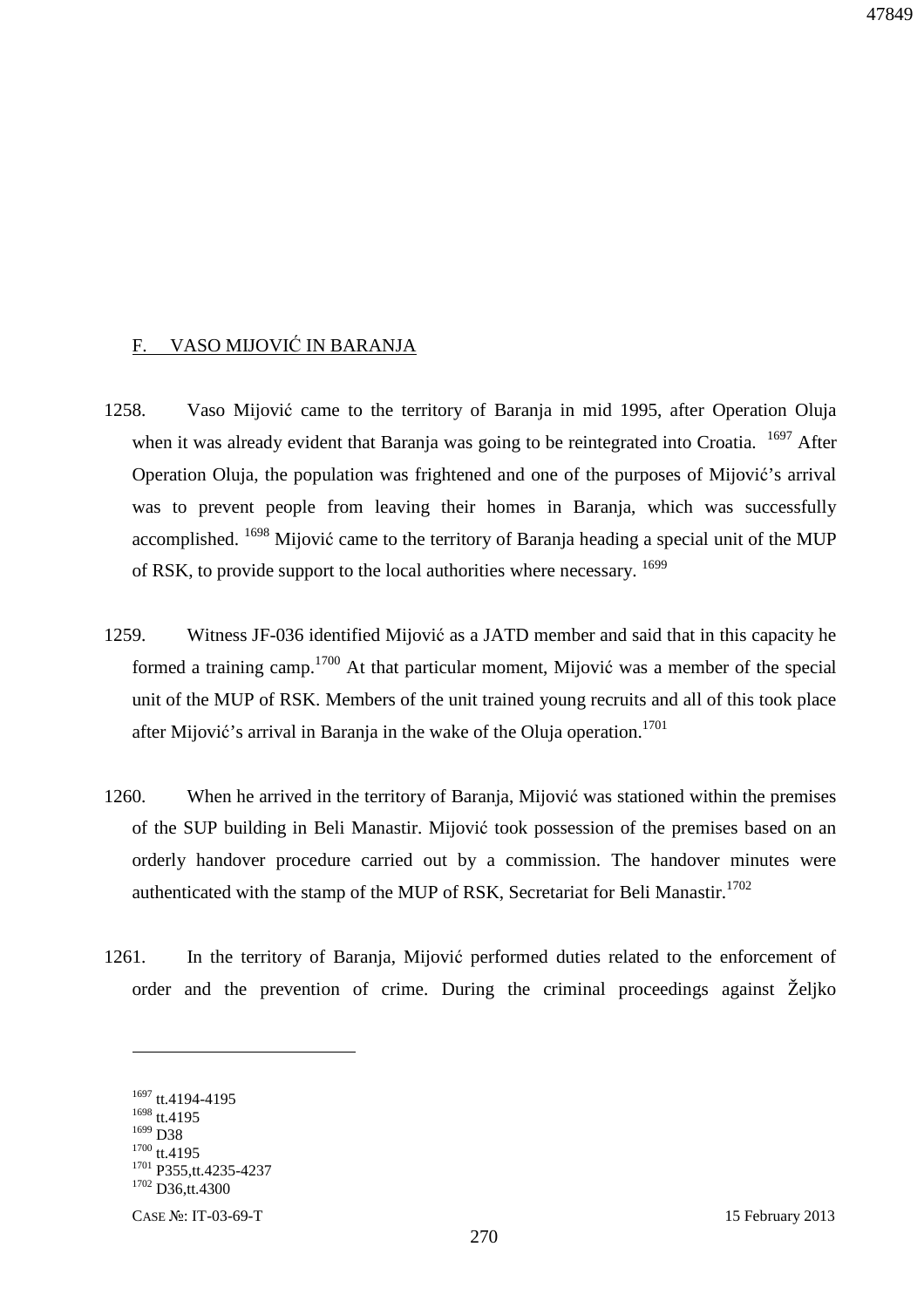## F. VASO MIJOVIĆ IN BARANJA

1258. Vaso Mijović came to the territory of Baranja in mid 1995, after Operation Oluja when it was already evident that Baranja was going to be reintegrated into Croatia. [1697] After Operation Oluja, the population was frightened and one of the purposes of Mijović's arrival was to prevent people from leaving their homes in Baranja, which was successfully accomplished. [1698] Mijović came to the territory of Baranja heading a special unit of the MUP of RSK, to provide support to the local authorities where necessary. [1699]

1259. Witness JF-036 identified Mijović as a JATD member and said that in this capacity he formed a training camp.[1700] At that particular moment, Mijović was a member of the special unit of the MUP of RSK. Members of the unit trained young recruits and all of this took place after Mijović's arrival in Baranja in the wake of the Oluja operation.[1701]

1260. When he arrived in the territory of Baranja, Mijović was stationed within the premises of the SUP building in Beli Manastir. Mijović took possession of the premises based on an orderly handover procedure carried out by a commission. The handover minutes were authenticated with the stamp of the MUP of RSK, Secretariat for Beli Manastir.[1702]

1261. In the territory of Baranja, Mijović performed duties related to the enforcement of order and the prevention of crime. During the criminal proceedings against Željko

---

[1697] tt.4194-4195
[1698] tt.4195
[1699] D38
[1700] tt.4195
[1701] P355,tt.4235-4237
[1702] D36,tt.4300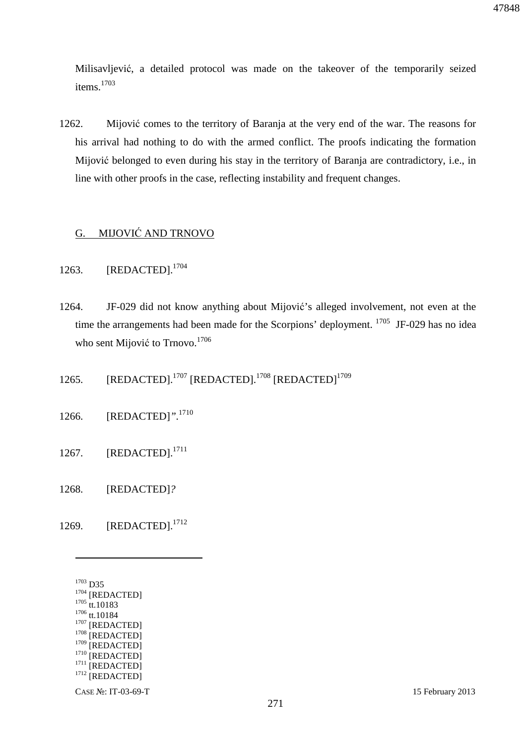Milisavljević, a detailed protocol was made on the takeover of the temporarily seized items.[1703]

1262. Mijović comes to the territory of Baranja at the very end of the war. The reasons for his arrival had nothing to do with the armed conflict. The proofs indicating the formation Mijović belonged to even during his stay in the territory of Baranja are contradictory, i.e., in line with other proofs in the case, reflecting instability and frequent changes.

## G. MIJOVIĆ AND TRNOVO

1263. [REDACTED].[1704]

1264. JF-029 did not know anything about Mijović's alleged involvement, not even at the time the arrangements had been made for the Scorpions' deployment.[1705] JF-029 has no idea who sent Mijović to Trnovo.[1706]

1265. [REDACTED].[1707] [REDACTED].[1708] [REDACTED][1709]

1266. [REDACTED]".[1710]

1267. [REDACTED].[1711]

1268. [REDACTED]?

1269. [REDACTED].[1712]

---

[1703] D35
[1704] [REDACTED]
[1705] tt.10183
[1706] tt.10184
[1707] [REDACTED]
[1708] [REDACTED]
[1709] [REDACTED]
[1710] [REDACTED]
[1711] [REDACTED]
[1712] [REDACTED]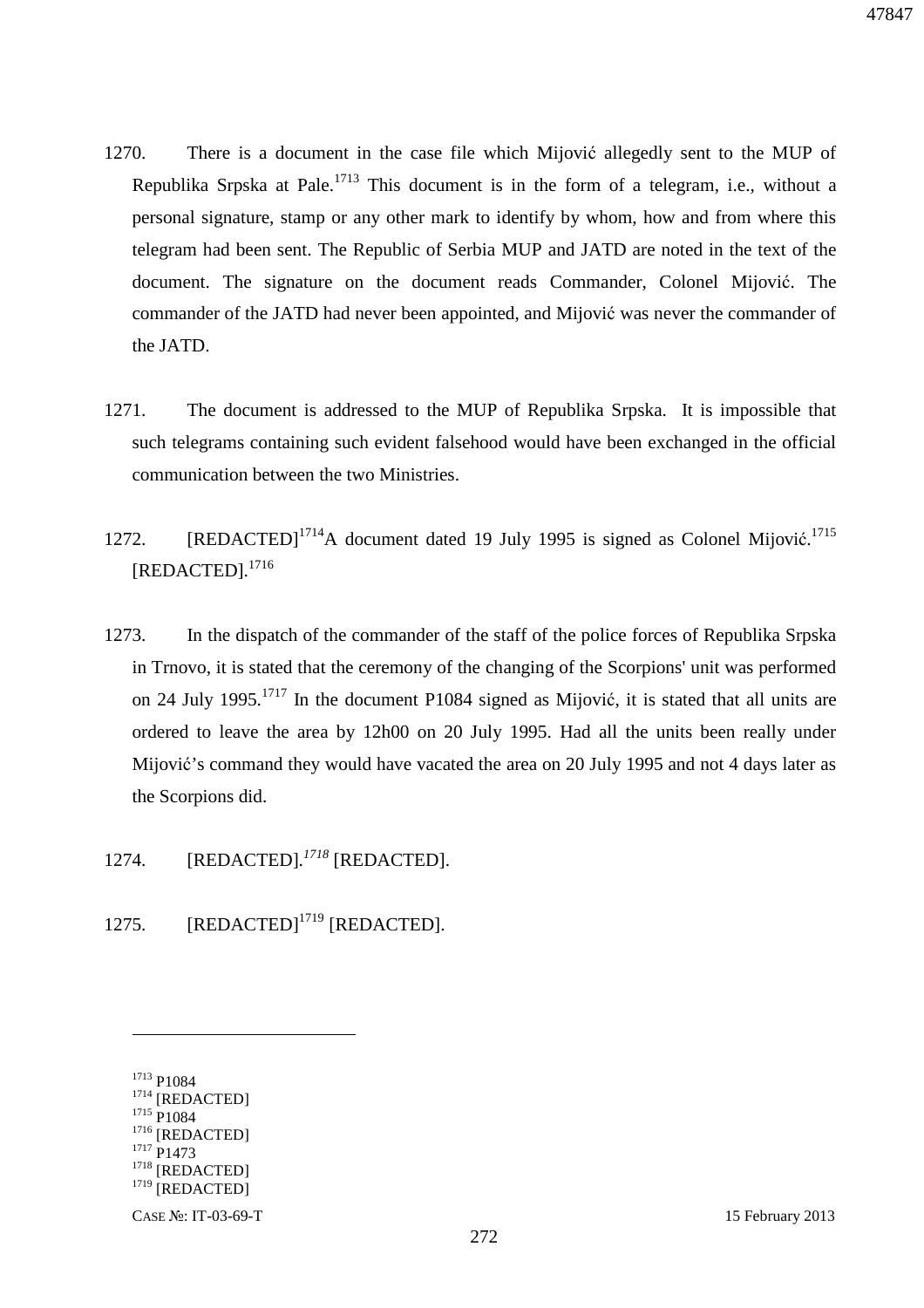1270. There is a document in the case file which Mijović allegedly sent to the MUP of Republika Srpska at Pale.[1713] This document is in the form of a telegram, i.e., without a personal signature, stamp or any other mark to identify by whom, how and from where this telegram had been sent. The Republic of Serbia MUP and JATD are noted in the text of the document. The signature on the document reads Commander, Colonel Mijović. The commander of the JATD had never been appointed, and Mijović was never the commander of the JATD.

1271. The document is addressed to the MUP of Republika Srpska. It is impossible that such telegrams containing such evident falsehood would have been exchanged in the official communication between the two Ministries.

1272. [REDACTED][1714] A document dated 19 July 1995 is signed as Colonel Mijović.[1715] [REDACTED].[1716]

1273. In the dispatch of the commander of the staff of the police forces of Republika Srpska in Trnovo, it is stated that the ceremony of the changing of the Scorpions' unit was performed on 24 July 1995.[1717] In the document P1084 signed as Mijović, it is stated that all units are ordered to leave the area by 12h00 on 20 July 1995. Had all the units been really under Mijović's command they would have vacated the area on 20 July 1995 and not 4 days later as the Scorpions did.

1274. [REDACTED].[1718] [REDACTED].

1275. [REDACTED][1719] [REDACTED].

---

[1713] P1084
[1714] [REDACTED]
[1715] P1084
[1716] [REDACTED]
[1717] P1473
[1718] [REDACTED]
[1719] [REDACTED]

CASE №: IT-03-69-T 15 February 2013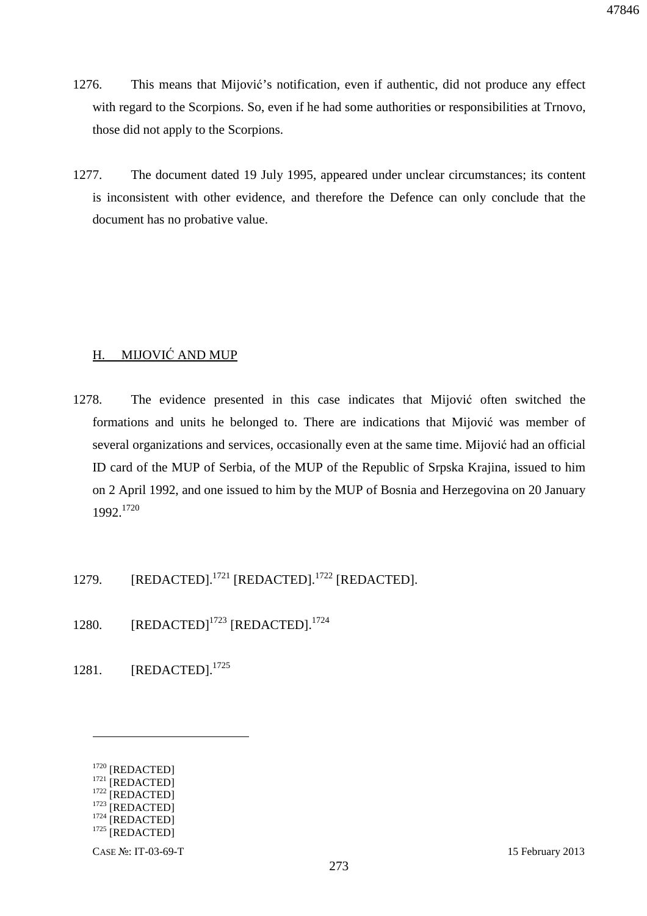1276. This means that Mijović's notification, even if authentic, did not produce any effect with regard to the Scorpions. So, even if he had some authorities or responsibilities at Trnovo, those did not apply to the Scorpions.

1277. The document dated 19 July 1995, appeared under unclear circumstances; its content is inconsistent with other evidence, and therefore the Defence can only conclude that the document has no probative value.

## H. MIJOVIĆ AND MUP

1278. The evidence presented in this case indicates that Mijović often switched the formations and units he belonged to. There are indications that Mijović was member of several organizations and services, occasionally even at the same time. Mijović had an official ID card of the MUP of Serbia, of the MUP of the Republic of Srpska Krajina, issued to him on 2 April 1992, and one issued to him by the MUP of Bosnia and Herzegovina on 20 January 1992.[1720]

1279. [REDACTED].[1721] [REDACTED].[1722] [REDACTED].

1280. [REDACTED][1723] [REDACTED].[1724]

1281. [REDACTED].[1725]

---

[1720] [REDACTED]
[1721] [REDACTED]
[1722] [REDACTED]
[1723] [REDACTED]
[1724] [REDACTED]
[1725] [REDACTED]

CASE №: IT-03-69-T 15 February 2013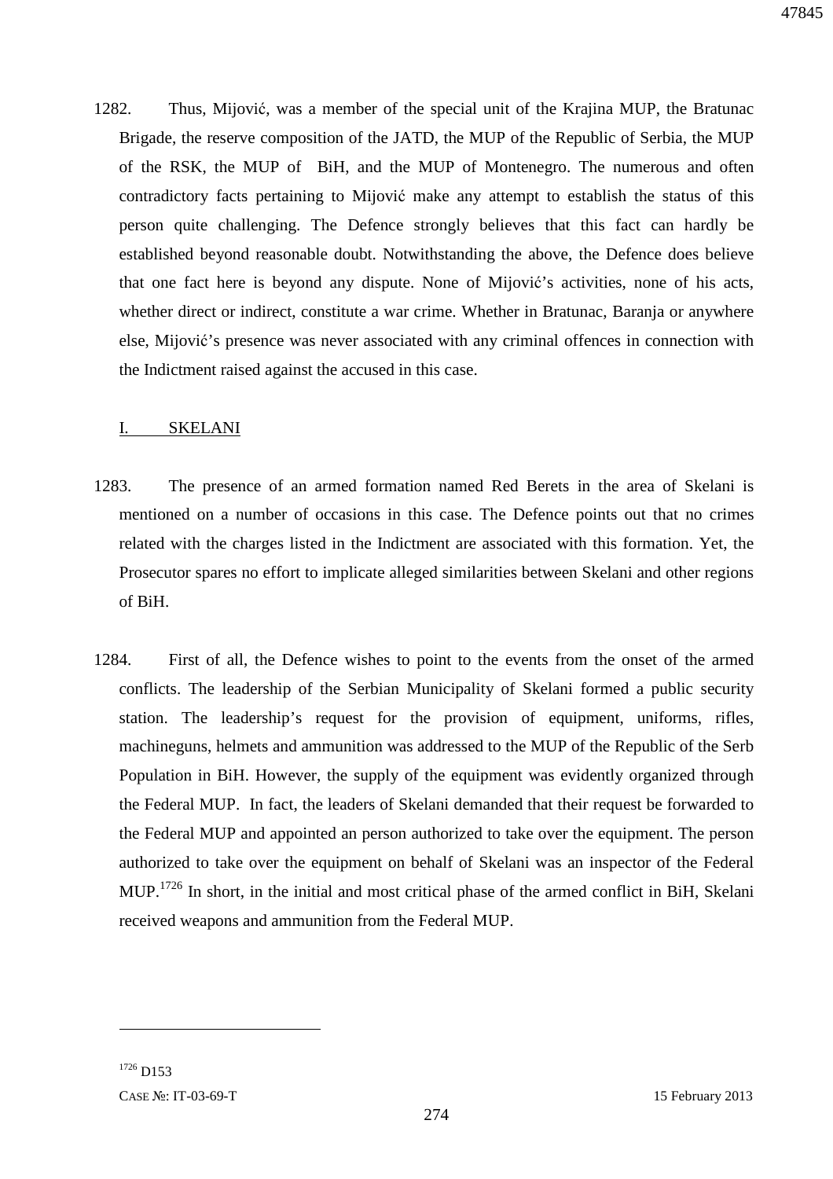1282. Thus, Mijović, was a member of the special unit of the Krajina MUP, the Bratunac Brigade, the reserve composition of the JATD, the MUP of the Republic of Serbia, the MUP of the RSK, the MUP of BiH, and the MUP of Montenegro. The numerous and often contradictory facts pertaining to Mijović make any attempt to establish the status of this person quite challenging. The Defence strongly believes that this fact can hardly be established beyond reasonable doubt. Notwithstanding the above, the Defence does believe that one fact here is beyond any dispute. None of Mijović's activities, none of his acts, whether direct or indirect, constitute a war crime. Whether in Bratunac, Baranja or anywhere else, Mijović's presence was never associated with any criminal offences in connection with the Indictment raised against the accused in this case.

## I. SKELANI

1283. The presence of an armed formation named Red Berets in the area of Skelani is mentioned on a number of occasions in this case. The Defence points out that no crimes related with the charges listed in the Indictment are associated with this formation. Yet, the Prosecutor spares no effort to implicate alleged similarities between Skelani and other regions of BiH.

1284. First of all, the Defence wishes to point to the events from the onset of the armed conflicts. The leadership of the Serbian Municipality of Skelani formed a public security station. The leadership's request for the provision of equipment, uniforms, rifles, machineguns, helmets and ammunition was addressed to the MUP of the Republic of the Serb Population in BiH. However, the supply of the equipment was evidently organized through the Federal MUP. In fact, the leaders of Skelani demanded that their request be forwarded to the Federal MUP and appointed an person authorized to take over the equipment. The person authorized to take over the equipment on behalf of Skelani was an inspector of the Federal MUP.[1726] In short, in the initial and most critical phase of the armed conflict in BiH, Skelani received weapons and ammunition from the Federal MUP.

---

[1726] D153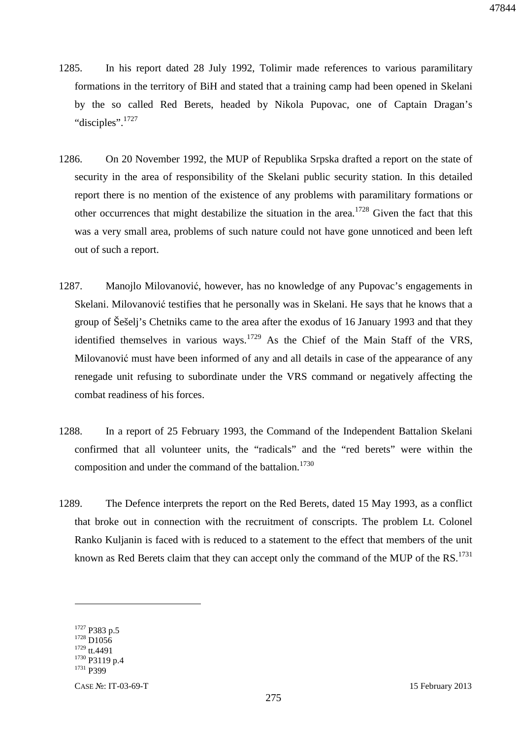1285. In his report dated 28 July 1992, Tolimir made references to various paramilitary formations in the territory of BiH and stated that a training camp had been opened in Skelani by the so called Red Berets, headed by Nikola Pupovac, one of Captain Dragan's "disciples".[1727]

1286. On 20 November 1992, the MUP of Republika Srpska drafted a report on the state of security in the area of responsibility of the Skelani public security station. In this detailed report there is no mention of the existence of any problems with paramilitary formations or other occurrences that might destabilize the situation in the area.[1728] Given the fact that this was a very small area, problems of such nature could not have gone unnoticed and been left out of such a report.

1287. Manojlo Milovanović, however, has no knowledge of any Pupovac's engagements in Skelani. Milovanović testifies that he personally was in Skelani. He says that he knows that a group of Šešelj's Chetniks came to the area after the exodus of 16 January 1993 and that they identified themselves in various ways.[1729] As the Chief of the Main Staff of the VRS, Milovanović must have been informed of any and all details in case of the appearance of any renegade unit refusing to subordinate under the VRS command or negatively affecting the combat readiness of his forces.

1288. In a report of 25 February 1993, the Command of the Independent Battalion Skelani confirmed that all volunteer units, the "radicals" and the "red berets" were within the composition and under the command of the battalion.[1730]

1289. The Defence interprets the report on the Red Berets, dated 15 May 1993, as a conflict that broke out in connection with the recruitment of conscripts. The problem Lt. Colonel Ranko Kuljanin is faced with is reduced to a statement to the effect that members of the unit known as Red Berets claim that they can accept only the command of the MUP of the RS.[1731]

---

[1727] P383 p.5
[1728] D1056
[1729] tt.4491
[1730] P3119 p.4
[1731] P399

CASE №: IT-03-69-T 15 February 2013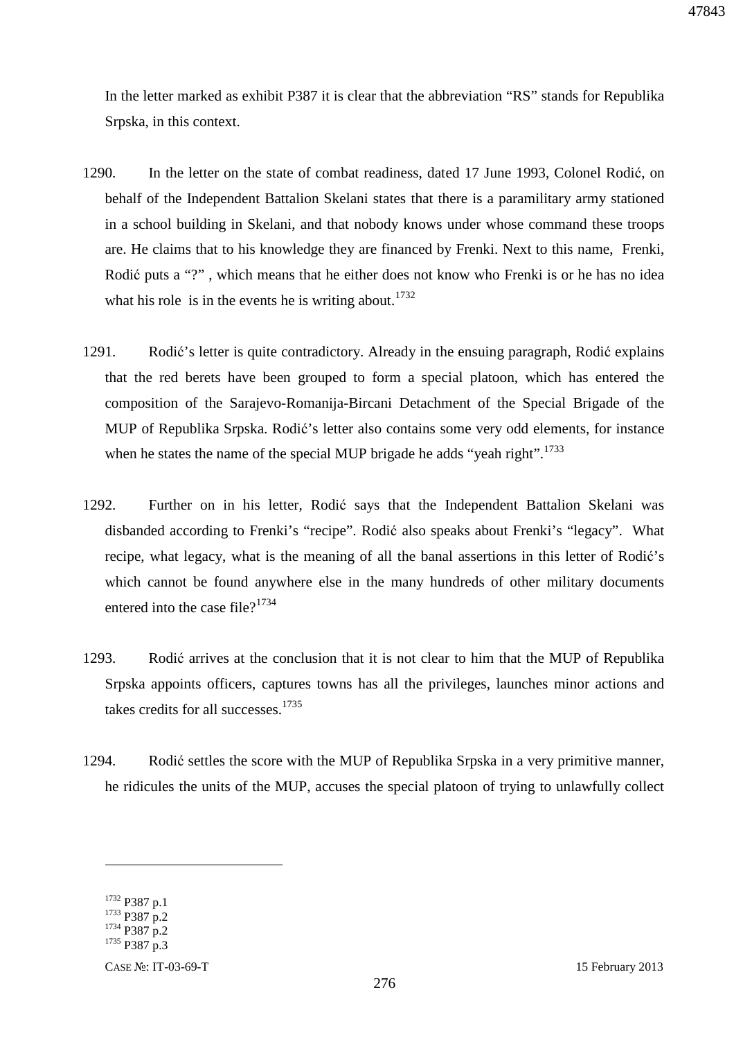In the letter marked as exhibit P387 it is clear that the abbreviation "RS" stands for Republika Srpska, in this context.

1290. In the letter on the state of combat readiness, dated 17 June 1993, Colonel Rodić, on behalf of the Independent Battalion Skelani states that there is a paramilitary army stationed in a school building in Skelani, and that nobody knows under whose command these troops are. He claims that to his knowledge they are financed by Frenki. Next to this name, Frenki, Rodić puts a "?" , which means that he either does not know who Frenki is or he has no idea what his role is in the events he is writing about.[1732]

1291. Rodić's letter is quite contradictory. Already in the ensuing paragraph, Rodić explains that the red berets have been grouped to form a special platoon, which has entered the composition of the Sarajevo-Romanija-Bircani Detachment of the Special Brigade of the MUP of Republika Srpska. Rodić's letter also contains some very odd elements, for instance when he states the name of the special MUP brigade he adds "yeah right".[1733]

1292. Further on in his letter, Rodić says that the Independent Battalion Skelani was disbanded according to Frenki's "recipe". Rodić also speaks about Frenki's "legacy". What recipe, what legacy, what is the meaning of all the banal assertions in this letter of Rodić's which cannot be found anywhere else in the many hundreds of other military documents entered into the case file?[1734]

1293. Rodić arrives at the conclusion that it is not clear to him that the MUP of Republika Srpska appoints officers, captures towns has all the privileges, launches minor actions and takes credits for all successes.[1735]

1294. Rodić settles the score with the MUP of Republika Srpska in a very primitive manner, he ridicules the units of the MUP, accuses the special platoon of trying to unlawfully collect

---

[1732] P387 p.1
[1733] P387 p.2
[1734] P387 p.2
[1735] P387 p.3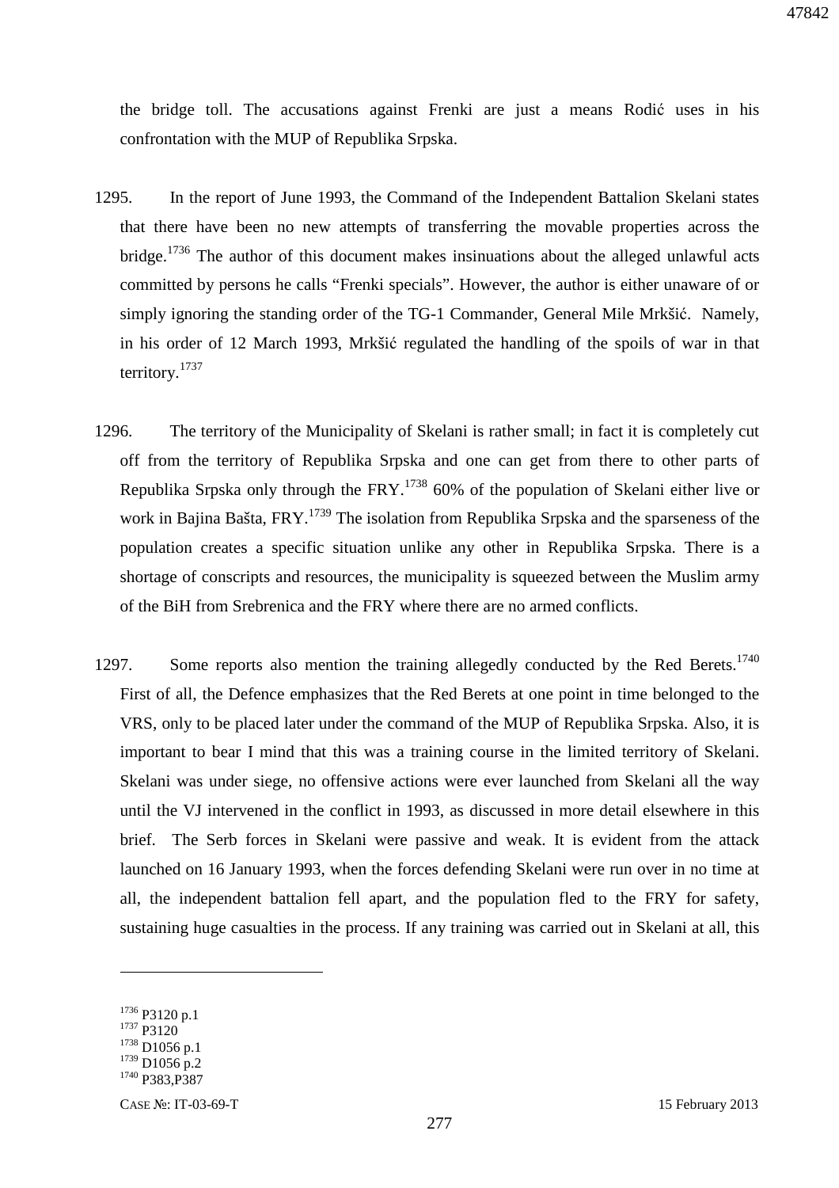the bridge toll. The accusations against Frenki are just a means Rodić uses in his confrontation with the MUP of Republika Srpska.

1295. In the report of June 1993, the Command of the Independent Battalion Skelani states that there have been no new attempts of transferring the movable properties across the bridge.[1736] The author of this document makes insinuations about the alleged unlawful acts committed by persons he calls "Frenki specials". However, the author is either unaware of or simply ignoring the standing order of the TG-1 Commander, General Mile Mrkšić. Namely, in his order of 12 March 1993, Mrkšić regulated the handling of the spoils of war in that territory.[1737]

1296. The territory of the Municipality of Skelani is rather small; in fact it is completely cut off from the territory of Republika Srpska and one can get from there to other parts of Republika Srpska only through the FRY.[1738] 60% of the population of Skelani either live or work in Bajina Bašta, FRY.[1739] The isolation from Republika Srpska and the sparseness of the population creates a specific situation unlike any other in Republika Srpska. There is a shortage of conscripts and resources, the municipality is squeezed between the Muslim army of the BiH from Srebrenica and the FRY where there are no armed conflicts.

1297. Some reports also mention the training allegedly conducted by the Red Berets.[1740] First of all, the Defence emphasizes that the Red Berets at one point in time belonged to the VRS, only to be placed later under the command of the MUP of Republika Srpska. Also, it is important to bear I mind that this was a training course in the limited territory of Skelani. Skelani was under siege, no offensive actions were ever launched from Skelani all the way until the VJ intervened in the conflict in 1993, as discussed in more detail elsewhere in this brief. The Serb forces in Skelani were passive and weak. It is evident from the attack launched on 16 January 1993, when the forces defending Skelani were run over in no time at all, the independent battalion fell apart, and the population fled to the FRY for safety, sustaining huge casualties in the process. If any training was carried out in Skelani at all, this

---

[1736] P3120 p.1
[1737] P3120
[1738] D1056 p.1
[1739] D1056 p.2
[1740] P383,P387

CASE №: IT-03-69-T 15 February 2013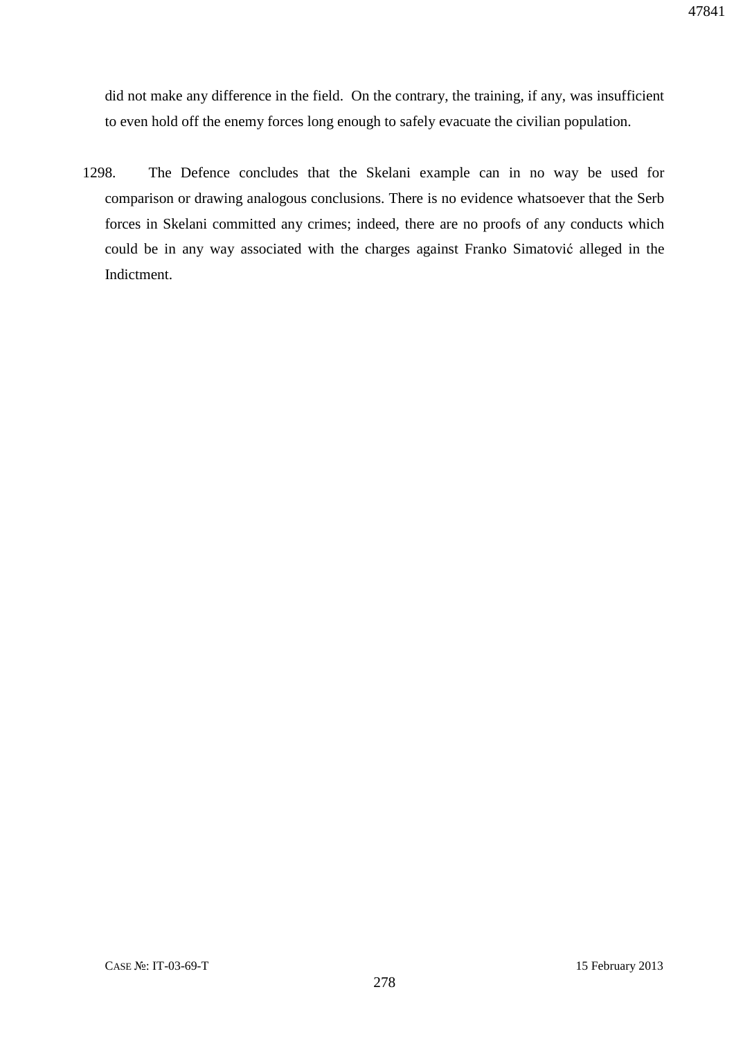did not make any difference in the field. On the contrary, the training, if any, was insufficient to even hold off the enemy forces long enough to safely evacuate the civilian population.

1298. The Defence concludes that the Skelani example can in no way be used for comparison or drawing analogous conclusions. There is no evidence whatsoever that the Serb forces in Skelani committed any crimes; indeed, there are no proofs of any conducts which could be in any way associated with the charges against Franko Simatović alleged in the Indictment.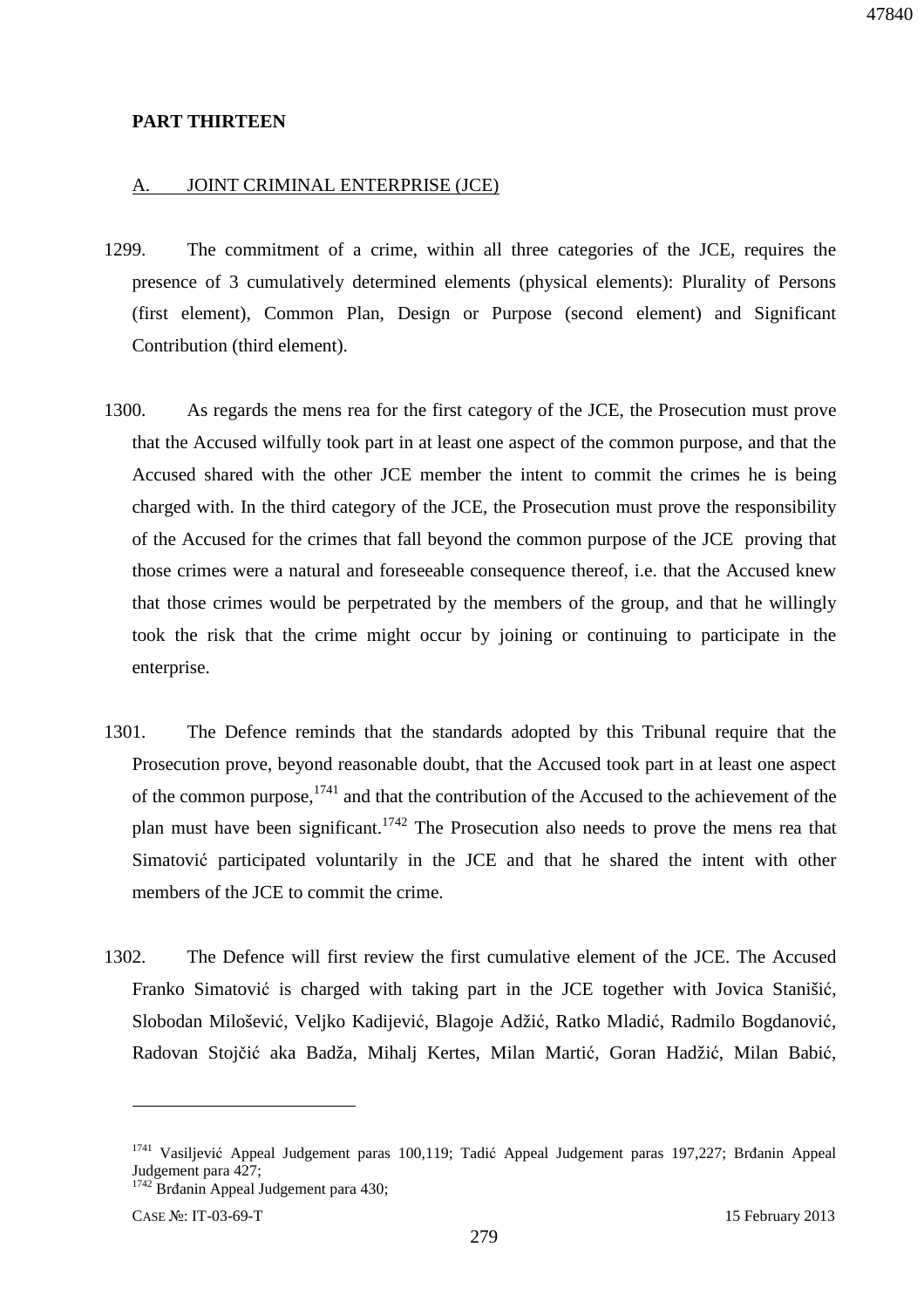**PART THIRTEEN**

A. JOINT CRIMINAL ENTERPRISE (JCE)

1299. The commitment of a crime, within all three categories of the JCE, requires the presence of 3 cumulatively determined elements (physical elements): Plurality of Persons (first element), Common Plan, Design or Purpose (second element) and Significant Contribution (third element).

1300. As regards the mens rea for the first category of the JCE, the Prosecution must prove that the Accused wilfully took part in at least one aspect of the common purpose, and that the Accused shared with the other JCE member the intent to commit the crimes he is being charged with. In the third category of the JCE, the Prosecution must prove the responsibility of the Accused for the crimes that fall beyond the common purpose of the JCE proving that those crimes were a natural and foreseeable consequence thereof, i.e. that the Accused knew that those crimes would be perpetrated by the members of the group, and that he willingly took the risk that the crime might occur by joining or continuing to participate in the enterprise.

1301. The Defence reminds that the standards adopted by this Tribunal require that the Prosecution prove, beyond reasonable doubt, that the Accused took part in at least one aspect of the common purpose,[1741] and that the contribution of the Accused to the achievement of the plan must have been significant.[1742] The Prosecution also needs to prove the mens rea that Simatović participated voluntarily in the JCE and that he shared the intent with other members of the JCE to commit the crime.

1302. The Defence will first review the first cumulative element of the JCE. The Accused Franko Simatović is charged with taking part in the JCE together with Jovica Stanišić, Slobodan Milošević, Veljko Kadijević, Blagoje Adžić, Ratko Mladić, Radmilo Bogdanović, Radovan Stojčić aka Badža, Mihalj Kertes, Milan Martić, Goran Hadžić, Milan Babić,

---

[1741] Vasiljević Appeal Judgement paras 100,119; Tadić Appeal Judgement paras 197,227; Brđanin Appeal Judgement para 427;

[1742] Brđanin Appeal Judgement para 430;

CASE №: IT-03-69-T 15 February 2013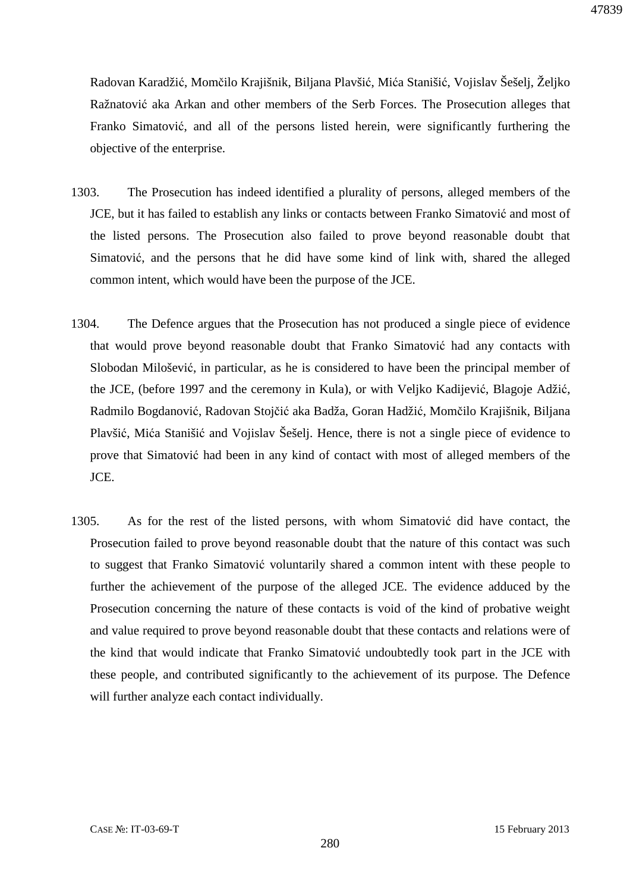Radovan Karadžić, Momčilo Krajišnik, Biljana Plavšić, Mića Stanišić, Vojislav Šešelj, Željko Ražnatović aka Arkan and other members of the Serb Forces. The Prosecution alleges that Franko Simatović, and all of the persons listed herein, were significantly furthering the objective of the enterprise.

1303. The Prosecution has indeed identified a plurality of persons, alleged members of the JCE, but it has failed to establish any links or contacts between Franko Simatović and most of the listed persons. The Prosecution also failed to prove beyond reasonable doubt that Simatović, and the persons that he did have some kind of link with, shared the alleged common intent, which would have been the purpose of the JCE.

1304. The Defence argues that the Prosecution has not produced a single piece of evidence that would prove beyond reasonable doubt that Franko Simatović had any contacts with Slobodan Milošević, in particular, as he is considered to have been the principal member of the JCE, (before 1997 and the ceremony in Kula), or with Veljko Kadijević, Blagoje Adžić, Radmilo Bogdanović, Radovan Stojčić aka Badža, Goran Hadžić, Momčilo Krajišnik, Biljana Plavšić, Mića Stanišić and Vojislav Šešelj. Hence, there is not a single piece of evidence to prove that Simatović had been in any kind of contact with most of alleged members of the JCE.

1305. As for the rest of the listed persons, with whom Simatović did have contact, the Prosecution failed to prove beyond reasonable doubt that the nature of this contact was such to suggest that Franko Simatović voluntarily shared a common intent with these people to further the achievement of the purpose of the alleged JCE. The evidence adduced by the Prosecution concerning the nature of these contacts is void of the kind of probative weight and value required to prove beyond reasonable doubt that these contacts and relations were of the kind that would indicate that Franko Simatović undoubtedly took part in the JCE with these people, and contributed significantly to the achievement of its purpose. The Defence will further analyze each contact individually.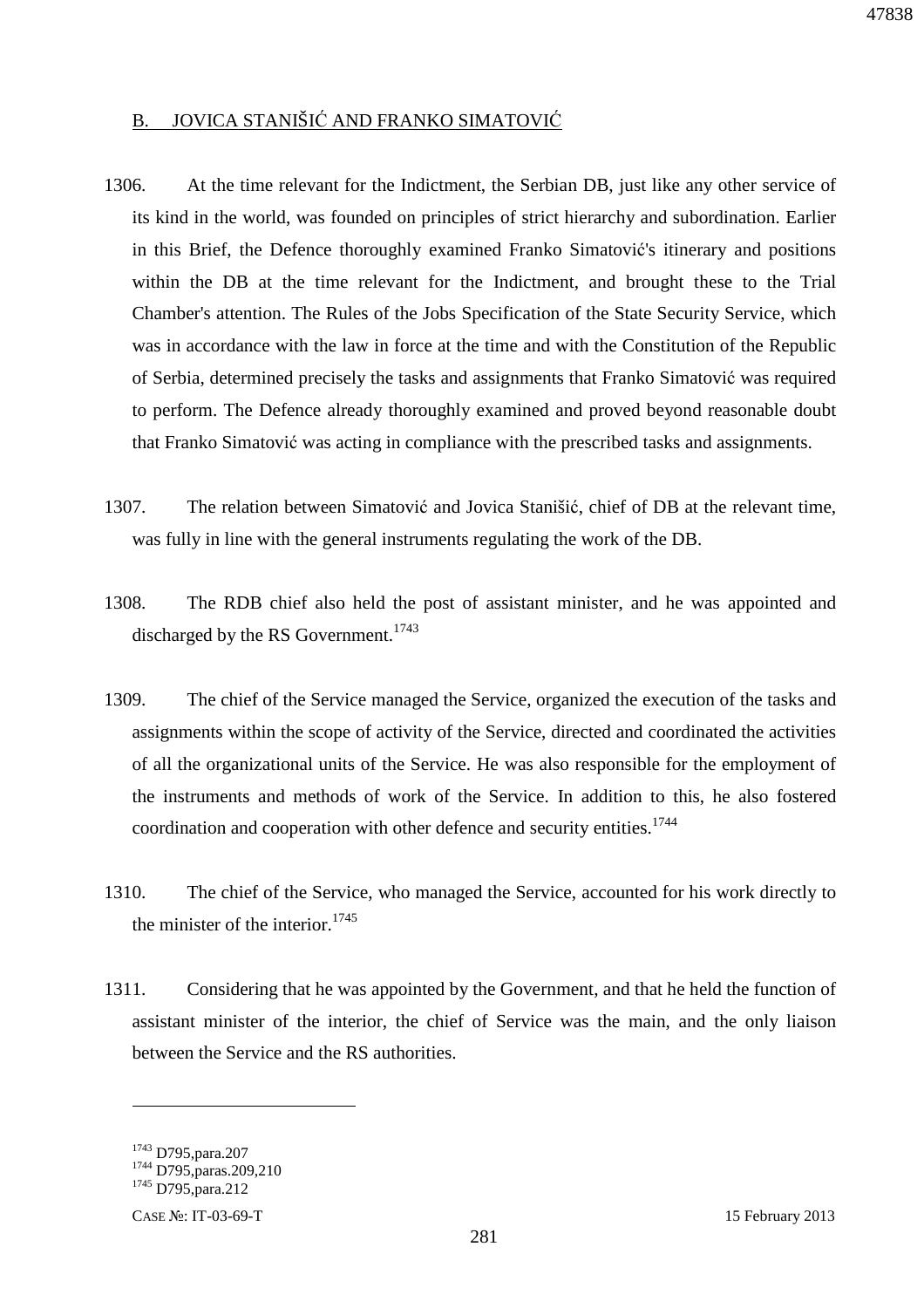## B. JOVICA STANIŠIĆ AND FRANKO SIMATOVIĆ

1306. At the time relevant for the Indictment, the Serbian DB, just like any other service of its kind in the world, was founded on principles of strict hierarchy and subordination. Earlier in this Brief, the Defence thoroughly examined Franko Simatović's itinerary and positions within the DB at the time relevant for the Indictment, and brought these to the Trial Chamber's attention. The Rules of the Jobs Specification of the State Security Service, which was in accordance with the law in force at the time and with the Constitution of the Republic of Serbia, determined precisely the tasks and assignments that Franko Simatović was required to perform. The Defence already thoroughly examined and proved beyond reasonable doubt that Franko Simatović was acting in compliance with the prescribed tasks and assignments.

1307. The relation between Simatović and Jovica Stanišić, chief of DB at the relevant time, was fully in line with the general instruments regulating the work of the DB.

1308. The RDB chief also held the post of assistant minister, and he was appointed and discharged by the RS Government.[1743]

1309. The chief of the Service managed the Service, organized the execution of the tasks and assignments within the scope of activity of the Service, directed and coordinated the activities of all the organizational units of the Service. He was also responsible for the employment of the instruments and methods of work of the Service. In addition to this, he also fostered coordination and cooperation with other defence and security entities.[1744]

1310. The chief of the Service, who managed the Service, accounted for his work directly to the minister of the interior.[1745]

1311. Considering that he was appointed by the Government, and that he held the function of assistant minister of the interior, the chief of Service was the main, and the only liaison between the Service and the RS authorities.

---

[1743] D795,para.207

[1744] D795,paras.209,210

[1745] D795,para.212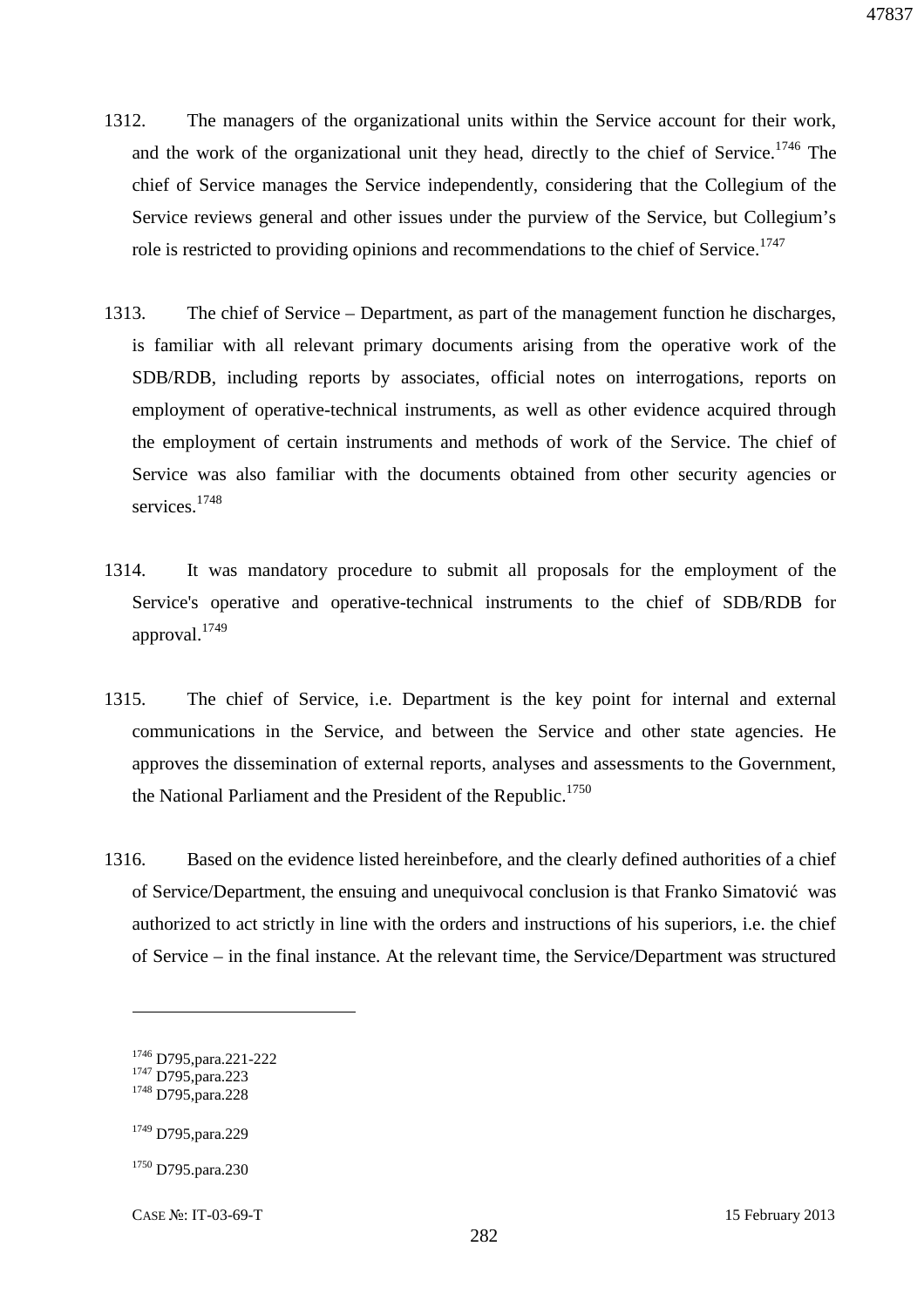1312. The managers of the organizational units within the Service account for their work, and the work of the organizational unit they head, directly to the chief of Service.[1746] The chief of Service manages the Service independently, considering that the Collegium of the Service reviews general and other issues under the purview of the Service, but Collegium's role is restricted to providing opinions and recommendations to the chief of Service.[1747]

1313. The chief of Service – Department, as part of the management function he discharges, is familiar with all relevant primary documents arising from the operative work of the SDB/RDB, including reports by associates, official notes on interrogations, reports on employment of operative-technical instruments, as well as other evidence acquired through the employment of certain instruments and methods of work of the Service. The chief of Service was also familiar with the documents obtained from other security agencies or services.[1748]

1314. It was mandatory procedure to submit all proposals for the employment of the Service's operative and operative-technical instruments to the chief of SDB/RDB for approval.[1749]

1315. The chief of Service, i.e. Department is the key point for internal and external communications in the Service, and between the Service and other state agencies. He approves the dissemination of external reports, analyses and assessments to the Government, the National Parliament and the President of the Republic.[1750]

1316. Based on the evidence listed hereinbefore, and the clearly defined authorities of a chief of Service/Department, the ensuing and unequivocal conclusion is that Franko Simatović was authorized to act strictly in line with the orders and instructions of his superiors, i.e. the chief of Service – in the final instance. At the relevant time, the Service/Department was structured

---

[1746] D795,para.221-222
[1747] D795,para.223
[1748] D795,para.228
[1749] D795,para.229
[1750] D795.para.230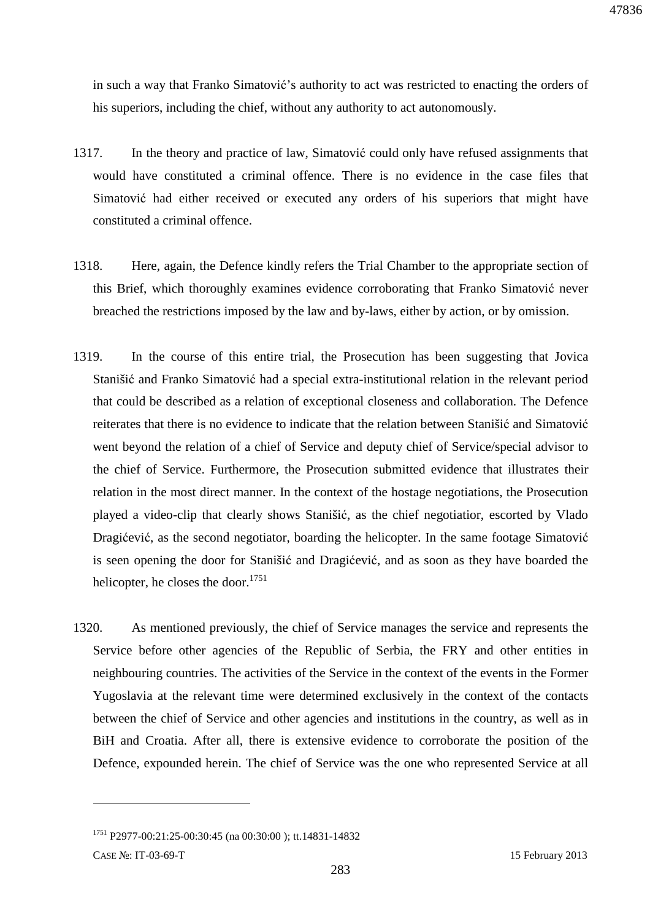in such a way that Franko Simatović's authority to act was restricted to enacting the orders of his superiors, including the chief, without any authority to act autonomously.

1317. In the theory and practice of law, Simatović could only have refused assignments that would have constituted a criminal offence. There is no evidence in the case files that Simatović had either received or executed any orders of his superiors that might have constituted a criminal offence.

1318. Here, again, the Defence kindly refers the Trial Chamber to the appropriate section of this Brief, which thoroughly examines evidence corroborating that Franko Simatović never breached the restrictions imposed by the law and by-laws, either by action, or by omission.

1319. In the course of this entire trial, the Prosecution has been suggesting that Jovica Stanišić and Franko Simatović had a special extra-institutional relation in the relevant period that could be described as a relation of exceptional closeness and collaboration. The Defence reiterates that there is no evidence to indicate that the relation between Stanišić and Simatović went beyond the relation of a chief of Service and deputy chief of Service/special advisor to the chief of Service. Furthermore, the Prosecution submitted evidence that illustrates their relation in the most direct manner. In the context of the hostage negotiations, the Prosecution played a video-clip that clearly shows Stanišić, as the chief negotiatior, escorted by Vlado Dragićević, as the second negotiator, boarding the helicopter. In the same footage Simatović is seen opening the door for Stanišić and Dragićević, and as soon as they have boarded the helicopter, he closes the door.[1751]

1320. As mentioned previously, the chief of Service manages the service and represents the Service before other agencies of the Republic of Serbia, the FRY and other entities in neighbouring countries. The activities of the Service in the context of the events in the Former Yugoslavia at the relevant time were determined exclusively in the context of the contacts between the chief of Service and other agencies and institutions in the country, as well as in BiH and Croatia. After all, there is extensive evidence to corroborate the position of the Defence, expounded herein. The chief of Service was the one who represented Service at all

---

[1751] P2977-00:21:25-00:30:45 (na 00:30:00 ); tt.14831-14832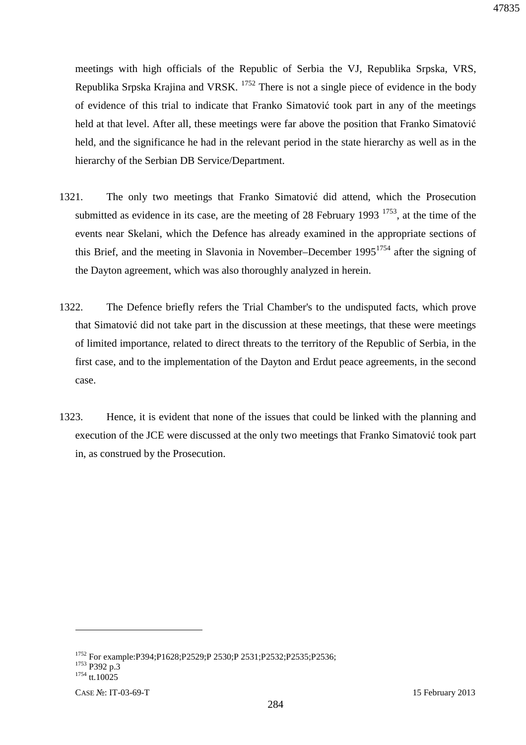meetings with high officials of the Republic of Serbia the VJ, Republika Srpska, VRS, Republika Srpska Krajina and VRSK. [1752] There is not a single piece of evidence in the body of evidence of this trial to indicate that Franko Simatović took part in any of the meetings held at that level. After all, these meetings were far above the position that Franko Simatović held, and the significance he had in the relevant period in the state hierarchy as well as in the hierarchy of the Serbian DB Service/Department.

1321. The only two meetings that Franko Simatović did attend, which the Prosecution submitted as evidence in its case, are the meeting of 28 February 1993 [1753], at the time of the events near Skelani, which the Defence has already examined in the appropriate sections of this Brief, and the meeting in Slavonia in November–December 1995[1754] after the signing of the Dayton agreement, which was also thoroughly analyzed in herein.

1322. The Defence briefly refers the Trial Chamber's to the undisputed facts, which prove that Simatović did not take part in the discussion at these meetings, that these were meetings of limited importance, related to direct threats to the territory of the Republic of Serbia, in the first case, and to the implementation of the Dayton and Erdut peace agreements, in the second case.

1323. Hence, it is evident that none of the issues that could be linked with the planning and execution of the JCE were discussed at the only two meetings that Franko Simatović took part in, as construed by the Prosecution.

---

[1752] For example:P394;P1628;P2529;P 2530;P 2531;P2532;P2535;P2536;

[1753] P392 p.3

[1754] tt.10025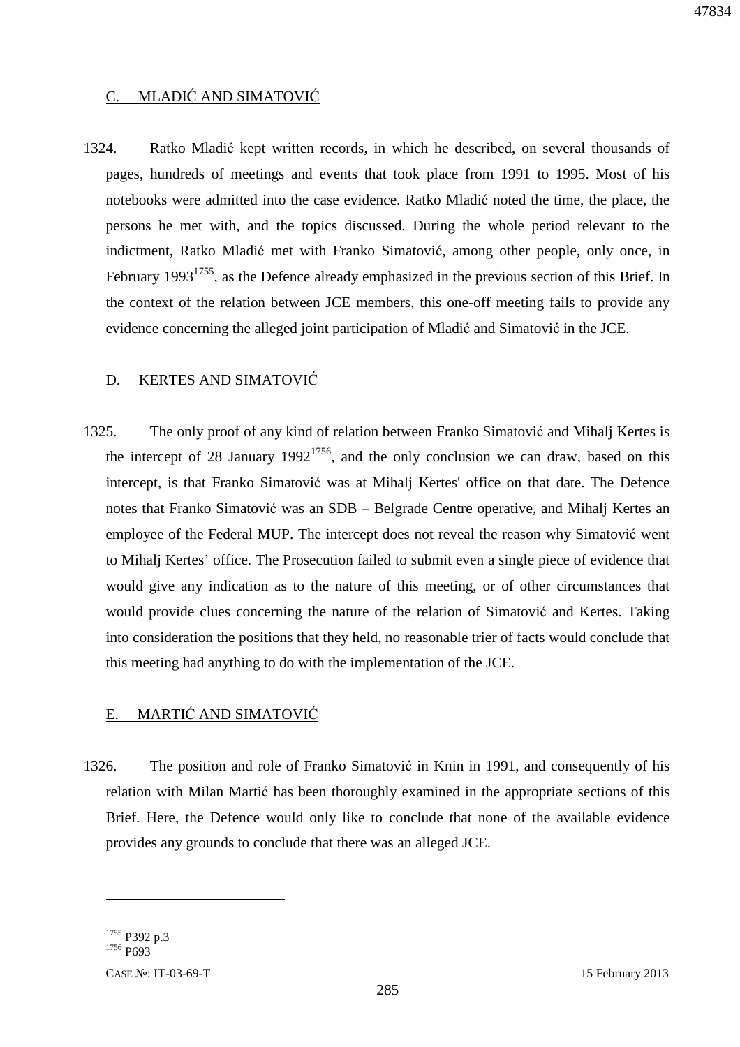## C. MLADIĆ AND SIMATOVIĆ

1324. Ratko Mladić kept written records, in which he described, on several thousands of pages, hundreds of meetings and events that took place from 1991 to 1995. Most of his notebooks were admitted into the case evidence. Ratko Mladić noted the time, the place, the persons he met with, and the topics discussed. During the whole period relevant to the indictment, Ratko Mladić met with Franko Simatović, among other people, only once, in February 1993[1755], as the Defence already emphasized in the previous section of this Brief. In the context of the relation between JCE members, this one-off meeting fails to provide any evidence concerning the alleged joint participation of Mladić and Simatović in the JCE.

## D. KERTES AND SIMATOVIĆ

1325. The only proof of any kind of relation between Franko Simatović and Mihalj Kertes is the intercept of 28 January 1992[1756], and the only conclusion we can draw, based on this intercept, is that Franko Simatović was at Mihalj Kertes' office on that date. The Defence notes that Franko Simatović was an SDB – Belgrade Centre operative, and Mihalj Kertes an employee of the Federal MUP. The intercept does not reveal the reason why Simatović went to Mihalj Kertes' office. The Prosecution failed to submit even a single piece of evidence that would give any indication as to the nature of this meeting, or of other circumstances that would provide clues concerning the nature of the relation of Simatović and Kertes. Taking into consideration the positions that they held, no reasonable trier of facts would conclude that this meeting had anything to do with the implementation of the JCE.

## E. MARTIĆ AND SIMATOVIĆ

1326. The position and role of Franko Simatović in Knin in 1991, and consequently of his relation with Milan Martić has been thoroughly examined in the appropriate sections of this Brief. Here, the Defence would only like to conclude that none of the available evidence provides any grounds to conclude that there was an alleged JCE.

---

[1755] P392 p.3
[1756] P693

CASE №: IT-03-69-T 15 February 2013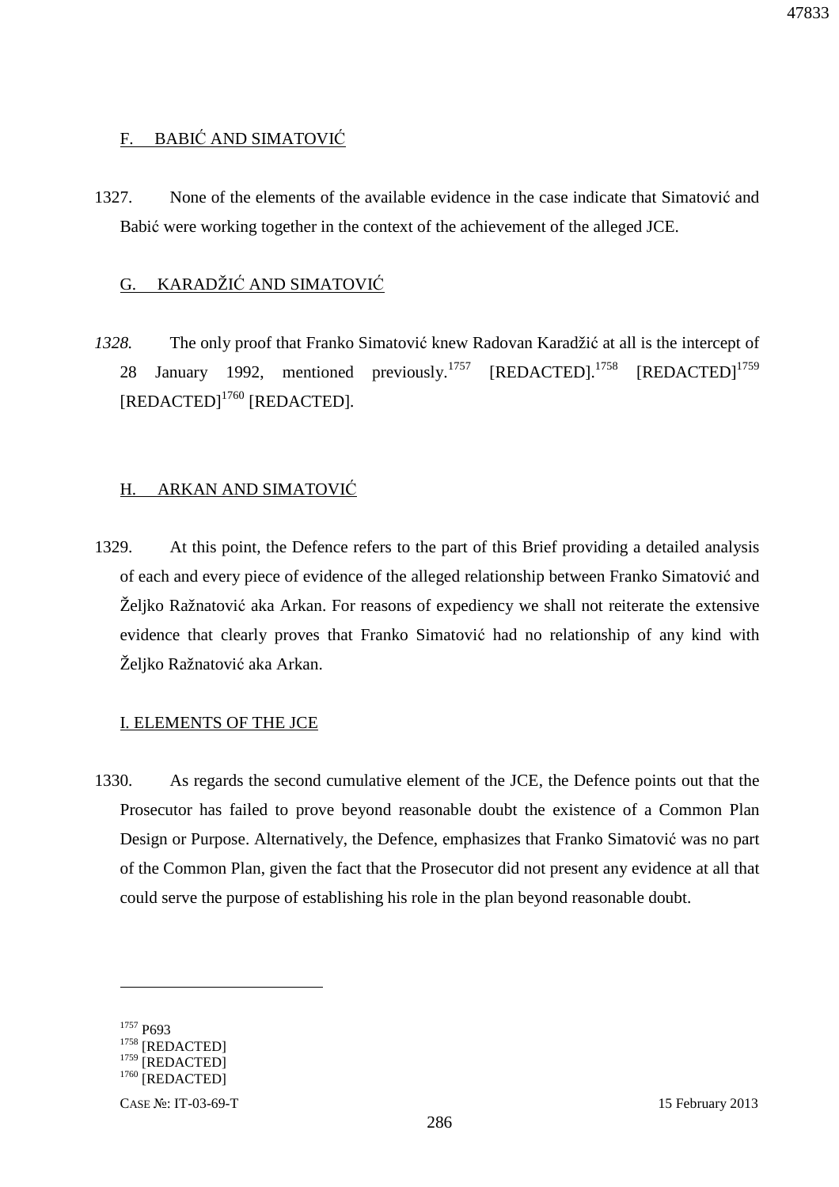## F. BABIĆ AND SIMATOVIĆ

1327. None of the elements of the available evidence in the case indicate that Simatović and Babić were working together in the context of the achievement of the alleged JCE.

## G. KARADŽIĆ AND SIMATOVIĆ

*1328.* The only proof that Franko Simatović knew Radovan Karadžić at all is the intercept of 28 January 1992, mentioned previously.[1757] [REDACTED].[1758] [REDACTED][1759] [REDACTED][1760] [REDACTED].

## H. ARKAN AND SIMATOVIĆ

1329. At this point, the Defence refers to the part of this Brief providing a detailed analysis of each and every piece of evidence of the alleged relationship between Franko Simatović and Željko Ražnatović aka Arkan. For reasons of expediency we shall not reiterate the extensive evidence that clearly proves that Franko Simatović had no relationship of any kind with Željko Ražnatović aka Arkan.

## I. ELEMENTS OF THE JCE

1330. As regards the second cumulative element of the JCE, the Defence points out that the Prosecutor has failed to prove beyond reasonable doubt the existence of a Common Plan Design or Purpose. Alternatively, the Defence, emphasizes that Franko Simatović was no part of the Common Plan, given the fact that the Prosecutor did not present any evidence at all that could serve the purpose of establishing his role in the plan beyond reasonable doubt.

---

[1757] P693
[1758] [REDACTED]
[1759] [REDACTED]
[1760] [REDACTED]

CASE №: IT-03-69-T 15 February 2013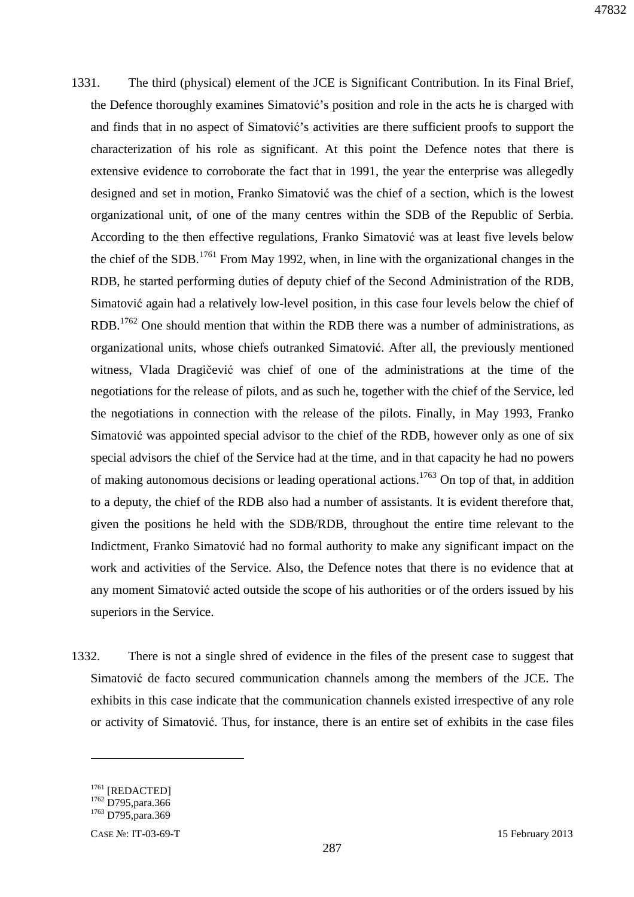1331. The third (physical) element of the JCE is Significant Contribution. In its Final Brief, the Defence thoroughly examines Simatović's position and role in the acts he is charged with and finds that in no aspect of Simatović's activities are there sufficient proofs to support the characterization of his role as significant. At this point the Defence notes that there is extensive evidence to corroborate the fact that in 1991, the year the enterprise was allegedly designed and set in motion, Franko Simatović was the chief of a section, which is the lowest organizational unit, of one of the many centres within the SDB of the Republic of Serbia. According to the then effective regulations, Franko Simatović was at least five levels below the chief of the SDB.[1761] From May 1992, when, in line with the organizational changes in the RDB, he started performing duties of deputy chief of the Second Administration of the RDB, Simatović again had a relatively low-level position, in this case four levels below the chief of RDB.[1762] One should mention that within the RDB there was a number of administrations, as organizational units, whose chiefs outranked Simatović. After all, the previously mentioned witness, Vlada Dragičević was chief of one of the administrations at the time of the negotiations for the release of pilots, and as such he, together with the chief of the Service, led the negotiations in connection with the release of the pilots. Finally, in May 1993, Franko Simatović was appointed special advisor to the chief of the RDB, however only as one of six special advisors the chief of the Service had at the time, and in that capacity he had no powers of making autonomous decisions or leading operational actions.[1763] On top of that, in addition to a deputy, the chief of the RDB also had a number of assistants. It is evident therefore that, given the positions he held with the SDB/RDB, throughout the entire time relevant to the Indictment, Franko Simatović had no formal authority to make any significant impact on the work and activities of the Service. Also, the Defence notes that there is no evidence that at any moment Simatović acted outside the scope of his authorities or of the orders issued by his superiors in the Service.

1332. There is not a single shred of evidence in the files of the present case to suggest that Simatović de facto secured communication channels among the members of the JCE. The exhibits in this case indicate that the communication channels existed irrespective of any role or activity of Simatović. Thus, for instance, there is an entire set of exhibits in the case files

---

[1761] [REDACTED]
[1762] D795,para.366
[1763] D795,para.369

CASE №: IT-03-69-T 15 February 2013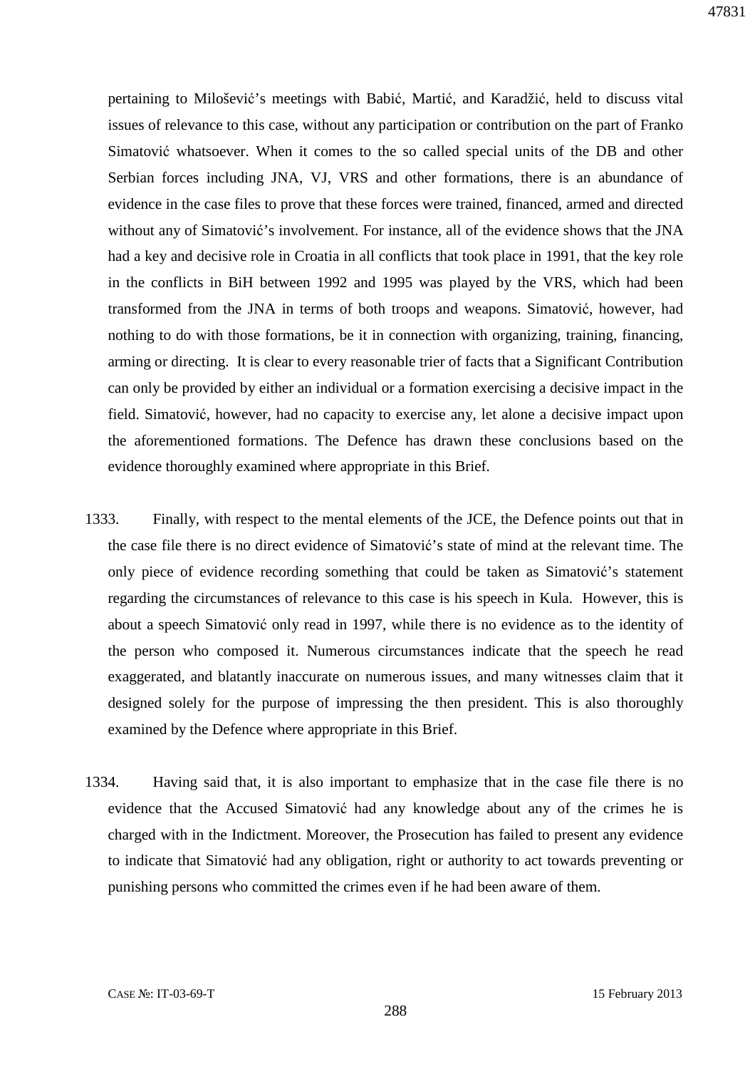pertaining to Milošević's meetings with Babić, Martić, and Karadžić, held to discuss vital issues of relevance to this case, without any participation or contribution on the part of Franko Simatović whatsoever. When it comes to the so called special units of the DB and other Serbian forces including JNA, VJ, VRS and other formations, there is an abundance of evidence in the case files to prove that these forces were trained, financed, armed and directed without any of Simatović's involvement. For instance, all of the evidence shows that the JNA had a key and decisive role in Croatia in all conflicts that took place in 1991, that the key role in the conflicts in BiH between 1992 and 1995 was played by the VRS, which had been transformed from the JNA in terms of both troops and weapons. Simatović, however, had nothing to do with those formations, be it in connection with organizing, training, financing, arming or directing. It is clear to every reasonable trier of facts that a Significant Contribution can only be provided by either an individual or a formation exercising a decisive impact in the field. Simatović, however, had no capacity to exercise any, let alone a decisive impact upon the aforementioned formations. The Defence has drawn these conclusions based on the evidence thoroughly examined where appropriate in this Brief.

1333. Finally, with respect to the mental elements of the JCE, the Defence points out that in the case file there is no direct evidence of Simatović's state of mind at the relevant time. The only piece of evidence recording something that could be taken as Simatović's statement regarding the circumstances of relevance to this case is his speech in Kula. However, this is about a speech Simatović only read in 1997, while there is no evidence as to the identity of the person who composed it. Numerous circumstances indicate that the speech he read exaggerated, and blatantly inaccurate on numerous issues, and many witnesses claim that it designed solely for the purpose of impressing the then president. This is also thoroughly examined by the Defence where appropriate in this Brief.

1334. Having said that, it is also important to emphasize that in the case file there is no evidence that the Accused Simatović had any knowledge about any of the crimes he is charged with in the Indictment. Moreover, the Prosecution has failed to present any evidence to indicate that Simatović had any obligation, right or authority to act towards preventing or punishing persons who committed the crimes even if he had been aware of them.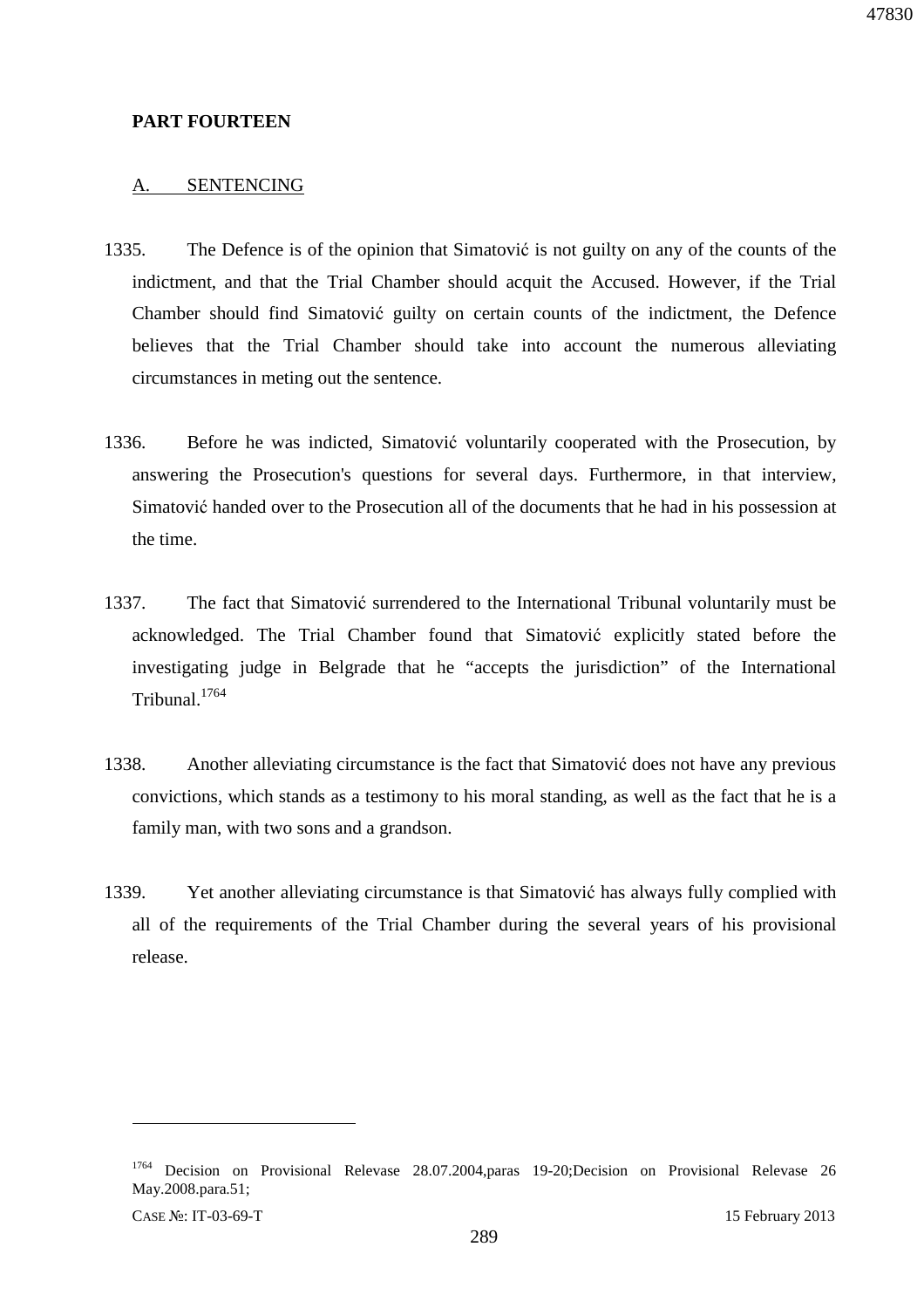**PART FOURTEEN**

A. SENTENCING

1335. The Defence is of the opinion that Simatović is not guilty on any of the counts of the indictment, and that the Trial Chamber should acquit the Accused. However, if the Trial Chamber should find Simatović guilty on certain counts of the indictment, the Defence believes that the Trial Chamber should take into account the numerous alleviating circumstances in meting out the sentence.

1336. Before he was indicted, Simatović voluntarily cooperated with the Prosecution, by answering the Prosecution's questions for several days. Furthermore, in that interview, Simatović handed over to the Prosecution all of the documents that he had in his possession at the time.

1337. The fact that Simatović surrendered to the International Tribunal voluntarily must be acknowledged. The Trial Chamber found that Simatović explicitly stated before the investigating judge in Belgrade that he "accepts the jurisdiction" of the International Tribunal.[1764]

1338. Another alleviating circumstance is the fact that Simatović does not have any previous convictions, which stands as a testimony to his moral standing, as well as the fact that he is a family man, with two sons and a grandson.

1339. Yet another alleviating circumstance is that Simatović has always fully complied with all of the requirements of the Trial Chamber during the several years of his provisional release.

---

[1764] Decision on Provisional Relevase 28.07.2004,paras 19-20;Decision on Provisional Relevase 26 May.2008.para.51;

CASE №: IT-03-69-T 15 February 2013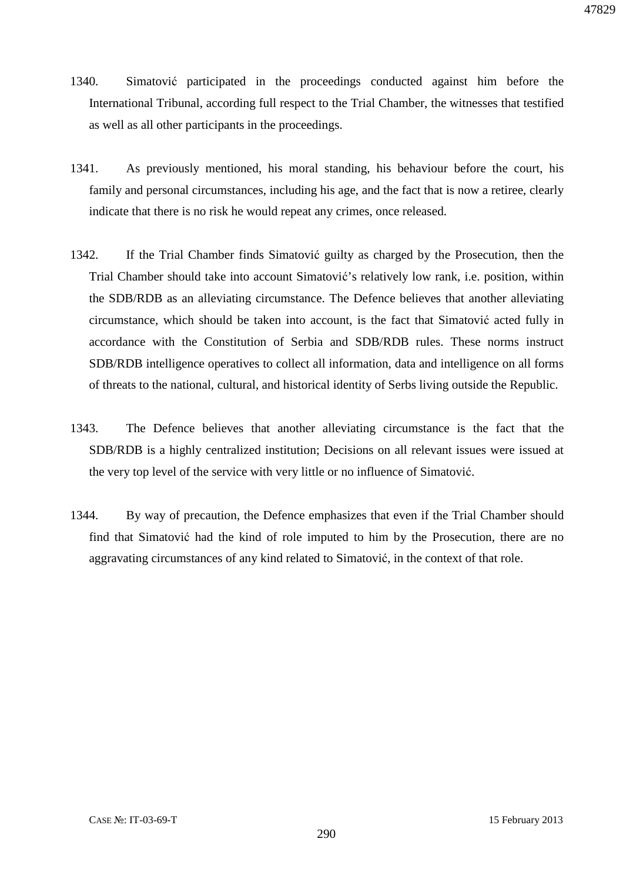1340. Simatović participated in the proceedings conducted against him before the International Tribunal, according full respect to the Trial Chamber, the witnesses that testified as well as all other participants in the proceedings.

1341. As previously mentioned, his moral standing, his behaviour before the court, his family and personal circumstances, including his age, and the fact that is now a retiree, clearly indicate that there is no risk he would repeat any crimes, once released.

1342. If the Trial Chamber finds Simatović guilty as charged by the Prosecution, then the Trial Chamber should take into account Simatović's relatively low rank, i.e. position, within the SDB/RDB as an alleviating circumstance. The Defence believes that another alleviating circumstance, which should be taken into account, is the fact that Simatović acted fully in accordance with the Constitution of Serbia and SDB/RDB rules. These norms instruct SDB/RDB intelligence operatives to collect all information, data and intelligence on all forms of threats to the national, cultural, and historical identity of Serbs living outside the Republic.

1343. The Defence believes that another alleviating circumstance is the fact that the SDB/RDB is a highly centralized institution; Decisions on all relevant issues were issued at the very top level of the service with very little or no influence of Simatović.

1344. By way of precaution, the Defence emphasizes that even if the Trial Chamber should find that Simatović had the kind of role imputed to him by the Prosecution, there are no aggravating circumstances of any kind related to Simatović, in the context of that role.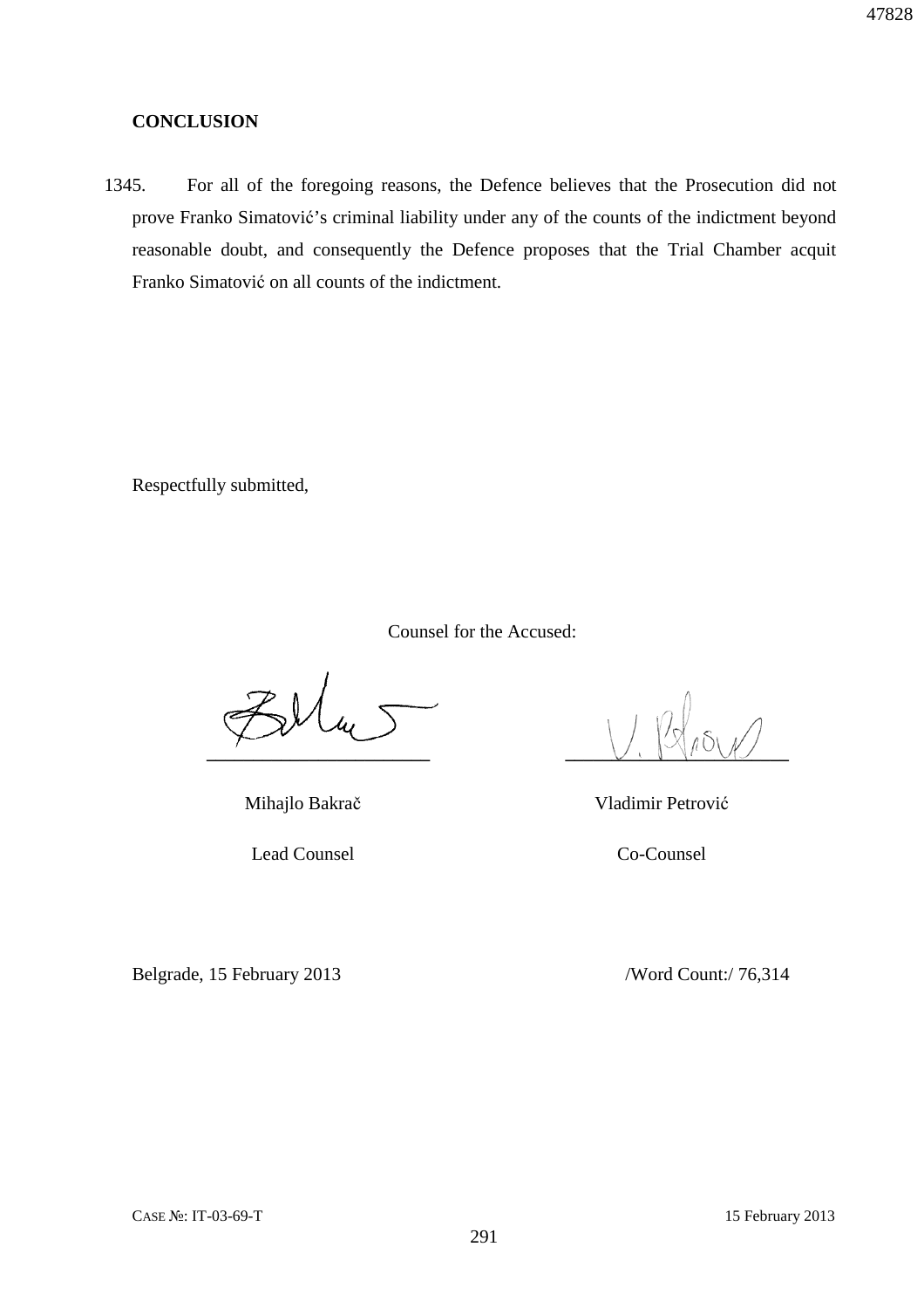**CONCLUSION**

1345. For all of the foregoing reasons, the Defence believes that the Prosecution did not prove Franko Simatović's criminal liability under any of the counts of the indictment beyond reasonable doubt, and consequently the Defence proposes that the Trial Chamber acquit Franko Simatović on all counts of the indictment.

Respectfully submitted,

Counsel for the Accused:

| | |
|---|---|
| Mihajlo Bakrač | Vladimir Petrović |
| Lead Counsel | Co-Counsel |

Belgrade, 15 February 2013

/Word Count:/ 76,314